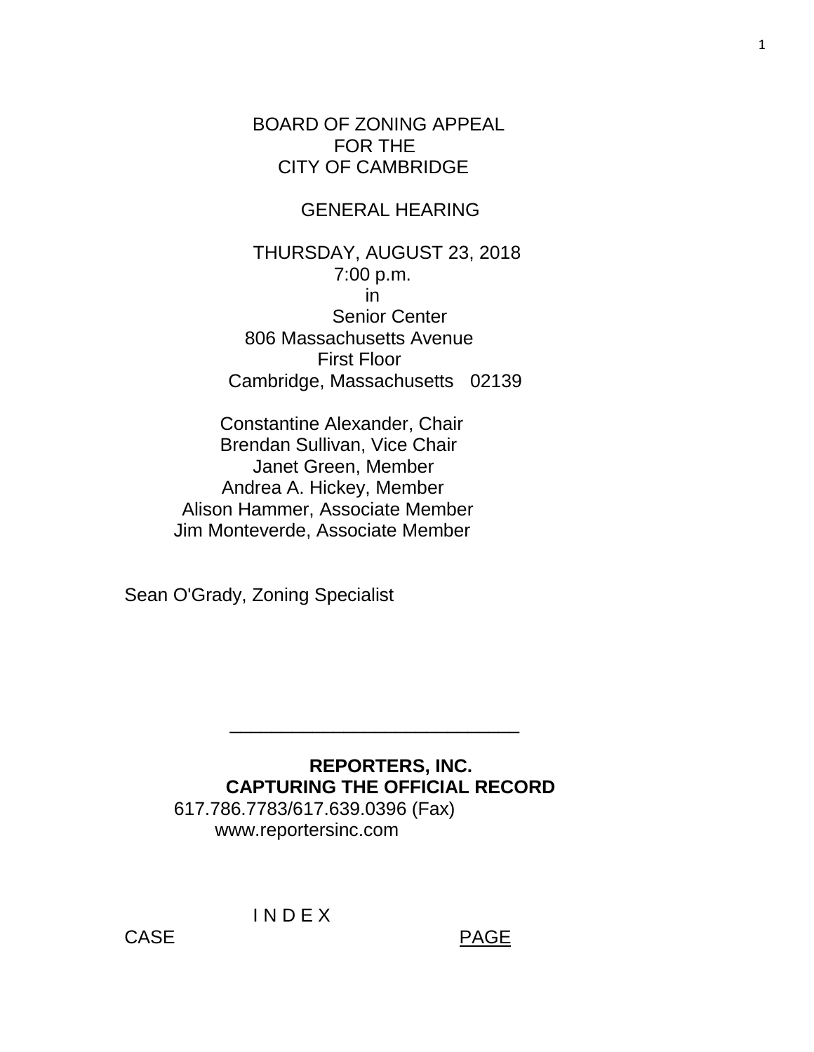# BOARD OF ZONING APPEAL
# FOR THE
# CITY OF CAMBRIDGE

## GENERAL HEARING

THURSDAY, AUGUST 23, 2018
7:00 p.m.
in
Senior Center
806 Massachusetts Avenue
First Floor
Cambridge, Massachusetts 02139

Constantine Alexander, Chair
Brendan Sullivan, Vice Chair
Janet Green, Member
Andrea A. Hickey, Member
Alison Hammer, Associate Member
Jim Monteverde, Associate Member

Sean O'Grady, Zoning Specialist

---

**REPORTERS, INC.**
**CAPTURING THE OFFICIAL RECORD**
617.786.7783/617.639.0396 (Fax)
www.reportersinc.com

I N D E X

CASE PAGE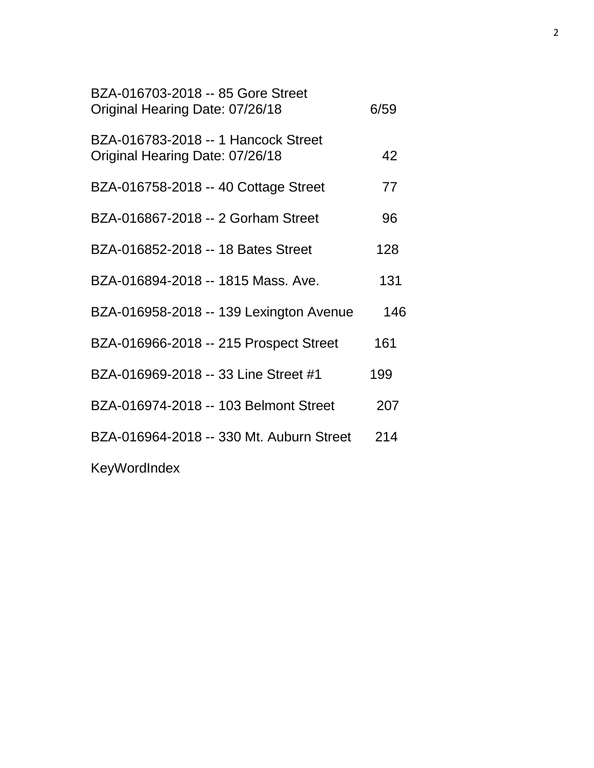| Case | Page |
|---|---|
| BZA-016703-2018 -- 85 Gore Street<br>Original Hearing Date: 07/26/18 | 6/59 |
| BZA-016783-2018 -- 1 Hancock Street<br>Original Hearing Date: 07/26/18 | 42 |
| BZA-016758-2018 -- 40 Cottage Street | 77 |
| BZA-016867-2018 -- 2 Gorham Street | 96 |
| BZA-016852-2018 -- 18 Bates Street | 128 |
| BZA-016894-2018 -- 1815 Mass. Ave. | 131 |
| BZA-016958-2018 -- 139 Lexington Avenue | 146 |
| BZA-016966-2018 -- 215 Prospect Street | 161 |
| BZA-016969-2018 -- 33 Line Street #1 | 199 |
| BZA-016974-2018 -- 103 Belmont Street | 207 |
| BZA-016964-2018 -- 330 Mt. Auburn Street | 214 |

KeyWordIndex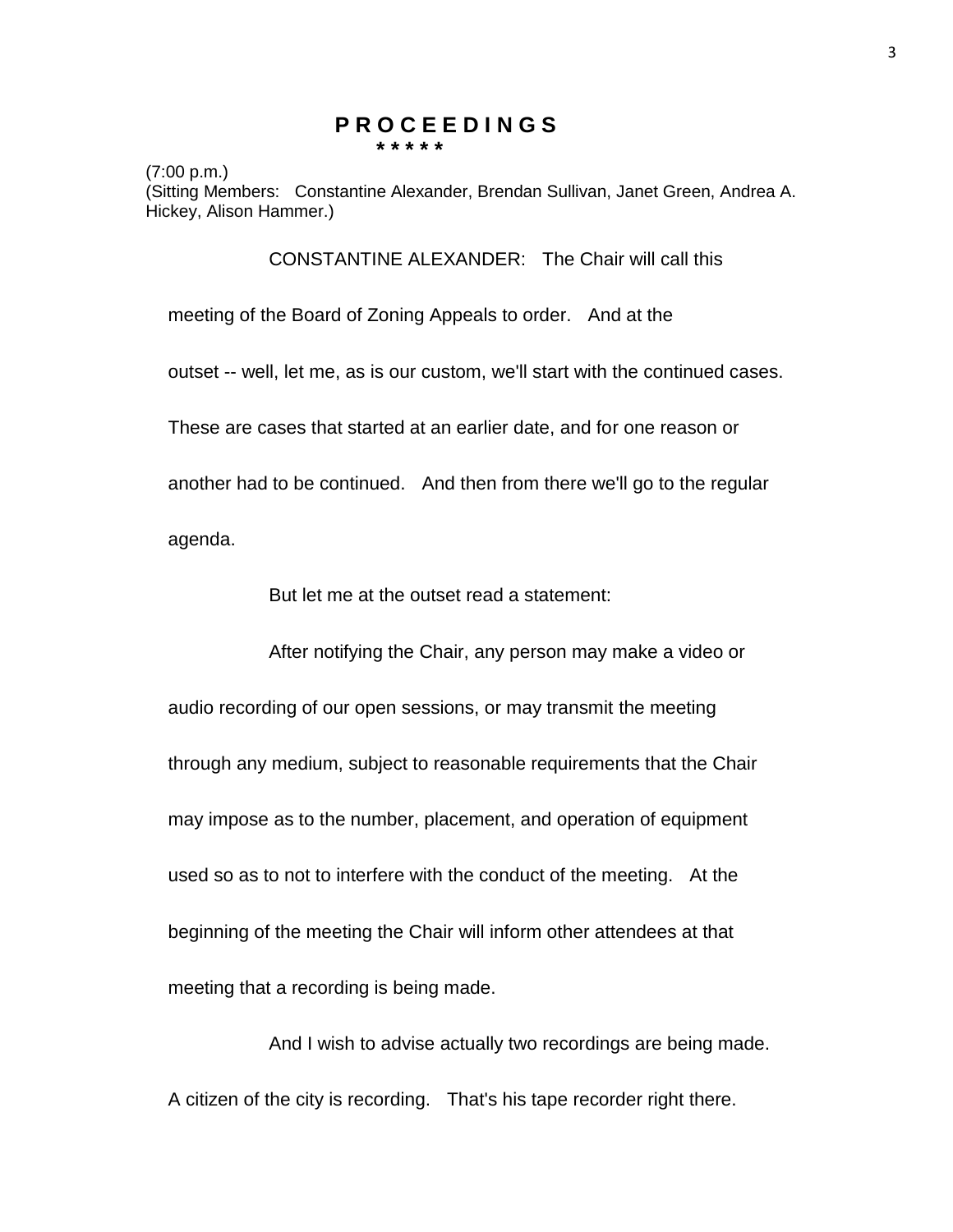# P R O C E E D I N G S

\* \* \* \* \*

(7:00 p.m.)
(Sitting Members: Constantine Alexander, Brendan Sullivan, Janet Green, Andrea A. Hickey, Alison Hammer.)

CONSTANTINE ALEXANDER: The Chair will call this meeting of the Board of Zoning Appeals to order. And at the outset -- well, let me, as is our custom, we'll start with the continued cases. These are cases that started at an earlier date, and for one reason or another had to be continued. And then from there we'll go to the regular agenda.

But let me at the outset read a statement:

After notifying the Chair, any person may make a video or audio recording of our open sessions, or may transmit the meeting through any medium, subject to reasonable requirements that the Chair may impose as to the number, placement, and operation of equipment used so as to not to interfere with the conduct of the meeting. At the beginning of the meeting the Chair will inform other attendees at that meeting that a recording is being made.

And I wish to advise actually two recordings are being made. A citizen of the city is recording. That's his tape recorder right there.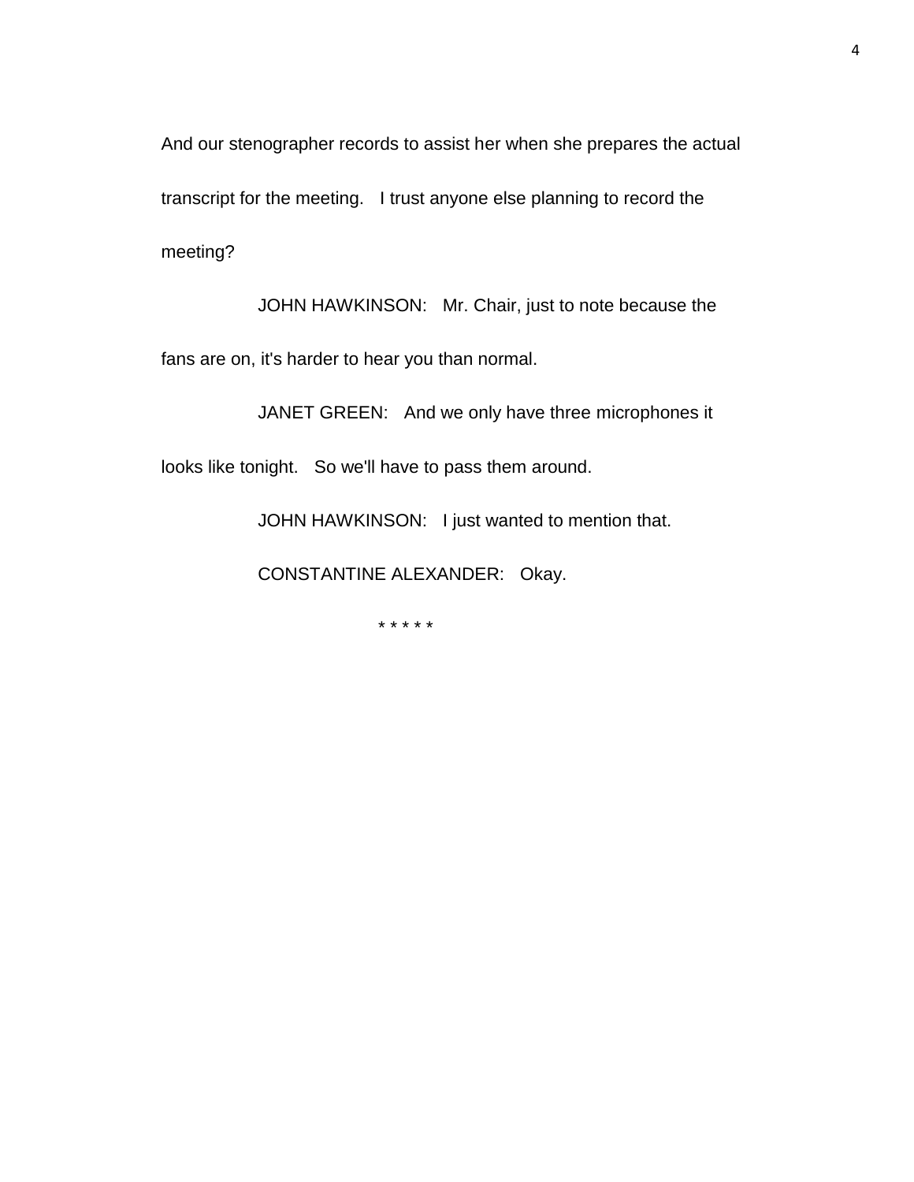And our stenographer records to assist her when she prepares the actual transcript for the meeting. I trust anyone else planning to record the meeting?

JOHN HAWKINSON: Mr. Chair, just to note because the fans are on, it's harder to hear you than normal.

JANET GREEN: And we only have three microphones it looks like tonight. So we'll have to pass them around.

JOHN HAWKINSON: I just wanted to mention that.

CONSTANTINE ALEXANDER: Okay.

* * * * *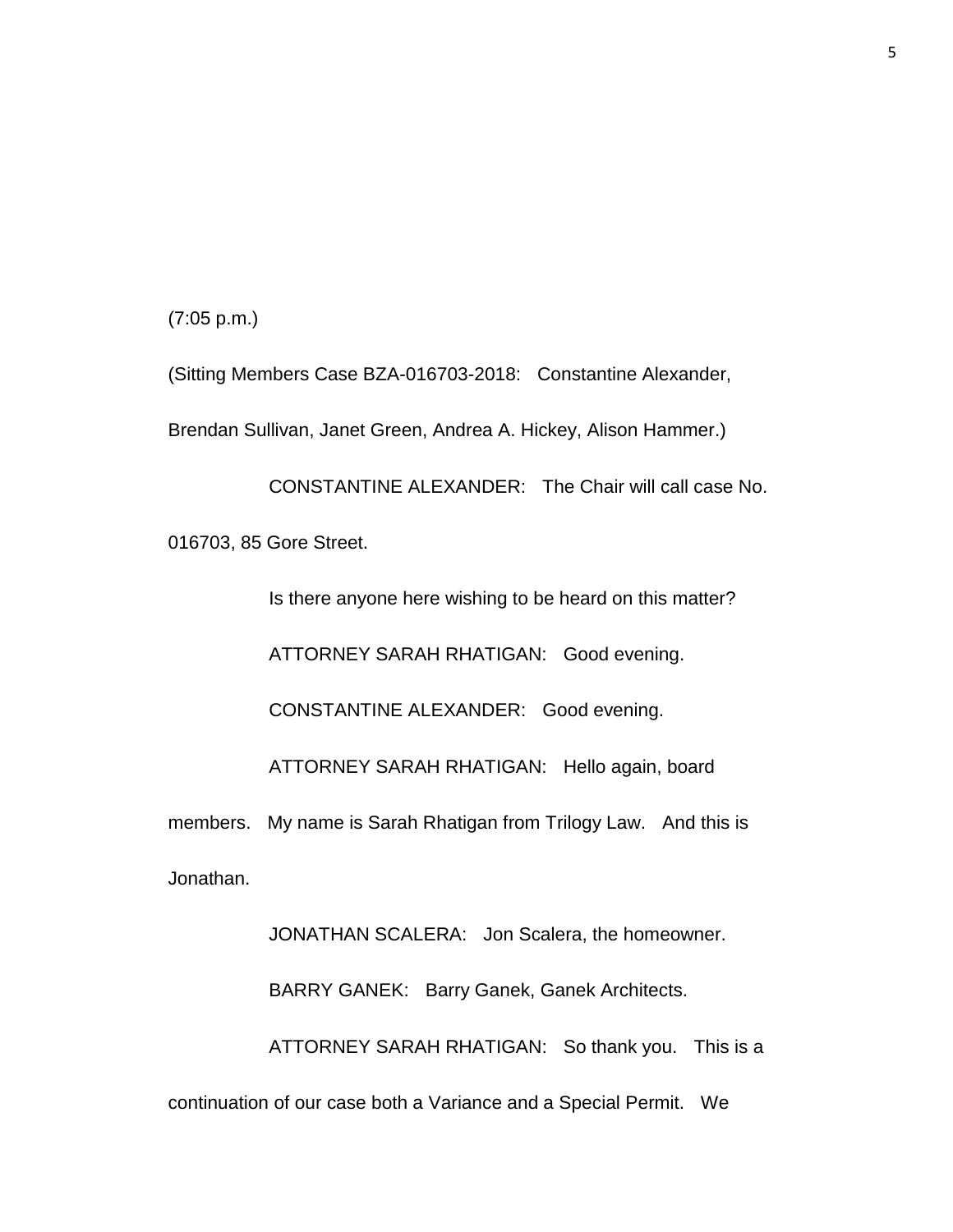(7:05 p.m.)

(Sitting Members Case BZA-016703-2018: Constantine Alexander, Brendan Sullivan, Janet Green, Andrea A. Hickey, Alison Hammer.)

CONSTANTINE ALEXANDER: The Chair will call case No. 016703, 85 Gore Street.

Is there anyone here wishing to be heard on this matter?

ATTORNEY SARAH RHATIGAN: Good evening.

CONSTANTINE ALEXANDER: Good evening.

ATTORNEY SARAH RHATIGAN: Hello again, board members. My name is Sarah Rhatigan from Trilogy Law. And this is Jonathan.

JONATHAN SCALERA: Jon Scalera, the homeowner.

BARRY GANEK: Barry Ganek, Ganek Architects.

ATTORNEY SARAH RHATIGAN: So thank you. This is a continuation of our case both a Variance and a Special Permit. We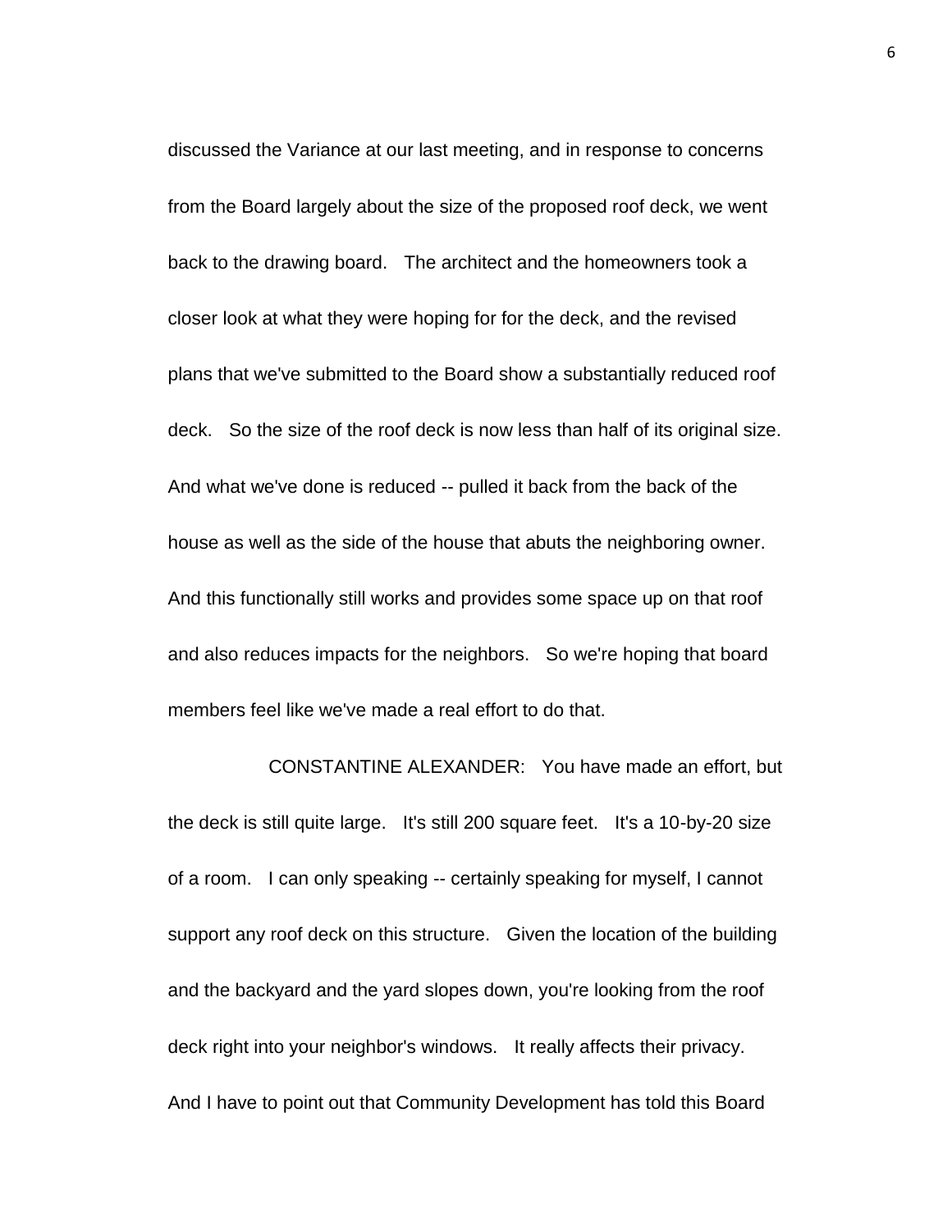discussed the Variance at our last meeting, and in response to concerns from the Board largely about the size of the proposed roof deck, we went back to the drawing board. The architect and the homeowners took a closer look at what they were hoping for for the deck, and the revised plans that we've submitted to the Board show a substantially reduced roof deck. So the size of the roof deck is now less than half of its original size. And what we've done is reduced -- pulled it back from the back of the house as well as the side of the house that abuts the neighboring owner. And this functionally still works and provides some space up on that roof and also reduces impacts for the neighbors. So we're hoping that board members feel like we've made a real effort to do that.

CONSTANTINE ALEXANDER: You have made an effort, but the deck is still quite large. It's still 200 square feet. It's a 10-by-20 size of a room. I can only speaking -- certainly speaking for myself, I cannot support any roof deck on this structure. Given the location of the building and the backyard and the yard slopes down, you're looking from the roof deck right into your neighbor's windows. It really affects their privacy. And I have to point out that Community Development has told this Board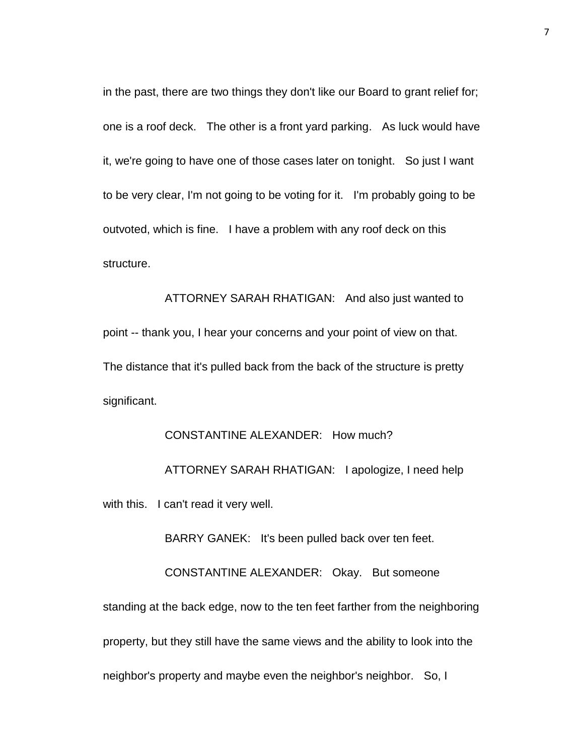in the past, there are two things they don't like our Board to grant relief for; one is a roof deck. The other is a front yard parking. As luck would have it, we're going to have one of those cases later on tonight. So just I want to be very clear, I'm not going to be voting for it. I'm probably going to be outvoted, which is fine. I have a problem with any roof deck on this structure.

ATTORNEY SARAH RHATIGAN: And also just wanted to point -- thank you, I hear your concerns and your point of view on that. The distance that it's pulled back from the back of the structure is pretty significant.

CONSTANTINE ALEXANDER: How much?

ATTORNEY SARAH RHATIGAN: I apologize, I need help with this. I can't read it very well.

BARRY GANEK: It's been pulled back over ten feet.

CONSTANTINE ALEXANDER: Okay. But someone standing at the back edge, now to the ten feet farther from the neighboring property, but they still have the same views and the ability to look into the neighbor's property and maybe even the neighbor's neighbor. So, I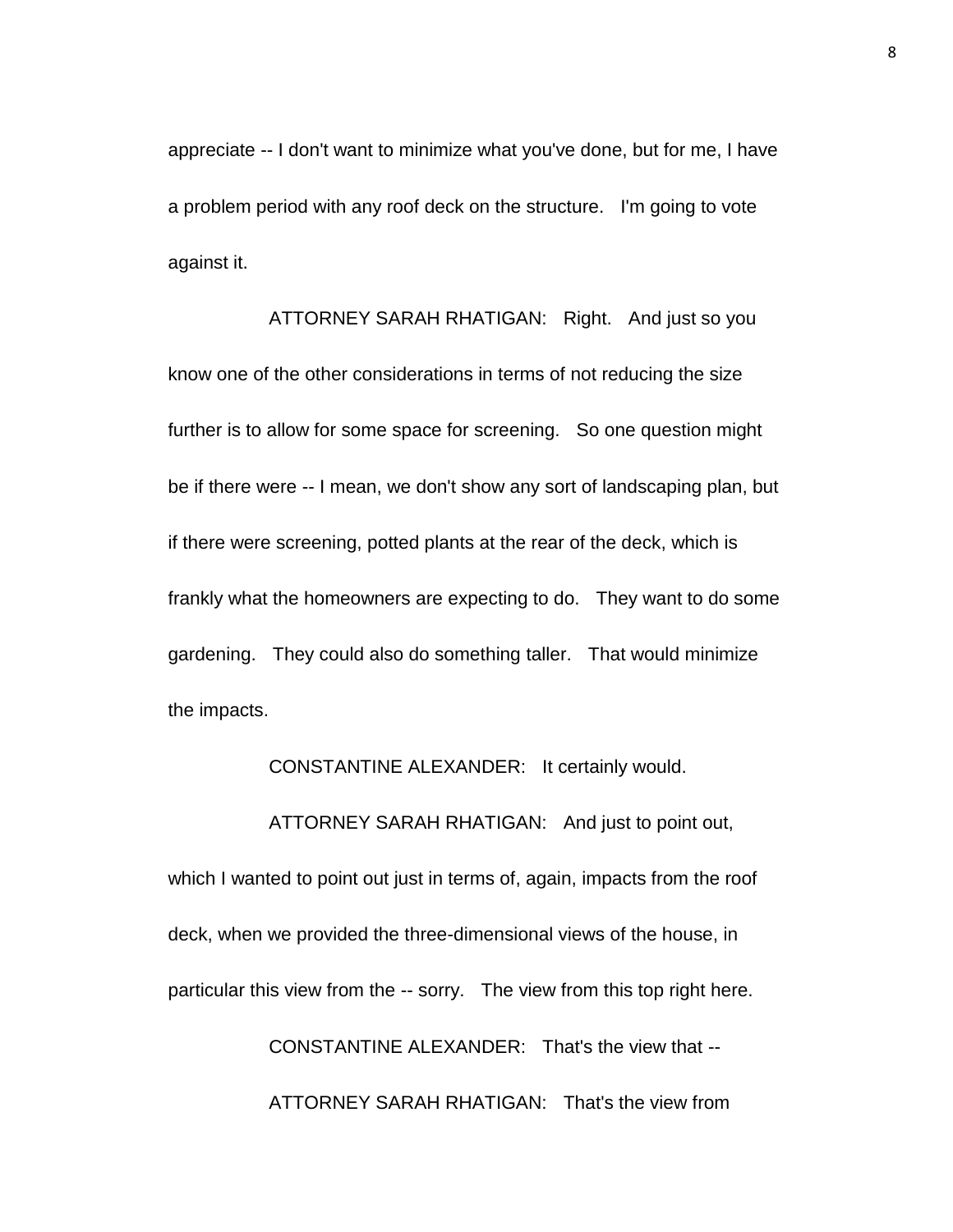appreciate -- I don't want to minimize what you've done, but for me, I have a problem period with any roof deck on the structure. I'm going to vote against it.

ATTORNEY SARAH RHATIGAN: Right. And just so you know one of the other considerations in terms of not reducing the size further is to allow for some space for screening. So one question might be if there were -- I mean, we don't show any sort of landscaping plan, but if there were screening, potted plants at the rear of the deck, which is frankly what the homeowners are expecting to do. They want to do some gardening. They could also do something taller. That would minimize the impacts.

CONSTANTINE ALEXANDER: It certainly would.

ATTORNEY SARAH RHATIGAN: And just to point out, which I wanted to point out just in terms of, again, impacts from the roof deck, when we provided the three-dimensional views of the house, in particular this view from the -- sorry. The view from this top right here.

CONSTANTINE ALEXANDER: That's the view that --

ATTORNEY SARAH RHATIGAN: That's the view from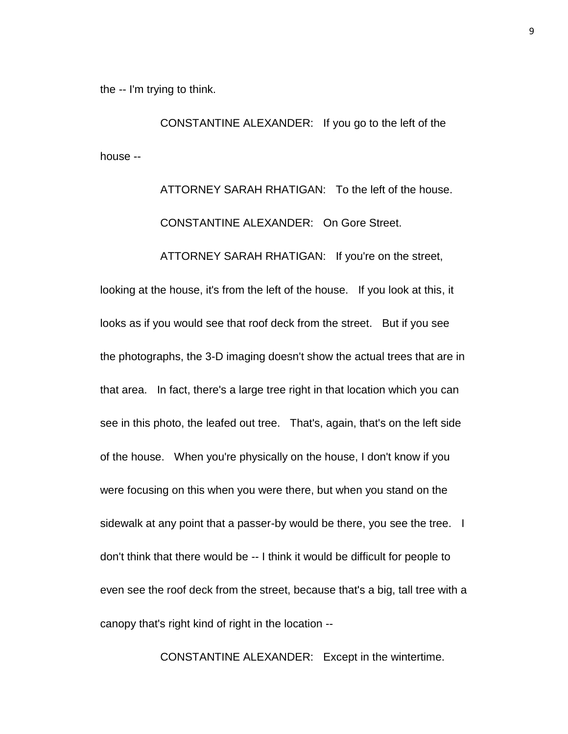the -- I'm trying to think.

CONSTANTINE ALEXANDER: If you go to the left of the house --

ATTORNEY SARAH RHATIGAN: To the left of the house.

CONSTANTINE ALEXANDER: On Gore Street.

ATTORNEY SARAH RHATIGAN: If you're on the street, looking at the house, it's from the left of the house. If you look at this, it looks as if you would see that roof deck from the street. But if you see the photographs, the 3-D imaging doesn't show the actual trees that are in that area. In fact, there's a large tree right in that location which you can see in this photo, the leafed out tree. That's, again, that's on the left side of the house. When you're physically on the house, I don't know if you were focusing on this when you were there, but when you stand on the sidewalk at any point that a passer-by would be there, you see the tree. I don't think that there would be -- I think it would be difficult for people to even see the roof deck from the street, because that's a big, tall tree with a canopy that's right kind of right in the location --

CONSTANTINE ALEXANDER: Except in the wintertime.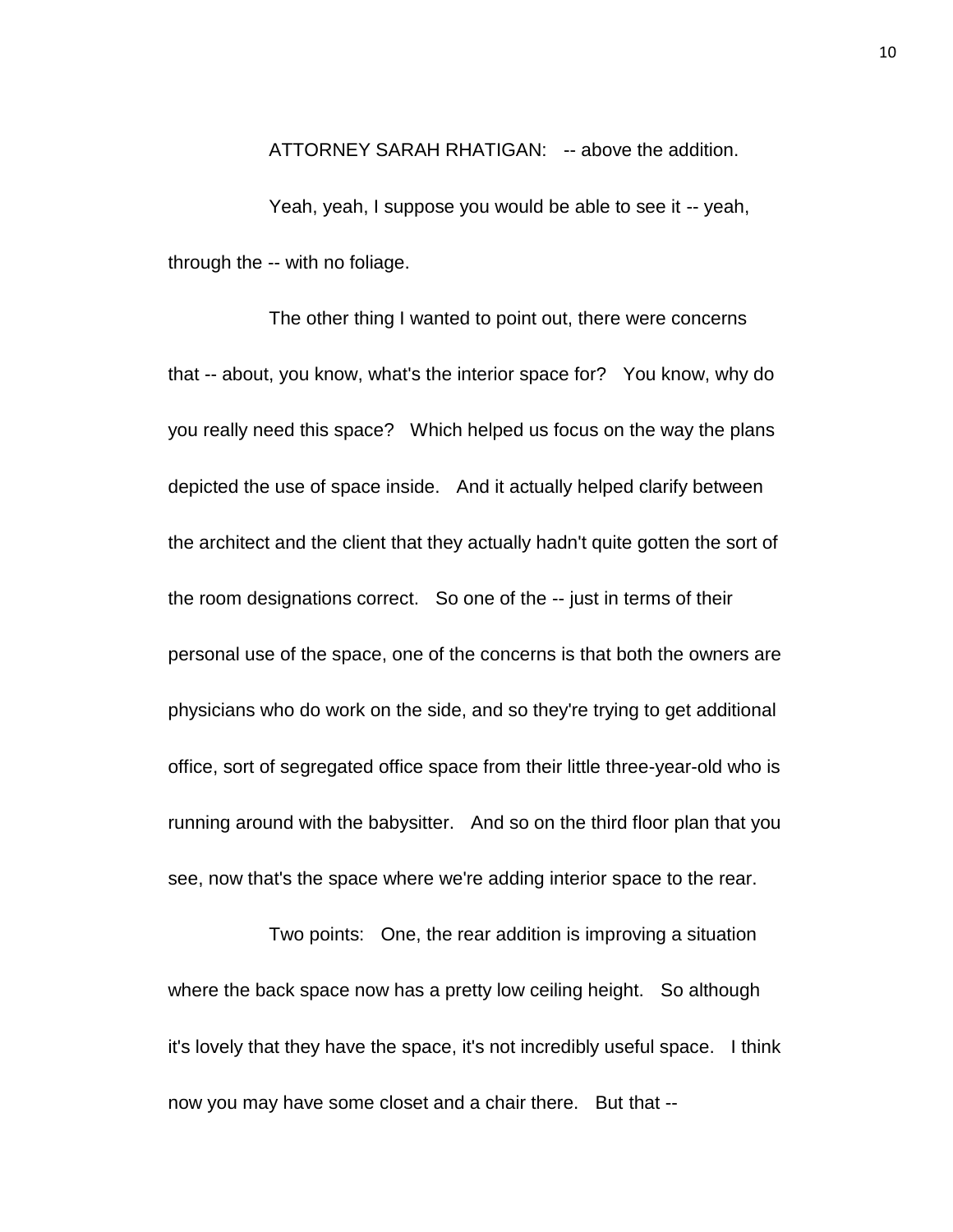ATTORNEY SARAH RHATIGAN: -- above the addition.

Yeah, yeah, I suppose you would be able to see it -- yeah, through the -- with no foliage.

The other thing I wanted to point out, there were concerns that -- about, you know, what's the interior space for? You know, why do you really need this space? Which helped us focus on the way the plans depicted the use of space inside. And it actually helped clarify between the architect and the client that they actually hadn't quite gotten the sort of the room designations correct. So one of the -- just in terms of their personal use of the space, one of the concerns is that both the owners are physicians who do work on the side, and so they're trying to get additional office, sort of segregated office space from their little three-year-old who is running around with the babysitter. And so on the third floor plan that you see, now that's the space where we're adding interior space to the rear.

Two points: One, the rear addition is improving a situation where the back space now has a pretty low ceiling height. So although it's lovely that they have the space, it's not incredibly useful space. I think now you may have some closet and a chair there. But that --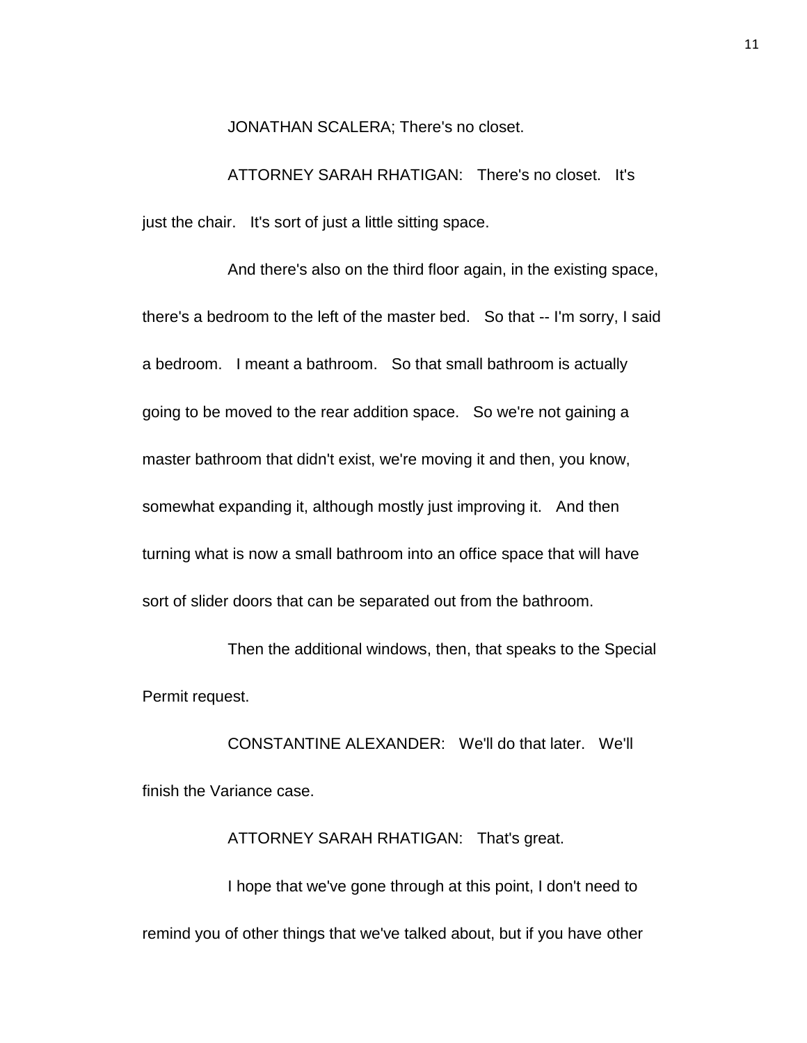JONATHAN SCALERA; There's no closet.

ATTORNEY SARAH RHATIGAN: There's no closet. It's just the chair. It's sort of just a little sitting space.

And there's also on the third floor again, in the existing space, there's a bedroom to the left of the master bed. So that -- I'm sorry, I said a bedroom. I meant a bathroom. So that small bathroom is actually going to be moved to the rear addition space. So we're not gaining a master bathroom that didn't exist, we're moving it and then, you know, somewhat expanding it, although mostly just improving it. And then turning what is now a small bathroom into an office space that will have sort of slider doors that can be separated out from the bathroom.

Then the additional windows, then, that speaks to the Special Permit request.

CONSTANTINE ALEXANDER: We'll do that later. We'll finish the Variance case.

ATTORNEY SARAH RHATIGAN: That's great.

I hope that we've gone through at this point, I don't need to remind you of other things that we've talked about, but if you have other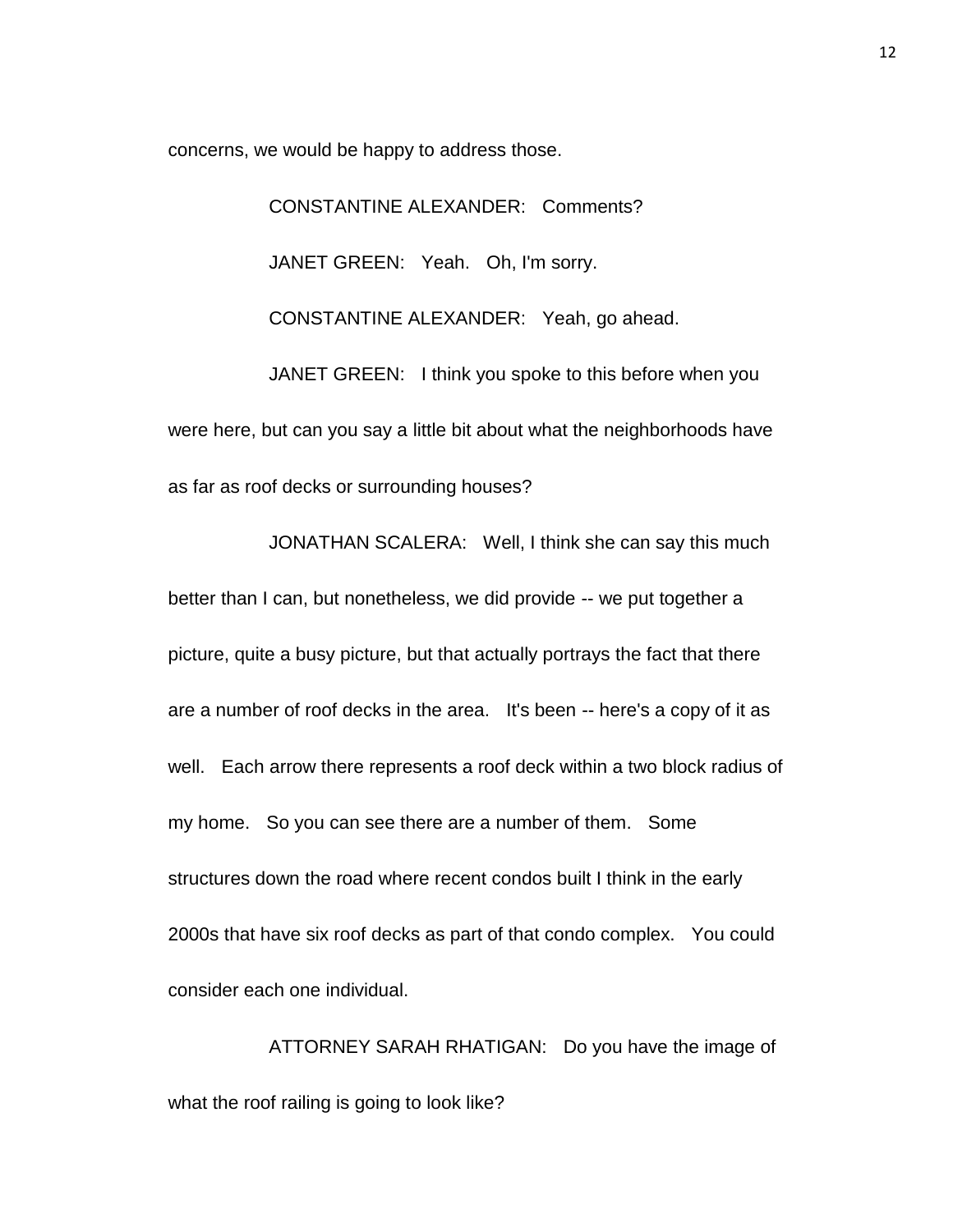concerns, we would be happy to address those.

CONSTANTINE ALEXANDER: Comments?

JANET GREEN: Yeah. Oh, I'm sorry.

CONSTANTINE ALEXANDER: Yeah, go ahead.

JANET GREEN: I think you spoke to this before when you were here, but can you say a little bit about what the neighborhoods have as far as roof decks or surrounding houses?

JONATHAN SCALERA: Well, I think she can say this much better than I can, but nonetheless, we did provide -- we put together a picture, quite a busy picture, but that actually portrays the fact that there are a number of roof decks in the area. It's been -- here's a copy of it as well. Each arrow there represents a roof deck within a two block radius of my home. So you can see there are a number of them. Some structures down the road where recent condos built I think in the early 2000s that have six roof decks as part of that condo complex. You could consider each one individual.

ATTORNEY SARAH RHATIGAN: Do you have the image of what the roof railing is going to look like?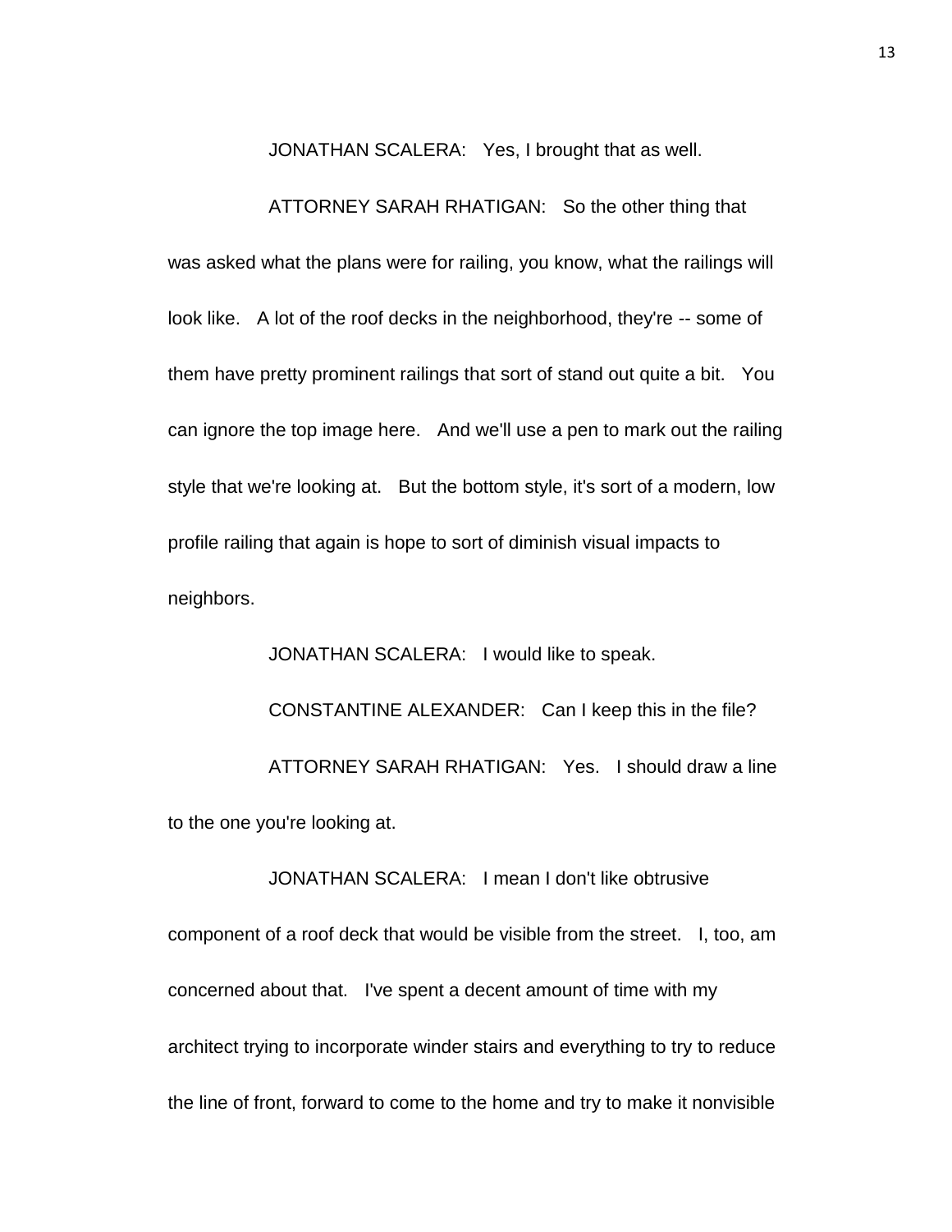JONATHAN SCALERA: Yes, I brought that as well.

ATTORNEY SARAH RHATIGAN: So the other thing that was asked what the plans were for railing, you know, what the railings will look like. A lot of the roof decks in the neighborhood, they're -- some of them have pretty prominent railings that sort of stand out quite a bit. You can ignore the top image here. And we'll use a pen to mark out the railing style that we're looking at. But the bottom style, it's sort of a modern, low profile railing that again is hope to sort of diminish visual impacts to neighbors.

JONATHAN SCALERA: I would like to speak.

CONSTANTINE ALEXANDER: Can I keep this in the file?

ATTORNEY SARAH RHATIGAN: Yes. I should draw a line to the one you're looking at.

JONATHAN SCALERA: I mean I don't like obtrusive component of a roof deck that would be visible from the street. I, too, am concerned about that. I've spent a decent amount of time with my architect trying to incorporate winder stairs and everything to try to reduce the line of front, forward to come to the home and try to make it nonvisible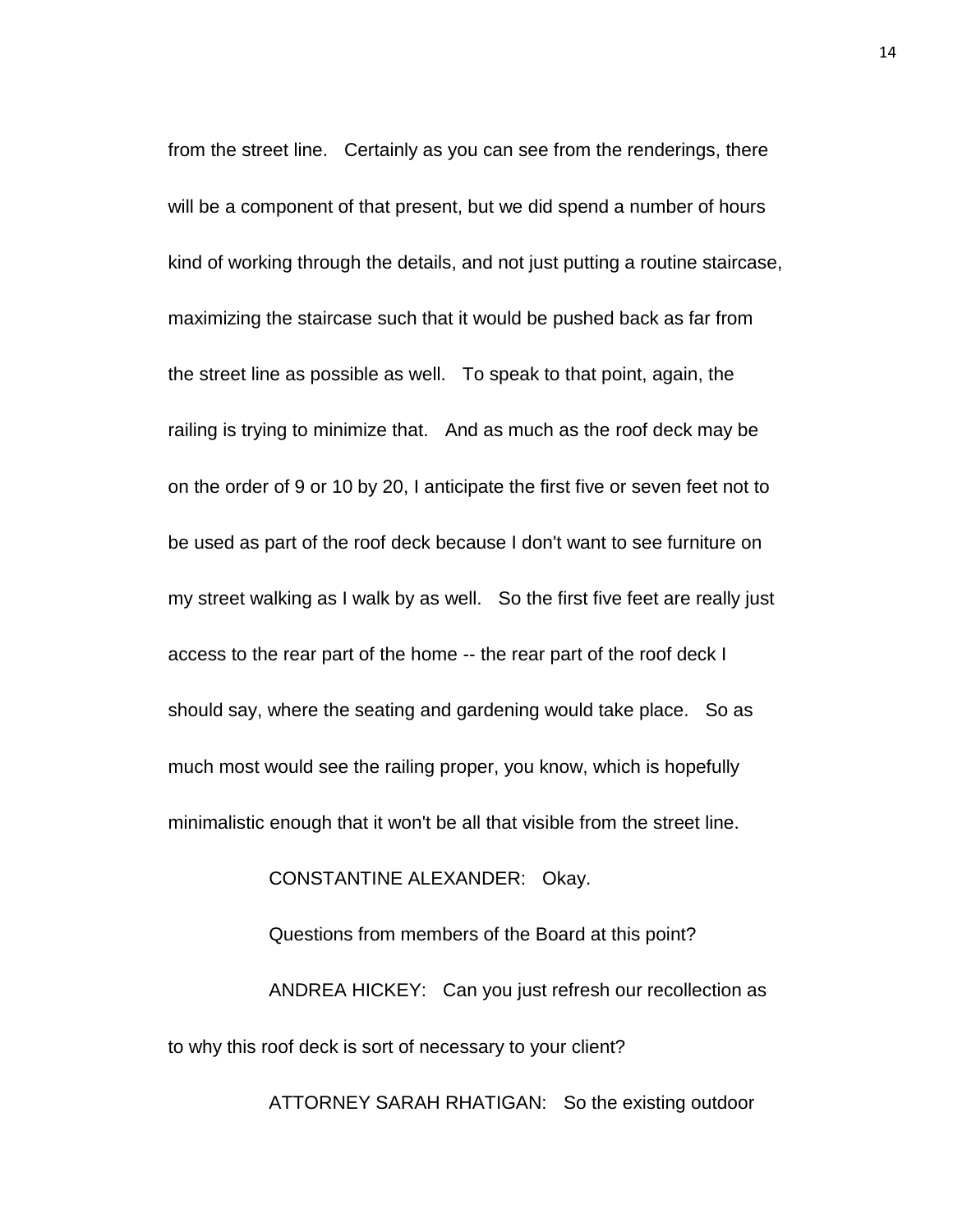from the street line. Certainly as you can see from the renderings, there will be a component of that present, but we did spend a number of hours kind of working through the details, and not just putting a routine staircase, maximizing the staircase such that it would be pushed back as far from the street line as possible as well. To speak to that point, again, the railing is trying to minimize that. And as much as the roof deck may be on the order of 9 or 10 by 20, I anticipate the first five or seven feet not to be used as part of the roof deck because I don't want to see furniture on my street walking as I walk by as well. So the first five feet are really just access to the rear part of the home -- the rear part of the roof deck I should say, where the seating and gardening would take place. So as much most would see the railing proper, you know, which is hopefully minimalistic enough that it won't be all that visible from the street line.

CONSTANTINE ALEXANDER: Okay.

Questions from members of the Board at this point?

ANDREA HICKEY: Can you just refresh our recollection as to why this roof deck is sort of necessary to your client?

ATTORNEY SARAH RHATIGAN: So the existing outdoor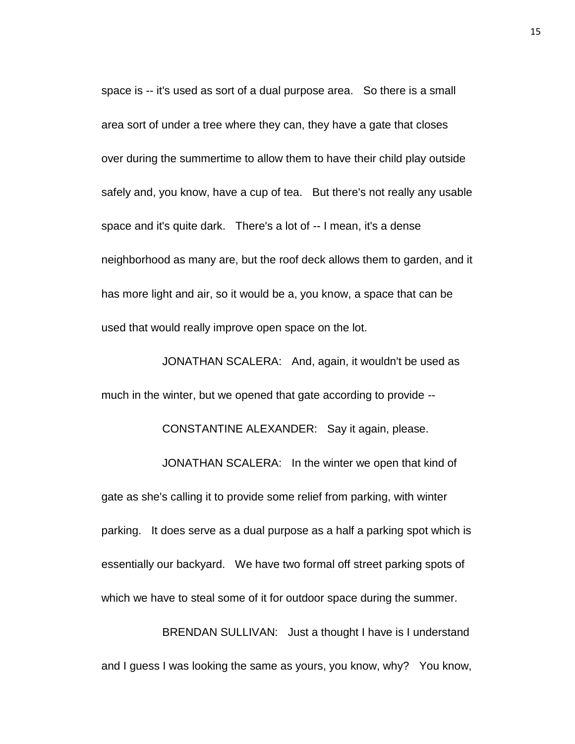space is -- it's used as sort of a dual purpose area. So there is a small area sort of under a tree where they can, they have a gate that closes over during the summertime to allow them to have their child play outside safely and, you know, have a cup of tea. But there's not really any usable space and it's quite dark. There's a lot of -- I mean, it's a dense neighborhood as many are, but the roof deck allows them to garden, and it has more light and air, so it would be a, you know, a space that can be used that would really improve open space on the lot.

JONATHAN SCALERA: And, again, it wouldn't be used as much in the winter, but we opened that gate according to provide --

CONSTANTINE ALEXANDER: Say it again, please.

JONATHAN SCALERA: In the winter we open that kind of gate as she's calling it to provide some relief from parking, with winter parking. It does serve as a dual purpose as a half a parking spot which is essentially our backyard. We have two formal off street parking spots of which we have to steal some of it for outdoor space during the summer.

BRENDAN SULLIVAN: Just a thought I have is I understand and I guess I was looking the same as yours, you know, why? You know,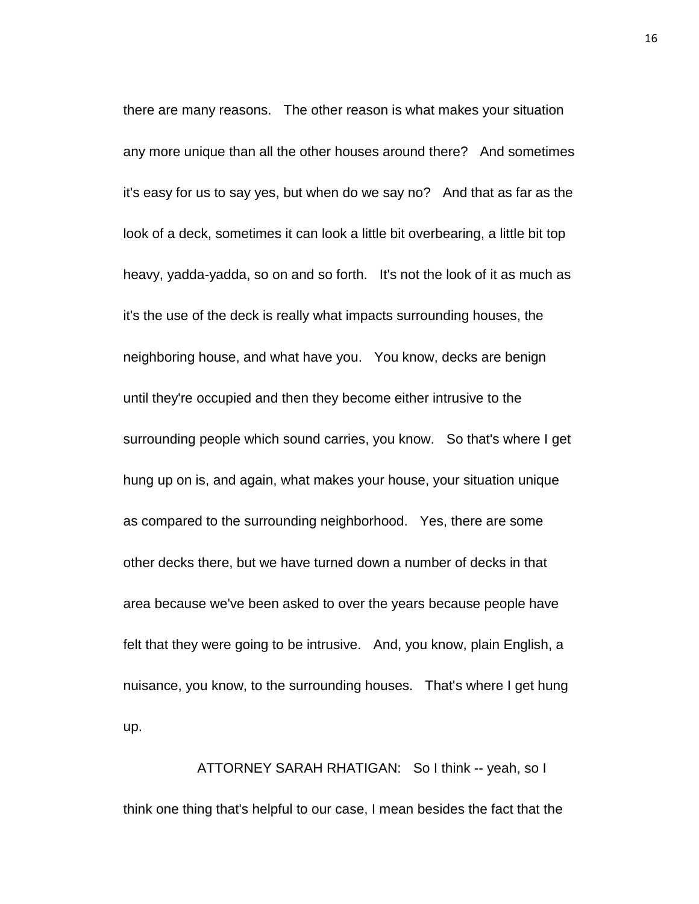there are many reasons. The other reason is what makes your situation any more unique than all the other houses around there? And sometimes it's easy for us to say yes, but when do we say no? And that as far as the look of a deck, sometimes it can look a little bit overbearing, a little bit top heavy, yadda-yadda, so on and so forth. It's not the look of it as much as it's the use of the deck is really what impacts surrounding houses, the neighboring house, and what have you. You know, decks are benign until they're occupied and then they become either intrusive to the surrounding people which sound carries, you know. So that's where I get hung up on is, and again, what makes your house, your situation unique as compared to the surrounding neighborhood. Yes, there are some other decks there, but we have turned down a number of decks in that area because we've been asked to over the years because people have felt that they were going to be intrusive. And, you know, plain English, a nuisance, you know, to the surrounding houses. That's where I get hung up.

ATTORNEY SARAH RHATIGAN: So I think -- yeah, so I think one thing that's helpful to our case, I mean besides the fact that the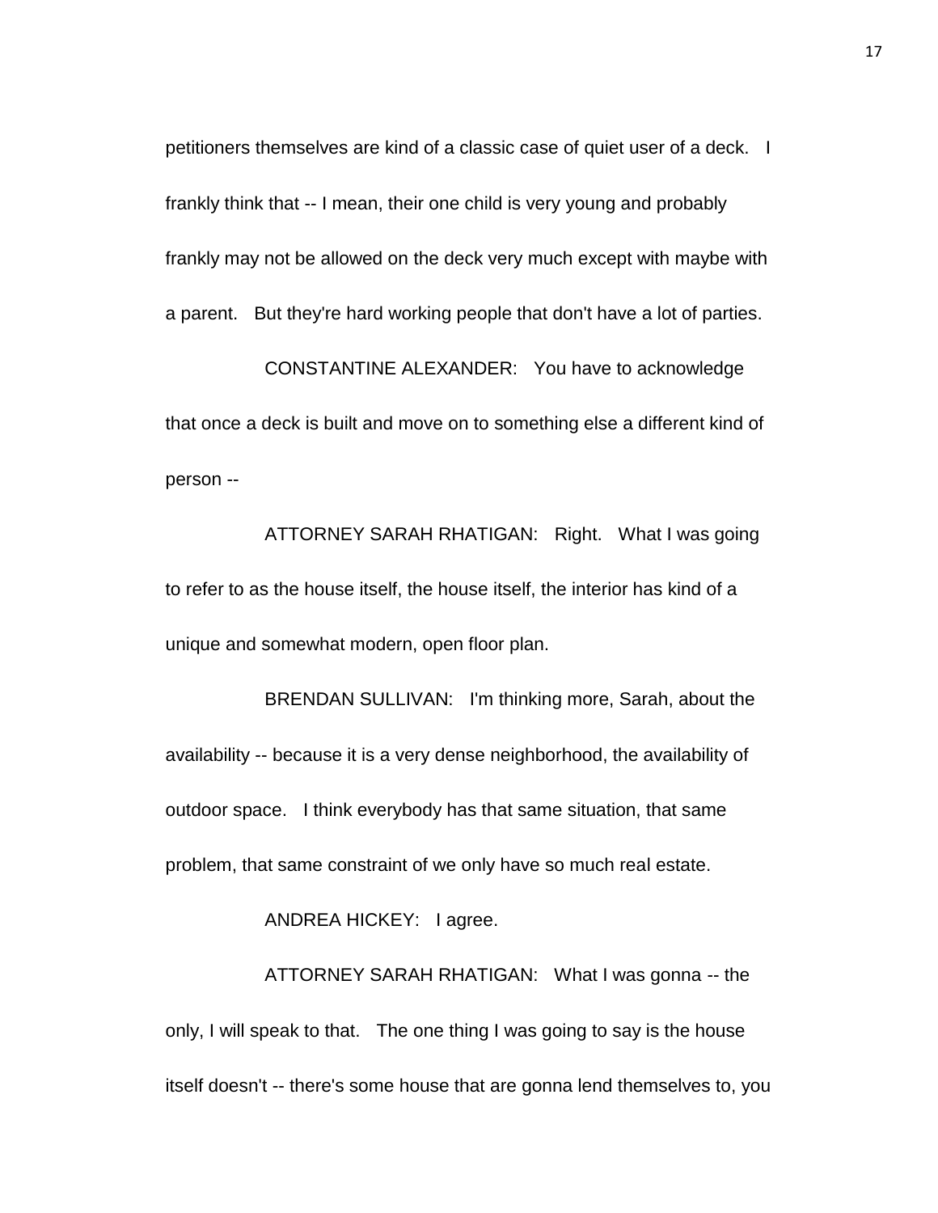petitioners themselves are kind of a classic case of quiet user of a deck. I frankly think that -- I mean, their one child is very young and probably frankly may not be allowed on the deck very much except with maybe with a parent. But they're hard working people that don't have a lot of parties.

CONSTANTINE ALEXANDER: You have to acknowledge that once a deck is built and move on to something else a different kind of person --

ATTORNEY SARAH RHATIGAN: Right. What I was going to refer to as the house itself, the house itself, the interior has kind of a unique and somewhat modern, open floor plan.

BRENDAN SULLIVAN: I'm thinking more, Sarah, about the availability -- because it is a very dense neighborhood, the availability of outdoor space. I think everybody has that same situation, that same problem, that same constraint of we only have so much real estate.

ANDREA HICKEY: I agree.

ATTORNEY SARAH RHATIGAN: What I was gonna -- the only, I will speak to that. The one thing I was going to say is the house itself doesn't -- there's some house that are gonna lend themselves to, you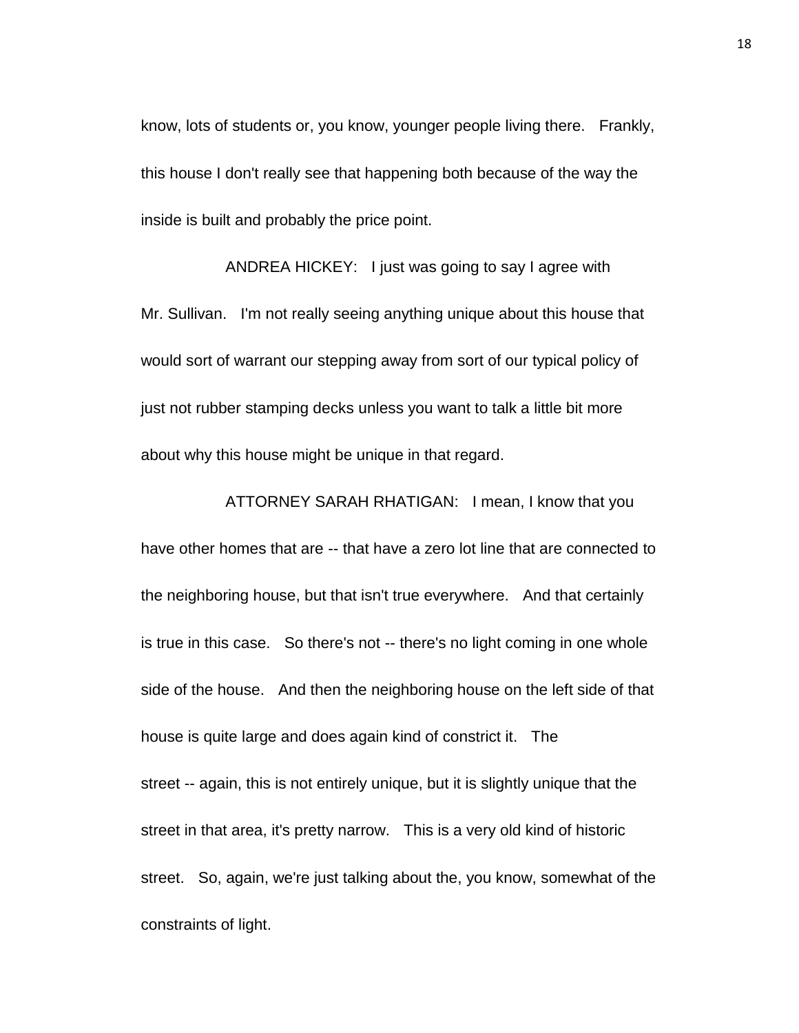know, lots of students or, you know, younger people living there. Frankly, this house I don't really see that happening both because of the way the inside is built and probably the price point.

ANDREA HICKEY: I just was going to say I agree with Mr. Sullivan. I'm not really seeing anything unique about this house that would sort of warrant our stepping away from sort of our typical policy of just not rubber stamping decks unless you want to talk a little bit more about why this house might be unique in that regard.

ATTORNEY SARAH RHATIGAN: I mean, I know that you have other homes that are -- that have a zero lot line that are connected to the neighboring house, but that isn't true everywhere. And that certainly is true in this case. So there's not -- there's no light coming in one whole side of the house. And then the neighboring house on the left side of that house is quite large and does again kind of constrict it. The street -- again, this is not entirely unique, but it is slightly unique that the street in that area, it's pretty narrow. This is a very old kind of historic street. So, again, we're just talking about the, you know, somewhat of the constraints of light.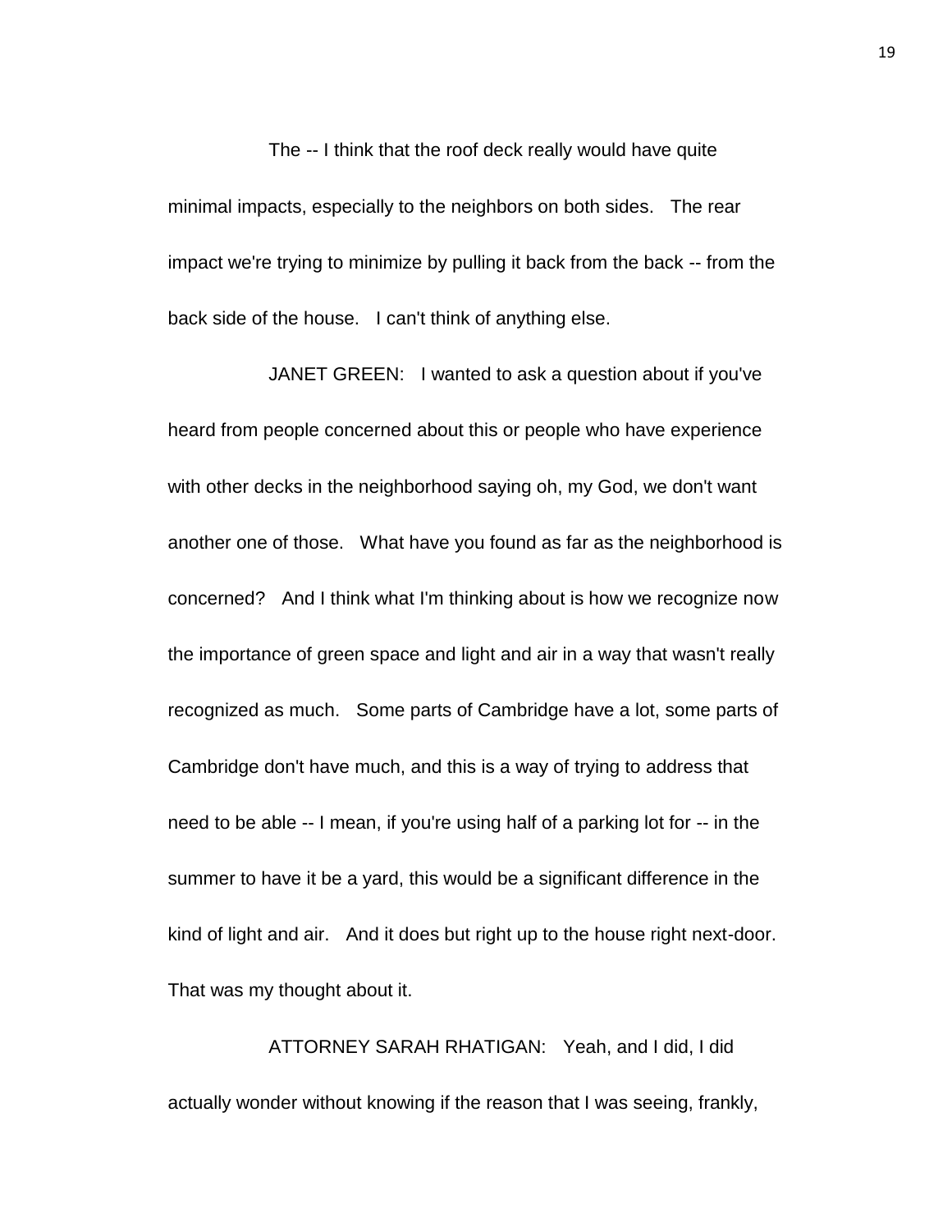The -- I think that the roof deck really would have quite minimal impacts, especially to the neighbors on both sides. The rear impact we're trying to minimize by pulling it back from the back -- from the back side of the house. I can't think of anything else.

JANET GREEN: I wanted to ask a question about if you've heard from people concerned about this or people who have experience with other decks in the neighborhood saying oh, my God, we don't want another one of those. What have you found as far as the neighborhood is concerned? And I think what I'm thinking about is how we recognize now the importance of green space and light and air in a way that wasn't really recognized as much. Some parts of Cambridge have a lot, some parts of Cambridge don't have much, and this is a way of trying to address that need to be able -- I mean, if you're using half of a parking lot for -- in the summer to have it be a yard, this would be a significant difference in the kind of light and air. And it does but right up to the house right next-door. That was my thought about it.

ATTORNEY SARAH RHATIGAN: Yeah, and I did, I did actually wonder without knowing if the reason that I was seeing, frankly,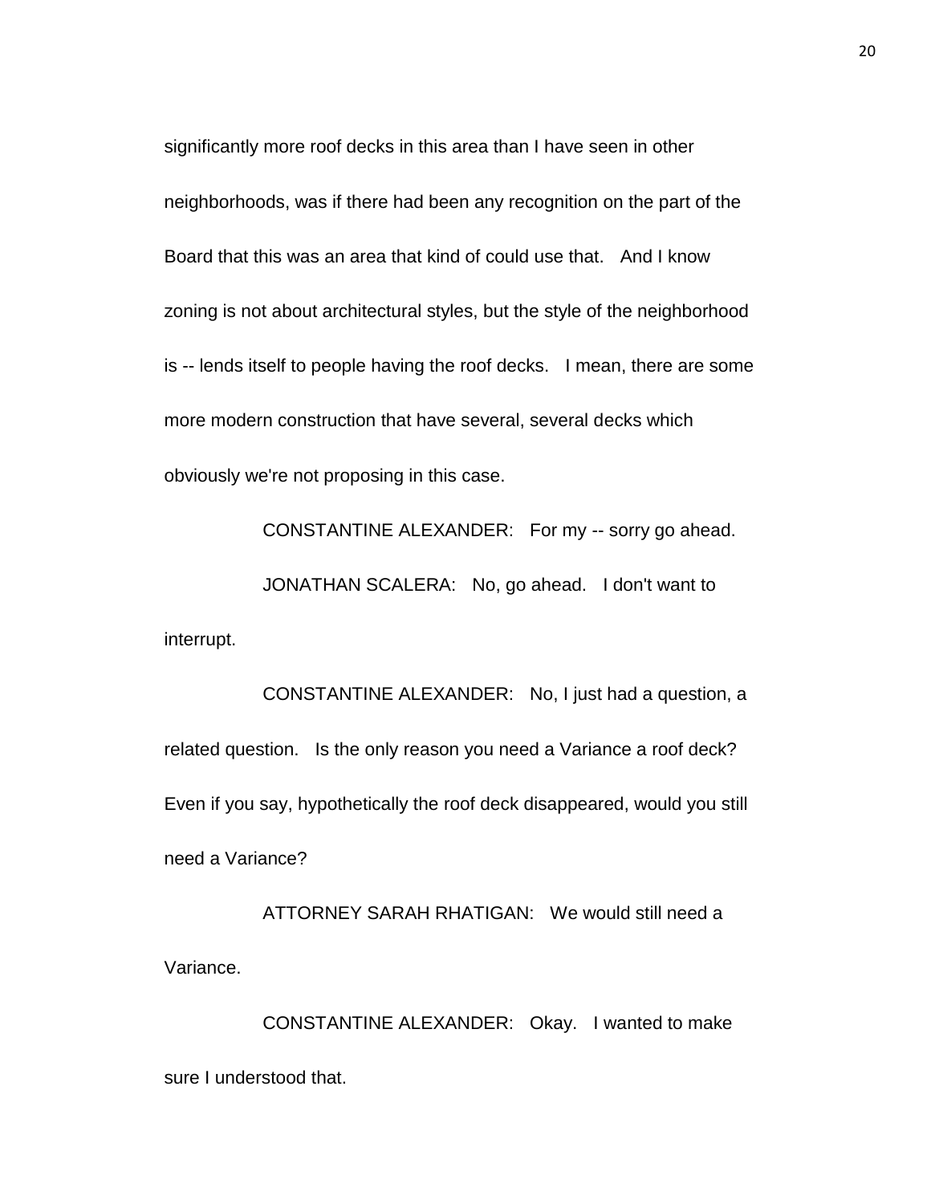significantly more roof decks in this area than I have seen in other neighborhoods, was if there had been any recognition on the part of the Board that this was an area that kind of could use that. And I know zoning is not about architectural styles, but the style of the neighborhood is -- lends itself to people having the roof decks. I mean, there are some more modern construction that have several, several decks which obviously we're not proposing in this case.

CONSTANTINE ALEXANDER: For my -- sorry go ahead.

JONATHAN SCALERA: No, go ahead. I don't want to interrupt.

CONSTANTINE ALEXANDER: No, I just had a question, a related question. Is the only reason you need a Variance a roof deck? Even if you say, hypothetically the roof deck disappeared, would you still need a Variance?

ATTORNEY SARAH RHATIGAN: We would still need a Variance.

CONSTANTINE ALEXANDER: Okay. I wanted to make sure I understood that.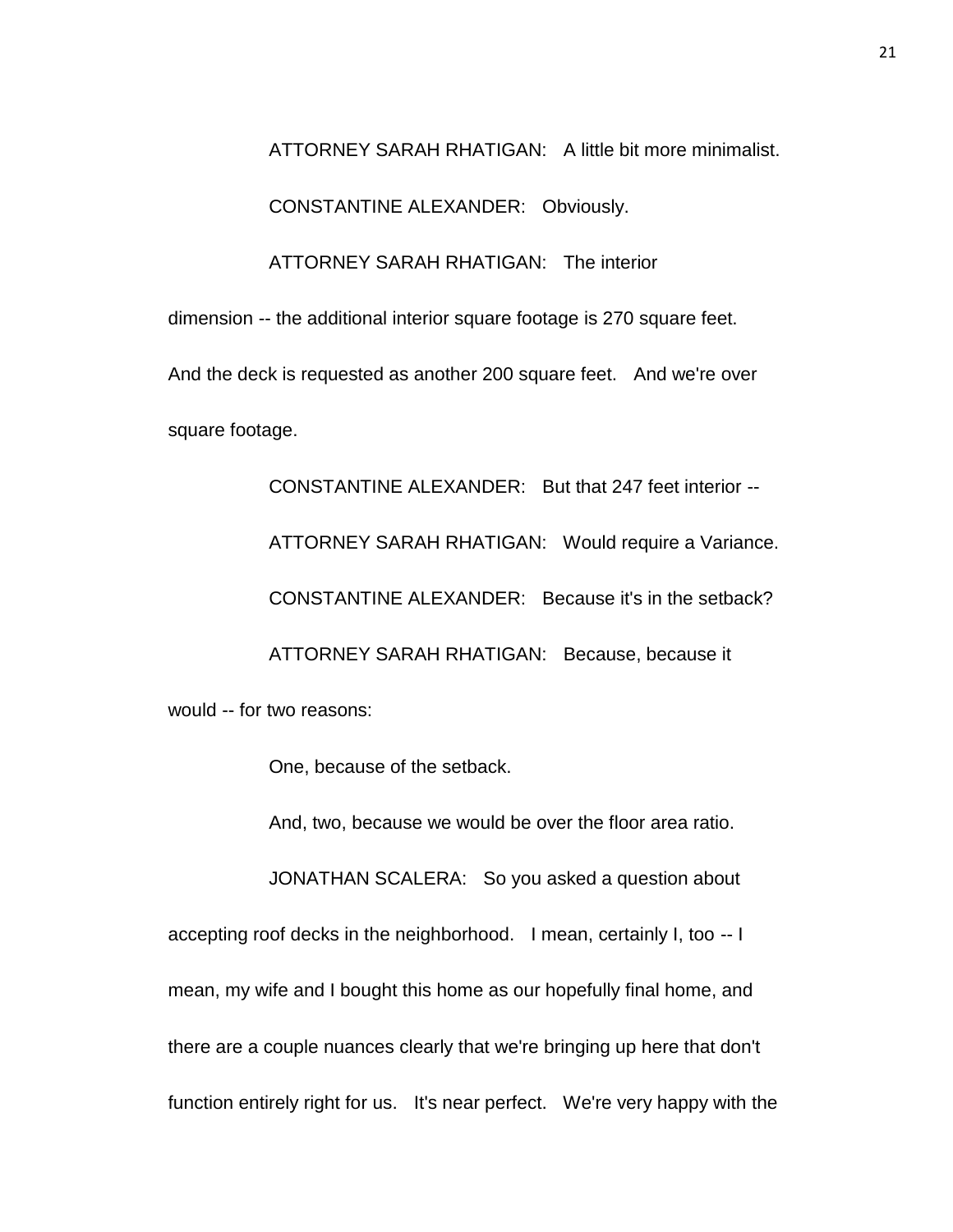ATTORNEY SARAH RHATIGAN: A little bit more minimalist.

CONSTANTINE ALEXANDER: Obviously.

ATTORNEY SARAH RHATIGAN: The interior dimension -- the additional interior square footage is 270 square feet. And the deck is requested as another 200 square feet. And we're over square footage.

CONSTANTINE ALEXANDER: But that 247 feet interior --

ATTORNEY SARAH RHATIGAN: Would require a Variance.

CONSTANTINE ALEXANDER: Because it's in the setback?

ATTORNEY SARAH RHATIGAN: Because, because it would -- for two reasons:

One, because of the setback.

And, two, because we would be over the floor area ratio.

JONATHAN SCALERA: So you asked a question about accepting roof decks in the neighborhood. I mean, certainly I, too -- I mean, my wife and I bought this home as our hopefully final home, and there are a couple nuances clearly that we're bringing up here that don't function entirely right for us. It's near perfect. We're very happy with the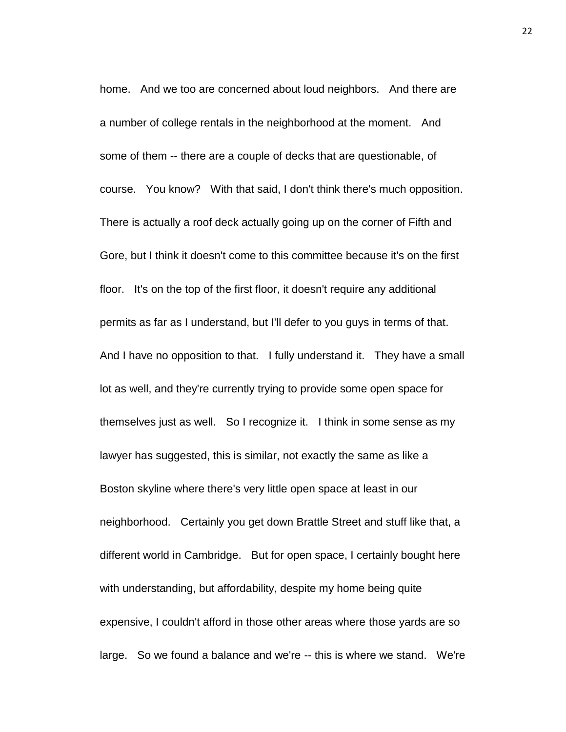home. And we too are concerned about loud neighbors. And there are a number of college rentals in the neighborhood at the moment. And some of them -- there are a couple of decks that are questionable, of course. You know? With that said, I don't think there's much opposition. There is actually a roof deck actually going up on the corner of Fifth and Gore, but I think it doesn't come to this committee because it's on the first floor. It's on the top of the first floor, it doesn't require any additional permits as far as I understand, but I'll defer to you guys in terms of that. And I have no opposition to that. I fully understand it. They have a small lot as well, and they're currently trying to provide some open space for themselves just as well. So I recognize it. I think in some sense as my lawyer has suggested, this is similar, not exactly the same as like a Boston skyline where there's very little open space at least in our neighborhood. Certainly you get down Brattle Street and stuff like that, a different world in Cambridge. But for open space, I certainly bought here with understanding, but affordability, despite my home being quite expensive, I couldn't afford in those other areas where those yards are so large. So we found a balance and we're -- this is where we stand. We're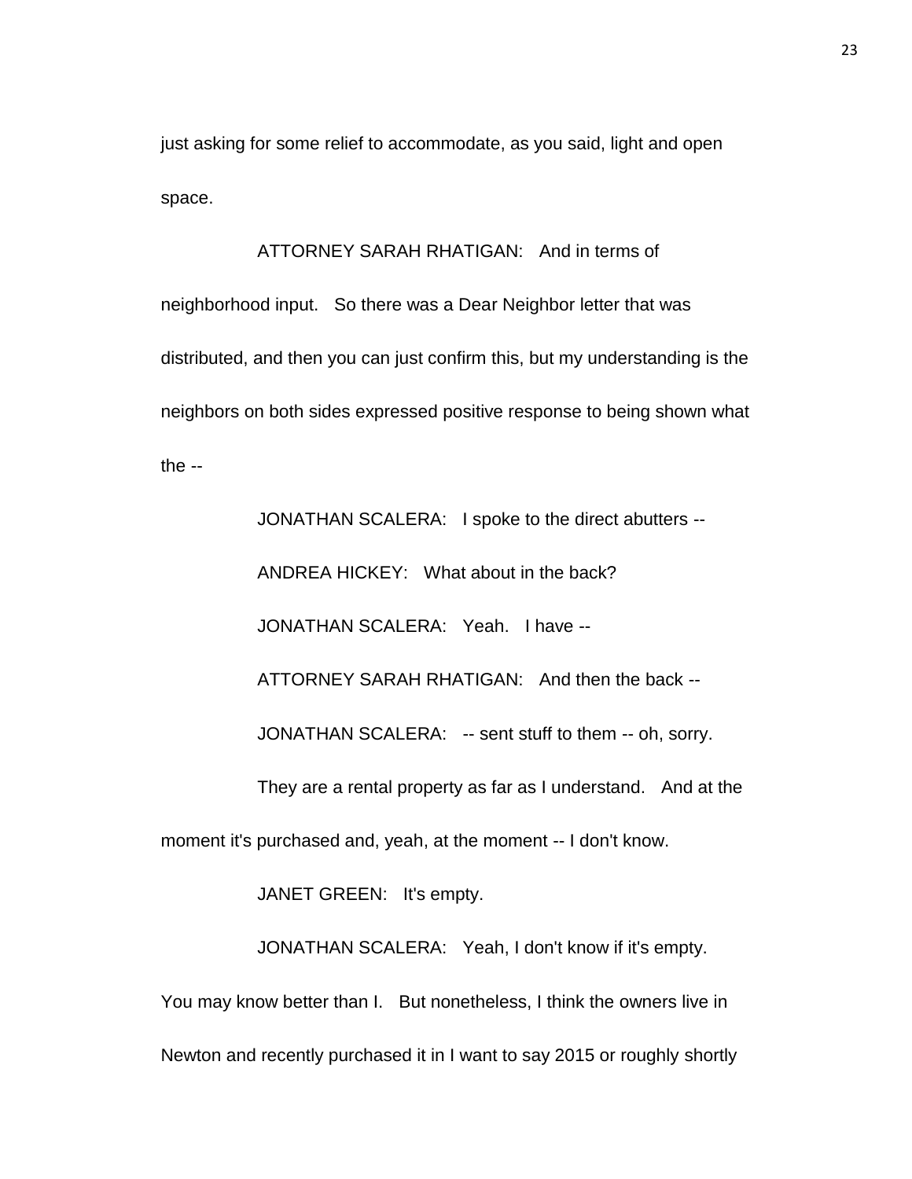just asking for some relief to accommodate, as you said, light and open space.

ATTORNEY SARAH RHATIGAN: And in terms of neighborhood input. So there was a Dear Neighbor letter that was distributed, and then you can just confirm this, but my understanding is the neighbors on both sides expressed positive response to being shown what the --

JONATHAN SCALERA: I spoke to the direct abutters --

ANDREA HICKEY: What about in the back?

JONATHAN SCALERA: Yeah. I have --

ATTORNEY SARAH RHATIGAN: And then the back --

JONATHAN SCALERA: -- sent stuff to them -- oh, sorry.

They are a rental property as far as I understand. And at the moment it's purchased and, yeah, at the moment -- I don't know.

JANET GREEN: It's empty.

JONATHAN SCALERA: Yeah, I don't know if it's empty. You may know better than I. But nonetheless, I think the owners live in Newton and recently purchased it in I want to say 2015 or roughly shortly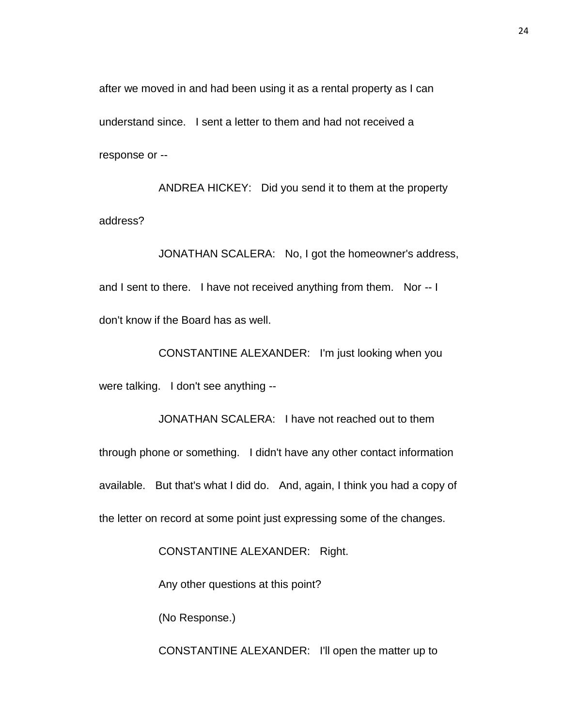after we moved in and had been using it as a rental property as I can understand since. I sent a letter to them and had not received a response or --

ANDREA HICKEY: Did you send it to them at the property address?

JONATHAN SCALERA: No, I got the homeowner's address, and I sent to there. I have not received anything from them. Nor -- I don't know if the Board has as well.

CONSTANTINE ALEXANDER: I'm just looking when you were talking. I don't see anything --

JONATHAN SCALERA: I have not reached out to them through phone or something. I didn't have any other contact information available. But that's what I did do. And, again, I think you had a copy of the letter on record at some point just expressing some of the changes.

CONSTANTINE ALEXANDER: Right.

Any other questions at this point?

(No Response.)

CONSTANTINE ALEXANDER: I'll open the matter up to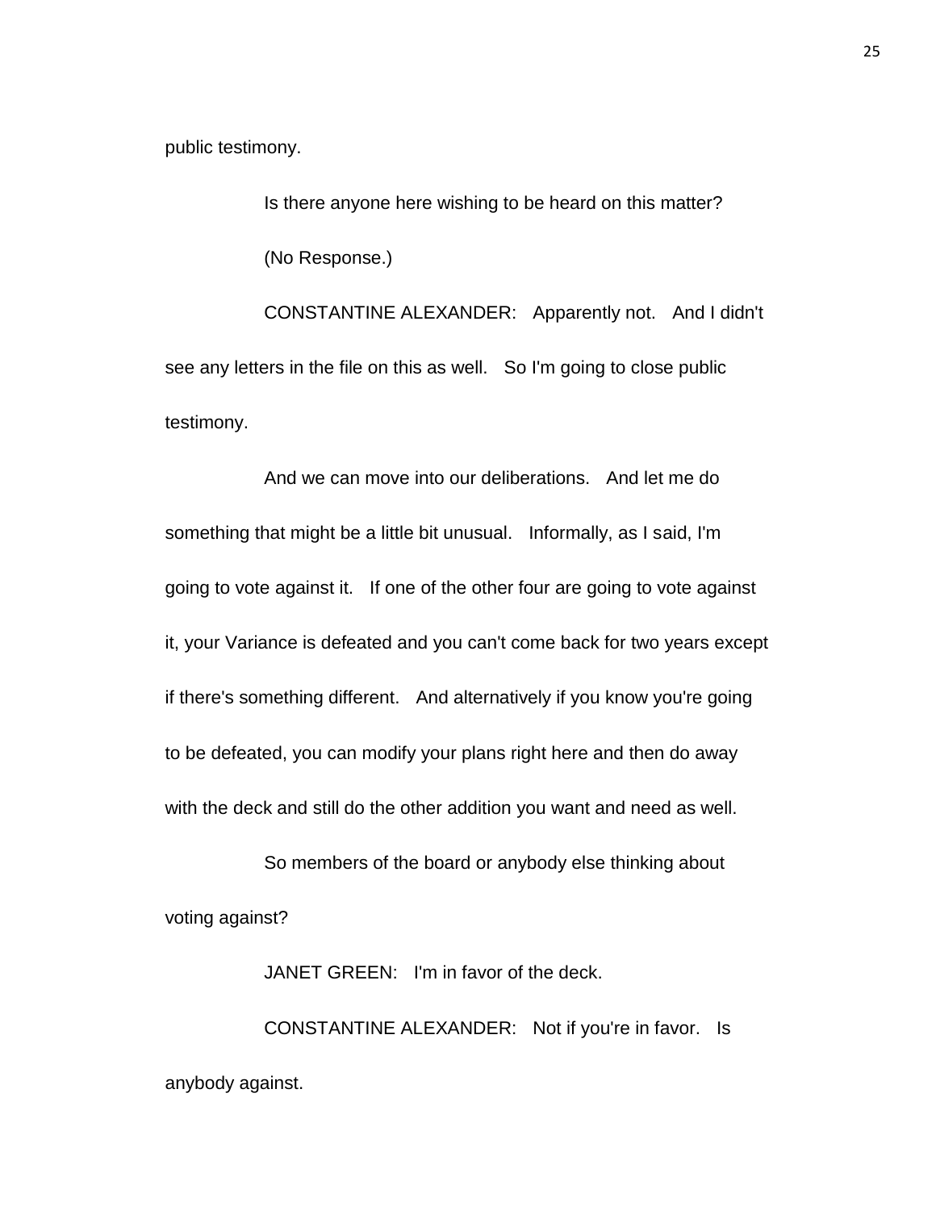public testimony.

Is there anyone here wishing to be heard on this matter?

(No Response.)

CONSTANTINE ALEXANDER: Apparently not. And I didn't see any letters in the file on this as well. So I'm going to close public testimony.

And we can move into our deliberations. And let me do something that might be a little bit unusual. Informally, as I said, I'm going to vote against it. If one of the other four are going to vote against it, your Variance is defeated and you can't come back for two years except if there's something different. And alternatively if you know you're going to be defeated, you can modify your plans right here and then do away with the deck and still do the other addition you want and need as well.

So members of the board or anybody else thinking about voting against?

JANET GREEN: I'm in favor of the deck.

CONSTANTINE ALEXANDER: Not if you're in favor. Is anybody against.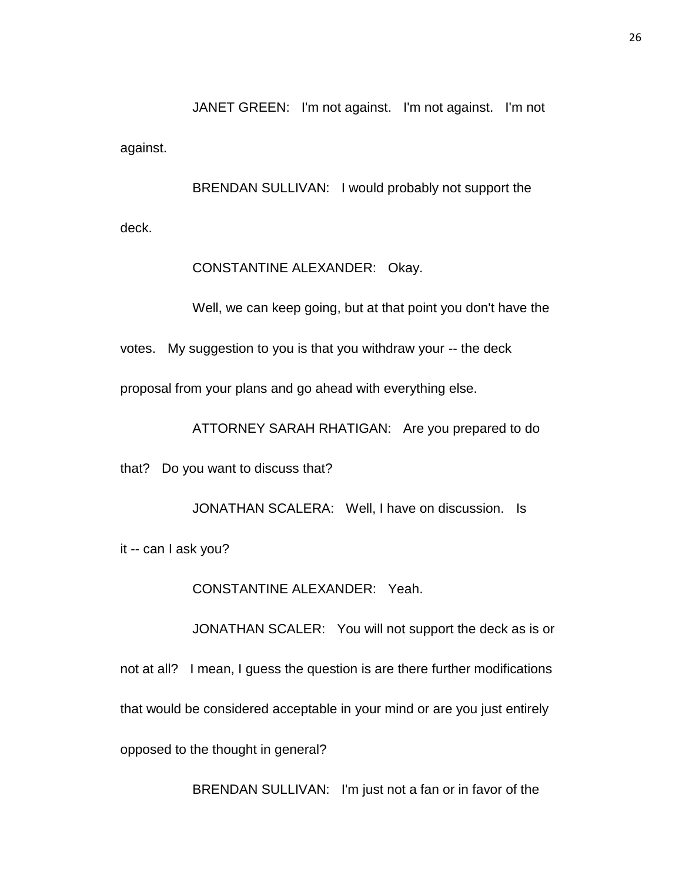JANET GREEN: I'm not against. I'm not against. I'm not against.

BRENDAN SULLIVAN: I would probably not support the deck.

CONSTANTINE ALEXANDER: Okay.

Well, we can keep going, but at that point you don't have the votes. My suggestion to you is that you withdraw your -- the deck proposal from your plans and go ahead with everything else.

ATTORNEY SARAH RHATIGAN: Are you prepared to do that? Do you want to discuss that?

JONATHAN SCALERA: Well, I have on discussion. Is it -- can I ask you?

CONSTANTINE ALEXANDER: Yeah.

JONATHAN SCALER: You will not support the deck as is or not at all? I mean, I guess the question is are there further modifications that would be considered acceptable in your mind or are you just entirely opposed to the thought in general?

BRENDAN SULLIVAN: I'm just not a fan or in favor of the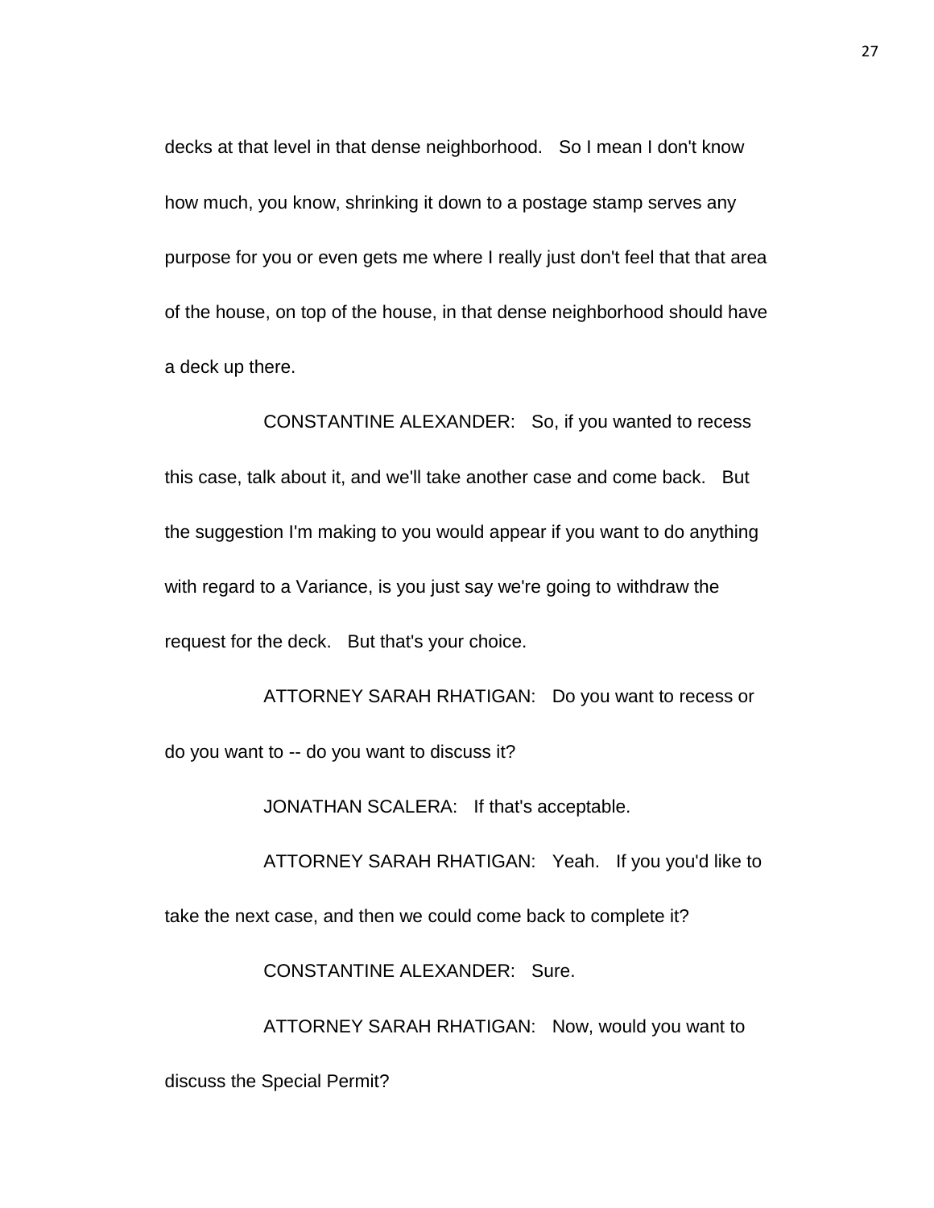decks at that level in that dense neighborhood. So I mean I don't know how much, you know, shrinking it down to a postage stamp serves any purpose for you or even gets me where I really just don't feel that that area of the house, on top of the house, in that dense neighborhood should have a deck up there.

CONSTANTINE ALEXANDER: So, if you wanted to recess this case, talk about it, and we'll take another case and come back. But the suggestion I'm making to you would appear if you want to do anything with regard to a Variance, is you just say we're going to withdraw the request for the deck. But that's your choice.

ATTORNEY SARAH RHATIGAN: Do you want to recess or do you want to -- do you want to discuss it?

JONATHAN SCALERA: If that's acceptable.

ATTORNEY SARAH RHATIGAN: Yeah. If you you'd like to take the next case, and then we could come back to complete it?

CONSTANTINE ALEXANDER: Sure.

ATTORNEY SARAH RHATIGAN: Now, would you want to discuss the Special Permit?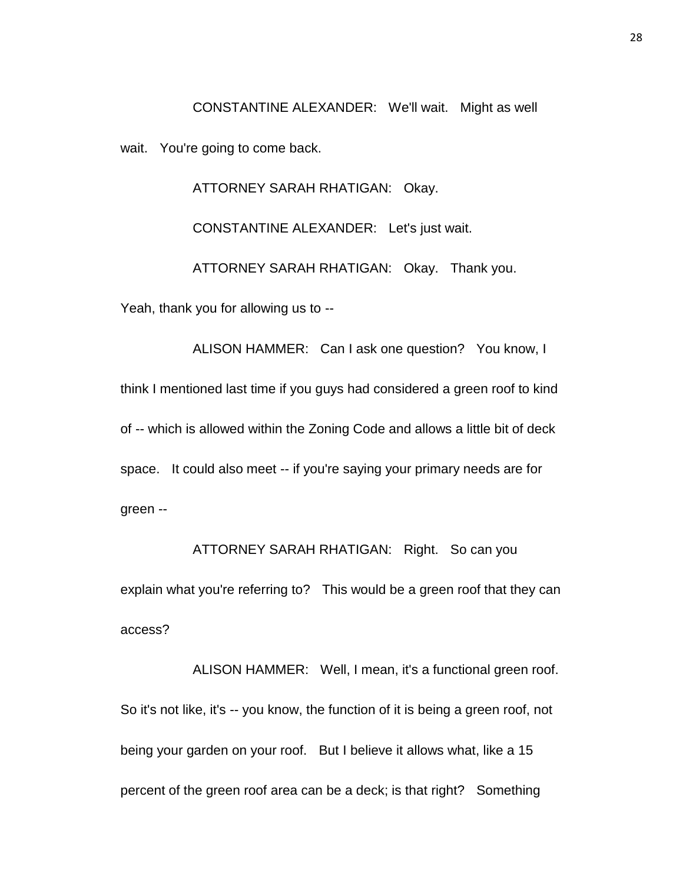CONSTANTINE ALEXANDER: We'll wait. Might as well wait. You're going to come back.

ATTORNEY SARAH RHATIGAN: Okay.

CONSTANTINE ALEXANDER: Let's just wait.

ATTORNEY SARAH RHATIGAN: Okay. Thank you. Yeah, thank you for allowing us to --

ALISON HAMMER: Can I ask one question? You know, I think I mentioned last time if you guys had considered a green roof to kind of -- which is allowed within the Zoning Code and allows a little bit of deck space. It could also meet -- if you're saying your primary needs are for green --

ATTORNEY SARAH RHATIGAN: Right. So can you explain what you're referring to? This would be a green roof that they can access?

ALISON HAMMER: Well, I mean, it's a functional green roof. So it's not like, it's -- you know, the function of it is being a green roof, not being your garden on your roof. But I believe it allows what, like a 15 percent of the green roof area can be a deck; is that right? Something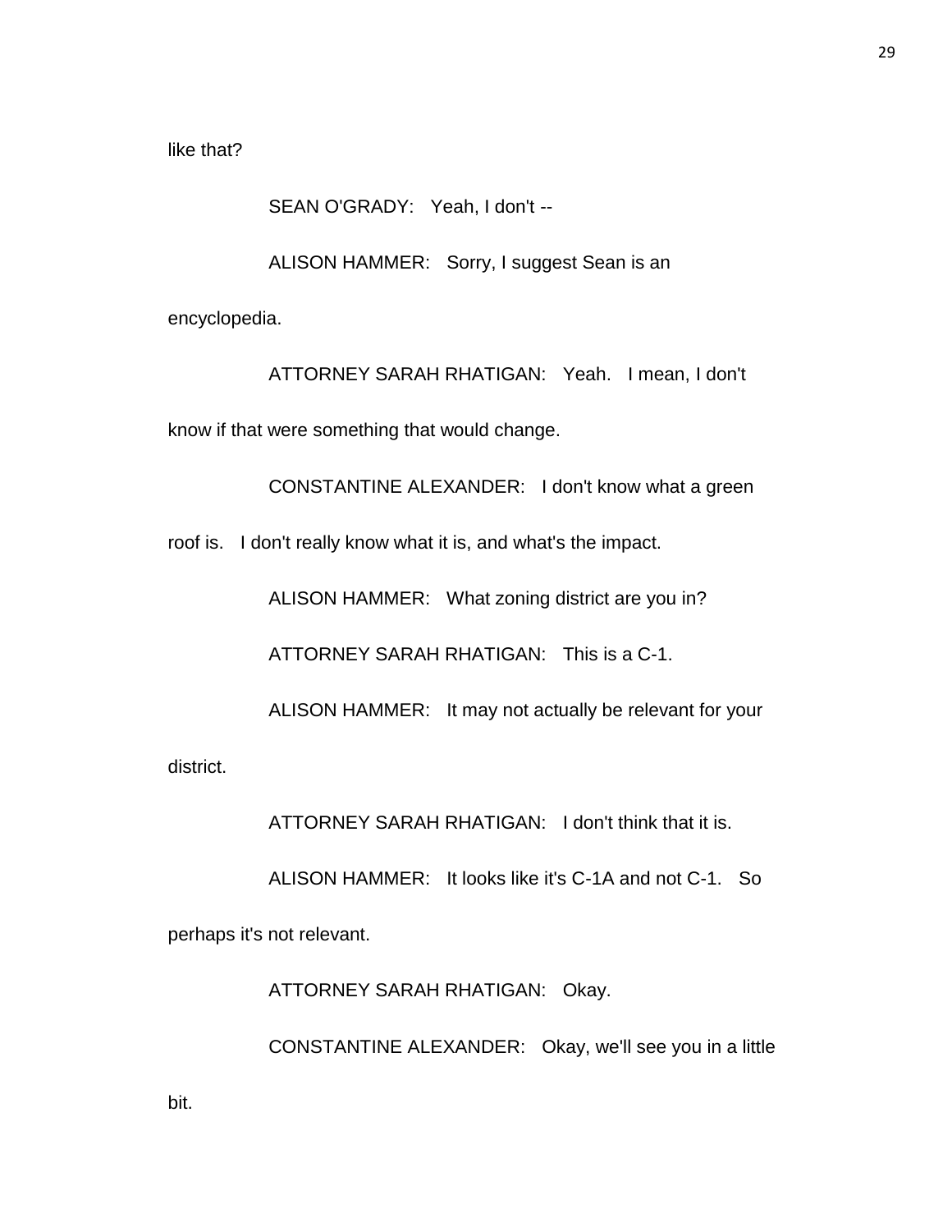like that?

SEAN O'GRADY: Yeah, I don't --

ALISON HAMMER: Sorry, I suggest Sean is an encyclopedia.

ATTORNEY SARAH RHATIGAN: Yeah. I mean, I don't know if that were something that would change.

CONSTANTINE ALEXANDER: I don't know what a green roof is. I don't really know what it is, and what's the impact.

ALISON HAMMER: What zoning district are you in?

ATTORNEY SARAH RHATIGAN: This is a C-1.

ALISON HAMMER: It may not actually be relevant for your district.

ATTORNEY SARAH RHATIGAN: I don't think that it is.

ALISON HAMMER: It looks like it's C-1A and not C-1. So perhaps it's not relevant.

ATTORNEY SARAH RHATIGAN: Okay.

CONSTANTINE ALEXANDER: Okay, we'll see you in a little bit.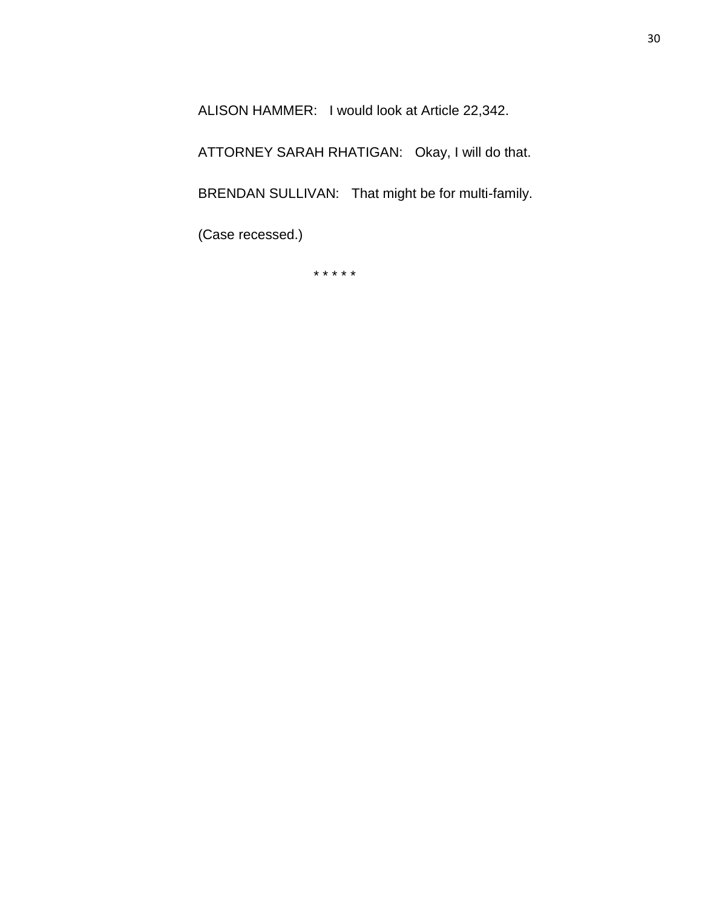ALISON HAMMER: I would look at Article 22,342.

ATTORNEY SARAH RHATIGAN: Okay, I will do that.

BRENDAN SULLIVAN: That might be for multi-family.

(Case recessed.)

* * * * *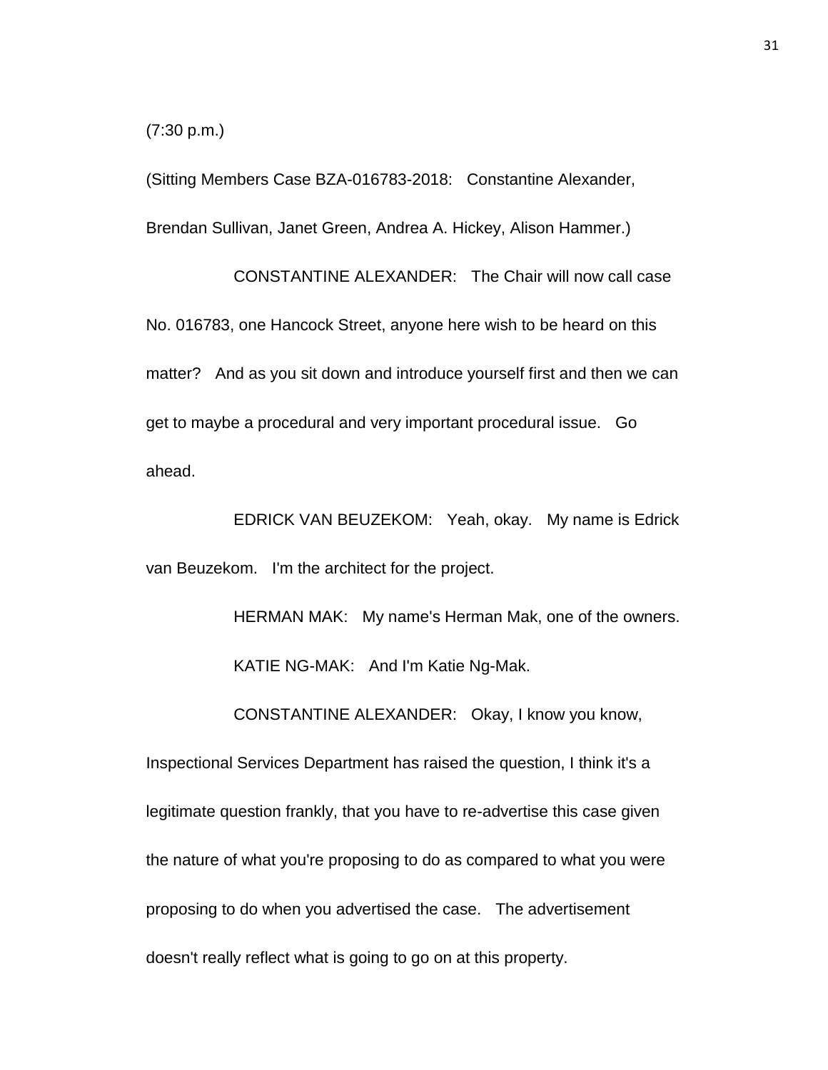(7:30 p.m.)

(Sitting Members Case BZA-016783-2018: Constantine Alexander, Brendan Sullivan, Janet Green, Andrea A. Hickey, Alison Hammer.)

CONSTANTINE ALEXANDER: The Chair will now call case No. 016783, one Hancock Street, anyone here wish to be heard on this matter? And as you sit down and introduce yourself first and then we can get to maybe a procedural and very important procedural issue. Go ahead.

EDRICK VAN BEUZEKOM: Yeah, okay. My name is Edrick van Beuzekom. I'm the architect for the project.

HERMAN MAK: My name's Herman Mak, one of the owners.

KATIE NG-MAK: And I'm Katie Ng-Mak.

CONSTANTINE ALEXANDER: Okay, I know you know, Inspectional Services Department has raised the question, I think it's a legitimate question frankly, that you have to re-advertise this case given the nature of what you're proposing to do as compared to what you were proposing to do when you advertised the case. The advertisement doesn't really reflect what is going to go on at this property.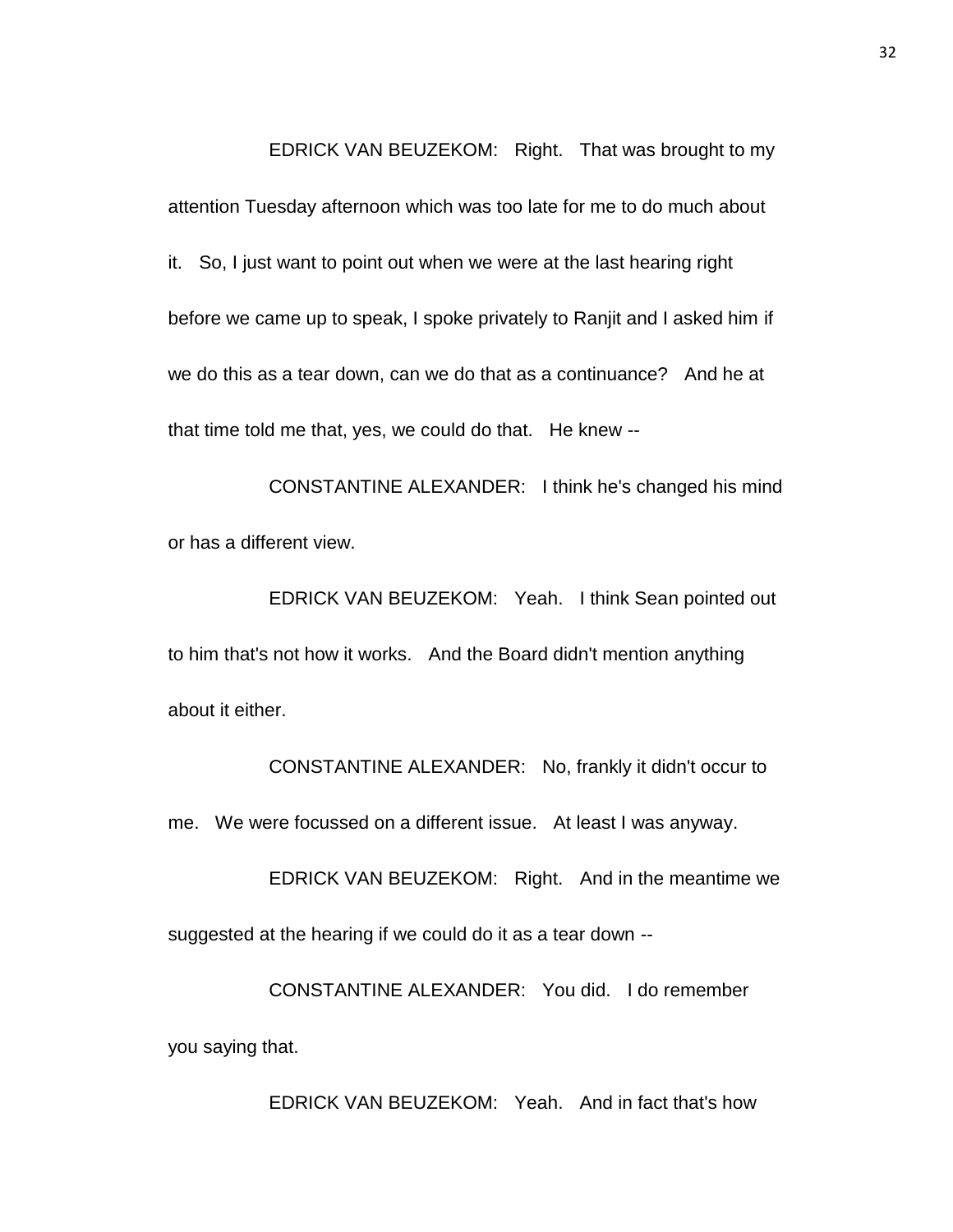EDRICK VAN BEUZEKOM: Right. That was brought to my attention Tuesday afternoon which was too late for me to do much about it. So, I just want to point out when we were at the last hearing right before we came up to speak, I spoke privately to Ranjit and I asked him if we do this as a tear down, can we do that as a continuance? And he at that time told me that, yes, we could do that. He knew --

CONSTANTINE ALEXANDER: I think he's changed his mind or has a different view.

EDRICK VAN BEUZEKOM: Yeah. I think Sean pointed out to him that's not how it works. And the Board didn't mention anything about it either.

CONSTANTINE ALEXANDER: No, frankly it didn't occur to me. We were focussed on a different issue. At least I was anyway.

EDRICK VAN BEUZEKOM: Right. And in the meantime we suggested at the hearing if we could do it as a tear down --

CONSTANTINE ALEXANDER: You did. I do remember you saying that.

EDRICK VAN BEUZEKOM: Yeah. And in fact that's how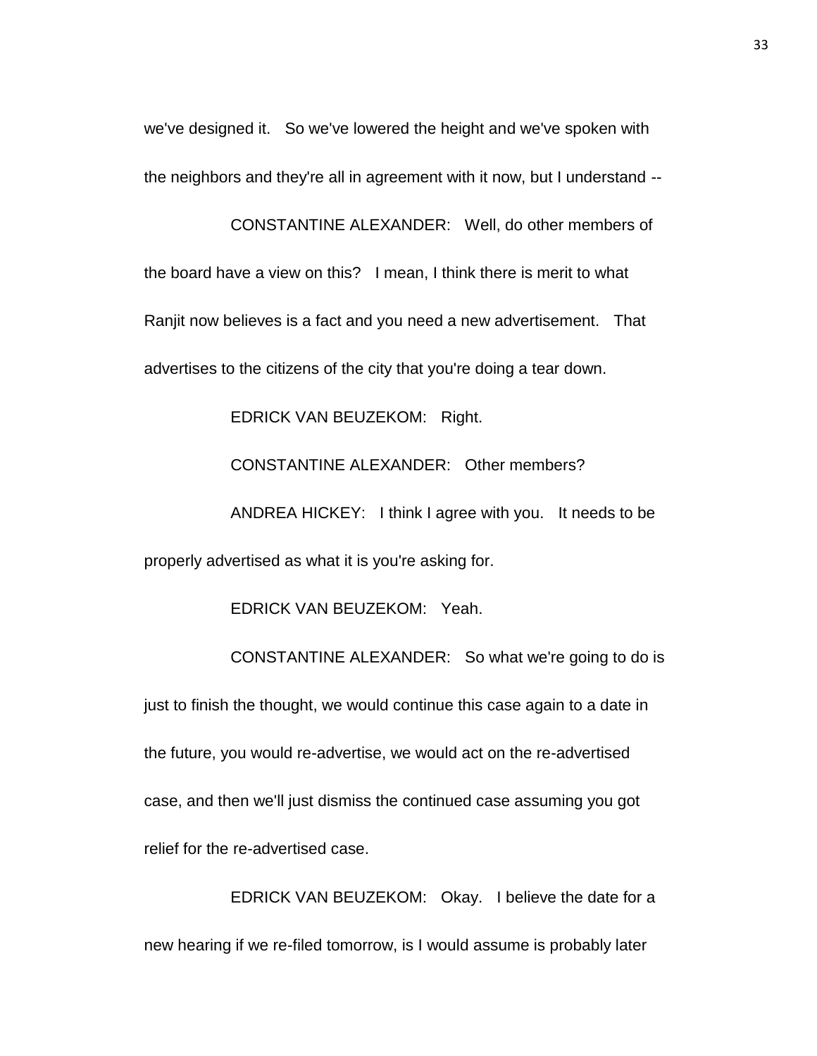we've designed it. So we've lowered the height and we've spoken with the neighbors and they're all in agreement with it now, but I understand --

CONSTANTINE ALEXANDER: Well, do other members of the board have a view on this? I mean, I think there is merit to what Ranjit now believes is a fact and you need a new advertisement. That advertises to the citizens of the city that you're doing a tear down.

EDRICK VAN BEUZEKOM: Right.

CONSTANTINE ALEXANDER: Other members?

ANDREA HICKEY: I think I agree with you. It needs to be properly advertised as what it is you're asking for.

EDRICK VAN BEUZEKOM: Yeah.

CONSTANTINE ALEXANDER: So what we're going to do is just to finish the thought, we would continue this case again to a date in the future, you would re-advertise, we would act on the re-advertised case, and then we'll just dismiss the continued case assuming you got relief for the re-advertised case.

EDRICK VAN BEUZEKOM: Okay. I believe the date for a new hearing if we re-filed tomorrow, is I would assume is probably later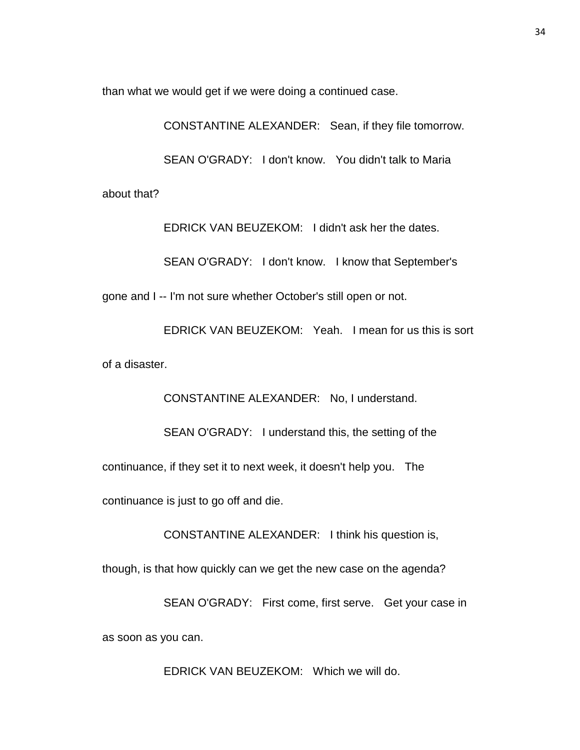than what we would get if we were doing a continued case.

CONSTANTINE ALEXANDER: Sean, if they file tomorrow.

SEAN O'GRADY: I don't know. You didn't talk to Maria about that?

EDRICK VAN BEUZEKOM: I didn't ask her the dates.

SEAN O'GRADY: I don't know. I know that September's gone and I -- I'm not sure whether October's still open or not.

EDRICK VAN BEUZEKOM: Yeah. I mean for us this is sort of a disaster.

CONSTANTINE ALEXANDER: No, I understand.

SEAN O'GRADY: I understand this, the setting of the continuance, if they set it to next week, it doesn't help you. The continuance is just to go off and die.

CONSTANTINE ALEXANDER: I think his question is, though, is that how quickly can we get the new case on the agenda?

SEAN O'GRADY: First come, first serve. Get your case in as soon as you can.

EDRICK VAN BEUZEKOM: Which we will do.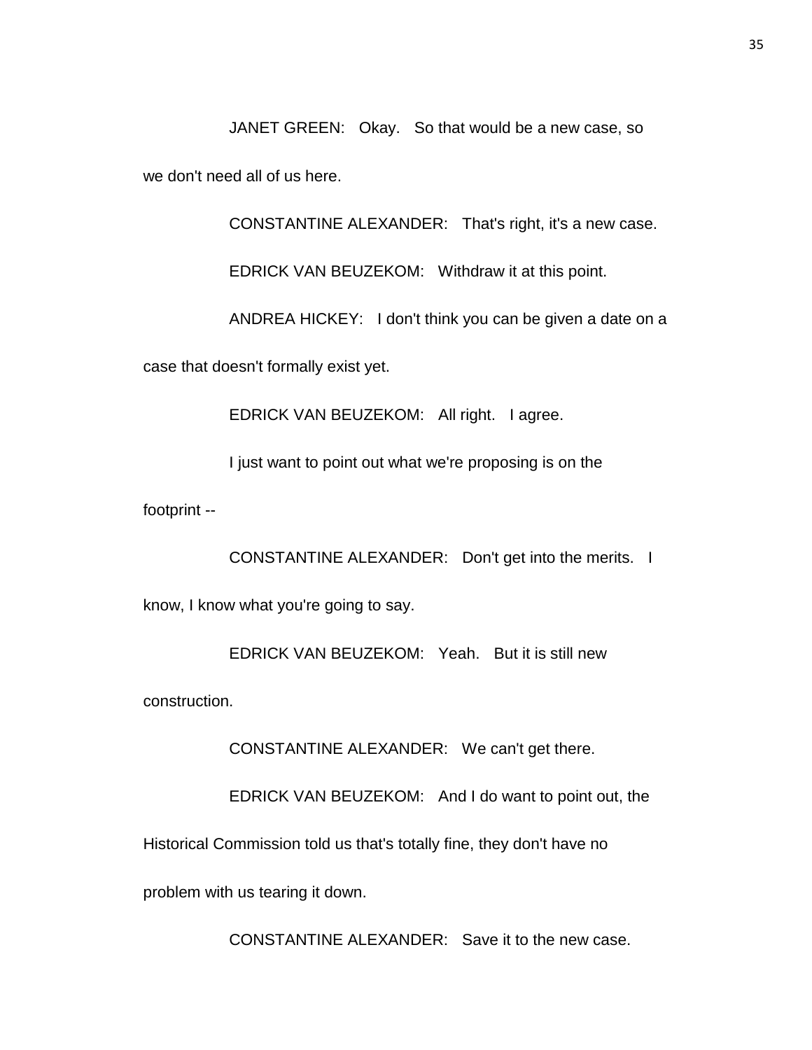JANET GREEN: Okay. So that would be a new case, so we don't need all of us here.

CONSTANTINE ALEXANDER: That's right, it's a new case.

EDRICK VAN BEUZEKOM: Withdraw it at this point.

ANDREA HICKEY: I don't think you can be given a date on a case that doesn't formally exist yet.

EDRICK VAN BEUZEKOM: All right. I agree.

I just want to point out what we're proposing is on the footprint --

CONSTANTINE ALEXANDER: Don't get into the merits. I know, I know what you're going to say.

EDRICK VAN BEUZEKOM: Yeah. But it is still new construction.

CONSTANTINE ALEXANDER: We can't get there.

EDRICK VAN BEUZEKOM: And I do want to point out, the Historical Commission told us that's totally fine, they don't have no problem with us tearing it down.

CONSTANTINE ALEXANDER: Save it to the new case.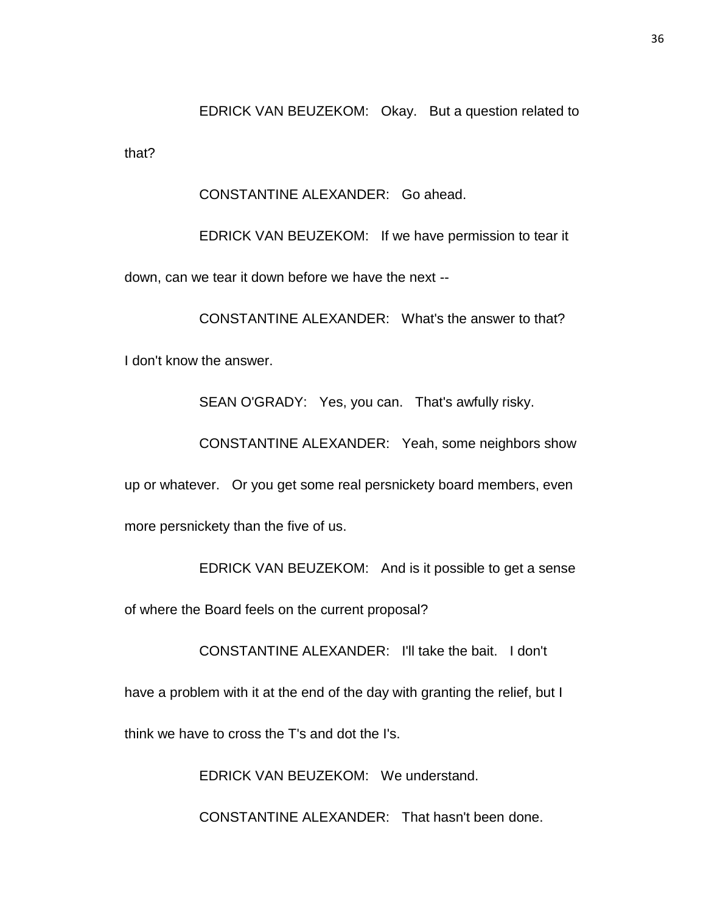EDRICK VAN BEUZEKOM: Okay. But a question related to that?

CONSTANTINE ALEXANDER: Go ahead.

EDRICK VAN BEUZEKOM: If we have permission to tear it down, can we tear it down before we have the next --

CONSTANTINE ALEXANDER: What's the answer to that? I don't know the answer.

SEAN O'GRADY: Yes, you can. That's awfully risky.

CONSTANTINE ALEXANDER: Yeah, some neighbors show up or whatever. Or you get some real persnickety board members, even more persnickety than the five of us.

EDRICK VAN BEUZEKOM: And is it possible to get a sense of where the Board feels on the current proposal?

CONSTANTINE ALEXANDER: I'll take the bait. I don't have a problem with it at the end of the day with granting the relief, but I think we have to cross the T's and dot the I's.

EDRICK VAN BEUZEKOM: We understand.

CONSTANTINE ALEXANDER: That hasn't been done.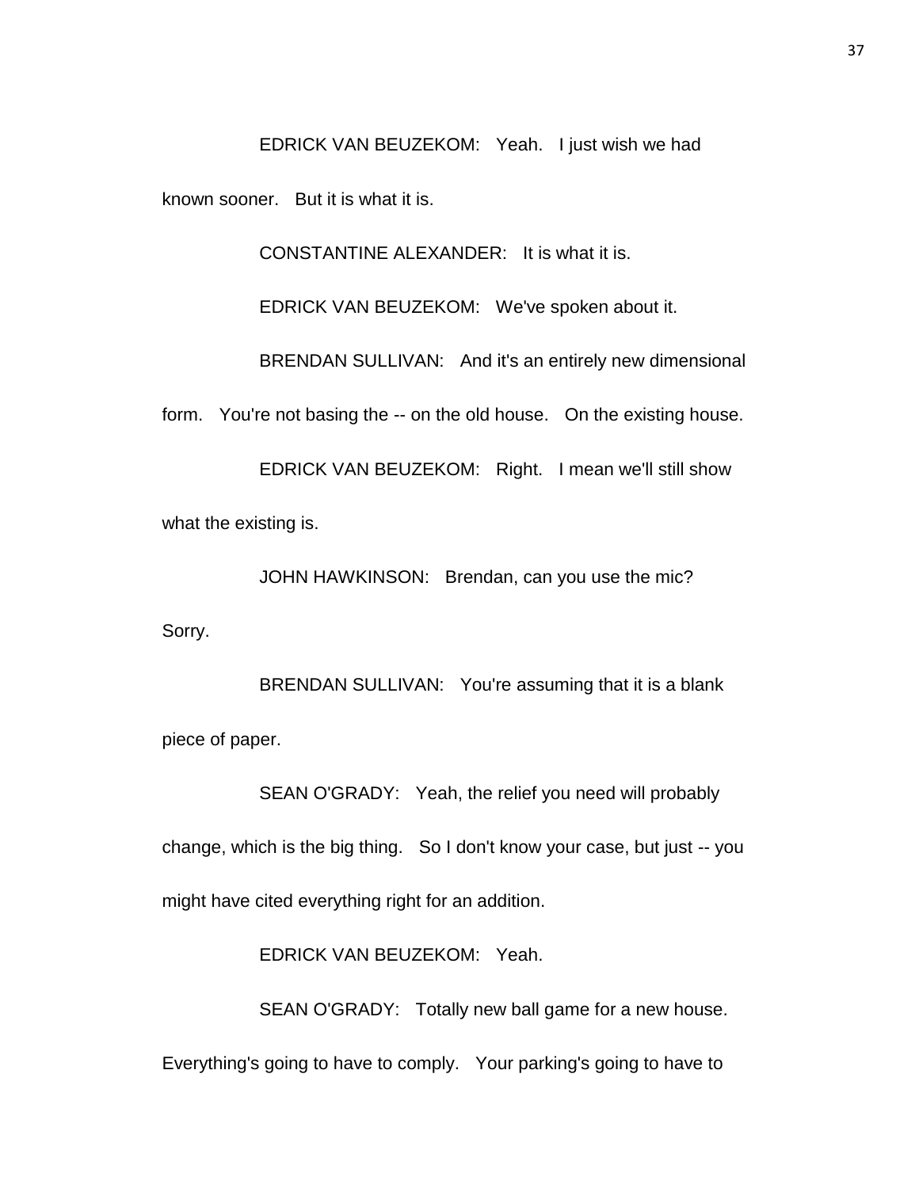EDRICK VAN BEUZEKOM: Yeah. I just wish we had known sooner. But it is what it is.

CONSTANTINE ALEXANDER: It is what it is.

EDRICK VAN BEUZEKOM: We've spoken about it.

BRENDAN SULLIVAN: And it's an entirely new dimensional form. You're not basing the -- on the old house. On the existing house.

EDRICK VAN BEUZEKOM: Right. I mean we'll still show what the existing is.

JOHN HAWKINSON: Brendan, can you use the mic? Sorry.

BRENDAN SULLIVAN: You're assuming that it is a blank piece of paper.

SEAN O'GRADY: Yeah, the relief you need will probably change, which is the big thing. So I don't know your case, but just -- you might have cited everything right for an addition.

EDRICK VAN BEUZEKOM: Yeah.

SEAN O'GRADY: Totally new ball game for a new house. Everything's going to have to comply. Your parking's going to have to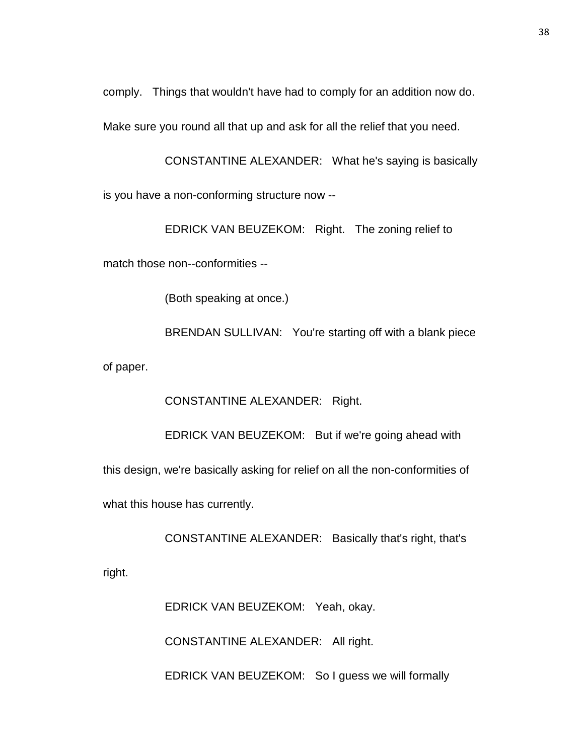comply. Things that wouldn't have had to comply for an addition now do. Make sure you round all that up and ask for all the relief that you need.

CONSTANTINE ALEXANDER: What he's saying is basically is you have a non-conforming structure now --

EDRICK VAN BEUZEKOM: Right. The zoning relief to match those non--conformities --

(Both speaking at once.)

BRENDAN SULLIVAN: You're starting off with a blank piece of paper.

CONSTANTINE ALEXANDER: Right.

EDRICK VAN BEUZEKOM: But if we're going ahead with this design, we're basically asking for relief on all the non-conformities of what this house has currently.

CONSTANTINE ALEXANDER: Basically that's right, that's right.

EDRICK VAN BEUZEKOM: Yeah, okay.

CONSTANTINE ALEXANDER: All right.

EDRICK VAN BEUZEKOM: So I guess we will formally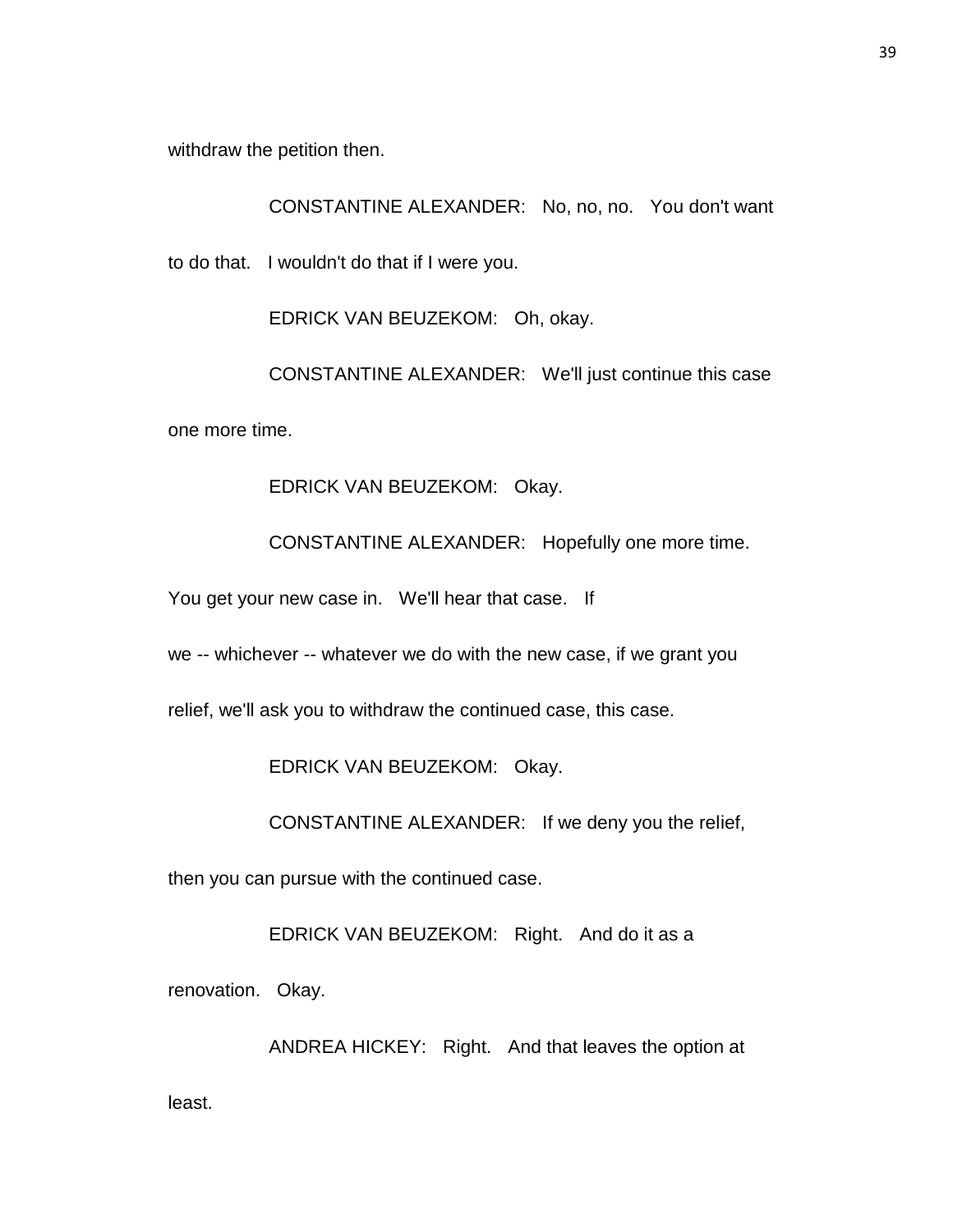withdraw the petition then.

CONSTANTINE ALEXANDER: No, no, no. You don't want to do that. I wouldn't do that if I were you.

EDRICK VAN BEUZEKOM: Oh, okay.

CONSTANTINE ALEXANDER: We'll just continue this case one more time.

EDRICK VAN BEUZEKOM: Okay.

CONSTANTINE ALEXANDER: Hopefully one more time. You get your new case in. We'll hear that case. If we -- whichever -- whatever we do with the new case, if we grant you relief, we'll ask you to withdraw the continued case, this case.

EDRICK VAN BEUZEKOM: Okay.

CONSTANTINE ALEXANDER: If we deny you the relief, then you can pursue with the continued case.

EDRICK VAN BEUZEKOM: Right. And do it as a renovation. Okay.

ANDREA HICKEY: Right. And that leaves the option at least.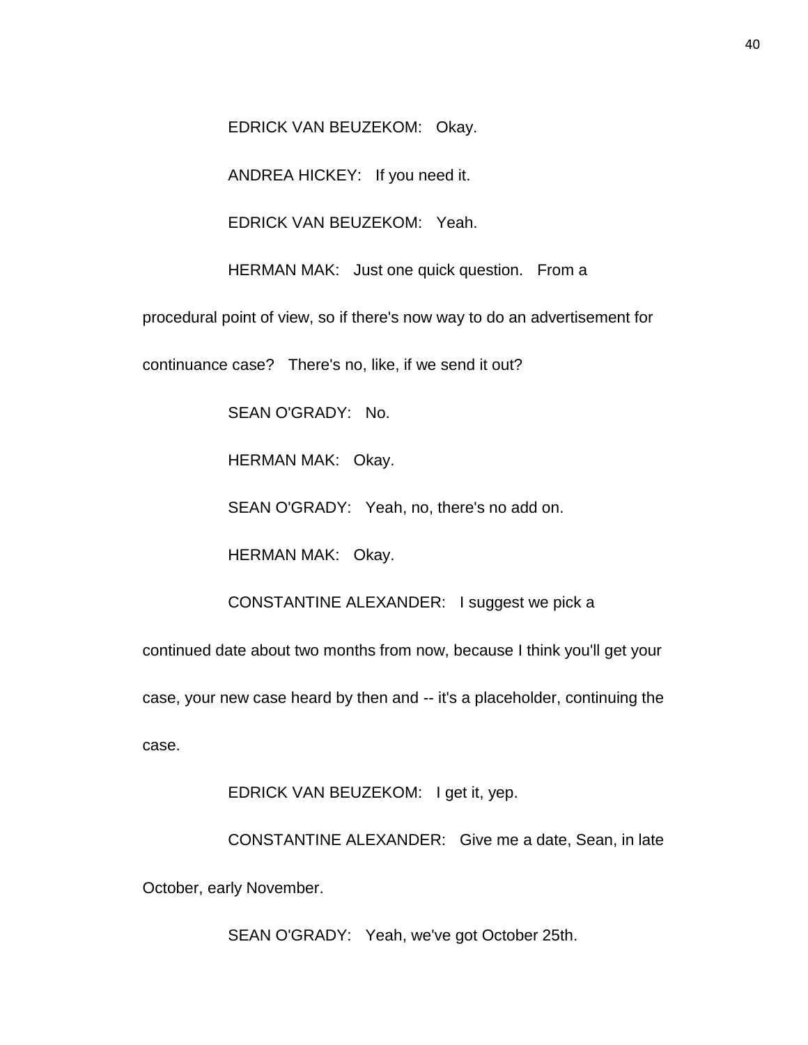EDRICK VAN BEUZEKOM: Okay.

ANDREA HICKEY: If you need it.

EDRICK VAN BEUZEKOM: Yeah.

HERMAN MAK: Just one quick question. From a procedural point of view, so if there's now way to do an advertisement for continuance case? There's no, like, if we send it out?

SEAN O'GRADY: No.

HERMAN MAK: Okay.

SEAN O'GRADY: Yeah, no, there's no add on.

HERMAN MAK: Okay.

CONSTANTINE ALEXANDER: I suggest we pick a continued date about two months from now, because I think you'll get your case, your new case heard by then and -- it's a placeholder, continuing the case.

EDRICK VAN BEUZEKOM: I get it, yep.

CONSTANTINE ALEXANDER: Give me a date, Sean, in late October, early November.

SEAN O'GRADY: Yeah, we've got October 25th.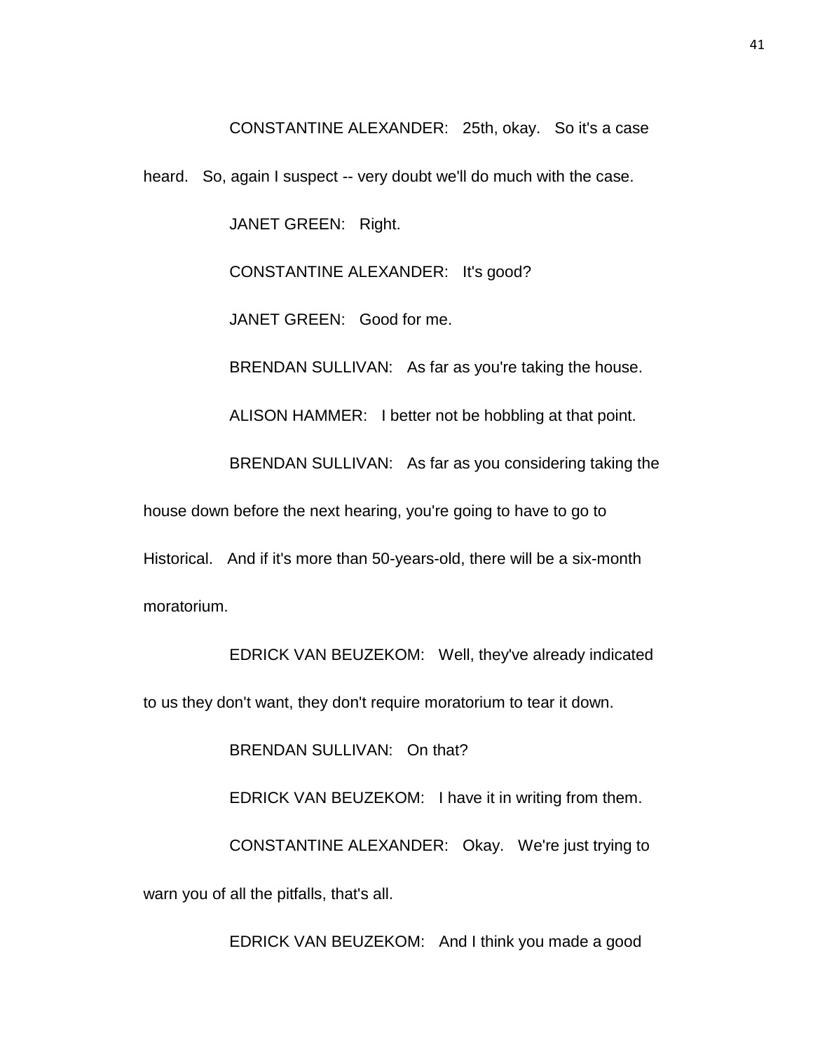CONSTANTINE ALEXANDER: 25th, okay. So it's a case heard. So, again I suspect -- very doubt we'll do much with the case.

JANET GREEN: Right.

CONSTANTINE ALEXANDER: It's good?

JANET GREEN: Good for me.

BRENDAN SULLIVAN: As far as you're taking the house.

ALISON HAMMER: I better not be hobbling at that point.

BRENDAN SULLIVAN: As far as you considering taking the house down before the next hearing, you're going to have to go to Historical. And if it's more than 50-years-old, there will be a six-month moratorium.

EDRICK VAN BEUZEKOM: Well, they've already indicated to us they don't want, they don't require moratorium to tear it down.

BRENDAN SULLIVAN: On that?

EDRICK VAN BEUZEKOM: I have it in writing from them.

CONSTANTINE ALEXANDER: Okay. We're just trying to warn you of all the pitfalls, that's all.

EDRICK VAN BEUZEKOM: And I think you made a good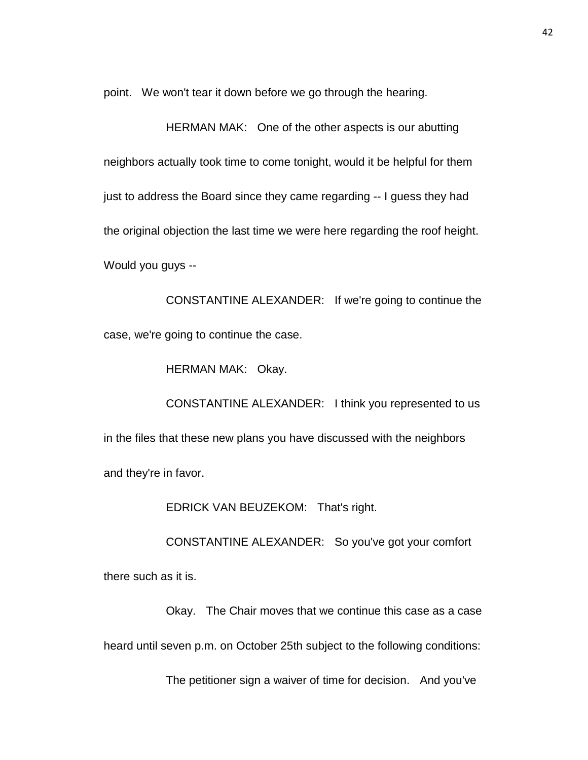point. We won't tear it down before we go through the hearing.

HERMAN MAK: One of the other aspects is our abutting neighbors actually took time to come tonight, would it be helpful for them just to address the Board since they came regarding -- I guess they had the original objection the last time we were here regarding the roof height. Would you guys --

CONSTANTINE ALEXANDER: If we're going to continue the case, we're going to continue the case.

HERMAN MAK: Okay.

CONSTANTINE ALEXANDER: I think you represented to us in the files that these new plans you have discussed with the neighbors and they're in favor.

EDRICK VAN BEUZEKOM: That's right.

CONSTANTINE ALEXANDER: So you've got your comfort there such as it is.

Okay. The Chair moves that we continue this case as a case heard until seven p.m. on October 25th subject to the following conditions:

The petitioner sign a waiver of time for decision. And you've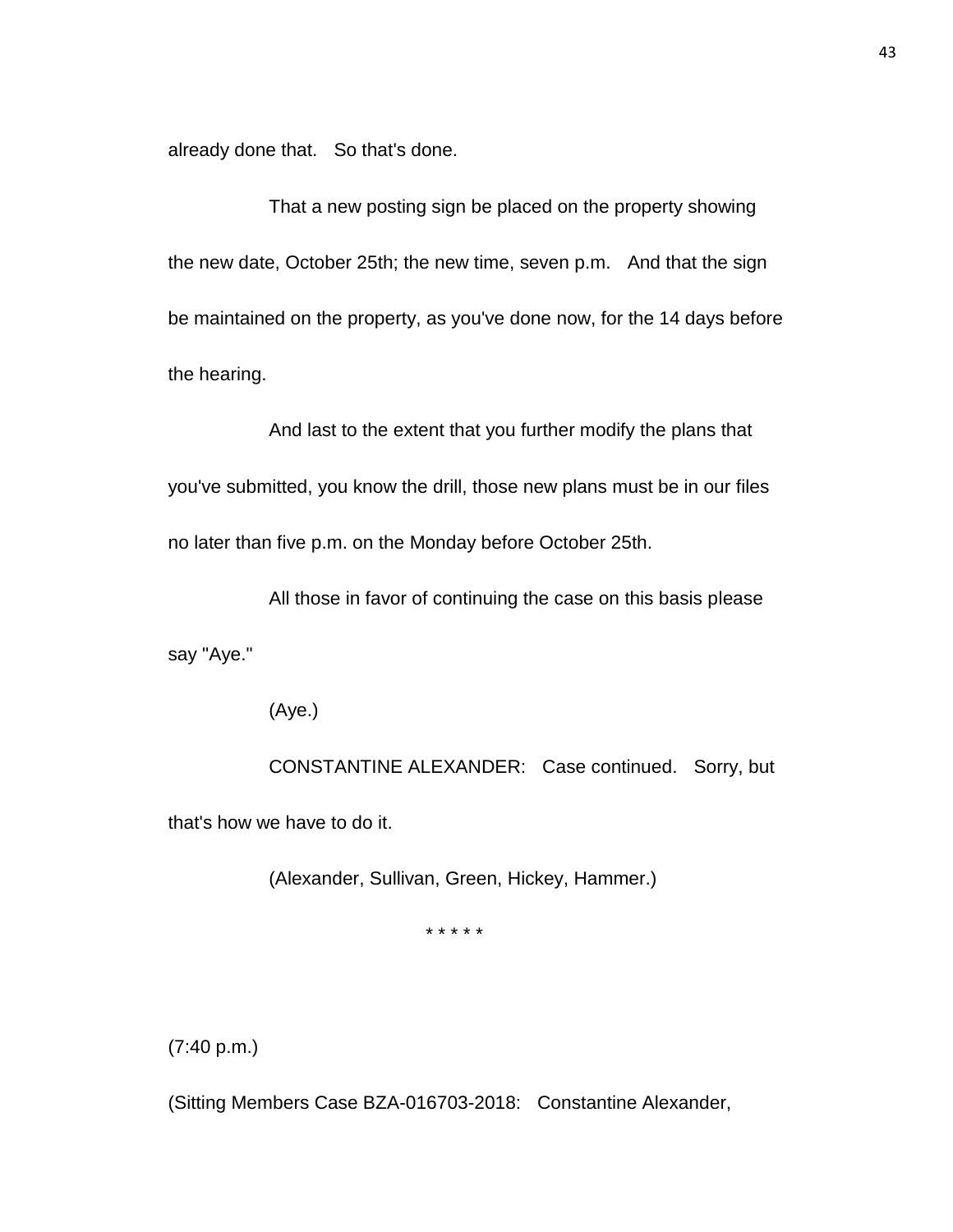already done that. So that's done.

That a new posting sign be placed on the property showing the new date, October 25th; the new time, seven p.m. And that the sign be maintained on the property, as you've done now, for the 14 days before the hearing.

And last to the extent that you further modify the plans that you've submitted, you know the drill, those new plans must be in our files no later than five p.m. on the Monday before October 25th.

All those in favor of continuing the case on this basis please say "Aye."

(Aye.)

CONSTANTINE ALEXANDER: Case continued. Sorry, but that's how we have to do it.

(Alexander, Sullivan, Green, Hickey, Hammer.)

* * * * *

(7:40 p.m.)

(Sitting Members Case BZA-016703-2018: Constantine Alexander,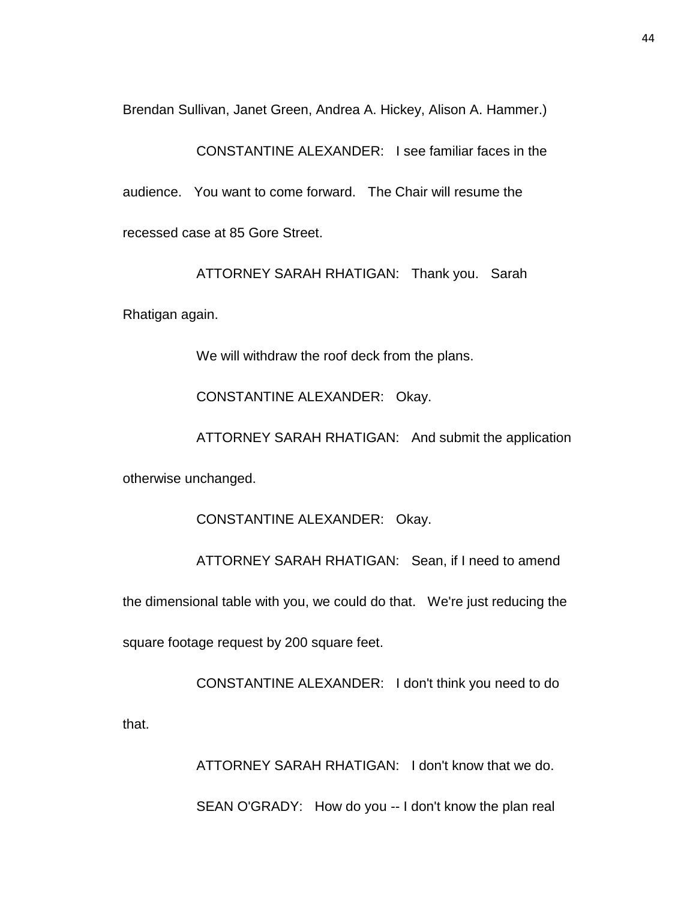Brendan Sullivan, Janet Green, Andrea A. Hickey, Alison A. Hammer.)

CONSTANTINE ALEXANDER: I see familiar faces in the audience. You want to come forward. The Chair will resume the recessed case at 85 Gore Street.

ATTORNEY SARAH RHATIGAN: Thank you. Sarah Rhatigan again.

We will withdraw the roof deck from the plans.

CONSTANTINE ALEXANDER: Okay.

ATTORNEY SARAH RHATIGAN: And submit the application otherwise unchanged.

CONSTANTINE ALEXANDER: Okay.

ATTORNEY SARAH RHATIGAN: Sean, if I need to amend the dimensional table with you, we could do that. We're just reducing the square footage request by 200 square feet.

CONSTANTINE ALEXANDER: I don't think you need to do that.

ATTORNEY SARAH RHATIGAN: I don't know that we do.

SEAN O'GRADY: How do you -- I don't know the plan real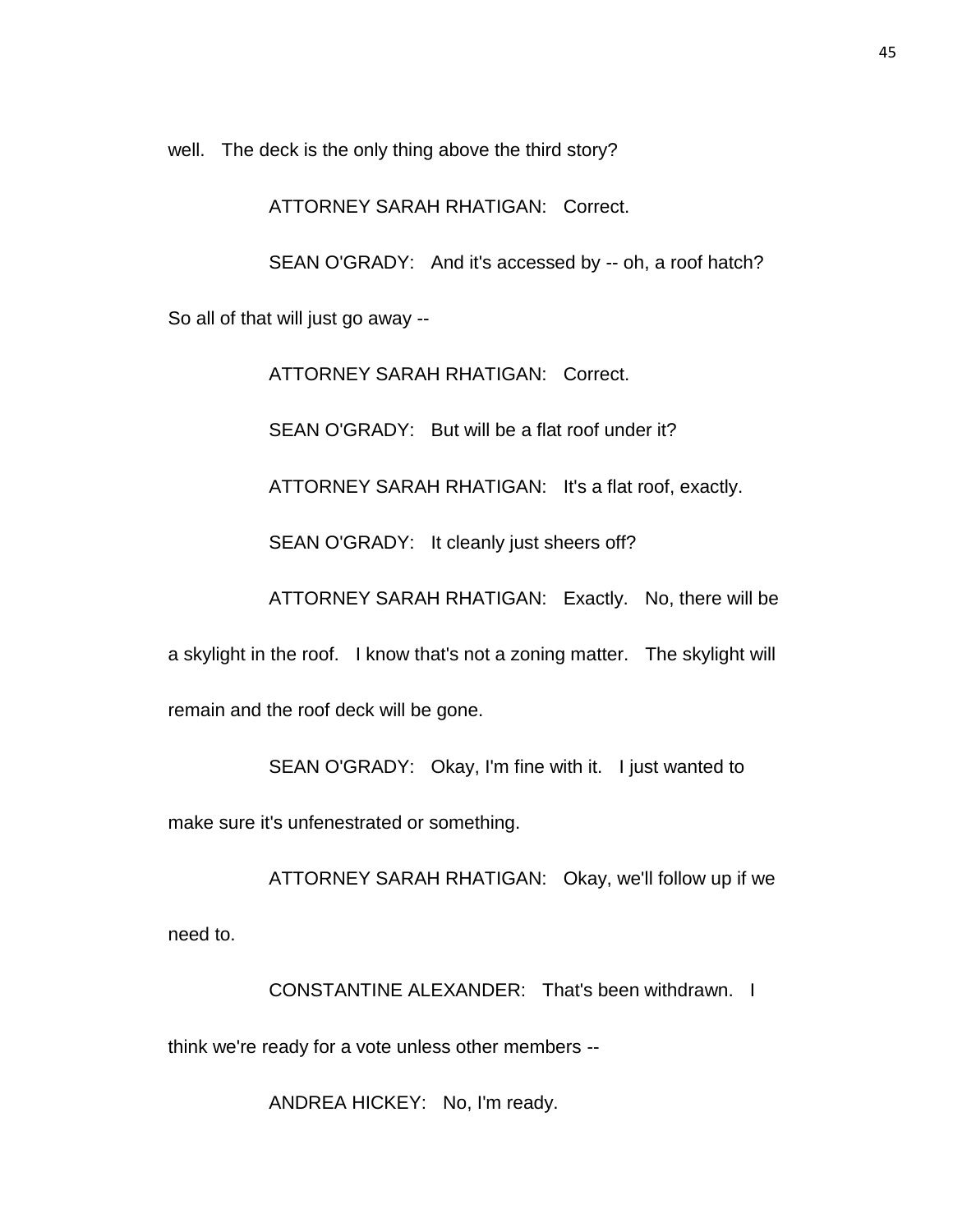well. The deck is the only thing above the third story?

ATTORNEY SARAH RHATIGAN: Correct.

SEAN O'GRADY: And it's accessed by -- oh, a roof hatch? So all of that will just go away --

ATTORNEY SARAH RHATIGAN: Correct.

SEAN O'GRADY: But will be a flat roof under it?

ATTORNEY SARAH RHATIGAN: It's a flat roof, exactly.

SEAN O'GRADY: It cleanly just sheers off?

ATTORNEY SARAH RHATIGAN: Exactly. No, there will be a skylight in the roof. I know that's not a zoning matter. The skylight will remain and the roof deck will be gone.

SEAN O'GRADY: Okay, I'm fine with it. I just wanted to make sure it's unfenestrated or something.

ATTORNEY SARAH RHATIGAN: Okay, we'll follow up if we need to.

CONSTANTINE ALEXANDER: That's been withdrawn. I think we're ready for a vote unless other members --

ANDREA HICKEY: No, I'm ready.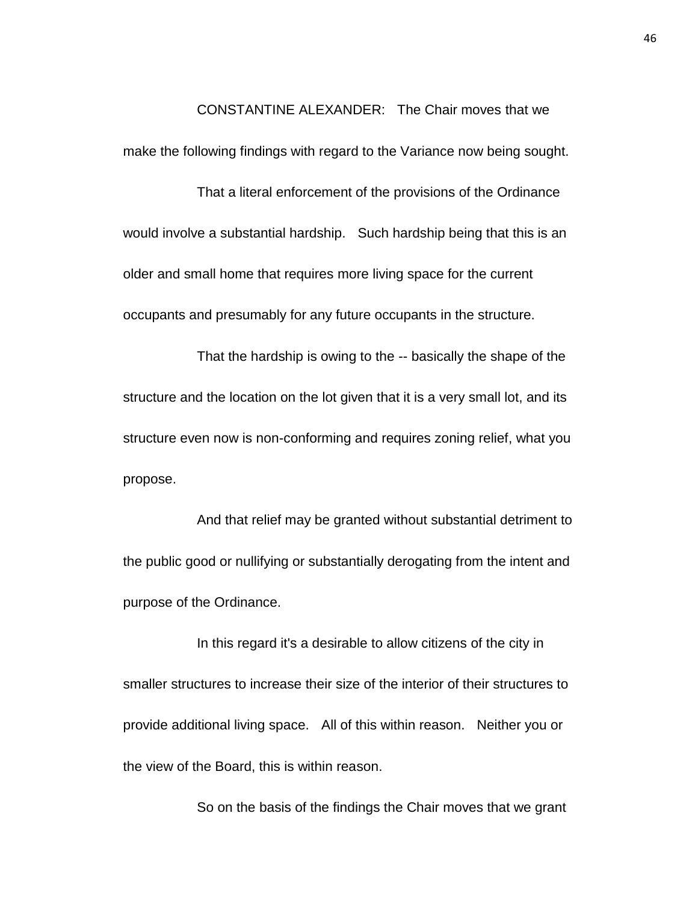CONSTANTINE ALEXANDER: The Chair moves that we make the following findings with regard to the Variance now being sought.

That a literal enforcement of the provisions of the Ordinance would involve a substantial hardship. Such hardship being that this is an older and small home that requires more living space for the current occupants and presumably for any future occupants in the structure.

That the hardship is owing to the -- basically the shape of the structure and the location on the lot given that it is a very small lot, and its structure even now is non-conforming and requires zoning relief, what you propose.

And that relief may be granted without substantial detriment to the public good or nullifying or substantially derogating from the intent and purpose of the Ordinance.

In this regard it's a desirable to allow citizens of the city in smaller structures to increase their size of the interior of their structures to provide additional living space. All of this within reason. Neither you or the view of the Board, this is within reason.

So on the basis of the findings the Chair moves that we grant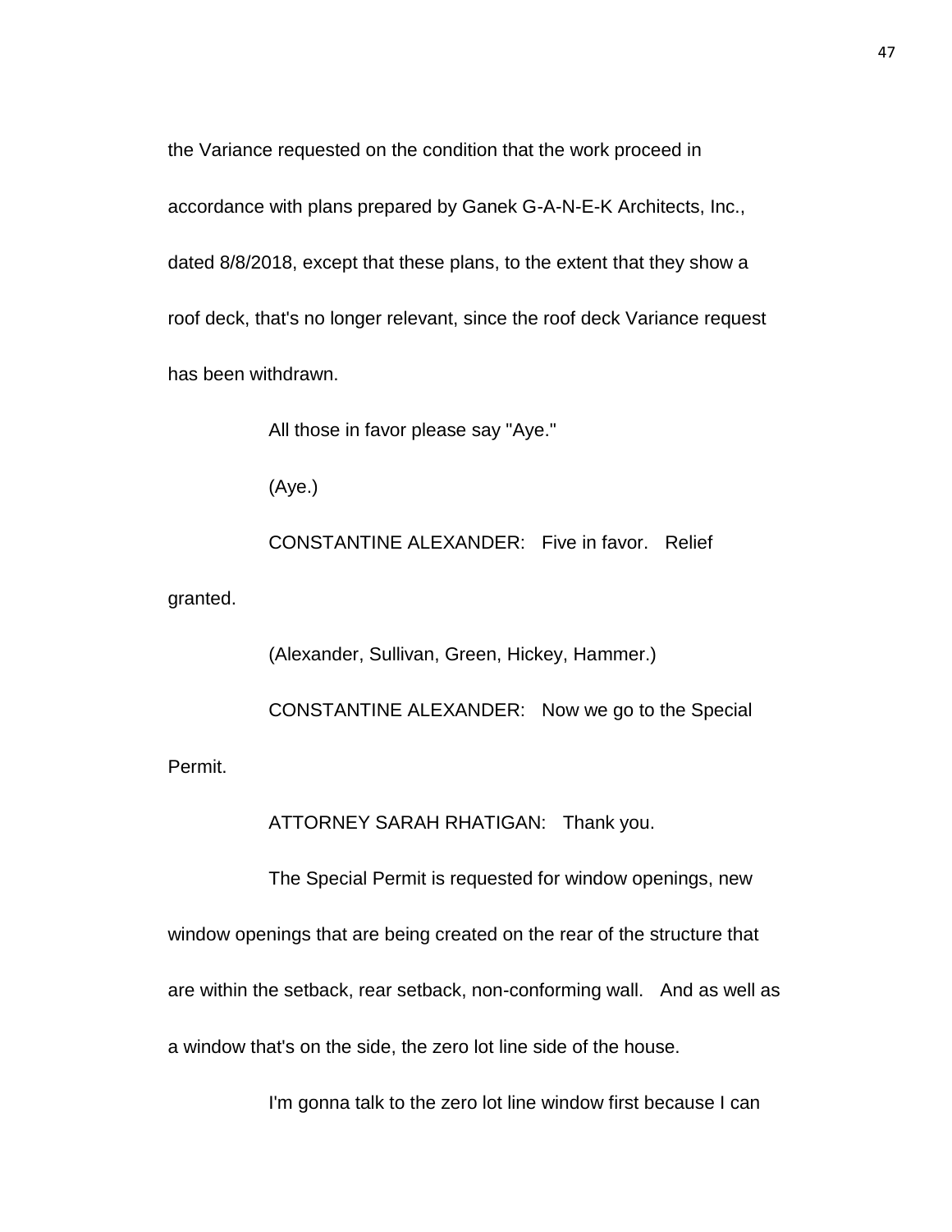the Variance requested on the condition that the work proceed in accordance with plans prepared by Ganek G-A-N-E-K Architects, Inc., dated 8/8/2018, except that these plans, to the extent that they show a roof deck, that's no longer relevant, since the roof deck Variance request has been withdrawn.

All those in favor please say "Aye."

(Aye.)

CONSTANTINE ALEXANDER: Five in favor. Relief granted.

(Alexander, Sullivan, Green, Hickey, Hammer.)

CONSTANTINE ALEXANDER: Now we go to the Special Permit.

ATTORNEY SARAH RHATIGAN: Thank you.

The Special Permit is requested for window openings, new window openings that are being created on the rear of the structure that are within the setback, rear setback, non-conforming wall. And as well as a window that's on the side, the zero lot line side of the house.

I'm gonna talk to the zero lot line window first because I can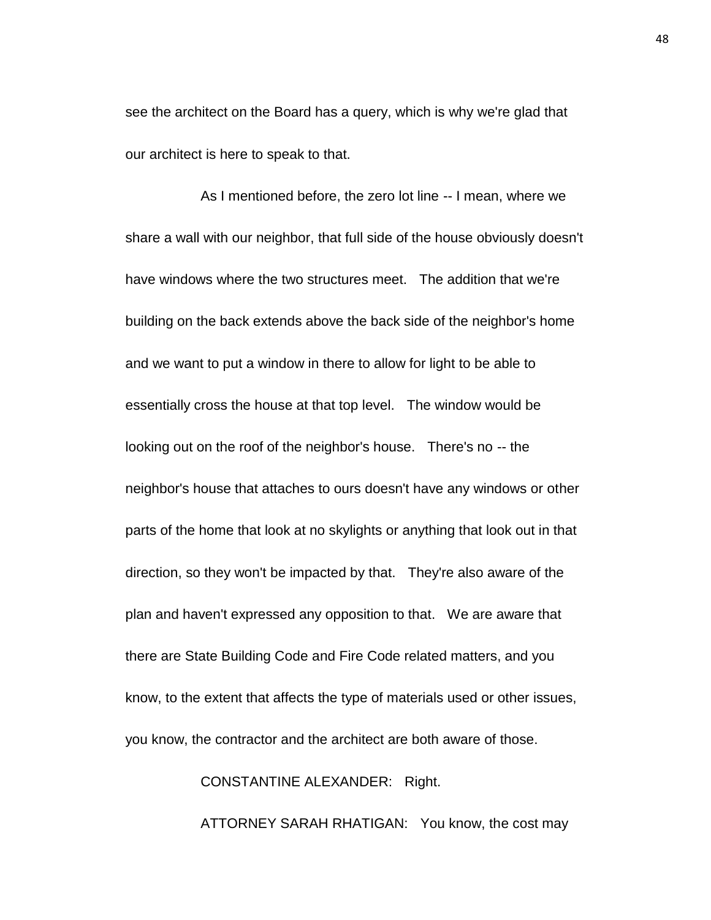see the architect on the Board has a query, which is why we're glad that our architect is here to speak to that.

As I mentioned before, the zero lot line -- I mean, where we share a wall with our neighbor, that full side of the house obviously doesn't have windows where the two structures meet. The addition that we're building on the back extends above the back side of the neighbor's home and we want to put a window in there to allow for light to be able to essentially cross the house at that top level. The window would be looking out on the roof of the neighbor's house. There's no -- the neighbor's house that attaches to ours doesn't have any windows or other parts of the home that look at no skylights or anything that look out in that direction, so they won't be impacted by that. They're also aware of the plan and haven't expressed any opposition to that. We are aware that there are State Building Code and Fire Code related matters, and you know, to the extent that affects the type of materials used or other issues, you know, the contractor and the architect are both aware of those.

CONSTANTINE ALEXANDER: Right.

ATTORNEY SARAH RHATIGAN: You know, the cost may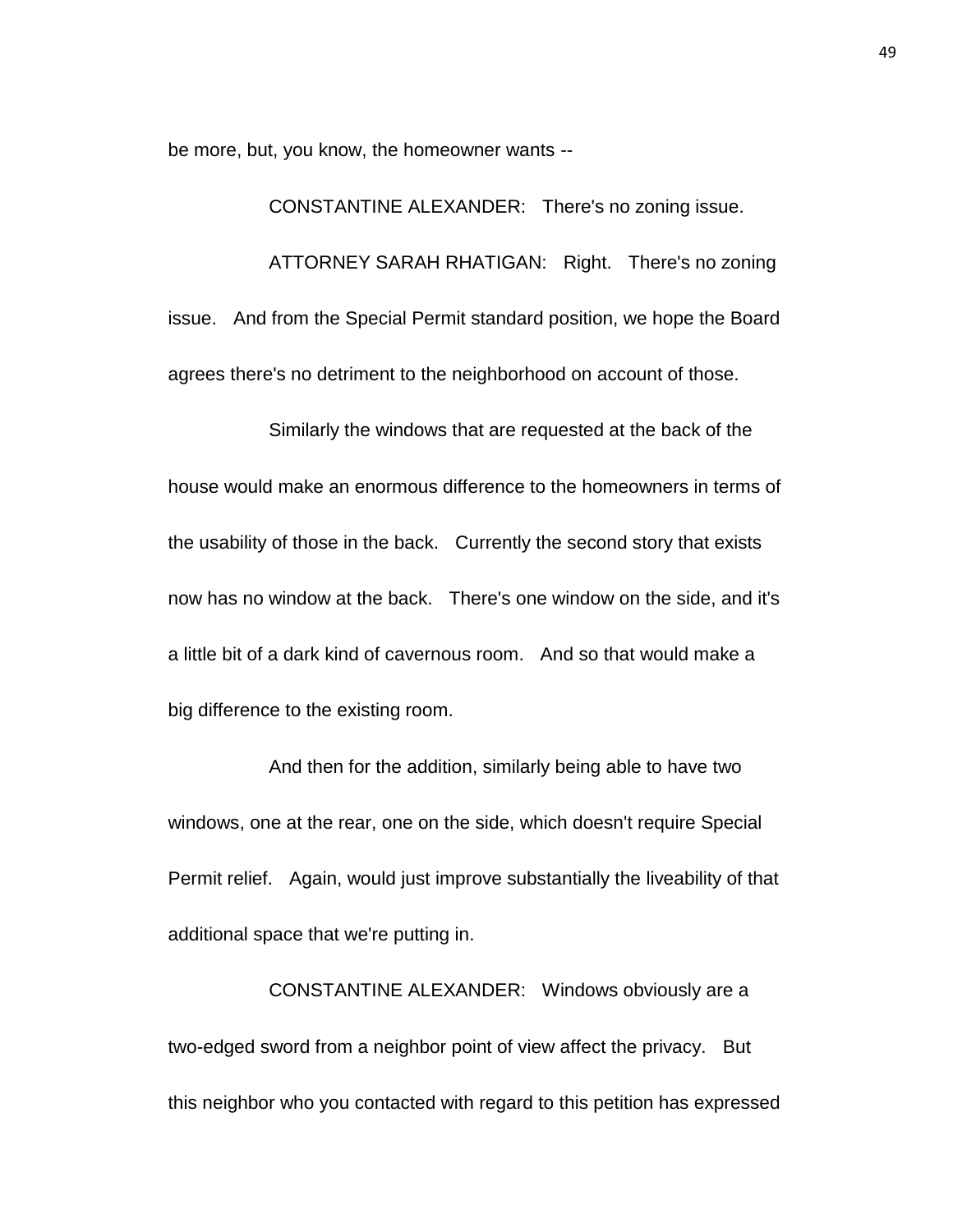be more, but, you know, the homeowner wants --

CONSTANTINE ALEXANDER: There's no zoning issue.

ATTORNEY SARAH RHATIGAN: Right. There's no zoning issue. And from the Special Permit standard position, we hope the Board agrees there's no detriment to the neighborhood on account of those.

Similarly the windows that are requested at the back of the house would make an enormous difference to the homeowners in terms of the usability of those in the back. Currently the second story that exists now has no window at the back. There's one window on the side, and it's a little bit of a dark kind of cavernous room. And so that would make a big difference to the existing room.

And then for the addition, similarly being able to have two windows, one at the rear, one on the side, which doesn't require Special Permit relief. Again, would just improve substantially the liveability of that additional space that we're putting in.

CONSTANTINE ALEXANDER: Windows obviously are a two-edged sword from a neighbor point of view affect the privacy. But this neighbor who you contacted with regard to this petition has expressed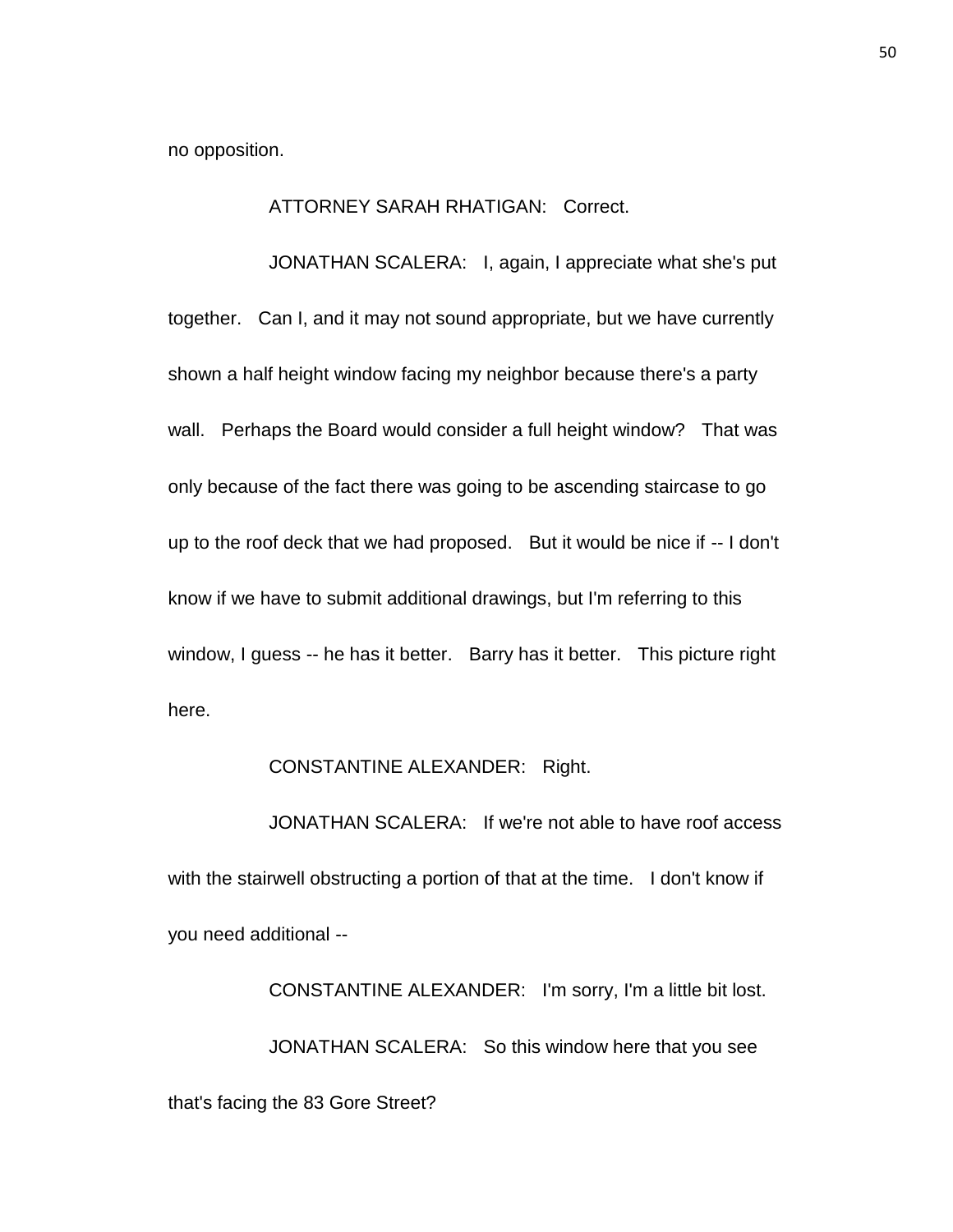no opposition.

ATTORNEY SARAH RHATIGAN: Correct.

JONATHAN SCALERA: I, again, I appreciate what she's put together. Can I, and it may not sound appropriate, but we have currently shown a half height window facing my neighbor because there's a party wall. Perhaps the Board would consider a full height window? That was only because of the fact there was going to be ascending staircase to go up to the roof deck that we had proposed. But it would be nice if -- I don't know if we have to submit additional drawings, but I'm referring to this window, I guess -- he has it better. Barry has it better. This picture right here.

CONSTANTINE ALEXANDER: Right.

JONATHAN SCALERA: If we're not able to have roof access with the stairwell obstructing a portion of that at the time. I don't know if you need additional --

CONSTANTINE ALEXANDER: I'm sorry, I'm a little bit lost.

JONATHAN SCALERA: So this window here that you see that's facing the 83 Gore Street?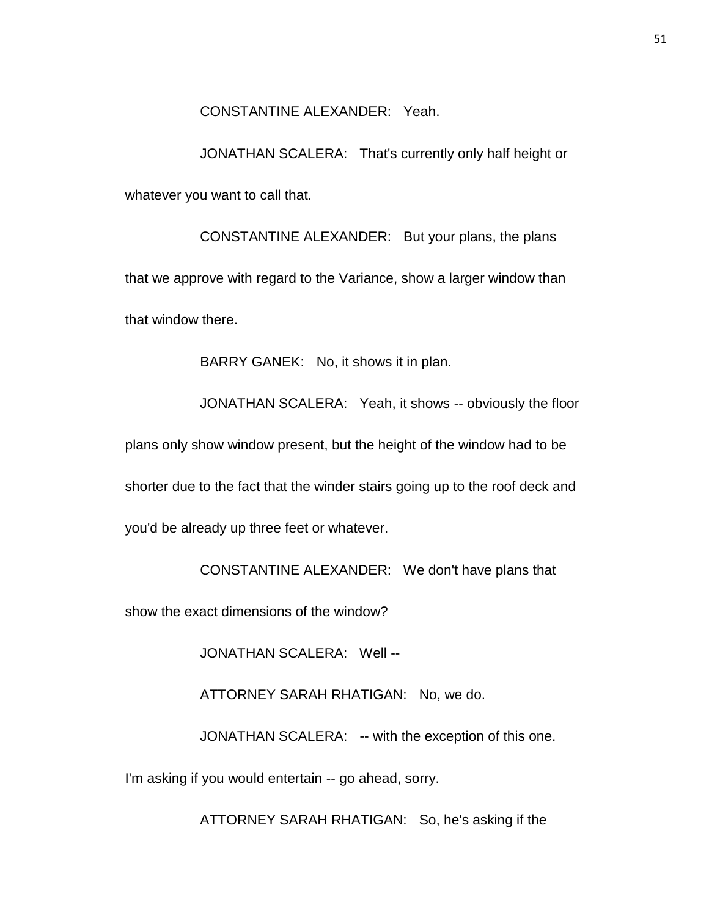CONSTANTINE ALEXANDER: Yeah.

JONATHAN SCALERA: That's currently only half height or whatever you want to call that.

CONSTANTINE ALEXANDER: But your plans, the plans that we approve with regard to the Variance, show a larger window than that window there.

BARRY GANEK: No, it shows it in plan.

JONATHAN SCALERA: Yeah, it shows -- obviously the floor plans only show window present, but the height of the window had to be shorter due to the fact that the winder stairs going up to the roof deck and you'd be already up three feet or whatever.

CONSTANTINE ALEXANDER: We don't have plans that show the exact dimensions of the window?

JONATHAN SCALERA: Well --

ATTORNEY SARAH RHATIGAN: No, we do.

JONATHAN SCALERA: -- with the exception of this one. I'm asking if you would entertain -- go ahead, sorry.

ATTORNEY SARAH RHATIGAN: So, he's asking if the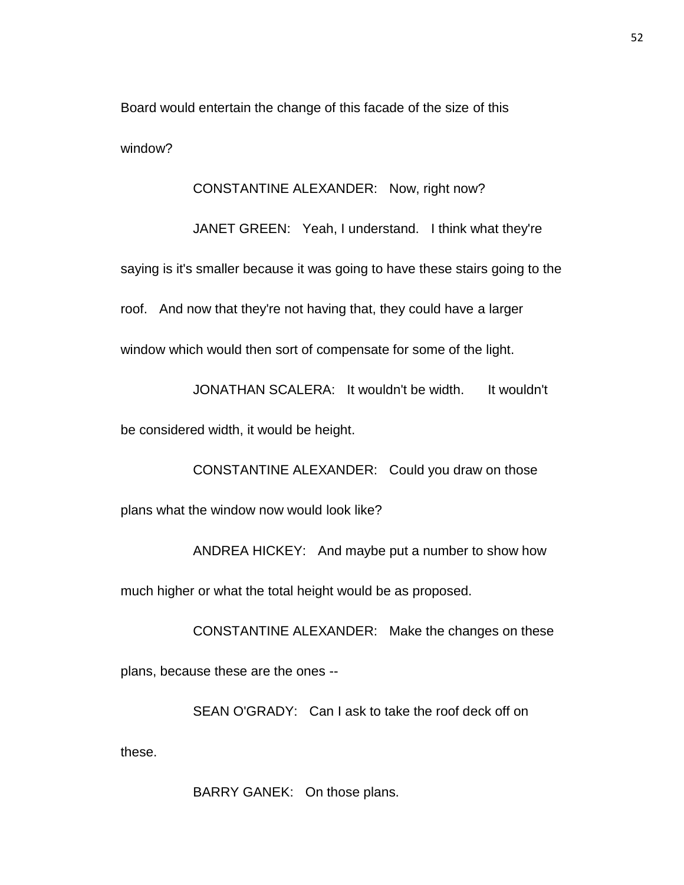Board would entertain the change of this facade of the size of this window?

CONSTANTINE ALEXANDER: Now, right now?

JANET GREEN: Yeah, I understand. I think what they're saying is it's smaller because it was going to have these stairs going to the roof. And now that they're not having that, they could have a larger window which would then sort of compensate for some of the light.

JONATHAN SCALERA: It wouldn't be width. It wouldn't be considered width, it would be height.

CONSTANTINE ALEXANDER: Could you draw on those plans what the window now would look like?

ANDREA HICKEY: And maybe put a number to show how much higher or what the total height would be as proposed.

CONSTANTINE ALEXANDER: Make the changes on these plans, because these are the ones --

SEAN O'GRADY: Can I ask to take the roof deck off on these.

BARRY GANEK: On those plans.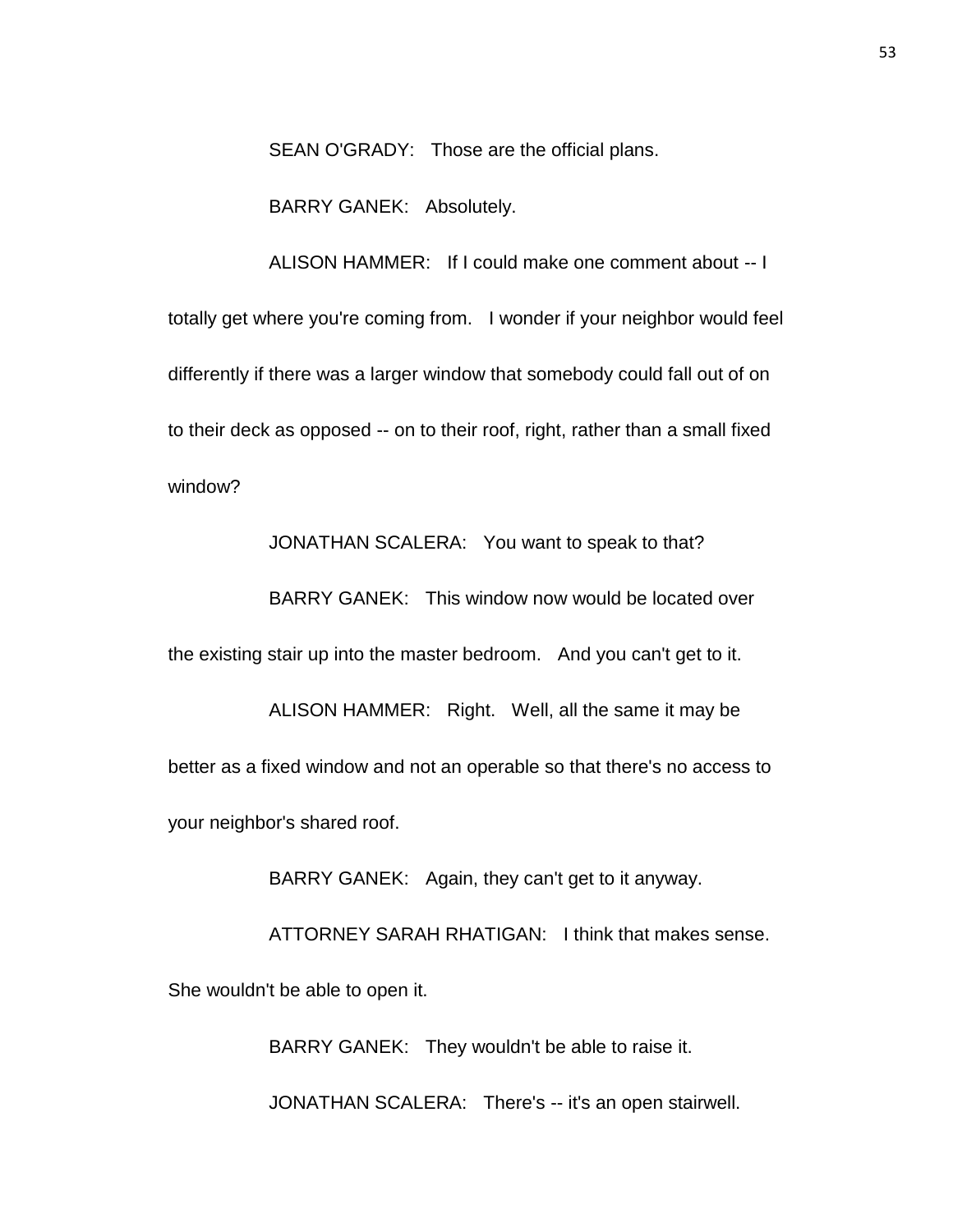SEAN O'GRADY: Those are the official plans.

BARRY GANEK: Absolutely.

ALISON HAMMER: If I could make one comment about -- I totally get where you're coming from. I wonder if your neighbor would feel differently if there was a larger window that somebody could fall out of on to their deck as opposed -- on to their roof, right, rather than a small fixed window?

JONATHAN SCALERA: You want to speak to that?

BARRY GANEK: This window now would be located over the existing stair up into the master bedroom. And you can't get to it.

ALISON HAMMER: Right. Well, all the same it may be better as a fixed window and not an operable so that there's no access to your neighbor's shared roof.

BARRY GANEK: Again, they can't get to it anyway.

ATTORNEY SARAH RHATIGAN: I think that makes sense. She wouldn't be able to open it.

BARRY GANEK: They wouldn't be able to raise it.

JONATHAN SCALERA: There's -- it's an open stairwell.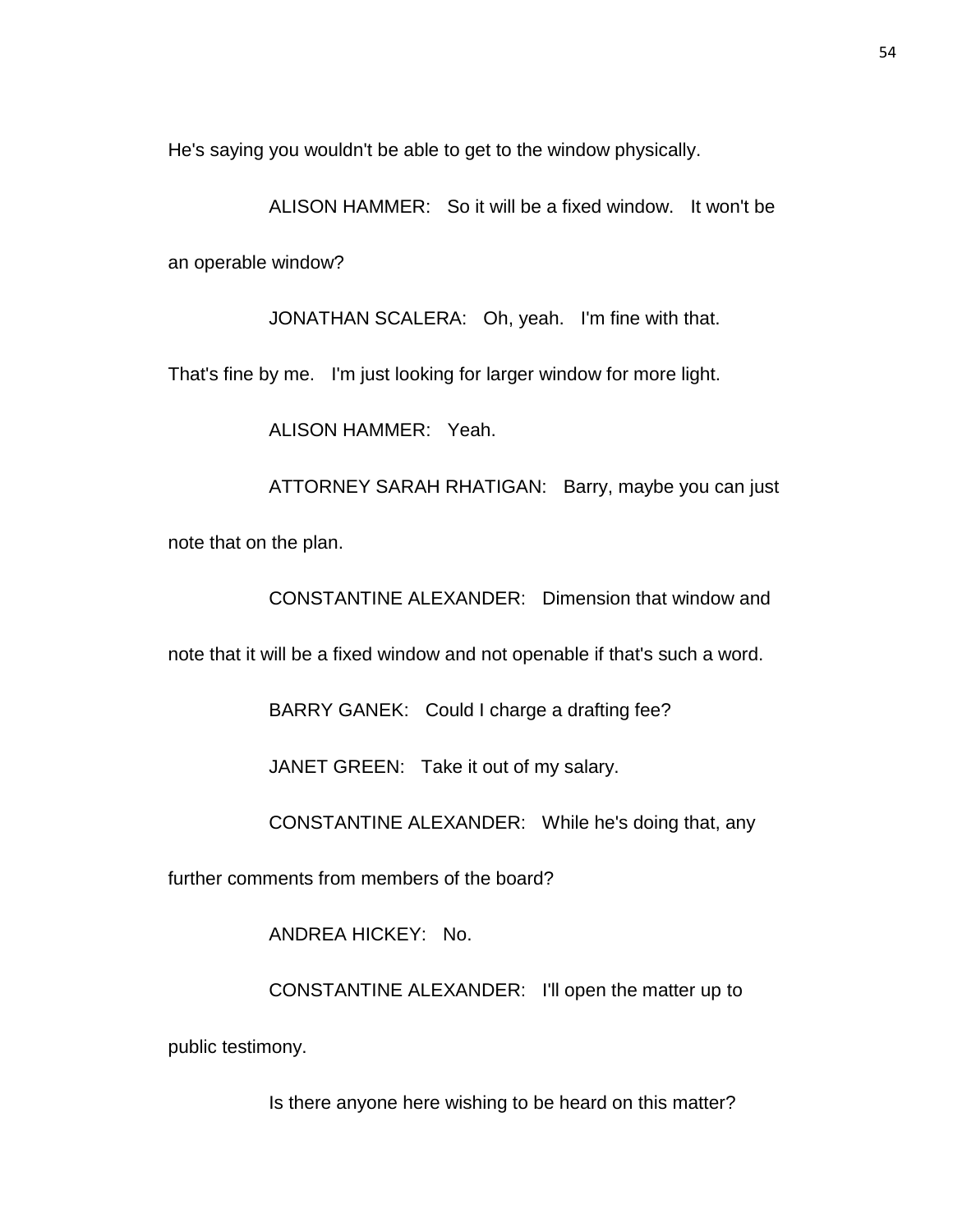He's saying you wouldn't be able to get to the window physically.

ALISON HAMMER: So it will be a fixed window. It won't be an operable window?

JONATHAN SCALERA: Oh, yeah. I'm fine with that. That's fine by me. I'm just looking for larger window for more light.

ALISON HAMMER: Yeah.

ATTORNEY SARAH RHATIGAN: Barry, maybe you can just note that on the plan.

CONSTANTINE ALEXANDER: Dimension that window and note that it will be a fixed window and not openable if that's such a word.

BARRY GANEK: Could I charge a drafting fee?

JANET GREEN: Take it out of my salary.

CONSTANTINE ALEXANDER: While he's doing that, any further comments from members of the board?

ANDREA HICKEY: No.

CONSTANTINE ALEXANDER: I'll open the matter up to public testimony.

Is there anyone here wishing to be heard on this matter?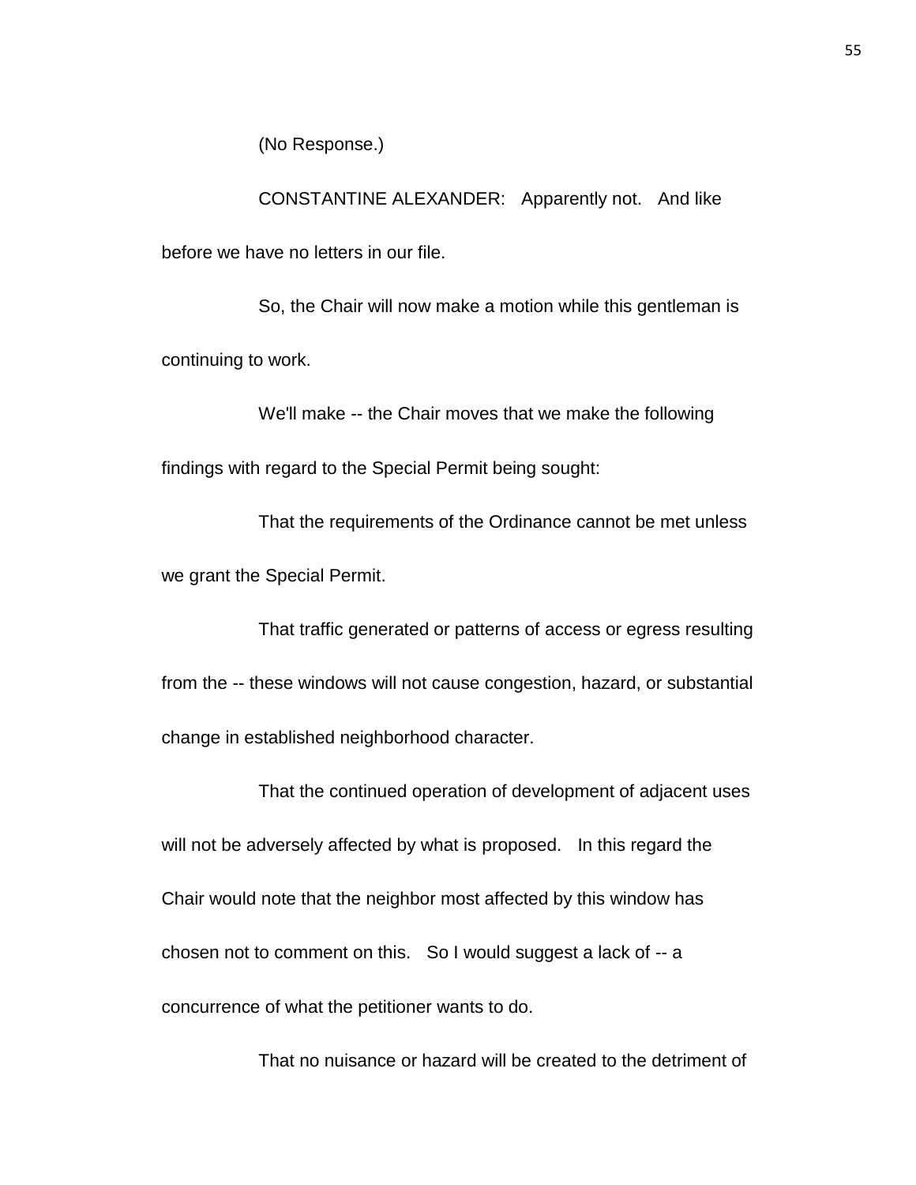(No Response.)

CONSTANTINE ALEXANDER: Apparently not. And like before we have no letters in our file.

So, the Chair will now make a motion while this gentleman is continuing to work.

We'll make -- the Chair moves that we make the following findings with regard to the Special Permit being sought:

That the requirements of the Ordinance cannot be met unless we grant the Special Permit.

That traffic generated or patterns of access or egress resulting from the -- these windows will not cause congestion, hazard, or substantial change in established neighborhood character.

That the continued operation of development of adjacent uses will not be adversely affected by what is proposed. In this regard the Chair would note that the neighbor most affected by this window has chosen not to comment on this. So I would suggest a lack of -- a concurrence of what the petitioner wants to do.

That no nuisance or hazard will be created to the detriment of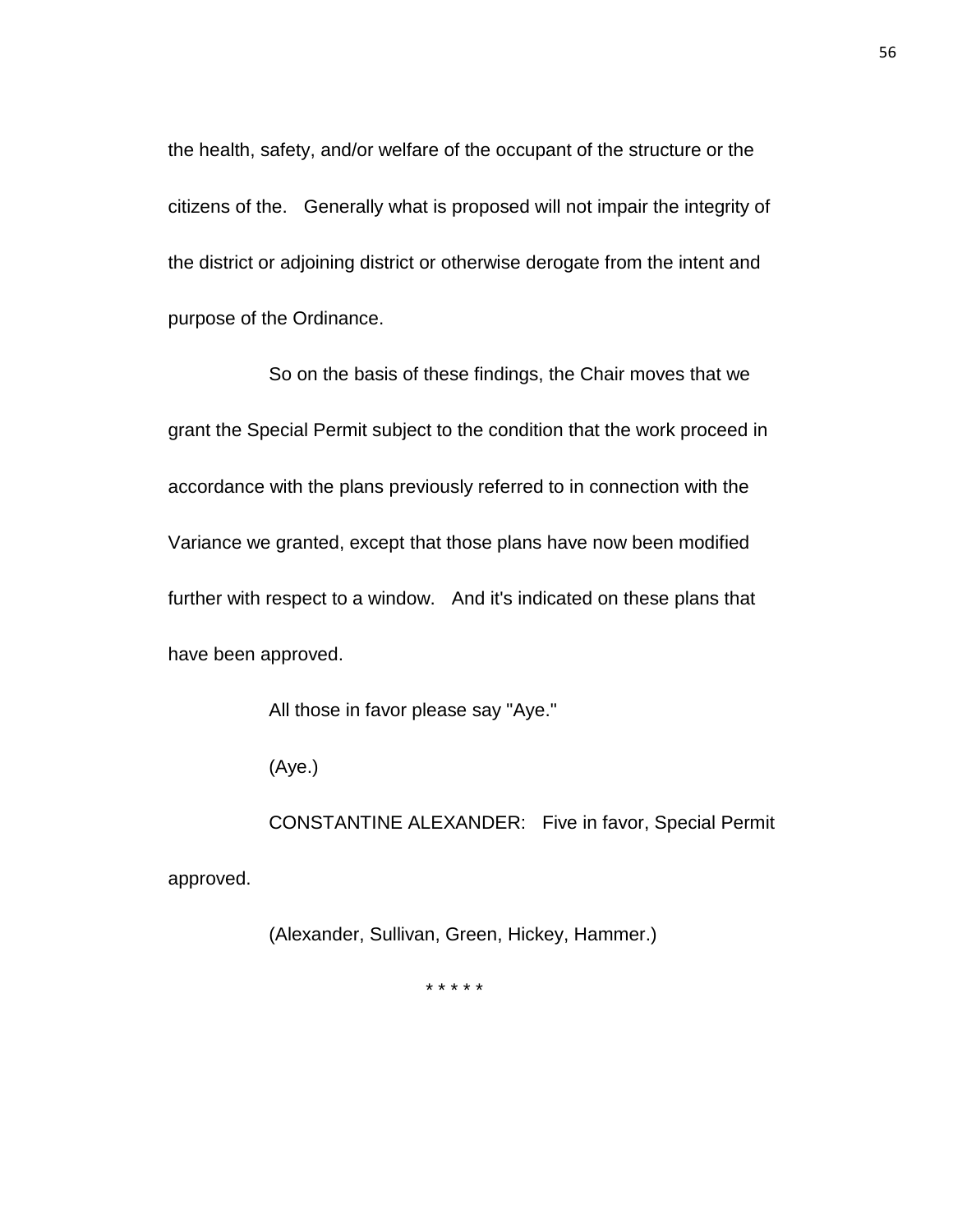the health, safety, and/or welfare of the occupant of the structure or the citizens of the. Generally what is proposed will not impair the integrity of the district or adjoining district or otherwise derogate from the intent and purpose of the Ordinance.

So on the basis of these findings, the Chair moves that we grant the Special Permit subject to the condition that the work proceed in accordance with the plans previously referred to in connection with the Variance we granted, except that those plans have now been modified further with respect to a window. And it's indicated on these plans that have been approved.

All those in favor please say "Aye."

(Aye.)

CONSTANTINE ALEXANDER: Five in favor, Special Permit approved.

(Alexander, Sullivan, Green, Hickey, Hammer.)

* * * * *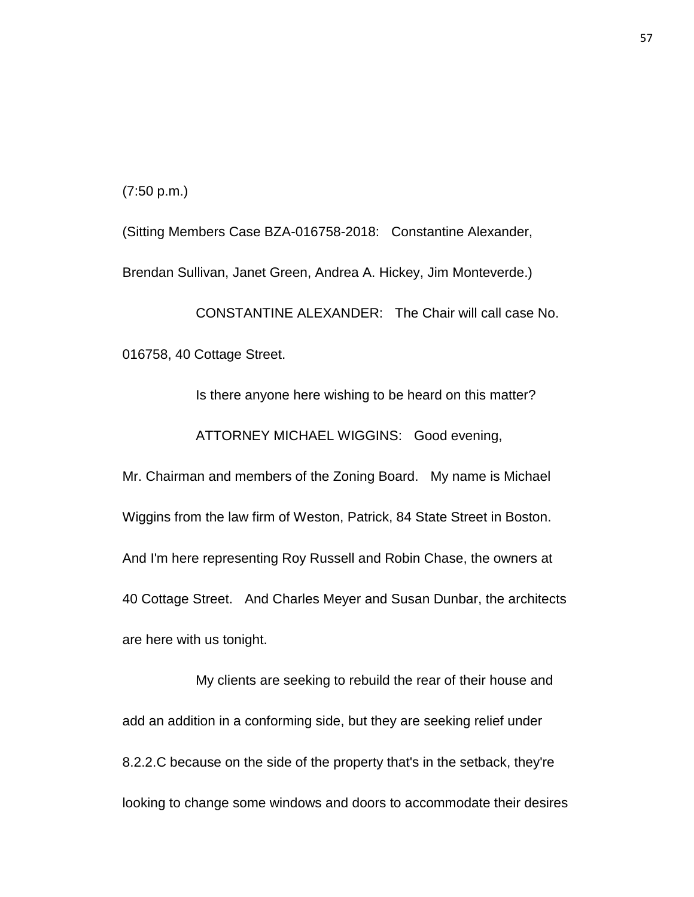(7:50 p.m.)

(Sitting Members Case BZA-016758-2018: Constantine Alexander, Brendan Sullivan, Janet Green, Andrea A. Hickey, Jim Monteverde.)

CONSTANTINE ALEXANDER: The Chair will call case No. 016758, 40 Cottage Street.

Is there anyone here wishing to be heard on this matter?

ATTORNEY MICHAEL WIGGINS: Good evening, Mr. Chairman and members of the Zoning Board. My name is Michael Wiggins from the law firm of Weston, Patrick, 84 State Street in Boston. And I'm here representing Roy Russell and Robin Chase, the owners at 40 Cottage Street. And Charles Meyer and Susan Dunbar, the architects are here with us tonight.

My clients are seeking to rebuild the rear of their house and add an addition in a conforming side, but they are seeking relief under 8.2.2.C because on the side of the property that's in the setback, they're looking to change some windows and doors to accommodate their desires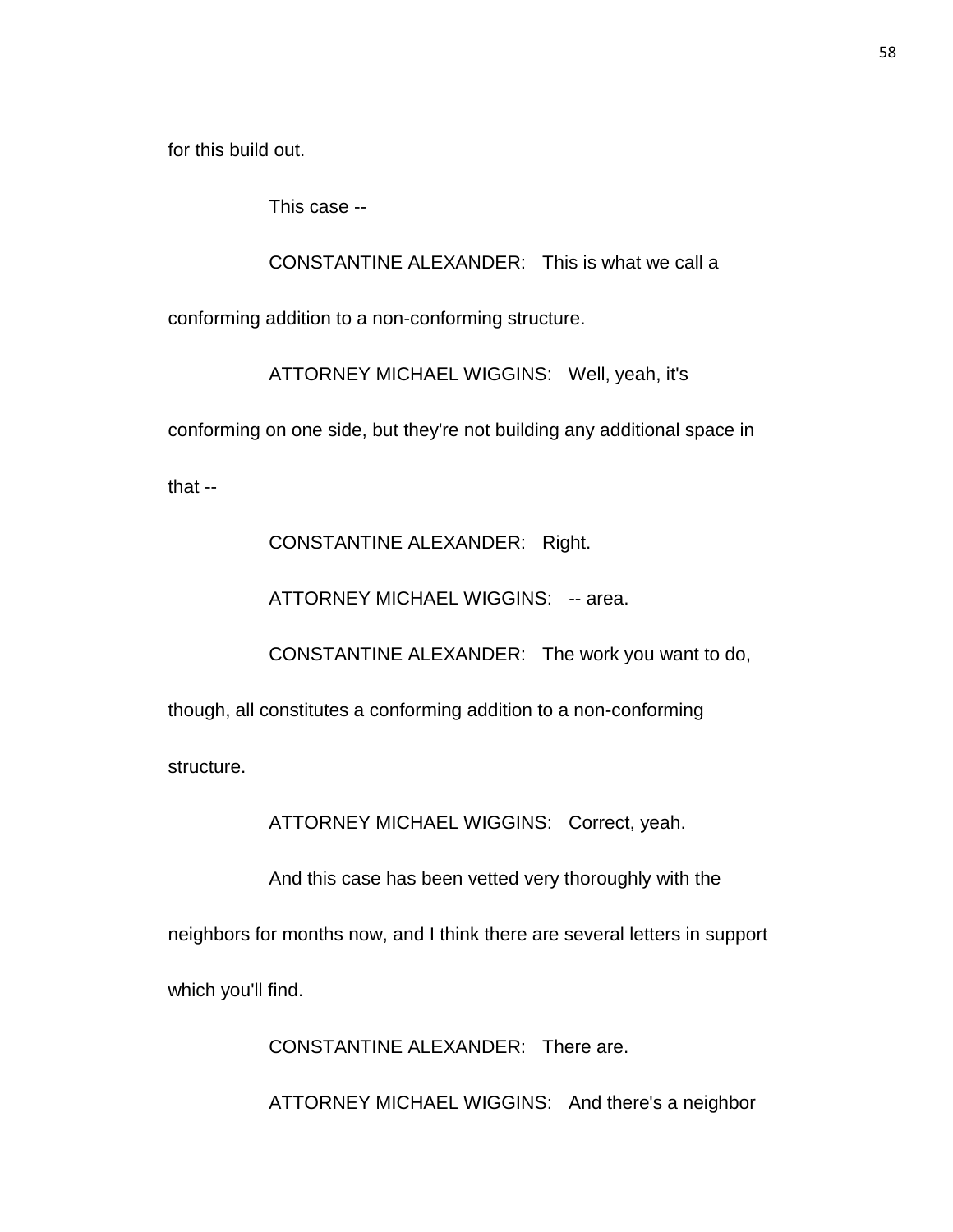for this build out.

This case --

CONSTANTINE ALEXANDER: This is what we call a conforming addition to a non-conforming structure.

ATTORNEY MICHAEL WIGGINS: Well, yeah, it's conforming on one side, but they're not building any additional space in that --

CONSTANTINE ALEXANDER: Right.

ATTORNEY MICHAEL WIGGINS: -- area.

CONSTANTINE ALEXANDER: The work you want to do, though, all constitutes a conforming addition to a non-conforming structure.

ATTORNEY MICHAEL WIGGINS: Correct, yeah.

And this case has been vetted very thoroughly with the neighbors for months now, and I think there are several letters in support which you'll find.

CONSTANTINE ALEXANDER: There are.

ATTORNEY MICHAEL WIGGINS: And there's a neighbor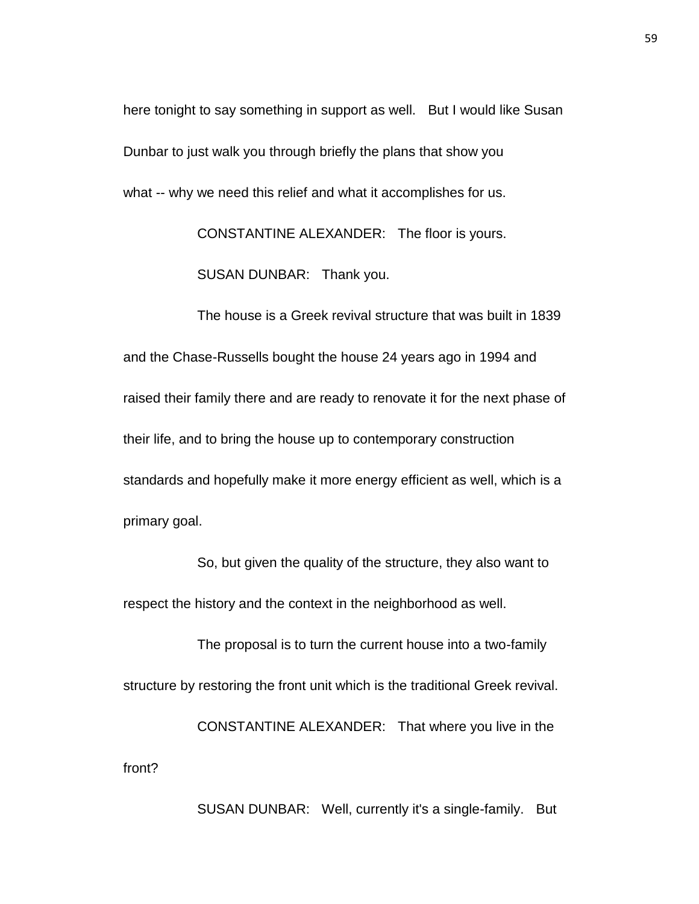here tonight to say something in support as well. But I would like Susan Dunbar to just walk you through briefly the plans that show you what -- why we need this relief and what it accomplishes for us.

CONSTANTINE ALEXANDER: The floor is yours.

SUSAN DUNBAR: Thank you.

The house is a Greek revival structure that was built in 1839 and the Chase-Russells bought the house 24 years ago in 1994 and raised their family there and are ready to renovate it for the next phase of their life, and to bring the house up to contemporary construction standards and hopefully make it more energy efficient as well, which is a primary goal.

So, but given the quality of the structure, they also want to respect the history and the context in the neighborhood as well.

The proposal is to turn the current house into a two-family structure by restoring the front unit which is the traditional Greek revival.

CONSTANTINE ALEXANDER: That where you live in the front?

SUSAN DUNBAR: Well, currently it's a single-family. But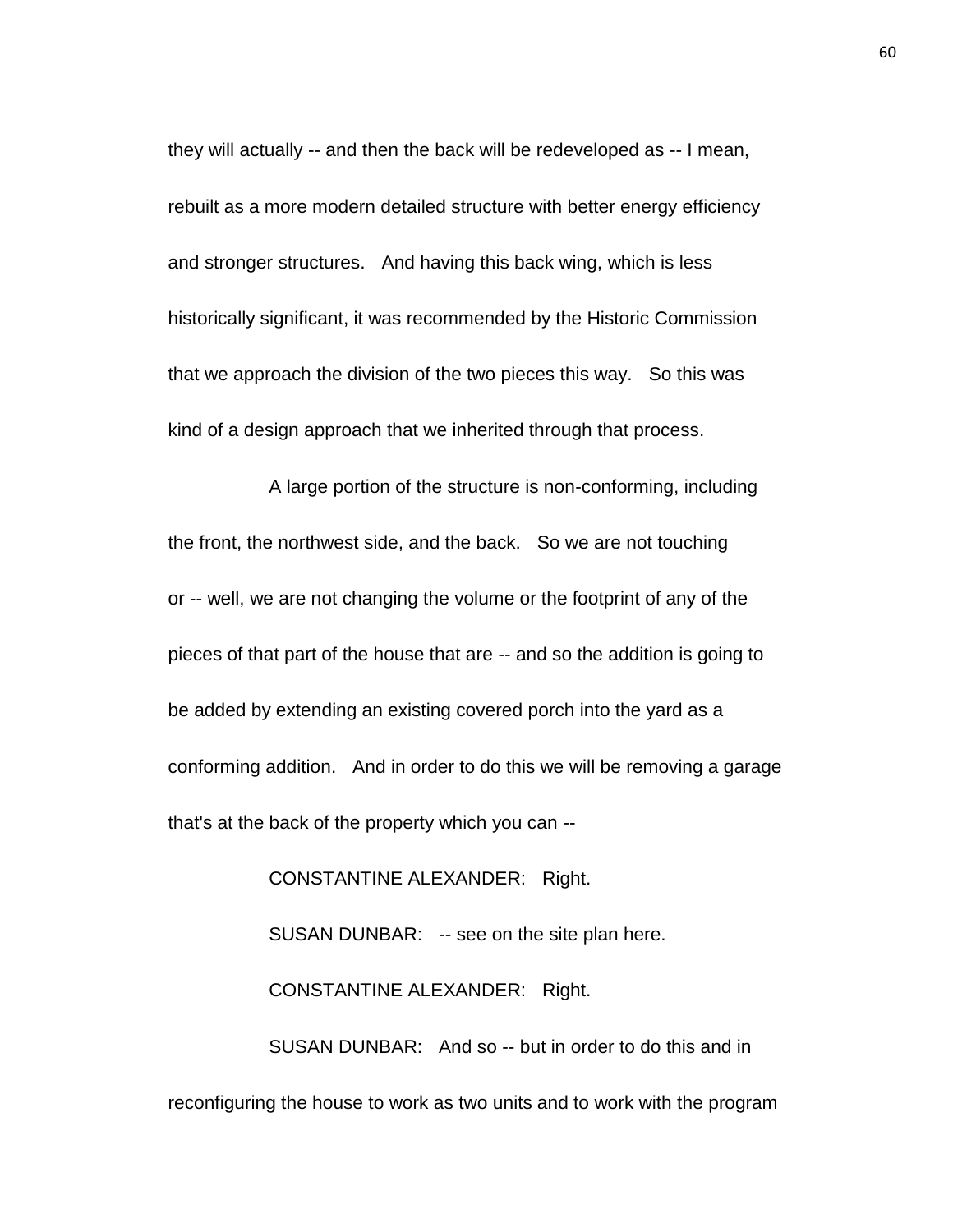they will actually -- and then the back will be redeveloped as -- I mean, rebuilt as a more modern detailed structure with better energy efficiency and stronger structures. And having this back wing, which is less historically significant, it was recommended by the Historic Commission that we approach the division of the two pieces this way. So this was kind of a design approach that we inherited through that process.

A large portion of the structure is non-conforming, including the front, the northwest side, and the back. So we are not touching or -- well, we are not changing the volume or the footprint of any of the pieces of that part of the house that are -- and so the addition is going to be added by extending an existing covered porch into the yard as a conforming addition. And in order to do this we will be removing a garage that's at the back of the property which you can --

CONSTANTINE ALEXANDER: Right.

SUSAN DUNBAR: -- see on the site plan here.

CONSTANTINE ALEXANDER: Right.

SUSAN DUNBAR: And so -- but in order to do this and in reconfiguring the house to work as two units and to work with the program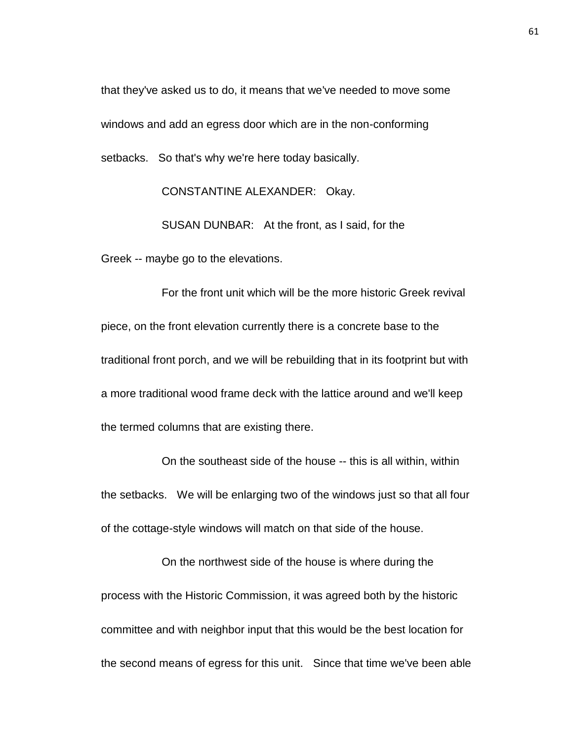that they've asked us to do, it means that we've needed to move some windows and add an egress door which are in the non-conforming setbacks. So that's why we're here today basically.

CONSTANTINE ALEXANDER: Okay.

SUSAN DUNBAR: At the front, as I said, for the Greek -- maybe go to the elevations.

For the front unit which will be the more historic Greek revival piece, on the front elevation currently there is a concrete base to the traditional front porch, and we will be rebuilding that in its footprint but with a more traditional wood frame deck with the lattice around and we'll keep the termed columns that are existing there.

On the southeast side of the house -- this is all within, within the setbacks. We will be enlarging two of the windows just so that all four of the cottage-style windows will match on that side of the house.

On the northwest side of the house is where during the process with the Historic Commission, it was agreed both by the historic committee and with neighbor input that this would be the best location for the second means of egress for this unit. Since that time we've been able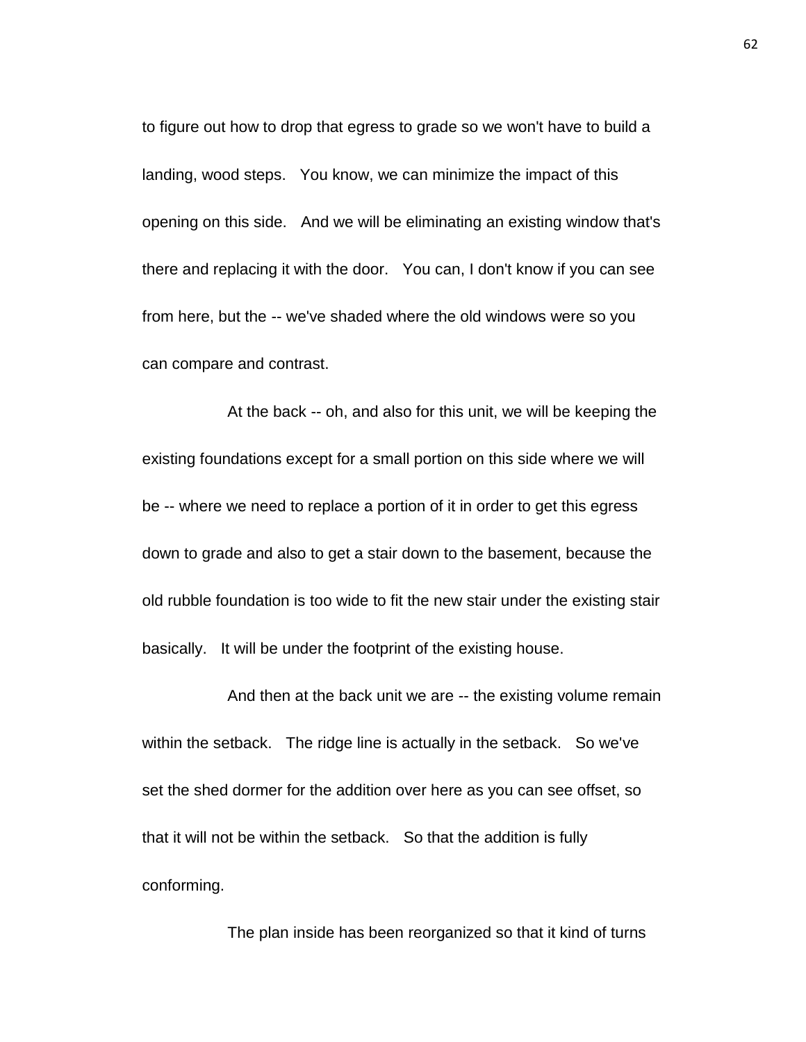to figure out how to drop that egress to grade so we won't have to build a landing, wood steps. You know, we can minimize the impact of this opening on this side. And we will be eliminating an existing window that's there and replacing it with the door. You can, I don't know if you can see from here, but the -- we've shaded where the old windows were so you can compare and contrast.

At the back -- oh, and also for this unit, we will be keeping the existing foundations except for a small portion on this side where we will be -- where we need to replace a portion of it in order to get this egress down to grade and also to get a stair down to the basement, because the old rubble foundation is too wide to fit the new stair under the existing stair basically. It will be under the footprint of the existing house.

And then at the back unit we are -- the existing volume remain within the setback. The ridge line is actually in the setback. So we've set the shed dormer for the addition over here as you can see offset, so that it will not be within the setback. So that the addition is fully conforming.

The plan inside has been reorganized so that it kind of turns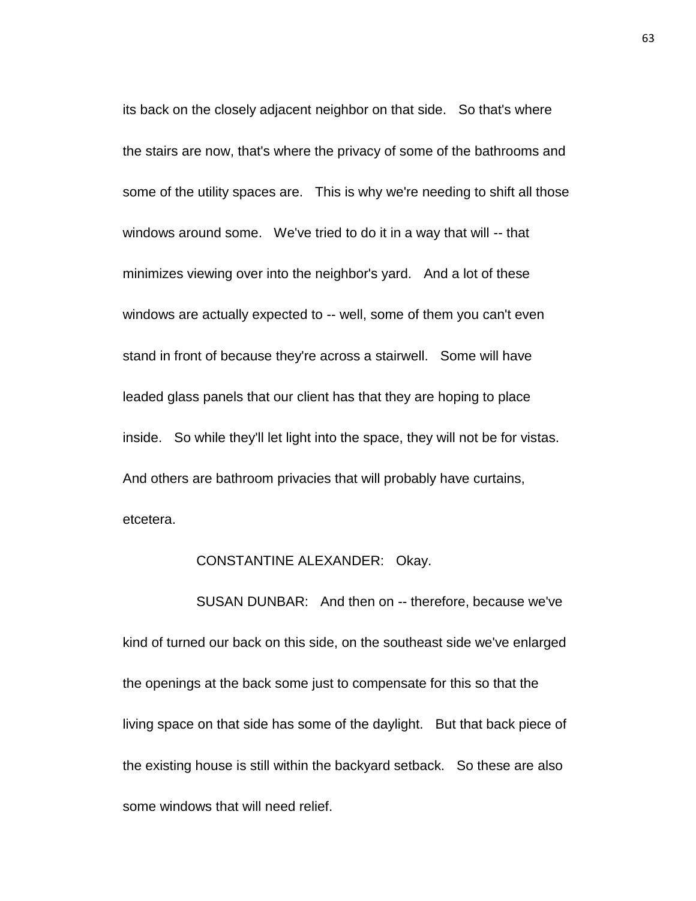its back on the closely adjacent neighbor on that side. So that's where the stairs are now, that's where the privacy of some of the bathrooms and some of the utility spaces are. This is why we're needing to shift all those windows around some. We've tried to do it in a way that will -- that minimizes viewing over into the neighbor's yard. And a lot of these windows are actually expected to -- well, some of them you can't even stand in front of because they're across a stairwell. Some will have leaded glass panels that our client has that they are hoping to place inside. So while they'll let light into the space, they will not be for vistas. And others are bathroom privacies that will probably have curtains, etcetera.

CONSTANTINE ALEXANDER: Okay.

SUSAN DUNBAR: And then on -- therefore, because we've kind of turned our back on this side, on the southeast side we've enlarged the openings at the back some just to compensate for this so that the living space on that side has some of the daylight. But that back piece of the existing house is still within the backyard setback. So these are also some windows that will need relief.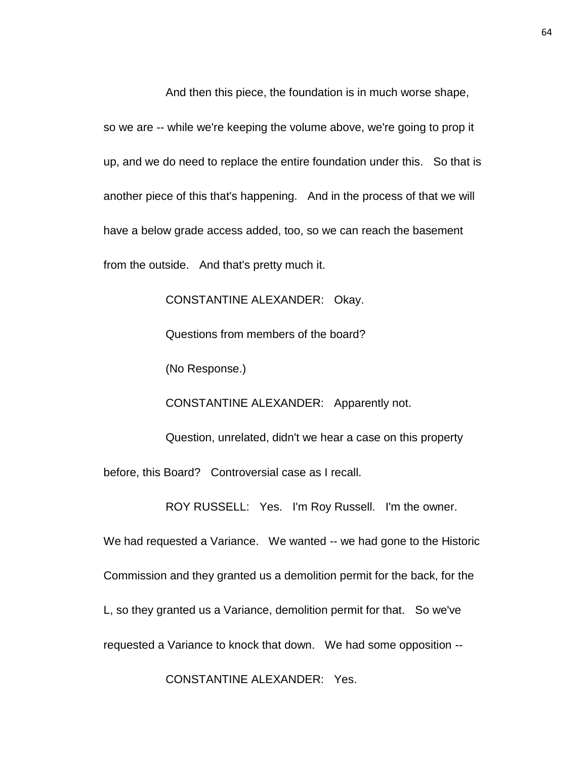And then this piece, the foundation is in much worse shape, so we are -- while we're keeping the volume above, we're going to prop it up, and we do need to replace the entire foundation under this. So that is another piece of this that's happening. And in the process of that we will have a below grade access added, too, so we can reach the basement from the outside. And that's pretty much it.

CONSTANTINE ALEXANDER: Okay.

Questions from members of the board?

(No Response.)

CONSTANTINE ALEXANDER: Apparently not.

Question, unrelated, didn't we hear a case on this property before, this Board? Controversial case as I recall.

ROY RUSSELL: Yes. I'm Roy Russell. I'm the owner. We had requested a Variance. We wanted -- we had gone to the Historic Commission and they granted us a demolition permit for the back, for the L, so they granted us a Variance, demolition permit for that. So we've requested a Variance to knock that down. We had some opposition --

CONSTANTINE ALEXANDER: Yes.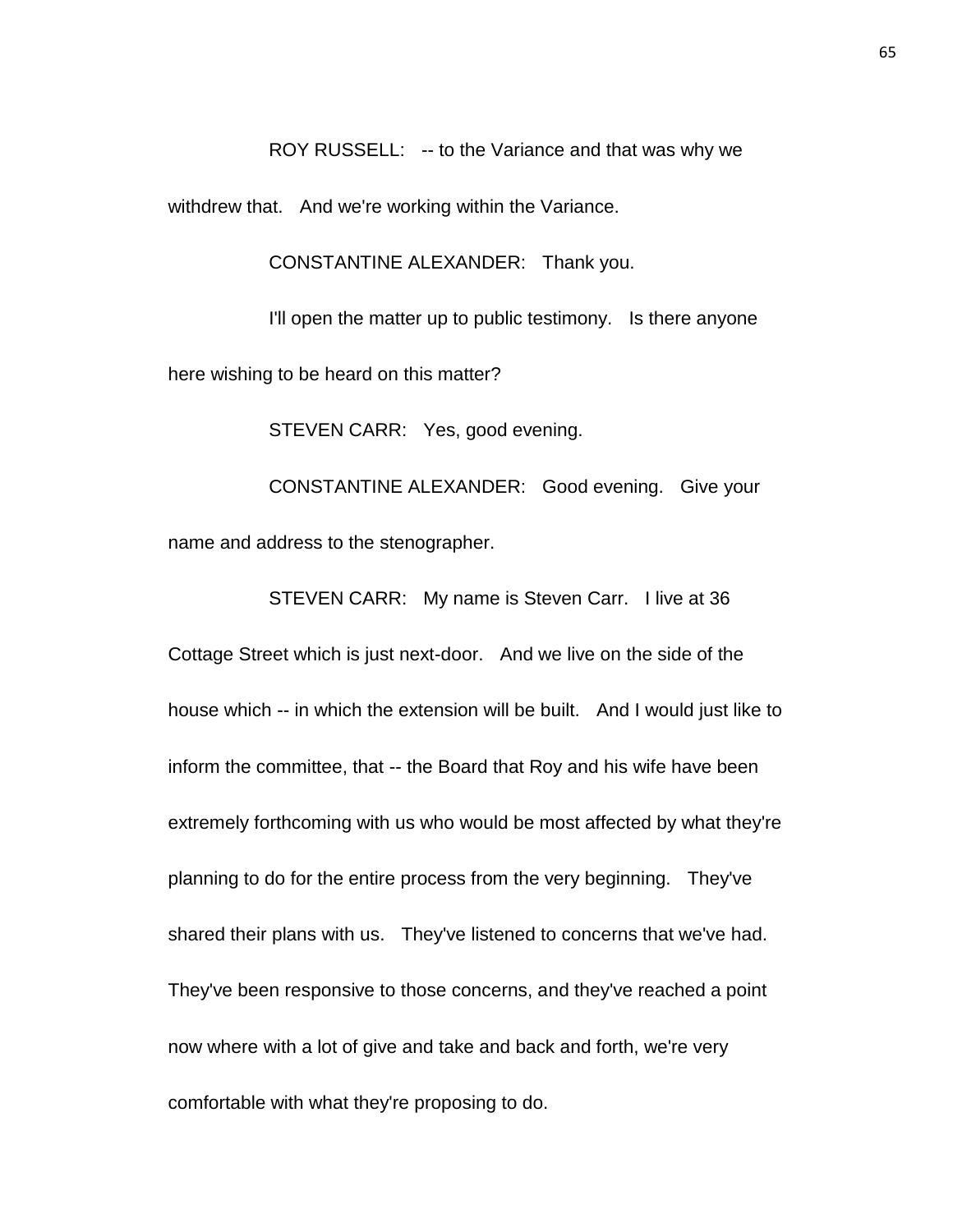ROY RUSSELL: -- to the Variance and that was why we withdrew that. And we're working within the Variance.

CONSTANTINE ALEXANDER: Thank you.

I'll open the matter up to public testimony. Is there anyone here wishing to be heard on this matter?

STEVEN CARR: Yes, good evening.

CONSTANTINE ALEXANDER: Good evening. Give your name and address to the stenographer.

STEVEN CARR: My name is Steven Carr. I live at 36 Cottage Street which is just next-door. And we live on the side of the house which -- in which the extension will be built. And I would just like to inform the committee, that -- the Board that Roy and his wife have been extremely forthcoming with us who would be most affected by what they're planning to do for the entire process from the very beginning. They've shared their plans with us. They've listened to concerns that we've had. They've been responsive to those concerns, and they've reached a point now where with a lot of give and take and back and forth, we're very comfortable with what they're proposing to do.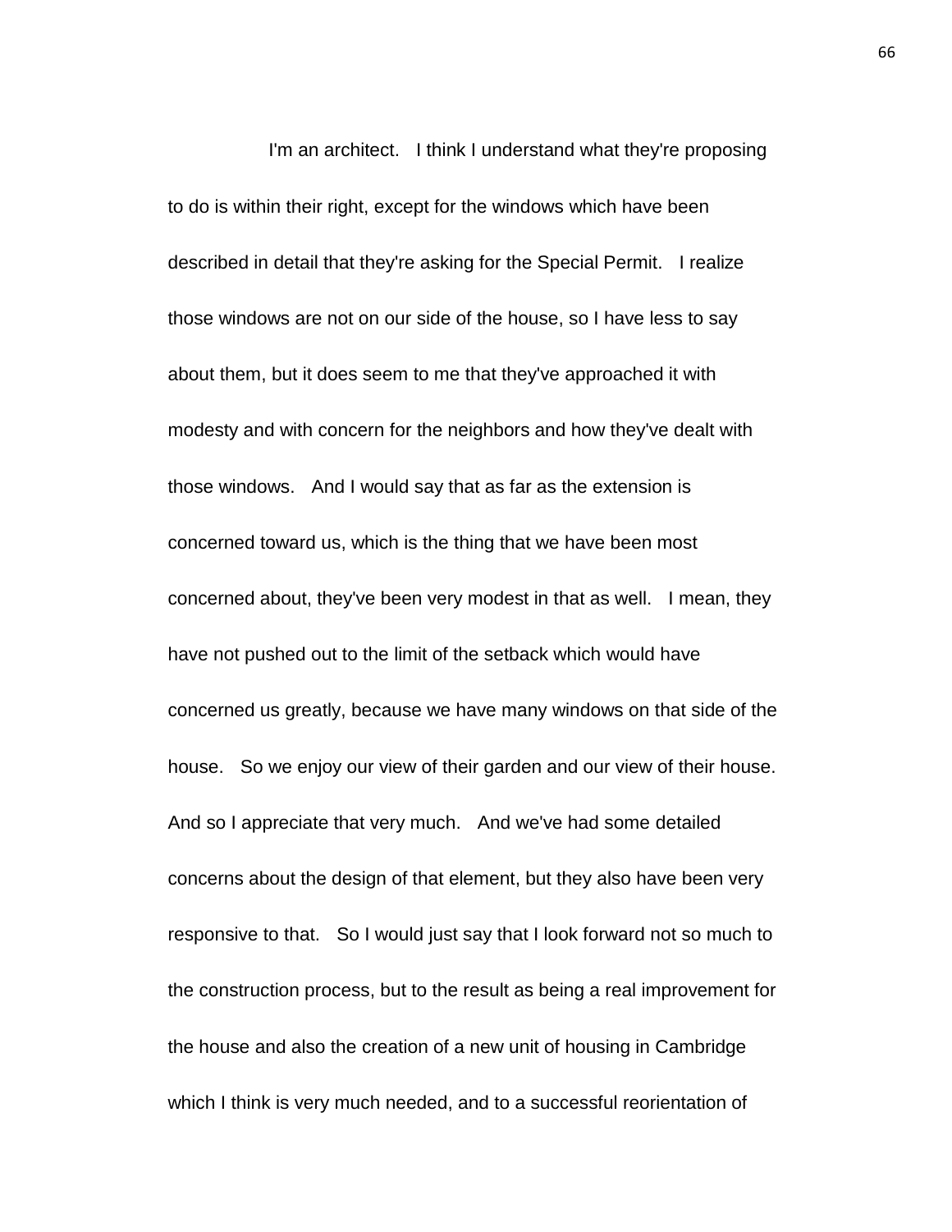I'm an architect. I think I understand what they're proposing to do is within their right, except for the windows which have been described in detail that they're asking for the Special Permit. I realize those windows are not on our side of the house, so I have less to say about them, but it does seem to me that they've approached it with modesty and with concern for the neighbors and how they've dealt with those windows. And I would say that as far as the extension is concerned toward us, which is the thing that we have been most concerned about, they've been very modest in that as well. I mean, they have not pushed out to the limit of the setback which would have concerned us greatly, because we have many windows on that side of the house. So we enjoy our view of their garden and our view of their house. And so I appreciate that very much. And we've had some detailed concerns about the design of that element, but they also have been very responsive to that. So I would just say that I look forward not so much to the construction process, but to the result as being a real improvement for the house and also the creation of a new unit of housing in Cambridge which I think is very much needed, and to a successful reorientation of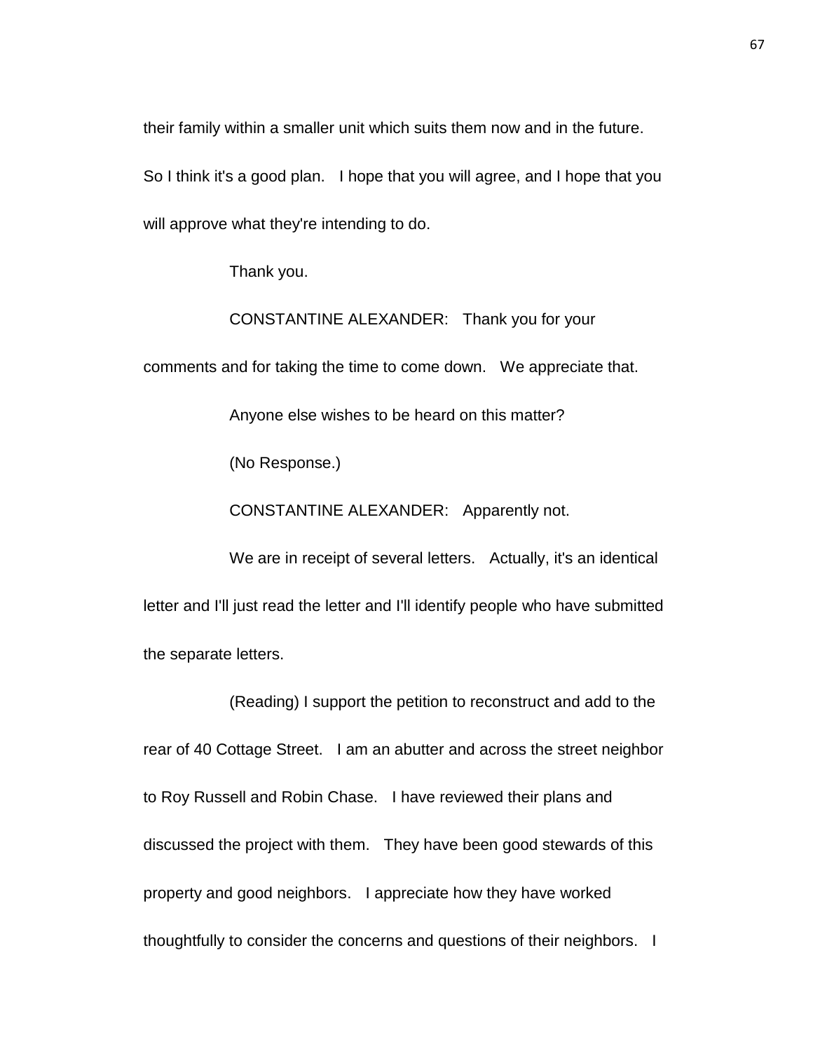their family within a smaller unit which suits them now and in the future. So I think it's a good plan. I hope that you will agree, and I hope that you will approve what they're intending to do.

Thank you.

CONSTANTINE ALEXANDER: Thank you for your comments and for taking the time to come down. We appreciate that.

Anyone else wishes to be heard on this matter?

(No Response.)

CONSTANTINE ALEXANDER: Apparently not.

We are in receipt of several letters. Actually, it's an identical letter and I'll just read the letter and I'll identify people who have submitted the separate letters.

(Reading) I support the petition to reconstruct and add to the rear of 40 Cottage Street. I am an abutter and across the street neighbor to Roy Russell and Robin Chase. I have reviewed their plans and discussed the project with them. They have been good stewards of this property and good neighbors. I appreciate how they have worked thoughtfully to consider the concerns and questions of their neighbors. I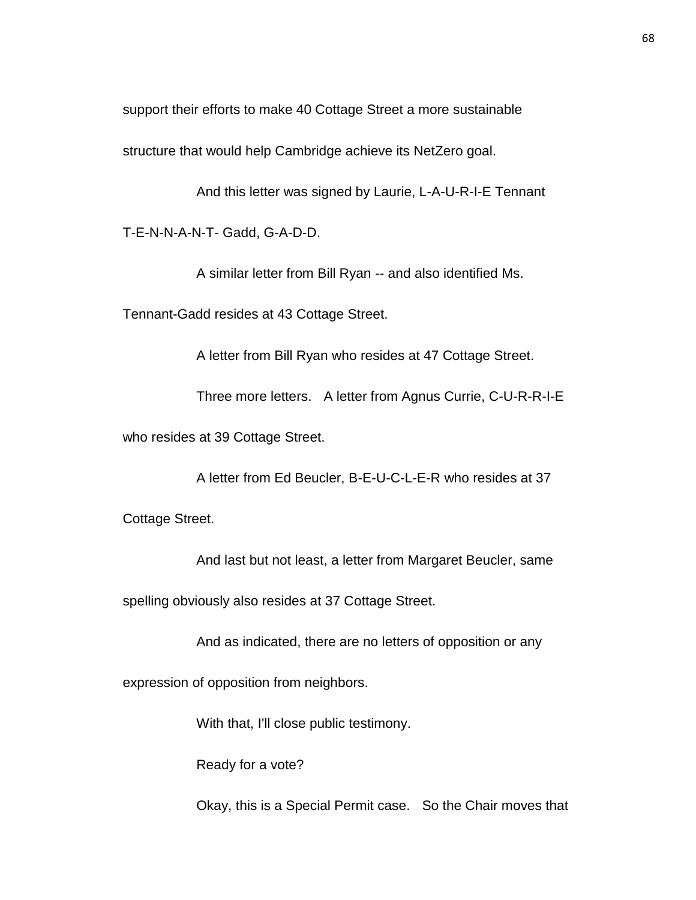support their efforts to make 40 Cottage Street a more sustainable structure that would help Cambridge achieve its NetZero goal.

And this letter was signed by Laurie, L-A-U-R-I-E Tennant T-E-N-N-A-N-T- Gadd, G-A-D-D.

A similar letter from Bill Ryan -- and also identified Ms. Tennant-Gadd resides at 43 Cottage Street.

A letter from Bill Ryan who resides at 47 Cottage Street.

Three more letters. A letter from Agnus Currie, C-U-R-R-I-E who resides at 39 Cottage Street.

A letter from Ed Beucler, B-E-U-C-L-E-R who resides at 37 Cottage Street.

And last but not least, a letter from Margaret Beucler, same spelling obviously also resides at 37 Cottage Street.

And as indicated, there are no letters of opposition or any expression of opposition from neighbors.

With that, I'll close public testimony.

Ready for a vote?

Okay, this is a Special Permit case. So the Chair moves that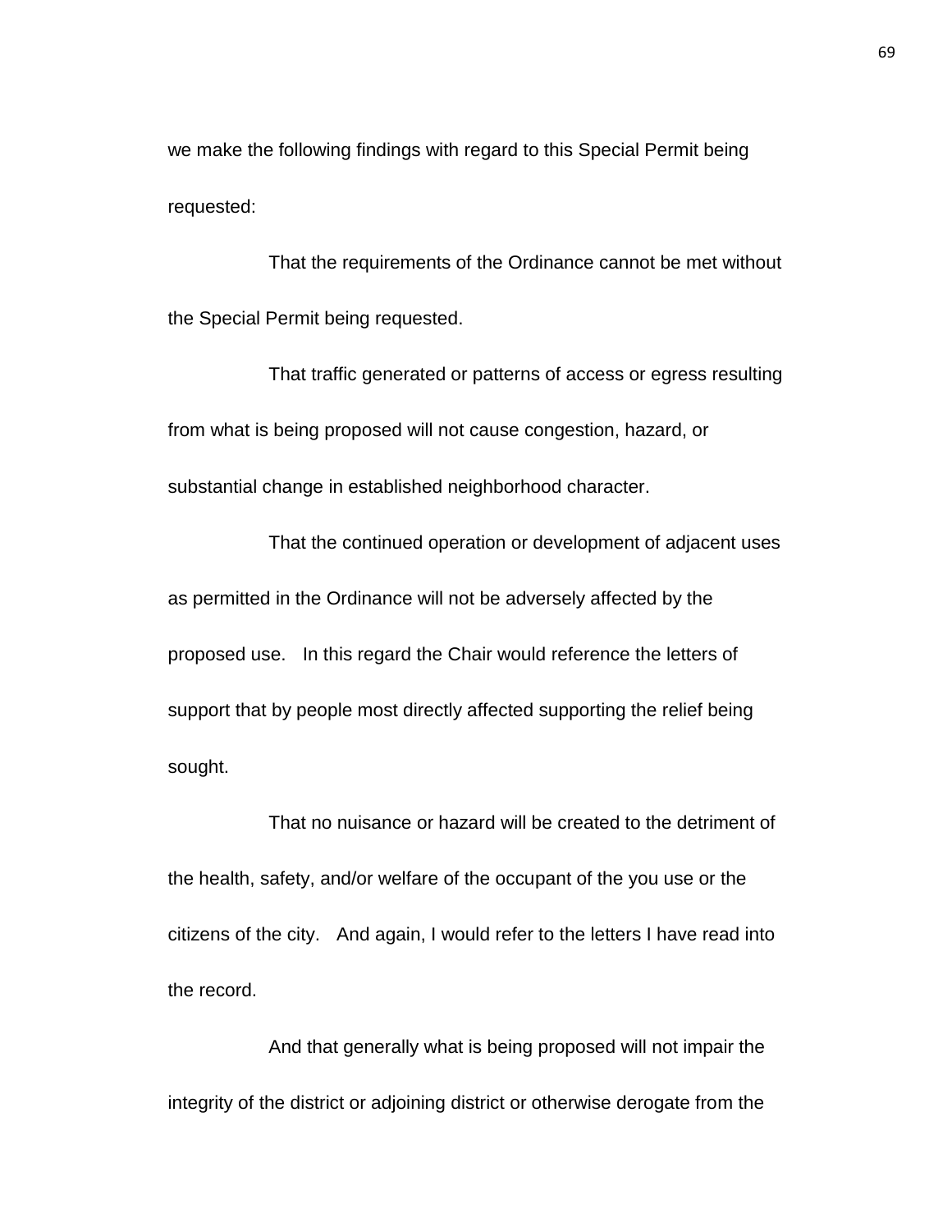we make the following findings with regard to this Special Permit being requested:

That the requirements of the Ordinance cannot be met without the Special Permit being requested.

That traffic generated or patterns of access or egress resulting from what is being proposed will not cause congestion, hazard, or substantial change in established neighborhood character.

That the continued operation or development of adjacent uses as permitted in the Ordinance will not be adversely affected by the proposed use. In this regard the Chair would reference the letters of support that by people most directly affected supporting the relief being sought.

That no nuisance or hazard will be created to the detriment of the health, safety, and/or welfare of the occupant of the you use or the citizens of the city. And again, I would refer to the letters I have read into the record.

And that generally what is being proposed will not impair the integrity of the district or adjoining district or otherwise derogate from the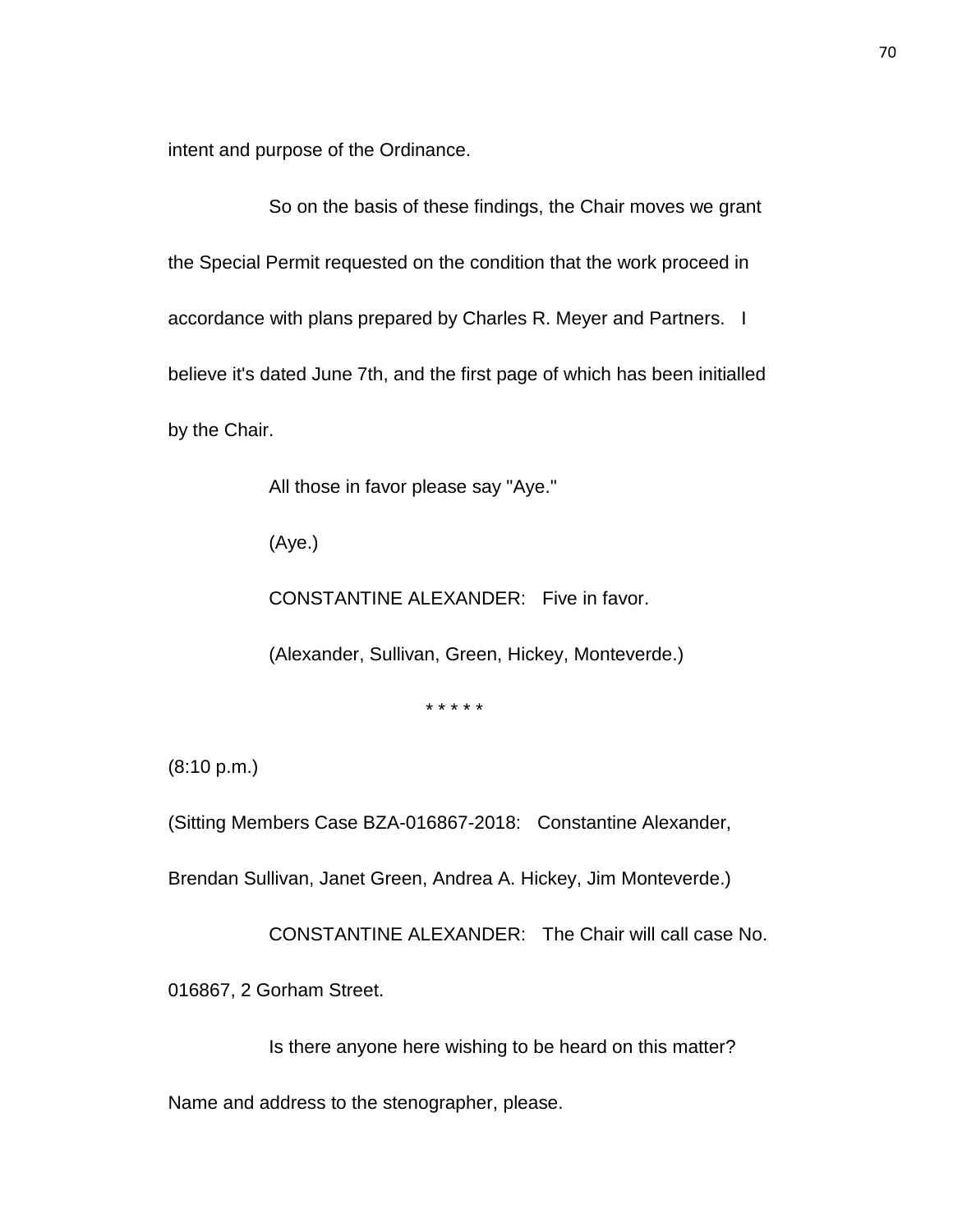intent and purpose of the Ordinance.

So on the basis of these findings, the Chair moves we grant the Special Permit requested on the condition that the work proceed in accordance with plans prepared by Charles R. Meyer and Partners. I believe it's dated June 7th, and the first page of which has been initialled by the Chair.

All those in favor please say "Aye."

(Aye.)

CONSTANTINE ALEXANDER: Five in favor.

(Alexander, Sullivan, Green, Hickey, Monteverde.)

\* \* \* \* \*

(8:10 p.m.)

(Sitting Members Case BZA-016867-2018: Constantine Alexander, Brendan Sullivan, Janet Green, Andrea A. Hickey, Jim Monteverde.)

CONSTANTINE ALEXANDER: The Chair will call case No. 016867, 2 Gorham Street.

Is there anyone here wishing to be heard on this matter? Name and address to the stenographer, please.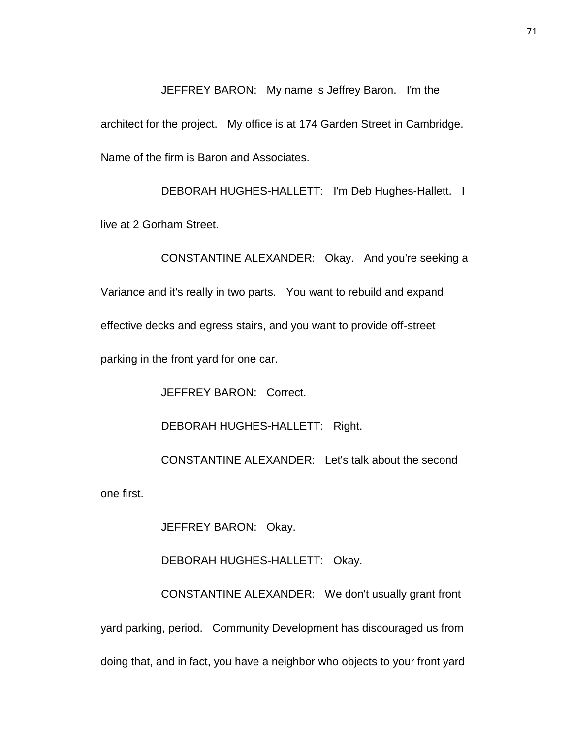JEFFREY BARON: My name is Jeffrey Baron. I'm the architect for the project. My office is at 174 Garden Street in Cambridge. Name of the firm is Baron and Associates.

DEBORAH HUGHES-HALLETT: I'm Deb Hughes-Hallett. I live at 2 Gorham Street.

CONSTANTINE ALEXANDER: Okay. And you're seeking a Variance and it's really in two parts. You want to rebuild and expand effective decks and egress stairs, and you want to provide off-street parking in the front yard for one car.

JEFFREY BARON: Correct.

DEBORAH HUGHES-HALLETT: Right.

CONSTANTINE ALEXANDER: Let's talk about the second one first.

JEFFREY BARON: Okay.

DEBORAH HUGHES-HALLETT: Okay.

CONSTANTINE ALEXANDER: We don't usually grant front yard parking, period. Community Development has discouraged us from doing that, and in fact, you have a neighbor who objects to your front yard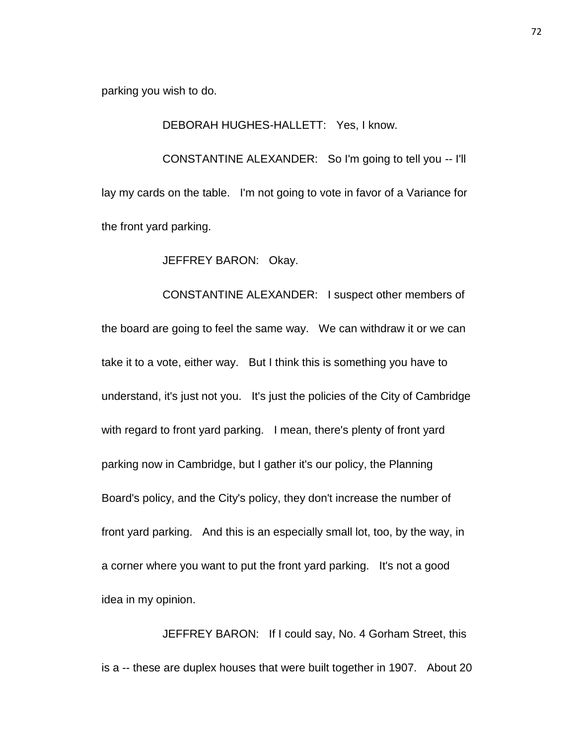parking you wish to do.

DEBORAH HUGHES-HALLETT: Yes, I know.

CONSTANTINE ALEXANDER: So I'm going to tell you -- I'll lay my cards on the table. I'm not going to vote in favor of a Variance for the front yard parking.

JEFFREY BARON: Okay.

CONSTANTINE ALEXANDER: I suspect other members of the board are going to feel the same way. We can withdraw it or we can take it to a vote, either way. But I think this is something you have to understand, it's just not you. It's just the policies of the City of Cambridge with regard to front yard parking. I mean, there's plenty of front yard parking now in Cambridge, but I gather it's our policy, the Planning Board's policy, and the City's policy, they don't increase the number of front yard parking. And this is an especially small lot, too, by the way, in a corner where you want to put the front yard parking. It's not a good idea in my opinion.

JEFFREY BARON: If I could say, No. 4 Gorham Street, this is a -- these are duplex houses that were built together in 1907. About 20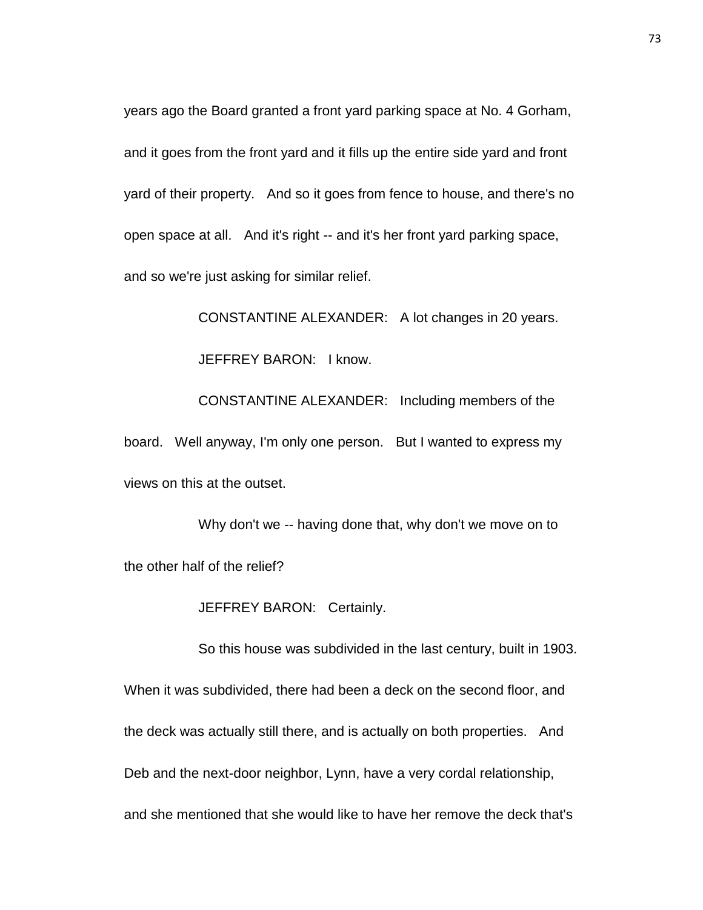years ago the Board granted a front yard parking space at No. 4 Gorham, and it goes from the front yard and it fills up the entire side yard and front yard of their property. And so it goes from fence to house, and there's no open space at all. And it's right -- and it's her front yard parking space, and so we're just asking for similar relief.

CONSTANTINE ALEXANDER: A lot changes in 20 years.

JEFFREY BARON: I know.

CONSTANTINE ALEXANDER: Including members of the board. Well anyway, I'm only one person. But I wanted to express my views on this at the outset.

Why don't we -- having done that, why don't we move on to the other half of the relief?

JEFFREY BARON: Certainly.

So this house was subdivided in the last century, built in 1903. When it was subdivided, there had been a deck on the second floor, and the deck was actually still there, and is actually on both properties. And Deb and the next-door neighbor, Lynn, have a very cordal relationship, and she mentioned that she would like to have her remove the deck that's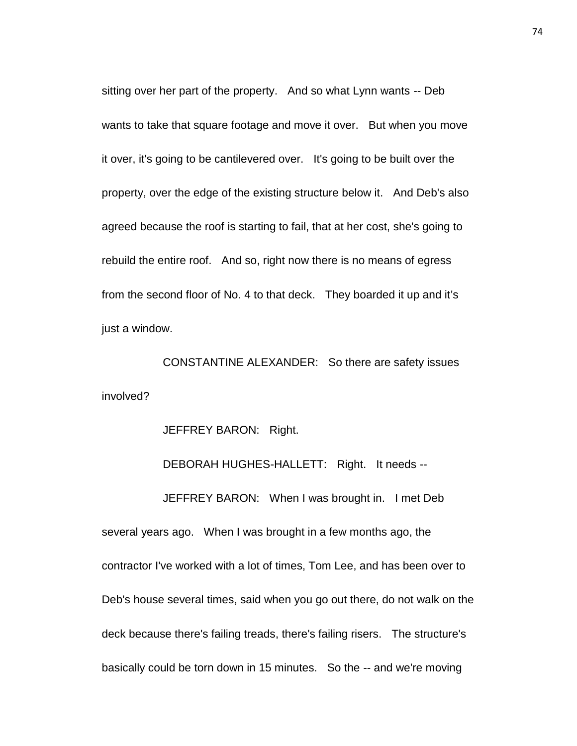sitting over her part of the property. And so what Lynn wants -- Deb wants to take that square footage and move it over. But when you move it over, it's going to be cantilevered over. It's going to be built over the property, over the edge of the existing structure below it. And Deb's also agreed because the roof is starting to fail, that at her cost, she's going to rebuild the entire roof. And so, right now there is no means of egress from the second floor of No. 4 to that deck. They boarded it up and it's just a window.

CONSTANTINE ALEXANDER: So there are safety issues involved?

JEFFREY BARON: Right.

DEBORAH HUGHES-HALLETT: Right. It needs --

JEFFREY BARON: When I was brought in. I met Deb several years ago. When I was brought in a few months ago, the contractor I've worked with a lot of times, Tom Lee, and has been over to Deb's house several times, said when you go out there, do not walk on the deck because there's failing treads, there's failing risers. The structure's basically could be torn down in 15 minutes. So the -- and we're moving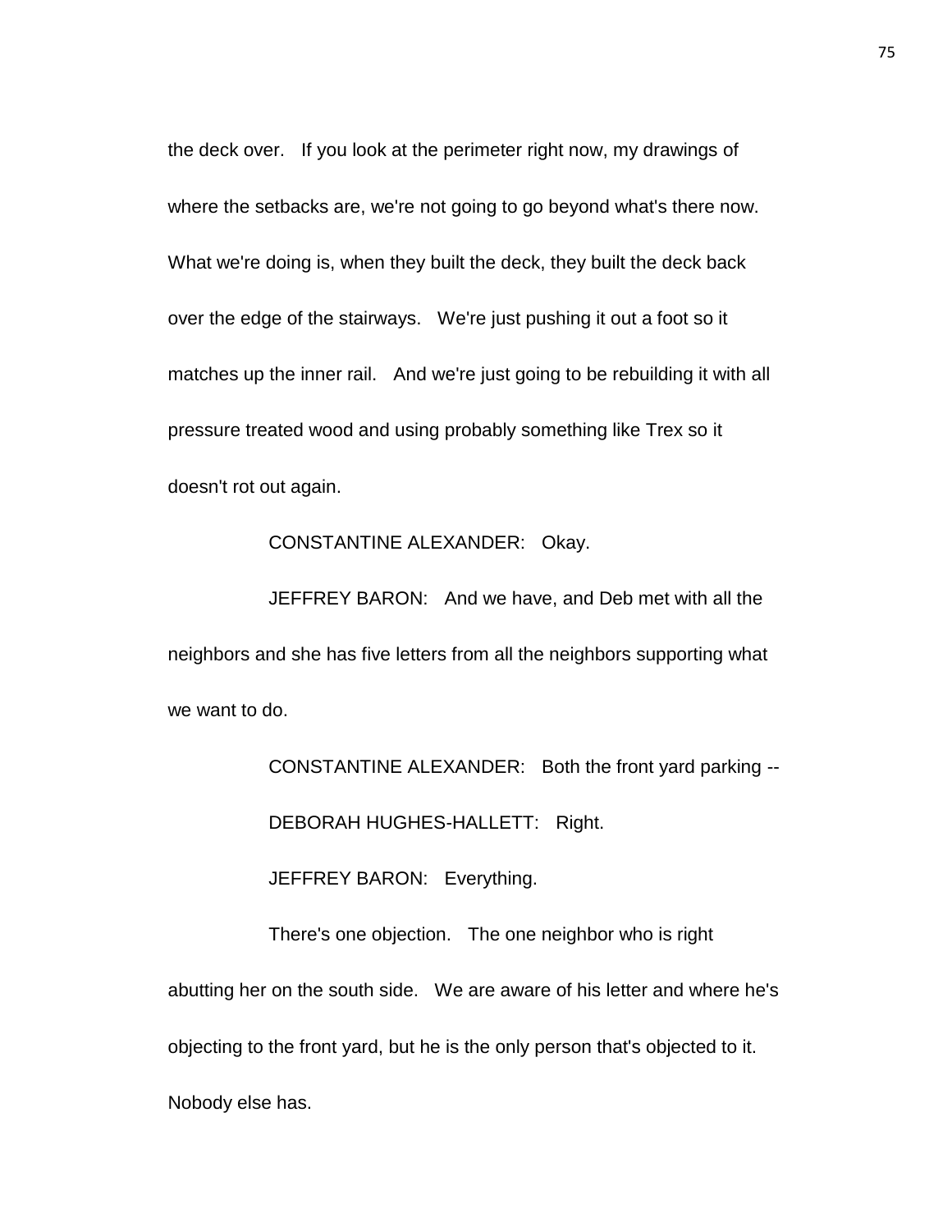the deck over. If you look at the perimeter right now, my drawings of where the setbacks are, we're not going to go beyond what's there now. What we're doing is, when they built the deck, they built the deck back over the edge of the stairways. We're just pushing it out a foot so it matches up the inner rail. And we're just going to be rebuilding it with all pressure treated wood and using probably something like Trex so it doesn't rot out again.

CONSTANTINE ALEXANDER: Okay.

JEFFREY BARON: And we have, and Deb met with all the neighbors and she has five letters from all the neighbors supporting what we want to do.

CONSTANTINE ALEXANDER: Both the front yard parking --

DEBORAH HUGHES-HALLETT: Right.

JEFFREY BARON: Everything.

There's one objection. The one neighbor who is right abutting her on the south side. We are aware of his letter and where he's objecting to the front yard, but he is the only person that's objected to it. Nobody else has.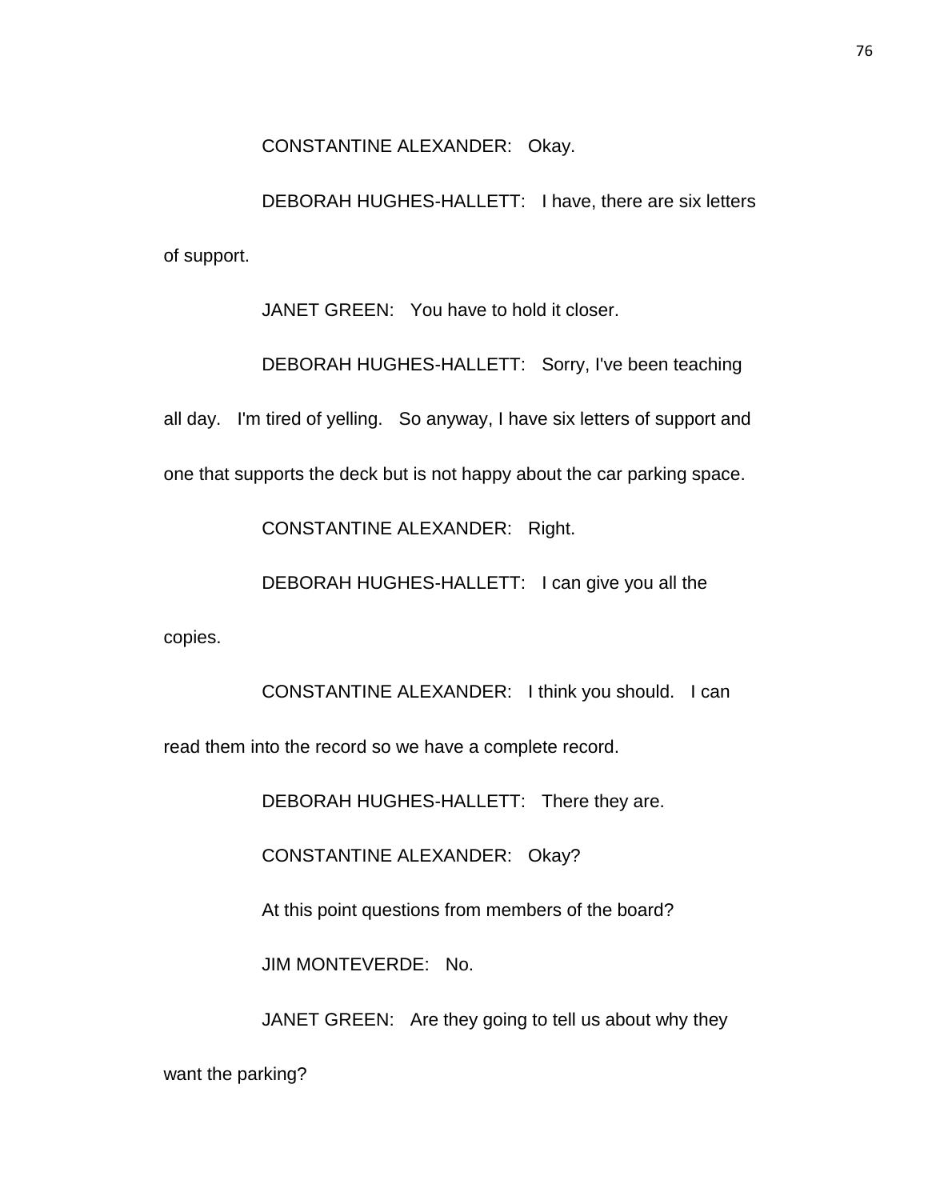CONSTANTINE ALEXANDER: Okay.

DEBORAH HUGHES-HALLETT: I have, there are six letters of support.

JANET GREEN: You have to hold it closer.

DEBORAH HUGHES-HALLETT: Sorry, I've been teaching all day. I'm tired of yelling. So anyway, I have six letters of support and one that supports the deck but is not happy about the car parking space.

CONSTANTINE ALEXANDER: Right.

DEBORAH HUGHES-HALLETT: I can give you all the copies.

CONSTANTINE ALEXANDER: I think you should. I can read them into the record so we have a complete record.

DEBORAH HUGHES-HALLETT: There they are.

CONSTANTINE ALEXANDER: Okay?

At this point questions from members of the board?

JIM MONTEVERDE: No.

JANET GREEN: Are they going to tell us about why they want the parking?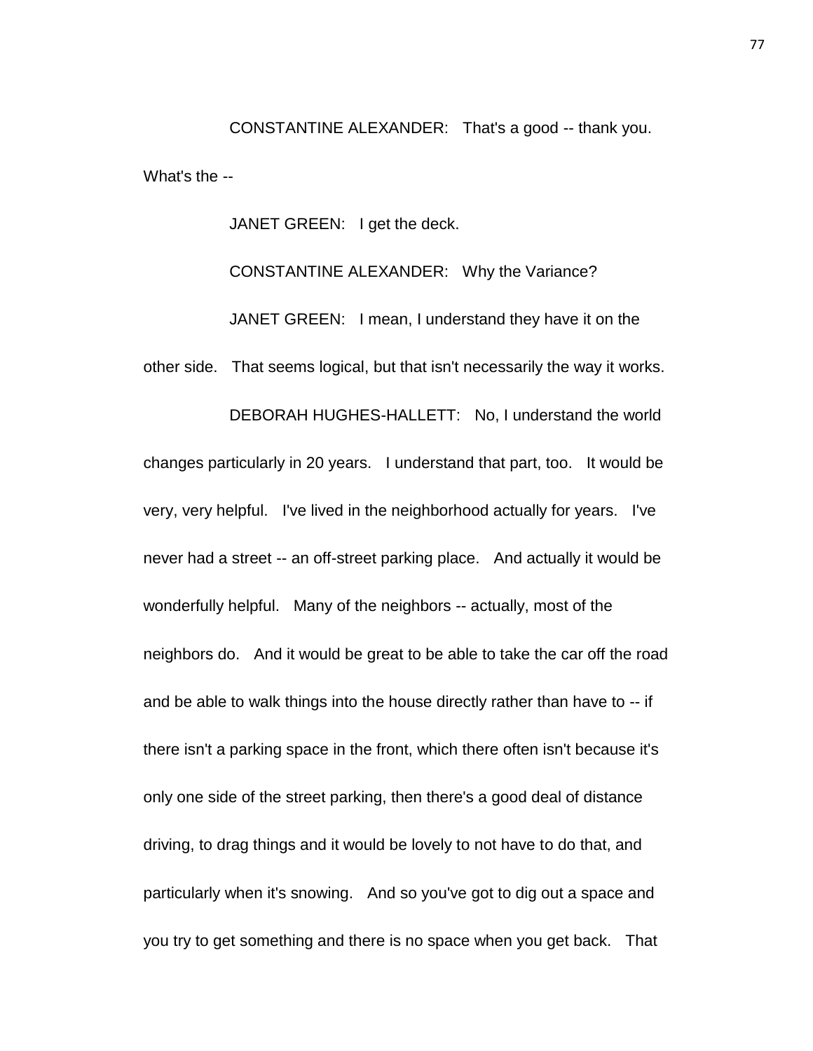CONSTANTINE ALEXANDER: That's a good -- thank you. What's the --

JANET GREEN: I get the deck.

CONSTANTINE ALEXANDER: Why the Variance?

JANET GREEN: I mean, I understand they have it on the other side. That seems logical, but that isn't necessarily the way it works.

DEBORAH HUGHES-HALLETT: No, I understand the world changes particularly in 20 years. I understand that part, too. It would be very, very helpful. I've lived in the neighborhood actually for years. I've never had a street -- an off-street parking place. And actually it would be wonderfully helpful. Many of the neighbors -- actually, most of the neighbors do. And it would be great to be able to take the car off the road and be able to walk things into the house directly rather than have to -- if there isn't a parking space in the front, which there often isn't because it's only one side of the street parking, then there's a good deal of distance driving, to drag things and it would be lovely to not have to do that, and particularly when it's snowing. And so you've got to dig out a space and you try to get something and there is no space when you get back. That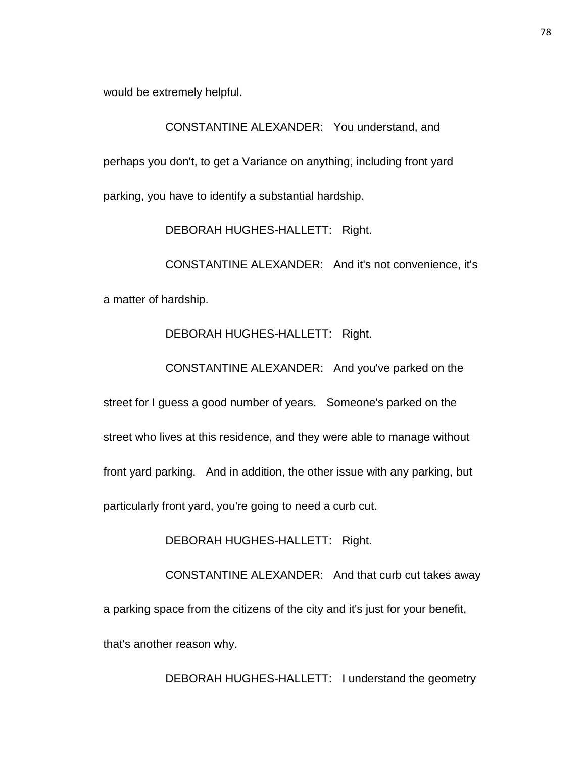would be extremely helpful.

CONSTANTINE ALEXANDER: You understand, and perhaps you don't, to get a Variance on anything, including front yard parking, you have to identify a substantial hardship.

DEBORAH HUGHES-HALLETT: Right.

CONSTANTINE ALEXANDER: And it's not convenience, it's a matter of hardship.

DEBORAH HUGHES-HALLETT: Right.

CONSTANTINE ALEXANDER: And you've parked on the street for I guess a good number of years. Someone's parked on the street who lives at this residence, and they were able to manage without front yard parking. And in addition, the other issue with any parking, but particularly front yard, you're going to need a curb cut.

DEBORAH HUGHES-HALLETT: Right.

CONSTANTINE ALEXANDER: And that curb cut takes away a parking space from the citizens of the city and it's just for your benefit, that's another reason why.

DEBORAH HUGHES-HALLETT: I understand the geometry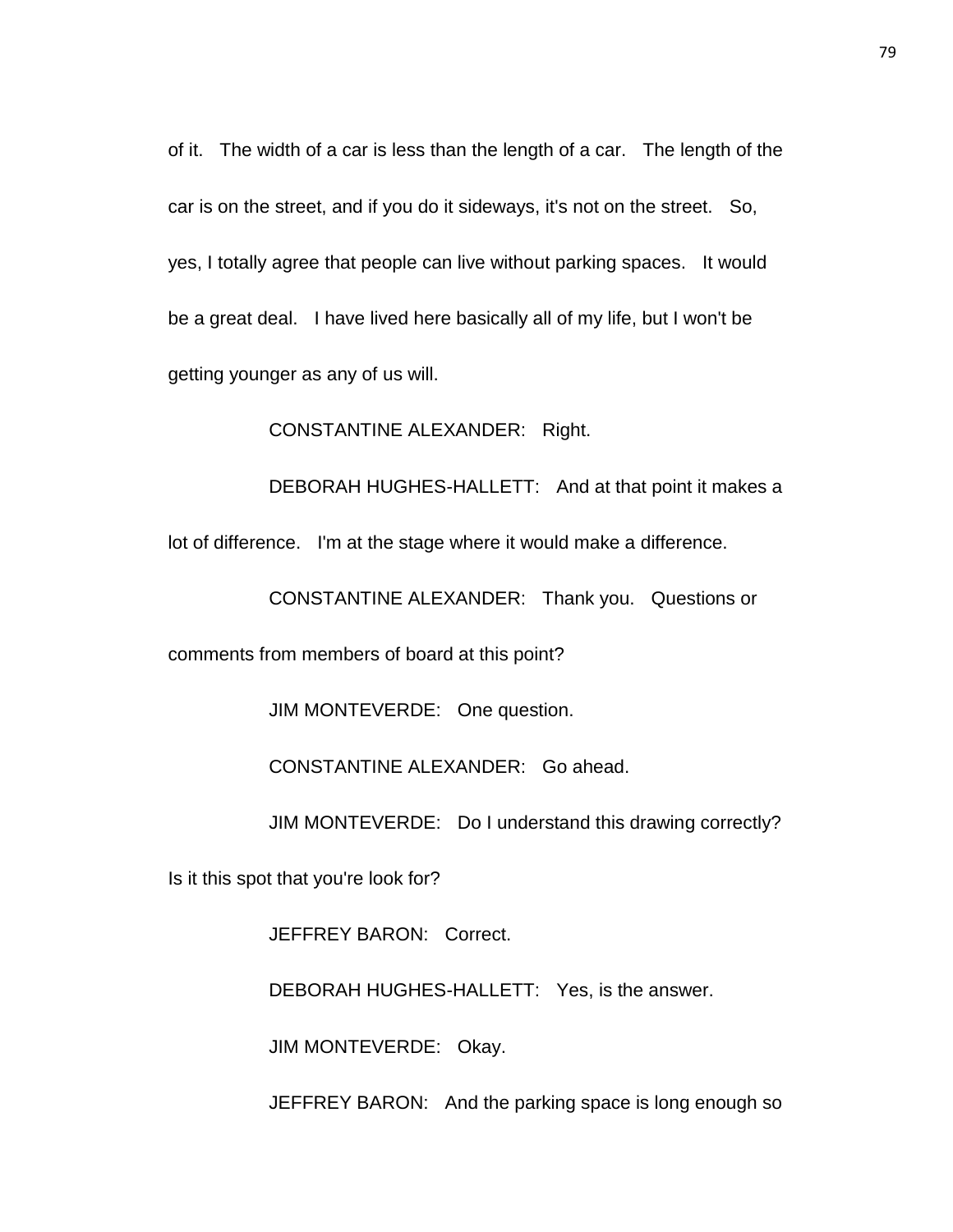of it. The width of a car is less than the length of a car. The length of the car is on the street, and if you do it sideways, it's not on the street. So, yes, I totally agree that people can live without parking spaces. It would be a great deal. I have lived here basically all of my life, but I won't be getting younger as any of us will.

CONSTANTINE ALEXANDER: Right.

DEBORAH HUGHES-HALLETT: And at that point it makes a lot of difference. I'm at the stage where it would make a difference.

CONSTANTINE ALEXANDER: Thank you. Questions or comments from members of board at this point?

JIM MONTEVERDE: One question.

CONSTANTINE ALEXANDER: Go ahead.

JIM MONTEVERDE: Do I understand this drawing correctly? Is it this spot that you're look for?

JEFFREY BARON: Correct.

DEBORAH HUGHES-HALLETT: Yes, is the answer.

JIM MONTEVERDE: Okay.

JEFFREY BARON: And the parking space is long enough so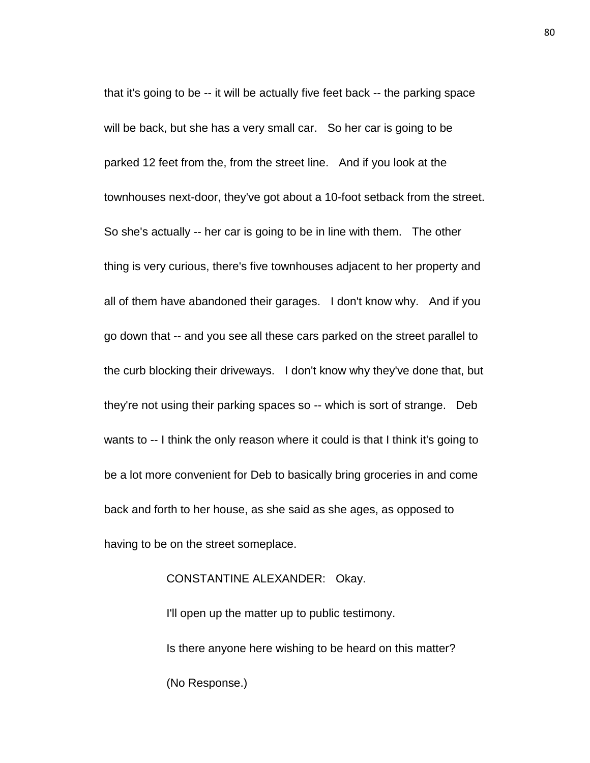that it's going to be -- it will be actually five feet back -- the parking space will be back, but she has a very small car. So her car is going to be parked 12 feet from the, from the street line. And if you look at the townhouses next-door, they've got about a 10-foot setback from the street. So she's actually -- her car is going to be in line with them. The other thing is very curious, there's five townhouses adjacent to her property and all of them have abandoned their garages. I don't know why. And if you go down that -- and you see all these cars parked on the street parallel to the curb blocking their driveways. I don't know why they've done that, but they're not using their parking spaces so -- which is sort of strange. Deb wants to -- I think the only reason where it could is that I think it's going to be a lot more convenient for Deb to basically bring groceries in and come back and forth to her house, as she said as she ages, as opposed to having to be on the street someplace.

CONSTANTINE ALEXANDER: Okay.

I'll open up the matter up to public testimony.

Is there anyone here wishing to be heard on this matter?

(No Response.)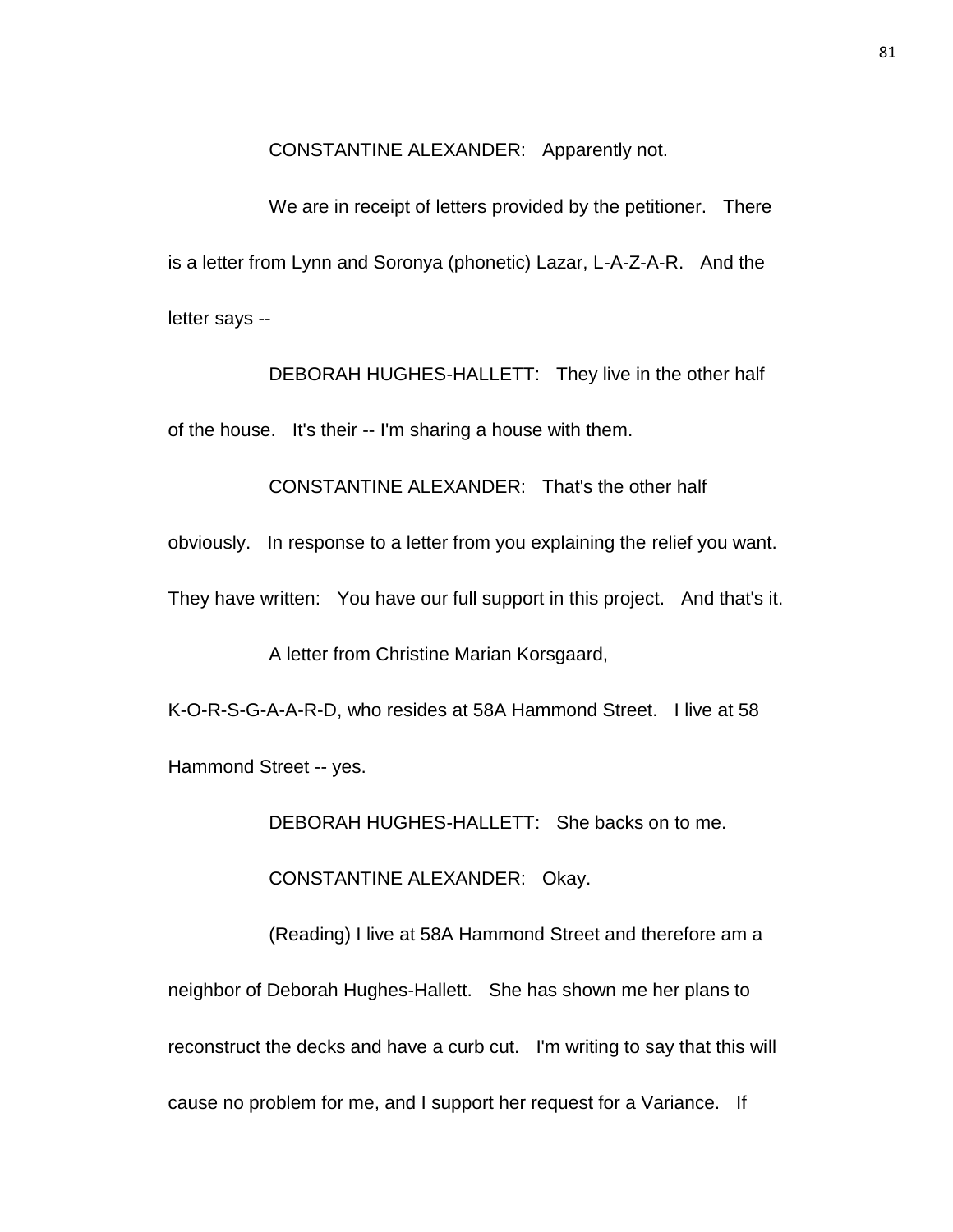CONSTANTINE ALEXANDER: Apparently not.

We are in receipt of letters provided by the petitioner. There is a letter from Lynn and Soronya (phonetic) Lazar, L-A-Z-A-R. And the letter says --

DEBORAH HUGHES-HALLETT: They live in the other half of the house. It's their -- I'm sharing a house with them.

CONSTANTINE ALEXANDER: That's the other half obviously. In response to a letter from you explaining the relief you want. They have written: You have our full support in this project. And that's it.

A letter from Christine Marian Korsgaard, K-O-R-S-G-A-A-R-D, who resides at 58A Hammond Street. I live at 58 Hammond Street -- yes.

DEBORAH HUGHES-HALLETT: She backs on to me.

CONSTANTINE ALEXANDER: Okay.

(Reading) I live at 58A Hammond Street and therefore am a neighbor of Deborah Hughes-Hallett. She has shown me her plans to reconstruct the decks and have a curb cut. I'm writing to say that this will cause no problem for me, and I support her request for a Variance. If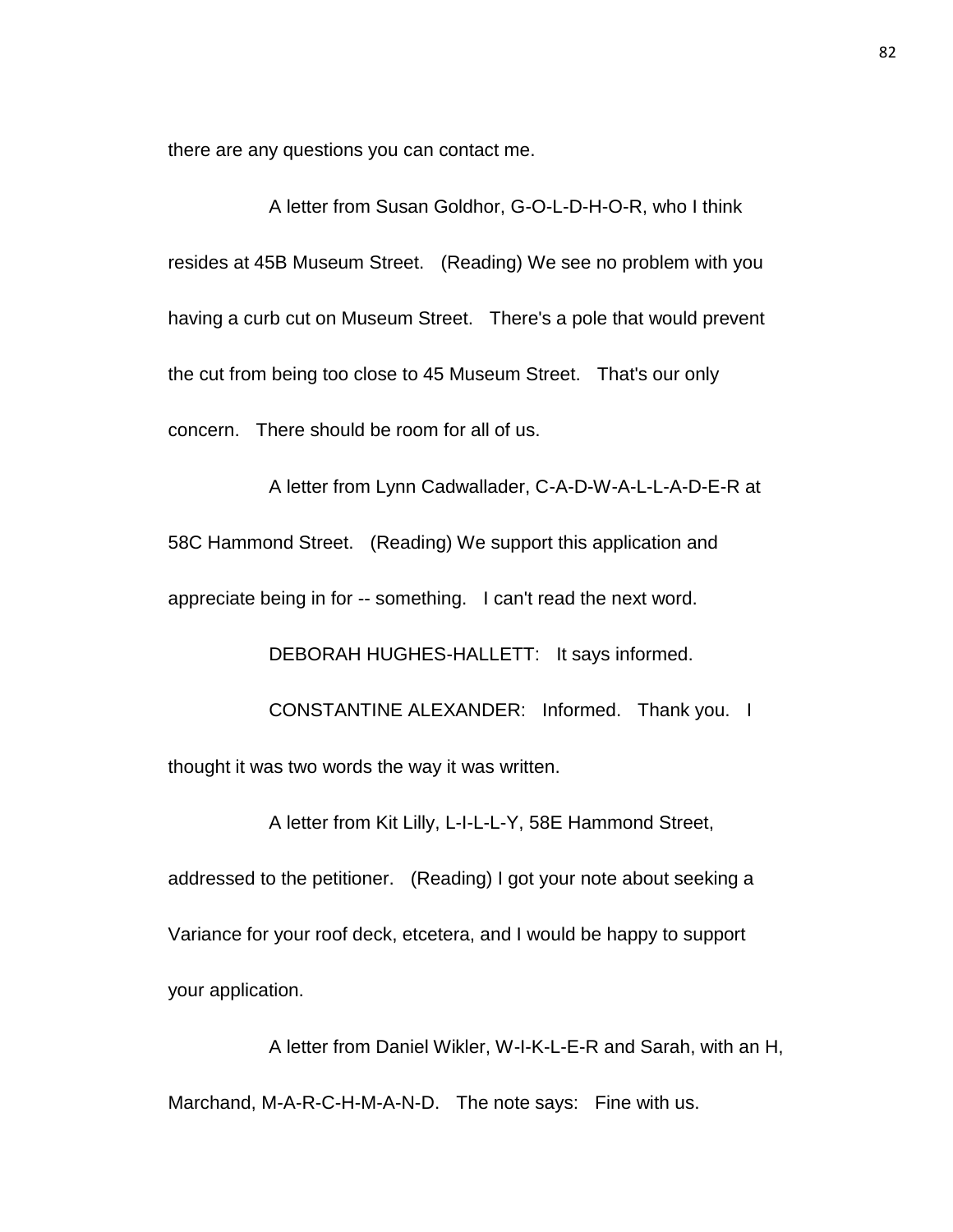there are any questions you can contact me.

A letter from Susan Goldhor, G-O-L-D-H-O-R, who I think resides at 45B Museum Street. (Reading) We see no problem with you having a curb cut on Museum Street. There's a pole that would prevent the cut from being too close to 45 Museum Street. That's our only concern. There should be room for all of us.

A letter from Lynn Cadwallader, C-A-D-W-A-L-L-A-D-E-R at 58C Hammond Street. (Reading) We support this application and appreciate being in for -- something. I can't read the next word.

DEBORAH HUGHES-HALLETT: It says informed.

CONSTANTINE ALEXANDER: Informed. Thank you. I thought it was two words the way it was written.

A letter from Kit Lilly, L-I-L-L-Y, 58E Hammond Street, addressed to the petitioner. (Reading) I got your note about seeking a Variance for your roof deck, etcetera, and I would be happy to support your application.

A letter from Daniel Wikler, W-I-K-L-E-R and Sarah, with an H, Marchand, M-A-R-C-H-M-A-N-D. The note says: Fine with us.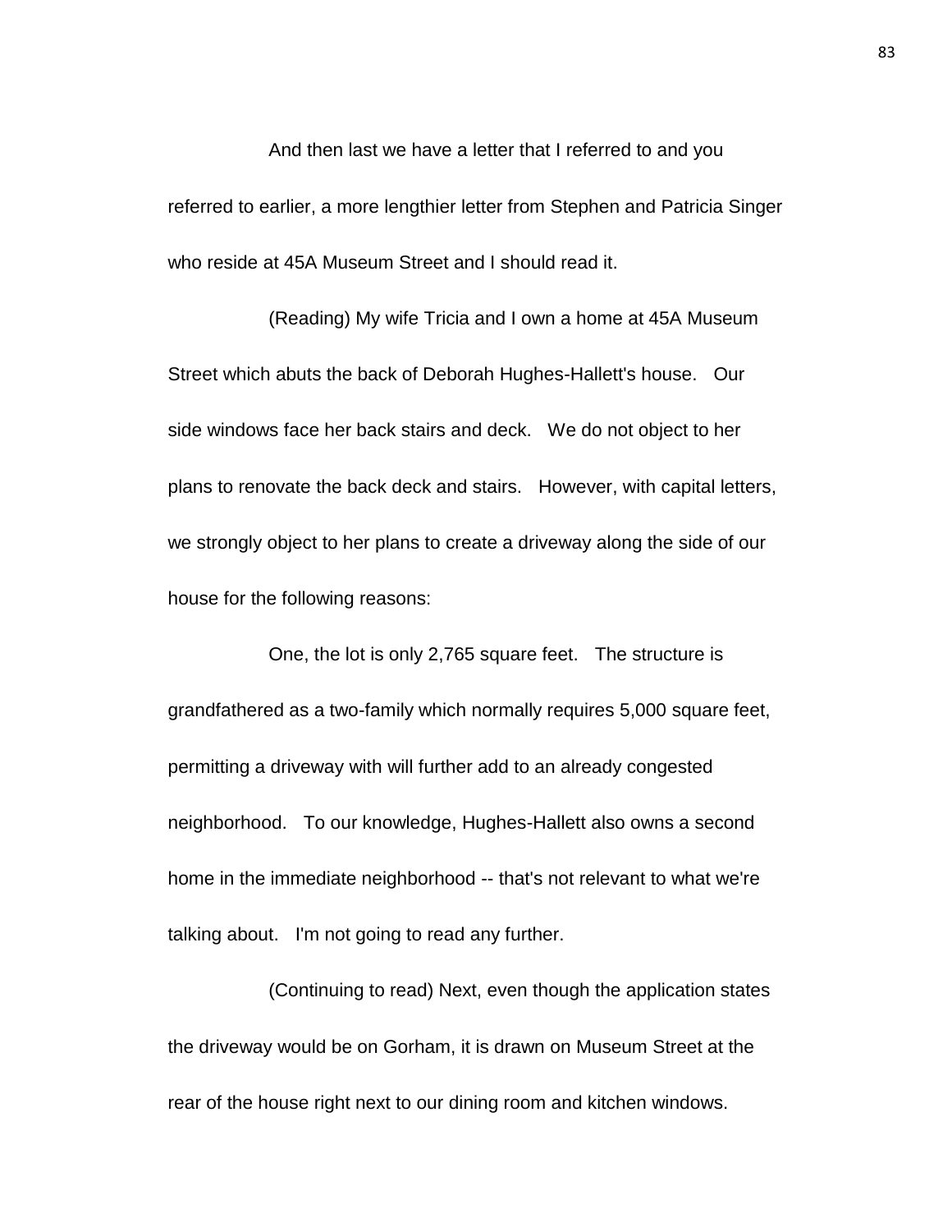And then last we have a letter that I referred to and you referred to earlier, a more lengthier letter from Stephen and Patricia Singer who reside at 45A Museum Street and I should read it.

(Reading) My wife Tricia and I own a home at 45A Museum Street which abuts the back of Deborah Hughes-Hallett's house. Our side windows face her back stairs and deck. We do not object to her plans to renovate the back deck and stairs. However, with capital letters, we strongly object to her plans to create a driveway along the side of our house for the following reasons:

One, the lot is only 2,765 square feet. The structure is grandfathered as a two-family which normally requires 5,000 square feet, permitting a driveway with will further add to an already congested neighborhood. To our knowledge, Hughes-Hallett also owns a second home in the immediate neighborhood -- that's not relevant to what we're talking about. I'm not going to read any further.

(Continuing to read) Next, even though the application states the driveway would be on Gorham, it is drawn on Museum Street at the rear of the house right next to our dining room and kitchen windows.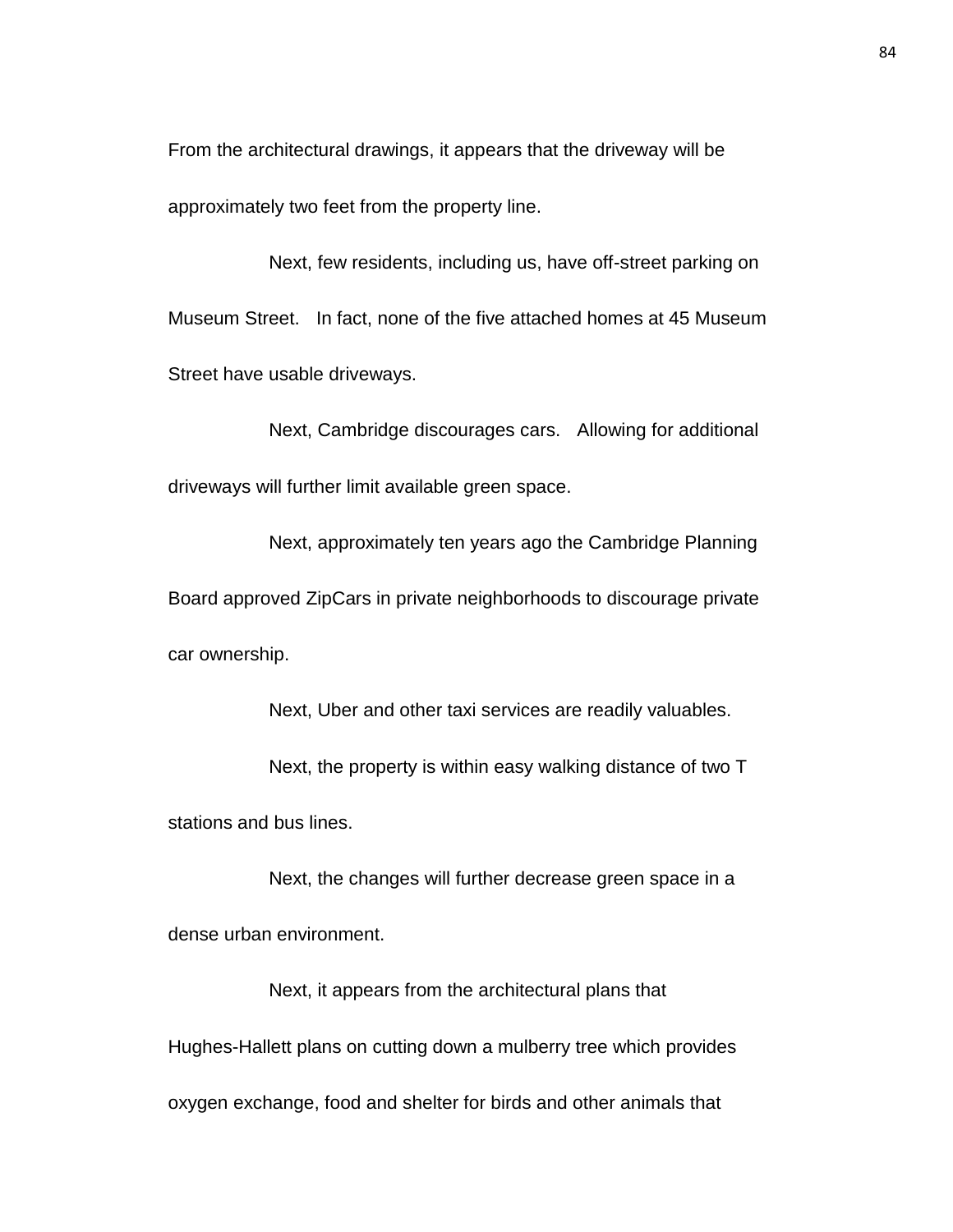From the architectural drawings, it appears that the driveway will be approximately two feet from the property line.

Next, few residents, including us, have off-street parking on Museum Street. In fact, none of the five attached homes at 45 Museum Street have usable driveways.

Next, Cambridge discourages cars. Allowing for additional driveways will further limit available green space.

Next, approximately ten years ago the Cambridge Planning Board approved ZipCars in private neighborhoods to discourage private car ownership.

Next, Uber and other taxi services are readily valuables.

Next, the property is within easy walking distance of two T stations and bus lines.

Next, the changes will further decrease green space in a dense urban environment.

Next, it appears from the architectural plans that Hughes-Hallett plans on cutting down a mulberry tree which provides oxygen exchange, food and shelter for birds and other animals that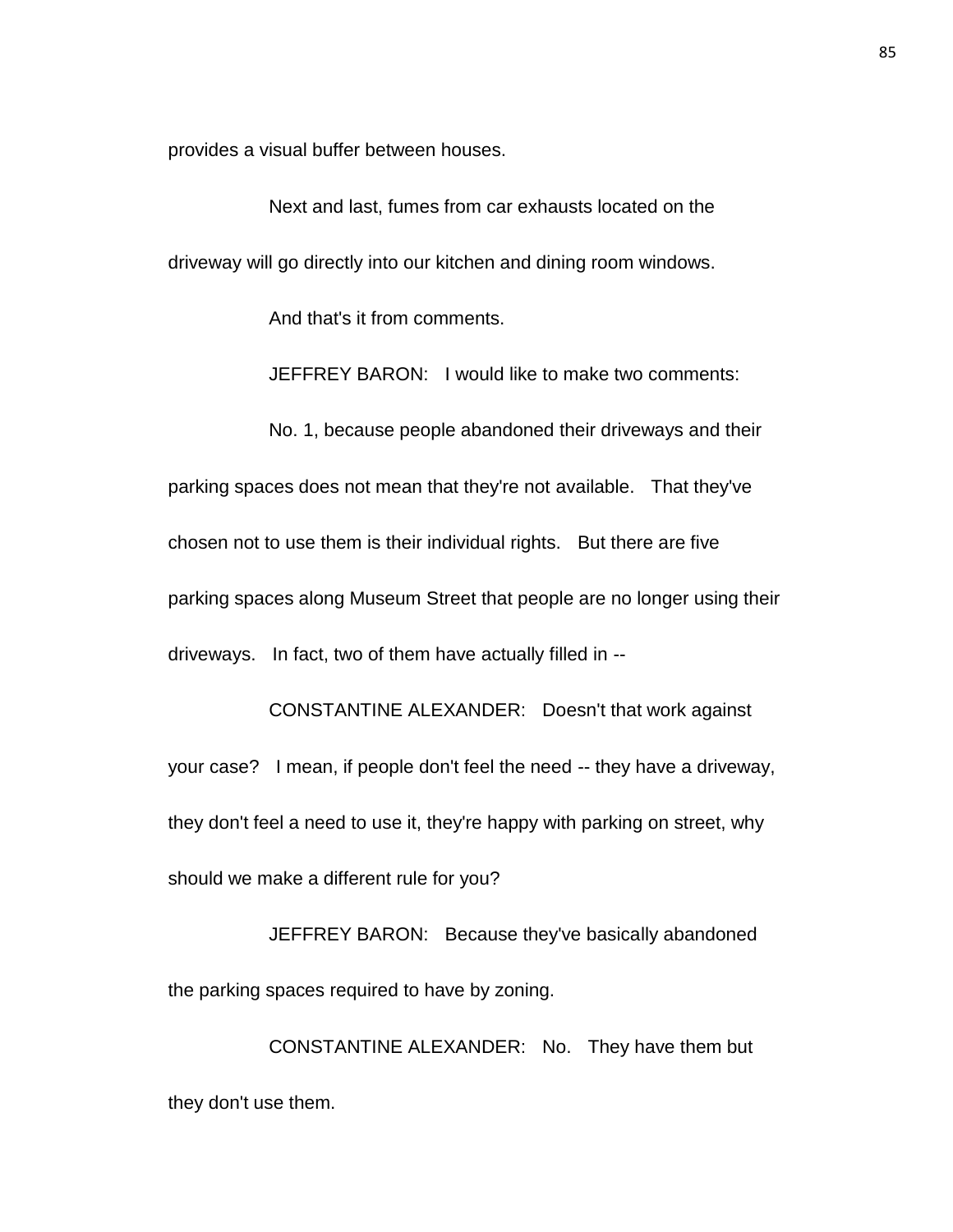provides a visual buffer between houses.

Next and last, fumes from car exhausts located on the driveway will go directly into our kitchen and dining room windows.

And that's it from comments.

JEFFREY BARON: I would like to make two comments:

No. 1, because people abandoned their driveways and their parking spaces does not mean that they're not available. That they've chosen not to use them is their individual rights. But there are five parking spaces along Museum Street that people are no longer using their driveways. In fact, two of them have actually filled in --

CONSTANTINE ALEXANDER: Doesn't that work against your case? I mean, if people don't feel the need -- they have a driveway, they don't feel a need to use it, they're happy with parking on street, why should we make a different rule for you?

JEFFREY BARON: Because they've basically abandoned the parking spaces required to have by zoning.

CONSTANTINE ALEXANDER: No. They have them but they don't use them.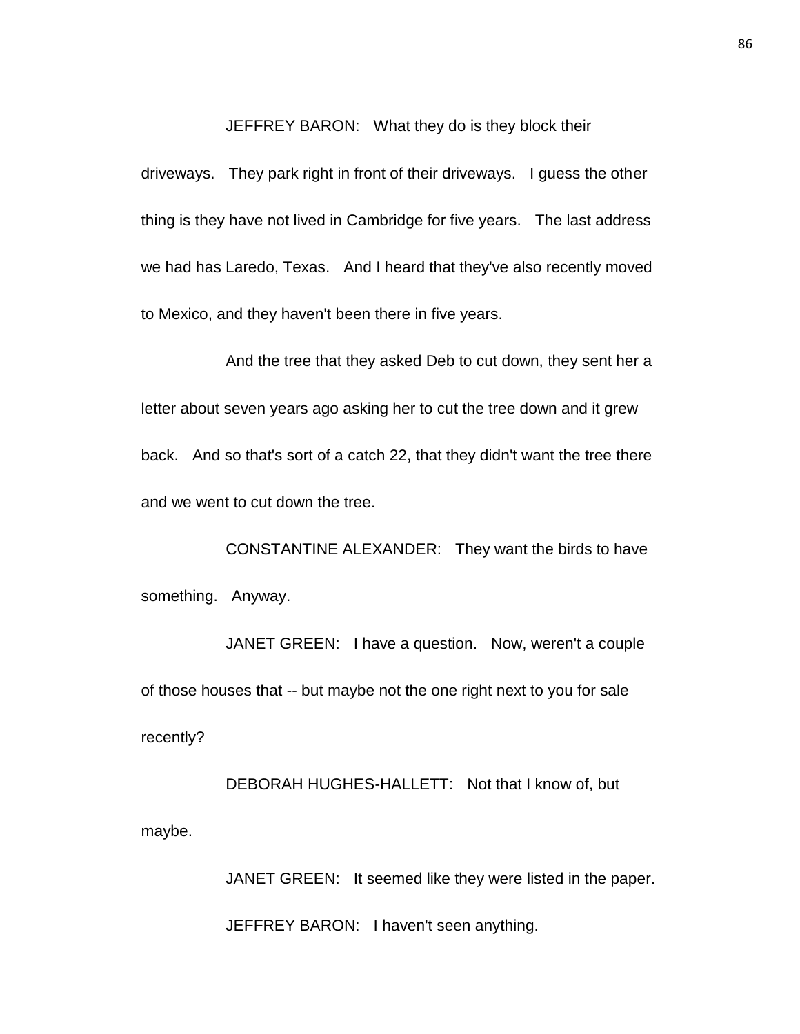JEFFREY BARON: What they do is they block their driveways. They park right in front of their driveways. I guess the other thing is they have not lived in Cambridge for five years. The last address we had has Laredo, Texas. And I heard that they've also recently moved to Mexico, and they haven't been there in five years.

And the tree that they asked Deb to cut down, they sent her a letter about seven years ago asking her to cut the tree down and it grew back. And so that's sort of a catch 22, that they didn't want the tree there and we went to cut down the tree.

CONSTANTINE ALEXANDER: They want the birds to have something. Anyway.

JANET GREEN: I have a question. Now, weren't a couple of those houses that -- but maybe not the one right next to you for sale recently?

DEBORAH HUGHES-HALLETT: Not that I know of, but maybe.

JANET GREEN: It seemed like they were listed in the paper.

JEFFREY BARON: I haven't seen anything.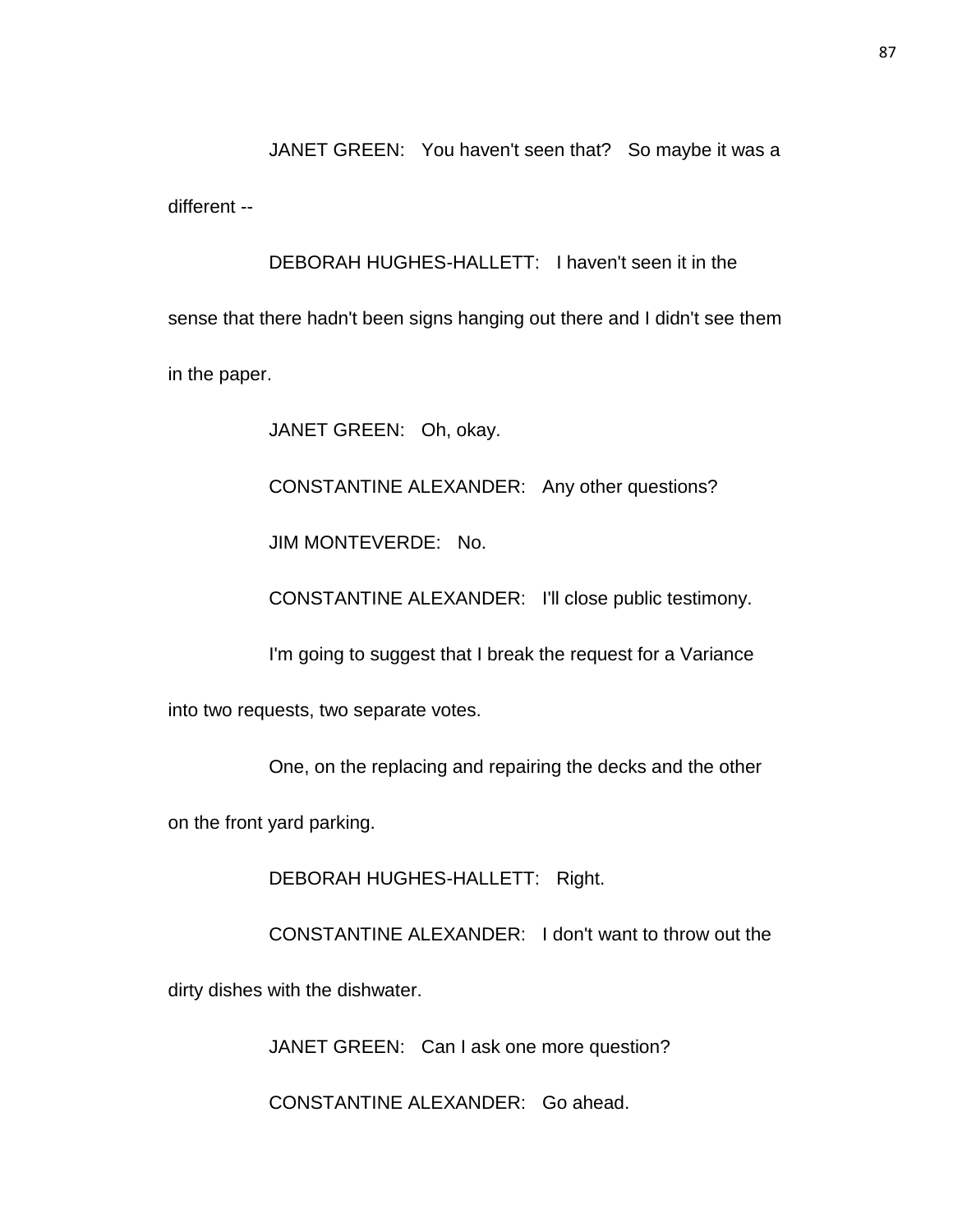JANET GREEN: You haven't seen that? So maybe it was a different --

DEBORAH HUGHES-HALLETT: I haven't seen it in the sense that there hadn't been signs hanging out there and I didn't see them in the paper.

JANET GREEN: Oh, okay.

CONSTANTINE ALEXANDER: Any other questions?

JIM MONTEVERDE: No.

CONSTANTINE ALEXANDER: I'll close public testimony.

I'm going to suggest that I break the request for a Variance into two requests, two separate votes.

One, on the replacing and repairing the decks and the other on the front yard parking.

DEBORAH HUGHES-HALLETT: Right.

CONSTANTINE ALEXANDER: I don't want to throw out the dirty dishes with the dishwater.

JANET GREEN: Can I ask one more question?

CONSTANTINE ALEXANDER: Go ahead.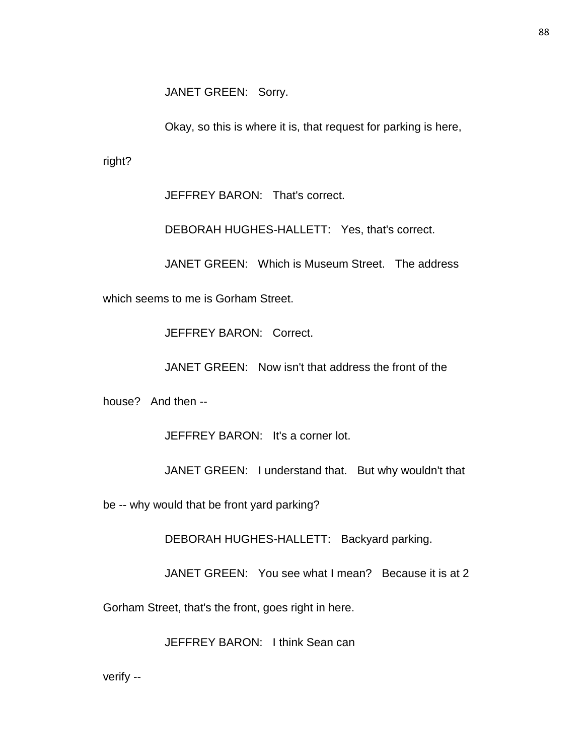JANET GREEN: Sorry.

Okay, so this is where it is, that request for parking is here, right?

JEFFREY BARON: That's correct.

DEBORAH HUGHES-HALLETT: Yes, that's correct.

JANET GREEN: Which is Museum Street. The address which seems to me is Gorham Street.

JEFFREY BARON: Correct.

JANET GREEN: Now isn't that address the front of the house? And then --

JEFFREY BARON: It's a corner lot.

JANET GREEN: I understand that. But why wouldn't that be -- why would that be front yard parking?

DEBORAH HUGHES-HALLETT: Backyard parking.

JANET GREEN: You see what I mean? Because it is at 2 Gorham Street, that's the front, goes right in here.

JEFFREY BARON: I think Sean can verify --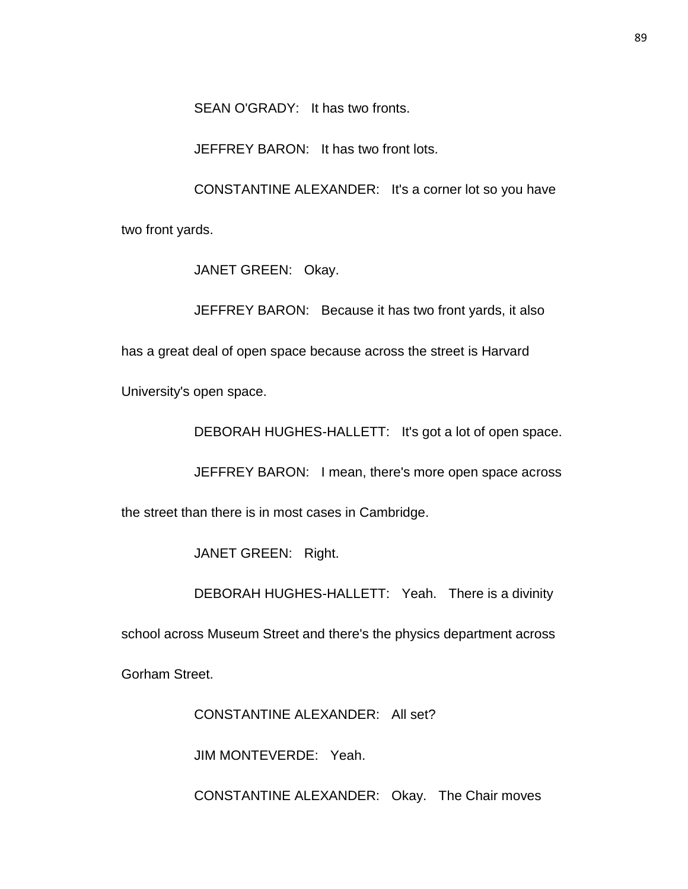SEAN O'GRADY: It has two fronts.

JEFFREY BARON: It has two front lots.

CONSTANTINE ALEXANDER: It's a corner lot so you have two front yards.

JANET GREEN: Okay.

JEFFREY BARON: Because it has two front yards, it also has a great deal of open space because across the street is Harvard University's open space.

DEBORAH HUGHES-HALLETT: It's got a lot of open space.

JEFFREY BARON: I mean, there's more open space across the street than there is in most cases in Cambridge.

JANET GREEN: Right.

DEBORAH HUGHES-HALLETT: Yeah. There is a divinity school across Museum Street and there's the physics department across Gorham Street.

CONSTANTINE ALEXANDER: All set?

JIM MONTEVERDE: Yeah.

CONSTANTINE ALEXANDER: Okay. The Chair moves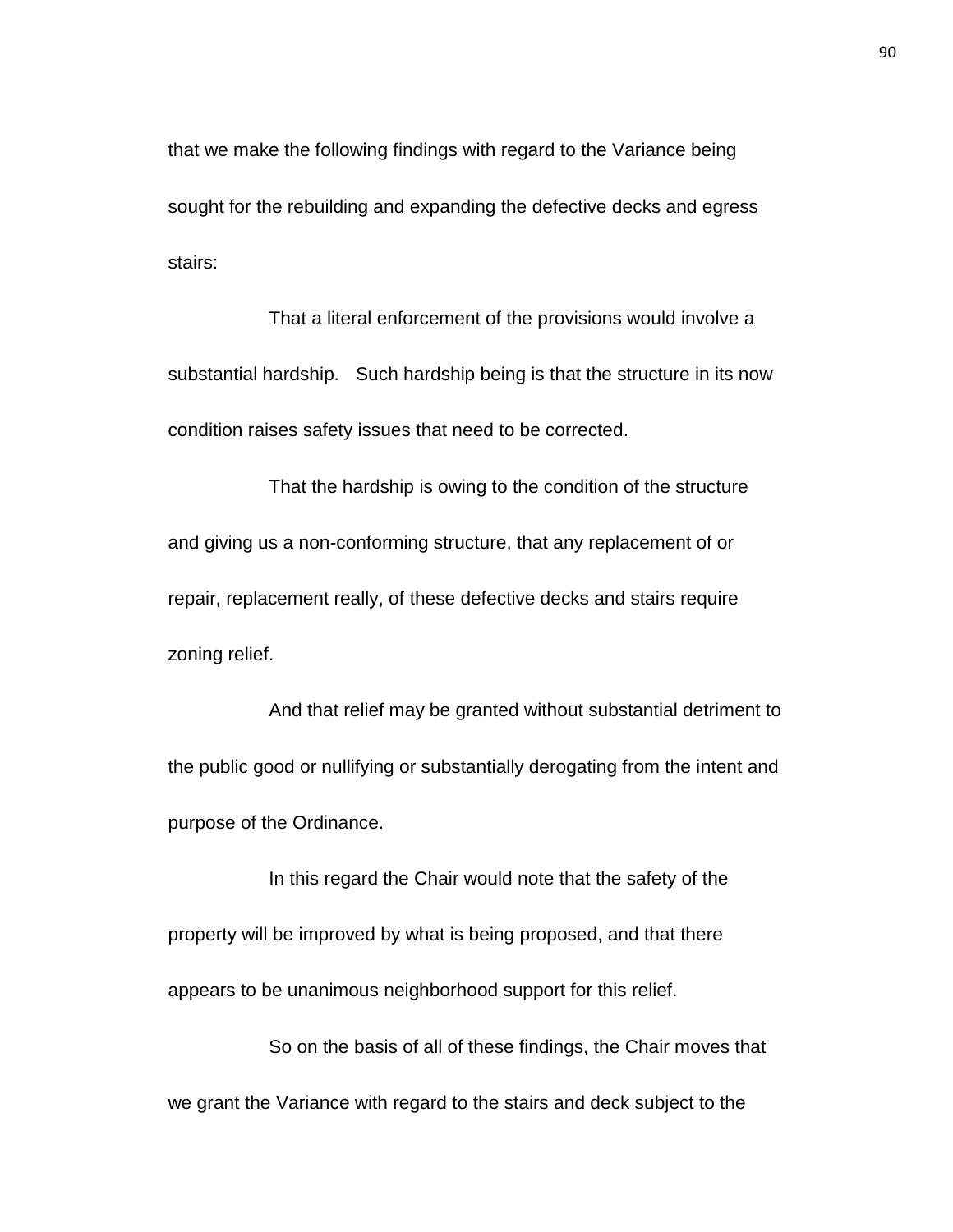that we make the following findings with regard to the Variance being sought for the rebuilding and expanding the defective decks and egress stairs:

That a literal enforcement of the provisions would involve a substantial hardship. Such hardship being is that the structure in its now condition raises safety issues that need to be corrected.

That the hardship is owing to the condition of the structure and giving us a non-conforming structure, that any replacement of or repair, replacement really, of these defective decks and stairs require zoning relief.

And that relief may be granted without substantial detriment to the public good or nullifying or substantially derogating from the intent and purpose of the Ordinance.

In this regard the Chair would note that the safety of the property will be improved by what is being proposed, and that there appears to be unanimous neighborhood support for this relief.

So on the basis of all of these findings, the Chair moves that we grant the Variance with regard to the stairs and deck subject to the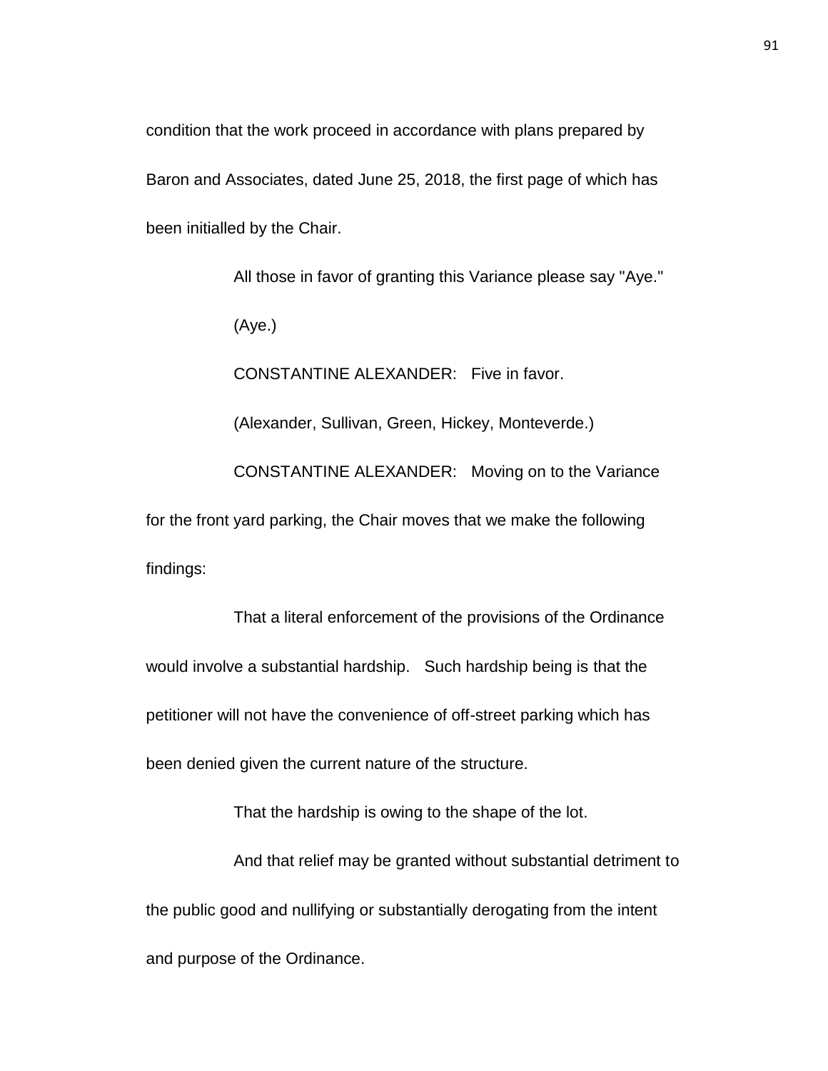condition that the work proceed in accordance with plans prepared by Baron and Associates, dated June 25, 2018, the first page of which has been initialled by the Chair.

All those in favor of granting this Variance please say "Aye."

(Aye.)

CONSTANTINE ALEXANDER: Five in favor.

(Alexander, Sullivan, Green, Hickey, Monteverde.)

CONSTANTINE ALEXANDER: Moving on to the Variance for the front yard parking, the Chair moves that we make the following findings:

That a literal enforcement of the provisions of the Ordinance would involve a substantial hardship. Such hardship being is that the petitioner will not have the convenience of off-street parking which has been denied given the current nature of the structure.

That the hardship is owing to the shape of the lot.

And that relief may be granted without substantial detriment to the public good and nullifying or substantially derogating from the intent and purpose of the Ordinance.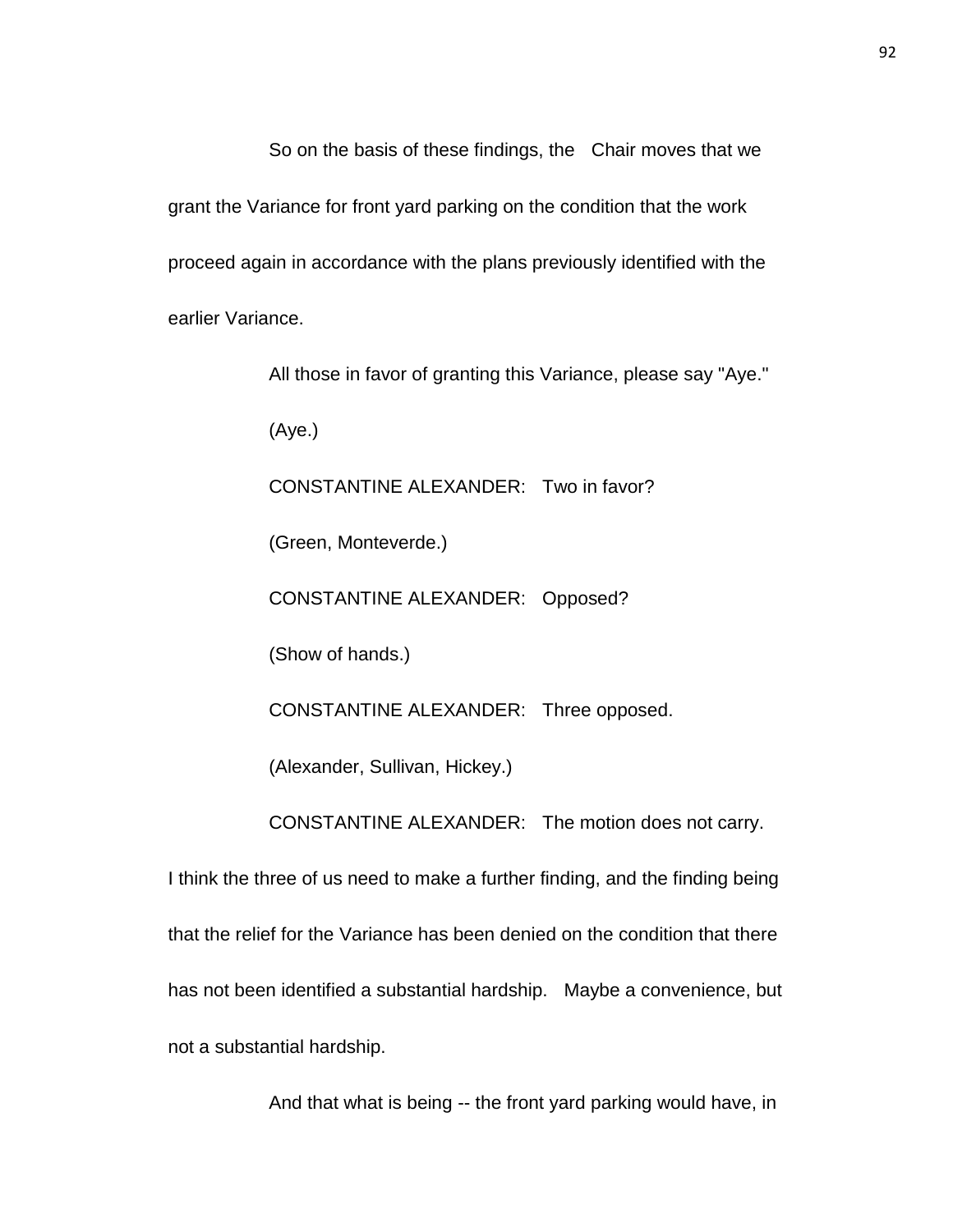So on the basis of these findings, the Chair moves that we grant the Variance for front yard parking on the condition that the work proceed again in accordance with the plans previously identified with the earlier Variance.

All those in favor of granting this Variance, please say "Aye."

(Aye.)

CONSTANTINE ALEXANDER: Two in favor?

(Green, Monteverde.)

CONSTANTINE ALEXANDER: Opposed?

(Show of hands.)

CONSTANTINE ALEXANDER: Three opposed.

(Alexander, Sullivan, Hickey.)

CONSTANTINE ALEXANDER: The motion does not carry. I think the three of us need to make a further finding, and the finding being that the relief for the Variance has been denied on the condition that there has not been identified a substantial hardship. Maybe a convenience, but not a substantial hardship.

And that what is being -- the front yard parking would have, in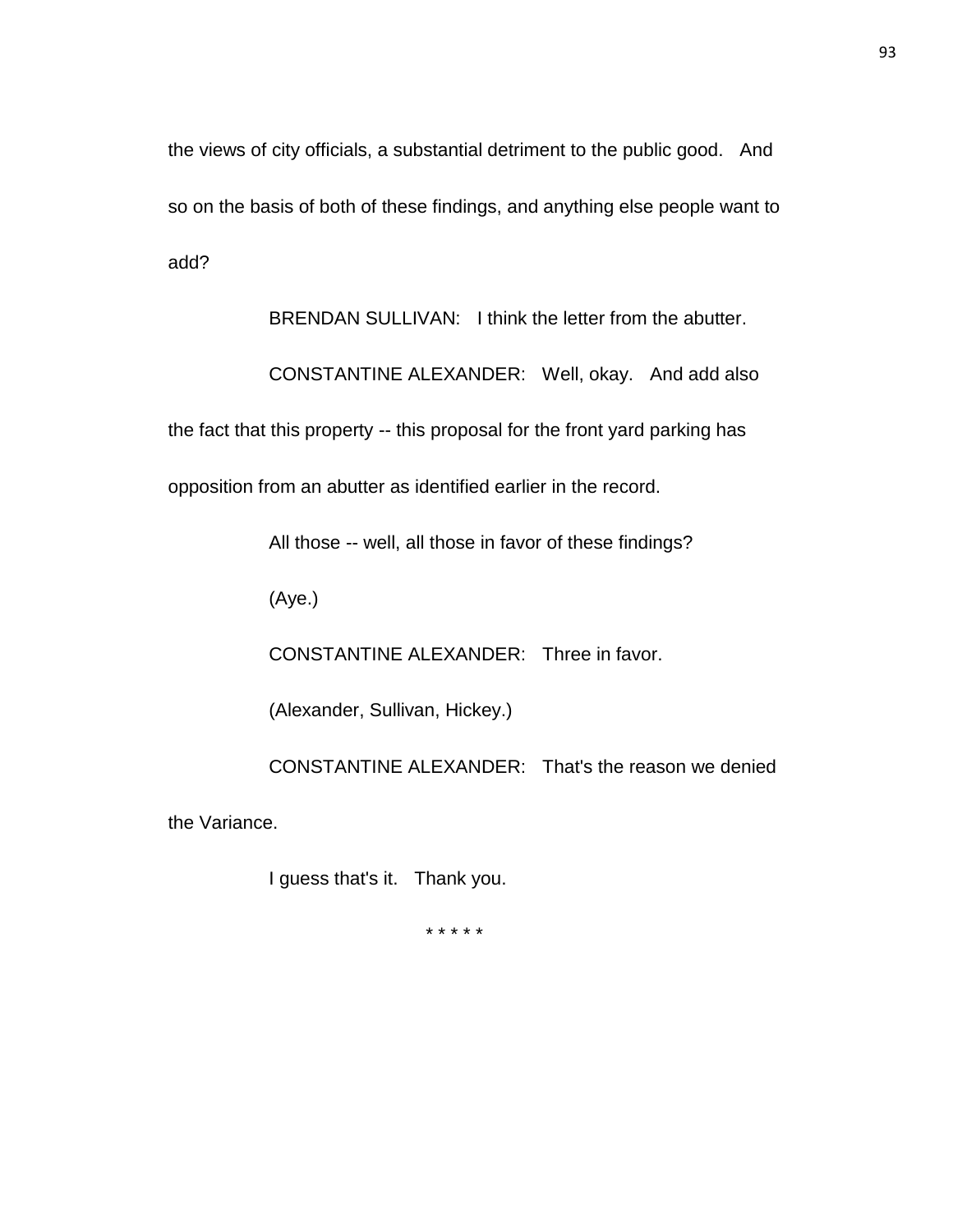the views of city officials, a substantial detriment to the public good. And so on the basis of both of these findings, and anything else people want to add?

BRENDAN SULLIVAN: I think the letter from the abutter.

CONSTANTINE ALEXANDER: Well, okay. And add also the fact that this property -- this proposal for the front yard parking has opposition from an abutter as identified earlier in the record.

All those -- well, all those in favor of these findings?

(Aye.)

CONSTANTINE ALEXANDER: Three in favor.

(Alexander, Sullivan, Hickey.)

CONSTANTINE ALEXANDER: That's the reason we denied the Variance.

I guess that's it. Thank you.

* * * * *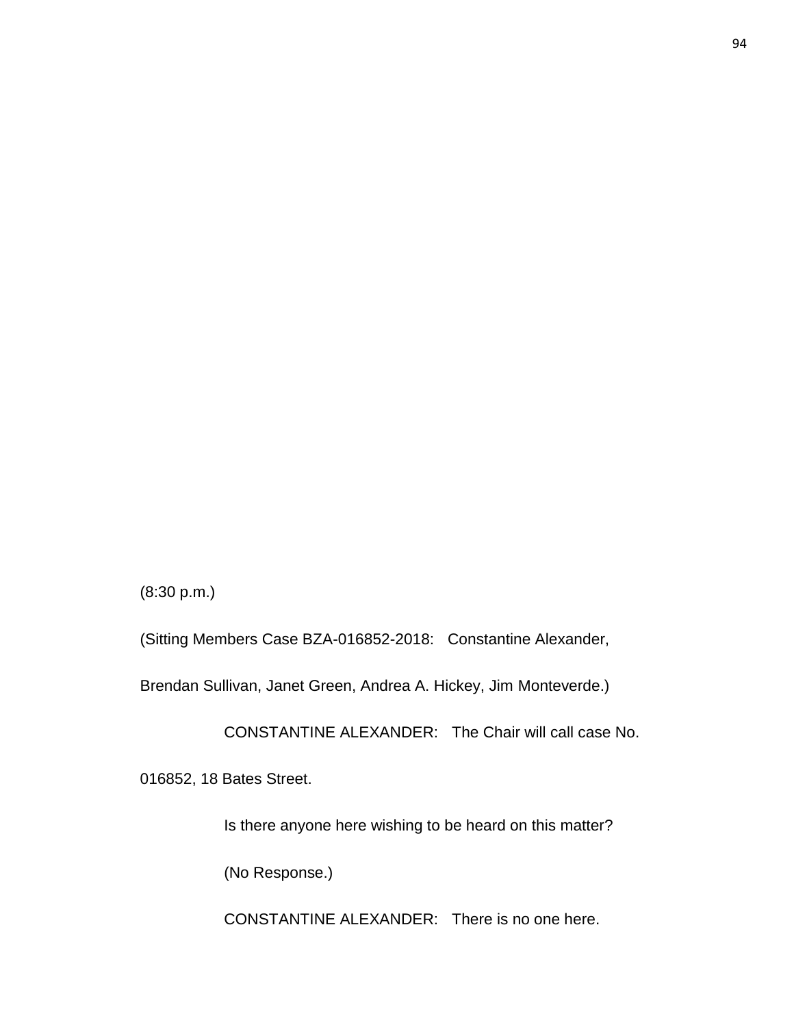(8:30 p.m.)

(Sitting Members Case BZA-016852-2018: Constantine Alexander, Brendan Sullivan, Janet Green, Andrea A. Hickey, Jim Monteverde.)

CONSTANTINE ALEXANDER: The Chair will call case No. 016852, 18 Bates Street.

Is there anyone here wishing to be heard on this matter?

(No Response.)

CONSTANTINE ALEXANDER: There is no one here.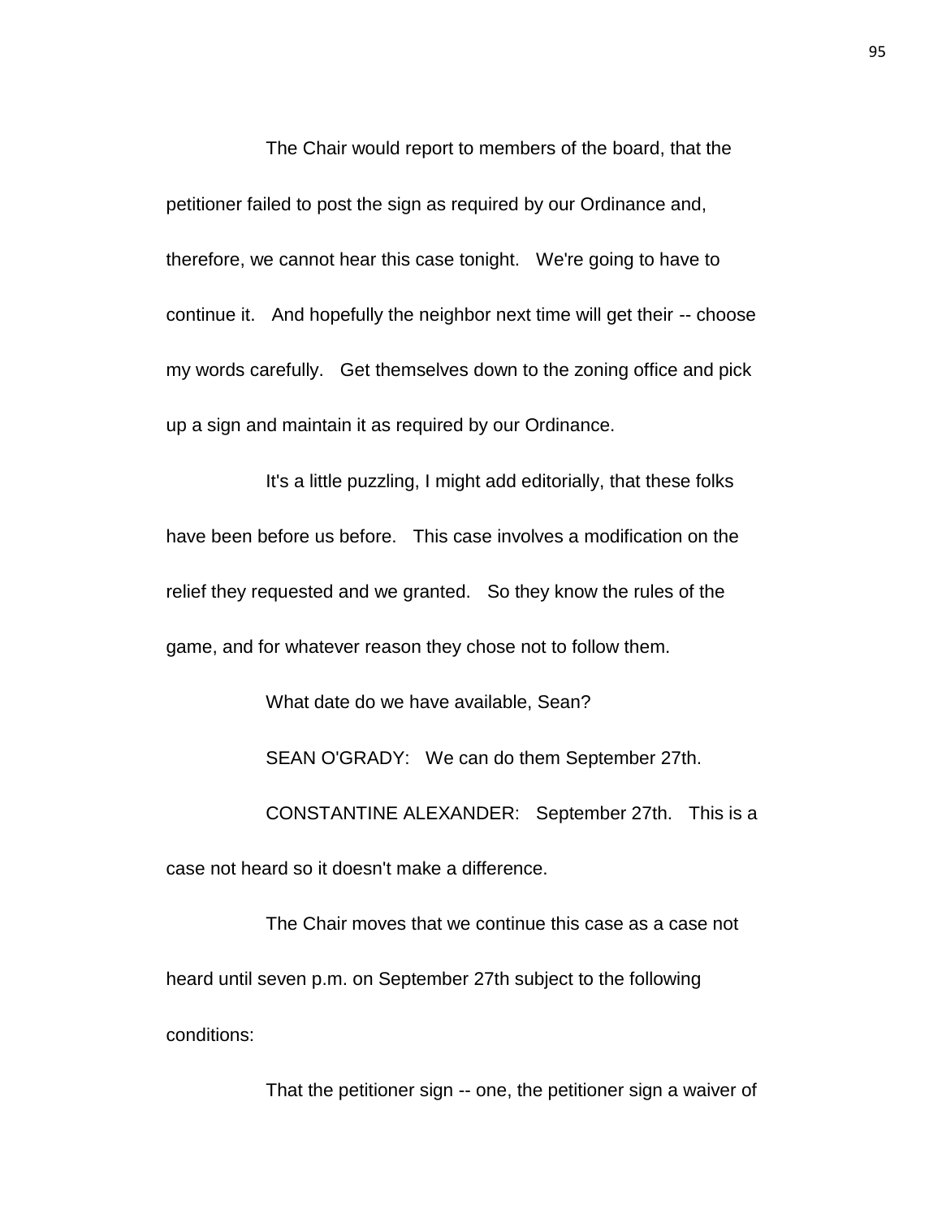The Chair would report to members of the board, that the petitioner failed to post the sign as required by our Ordinance and, therefore, we cannot hear this case tonight. We're going to have to continue it. And hopefully the neighbor next time will get their -- choose my words carefully. Get themselves down to the zoning office and pick up a sign and maintain it as required by our Ordinance.

It's a little puzzling, I might add editorially, that these folks have been before us before. This case involves a modification on the relief they requested and we granted. So they know the rules of the game, and for whatever reason they chose not to follow them.

What date do we have available, Sean?

SEAN O'GRADY: We can do them September 27th.

CONSTANTINE ALEXANDER: September 27th. This is a case not heard so it doesn't make a difference.

The Chair moves that we continue this case as a case not heard until seven p.m. on September 27th subject to the following conditions:

That the petitioner sign -- one, the petitioner sign a waiver of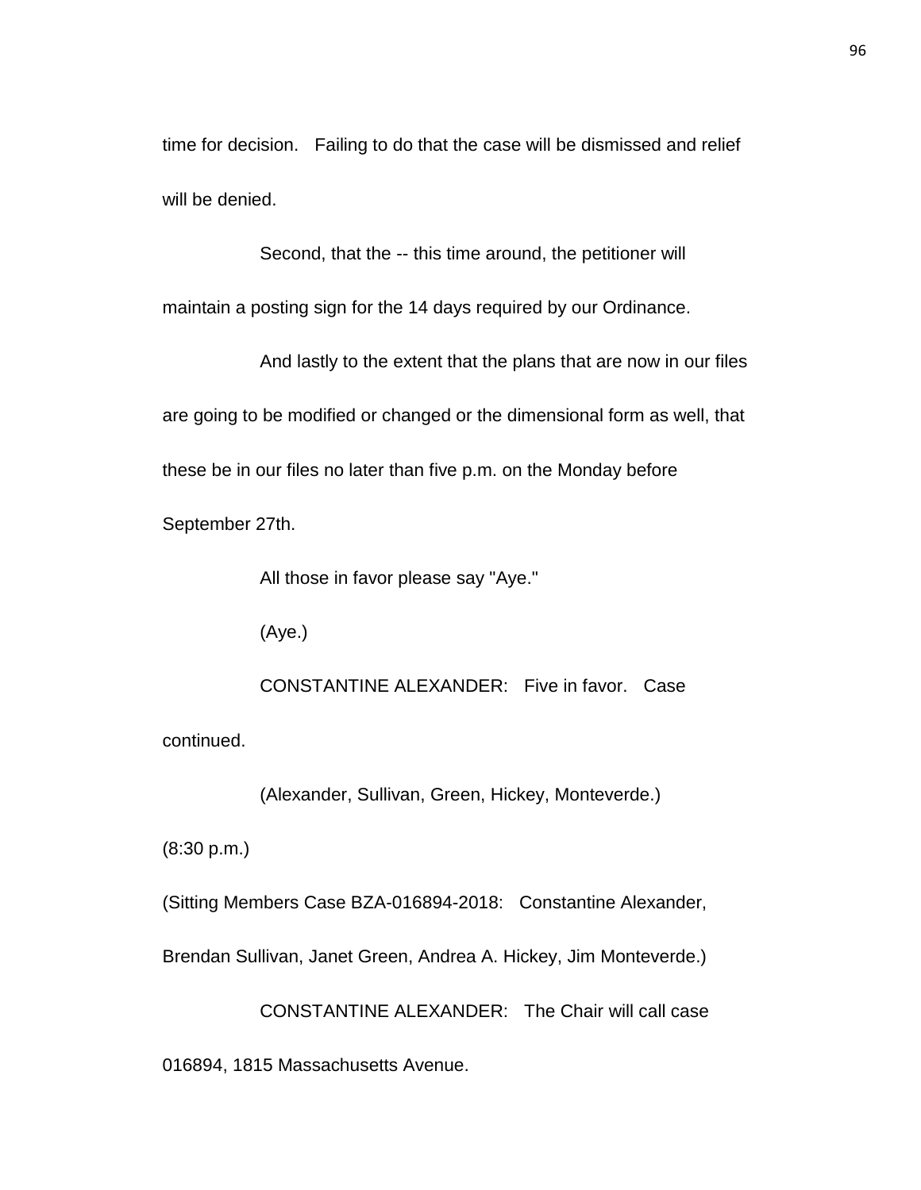time for decision. Failing to do that the case will be dismissed and relief will be denied.

Second, that the -- this time around, the petitioner will maintain a posting sign for the 14 days required by our Ordinance.

And lastly to the extent that the plans that are now in our files are going to be modified or changed or the dimensional form as well, that these be in our files no later than five p.m. on the Monday before September 27th.

All those in favor please say "Aye."

(Aye.)

CONSTANTINE ALEXANDER: Five in favor. Case continued.

(Alexander, Sullivan, Green, Hickey, Monteverde.)

(8:30 p.m.)

(Sitting Members Case BZA-016894-2018: Constantine Alexander, Brendan Sullivan, Janet Green, Andrea A. Hickey, Jim Monteverde.)

CONSTANTINE ALEXANDER: The Chair will call case 016894, 1815 Massachusetts Avenue.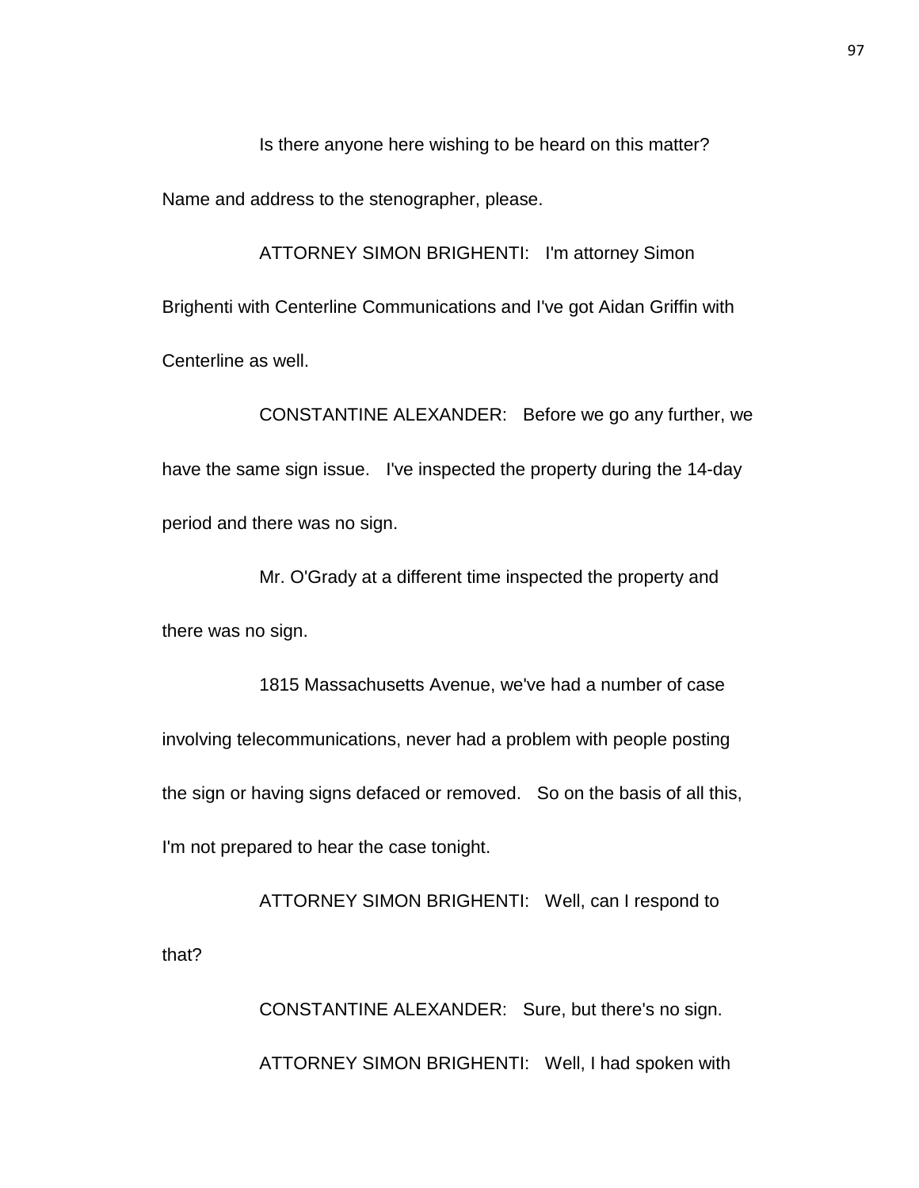Is there anyone here wishing to be heard on this matter? Name and address to the stenographer, please.

ATTORNEY SIMON BRIGHENTI: I'm attorney Simon Brighenti with Centerline Communications and I've got Aidan Griffin with Centerline as well.

CONSTANTINE ALEXANDER: Before we go any further, we have the same sign issue. I've inspected the property during the 14-day period and there was no sign.

Mr. O'Grady at a different time inspected the property and there was no sign.

1815 Massachusetts Avenue, we've had a number of case involving telecommunications, never had a problem with people posting the sign or having signs defaced or removed. So on the basis of all this, I'm not prepared to hear the case tonight.

ATTORNEY SIMON BRIGHENTI: Well, can I respond to that?

CONSTANTINE ALEXANDER: Sure, but there's no sign.

ATTORNEY SIMON BRIGHENTI: Well, I had spoken with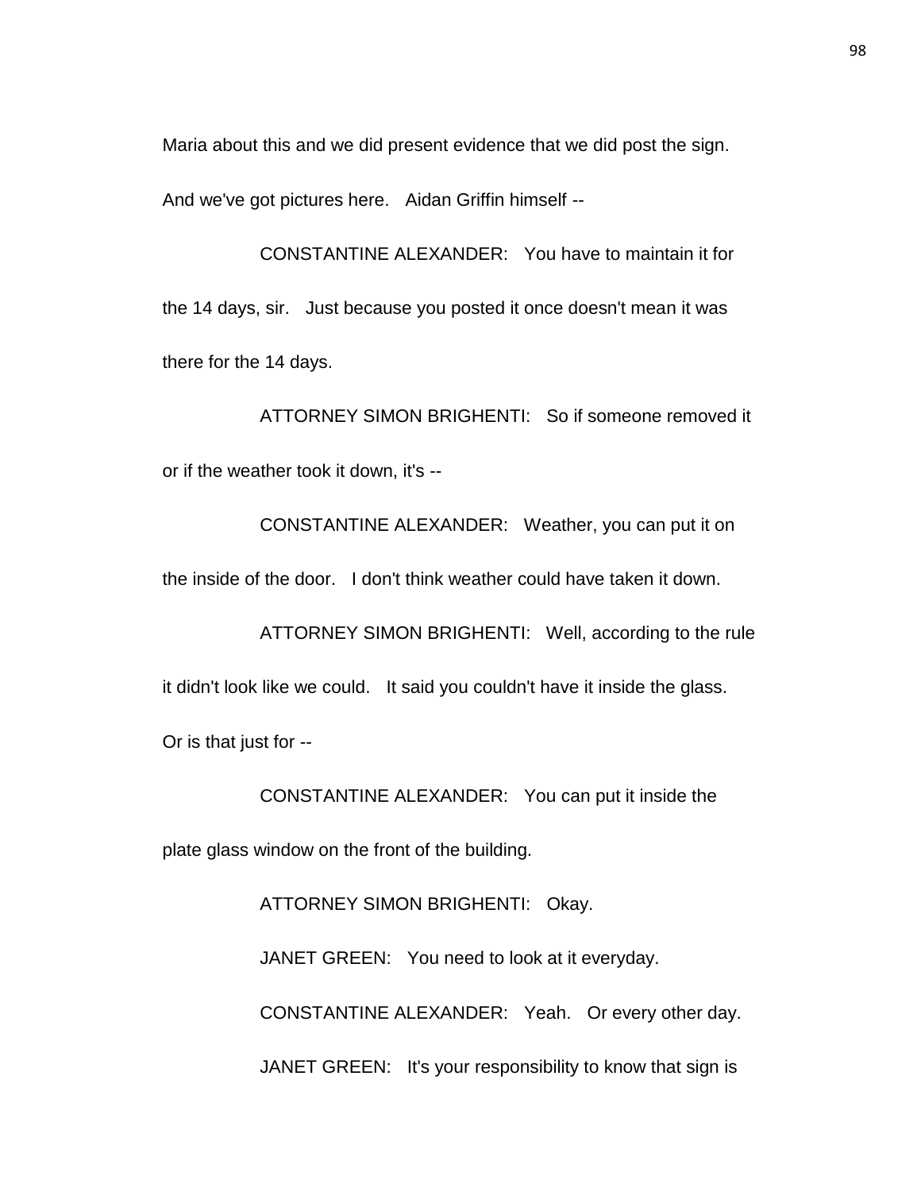Maria about this and we did present evidence that we did post the sign. And we've got pictures here. Aidan Griffin himself --

CONSTANTINE ALEXANDER: You have to maintain it for the 14 days, sir. Just because you posted it once doesn't mean it was there for the 14 days.

ATTORNEY SIMON BRIGHENTI: So if someone removed it or if the weather took it down, it's --

CONSTANTINE ALEXANDER: Weather, you can put it on the inside of the door. I don't think weather could have taken it down.

ATTORNEY SIMON BRIGHENTI: Well, according to the rule it didn't look like we could. It said you couldn't have it inside the glass. Or is that just for --

CONSTANTINE ALEXANDER: You can put it inside the plate glass window on the front of the building.

ATTORNEY SIMON BRIGHENTI: Okay.

JANET GREEN: You need to look at it everyday.

CONSTANTINE ALEXANDER: Yeah. Or every other day.

JANET GREEN: It's your responsibility to know that sign is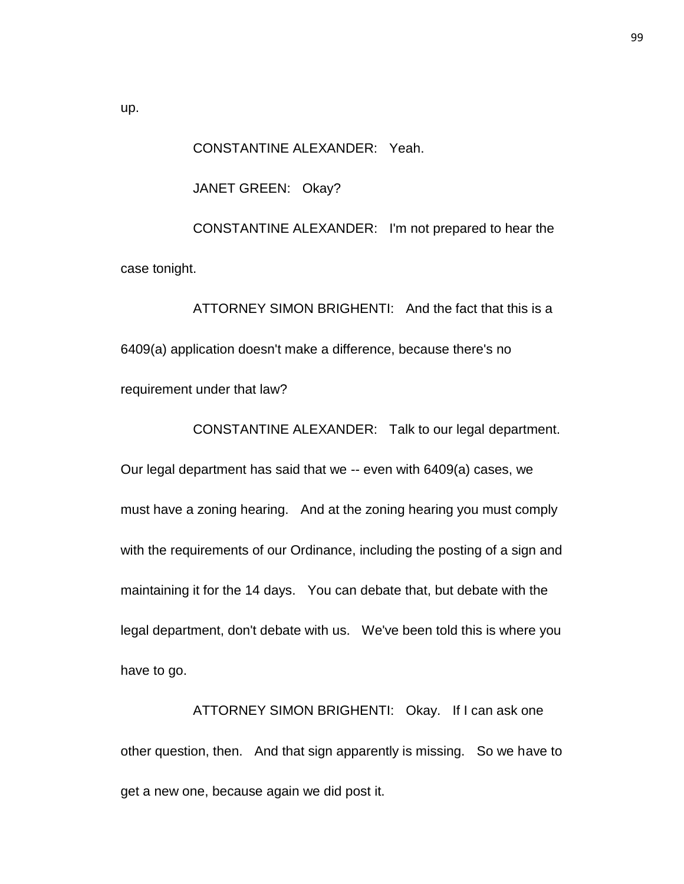up.

CONSTANTINE ALEXANDER: Yeah.

JANET GREEN: Okay?

CONSTANTINE ALEXANDER: I'm not prepared to hear the case tonight.

ATTORNEY SIMON BRIGHENTI: And the fact that this is a 6409(a) application doesn't make a difference, because there's no requirement under that law?

CONSTANTINE ALEXANDER: Talk to our legal department. Our legal department has said that we -- even with 6409(a) cases, we must have a zoning hearing. And at the zoning hearing you must comply with the requirements of our Ordinance, including the posting of a sign and maintaining it for the 14 days. You can debate that, but debate with the legal department, don't debate with us. We've been told this is where you have to go.

ATTORNEY SIMON BRIGHENTI: Okay. If I can ask one other question, then. And that sign apparently is missing. So we have to get a new one, because again we did post it.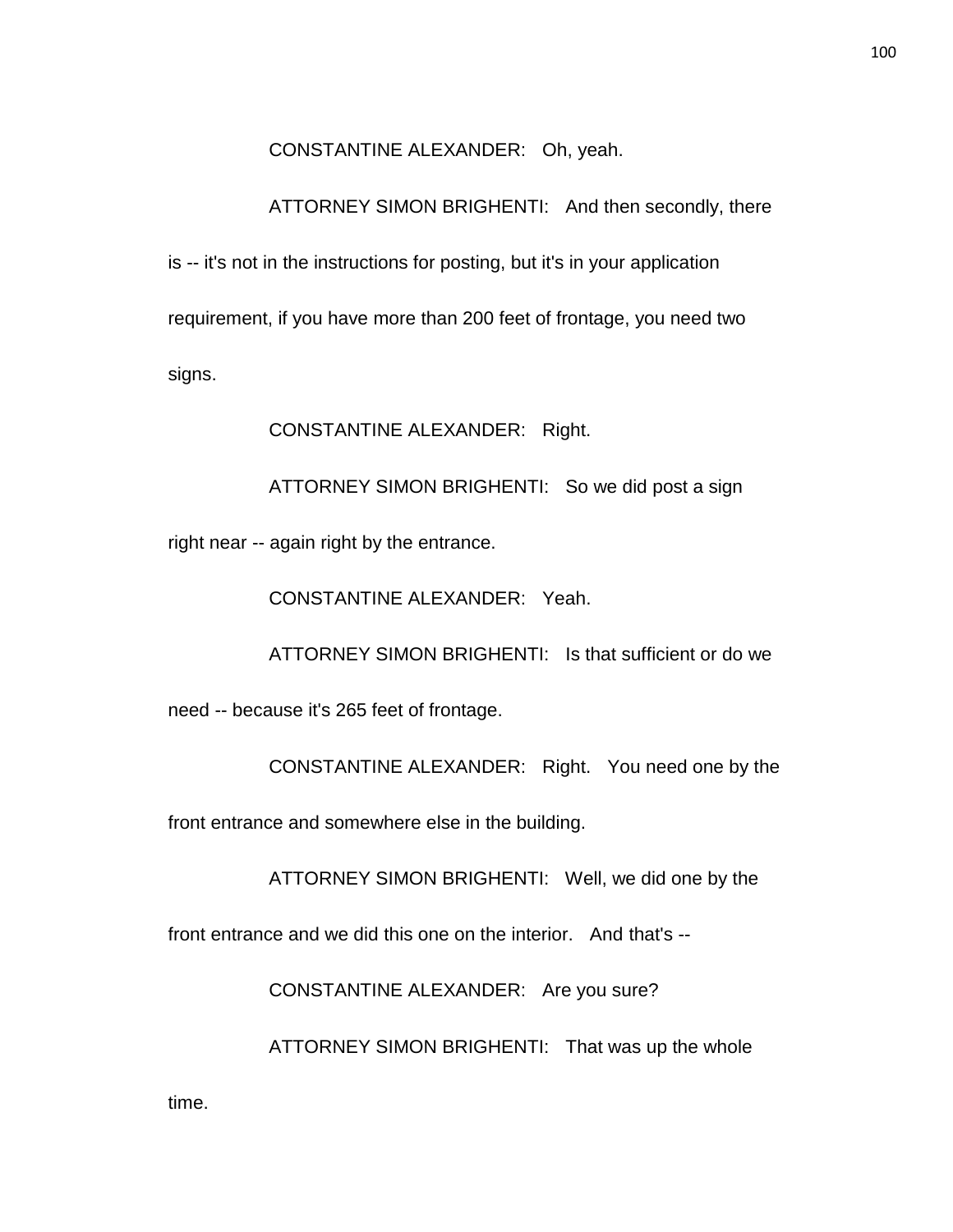CONSTANTINE ALEXANDER: Oh, yeah.

ATTORNEY SIMON BRIGHENTI: And then secondly, there is -- it's not in the instructions for posting, but it's in your application requirement, if you have more than 200 feet of frontage, you need two signs.

CONSTANTINE ALEXANDER: Right.

ATTORNEY SIMON BRIGHENTI: So we did post a sign right near -- again right by the entrance.

CONSTANTINE ALEXANDER: Yeah.

ATTORNEY SIMON BRIGHENTI: Is that sufficient or do we need -- because it's 265 feet of frontage.

CONSTANTINE ALEXANDER: Right. You need one by the front entrance and somewhere else in the building.

ATTORNEY SIMON BRIGHENTI: Well, we did one by the front entrance and we did this one on the interior. And that's --

CONSTANTINE ALEXANDER: Are you sure?

ATTORNEY SIMON BRIGHENTI: That was up the whole time.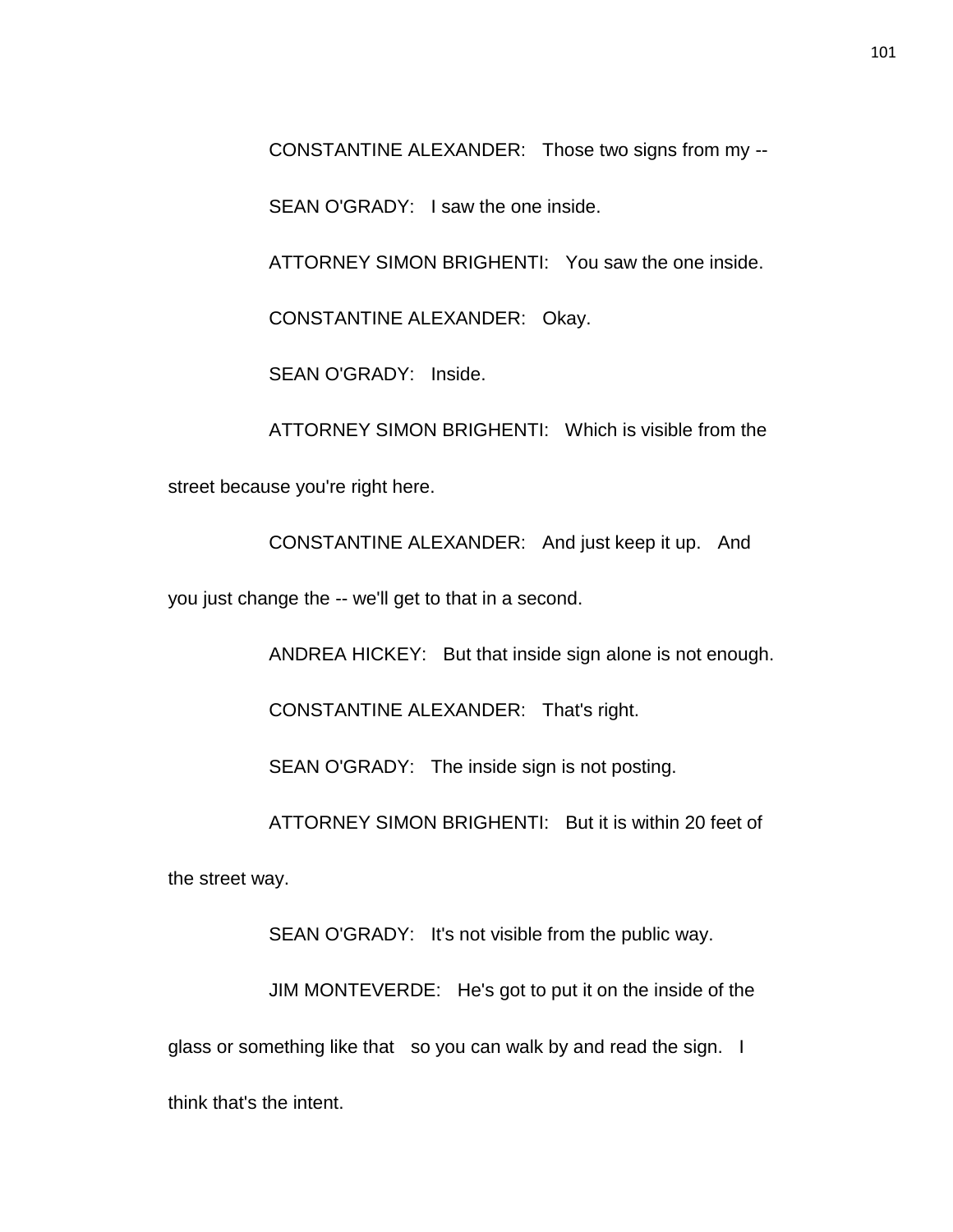CONSTANTINE ALEXANDER: Those two signs from my --

SEAN O'GRADY: I saw the one inside.

ATTORNEY SIMON BRIGHENTI: You saw the one inside.

CONSTANTINE ALEXANDER: Okay.

SEAN O'GRADY: Inside.

ATTORNEY SIMON BRIGHENTI: Which is visible from the street because you're right here.

CONSTANTINE ALEXANDER: And just keep it up. And you just change the -- we'll get to that in a second.

ANDREA HICKEY: But that inside sign alone is not enough.

CONSTANTINE ALEXANDER: That's right.

SEAN O'GRADY: The inside sign is not posting.

ATTORNEY SIMON BRIGHENTI: But it is within 20 feet of the street way.

SEAN O'GRADY: It's not visible from the public way.

JIM MONTEVERDE: He's got to put it on the inside of the glass or something like that so you can walk by and read the sign. I think that's the intent.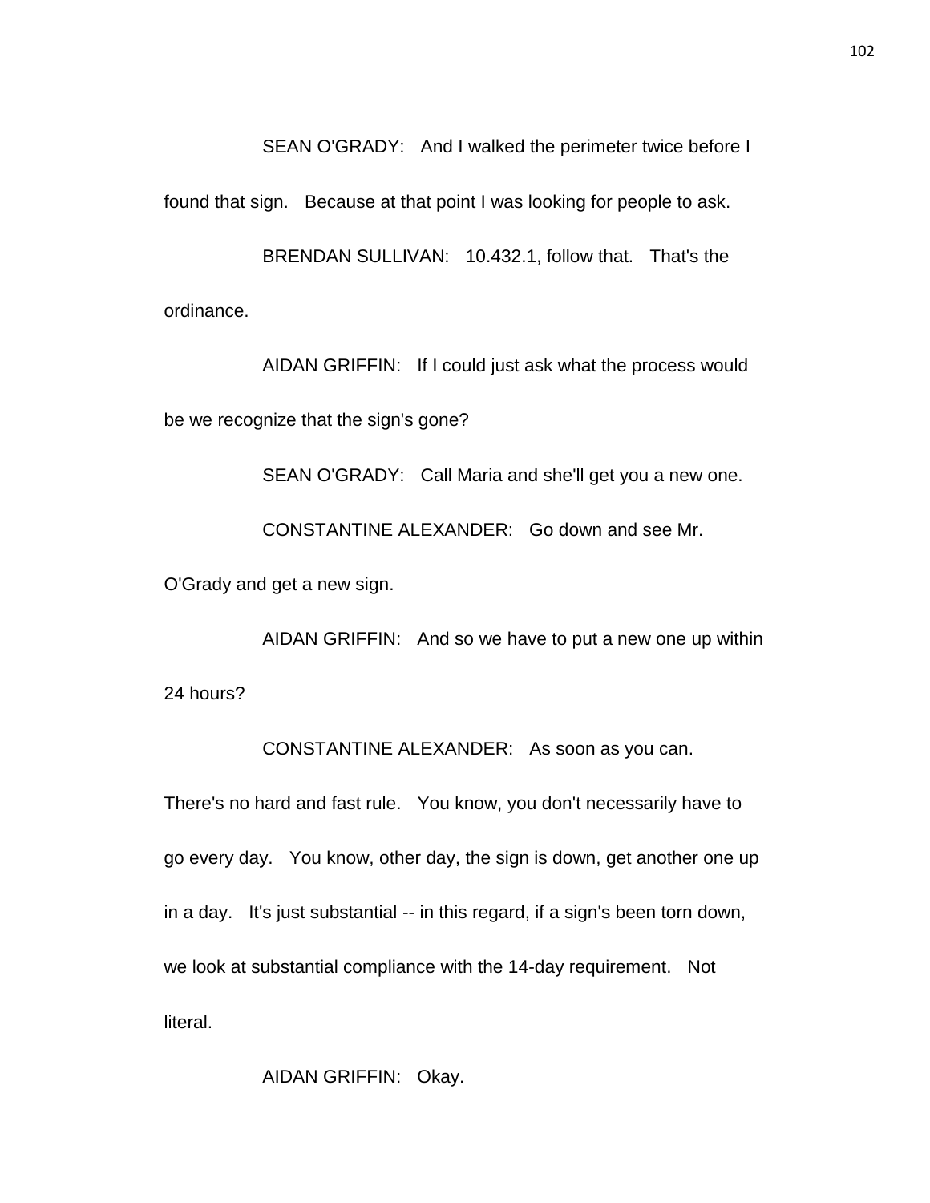SEAN O'GRADY: And I walked the perimeter twice before I found that sign. Because at that point I was looking for people to ask.

BRENDAN SULLIVAN: 10.432.1, follow that. That's the ordinance.

AIDAN GRIFFIN: If I could just ask what the process would be we recognize that the sign's gone?

SEAN O'GRADY: Call Maria and she'll get you a new one.

CONSTANTINE ALEXANDER: Go down and see Mr. O'Grady and get a new sign.

AIDAN GRIFFIN: And so we have to put a new one up within 24 hours?

CONSTANTINE ALEXANDER: As soon as you can. There's no hard and fast rule. You know, you don't necessarily have to go every day. You know, other day, the sign is down, get another one up in a day. It's just substantial -- in this regard, if a sign's been torn down, we look at substantial compliance with the 14-day requirement. Not literal.

AIDAN GRIFFIN: Okay.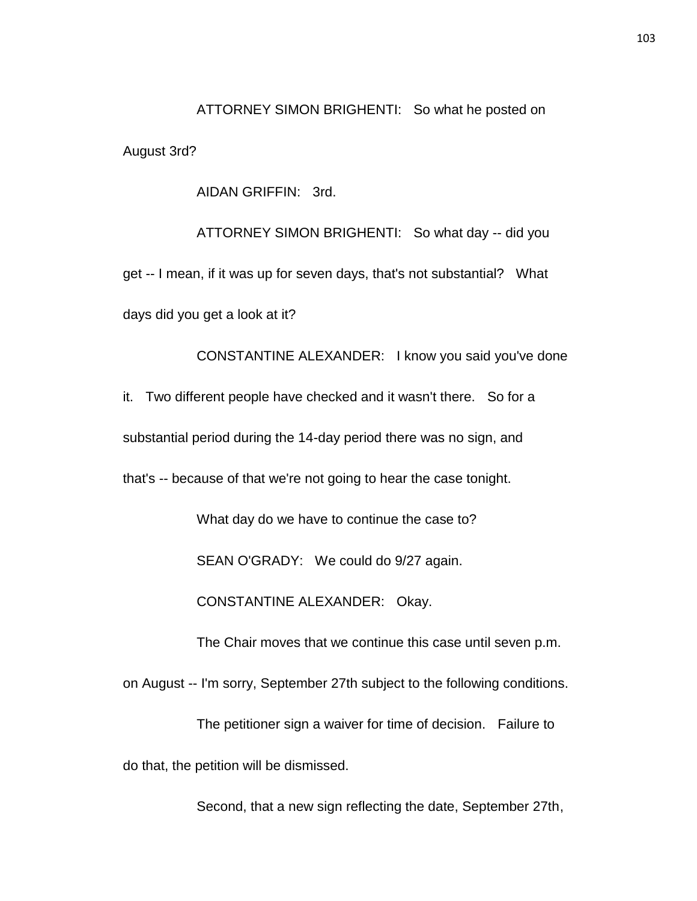ATTORNEY SIMON BRIGHENTI: So what he posted on August 3rd?

AIDAN GRIFFIN: 3rd.

ATTORNEY SIMON BRIGHENTI: So what day -- did you get -- I mean, if it was up for seven days, that's not substantial? What days did you get a look at it?

CONSTANTINE ALEXANDER: I know you said you've done it. Two different people have checked and it wasn't there. So for a substantial period during the 14-day period there was no sign, and that's -- because of that we're not going to hear the case tonight.

What day do we have to continue the case to?

SEAN O'GRADY: We could do 9/27 again.

CONSTANTINE ALEXANDER: Okay.

The Chair moves that we continue this case until seven p.m. on August -- I'm sorry, September 27th subject to the following conditions.

The petitioner sign a waiver for time of decision. Failure to do that, the petition will be dismissed.

Second, that a new sign reflecting the date, September 27th,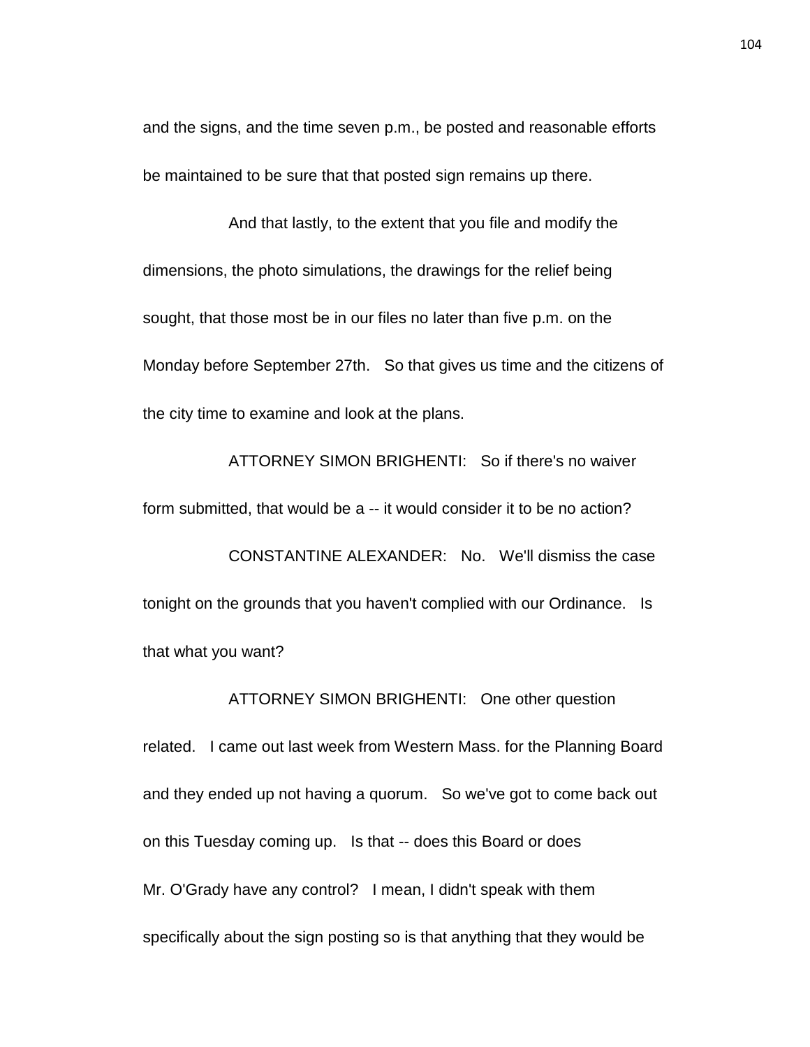and the signs, and the time seven p.m., be posted and reasonable efforts be maintained to be sure that that posted sign remains up there.

And that lastly, to the extent that you file and modify the dimensions, the photo simulations, the drawings for the relief being sought, that those most be in our files no later than five p.m. on the Monday before September 27th. So that gives us time and the citizens of the city time to examine and look at the plans.

ATTORNEY SIMON BRIGHENTI: So if there's no waiver form submitted, that would be a -- it would consider it to be no action?

CONSTANTINE ALEXANDER: No. We'll dismiss the case tonight on the grounds that you haven't complied with our Ordinance. Is that what you want?

ATTORNEY SIMON BRIGHENTI: One other question related. I came out last week from Western Mass. for the Planning Board and they ended up not having a quorum. So we've got to come back out on this Tuesday coming up. Is that -- does this Board or does Mr. O'Grady have any control? I mean, I didn't speak with them specifically about the sign posting so is that anything that they would be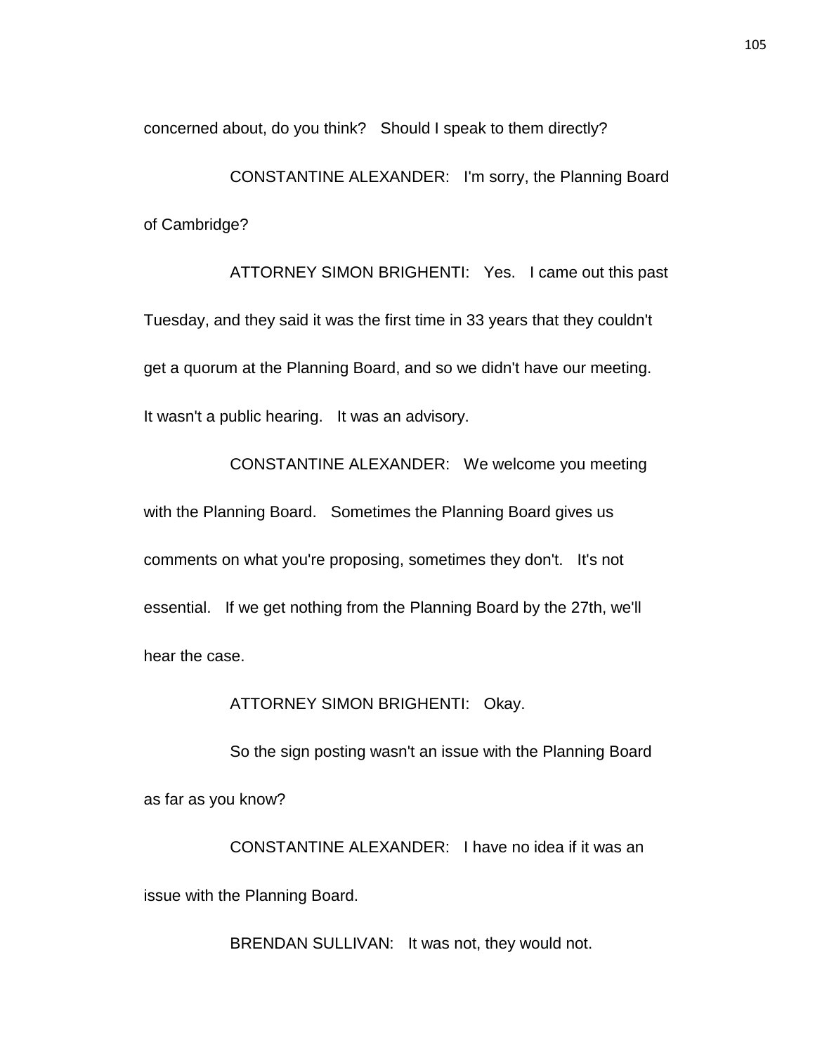concerned about, do you think? Should I speak to them directly?

CONSTANTINE ALEXANDER: I'm sorry, the Planning Board of Cambridge?

ATTORNEY SIMON BRIGHENTI: Yes. I came out this past Tuesday, and they said it was the first time in 33 years that they couldn't get a quorum at the Planning Board, and so we didn't have our meeting. It wasn't a public hearing. It was an advisory.

CONSTANTINE ALEXANDER: We welcome you meeting with the Planning Board. Sometimes the Planning Board gives us comments on what you're proposing, sometimes they don't. It's not essential. If we get nothing from the Planning Board by the 27th, we'll hear the case.

ATTORNEY SIMON BRIGHENTI: Okay.

So the sign posting wasn't an issue with the Planning Board as far as you know?

CONSTANTINE ALEXANDER: I have no idea if it was an issue with the Planning Board.

BRENDAN SULLIVAN: It was not, they would not.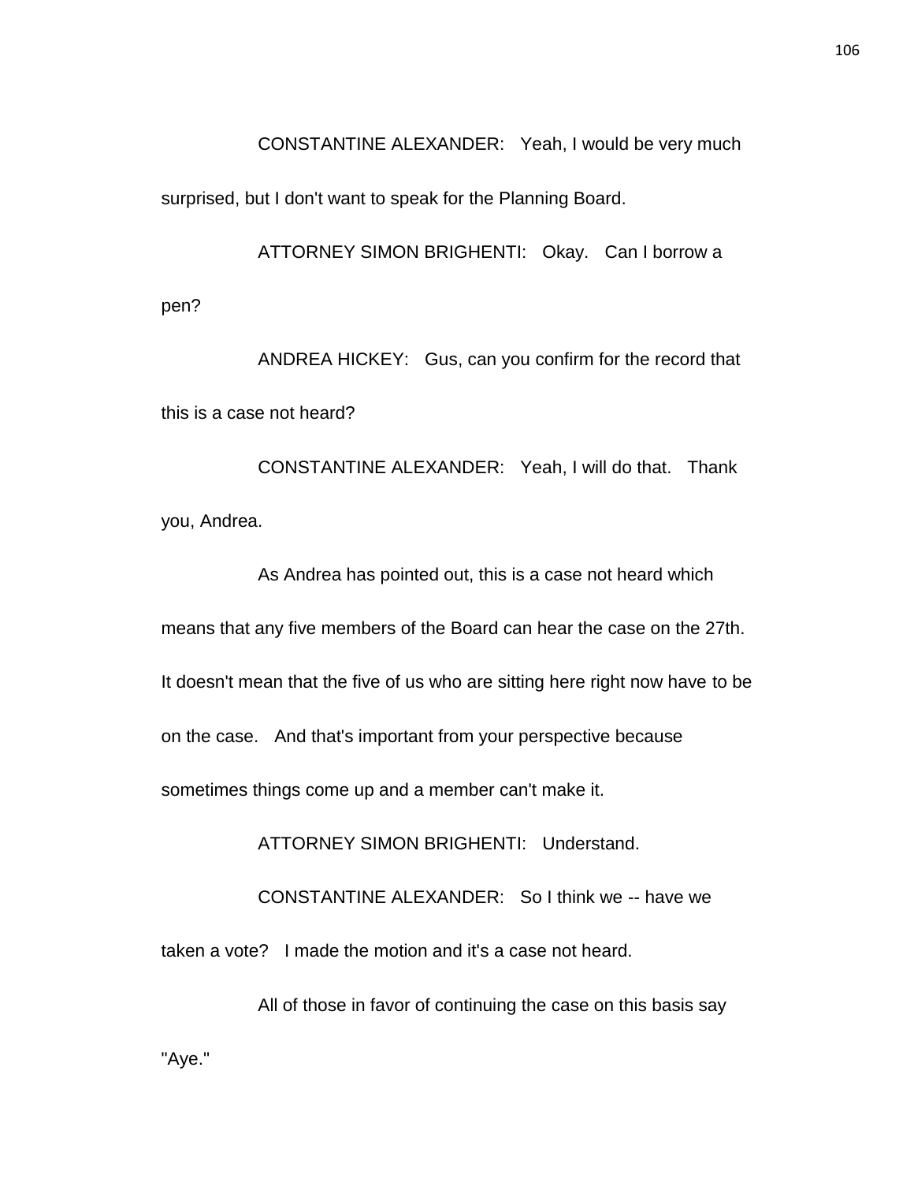CONSTANTINE ALEXANDER: Yeah, I would be very much surprised, but I don't want to speak for the Planning Board.

ATTORNEY SIMON BRIGHENTI: Okay. Can I borrow a pen?

ANDREA HICKEY: Gus, can you confirm for the record that this is a case not heard?

CONSTANTINE ALEXANDER: Yeah, I will do that. Thank you, Andrea.

As Andrea has pointed out, this is a case not heard which means that any five members of the Board can hear the case on the 27th. It doesn't mean that the five of us who are sitting here right now have to be on the case. And that's important from your perspective because sometimes things come up and a member can't make it.

ATTORNEY SIMON BRIGHENTI: Understand.

CONSTANTINE ALEXANDER: So I think we -- have we taken a vote? I made the motion and it's a case not heard.

All of those in favor of continuing the case on this basis say "Aye."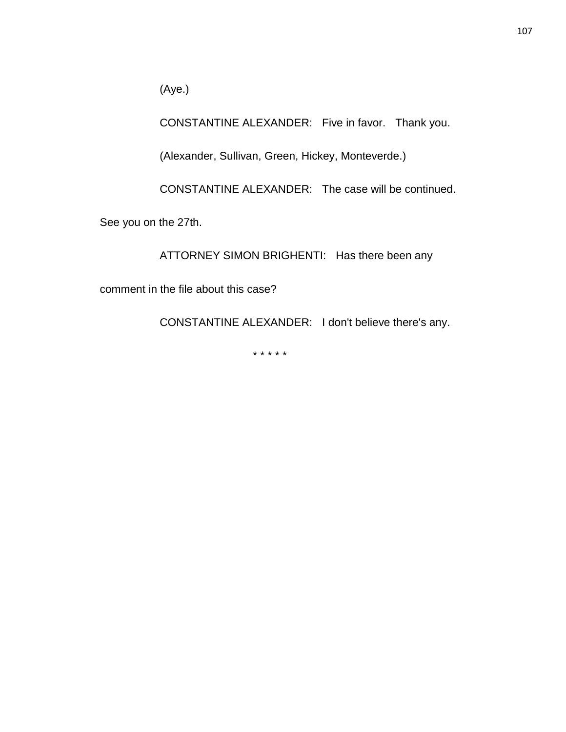(Aye.)

CONSTANTINE ALEXANDER: Five in favor. Thank you.

(Alexander, Sullivan, Green, Hickey, Monteverde.)

CONSTANTINE ALEXANDER: The case will be continued. See you on the 27th.

ATTORNEY SIMON BRIGHENTI: Has there been any comment in the file about this case?

CONSTANTINE ALEXANDER: I don't believe there's any.

* * * * *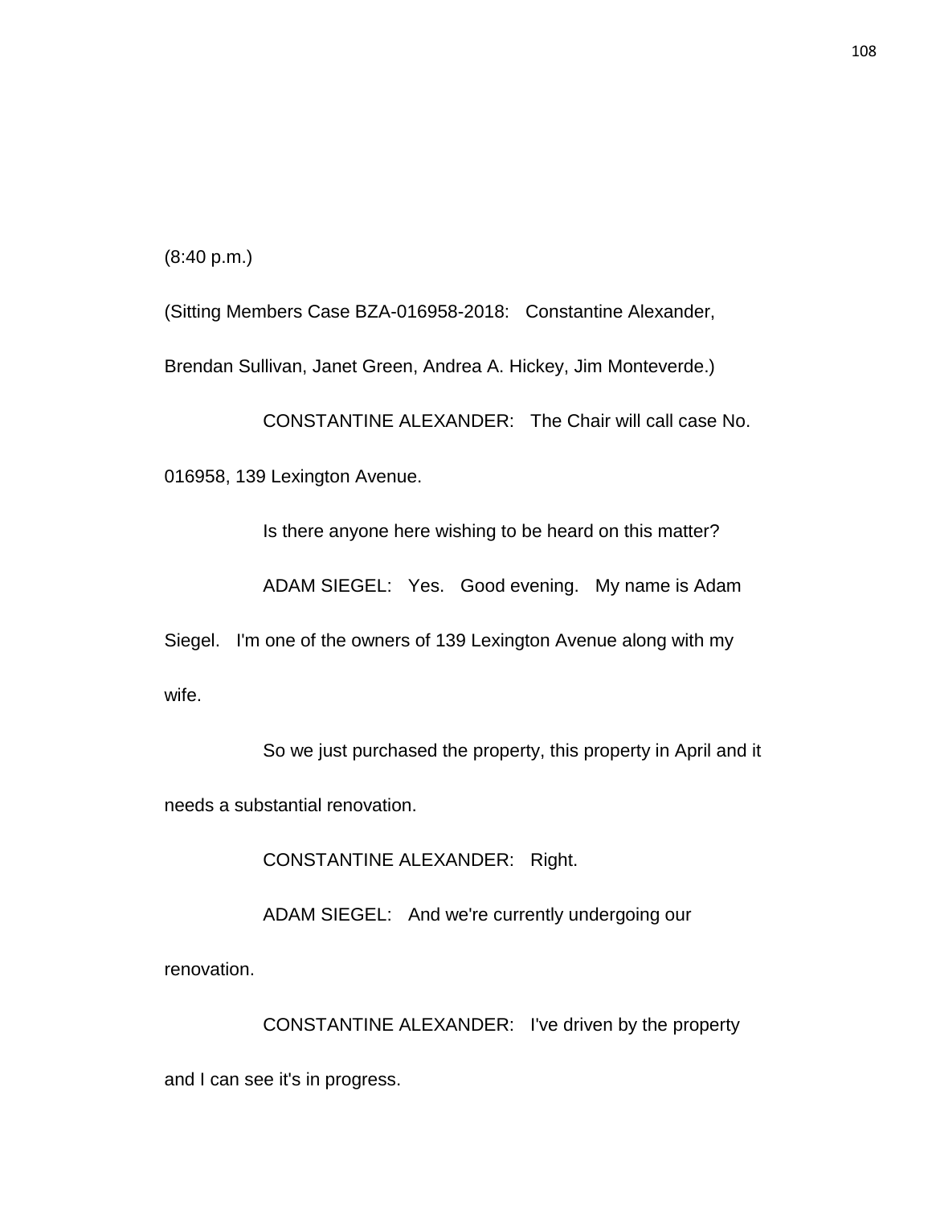(8:40 p.m.)

(Sitting Members Case BZA-016958-2018: Constantine Alexander, Brendan Sullivan, Janet Green, Andrea A. Hickey, Jim Monteverde.)

CONSTANTINE ALEXANDER: The Chair will call case No. 016958, 139 Lexington Avenue.

Is there anyone here wishing to be heard on this matter?

ADAM SIEGEL: Yes. Good evening. My name is Adam Siegel. I'm one of the owners of 139 Lexington Avenue along with my wife.

So we just purchased the property, this property in April and it needs a substantial renovation.

CONSTANTINE ALEXANDER: Right.

ADAM SIEGEL: And we're currently undergoing our renovation.

CONSTANTINE ALEXANDER: I've driven by the property and I can see it's in progress.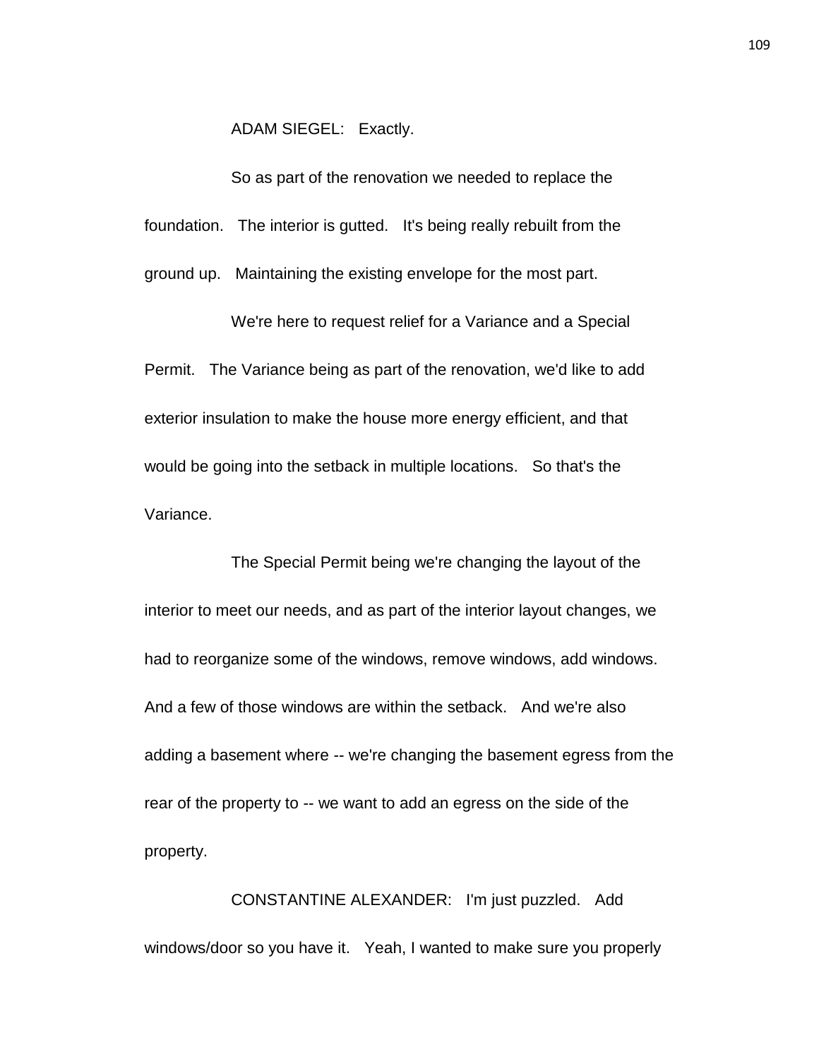ADAM SIEGEL: Exactly.

So as part of the renovation we needed to replace the foundation. The interior is gutted. It's being really rebuilt from the ground up. Maintaining the existing envelope for the most part.

We're here to request relief for a Variance and a Special Permit. The Variance being as part of the renovation, we'd like to add exterior insulation to make the house more energy efficient, and that would be going into the setback in multiple locations. So that's the Variance.

The Special Permit being we're changing the layout of the interior to meet our needs, and as part of the interior layout changes, we had to reorganize some of the windows, remove windows, add windows. And a few of those windows are within the setback. And we're also adding a basement where -- we're changing the basement egress from the rear of the property to -- we want to add an egress on the side of the property.

CONSTANTINE ALEXANDER: I'm just puzzled. Add windows/door so you have it. Yeah, I wanted to make sure you properly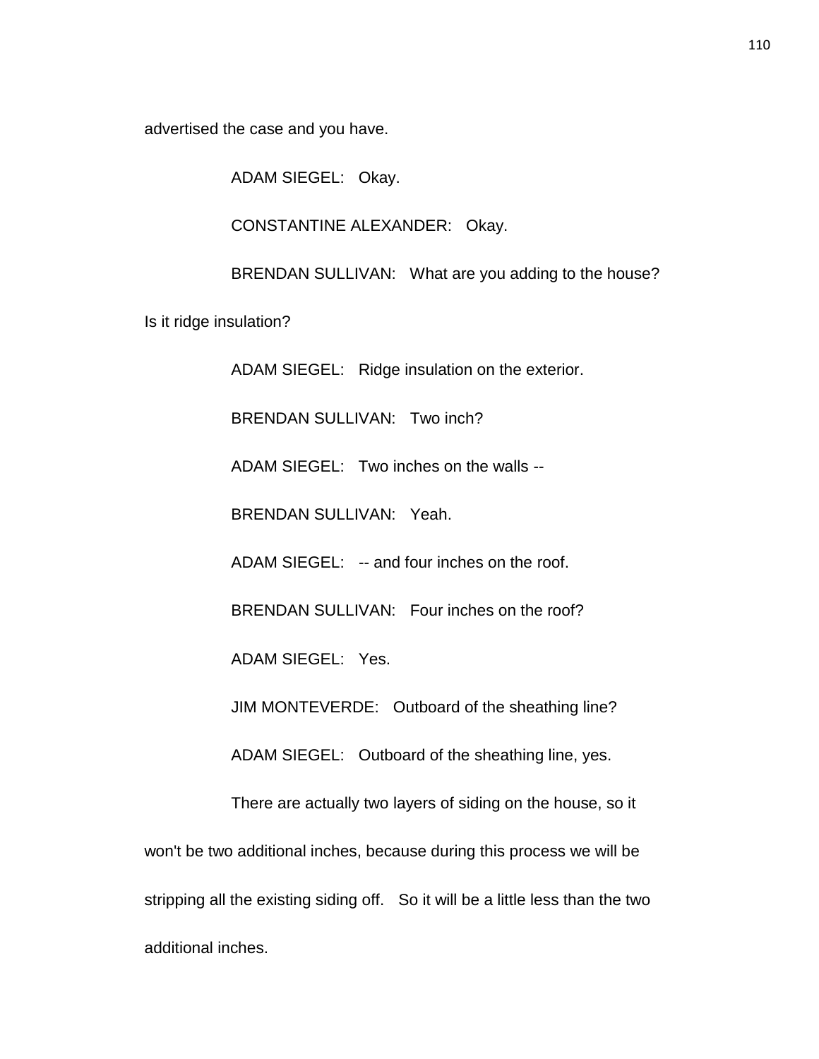advertised the case and you have.

ADAM SIEGEL: Okay.

CONSTANTINE ALEXANDER: Okay.

BRENDAN SULLIVAN: What are you adding to the house? Is it ridge insulation?

ADAM SIEGEL: Ridge insulation on the exterior.

BRENDAN SULLIVAN: Two inch?

ADAM SIEGEL: Two inches on the walls --

BRENDAN SULLIVAN: Yeah.

ADAM SIEGEL: -- and four inches on the roof.

BRENDAN SULLIVAN: Four inches on the roof?

ADAM SIEGEL: Yes.

JIM MONTEVERDE: Outboard of the sheathing line?

ADAM SIEGEL: Outboard of the sheathing line, yes.

There are actually two layers of siding on the house, so it won't be two additional inches, because during this process we will be stripping all the existing siding off. So it will be a little less than the two additional inches.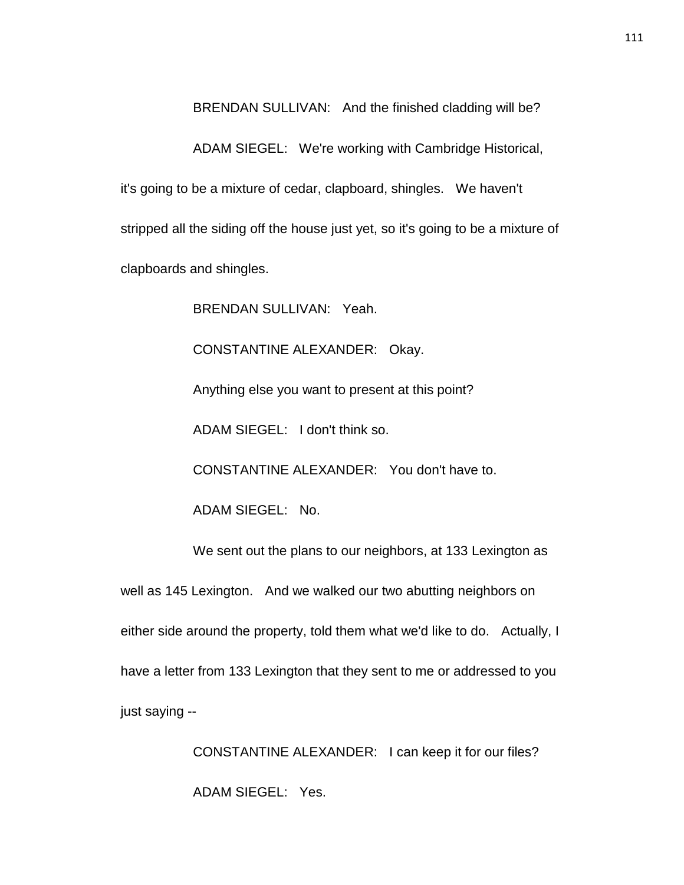BRENDAN SULLIVAN: And the finished cladding will be?

ADAM SIEGEL: We're working with Cambridge Historical, it's going to be a mixture of cedar, clapboard, shingles. We haven't stripped all the siding off the house just yet, so it's going to be a mixture of clapboards and shingles.

BRENDAN SULLIVAN: Yeah.

CONSTANTINE ALEXANDER: Okay.

Anything else you want to present at this point?

ADAM SIEGEL: I don't think so.

CONSTANTINE ALEXANDER: You don't have to.

ADAM SIEGEL: No.

We sent out the plans to our neighbors, at 133 Lexington as well as 145 Lexington. And we walked our two abutting neighbors on either side around the property, told them what we'd like to do. Actually, I have a letter from 133 Lexington that they sent to me or addressed to you just saying --

CONSTANTINE ALEXANDER: I can keep it for our files?

ADAM SIEGEL: Yes.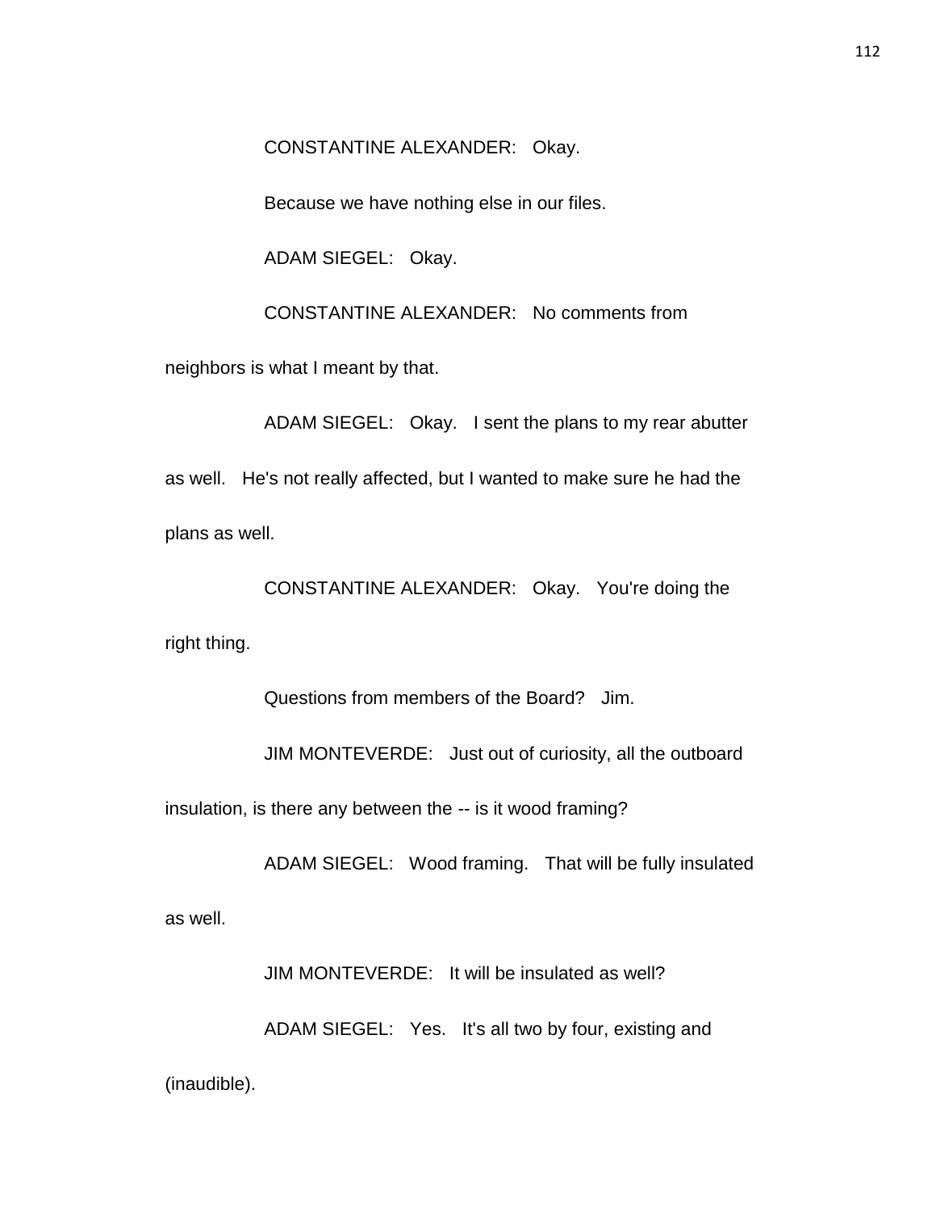CONSTANTINE ALEXANDER: Okay.

Because we have nothing else in our files.

ADAM SIEGEL: Okay.

CONSTANTINE ALEXANDER: No comments from neighbors is what I meant by that.

ADAM SIEGEL: Okay. I sent the plans to my rear abutter as well. He's not really affected, but I wanted to make sure he had the plans as well.

CONSTANTINE ALEXANDER: Okay. You're doing the right thing.

Questions from members of the Board? Jim.

JIM MONTEVERDE: Just out of curiosity, all the outboard insulation, is there any between the -- is it wood framing?

ADAM SIEGEL: Wood framing. That will be fully insulated as well.

JIM MONTEVERDE: It will be insulated as well?

ADAM SIEGEL: Yes. It's all two by four, existing and (inaudible).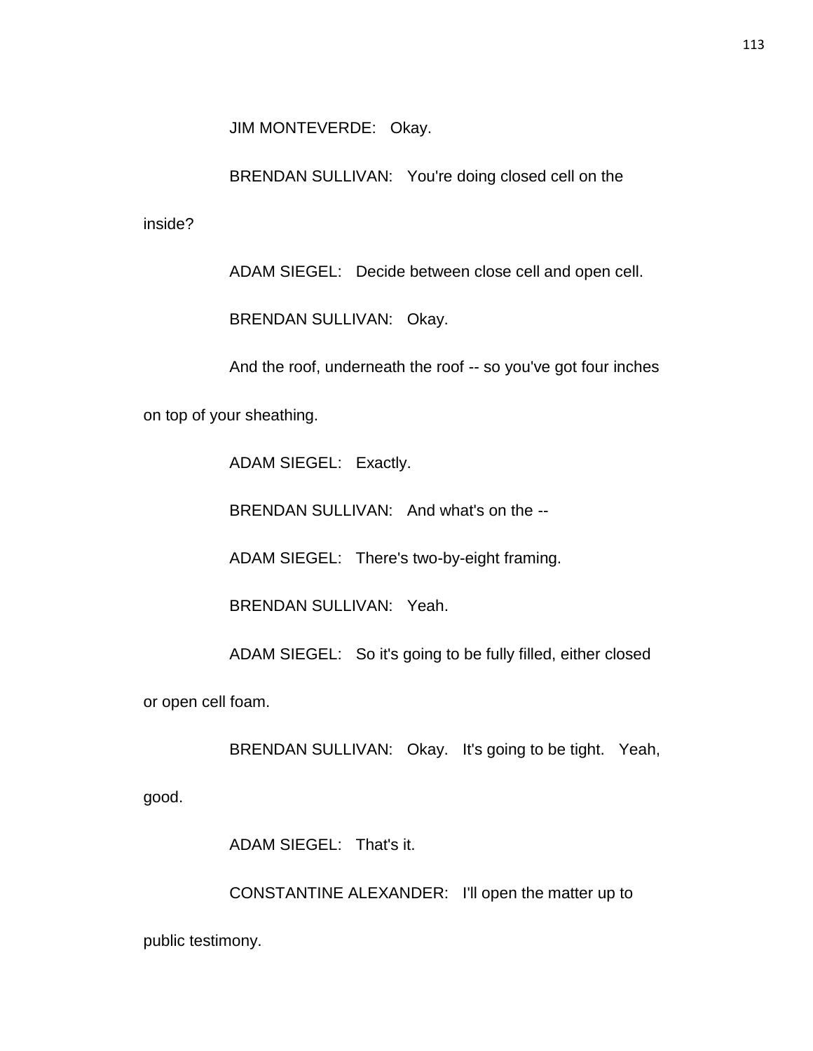JIM MONTEVERDE: Okay.

BRENDAN SULLIVAN: You're doing closed cell on the inside?

ADAM SIEGEL: Decide between close cell and open cell.

BRENDAN SULLIVAN: Okay.

And the roof, underneath the roof -- so you've got four inches on top of your sheathing.

ADAM SIEGEL: Exactly.

BRENDAN SULLIVAN: And what's on the --

ADAM SIEGEL: There's two-by-eight framing.

BRENDAN SULLIVAN: Yeah.

ADAM SIEGEL: So it's going to be fully filled, either closed or open cell foam.

BRENDAN SULLIVAN: Okay. It's going to be tight. Yeah, good.

ADAM SIEGEL: That's it.

CONSTANTINE ALEXANDER: I'll open the matter up to public testimony.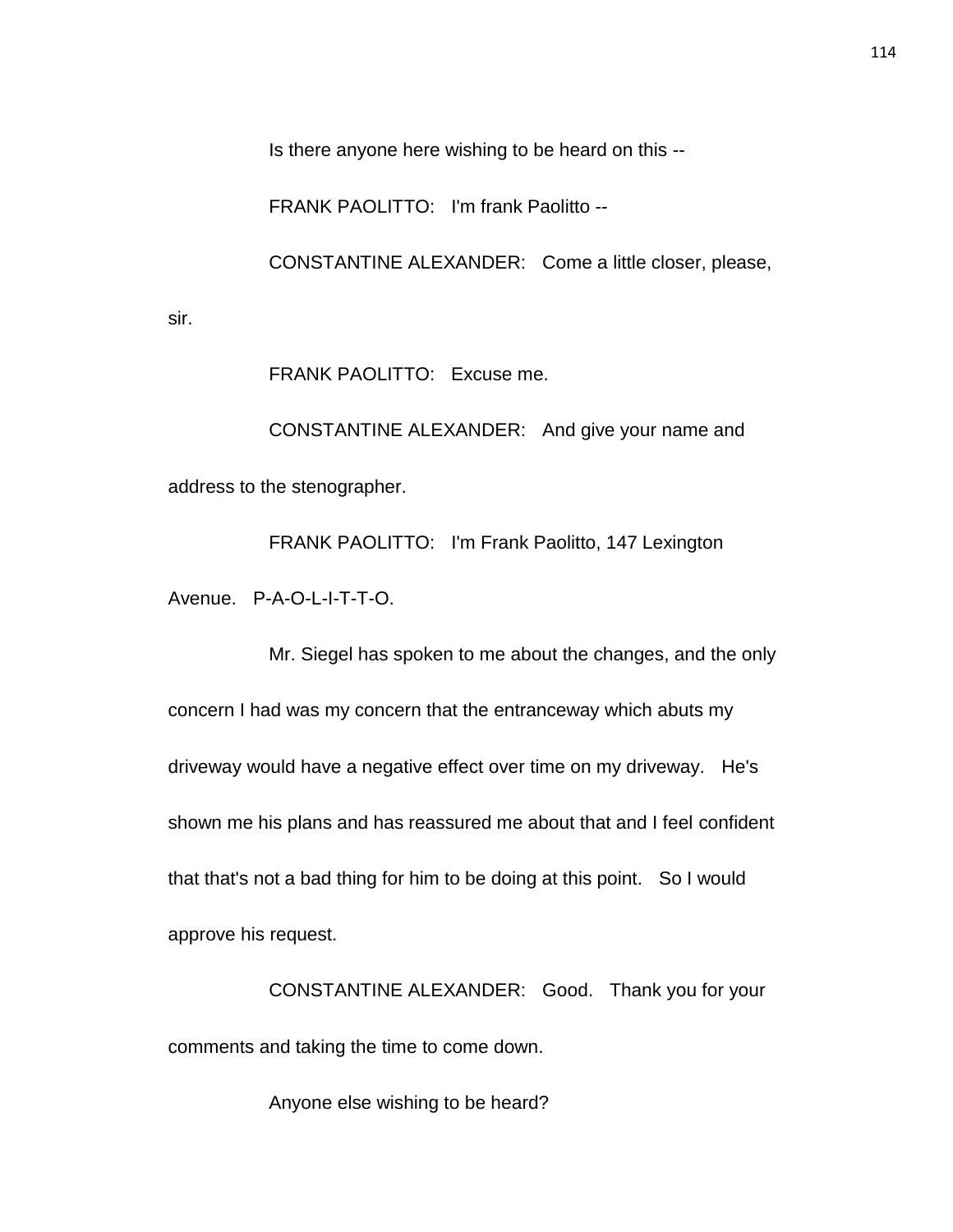Is there anyone here wishing to be heard on this --

FRANK PAOLITTO: I'm frank Paolitto --

CONSTANTINE ALEXANDER: Come a little closer, please, sir.

FRANK PAOLITTO: Excuse me.

CONSTANTINE ALEXANDER: And give your name and address to the stenographer.

FRANK PAOLITTO: I'm Frank Paolitto, 147 Lexington Avenue. P-A-O-L-I-T-T-O.

Mr. Siegel has spoken to me about the changes, and the only concern I had was my concern that the entranceway which abuts my driveway would have a negative effect over time on my driveway. He's shown me his plans and has reassured me about that and I feel confident that that's not a bad thing for him to be doing at this point. So I would approve his request.

CONSTANTINE ALEXANDER: Good. Thank you for your comments and taking the time to come down.

Anyone else wishing to be heard?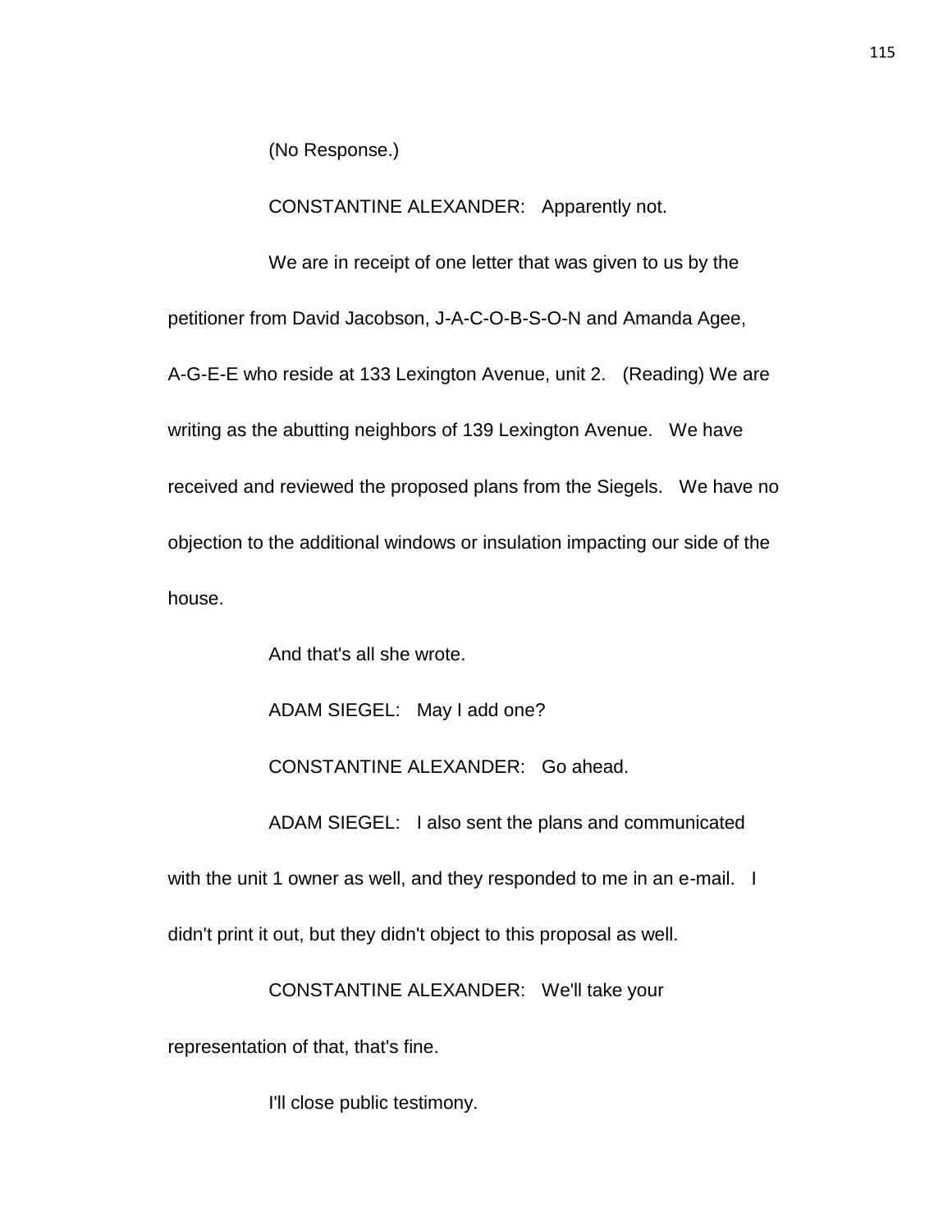(No Response.)

CONSTANTINE ALEXANDER: Apparently not.

We are in receipt of one letter that was given to us by the petitioner from David Jacobson, J-A-C-O-B-S-O-N and Amanda Agee, A-G-E-E who reside at 133 Lexington Avenue, unit 2. (Reading) We are writing as the abutting neighbors of 139 Lexington Avenue. We have received and reviewed the proposed plans from the Siegels. We have no objection to the additional windows or insulation impacting our side of the house.

And that's all she wrote.

ADAM SIEGEL: May I add one?

CONSTANTINE ALEXANDER: Go ahead.

ADAM SIEGEL: I also sent the plans and communicated with the unit 1 owner as well, and they responded to me in an e-mail. I didn't print it out, but they didn't object to this proposal as well.

CONSTANTINE ALEXANDER: We'll take your representation of that, that's fine.

I'll close public testimony.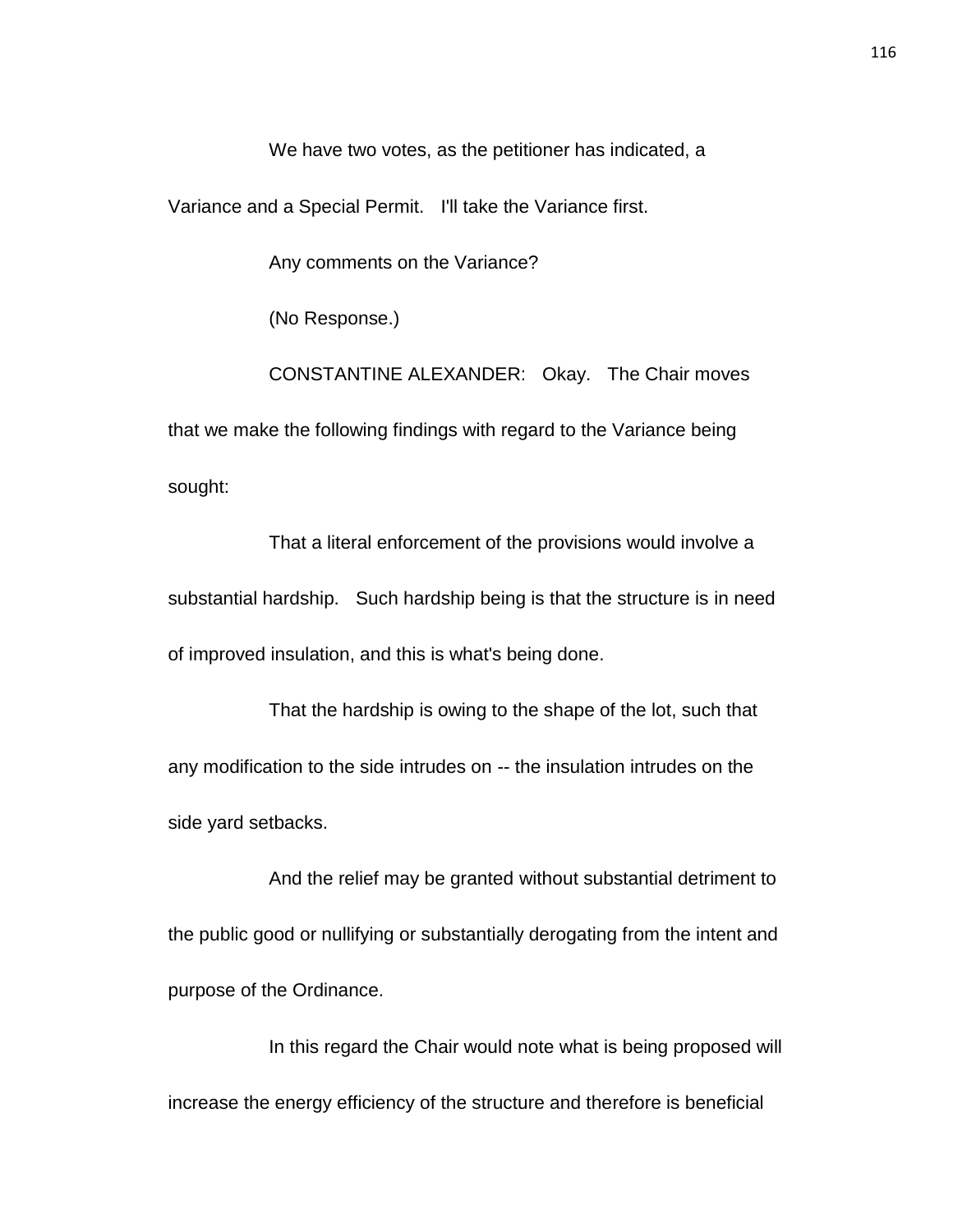We have two votes, as the petitioner has indicated, a Variance and a Special Permit. I'll take the Variance first.

Any comments on the Variance?

(No Response.)

CONSTANTINE ALEXANDER: Okay. The Chair moves that we make the following findings with regard to the Variance being sought:

That a literal enforcement of the provisions would involve a substantial hardship. Such hardship being is that the structure is in need of improved insulation, and this is what's being done.

That the hardship is owing to the shape of the lot, such that any modification to the side intrudes on -- the insulation intrudes on the side yard setbacks.

And the relief may be granted without substantial detriment to the public good or nullifying or substantially derogating from the intent and purpose of the Ordinance.

In this regard the Chair would note what is being proposed will increase the energy efficiency of the structure and therefore is beneficial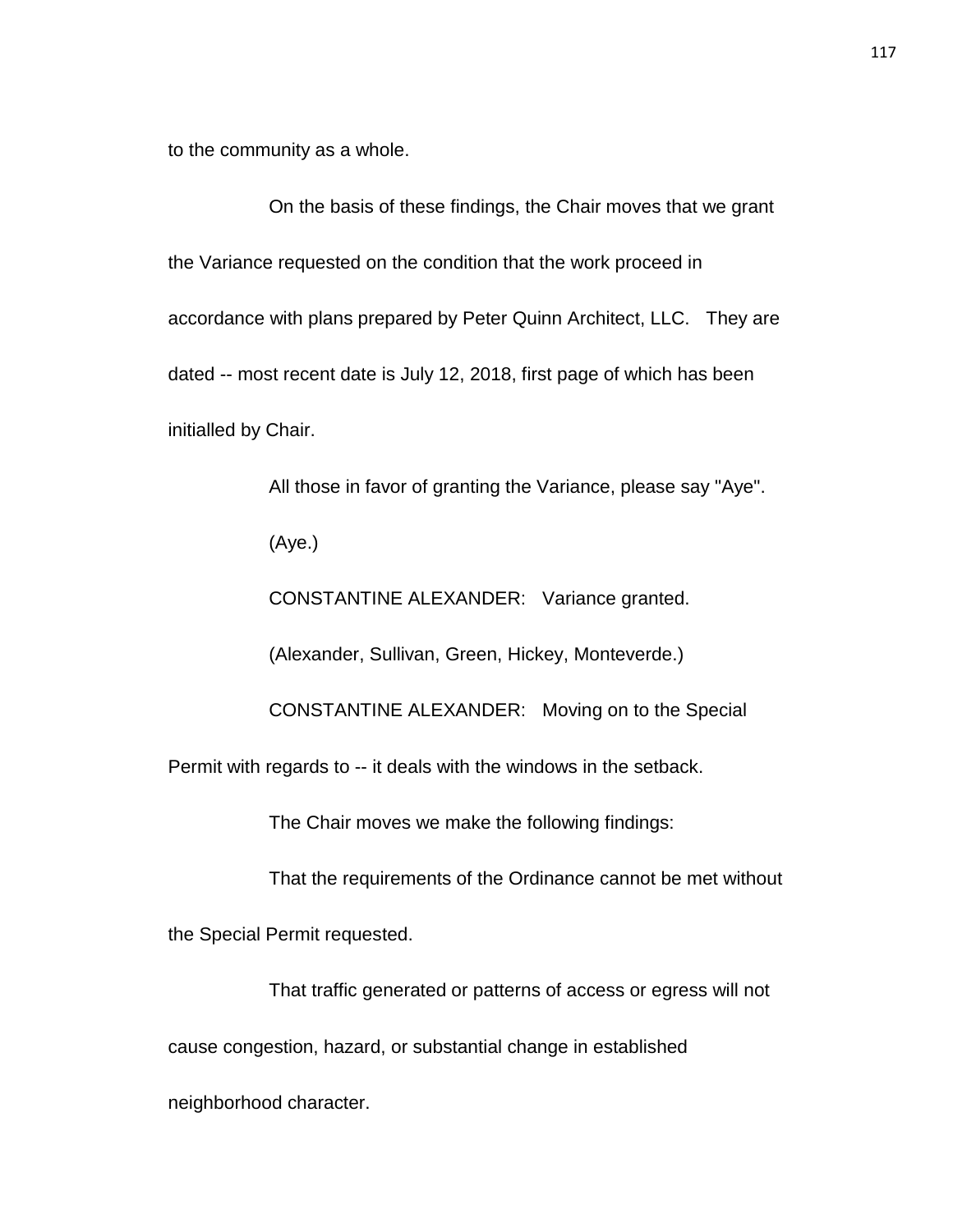to the community as a whole.

On the basis of these findings, the Chair moves that we grant the Variance requested on the condition that the work proceed in accordance with plans prepared by Peter Quinn Architect, LLC. They are dated -- most recent date is July 12, 2018, first page of which has been initialled by Chair.

All those in favor of granting the Variance, please say "Aye".

(Aye.)

CONSTANTINE ALEXANDER: Variance granted.

(Alexander, Sullivan, Green, Hickey, Monteverde.)

CONSTANTINE ALEXANDER: Moving on to the Special Permit with regards to -- it deals with the windows in the setback.

The Chair moves we make the following findings:

That the requirements of the Ordinance cannot be met without the Special Permit requested.

That traffic generated or patterns of access or egress will not cause congestion, hazard, or substantial change in established neighborhood character.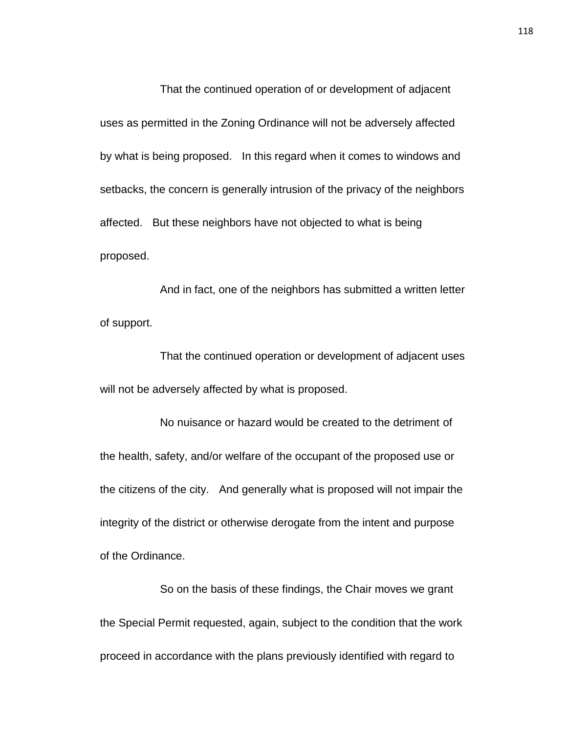That the continued operation of or development of adjacent uses as permitted in the Zoning Ordinance will not be adversely affected by what is being proposed. In this regard when it comes to windows and setbacks, the concern is generally intrusion of the privacy of the neighbors affected. But these neighbors have not objected to what is being proposed.

And in fact, one of the neighbors has submitted a written letter of support.

That the continued operation or development of adjacent uses will not be adversely affected by what is proposed.

No nuisance or hazard would be created to the detriment of the health, safety, and/or welfare of the occupant of the proposed use or the citizens of the city. And generally what is proposed will not impair the integrity of the district or otherwise derogate from the intent and purpose of the Ordinance.

So on the basis of these findings, the Chair moves we grant the Special Permit requested, again, subject to the condition that the work proceed in accordance with the plans previously identified with regard to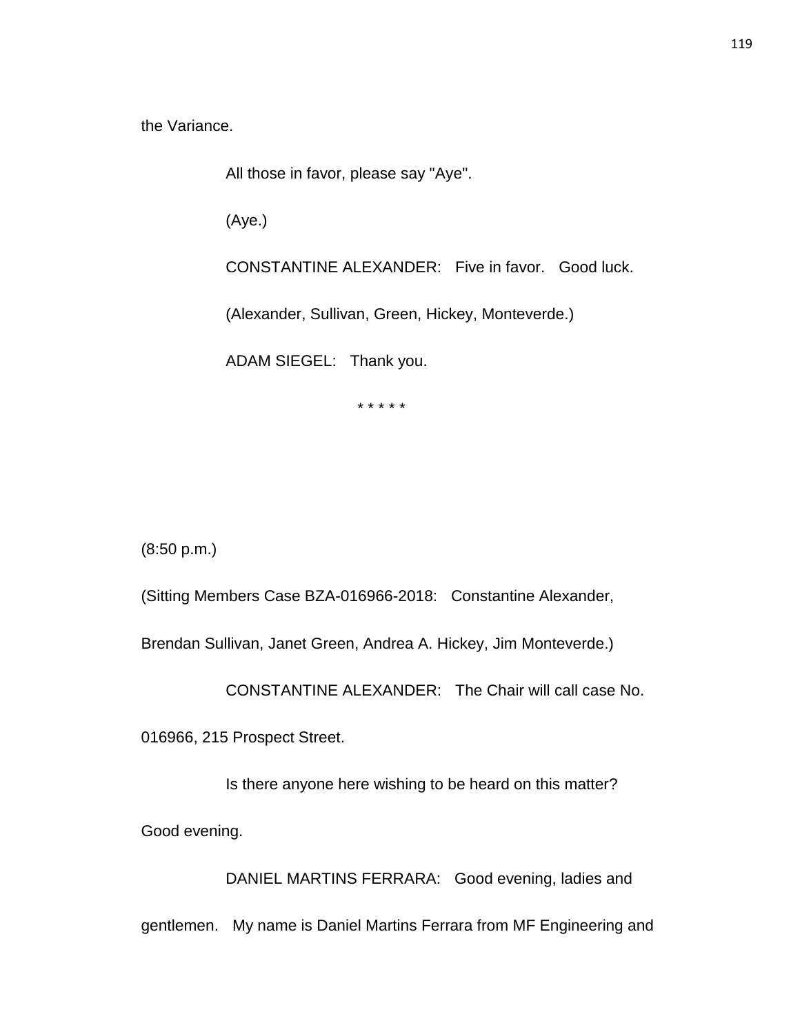the Variance.

All those in favor, please say "Aye".

(Aye.)

CONSTANTINE ALEXANDER: Five in favor. Good luck.

(Alexander, Sullivan, Green, Hickey, Monteverde.)

ADAM SIEGEL: Thank you.

* * * * *

(8:50 p.m.)

(Sitting Members Case BZA-016966-2018: Constantine Alexander, Brendan Sullivan, Janet Green, Andrea A. Hickey, Jim Monteverde.)

CONSTANTINE ALEXANDER: The Chair will call case No. 016966, 215 Prospect Street.

Is there anyone here wishing to be heard on this matter? Good evening.

DANIEL MARTINS FERRARA: Good evening, ladies and gentlemen. My name is Daniel Martins Ferrara from MF Engineering and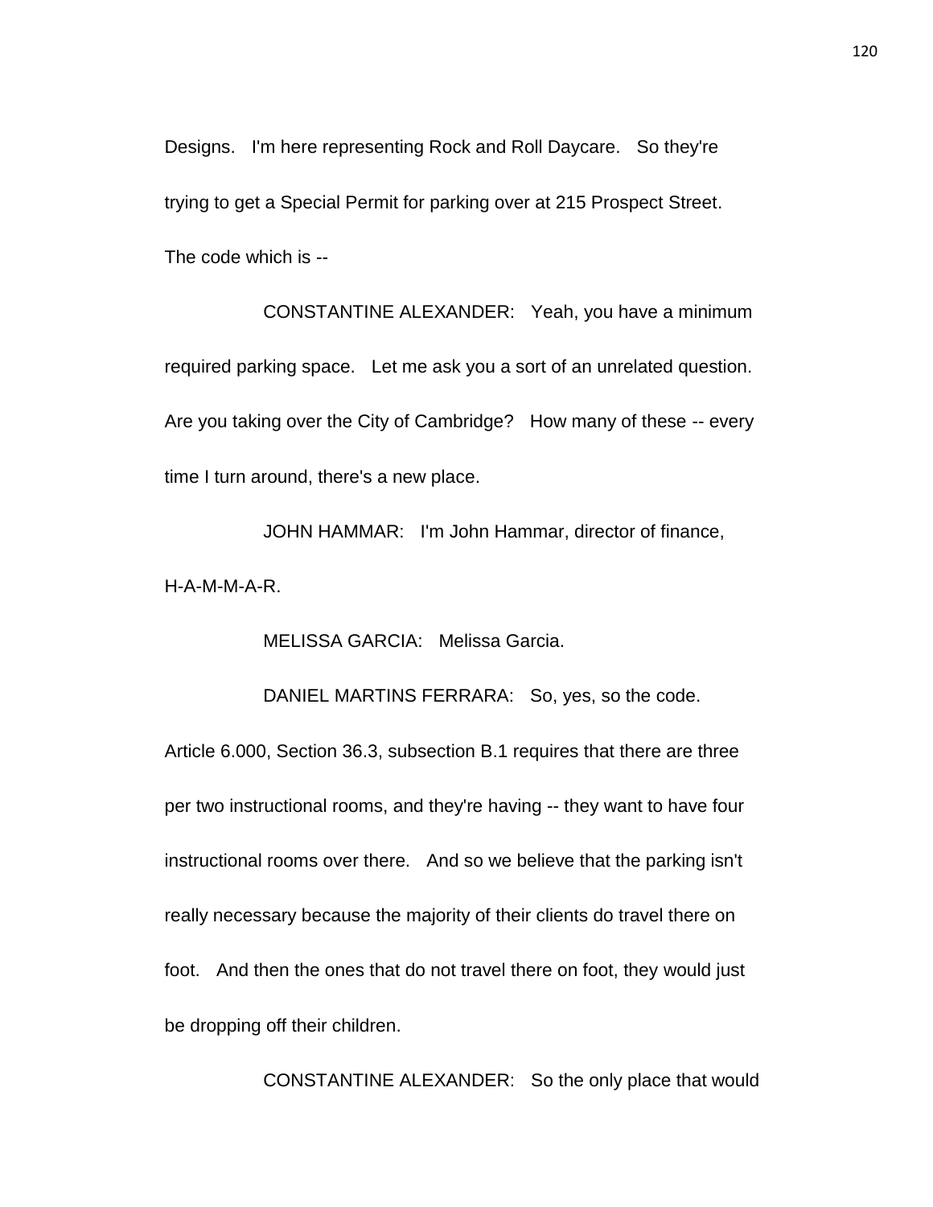Designs. I'm here representing Rock and Roll Daycare. So they're trying to get a Special Permit for parking over at 215 Prospect Street. The code which is --

CONSTANTINE ALEXANDER: Yeah, you have a minimum required parking space. Let me ask you a sort of an unrelated question. Are you taking over the City of Cambridge? How many of these -- every time I turn around, there's a new place.

JOHN HAMMAR: I'm John Hammar, director of finance, H-A-M-M-A-R.

MELISSA GARCIA: Melissa Garcia.

DANIEL MARTINS FERRARA: So, yes, so the code. Article 6.000, Section 36.3, subsection B.1 requires that there are three per two instructional rooms, and they're having -- they want to have four instructional rooms over there. And so we believe that the parking isn't really necessary because the majority of their clients do travel there on foot. And then the ones that do not travel there on foot, they would just be dropping off their children.

CONSTANTINE ALEXANDER: So the only place that would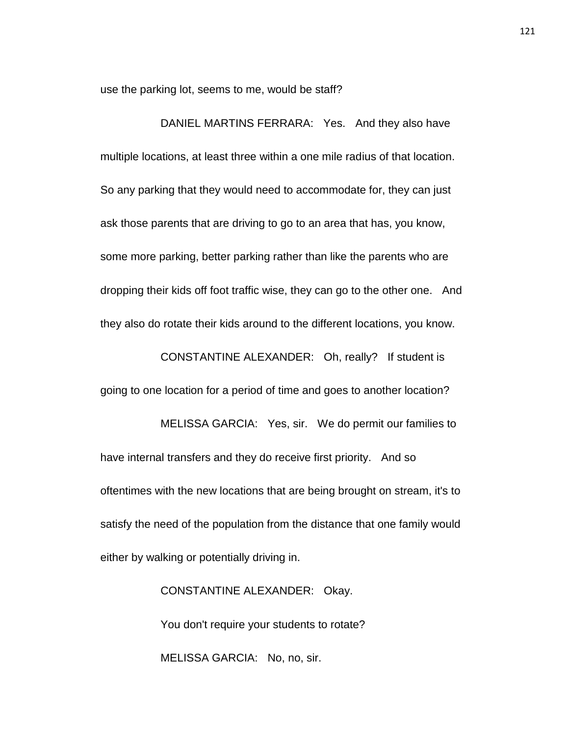use the parking lot, seems to me, would be staff?

DANIEL MARTINS FERRARA: Yes. And they also have multiple locations, at least three within a one mile radius of that location. So any parking that they would need to accommodate for, they can just ask those parents that are driving to go to an area that has, you know, some more parking, better parking rather than like the parents who are dropping their kids off foot traffic wise, they can go to the other one. And they also do rotate their kids around to the different locations, you know.

CONSTANTINE ALEXANDER: Oh, really? If student is going to one location for a period of time and goes to another location?

MELISSA GARCIA: Yes, sir. We do permit our families to have internal transfers and they do receive first priority. And so oftentimes with the new locations that are being brought on stream, it's to satisfy the need of the population from the distance that one family would either by walking or potentially driving in.

CONSTANTINE ALEXANDER: Okay.

You don't require your students to rotate?

MELISSA GARCIA: No, no, sir.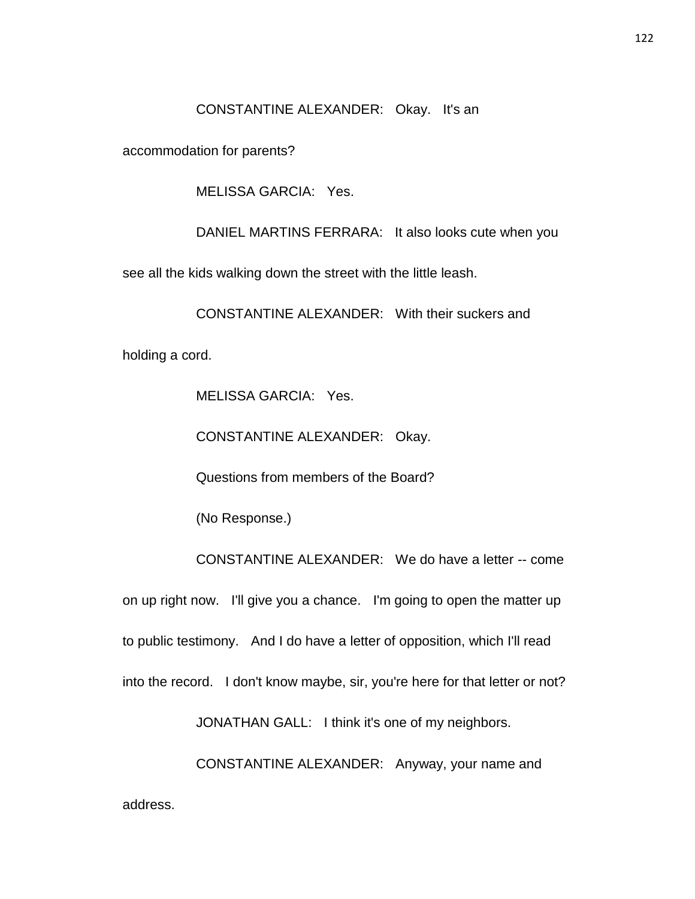CONSTANTINE ALEXANDER: Okay. It's an accommodation for parents?

MELISSA GARCIA: Yes.

DANIEL MARTINS FERRARA: It also looks cute when you see all the kids walking down the street with the little leash.

CONSTANTINE ALEXANDER: With their suckers and holding a cord.

MELISSA GARCIA: Yes.

CONSTANTINE ALEXANDER: Okay.

Questions from members of the Board?

(No Response.)

CONSTANTINE ALEXANDER: We do have a letter -- come on up right now. I'll give you a chance. I'm going to open the matter up to public testimony. And I do have a letter of opposition, which I'll read into the record. I don't know maybe, sir, you're here for that letter or not?

JONATHAN GALL: I think it's one of my neighbors.

CONSTANTINE ALEXANDER: Anyway, your name and address.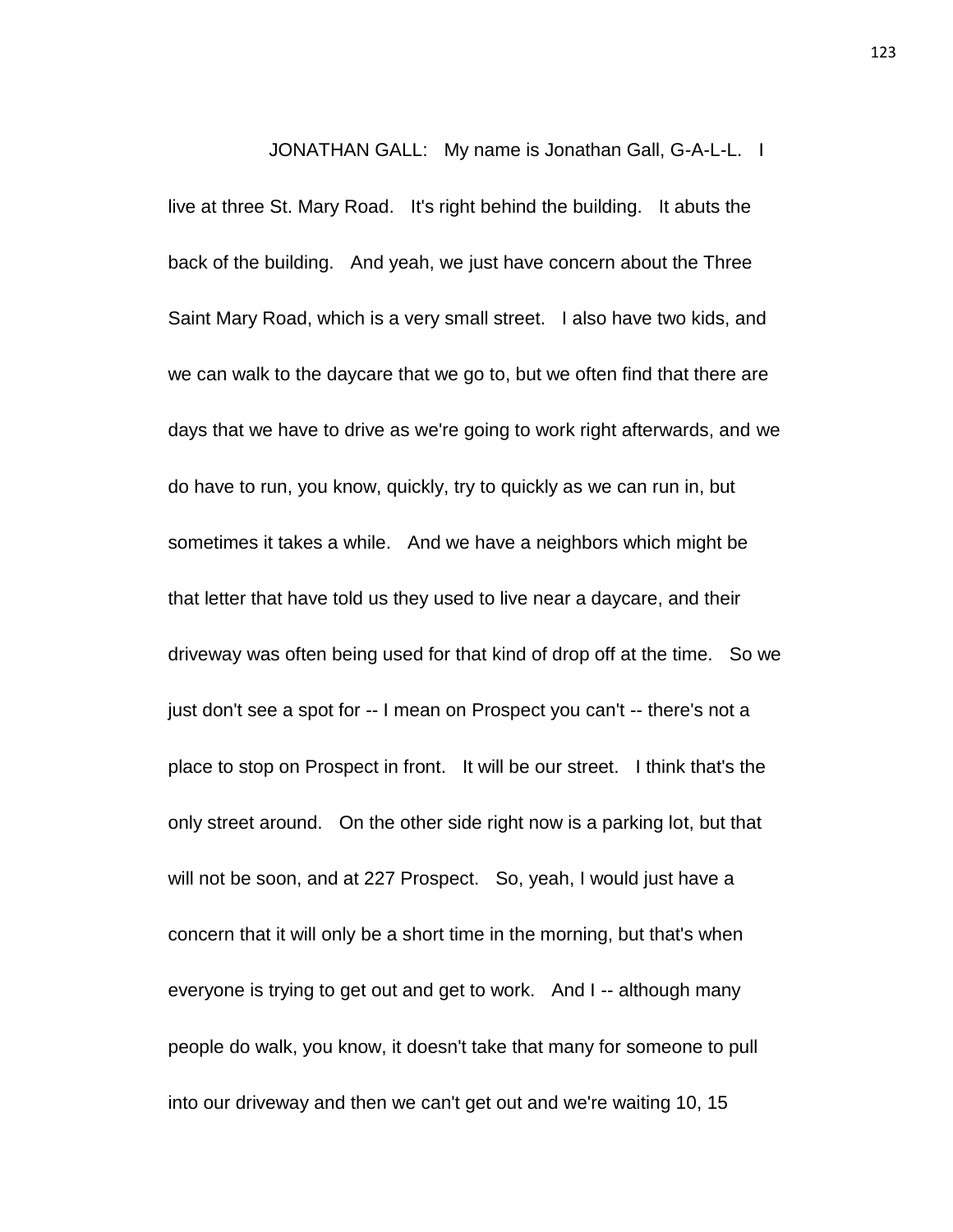JONATHAN GALL: My name is Jonathan Gall, G-A-L-L. I live at three St. Mary Road. It's right behind the building. It abuts the back of the building. And yeah, we just have concern about the Three Saint Mary Road, which is a very small street. I also have two kids, and we can walk to the daycare that we go to, but we often find that there are days that we have to drive as we're going to work right afterwards, and we do have to run, you know, quickly, try to quickly as we can run in, but sometimes it takes a while. And we have a neighbors which might be that letter that have told us they used to live near a daycare, and their driveway was often being used for that kind of drop off at the time. So we just don't see a spot for -- I mean on Prospect you can't -- there's not a place to stop on Prospect in front. It will be our street. I think that's the only street around. On the other side right now is a parking lot, but that will not be soon, and at 227 Prospect. So, yeah, I would just have a concern that it will only be a short time in the morning, but that's when everyone is trying to get out and get to work. And I -- although many people do walk, you know, it doesn't take that many for someone to pull into our driveway and then we can't get out and we're waiting 10, 15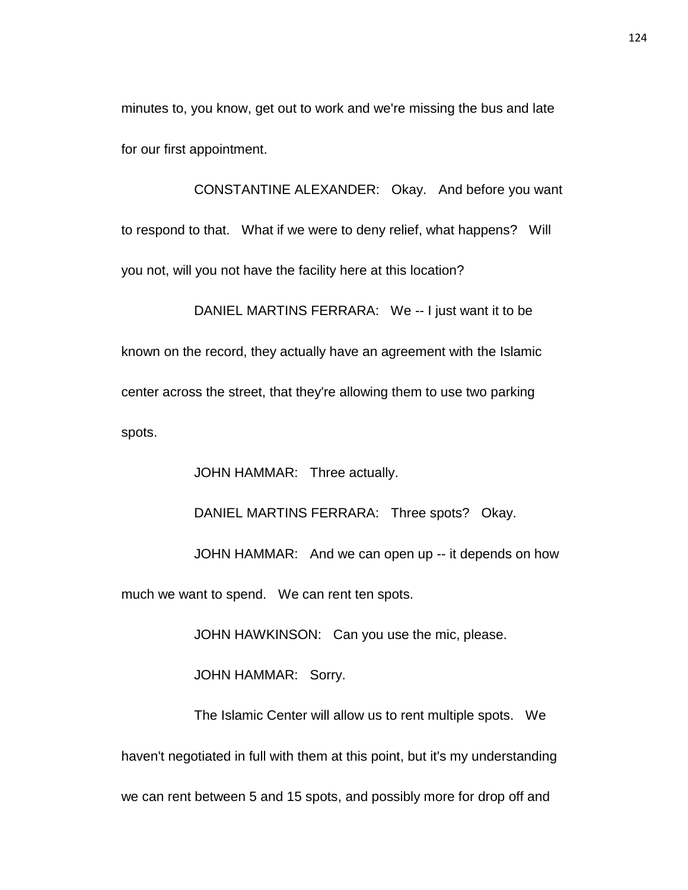minutes to, you know, get out to work and we're missing the bus and late for our first appointment.

CONSTANTINE ALEXANDER: Okay. And before you want to respond to that. What if we were to deny relief, what happens? Will you not, will you not have the facility here at this location?

DANIEL MARTINS FERRARA: We -- I just want it to be known on the record, they actually have an agreement with the Islamic center across the street, that they're allowing them to use two parking spots.

JOHN HAMMAR: Three actually.

DANIEL MARTINS FERRARA: Three spots? Okay.

JOHN HAMMAR: And we can open up -- it depends on how much we want to spend. We can rent ten spots.

JOHN HAWKINSON: Can you use the mic, please.

JOHN HAMMAR: Sorry.

The Islamic Center will allow us to rent multiple spots. We haven't negotiated in full with them at this point, but it's my understanding we can rent between 5 and 15 spots, and possibly more for drop off and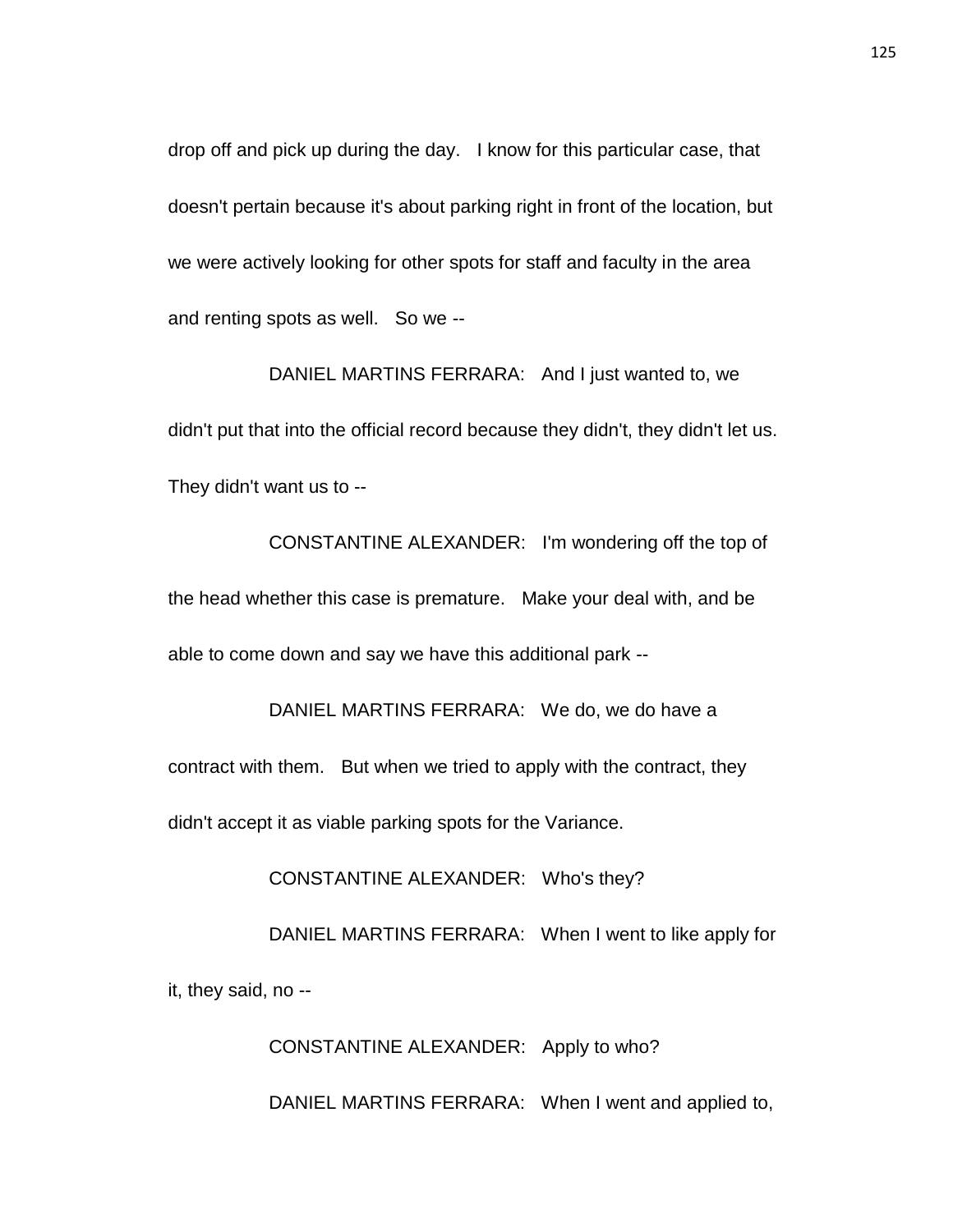drop off and pick up during the day. I know for this particular case, that doesn't pertain because it's about parking right in front of the location, but we were actively looking for other spots for staff and faculty in the area and renting spots as well. So we --

DANIEL MARTINS FERRARA: And I just wanted to, we didn't put that into the official record because they didn't, they didn't let us. They didn't want us to --

CONSTANTINE ALEXANDER: I'm wondering off the top of the head whether this case is premature. Make your deal with, and be able to come down and say we have this additional park --

DANIEL MARTINS FERRARA: We do, we do have a contract with them. But when we tried to apply with the contract, they didn't accept it as viable parking spots for the Variance.

CONSTANTINE ALEXANDER: Who's they?

DANIEL MARTINS FERRARA: When I went to like apply for it, they said, no --

CONSTANTINE ALEXANDER: Apply to who?

DANIEL MARTINS FERRARA: When I went and applied to,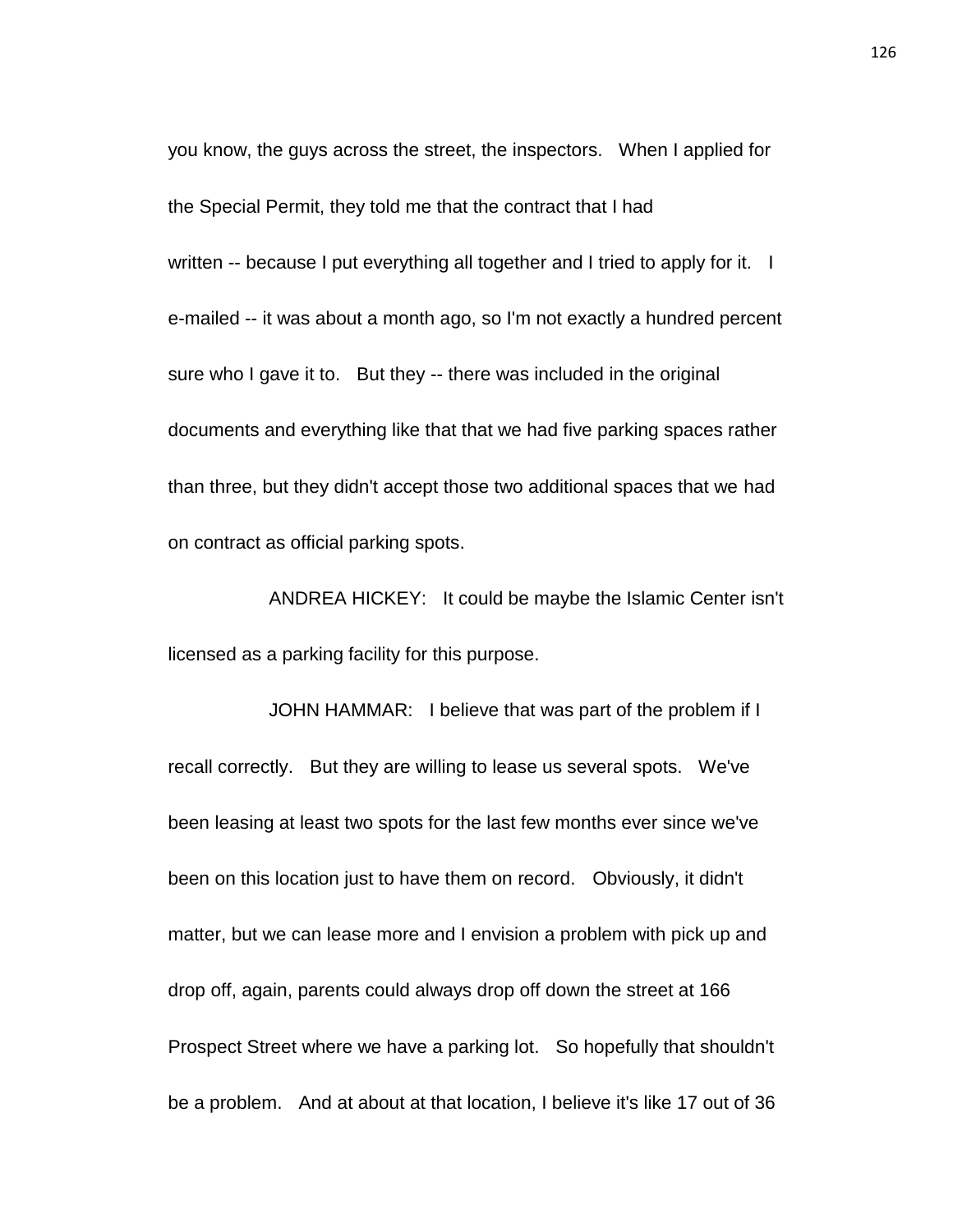you know, the guys across the street, the inspectors. When I applied for the Special Permit, they told me that the contract that I had written -- because I put everything all together and I tried to apply for it. I e-mailed -- it was about a month ago, so I'm not exactly a hundred percent sure who I gave it to. But they -- there was included in the original documents and everything like that that we had five parking spaces rather than three, but they didn't accept those two additional spaces that we had on contract as official parking spots.

ANDREA HICKEY: It could be maybe the Islamic Center isn't licensed as a parking facility for this purpose.

JOHN HAMMAR: I believe that was part of the problem if I recall correctly. But they are willing to lease us several spots. We've been leasing at least two spots for the last few months ever since we've been on this location just to have them on record. Obviously, it didn't matter, but we can lease more and I envision a problem with pick up and drop off, again, parents could always drop off down the street at 166 Prospect Street where we have a parking lot. So hopefully that shouldn't be a problem. And at about at that location, I believe it's like 17 out of 36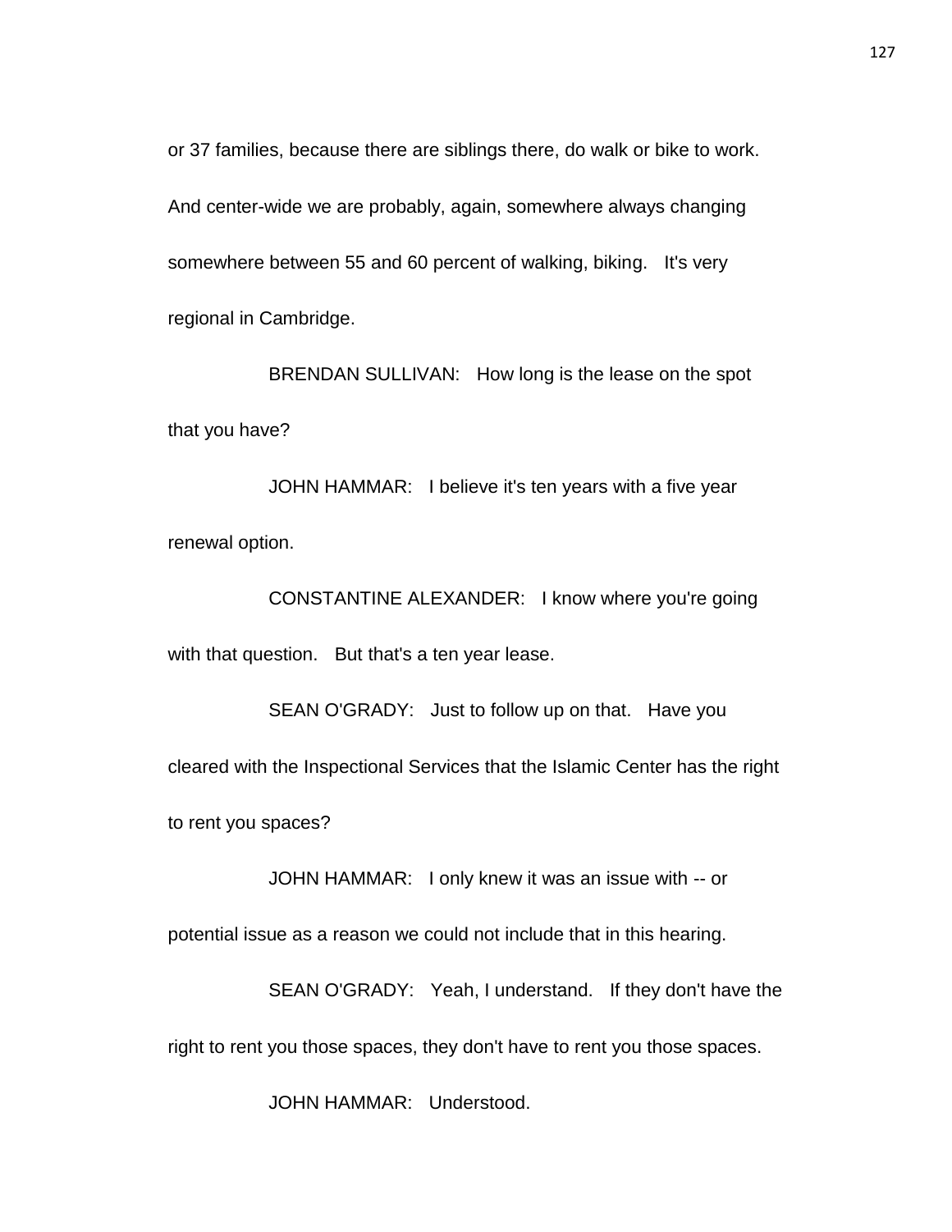or 37 families, because there are siblings there, do walk or bike to work. And center-wide we are probably, again, somewhere always changing somewhere between 55 and 60 percent of walking, biking. It's very regional in Cambridge.

BRENDAN SULLIVAN: How long is the lease on the spot that you have?

JOHN HAMMAR: I believe it's ten years with a five year renewal option.

CONSTANTINE ALEXANDER: I know where you're going with that question. But that's a ten year lease.

SEAN O'GRADY: Just to follow up on that. Have you cleared with the Inspectional Services that the Islamic Center has the right to rent you spaces?

JOHN HAMMAR: I only knew it was an issue with -- or potential issue as a reason we could not include that in this hearing.

SEAN O'GRADY: Yeah, I understand. If they don't have the right to rent you those spaces, they don't have to rent you those spaces.

JOHN HAMMAR: Understood.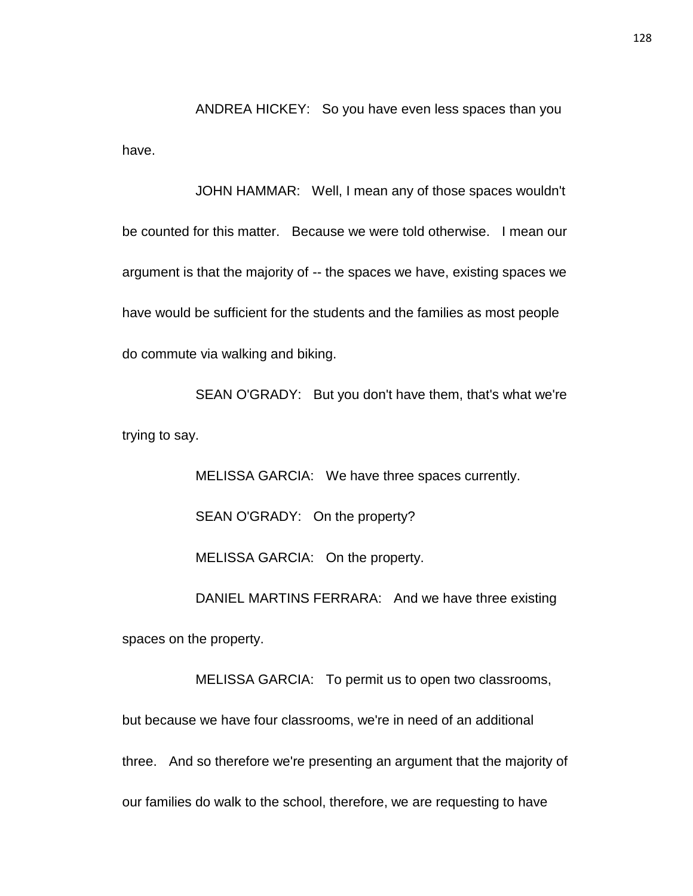ANDREA HICKEY: So you have even less spaces than you have.

JOHN HAMMAR: Well, I mean any of those spaces wouldn't be counted for this matter. Because we were told otherwise. I mean our argument is that the majority of -- the spaces we have, existing spaces we have would be sufficient for the students and the families as most people do commute via walking and biking.

SEAN O'GRADY: But you don't have them, that's what we're trying to say.

MELISSA GARCIA: We have three spaces currently.

SEAN O'GRADY: On the property?

MELISSA GARCIA: On the property.

DANIEL MARTINS FERRARA: And we have three existing spaces on the property.

MELISSA GARCIA: To permit us to open two classrooms, but because we have four classrooms, we're in need of an additional three. And so therefore we're presenting an argument that the majority of our families do walk to the school, therefore, we are requesting to have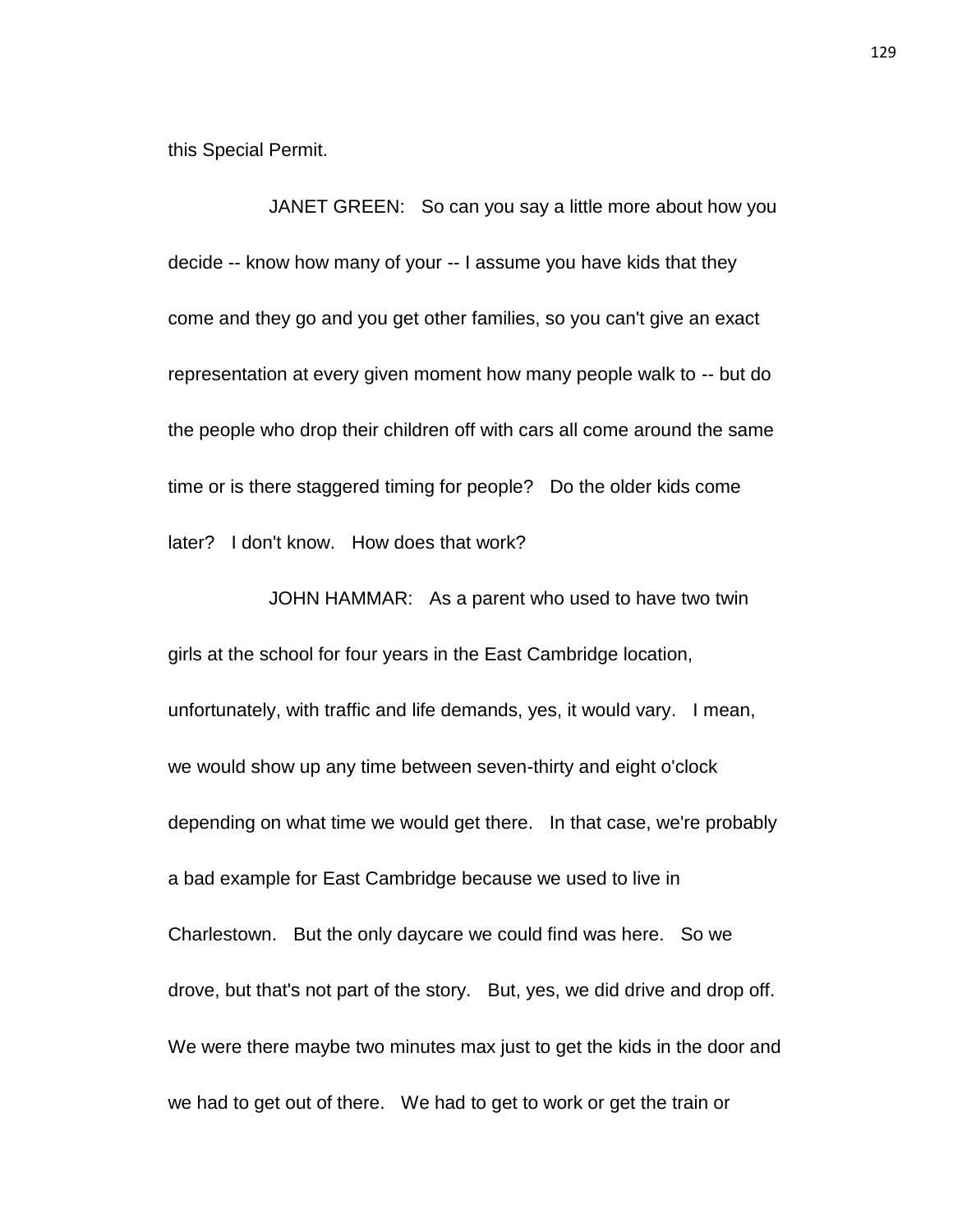this Special Permit.

JANET GREEN: So can you say a little more about how you decide -- know how many of your -- I assume you have kids that they come and they go and you get other families, so you can't give an exact representation at every given moment how many people walk to -- but do the people who drop their children off with cars all come around the same time or is there staggered timing for people? Do the older kids come later? I don't know. How does that work?

JOHN HAMMAR: As a parent who used to have two twin girls at the school for four years in the East Cambridge location, unfortunately, with traffic and life demands, yes, it would vary. I mean, we would show up any time between seven-thirty and eight o'clock depending on what time we would get there. In that case, we're probably a bad example for East Cambridge because we used to live in Charlestown. But the only daycare we could find was here. So we drove, but that's not part of the story. But, yes, we did drive and drop off. We were there maybe two minutes max just to get the kids in the door and we had to get out of there. We had to get to work or get the train or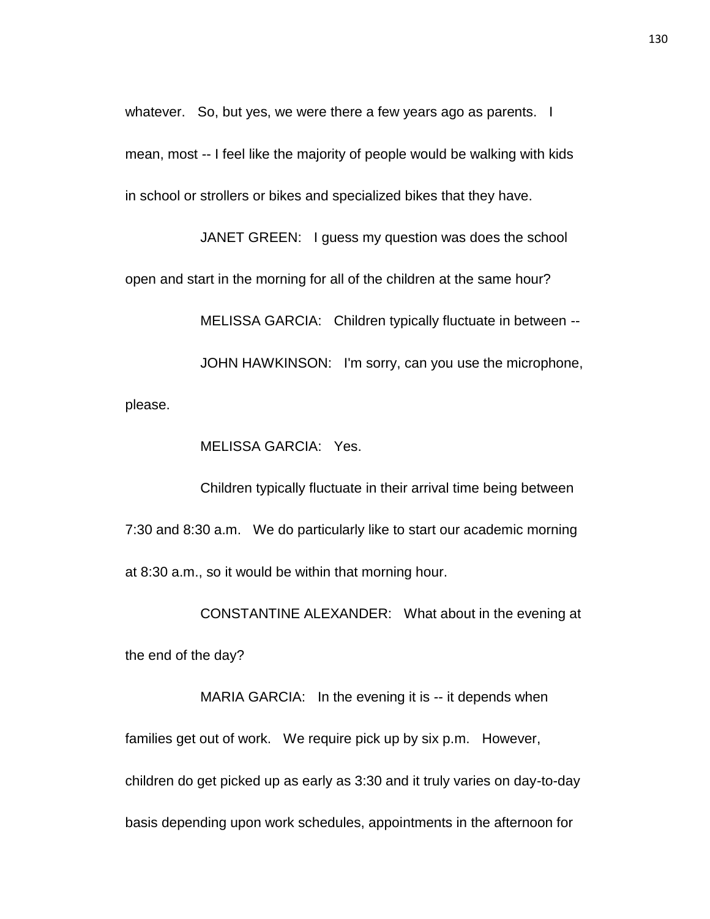whatever. So, but yes, we were there a few years ago as parents. I mean, most -- I feel like the majority of people would be walking with kids in school or strollers or bikes and specialized bikes that they have.

JANET GREEN: I guess my question was does the school open and start in the morning for all of the children at the same hour?

MELISSA GARCIA: Children typically fluctuate in between --

JOHN HAWKINSON: I'm sorry, can you use the microphone, please.

MELISSA GARCIA: Yes.

Children typically fluctuate in their arrival time being between 7:30 and 8:30 a.m. We do particularly like to start our academic morning at 8:30 a.m., so it would be within that morning hour.

CONSTANTINE ALEXANDER: What about in the evening at the end of the day?

MARIA GARCIA: In the evening it is -- it depends when families get out of work. We require pick up by six p.m. However, children do get picked up as early as 3:30 and it truly varies on day-to-day basis depending upon work schedules, appointments in the afternoon for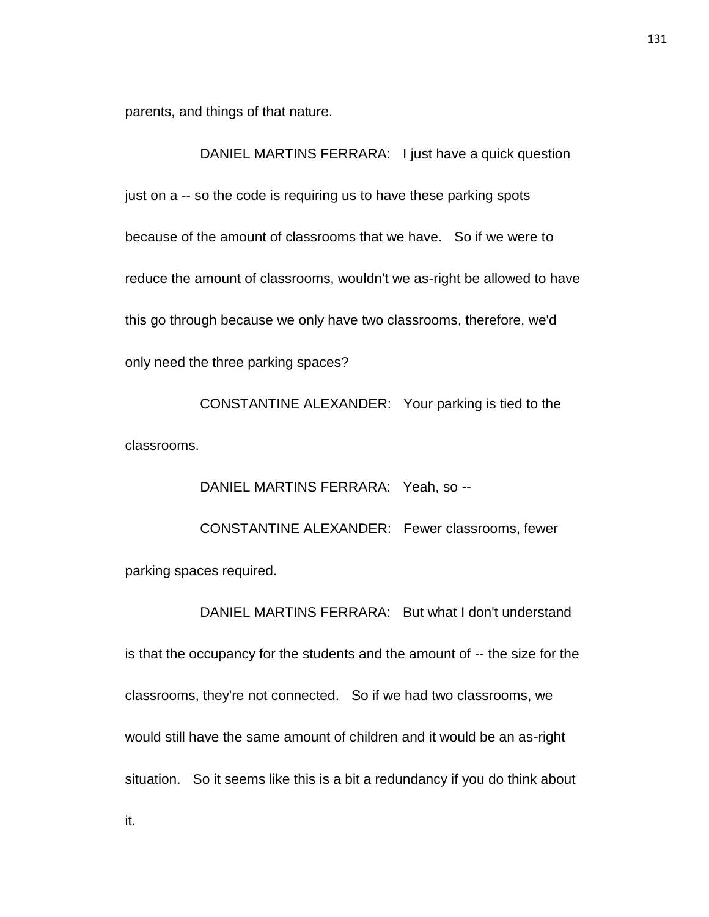parents, and things of that nature.

DANIEL MARTINS FERRARA: I just have a quick question just on a -- so the code is requiring us to have these parking spots because of the amount of classrooms that we have. So if we were to reduce the amount of classrooms, wouldn't we as-right be allowed to have this go through because we only have two classrooms, therefore, we'd only need the three parking spaces?

CONSTANTINE ALEXANDER: Your parking is tied to the classrooms.

DANIEL MARTINS FERRARA: Yeah, so --

CONSTANTINE ALEXANDER: Fewer classrooms, fewer parking spaces required.

DANIEL MARTINS FERRARA: But what I don't understand is that the occupancy for the students and the amount of -- the size for the classrooms, they're not connected. So if we had two classrooms, we would still have the same amount of children and it would be an as-right situation. So it seems like this is a bit a redundancy if you do think about it.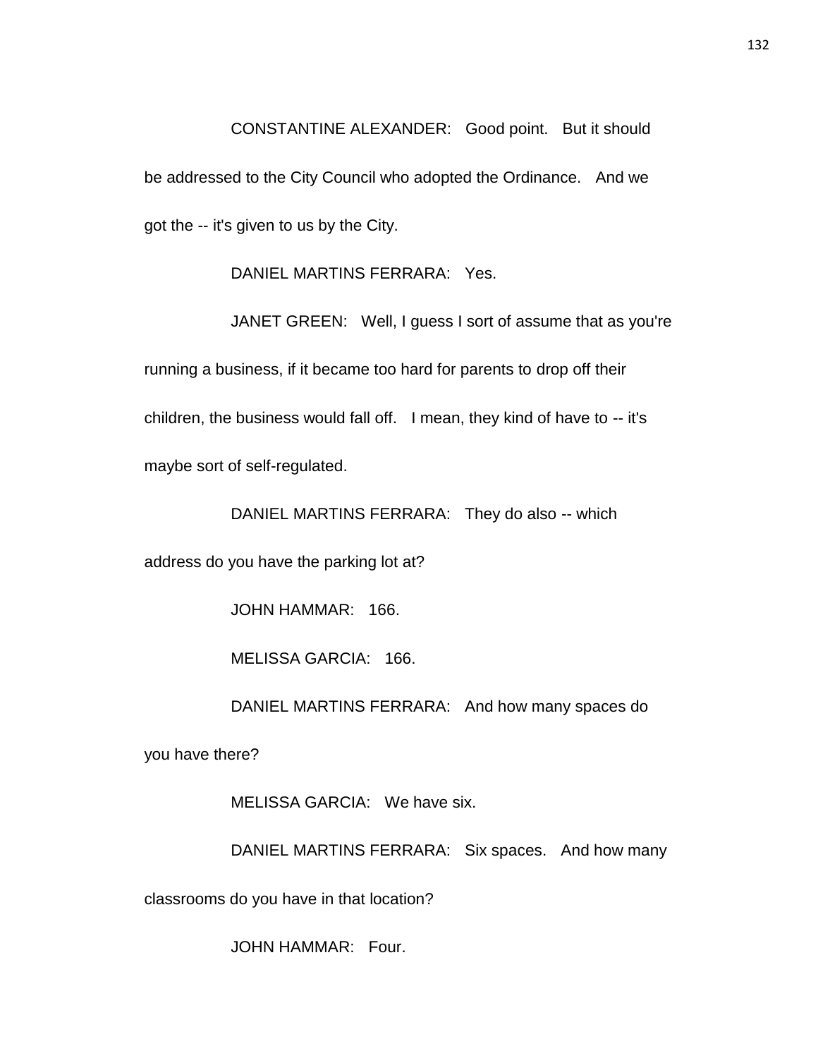CONSTANTINE ALEXANDER: Good point. But it should be addressed to the City Council who adopted the Ordinance. And we got the -- it's given to us by the City.

DANIEL MARTINS FERRARA: Yes.

JANET GREEN: Well, I guess I sort of assume that as you're running a business, if it became too hard for parents to drop off their children, the business would fall off. I mean, they kind of have to -- it's maybe sort of self-regulated.

DANIEL MARTINS FERRARA: They do also -- which address do you have the parking lot at?

JOHN HAMMAR: 166.

MELISSA GARCIA: 166.

DANIEL MARTINS FERRARA: And how many spaces do you have there?

MELISSA GARCIA: We have six.

DANIEL MARTINS FERRARA: Six spaces. And how many classrooms do you have in that location?

JOHN HAMMAR: Four.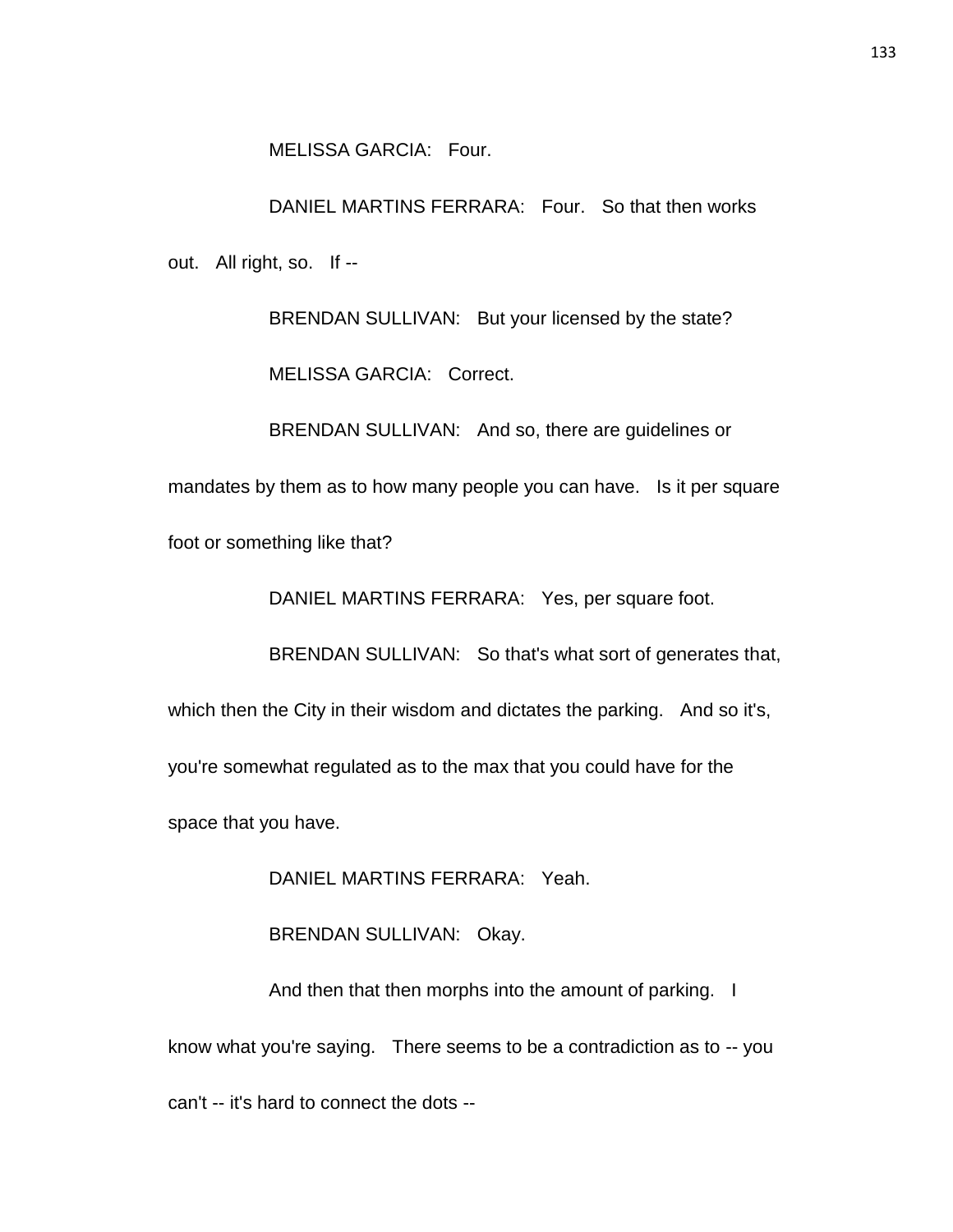MELISSA GARCIA: Four.

DANIEL MARTINS FERRARA: Four. So that then works out. All right, so. If --

BRENDAN SULLIVAN: But your licensed by the state?

MELISSA GARCIA: Correct.

BRENDAN SULLIVAN: And so, there are guidelines or mandates by them as to how many people you can have. Is it per square foot or something like that?

DANIEL MARTINS FERRARA: Yes, per square foot.

BRENDAN SULLIVAN: So that's what sort of generates that, which then the City in their wisdom and dictates the parking. And so it's, you're somewhat regulated as to the max that you could have for the space that you have.

DANIEL MARTINS FERRARA: Yeah.

BRENDAN SULLIVAN: Okay.

And then that then morphs into the amount of parking. I know what you're saying. There seems to be a contradiction as to -- you can't -- it's hard to connect the dots --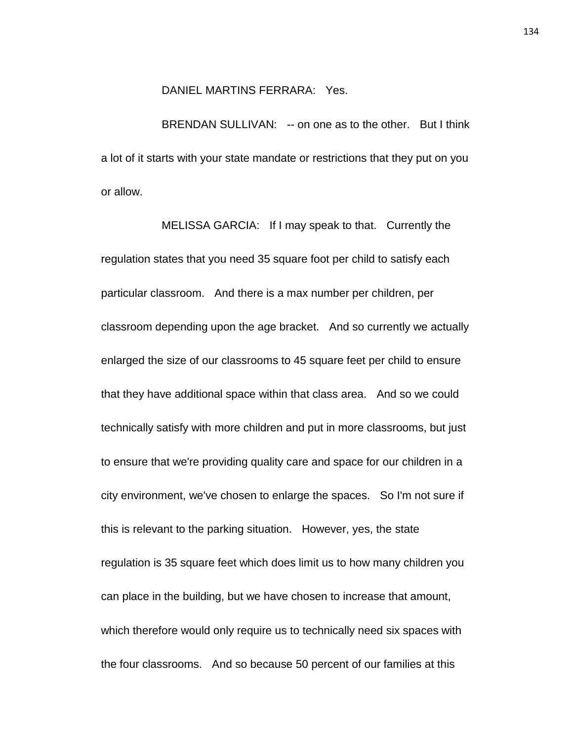DANIEL MARTINS FERRARA: Yes.

BRENDAN SULLIVAN: -- on one as to the other. But I think a lot of it starts with your state mandate or restrictions that they put on you or allow.

MELISSA GARCIA: If I may speak to that. Currently the regulation states that you need 35 square foot per child to satisfy each particular classroom. And there is a max number per children, per classroom depending upon the age bracket. And so currently we actually enlarged the size of our classrooms to 45 square feet per child to ensure that they have additional space within that class area. And so we could technically satisfy with more children and put in more classrooms, but just to ensure that we're providing quality care and space for our children in a city environment, we've chosen to enlarge the spaces. So I'm not sure if this is relevant to the parking situation. However, yes, the state regulation is 35 square feet which does limit us to how many children you can place in the building, but we have chosen to increase that amount, which therefore would only require us to technically need six spaces with the four classrooms. And so because 50 percent of our families at this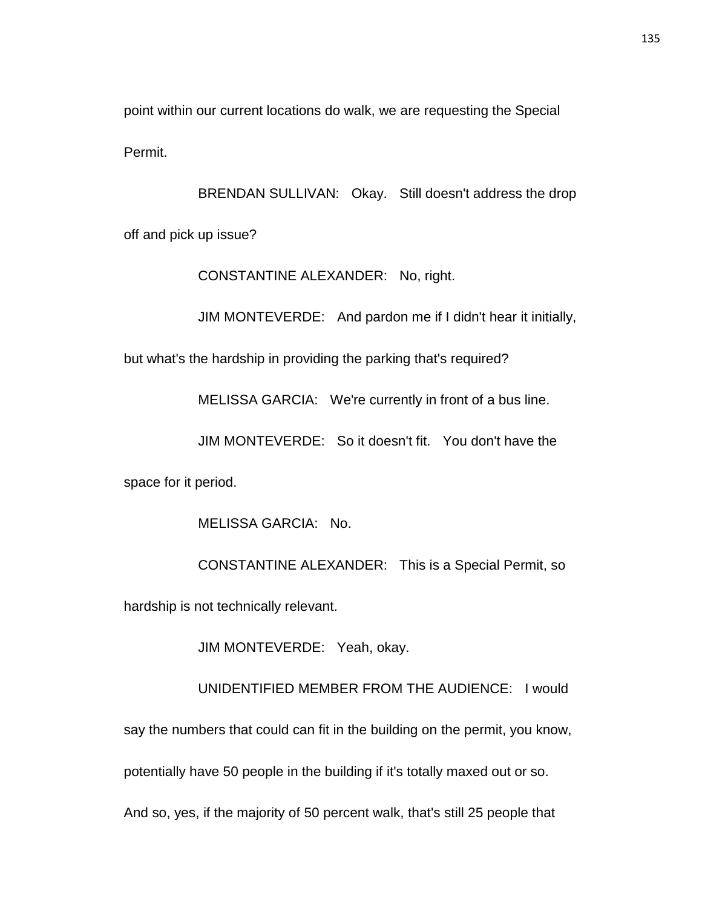point within our current locations do walk, we are requesting the Special Permit.

BRENDAN SULLIVAN: Okay. Still doesn't address the drop off and pick up issue?

CONSTANTINE ALEXANDER: No, right.

JIM MONTEVERDE: And pardon me if I didn't hear it initially, but what's the hardship in providing the parking that's required?

MELISSA GARCIA: We're currently in front of a bus line.

JIM MONTEVERDE: So it doesn't fit. You don't have the space for it period.

MELISSA GARCIA: No.

CONSTANTINE ALEXANDER: This is a Special Permit, so hardship is not technically relevant.

JIM MONTEVERDE: Yeah, okay.

UNIDENTIFIED MEMBER FROM THE AUDIENCE: I would say the numbers that could can fit in the building on the permit, you know, potentially have 50 people in the building if it's totally maxed out or so. And so, yes, if the majority of 50 percent walk, that's still 25 people that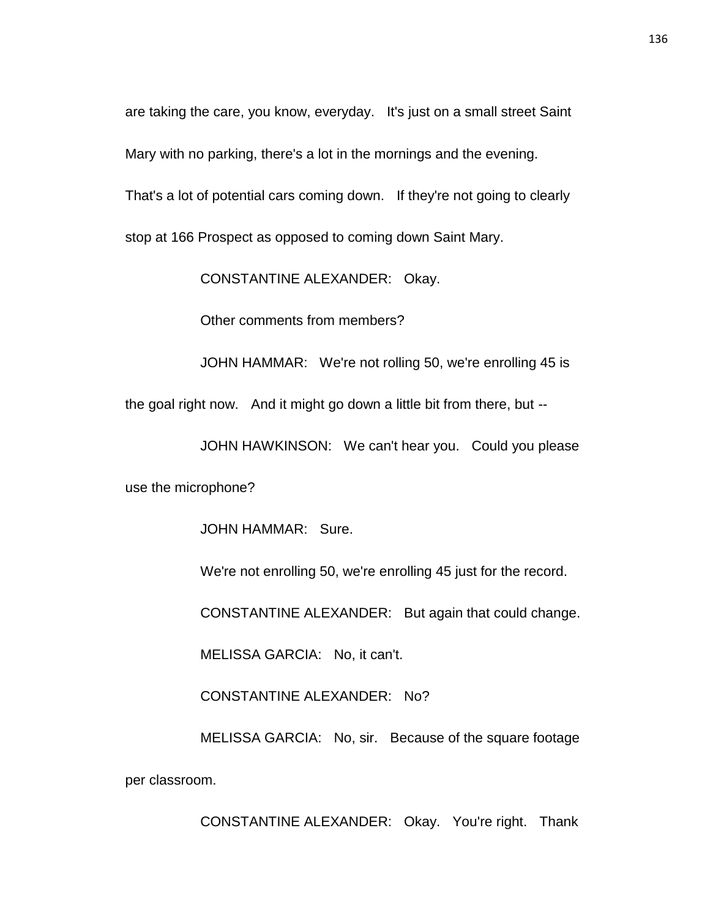are taking the care, you know, everyday. It's just on a small street Saint Mary with no parking, there's a lot in the mornings and the evening. That's a lot of potential cars coming down. If they're not going to clearly stop at 166 Prospect as opposed to coming down Saint Mary.

CONSTANTINE ALEXANDER: Okay.

Other comments from members?

JOHN HAMMAR: We're not rolling 50, we're enrolling 45 is the goal right now. And it might go down a little bit from there, but --

JOHN HAWKINSON: We can't hear you. Could you please use the microphone?

JOHN HAMMAR: Sure.

We're not enrolling 50, we're enrolling 45 just for the record.

CONSTANTINE ALEXANDER: But again that could change.

MELISSA GARCIA: No, it can't.

CONSTANTINE ALEXANDER: No?

MELISSA GARCIA: No, sir. Because of the square footage per classroom.

CONSTANTINE ALEXANDER: Okay. You're right. Thank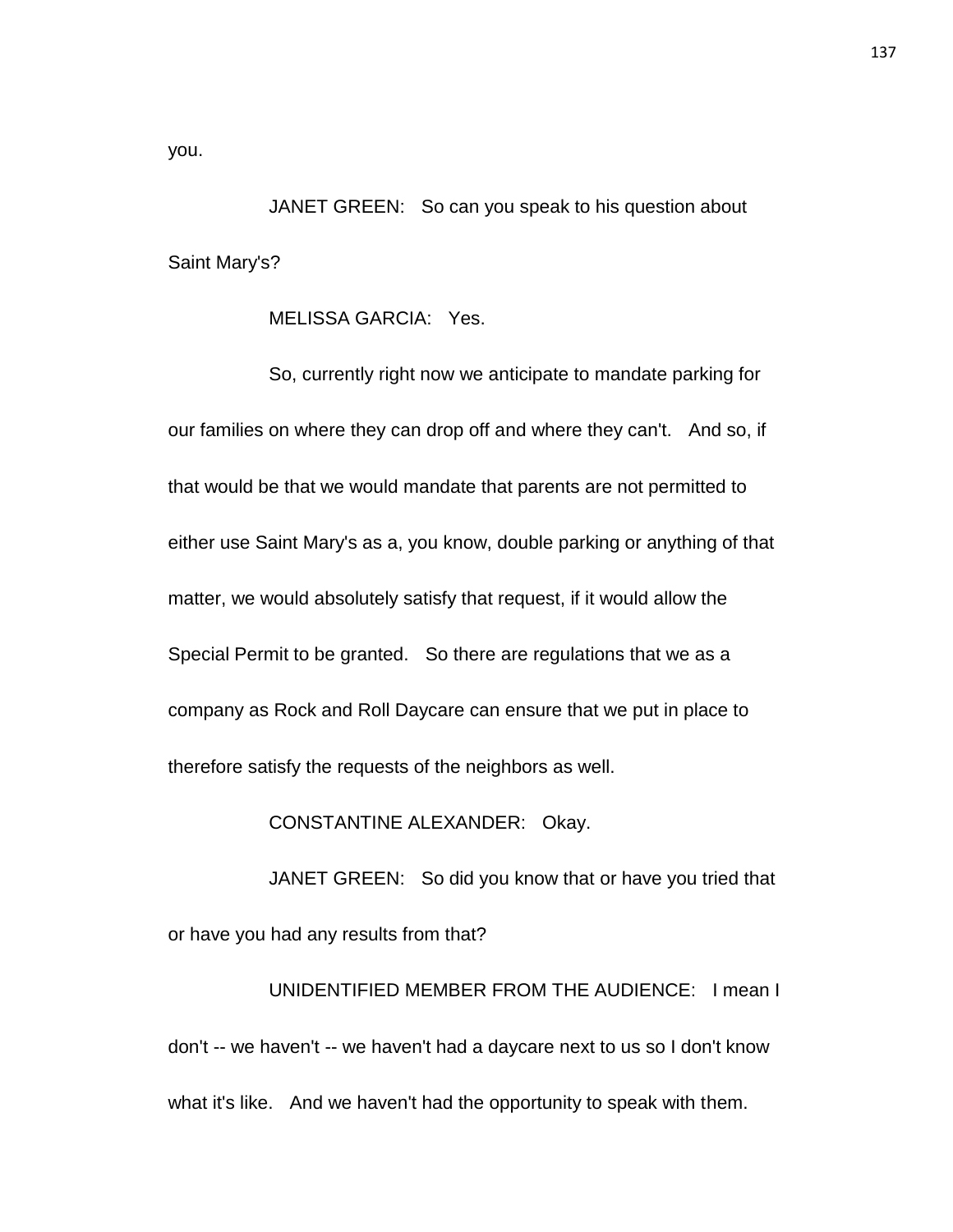you.

JANET GREEN: So can you speak to his question about Saint Mary's?

MELISSA GARCIA: Yes.

So, currently right now we anticipate to mandate parking for our families on where they can drop off and where they can't. And so, if that would be that we would mandate that parents are not permitted to either use Saint Mary's as a, you know, double parking or anything of that matter, we would absolutely satisfy that request, if it would allow the Special Permit to be granted. So there are regulations that we as a company as Rock and Roll Daycare can ensure that we put in place to therefore satisfy the requests of the neighbors as well.

CONSTANTINE ALEXANDER: Okay.

JANET GREEN: So did you know that or have you tried that or have you had any results from that?

UNIDENTIFIED MEMBER FROM THE AUDIENCE: I mean I don't -- we haven't -- we haven't had a daycare next to us so I don't know what it's like. And we haven't had the opportunity to speak with them.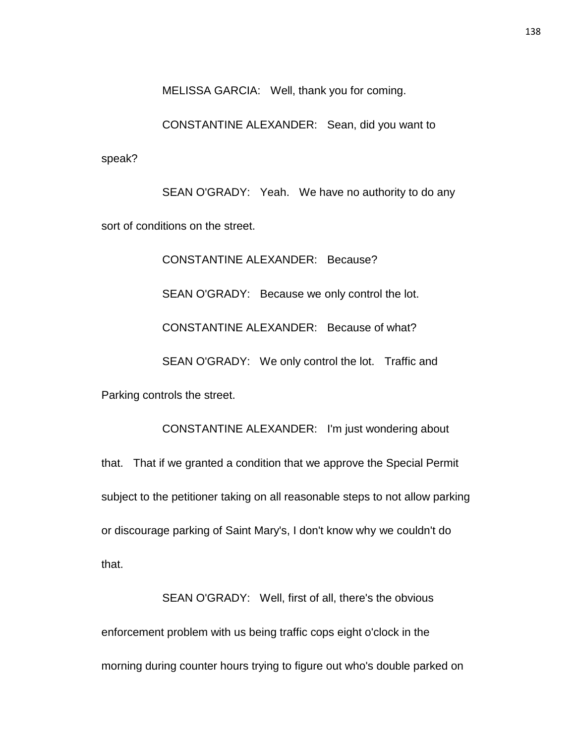MELISSA GARCIA: Well, thank you for coming.

CONSTANTINE ALEXANDER: Sean, did you want to speak?

SEAN O'GRADY: Yeah. We have no authority to do any sort of conditions on the street.

CONSTANTINE ALEXANDER: Because?

SEAN O'GRADY: Because we only control the lot.

CONSTANTINE ALEXANDER: Because of what?

SEAN O'GRADY: We only control the lot. Traffic and Parking controls the street.

CONSTANTINE ALEXANDER: I'm just wondering about that. That if we granted a condition that we approve the Special Permit subject to the petitioner taking on all reasonable steps to not allow parking or discourage parking of Saint Mary's, I don't know why we couldn't do that.

SEAN O'GRADY: Well, first of all, there's the obvious enforcement problem with us being traffic cops eight o'clock in the morning during counter hours trying to figure out who's double parked on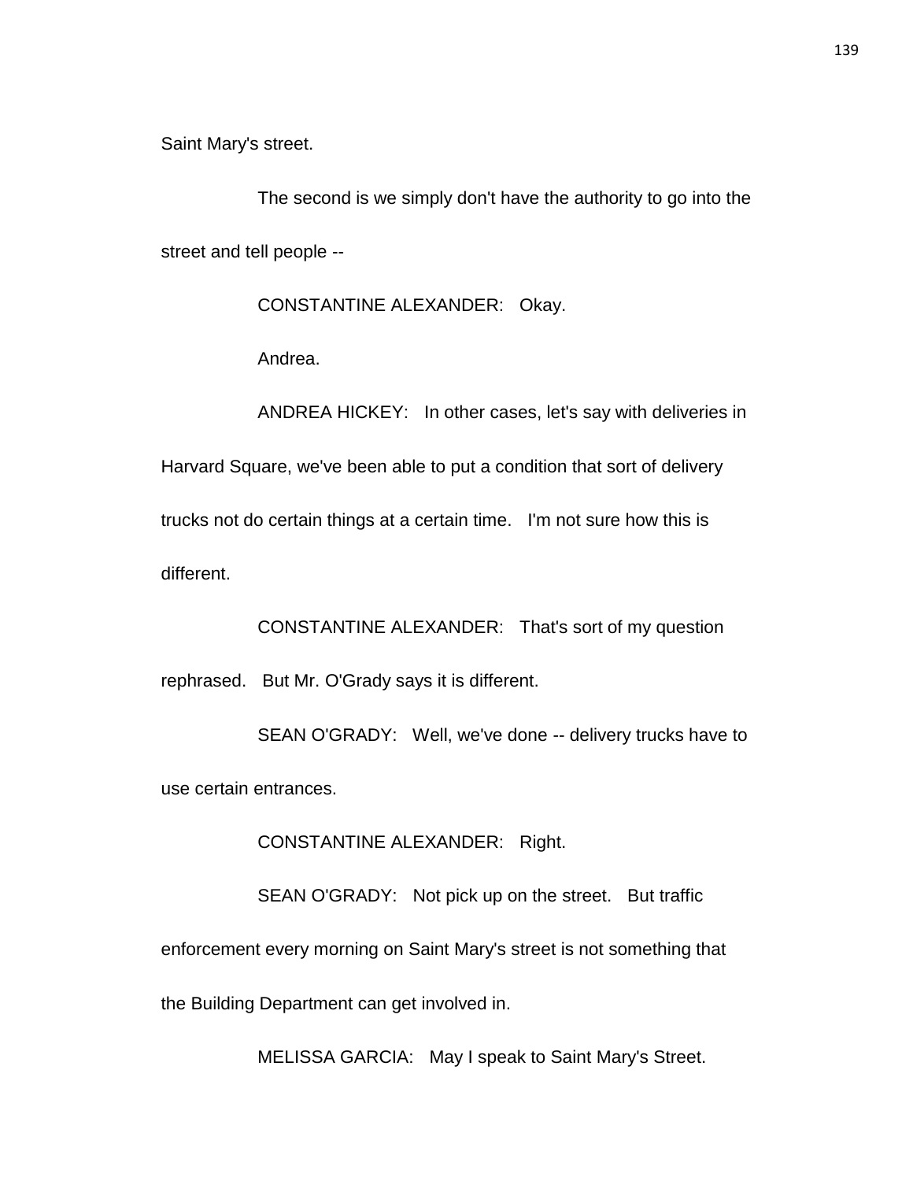Saint Mary's street.

The second is we simply don't have the authority to go into the street and tell people --

CONSTANTINE ALEXANDER: Okay.

Andrea.

ANDREA HICKEY: In other cases, let's say with deliveries in Harvard Square, we've been able to put a condition that sort of delivery trucks not do certain things at a certain time. I'm not sure how this is different.

CONSTANTINE ALEXANDER: That's sort of my question rephrased. But Mr. O'Grady says it is different.

SEAN O'GRADY: Well, we've done -- delivery trucks have to use certain entrances.

CONSTANTINE ALEXANDER: Right.

SEAN O'GRADY: Not pick up on the street. But traffic enforcement every morning on Saint Mary's street is not something that the Building Department can get involved in.

MELISSA GARCIA: May I speak to Saint Mary's Street.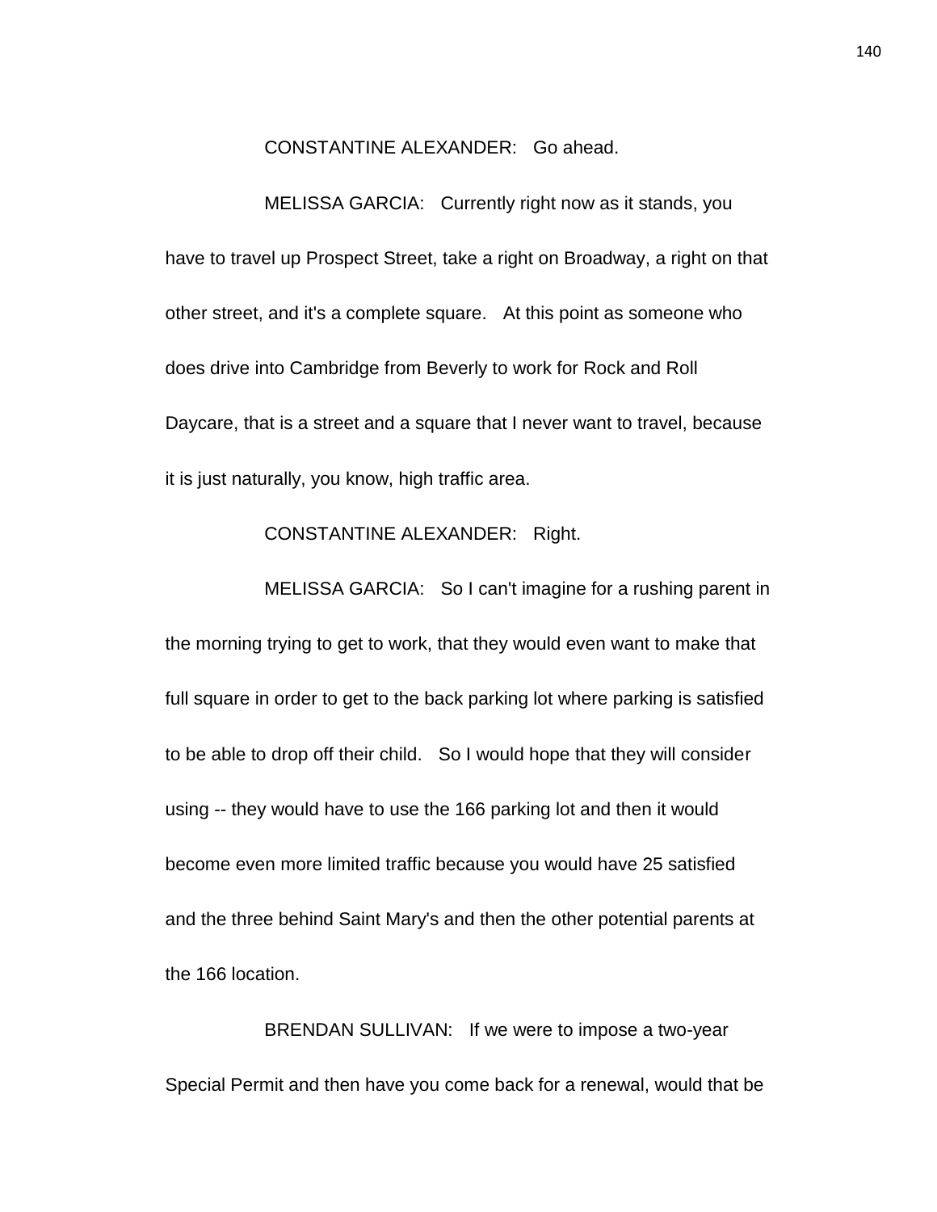CONSTANTINE ALEXANDER: Go ahead.

MELISSA GARCIA: Currently right now as it stands, you have to travel up Prospect Street, take a right on Broadway, a right on that other street, and it's a complete square. At this point as someone who does drive into Cambridge from Beverly to work for Rock and Roll Daycare, that is a street and a square that I never want to travel, because it is just naturally, you know, high traffic area.

CONSTANTINE ALEXANDER: Right.

MELISSA GARCIA: So I can't imagine for a rushing parent in the morning trying to get to work, that they would even want to make that full square in order to get to the back parking lot where parking is satisfied to be able to drop off their child. So I would hope that they will consider using -- they would have to use the 166 parking lot and then it would become even more limited traffic because you would have 25 satisfied and the three behind Saint Mary's and then the other potential parents at the 166 location.

BRENDAN SULLIVAN: If we were to impose a two-year Special Permit and then have you come back for a renewal, would that be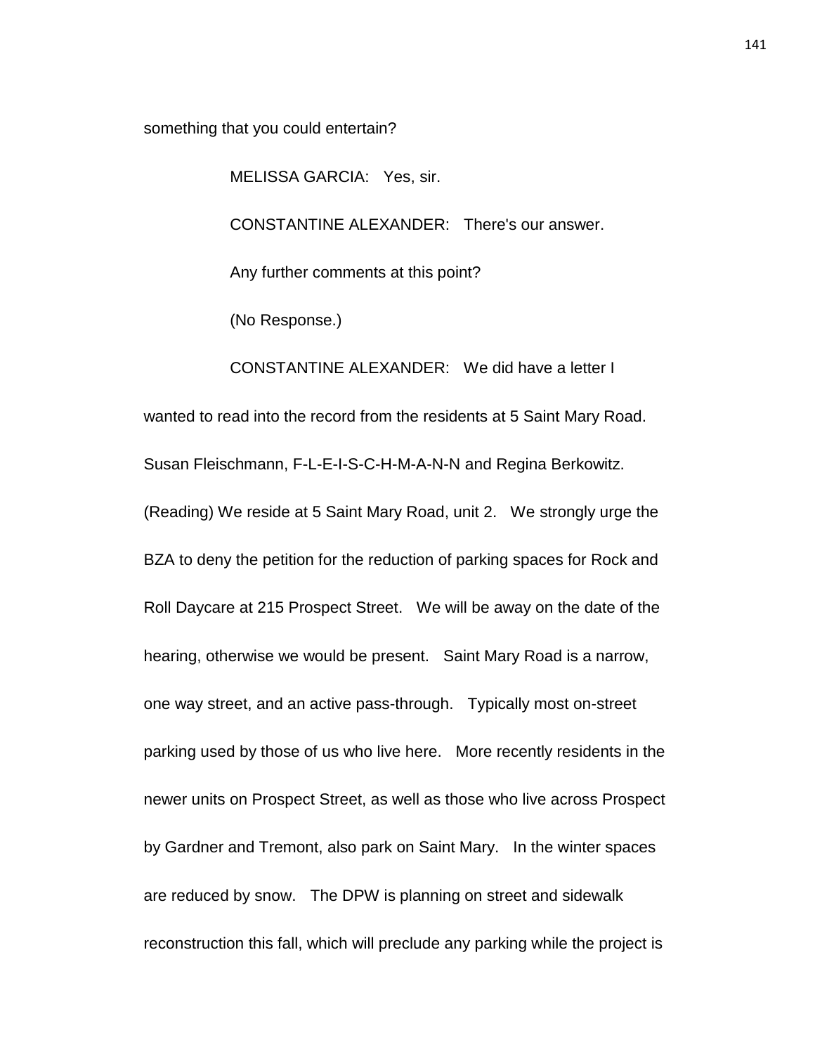something that you could entertain?

MELISSA GARCIA: Yes, sir.

CONSTANTINE ALEXANDER: There's our answer.

Any further comments at this point?

(No Response.)

CONSTANTINE ALEXANDER: We did have a letter I wanted to read into the record from the residents at 5 Saint Mary Road. Susan Fleischmann, F-L-E-I-S-C-H-M-A-N-N and Regina Berkowitz. (Reading) We reside at 5 Saint Mary Road, unit 2. We strongly urge the BZA to deny the petition for the reduction of parking spaces for Rock and Roll Daycare at 215 Prospect Street. We will be away on the date of the hearing, otherwise we would be present. Saint Mary Road is a narrow, one way street, and an active pass-through. Typically most on-street parking used by those of us who live here. More recently residents in the newer units on Prospect Street, as well as those who live across Prospect by Gardner and Tremont, also park on Saint Mary. In the winter spaces are reduced by snow. The DPW is planning on street and sidewalk reconstruction this fall, which will preclude any parking while the project is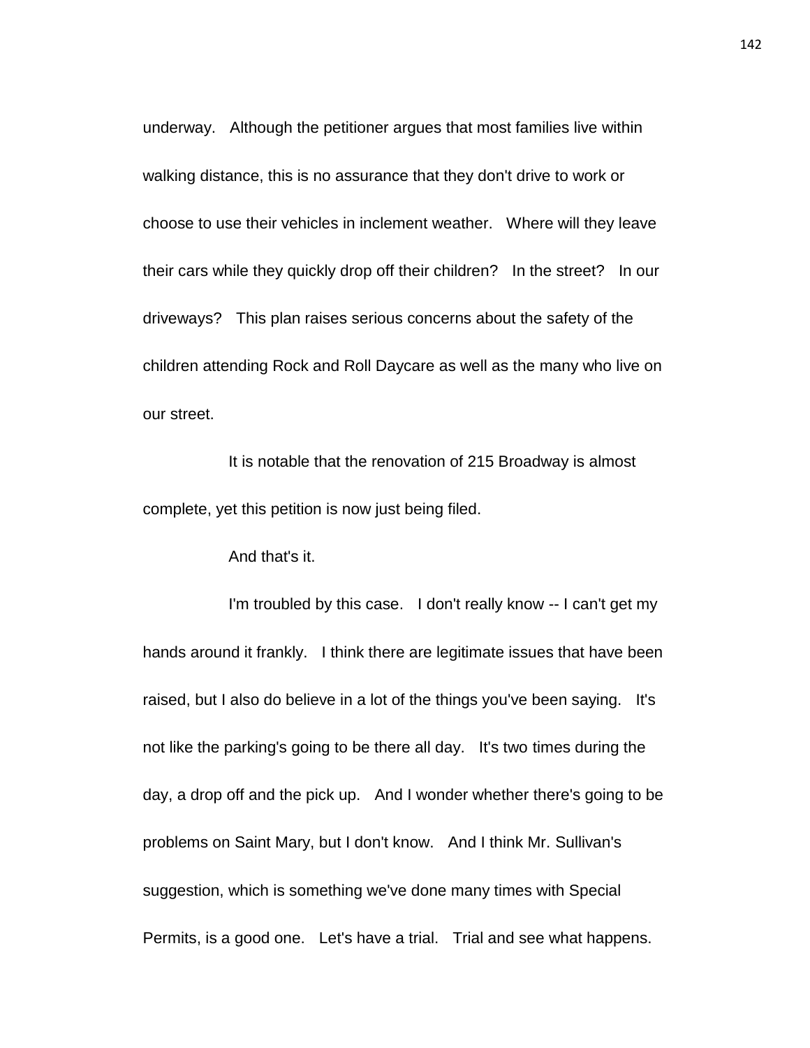underway. Although the petitioner argues that most families live within walking distance, this is no assurance that they don't drive to work or choose to use their vehicles in inclement weather. Where will they leave their cars while they quickly drop off their children? In the street? In our driveways? This plan raises serious concerns about the safety of the children attending Rock and Roll Daycare as well as the many who live on our street.

It is notable that the renovation of 215 Broadway is almost complete, yet this petition is now just being filed.

And that's it.

I'm troubled by this case. I don't really know -- I can't get my hands around it frankly. I think there are legitimate issues that have been raised, but I also do believe in a lot of the things you've been saying. It's not like the parking's going to be there all day. It's two times during the day, a drop off and the pick up. And I wonder whether there's going to be problems on Saint Mary, but I don't know. And I think Mr. Sullivan's suggestion, which is something we've done many times with Special Permits, is a good one. Let's have a trial. Trial and see what happens.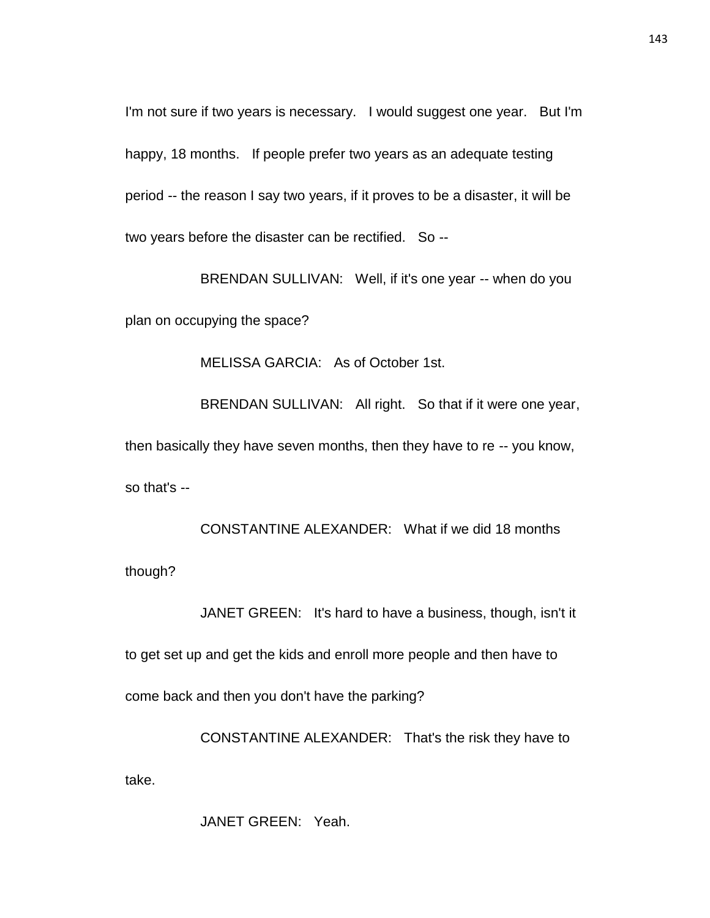I'm not sure if two years is necessary. I would suggest one year. But I'm happy, 18 months. If people prefer two years as an adequate testing period -- the reason I say two years, if it proves to be a disaster, it will be two years before the disaster can be rectified. So --

BRENDAN SULLIVAN: Well, if it's one year -- when do you plan on occupying the space?

MELISSA GARCIA: As of October 1st.

BRENDAN SULLIVAN: All right. So that if it were one year, then basically they have seven months, then they have to re -- you know, so that's --

CONSTANTINE ALEXANDER: What if we did 18 months though?

JANET GREEN: It's hard to have a business, though, isn't it to get set up and get the kids and enroll more people and then have to come back and then you don't have the parking?

CONSTANTINE ALEXANDER: That's the risk they have to take.

JANET GREEN: Yeah.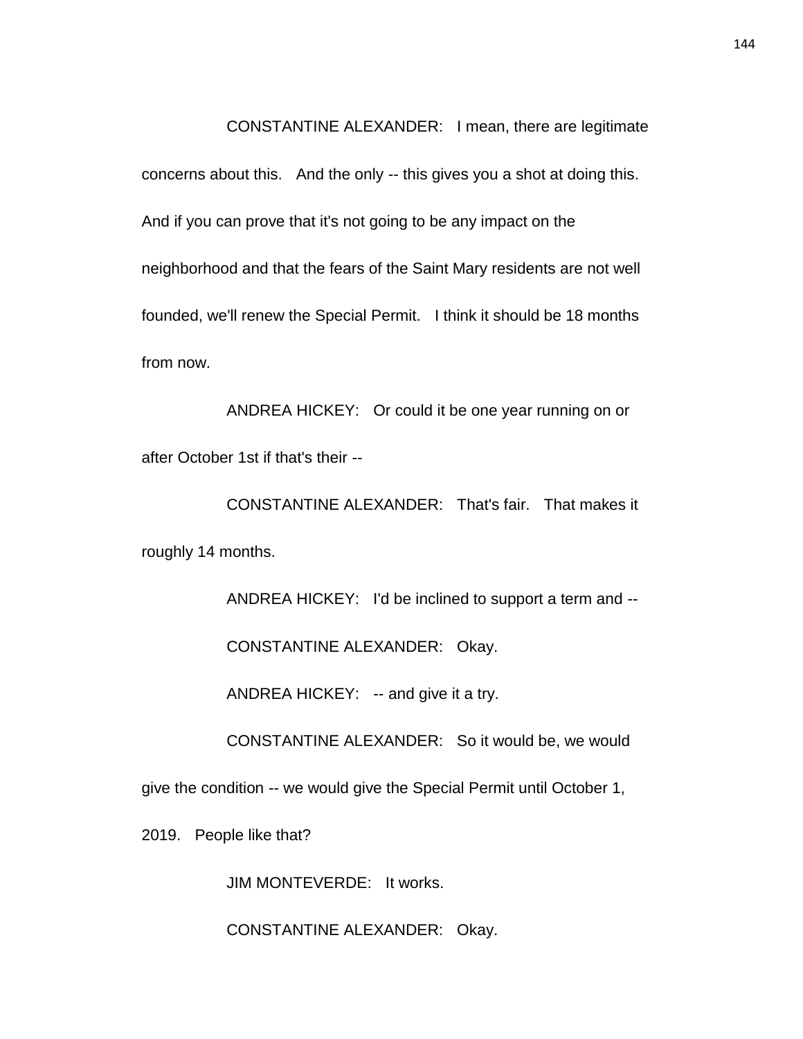CONSTANTINE ALEXANDER: I mean, there are legitimate concerns about this. And the only -- this gives you a shot at doing this. And if you can prove that it's not going to be any impact on the neighborhood and that the fears of the Saint Mary residents are not well founded, we'll renew the Special Permit. I think it should be 18 months from now.

ANDREA HICKEY: Or could it be one year running on or after October 1st if that's their --

CONSTANTINE ALEXANDER: That's fair. That makes it roughly 14 months.

ANDREA HICKEY: I'd be inclined to support a term and --

CONSTANTINE ALEXANDER: Okay.

ANDREA HICKEY: -- and give it a try.

CONSTANTINE ALEXANDER: So it would be, we would give the condition -- we would give the Special Permit until October 1, 2019. People like that?

JIM MONTEVERDE: It works.

CONSTANTINE ALEXANDER: Okay.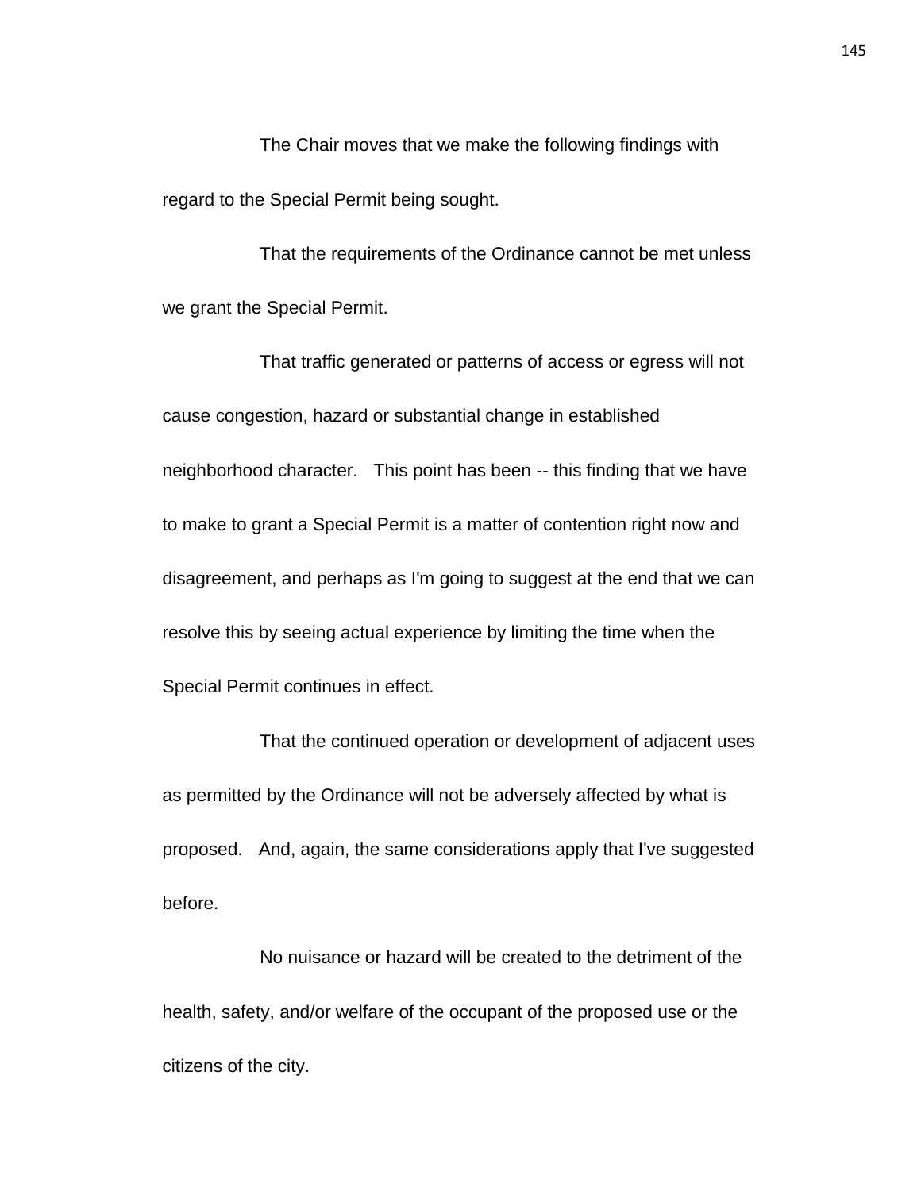The Chair moves that we make the following findings with regard to the Special Permit being sought.

That the requirements of the Ordinance cannot be met unless we grant the Special Permit.

That traffic generated or patterns of access or egress will not cause congestion, hazard or substantial change in established neighborhood character. This point has been -- this finding that we have to make to grant a Special Permit is a matter of contention right now and disagreement, and perhaps as I'm going to suggest at the end that we can resolve this by seeing actual experience by limiting the time when the Special Permit continues in effect.

That the continued operation or development of adjacent uses as permitted by the Ordinance will not be adversely affected by what is proposed. And, again, the same considerations apply that I've suggested before.

No nuisance or hazard will be created to the detriment of the health, safety, and/or welfare of the occupant of the proposed use or the citizens of the city.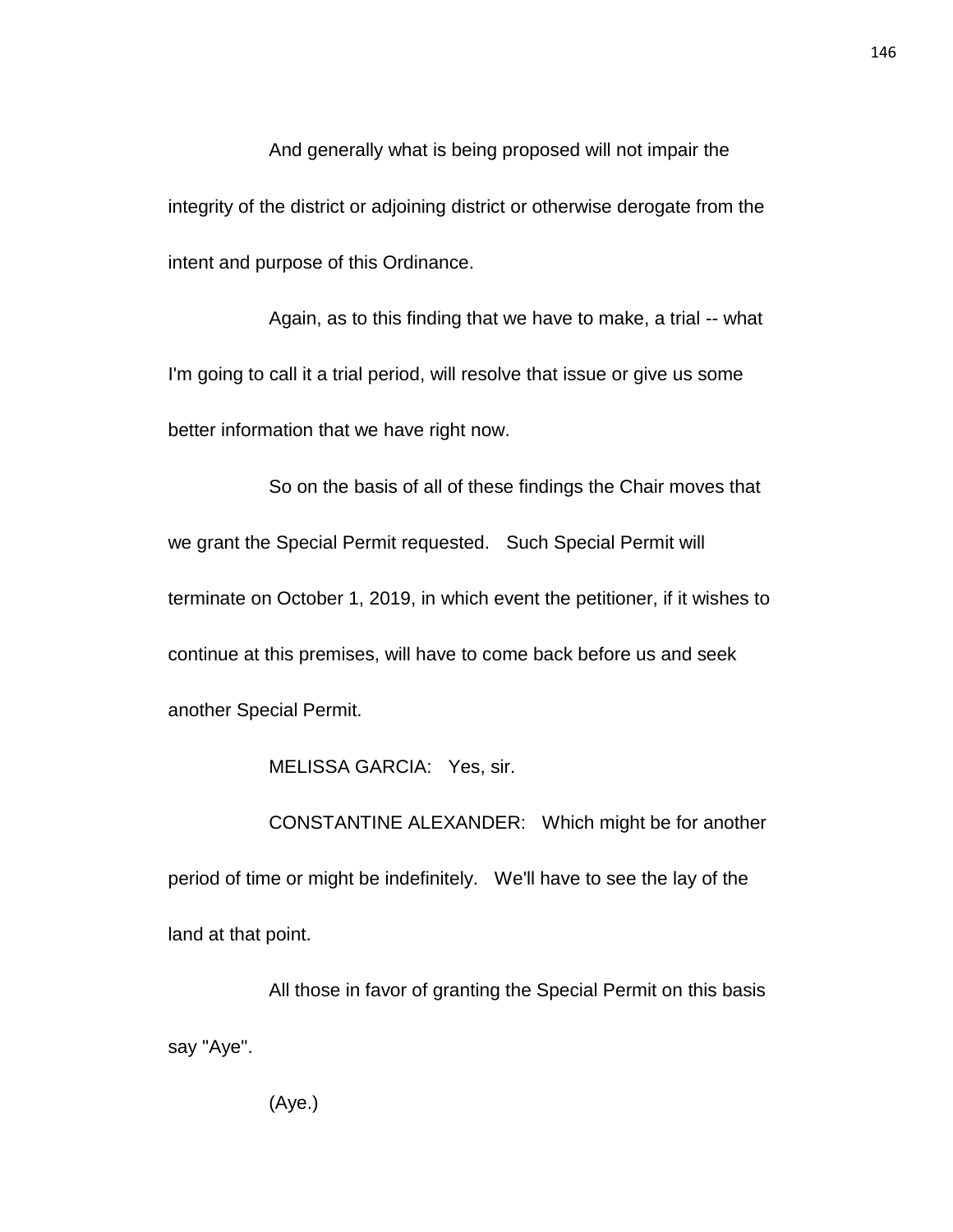And generally what is being proposed will not impair the integrity of the district or adjoining district or otherwise derogate from the intent and purpose of this Ordinance.

Again, as to this finding that we have to make, a trial -- what I'm going to call it a trial period, will resolve that issue or give us some better information that we have right now.

So on the basis of all of these findings the Chair moves that we grant the Special Permit requested. Such Special Permit will terminate on October 1, 2019, in which event the petitioner, if it wishes to continue at this premises, will have to come back before us and seek another Special Permit.

MELISSA GARCIA: Yes, sir.

CONSTANTINE ALEXANDER: Which might be for another period of time or might be indefinitely. We'll have to see the lay of the land at that point.

All those in favor of granting the Special Permit on this basis say "Aye".

(Aye.)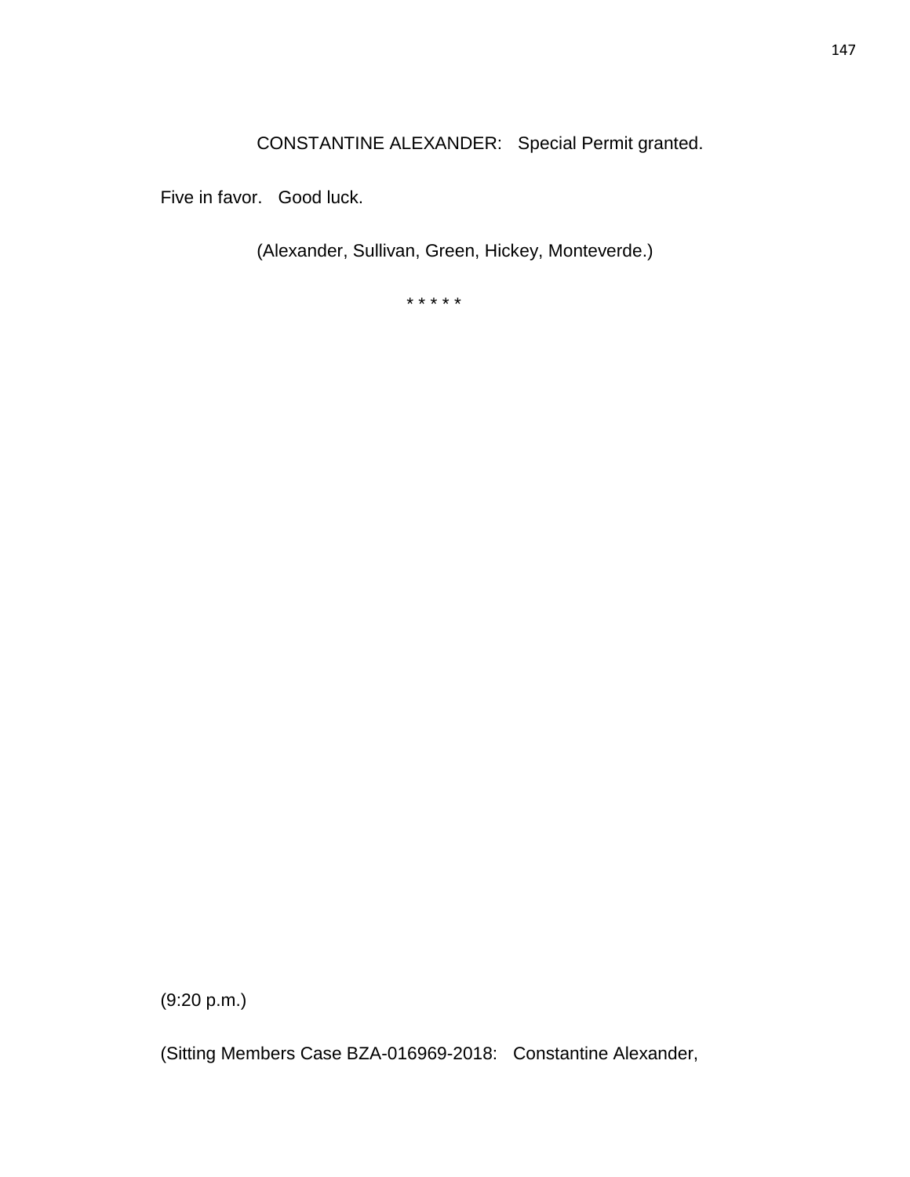CONSTANTINE ALEXANDER: Special Permit granted.

Five in favor. Good luck.

(Alexander, Sullivan, Green, Hickey, Monteverde.)

* * * * *

(9:20 p.m.)

(Sitting Members Case BZA-016969-2018: Constantine Alexander,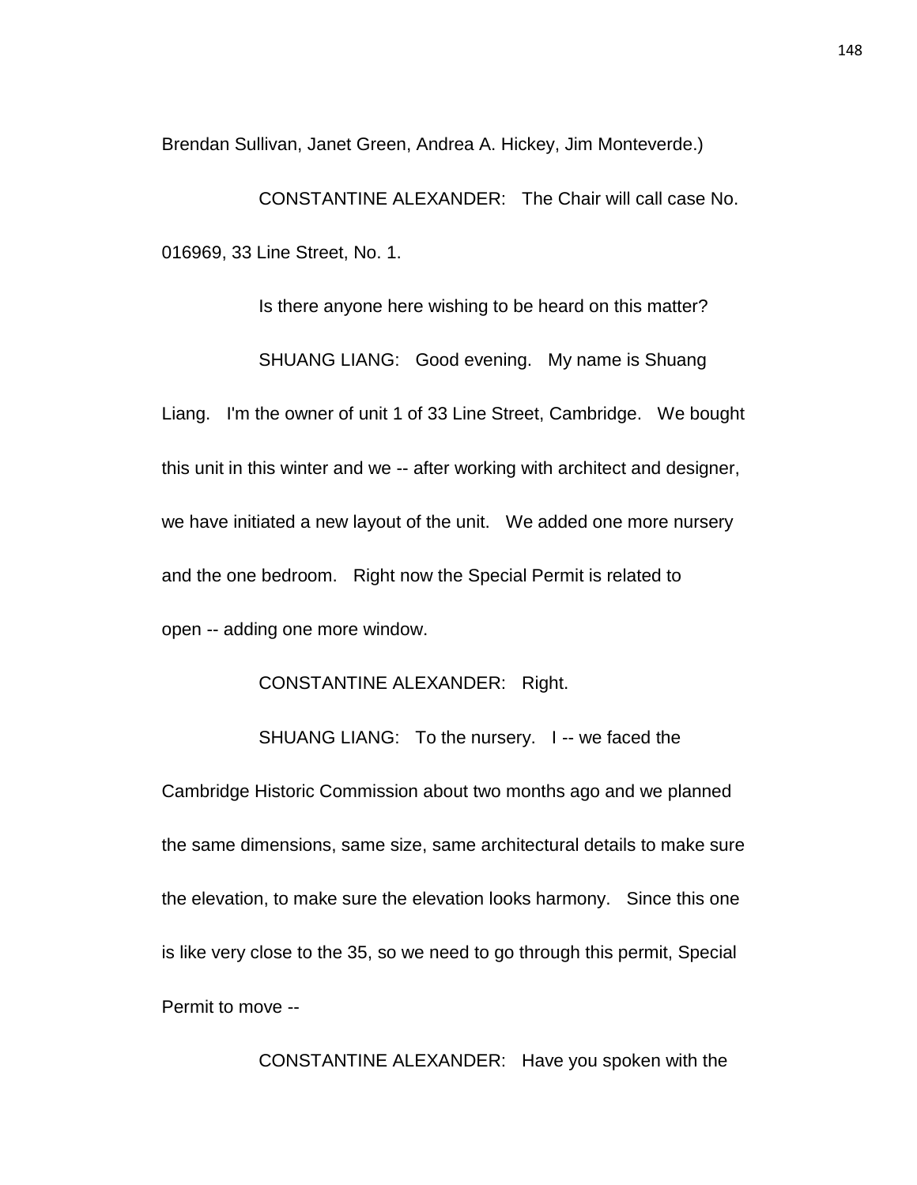Brendan Sullivan, Janet Green, Andrea A. Hickey, Jim Monteverde.)

CONSTANTINE ALEXANDER: The Chair will call case No. 016969, 33 Line Street, No. 1.

Is there anyone here wishing to be heard on this matter?

SHUANG LIANG: Good evening. My name is Shuang Liang. I'm the owner of unit 1 of 33 Line Street, Cambridge. We bought this unit in this winter and we -- after working with architect and designer, we have initiated a new layout of the unit. We added one more nursery and the one bedroom. Right now the Special Permit is related to open -- adding one more window.

CONSTANTINE ALEXANDER: Right.

SHUANG LIANG: To the nursery. I -- we faced the Cambridge Historic Commission about two months ago and we planned the same dimensions, same size, same architectural details to make sure the elevation, to make sure the elevation looks harmony. Since this one is like very close to the 35, so we need to go through this permit, Special Permit to move --

CONSTANTINE ALEXANDER: Have you spoken with the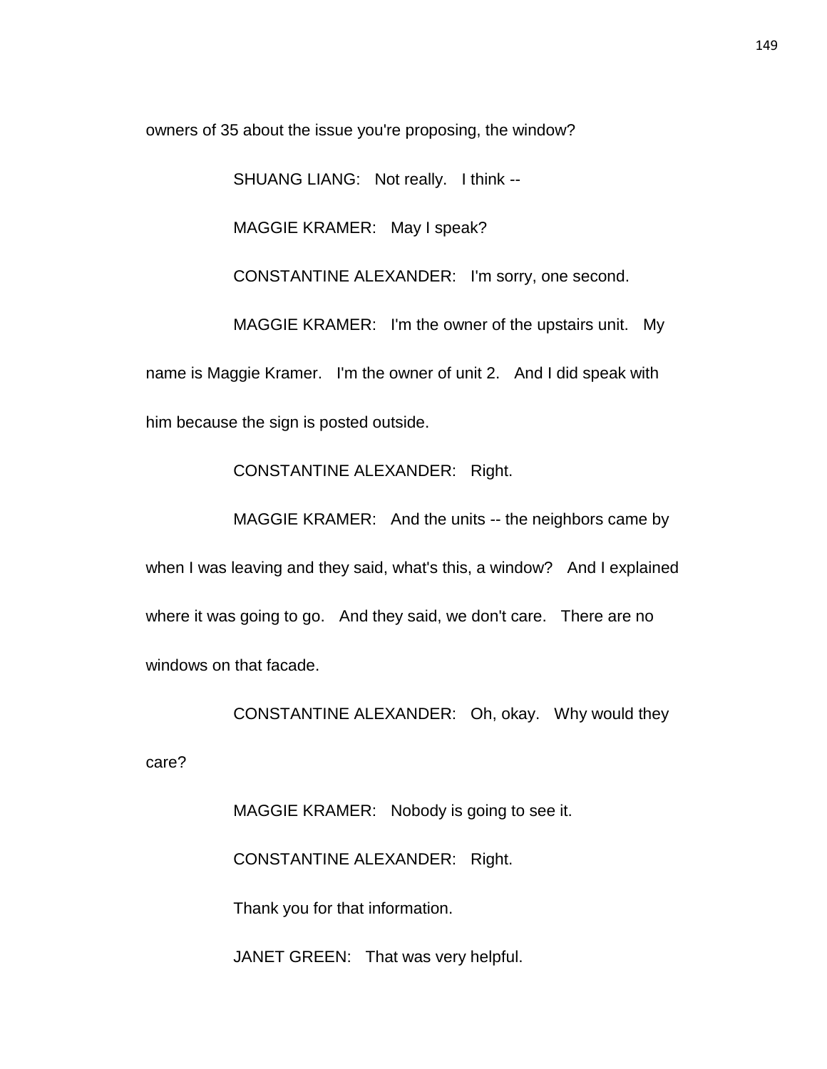owners of 35 about the issue you're proposing, the window?

SHUANG LIANG: Not really. I think --

MAGGIE KRAMER: May I speak?

CONSTANTINE ALEXANDER: I'm sorry, one second.

MAGGIE KRAMER: I'm the owner of the upstairs unit. My name is Maggie Kramer. I'm the owner of unit 2. And I did speak with him because the sign is posted outside.

CONSTANTINE ALEXANDER: Right.

MAGGIE KRAMER: And the units -- the neighbors came by when I was leaving and they said, what's this, a window? And I explained where it was going to go. And they said, we don't care. There are no windows on that facade.

CONSTANTINE ALEXANDER: Oh, okay. Why would they care?

MAGGIE KRAMER: Nobody is going to see it.

CONSTANTINE ALEXANDER: Right.

Thank you for that information.

JANET GREEN: That was very helpful.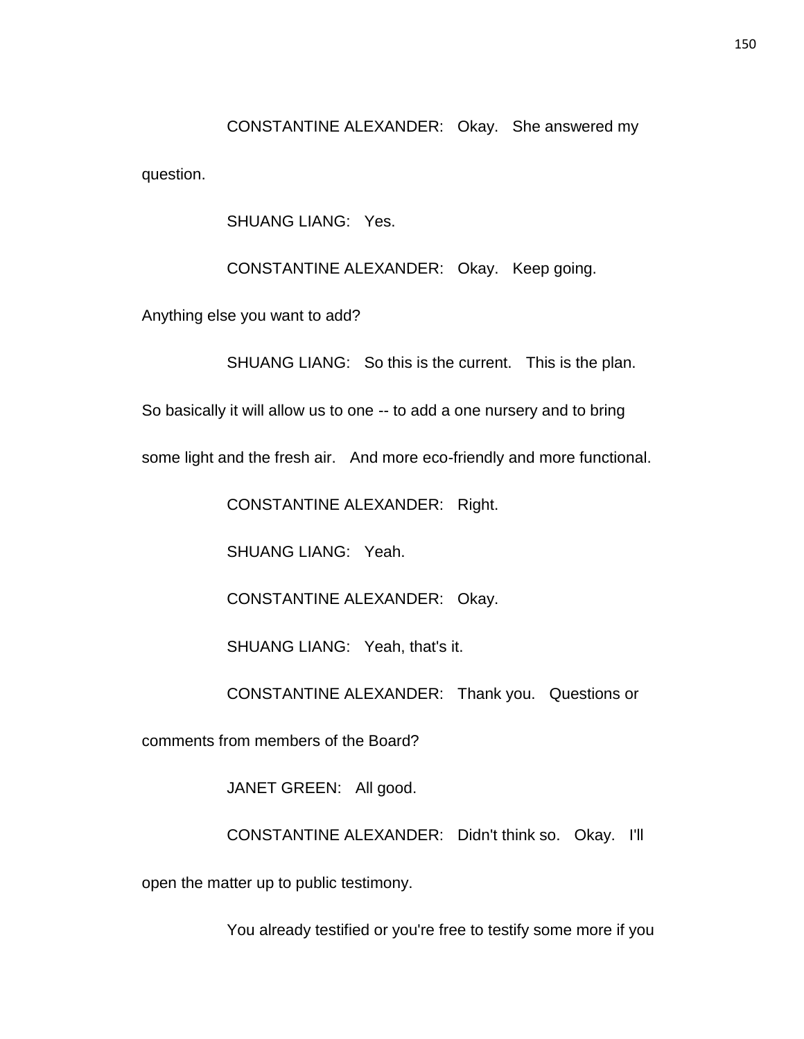CONSTANTINE ALEXANDER: Okay. She answered my question.

SHUANG LIANG: Yes.

CONSTANTINE ALEXANDER: Okay. Keep going. Anything else you want to add?

SHUANG LIANG: So this is the current. This is the plan. So basically it will allow us to one -- to add a one nursery and to bring some light and the fresh air. And more eco-friendly and more functional.

CONSTANTINE ALEXANDER: Right.

SHUANG LIANG: Yeah.

CONSTANTINE ALEXANDER: Okay.

SHUANG LIANG: Yeah, that's it.

CONSTANTINE ALEXANDER: Thank you. Questions or comments from members of the Board?

JANET GREEN: All good.

CONSTANTINE ALEXANDER: Didn't think so. Okay. I'll open the matter up to public testimony.

You already testified or you're free to testify some more if you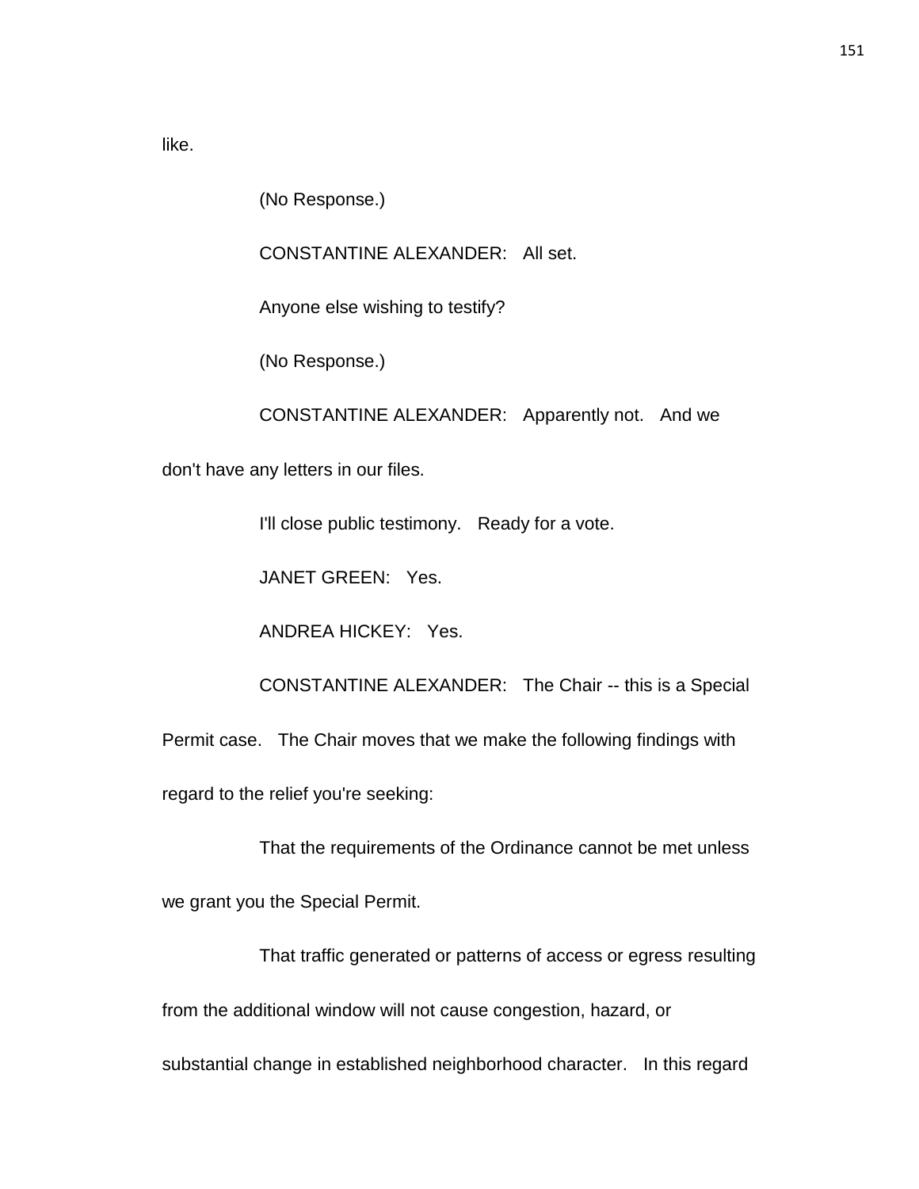like.

(No Response.)

CONSTANTINE ALEXANDER: All set.

Anyone else wishing to testify?

(No Response.)

CONSTANTINE ALEXANDER: Apparently not. And we don't have any letters in our files.

I'll close public testimony. Ready for a vote.

JANET GREEN: Yes.

ANDREA HICKEY: Yes.

CONSTANTINE ALEXANDER: The Chair -- this is a Special Permit case. The Chair moves that we make the following findings with regard to the relief you're seeking:

That the requirements of the Ordinance cannot be met unless we grant you the Special Permit.

That traffic generated or patterns of access or egress resulting from the additional window will not cause congestion, hazard, or substantial change in established neighborhood character. In this regard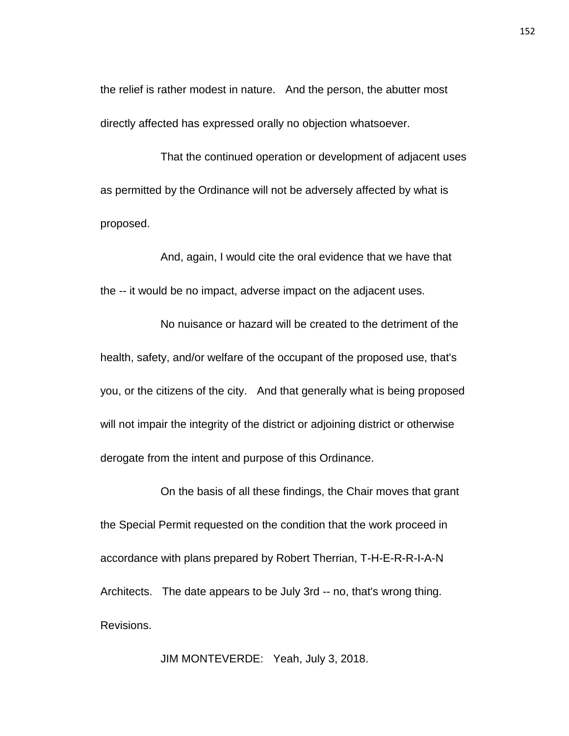the relief is rather modest in nature. And the person, the abutter most directly affected has expressed orally no objection whatsoever.

That the continued operation or development of adjacent uses as permitted by the Ordinance will not be adversely affected by what is proposed.

And, again, I would cite the oral evidence that we have that the -- it would be no impact, adverse impact on the adjacent uses.

No nuisance or hazard will be created to the detriment of the health, safety, and/or welfare of the occupant of the proposed use, that's you, or the citizens of the city. And that generally what is being proposed will not impair the integrity of the district or adjoining district or otherwise derogate from the intent and purpose of this Ordinance.

On the basis of all these findings, the Chair moves that grant the Special Permit requested on the condition that the work proceed in accordance with plans prepared by Robert Therrian, T-H-E-R-R-I-A-N Architects. The date appears to be July 3rd -- no, that's wrong thing. Revisions.

JIM MONTEVERDE: Yeah, July 3, 2018.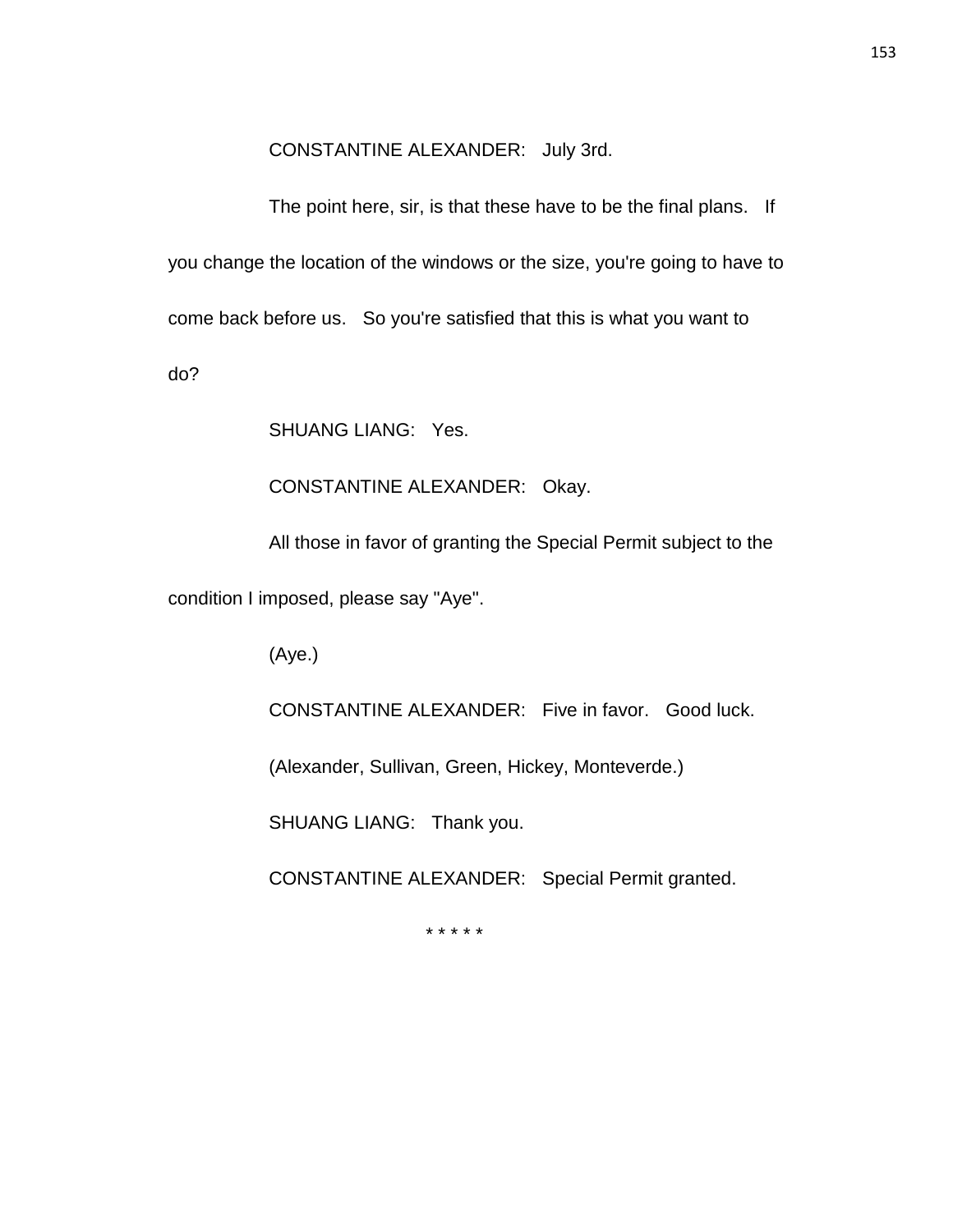CONSTANTINE ALEXANDER: July 3rd.

The point here, sir, is that these have to be the final plans. If you change the location of the windows or the size, you're going to have to come back before us. So you're satisfied that this is what you want to do?

SHUANG LIANG: Yes.

CONSTANTINE ALEXANDER: Okay.

All those in favor of granting the Special Permit subject to the condition I imposed, please say "Aye".

(Aye.)

CONSTANTINE ALEXANDER: Five in favor. Good luck.

(Alexander, Sullivan, Green, Hickey, Monteverde.)

SHUANG LIANG: Thank you.

CONSTANTINE ALEXANDER: Special Permit granted.

* * * * *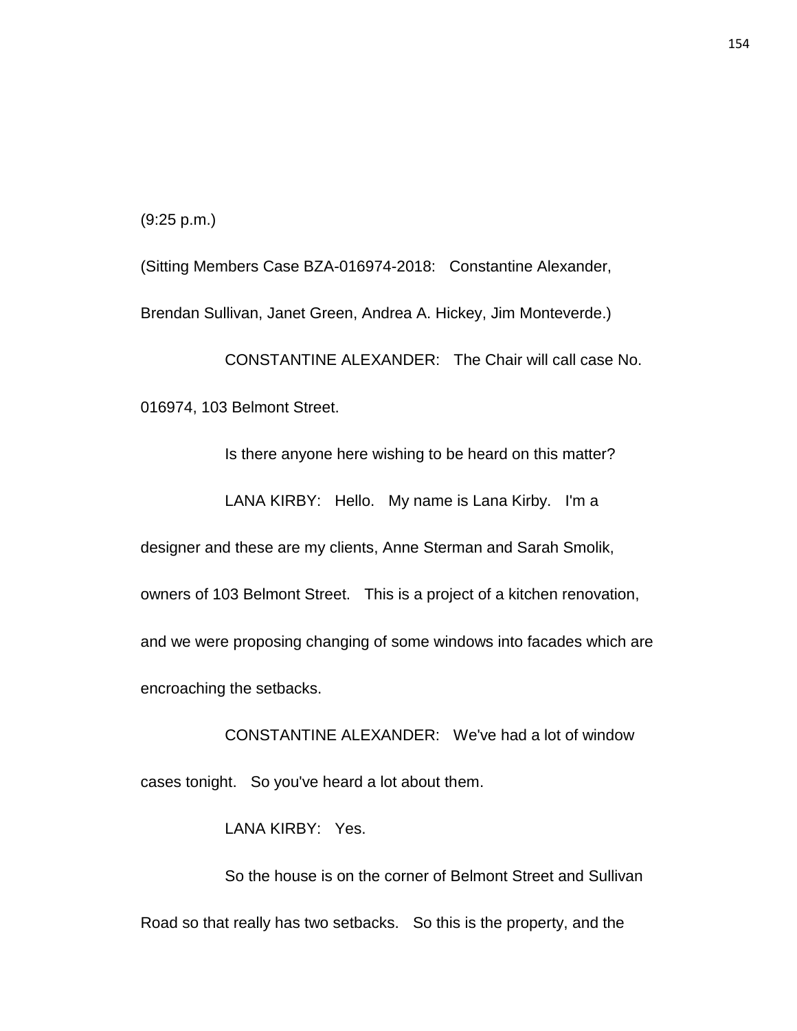(9:25 p.m.)

(Sitting Members Case BZA-016974-2018: Constantine Alexander, Brendan Sullivan, Janet Green, Andrea A. Hickey, Jim Monteverde.)

CONSTANTINE ALEXANDER: The Chair will call case No. 016974, 103 Belmont Street.

Is there anyone here wishing to be heard on this matter?

LANA KIRBY: Hello. My name is Lana Kirby. I'm a designer and these are my clients, Anne Sterman and Sarah Smolik, owners of 103 Belmont Street. This is a project of a kitchen renovation, and we were proposing changing of some windows into facades which are encroaching the setbacks.

CONSTANTINE ALEXANDER: We've had a lot of window cases tonight. So you've heard a lot about them.

LANA KIRBY: Yes.

So the house is on the corner of Belmont Street and Sullivan Road so that really has two setbacks. So this is the property, and the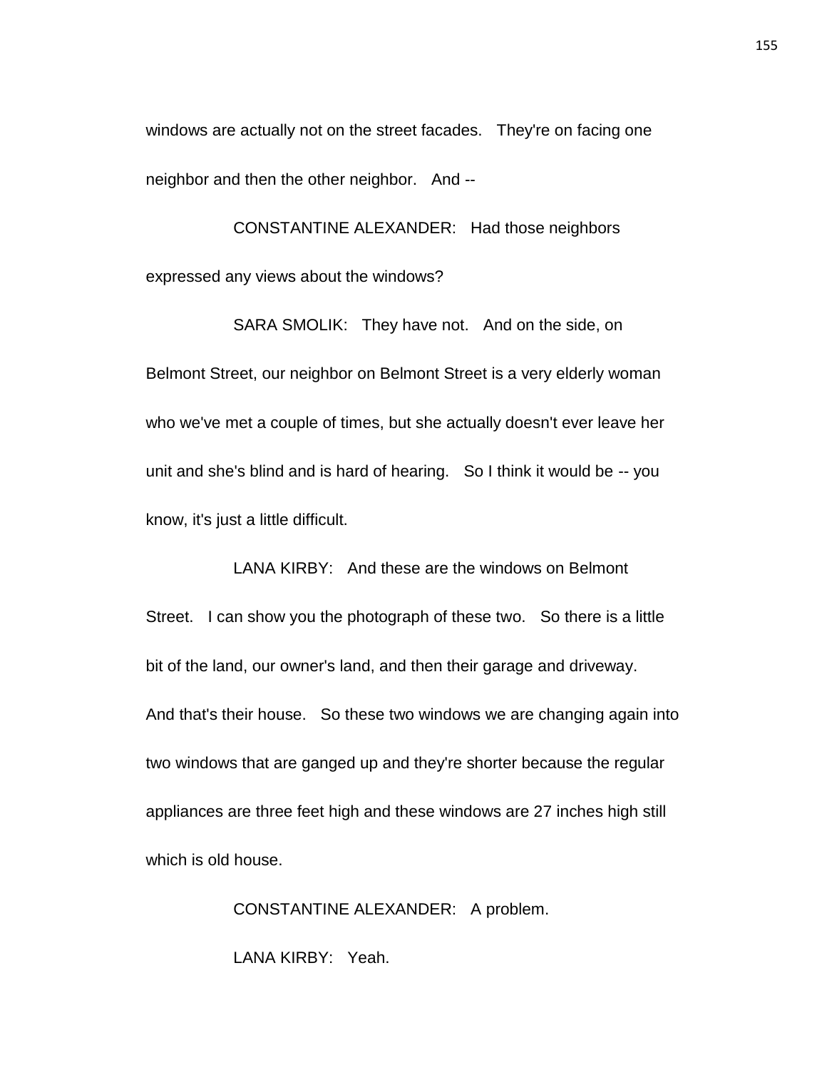windows are actually not on the street facades. They're on facing one neighbor and then the other neighbor. And --

CONSTANTINE ALEXANDER: Had those neighbors expressed any views about the windows?

SARA SMOLIK: They have not. And on the side, on Belmont Street, our neighbor on Belmont Street is a very elderly woman who we've met a couple of times, but she actually doesn't ever leave her unit and she's blind and is hard of hearing. So I think it would be -- you know, it's just a little difficult.

LANA KIRBY: And these are the windows on Belmont Street. I can show you the photograph of these two. So there is a little bit of the land, our owner's land, and then their garage and driveway. And that's their house. So these two windows we are changing again into two windows that are ganged up and they're shorter because the regular appliances are three feet high and these windows are 27 inches high still which is old house.

CONSTANTINE ALEXANDER: A problem.

LANA KIRBY: Yeah.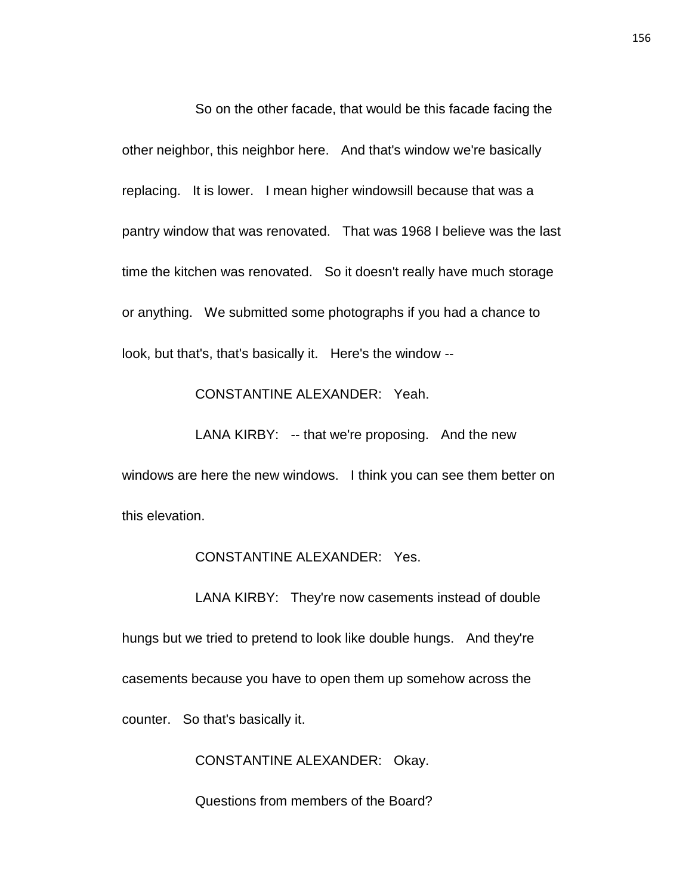So on the other facade, that would be this facade facing the other neighbor, this neighbor here. And that's window we're basically replacing. It is lower. I mean higher windowsill because that was a pantry window that was renovated. That was 1968 I believe was the last time the kitchen was renovated. So it doesn't really have much storage or anything. We submitted some photographs if you had a chance to look, but that's, that's basically it. Here's the window --

CONSTANTINE ALEXANDER: Yeah.

LANA KIRBY: -- that we're proposing. And the new windows are here the new windows. I think you can see them better on this elevation.

CONSTANTINE ALEXANDER: Yes.

LANA KIRBY: They're now casements instead of double hungs but we tried to pretend to look like double hungs. And they're casements because you have to open them up somehow across the counter. So that's basically it.

CONSTANTINE ALEXANDER: Okay.

Questions from members of the Board?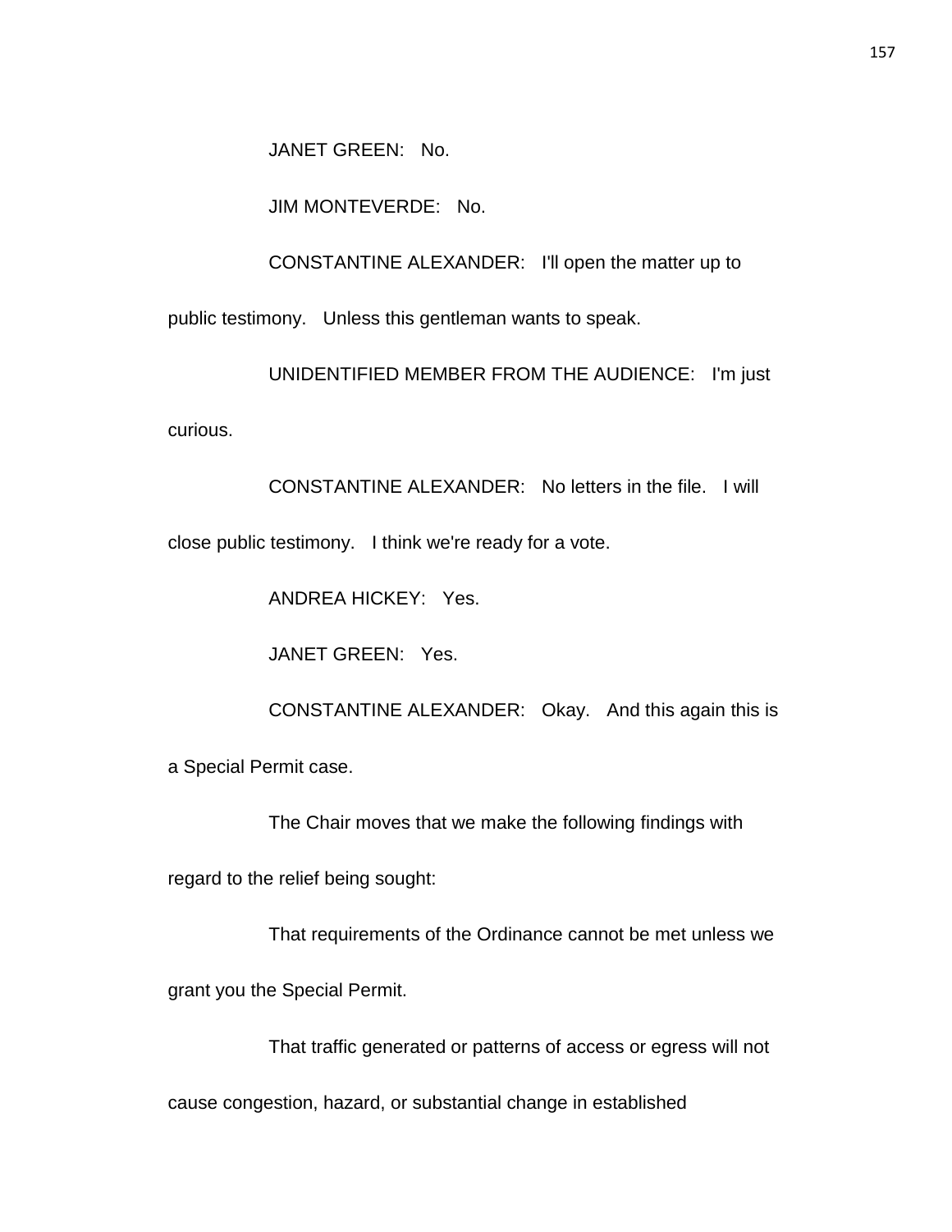JANET GREEN: No.

JIM MONTEVERDE: No.

CONSTANTINE ALEXANDER: I'll open the matter up to public testimony. Unless this gentleman wants to speak.

UNIDENTIFIED MEMBER FROM THE AUDIENCE: I'm just curious.

CONSTANTINE ALEXANDER: No letters in the file. I will close public testimony. I think we're ready for a vote.

ANDREA HICKEY: Yes.

JANET GREEN: Yes.

CONSTANTINE ALEXANDER: Okay. And this again this is a Special Permit case.

The Chair moves that we make the following findings with regard to the relief being sought:

That requirements of the Ordinance cannot be met unless we grant you the Special Permit.

That traffic generated or patterns of access or egress will not cause congestion, hazard, or substantial change in established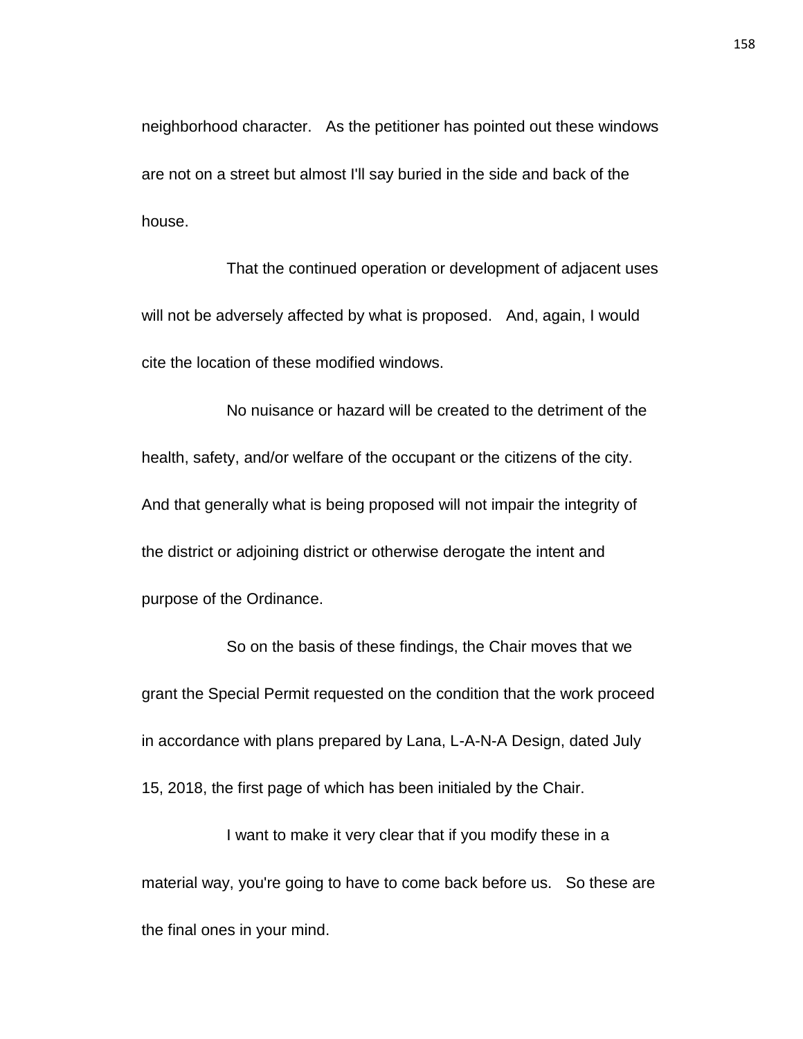neighborhood character. As the petitioner has pointed out these windows are not on a street but almost I'll say buried in the side and back of the house.

That the continued operation or development of adjacent uses will not be adversely affected by what is proposed. And, again, I would cite the location of these modified windows.

No nuisance or hazard will be created to the detriment of the health, safety, and/or welfare of the occupant or the citizens of the city. And that generally what is being proposed will not impair the integrity of the district or adjoining district or otherwise derogate the intent and purpose of the Ordinance.

So on the basis of these findings, the Chair moves that we grant the Special Permit requested on the condition that the work proceed in accordance with plans prepared by Lana, L-A-N-A Design, dated July 15, 2018, the first page of which has been initialed by the Chair.

I want to make it very clear that if you modify these in a material way, you're going to have to come back before us. So these are the final ones in your mind.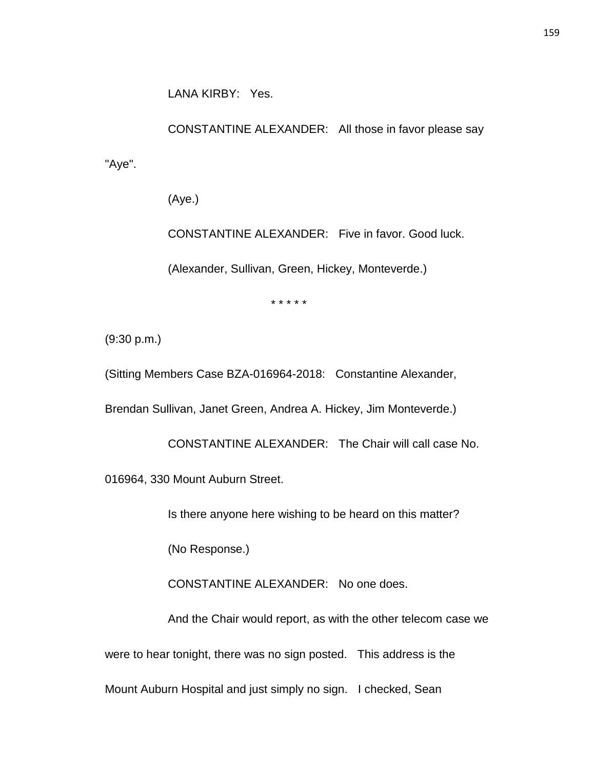LANA KIRBY: Yes.

CONSTANTINE ALEXANDER: All those in favor please say "Aye".

(Aye.)

CONSTANTINE ALEXANDER: Five in favor. Good luck.

(Alexander, Sullivan, Green, Hickey, Monteverde.)

* * * * *

(9:30 p.m.)

(Sitting Members Case BZA-016964-2018: Constantine Alexander, Brendan Sullivan, Janet Green, Andrea A. Hickey, Jim Monteverde.)

CONSTANTINE ALEXANDER: The Chair will call case No. 016964, 330 Mount Auburn Street.

Is there anyone here wishing to be heard on this matter?

(No Response.)

CONSTANTINE ALEXANDER: No one does.

And the Chair would report, as with the other telecom case we were to hear tonight, there was no sign posted. This address is the Mount Auburn Hospital and just simply no sign. I checked, Sean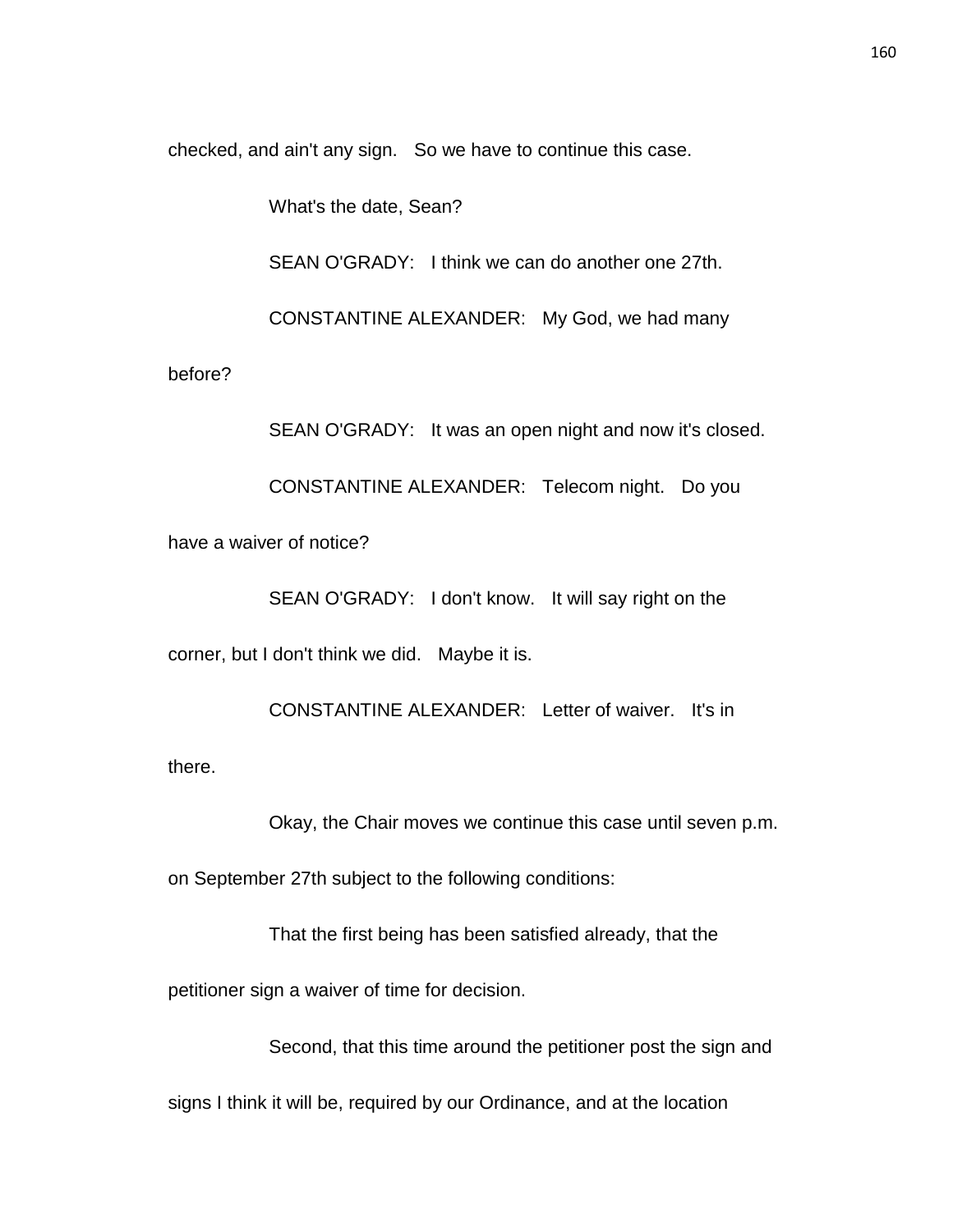checked, and ain't any sign. So we have to continue this case.

What's the date, Sean?

SEAN O'GRADY: I think we can do another one 27th.

CONSTANTINE ALEXANDER: My God, we had many before?

SEAN O'GRADY: It was an open night and now it's closed.

CONSTANTINE ALEXANDER: Telecom night. Do you have a waiver of notice?

SEAN O'GRADY: I don't know. It will say right on the corner, but I don't think we did. Maybe it is.

CONSTANTINE ALEXANDER: Letter of waiver. It's in there.

Okay, the Chair moves we continue this case until seven p.m. on September 27th subject to the following conditions:

That the first being has been satisfied already, that the petitioner sign a waiver of time for decision.

Second, that this time around the petitioner post the sign and signs I think it will be, required by our Ordinance, and at the location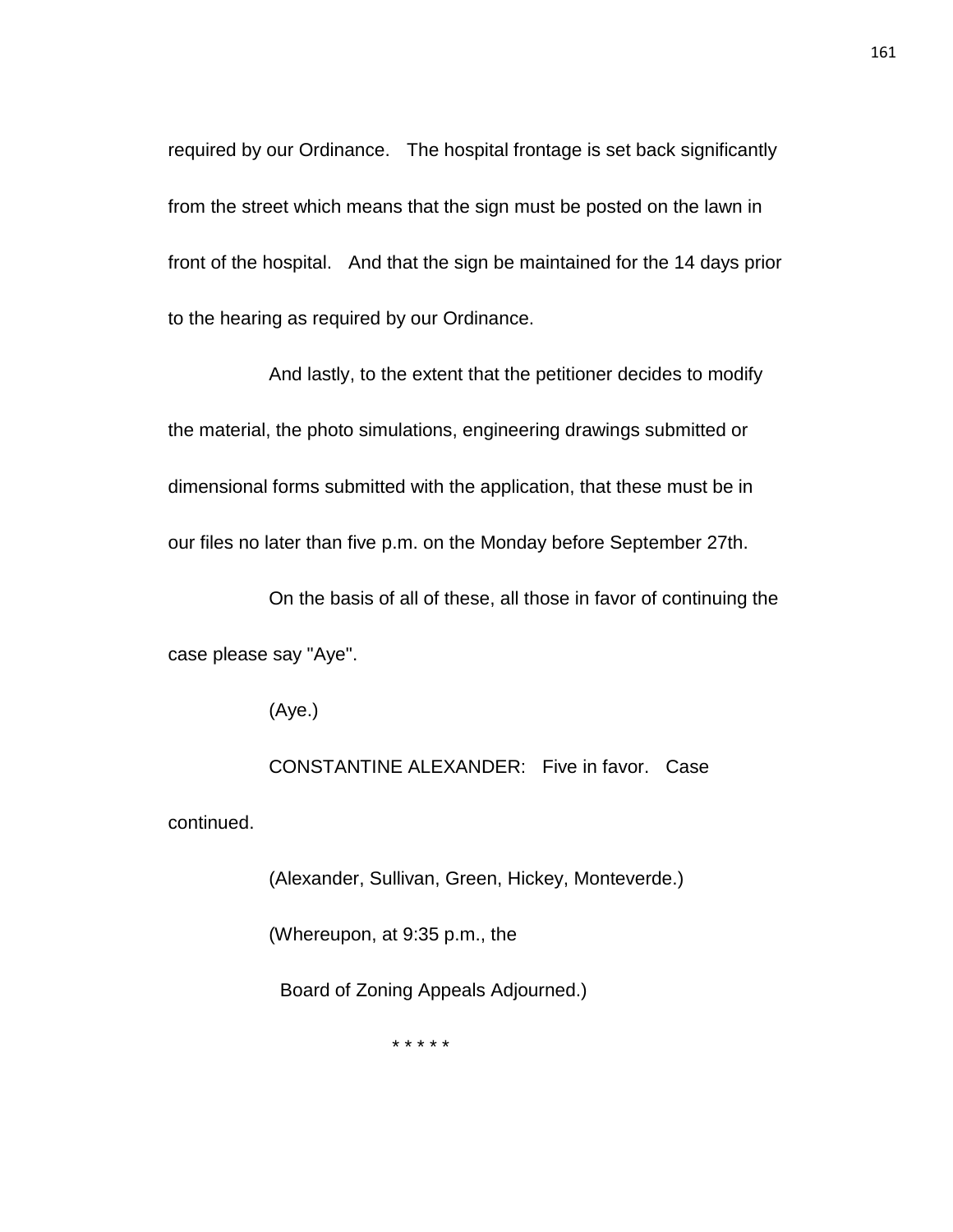required by our Ordinance. The hospital frontage is set back significantly from the street which means that the sign must be posted on the lawn in front of the hospital. And that the sign be maintained for the 14 days prior to the hearing as required by our Ordinance.

And lastly, to the extent that the petitioner decides to modify the material, the photo simulations, engineering drawings submitted or dimensional forms submitted with the application, that these must be in our files no later than five p.m. on the Monday before September 27th.

On the basis of all of these, all those in favor of continuing the case please say "Aye".

(Aye.)

CONSTANTINE ALEXANDER: Five in favor. Case continued.

(Alexander, Sullivan, Green, Hickey, Monteverde.)

(Whereupon, at 9:35 p.m., the Board of Zoning Appeals Adjourned.)

* * * * *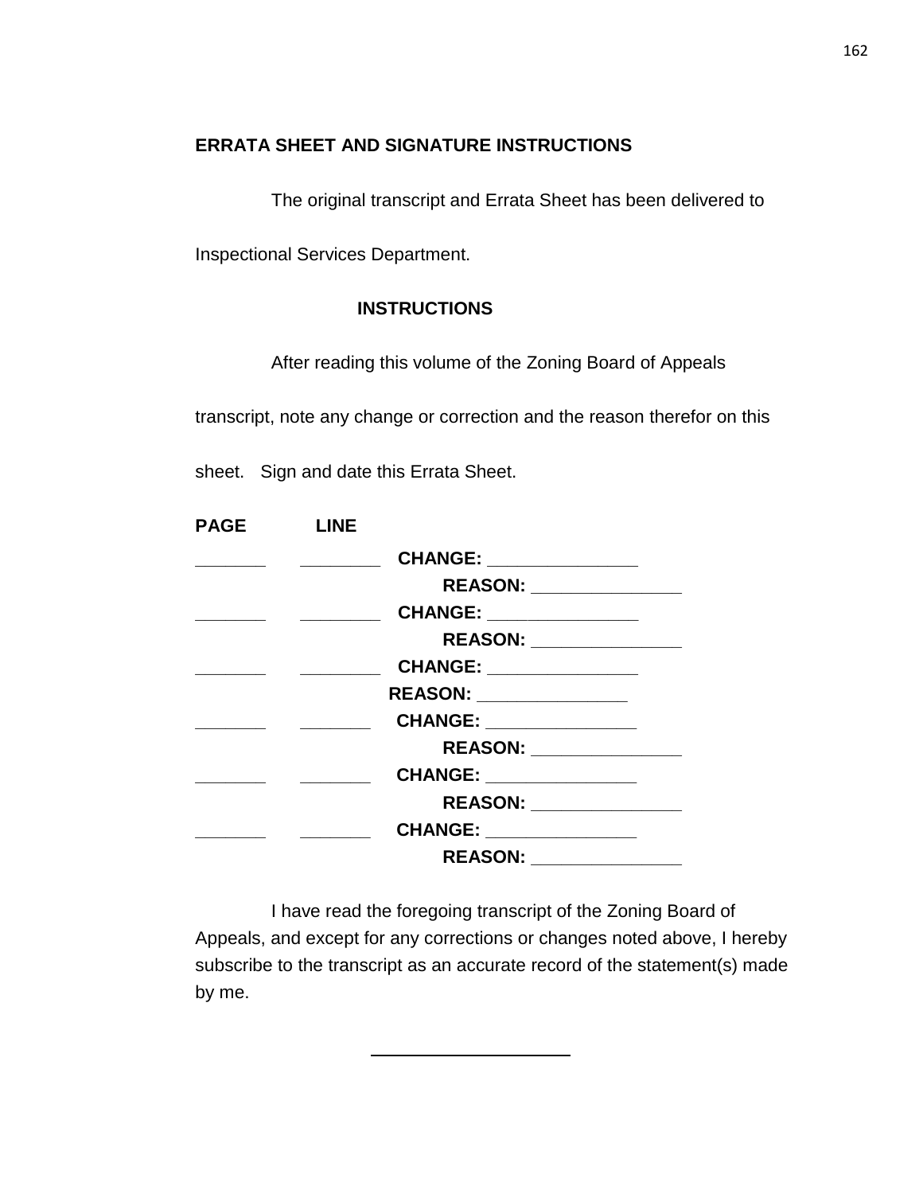**ERRATA SHEET AND SIGNATURE INSTRUCTIONS**

The original transcript and Errata Sheet has been delivered to Inspectional Services Department.

**INSTRUCTIONS**

After reading this volume of the Zoning Board of Appeals transcript, note any change or correction and the reason therefor on this sheet. Sign and date this Errata Sheet.

**PAGE** **LINE**

_______ ________ **CHANGE: _______________**

**REASON: _______________**

_______ ________ **CHANGE: _______________**

**REASON: _______________**

_______ ________ **CHANGE: _______________**

**REASON: _______________**

_______ _______ **CHANGE: _______________**

**REASON: _______________**

_______ _______ **CHANGE: _______________**

**REASON: _______________**

_______ _______ **CHANGE: _______________**

**REASON: _______________**

I have read the foregoing transcript of the Zoning Board of Appeals, and except for any corrections or changes noted above, I hereby subscribe to the transcript as an accurate record of the statement(s) made by me.

_______________________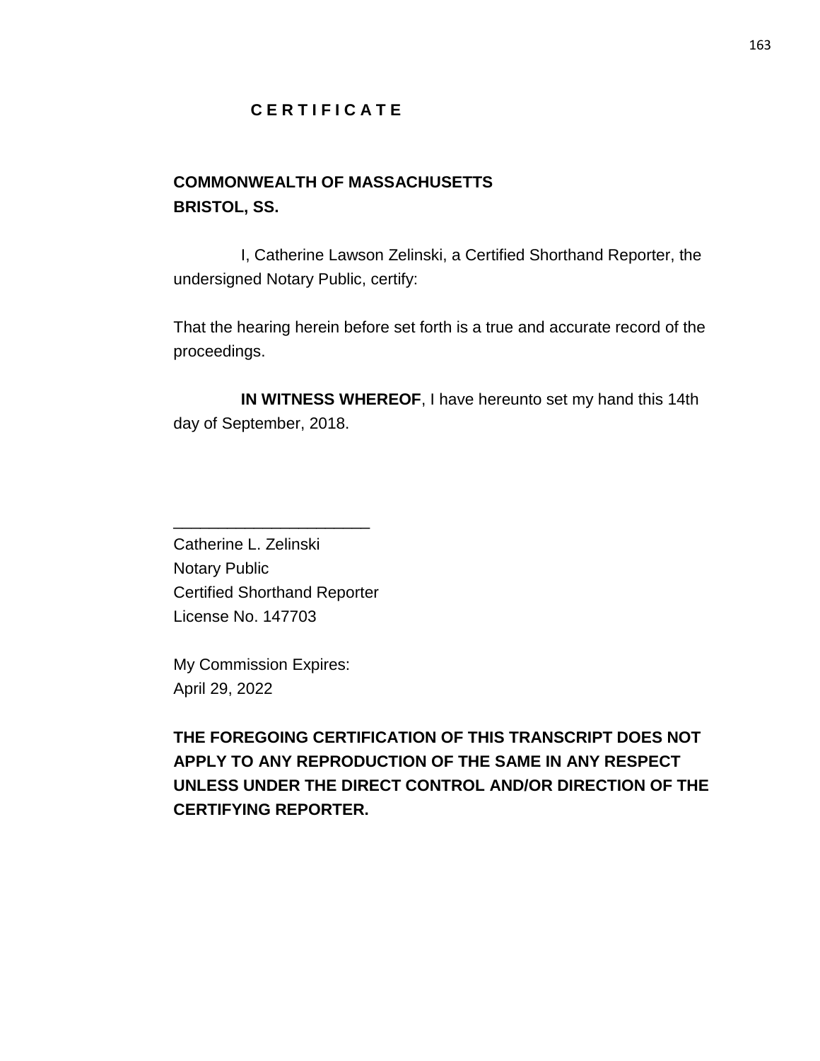# C E R T I F I C A T E

**COMMONWEALTH OF MASSACHUSETTS**
**BRISTOL, SS.**

I, Catherine Lawson Zelinski, a Certified Shorthand Reporter, the undersigned Notary Public, certify:

That the hearing herein before set forth is a true and accurate record of the proceedings.

**IN WITNESS WHEREOF**, I have hereunto set my hand this 14th day of September, 2018.

______________________
Catherine L. Zelinski
Notary Public
Certified Shorthand Reporter
License No. 147703

My Commission Expires:
April 29, 2022

**THE FOREGOING CERTIFICATION OF THIS TRANSCRIPT DOES NOT APPLY TO ANY REPRODUCTION OF THE SAME IN ANY RESPECT UNLESS UNDER THE DIRECT CONTROL AND/OR DIRECTION OF THE CERTIFYING REPORTER.**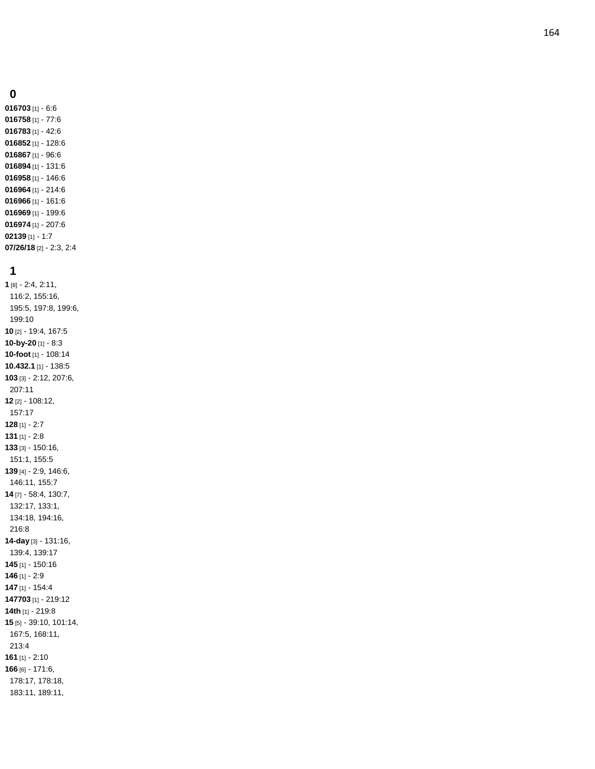## 0

**016703** [1] - 6:6
**016758** [1] - 77:6
**016783** [1] - 42:6
**016852** [1] - 128:6
**016867** [1] - 96:6
**016894** [1] - 131:6
**016958** [1] - 146:6
**016964** [1] - 214:6
**016966** [1] - 161:6
**016969** [1] - 199:6
**016974** [1] - 207:6
**02139** [1] - 1:7
**07/26/18** [2] - 2:3, 2:4

## 1

**1** [8] - 2:4, 2:11, 116:2, 155:16, 195:5, 197:8, 199:6, 199:10
**10** [2] - 19:4, 167:5
**10-by-20** [1] - 8:3
**10-foot** [1] - 108:14
**10.432.1** [1] - 138:5
**103** [3] - 2:12, 207:6, 207:11
**12** [2] - 108:12, 157:17
**128** [1] - 2:7
**131** [1] - 2:8
**133** [3] - 150:16, 151:1, 155:5
**139** [4] - 2:9, 146:6, 146:11, 155:7
**14** [7] - 58:4, 130:7, 132:17, 133:1, 134:18, 194:16, 216:8
**14-day** [3] - 131:16, 139:4, 139:17
**145** [1] - 150:16
**146** [1] - 2:9
**147** [1] - 154:4
**147703** [1] - 219:12
**14th** [1] - 219:8
**15** [5] - 39:10, 101:14, 167:5, 168:11, 213:4
**161** [1] - 2:10
**166** [6] - 171:6, 178:17, 178:18, 183:11, 189:11,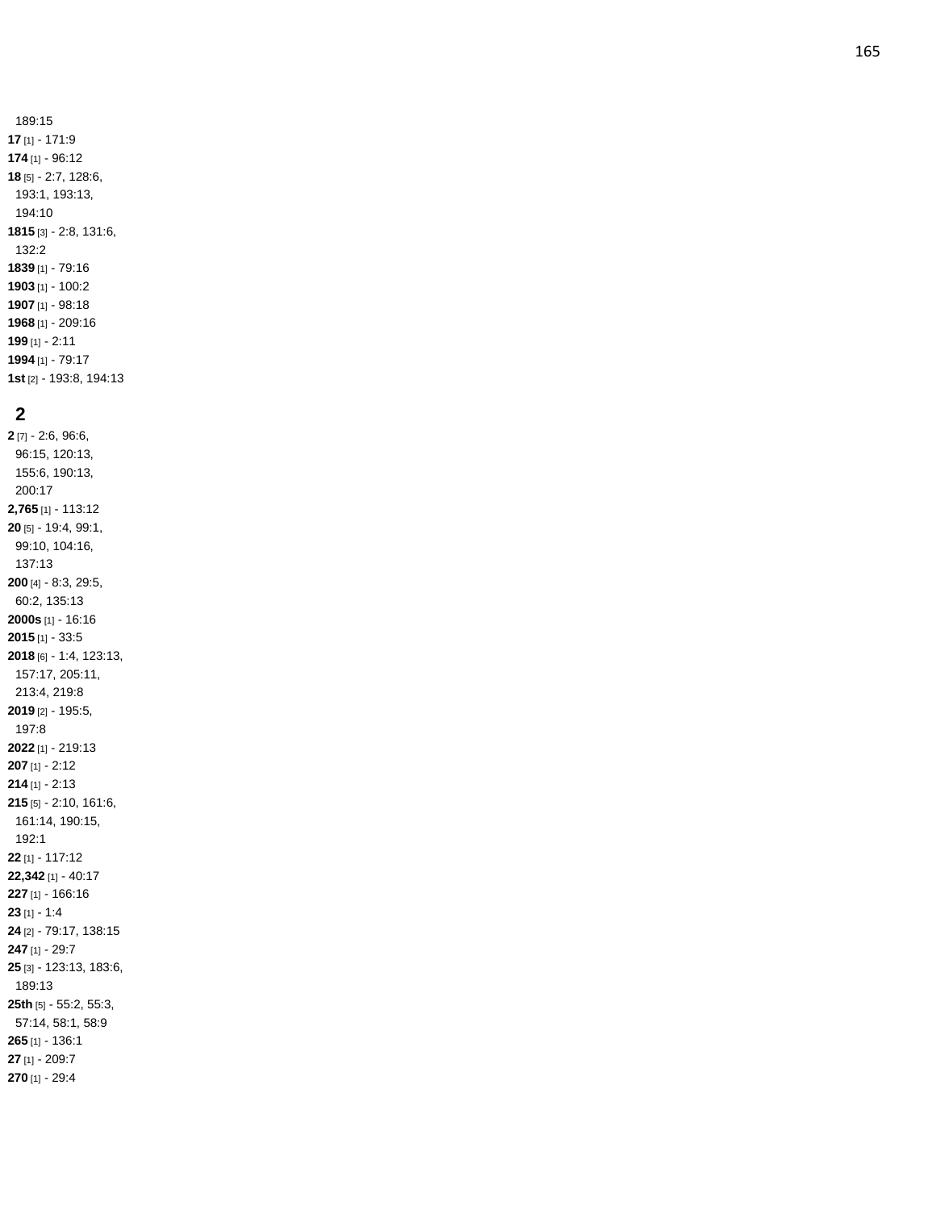189:15
**17** [1] - 171:9
**174** [1] - 96:12
**18** [5] - 2:7, 128:6, 193:1, 193:13, 194:10
**1815** [3] - 2:8, 131:6, 132:2
**1839** [1] - 79:16
**1903** [1] - 100:2
**1907** [1] - 98:18
**1968** [1] - 209:16
**199** [1] - 2:11
**1994** [1] - 79:17
**1st** [2] - 193:8, 194:13

## 2

**2** [7] - 2:6, 96:6, 96:15, 120:13, 155:6, 190:13, 200:17
**2,765** [1] - 113:12
**20** [5] - 19:4, 99:1, 99:10, 104:16, 137:13
**200** [4] - 8:3, 29:5, 60:2, 135:13
**2000s** [1] - 16:16
**2015** [1] - 33:5
**2018** [6] - 1:4, 123:13, 157:17, 205:11, 213:4, 219:8
**2019** [2] - 195:5, 197:8
**2022** [1] - 219:13
**207** [1] - 2:12
**214** [1] - 2:13
**215** [5] - 2:10, 161:6, 161:14, 190:15, 192:1
**22** [1] - 117:12
**22,342** [1] - 40:17
**227** [1] - 166:16
**23** [1] - 1:4
**24** [2] - 79:17, 138:15
**247** [1] - 29:7
**25** [3] - 123:13, 183:6, 189:13
**25th** [5] - 55:2, 55:3, 57:14, 58:1, 58:9
**265** [1] - 136:1
**27** [1] - 209:7
**270** [1] - 29:4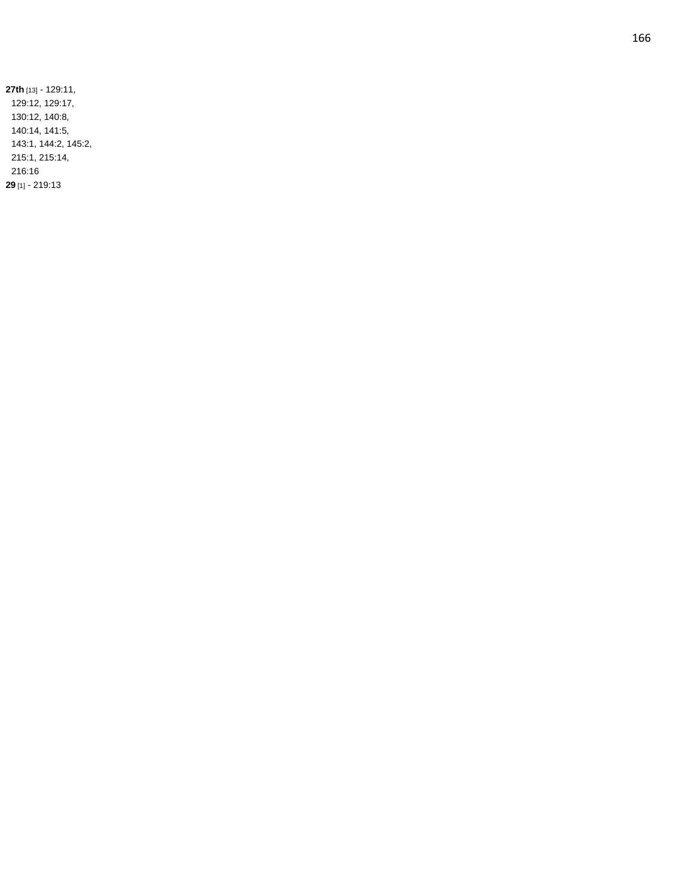**27th** [13] - 129:11, 129:12, 129:17, 130:12, 140:8, 140:14, 141:5, 143:1, 144:2, 145:2, 215:1, 215:14, 216:16

**29** [1] - 219:13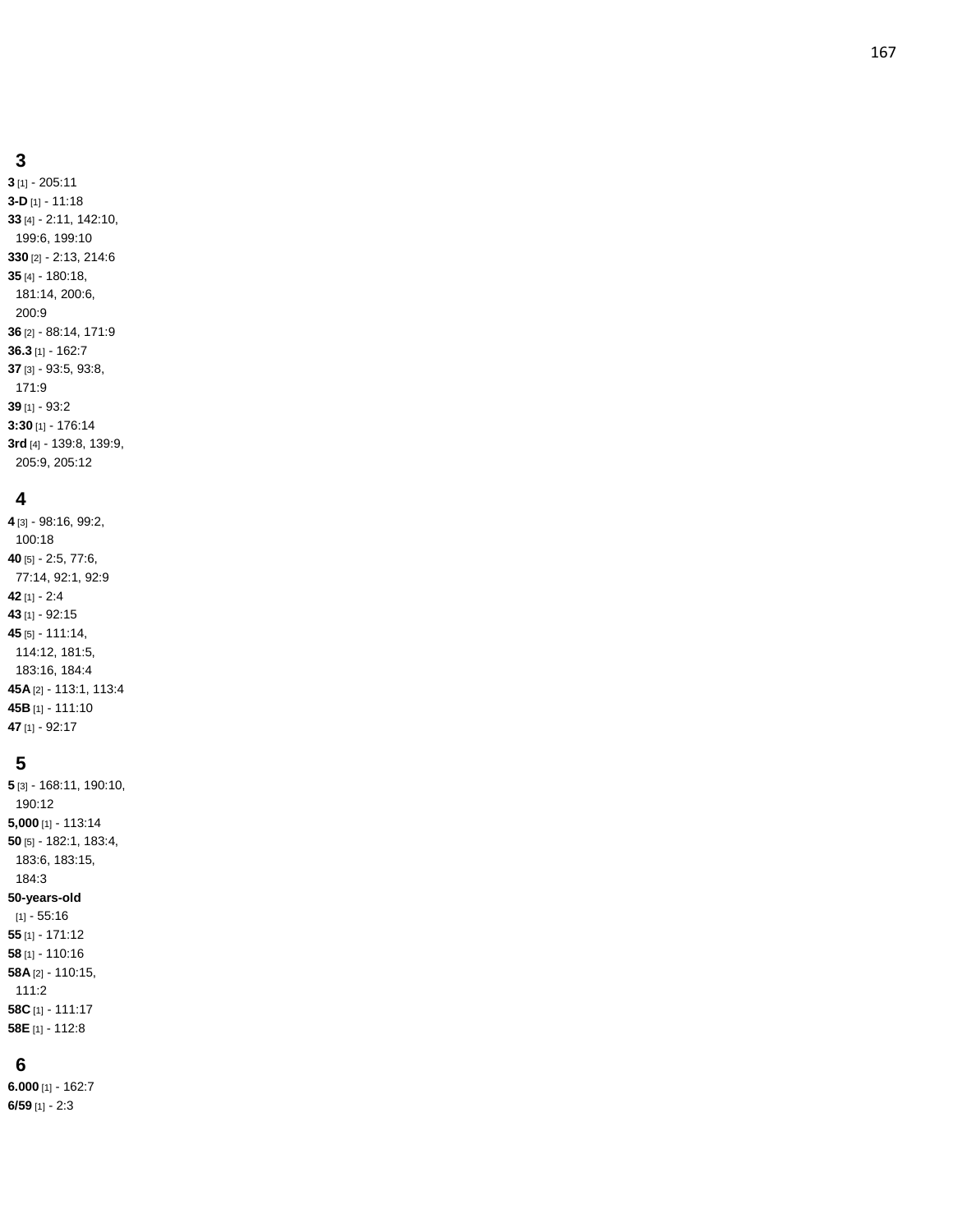## 3

**3** [1] - 205:11
**3-D** [1] - 11:18
**33** [4] - 2:11, 142:10, 199:6, 199:10
**330** [2] - 2:13, 214:6
**35** [4] - 180:18, 181:14, 200:6, 200:9
**36** [2] - 88:14, 171:9
**36.3** [1] - 162:7
**37** [3] - 93:5, 93:8, 171:9
**39** [1] - 93:2
**3:30** [1] - 176:14
**3rd** [4] - 139:8, 139:9, 205:9, 205:12

## 4

**4** [3] - 98:16, 99:2, 100:18
**40** [5] - 2:5, 77:6, 77:14, 92:1, 92:9
**42** [1] - 2:4
**43** [1] - 92:15
**45** [5] - 111:14, 114:12, 181:5, 183:16, 184:4
**45A** [2] - 113:1, 113:4
**45B** [1] - 111:10
**47** [1] - 92:17

## 5

**5** [3] - 168:11, 190:10, 190:12
**5,000** [1] - 113:14
**50** [5] - 182:1, 183:4, 183:6, 183:15, 184:3
**50-years-old** [1] - 55:16
**55** [1] - 171:12
**58** [1] - 110:16
**58A** [2] - 110:15, 111:2
**58C** [1] - 111:17
**58E** [1] - 112:8

## 6

**6.000** [1] - 162:7
**6/59** [1] - 2:3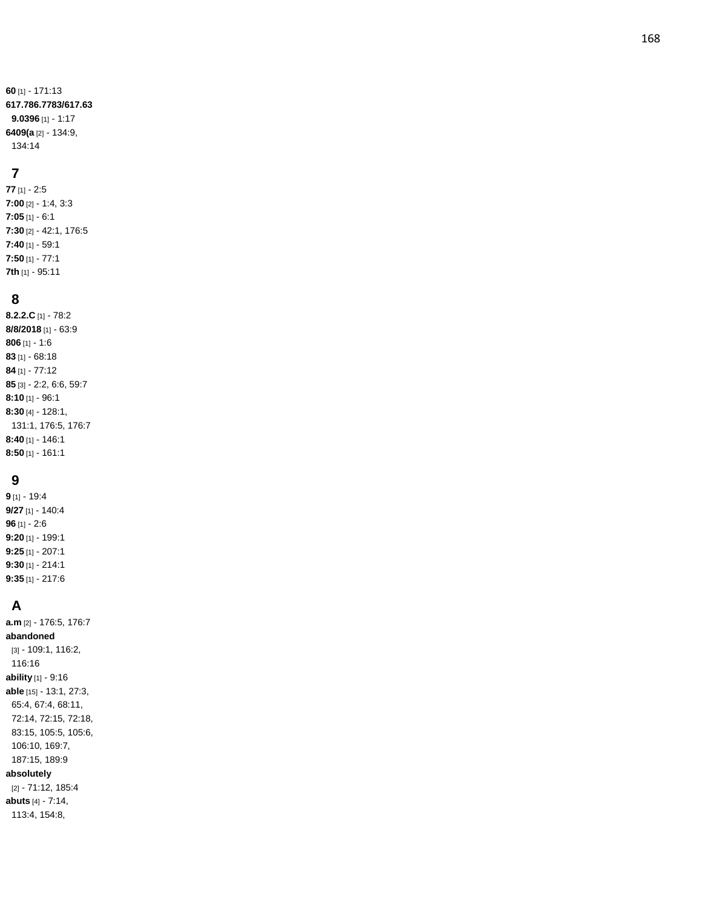**60** [1] - 171:13
**617.786.7783/617.63**
**9.0396** [1] - 1:17
**6409(a** [2] - 134:9, 134:14

## 7

**77** [1] - 2:5
**7:00** [2] - 1:4, 3:3
**7:05** [1] - 6:1
**7:30** [2] - 42:1, 176:5
**7:40** [1] - 59:1
**7:50** [1] - 77:1
**7th** [1] - 95:11

## 8

**8.2.2.C** [1] - 78:2
**8/8/2018** [1] - 63:9
**806** [1] - 1:6
**83** [1] - 68:18
**84** [1] - 77:12
**85** [3] - 2:2, 6:6, 59:7
**8:10** [1] - 96:1
**8:30** [4] - 128:1, 131:1, 176:5, 176:7
**8:40** [1] - 146:1
**8:50** [1] - 161:1

## 9

**9** [1] - 19:4
**9/27** [1] - 140:4
**96** [1] - 2:6
**9:20** [1] - 199:1
**9:25** [1] - 207:1
**9:30** [1] - 214:1
**9:35** [1] - 217:6

## A

**a.m** [2] - 176:5, 176:7
**abandoned** [3] - 109:1, 116:2, 116:16
**ability** [1] - 9:16
**able** [15] - 13:1, 27:3, 65:4, 67:4, 68:11, 72:14, 72:15, 72:18, 83:15, 105:5, 105:6, 106:10, 169:7, 187:15, 189:9
**absolutely** [2] - 71:12, 185:4
**abuts** [4] - 7:14, 113:4, 154:8,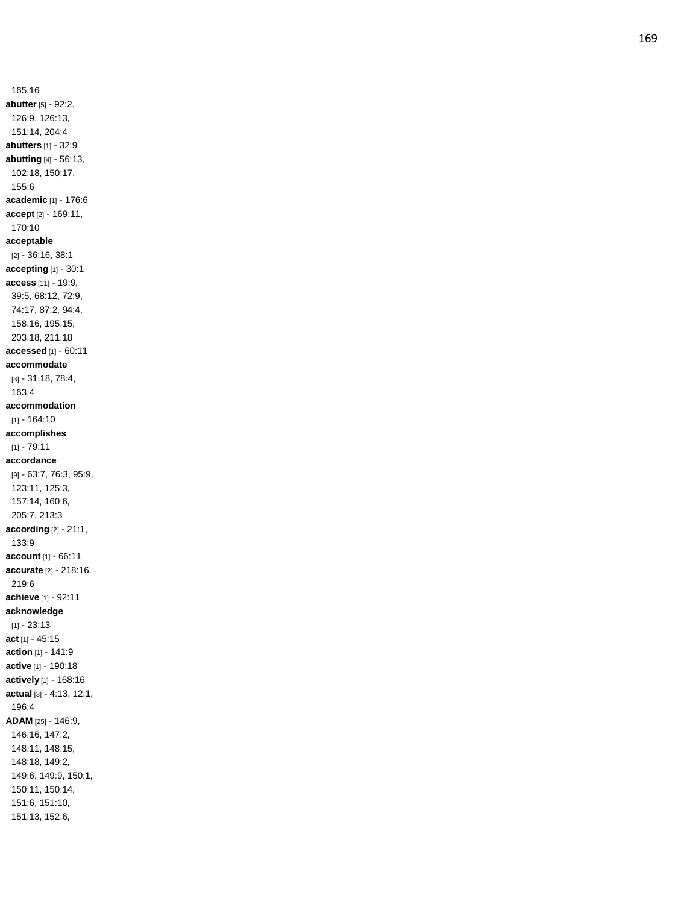165:16

**abutter** [5] - 92:2, 126:9, 126:13, 151:14, 204:4

**abutters** [1] - 32:9

**abutting** [4] - 56:13, 102:18, 150:17, 155:6

**academic** [1] - 176:6

**accept** [2] - 169:11, 170:10

**acceptable** [2] - 36:16, 38:1

**accepting** [1] - 30:1

**access** [11] - 19:9, 39:5, 68:12, 72:9, 74:17, 87:2, 94:4, 158:16, 195:15, 203:18, 211:18

**accessed** [1] - 60:11

**accommodate** [3] - 31:18, 78:4, 163:4

**accommodation** [1] - 164:10

**accomplishes** [1] - 79:11

**accordance** [9] - 63:7, 76:3, 95:9, 123:11, 125:3, 157:14, 160:6, 205:7, 213:3

**according** [2] - 21:1, 133:9

**account** [1] - 66:11

**accurate** [2] - 218:16, 219:6

**achieve** [1] - 92:11

**acknowledge** [1] - 23:13

**act** [1] - 45:15

**action** [1] - 141:9

**active** [1] - 190:18

**actively** [1] - 168:16

**actual** [3] - 4:13, 12:1, 196:4

**ADAM** [25] - 146:9, 146:16, 147:2, 148:11, 148:15, 148:18, 149:2, 149:6, 149:9, 150:1, 150:11, 150:14, 151:6, 151:10, 151:13, 152:6,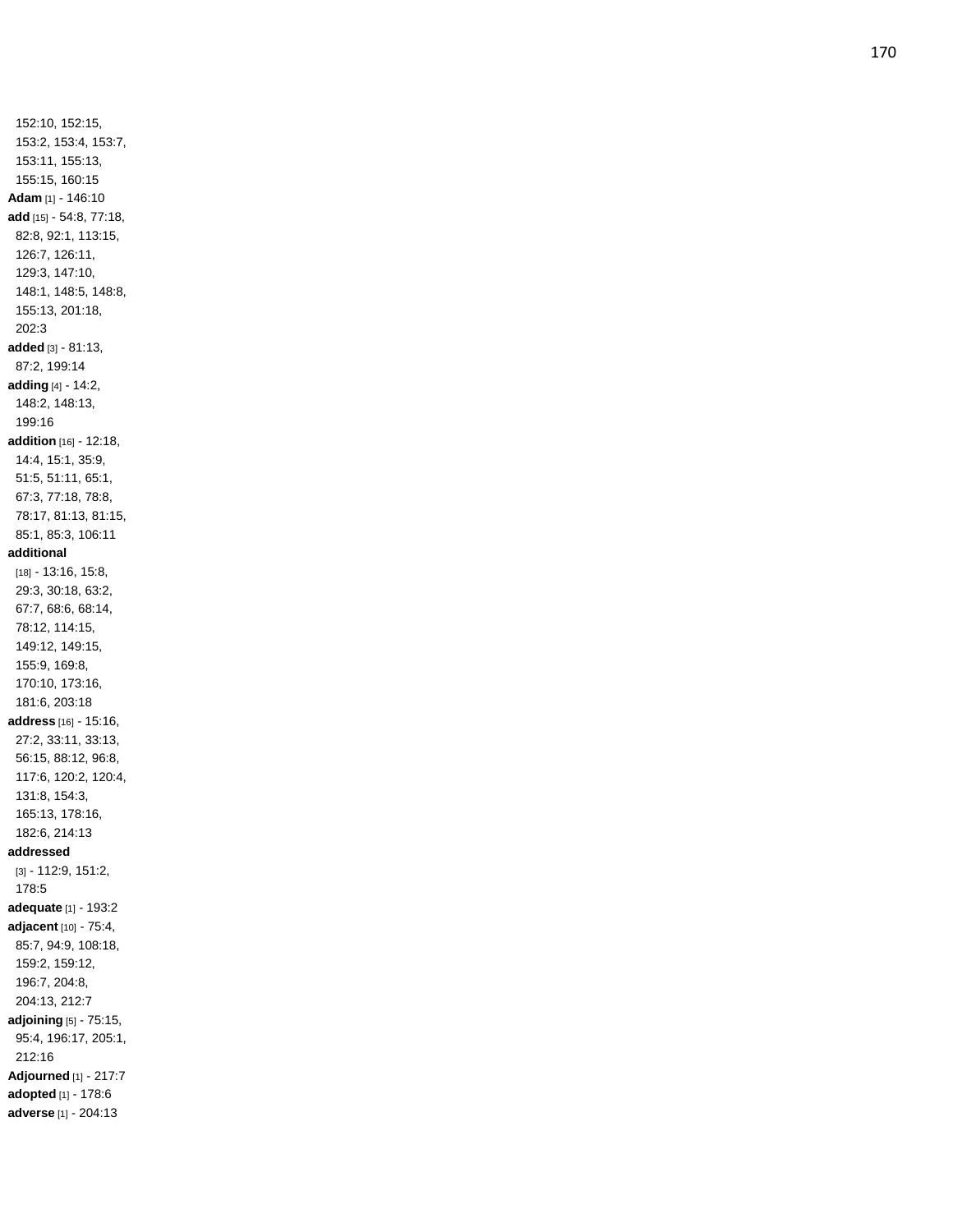152:10, 152:15, 153:2, 153:4, 153:7, 153:11, 155:13, 155:15, 160:15

**Adam** [1] - 146:10

**add** [15] - 54:8, 77:18, 82:8, 92:1, 113:15, 126:7, 126:11, 129:3, 147:10, 148:1, 148:5, 148:8, 155:13, 201:18, 202:3

**added** [3] - 81:13, 87:2, 199:14

**adding** [4] - 14:2, 148:2, 148:13, 199:16

**addition** [16] - 12:18, 14:4, 15:1, 35:9, 51:5, 51:11, 65:1, 67:3, 77:18, 78:8, 78:17, 81:13, 81:15, 85:1, 85:3, 106:11

**additional** [18] - 13:16, 15:8, 29:3, 30:18, 63:2, 67:7, 68:6, 68:14, 78:12, 114:15, 149:12, 149:15, 155:9, 169:8, 170:10, 173:16, 181:6, 203:18

**address** [16] - 15:16, 27:2, 33:11, 33:13, 56:15, 88:12, 96:8, 117:6, 120:2, 120:4, 131:8, 154:3, 165:13, 178:16, 182:6, 214:13

**addressed** [3] - 112:9, 151:2, 178:5

**adequate** [1] - 193:2

**adjacent** [10] - 75:4, 85:7, 94:9, 108:18, 159:2, 159:12, 196:7, 204:8, 204:13, 212:7

**adjoining** [5] - 75:15, 95:4, 196:17, 205:1, 212:16

**Adjourned** [1] - 217:7

**adopted** [1] - 178:6

**adverse** [1] - 204:13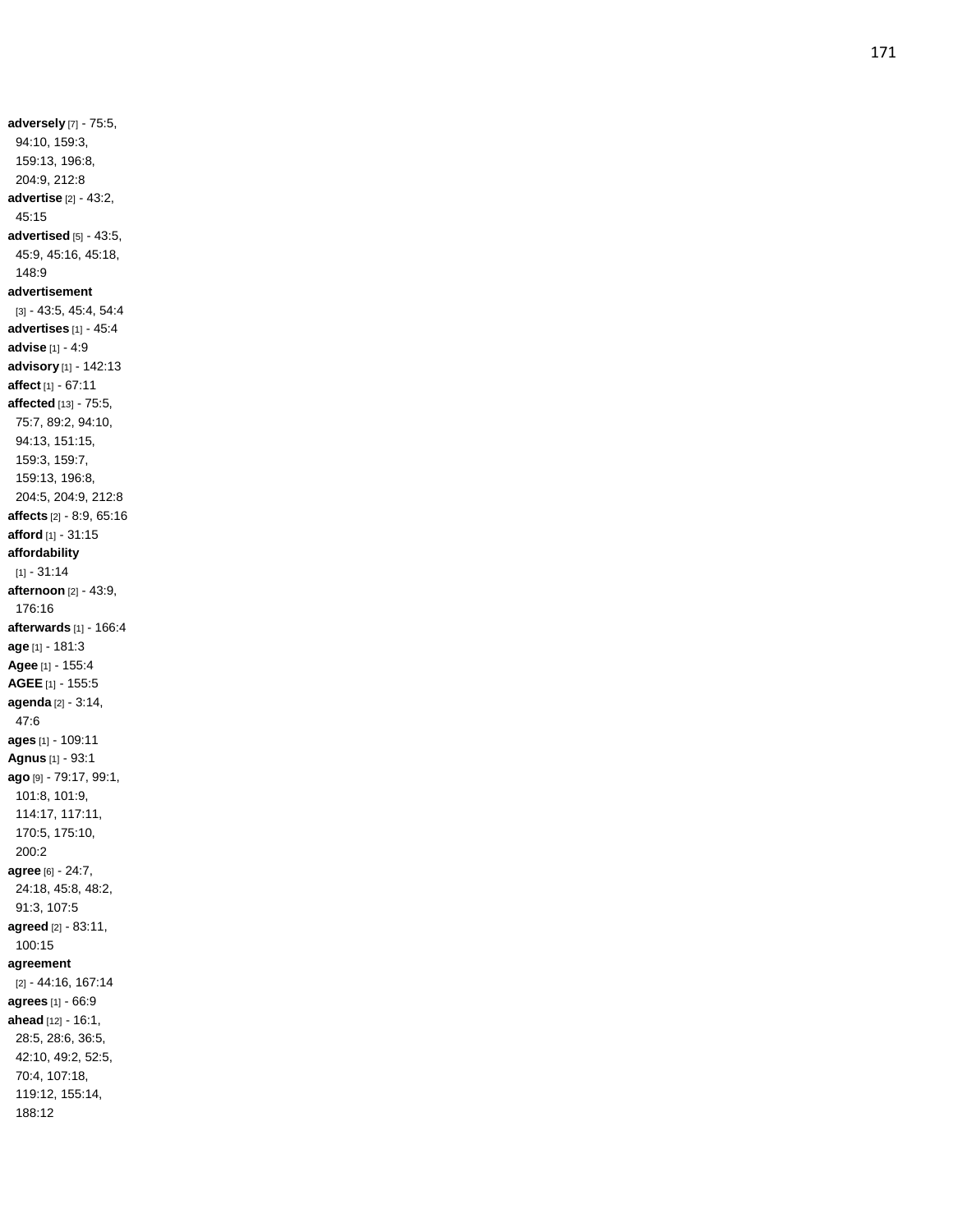**adversely** [7] - 75:5, 94:10, 159:3, 159:13, 196:8, 204:9, 212:8
**advertise** [2] - 43:2, 45:15
**advertised** [5] - 43:5, 45:9, 45:16, 45:18, 148:9
**advertisement** [3] - 43:5, 45:4, 54:4
**advertises** [1] - 45:4
**advise** [1] - 4:9
**advisory** [1] - 142:13
**affect** [1] - 67:11
**affected** [13] - 75:5, 75:7, 89:2, 94:10, 94:13, 151:15, 159:3, 159:7, 159:13, 196:8, 204:5, 204:9, 212:8
**affects** [2] - 8:9, 65:16
**afford** [1] - 31:15
**affordability** [1] - 31:14
**afternoon** [2] - 43:9, 176:16
**afterwards** [1] - 166:4
**age** [1] - 181:3
**Agee** [1] - 155:4
**AGEE** [1] - 155:5
**agenda** [2] - 3:14, 47:6
**ages** [1] - 109:11
**Agnus** [1] - 93:1
**ago** [9] - 79:17, 99:1, 101:8, 101:9, 114:17, 117:11, 170:5, 175:10, 200:2
**agree** [6] - 24:7, 24:18, 45:8, 48:2, 91:3, 107:5
**agreed** [2] - 83:11, 100:15
**agreement** [2] - 44:16, 167:14
**agrees** [1] - 66:9
**ahead** [12] - 16:1, 28:5, 28:6, 36:5, 42:10, 49:2, 52:5, 70:4, 107:18, 119:12, 155:14, 188:12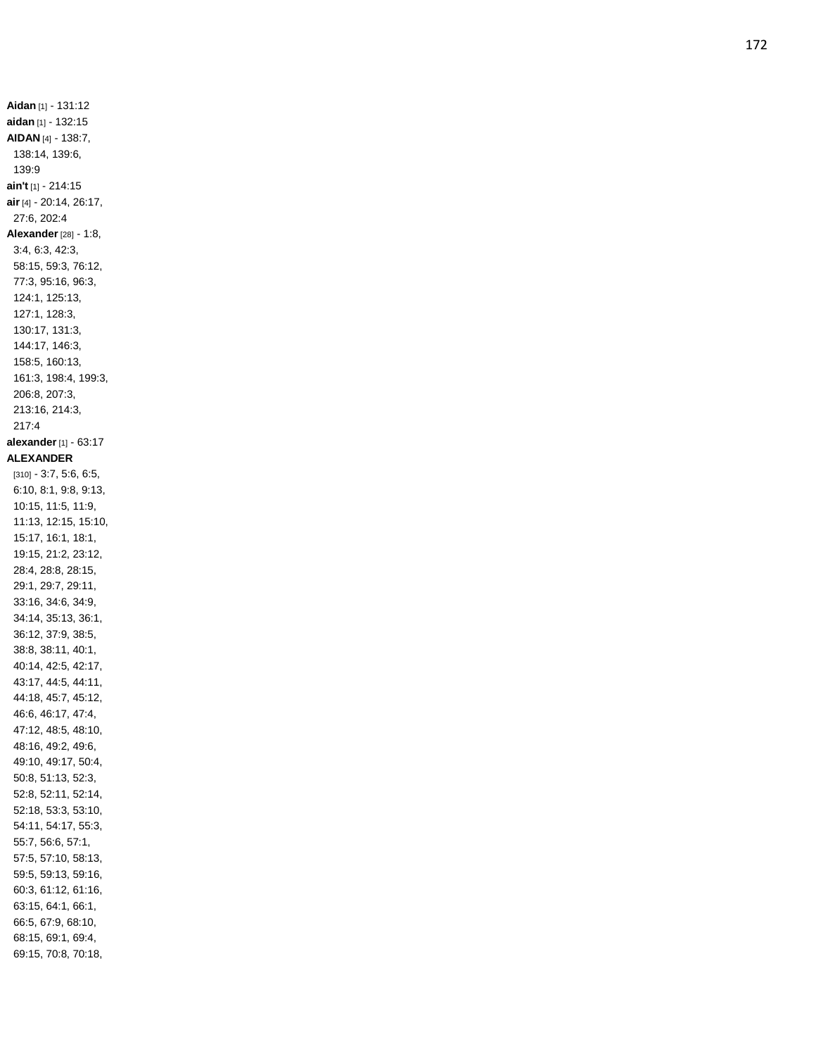**Aidan** [1] - 131:12
**aidan** [1] - 132:15
**AIDAN** [4] - 138:7, 138:14, 139:6, 139:9
**ain't** [1] - 214:15
**air** [4] - 20:14, 26:17, 27:6, 202:4
**Alexander** [28] - 1:8, 3:4, 6:3, 42:3, 58:15, 59:3, 76:12, 77:3, 95:16, 96:3, 124:1, 125:13, 127:1, 128:3, 130:17, 131:3, 144:17, 146:3, 158:5, 160:13, 161:3, 198:4, 199:3, 206:8, 207:3, 213:16, 214:3, 217:4
**alexander** [1] - 63:17
**ALEXANDER** [310] - 3:7, 5:6, 6:5, 6:10, 8:1, 9:8, 9:13, 10:15, 11:5, 11:9, 11:13, 12:15, 15:10, 15:17, 16:1, 18:1, 19:15, 21:2, 23:12, 28:4, 28:8, 28:15, 29:1, 29:7, 29:11, 33:16, 34:6, 34:9, 34:14, 35:13, 36:1, 36:12, 37:9, 38:5, 38:8, 38:11, 40:1, 40:14, 42:5, 42:17, 43:17, 44:5, 44:11, 44:18, 45:7, 45:12, 46:6, 46:17, 47:4, 47:12, 48:5, 48:10, 48:16, 49:2, 49:6, 49:10, 49:17, 50:4, 50:8, 51:13, 52:3, 52:8, 52:11, 52:14, 52:18, 53:3, 53:10, 54:11, 54:17, 55:3, 55:7, 56:6, 57:1, 57:5, 57:10, 58:13, 59:5, 59:13, 59:16, 60:3, 61:12, 61:16, 63:15, 64:1, 66:1, 66:5, 67:9, 68:10, 68:15, 69:1, 69:4, 69:15, 70:8, 70:18,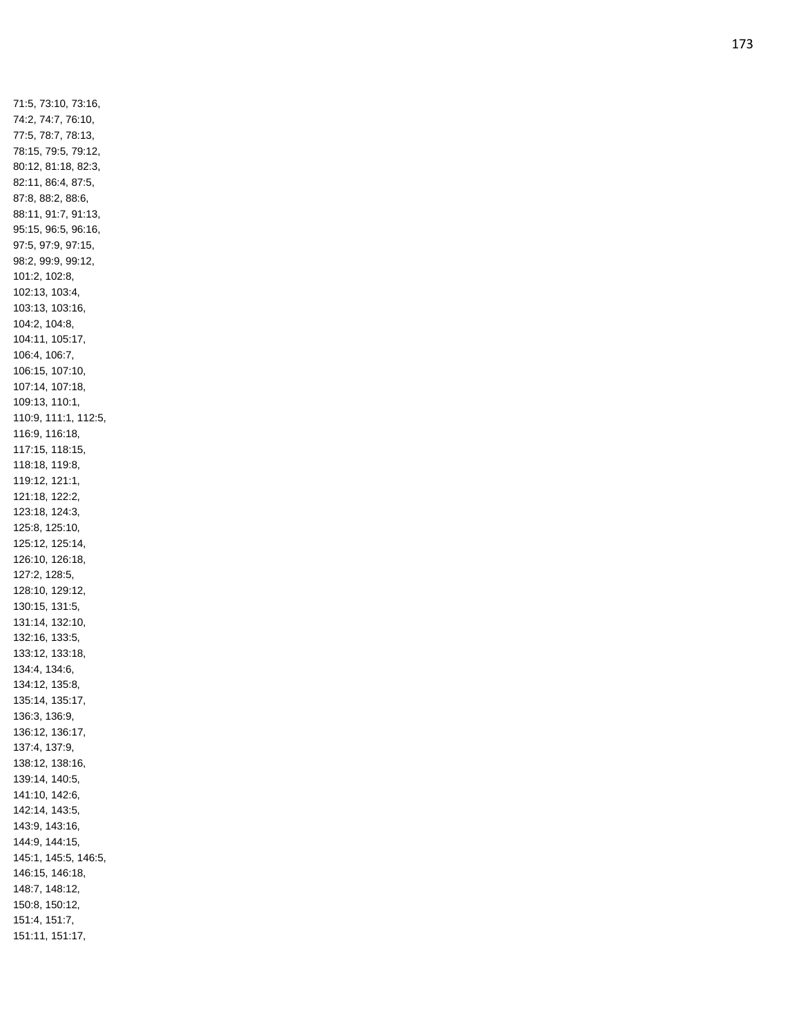71:5, 73:10, 73:16,
74:2, 74:7, 76:10,
77:5, 78:7, 78:13,
78:15, 79:5, 79:12,
80:12, 81:18, 82:3,
82:11, 86:4, 87:5,
87:8, 88:2, 88:6,
88:11, 91:7, 91:13,
95:15, 96:5, 96:16,
97:5, 97:9, 97:15,
98:2, 99:9, 99:12,
101:2, 102:8,
102:13, 103:4,
103:13, 103:16,
104:2, 104:8,
104:11, 105:17,
106:4, 106:7,
106:15, 107:10,
107:14, 107:18,
109:13, 110:1,
110:9, 111:1, 112:5,
116:9, 116:18,
117:15, 118:15,
118:18, 119:8,
119:12, 121:1,
121:18, 122:2,
123:18, 124:3,
125:8, 125:10,
125:12, 125:14,
126:10, 126:18,
127:2, 128:5,
128:10, 129:12,
130:15, 131:5,
131:14, 132:10,
132:16, 133:5,
133:12, 133:18,
134:4, 134:6,
134:12, 135:8,
135:14, 135:17,
136:3, 136:9,
136:12, 136:17,
137:4, 137:9,
138:12, 138:16,
139:14, 140:5,
141:10, 142:6,
142:14, 143:5,
143:9, 143:16,
144:9, 144:15,
145:1, 145:5, 146:5,
146:15, 146:18,
148:7, 148:12,
150:8, 150:12,
151:4, 151:7,
151:11, 151:17,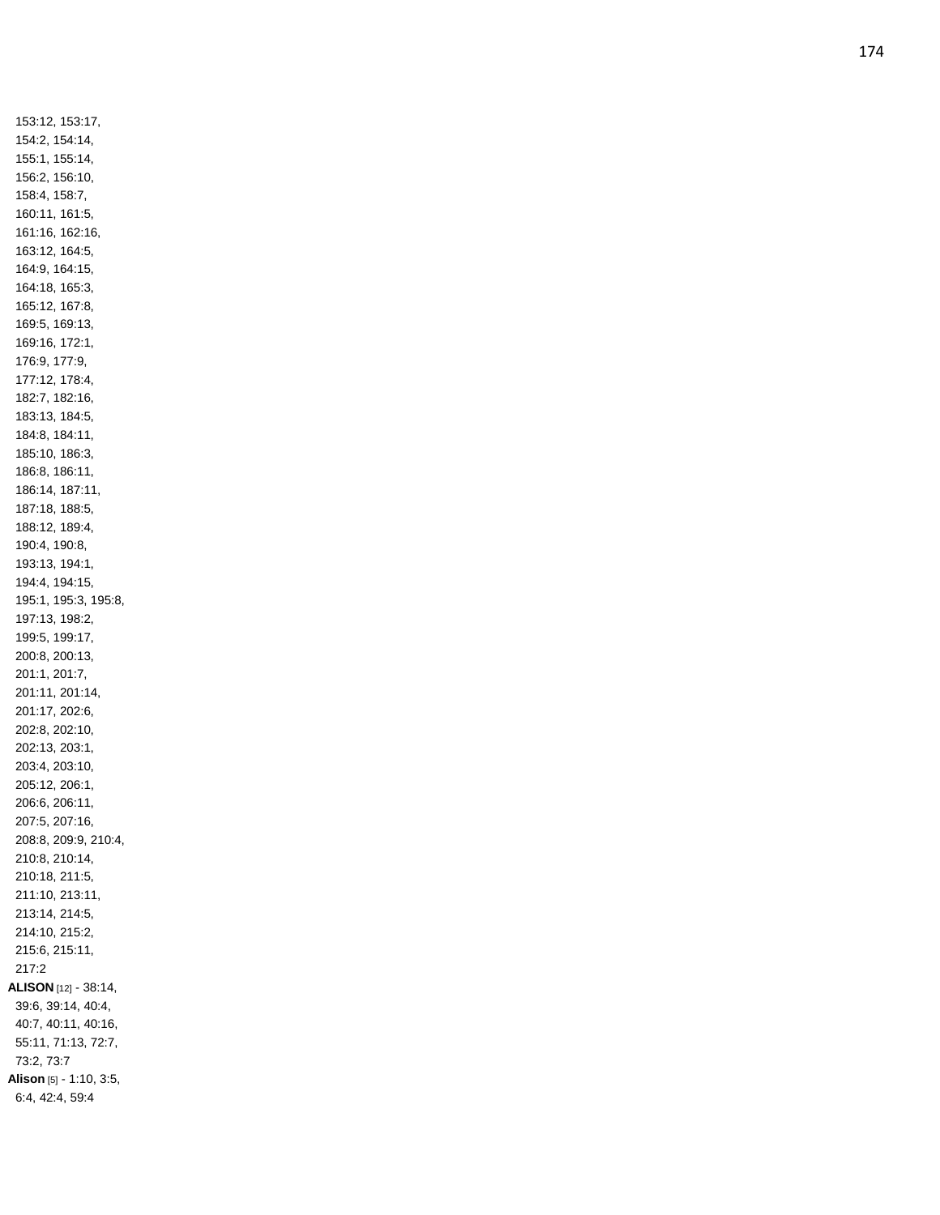153:12, 153:17, 154:2, 154:14, 155:1, 155:14, 156:2, 156:10, 158:4, 158:7, 160:11, 161:5, 161:16, 162:16, 163:12, 164:5, 164:9, 164:15, 164:18, 165:3, 165:12, 167:8, 169:5, 169:13, 169:16, 172:1, 176:9, 177:9, 177:12, 178:4, 182:7, 182:16, 183:13, 184:5, 184:8, 184:11, 185:10, 186:3, 186:8, 186:11, 186:14, 187:11, 187:18, 188:5, 188:12, 189:4, 190:4, 190:8, 193:13, 194:1, 194:4, 194:15, 195:1, 195:3, 195:8, 197:13, 198:2, 199:5, 199:17, 200:8, 200:13, 201:1, 201:7, 201:11, 201:14, 201:17, 202:6, 202:8, 202:10, 202:13, 203:1, 203:4, 203:10, 205:12, 206:1, 206:6, 206:11, 207:5, 207:16, 208:8, 209:9, 210:4, 210:8, 210:14, 210:18, 211:5, 211:10, 213:11, 213:14, 214:5, 214:10, 215:2, 215:6, 215:11, 217:2

**ALISON** [12] - 38:14, 39:6, 39:14, 40:4, 40:7, 40:11, 40:16, 55:11, 71:13, 72:7, 73:2, 73:7

**Alison** [5] - 1:10, 3:5, 6:4, 42:4, 59:4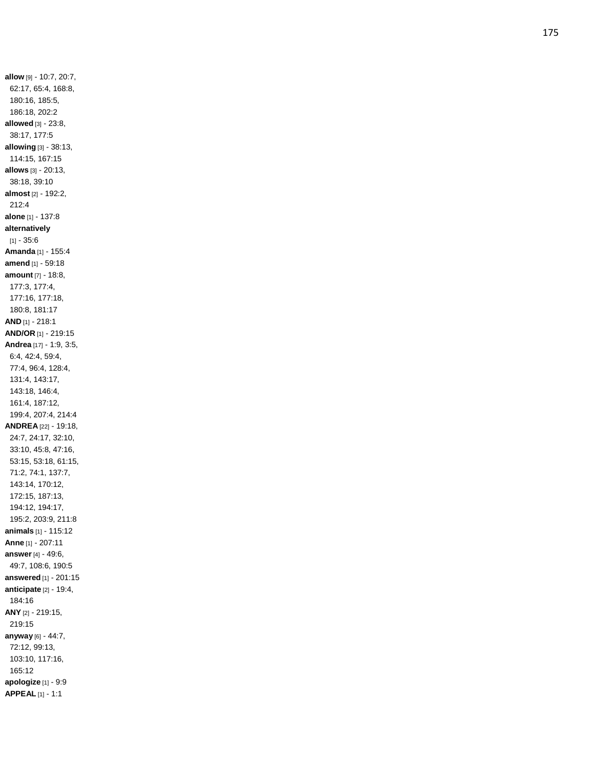**allow** [9] - 10:7, 20:7, 62:17, 65:4, 168:8, 180:16, 185:5, 186:18, 202:2
**allowed** [3] - 23:8, 38:17, 177:5
**allowing** [3] - 38:13, 114:15, 167:15
**allows** [3] - 20:13, 38:18, 39:10
**almost** [2] - 192:2, 212:4
**alone** [1] - 137:8
**alternatively** [1] - 35:6
**Amanda** [1] - 155:4
**amend** [1] - 59:18
**amount** [7] - 18:8, 177:3, 177:4, 177:16, 177:18, 180:8, 181:17
**AND** [1] - 218:1
**AND/OR** [1] - 219:15
**Andrea** [17] - 1:9, 3:5, 6:4, 42:4, 59:4, 77:4, 96:4, 128:4, 131:4, 143:17, 143:18, 146:4, 161:4, 187:12, 199:4, 207:4, 214:4
**ANDREA** [22] - 19:18, 24:7, 24:17, 32:10, 33:10, 45:8, 47:16, 53:15, 53:18, 61:15, 71:2, 74:1, 137:7, 143:14, 170:12, 172:15, 187:13, 194:12, 194:17, 195:2, 203:9, 211:8
**animals** [1] - 115:12
**Anne** [1] - 207:11
**answer** [4] - 49:6, 49:7, 108:6, 190:5
**answered** [1] - 201:15
**anticipate** [2] - 19:4, 184:16
**ANY** [2] - 219:15, 219:15
**anyway** [6] - 44:7, 72:12, 99:13, 103:10, 117:16, 165:12
**apologize** [1] - 9:9
**APPEAL** [1] - 1:1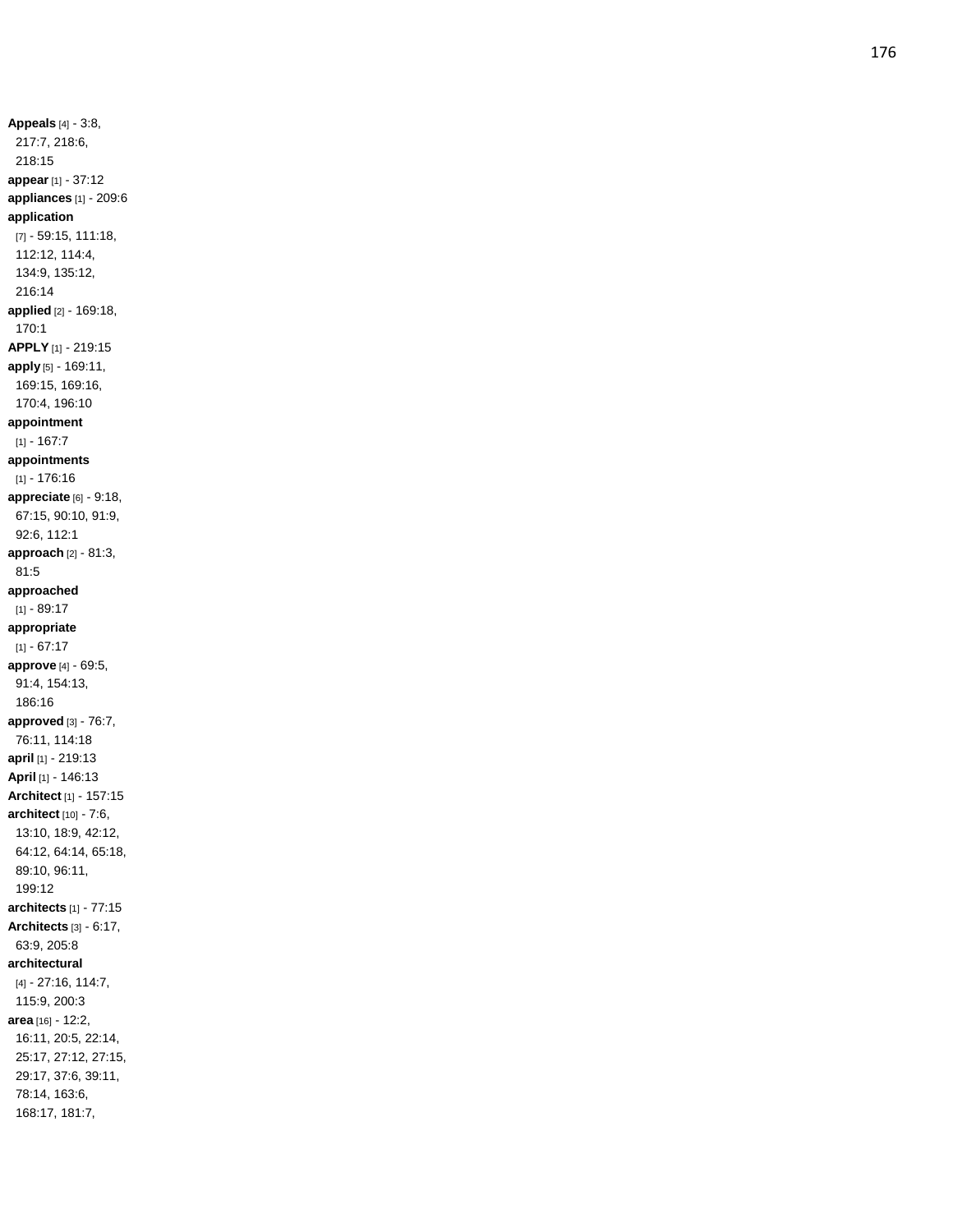**Appeals** [4] - 3:8, 217:7, 218:6, 218:15
**appear** [1] - 37:12
**appliances** [1] - 209:6
**application** [7] - 59:15, 111:18, 112:12, 114:4, 134:9, 135:12, 216:14
**applied** [2] - 169:18, 170:1
**APPLY** [1] - 219:15
**apply** [5] - 169:11, 169:15, 169:16, 170:4, 196:10
**appointment** [1] - 167:7
**appointments** [1] - 176:16
**appreciate** [6] - 9:18, 67:15, 90:10, 91:9, 92:6, 112:1
**approach** [2] - 81:3, 81:5
**approached** [1] - 89:17
**appropriate** [1] - 67:17
**approve** [4] - 69:5, 91:4, 154:13, 186:16
**approved** [3] - 76:7, 76:11, 114:18
**april** [1] - 219:13
**April** [1] - 146:13
**Architect** [1] - 157:15
**architect** [10] - 7:6, 13:10, 18:9, 42:12, 64:12, 64:14, 65:18, 89:10, 96:11, 199:12
**architects** [1] - 77:15
**Architects** [3] - 6:17, 63:9, 205:8
**architectural** [4] - 27:16, 114:7, 115:9, 200:3
**area** [16] - 12:2, 16:11, 20:5, 22:14, 25:17, 27:12, 27:15, 29:17, 37:6, 39:11, 78:14, 163:6, 168:17, 181:7,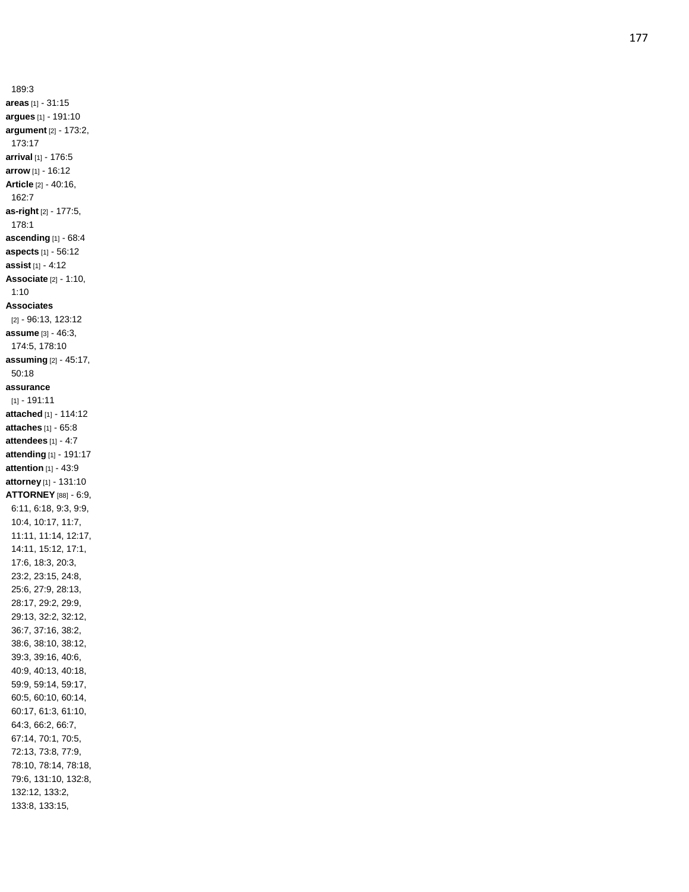189:3

**areas** [1] - 31:15

**argues** [1] - 191:10

**argument** [2] - 173:2, 173:17

**arrival** [1] - 176:5

**arrow** [1] - 16:12

**Article** [2] - 40:16, 162:7

**as-right** [2] - 177:5, 178:1

**ascending** [1] - 68:4

**aspects** [1] - 56:12

**assist** [1] - 4:12

**Associate** [2] - 1:10, 1:10

**Associates** [2] - 96:13, 123:12

**assume** [3] - 46:3, 174:5, 178:10

**assuming** [2] - 45:17, 50:18

**assurance** [1] - 191:11

**attached** [1] - 114:12

**attaches** [1] - 65:8

**attendees** [1] - 4:7

**attending** [1] - 191:17

**attention** [1] - 43:9

**attorney** [1] - 131:10

**ATTORNEY** [88] - 6:9, 6:11, 6:18, 9:3, 9:9, 10:4, 10:17, 11:7, 11:11, 11:14, 12:17, 14:11, 15:12, 17:1, 17:6, 18:3, 20:3, 23:2, 23:15, 24:8, 25:6, 27:9, 28:13, 28:17, 29:2, 29:9, 29:13, 32:2, 32:12, 36:7, 37:16, 38:2, 38:6, 38:10, 38:12, 39:3, 39:16, 40:6, 40:9, 40:13, 40:18, 59:9, 59:14, 59:17, 60:5, 60:10, 60:14, 60:17, 61:3, 61:10, 64:3, 66:2, 66:7, 67:14, 70:1, 70:5, 72:13, 73:8, 77:9, 78:10, 78:14, 78:18, 79:6, 131:10, 132:8, 132:12, 133:2, 133:8, 133:15,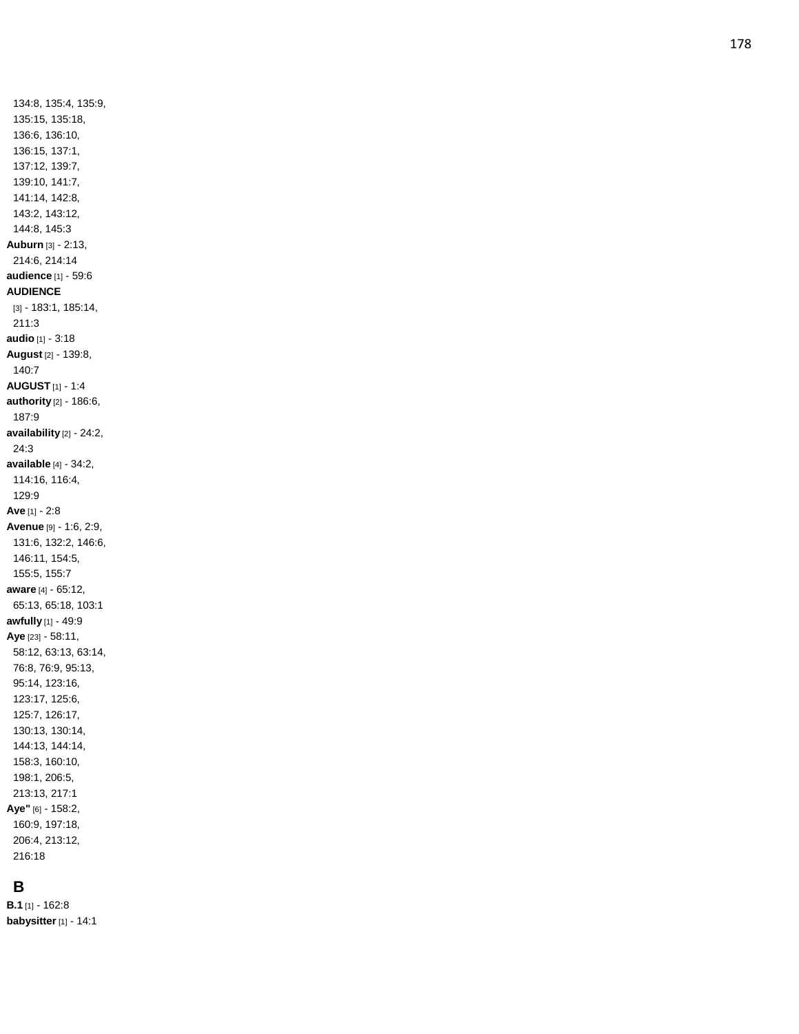134:8, 135:4, 135:9, 135:15, 135:18, 136:6, 136:10, 136:15, 137:1, 137:12, 139:7, 139:10, 141:7, 141:14, 142:8, 143:2, 143:12, 144:8, 145:3

**Auburn** [3] - 2:13, 214:6, 214:14

**audience** [1] - 59:6

**AUDIENCE** [3] - 183:1, 185:14, 211:3

**audio** [1] - 3:18

**August** [2] - 139:8, 140:7

**AUGUST** [1] - 1:4

**authority** [2] - 186:6, 187:9

**availability** [2] - 24:2, 24:3

**available** [4] - 34:2, 114:16, 116:4, 129:9

**Ave** [1] - 2:8

**Avenue** [9] - 1:6, 2:9, 131:6, 132:2, 146:6, 146:11, 154:5, 155:5, 155:7

**aware** [4] - 65:12, 65:13, 65:18, 103:1

**awfully** [1] - 49:9

**Aye** [23] - 58:11, 58:12, 63:13, 63:14, 76:8, 76:9, 95:13, 95:14, 123:16, 123:17, 125:6, 125:7, 126:17, 130:13, 130:14, 144:13, 144:14, 158:3, 160:10, 198:1, 206:5, 213:13, 217:1

**Aye"** [6] - 158:2, 160:9, 197:18, 206:4, 213:12, 216:18

## B

**B.1** [1] - 162:8

**babysitter** [1] - 14:1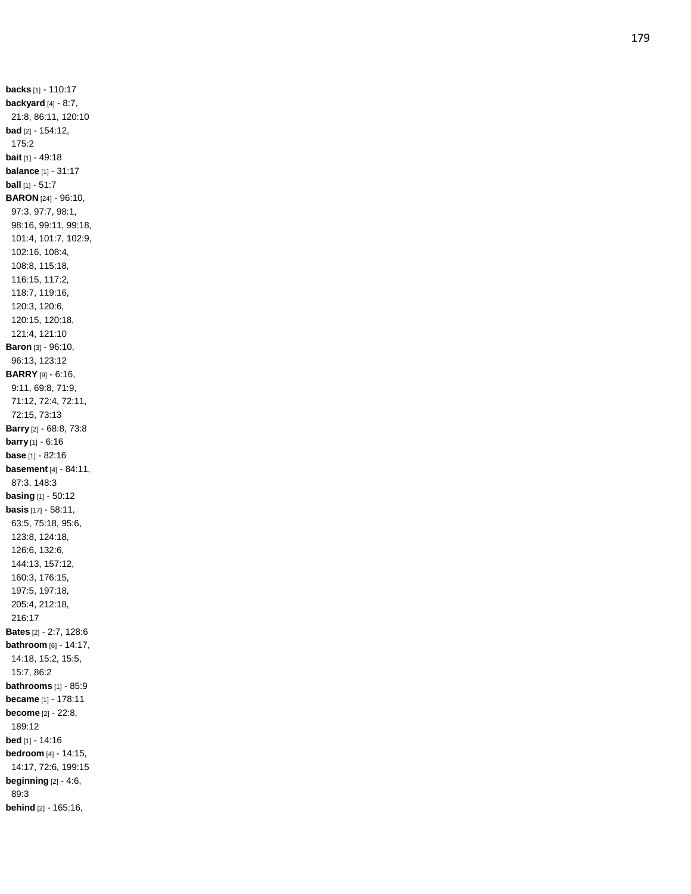**backs** [1] - 110:17
**backyard** [4] - 8:7, 21:8, 86:11, 120:10
**bad** [2] - 154:12, 175:2
**bait** [1] - 49:18
**balance** [1] - 31:17
**ball** [1] - 51:7
**BARON** [24] - 96:10, 97:3, 97:7, 98:1, 98:16, 99:11, 99:18, 101:4, 101:7, 102:9, 102:16, 108:4, 108:8, 115:18, 116:15, 117:2, 118:7, 119:16, 120:3, 120:6, 120:15, 120:18, 121:4, 121:10
**Baron** [3] - 96:10, 96:13, 123:12
**BARRY** [9] - 6:16, 9:11, 69:8, 71:9, 71:12, 72:4, 72:11, 72:15, 73:13
**Barry** [2] - 68:8, 73:8
**barry** [1] - 6:16
**base** [1] - 82:16
**basement** [4] - 84:11, 87:3, 148:3
**basing** [1] - 50:12
**basis** [17] - 58:11, 63:5, 75:18, 95:6, 123:8, 124:18, 126:6, 132:6, 144:13, 157:12, 160:3, 176:15, 197:5, 197:18, 205:4, 212:18, 216:17
**Bates** [2] - 2:7, 128:6
**bathroom** [6] - 14:17, 14:18, 15:2, 15:5, 15:7, 86:2
**bathrooms** [1] - 85:9
**became** [1] - 178:11
**become** [2] - 22:8, 189:12
**bed** [1] - 14:16
**bedroom** [4] - 14:15, 14:17, 72:6, 199:15
**beginning** [2] - 4:6, 89:3
**behind** [2] - 165:16,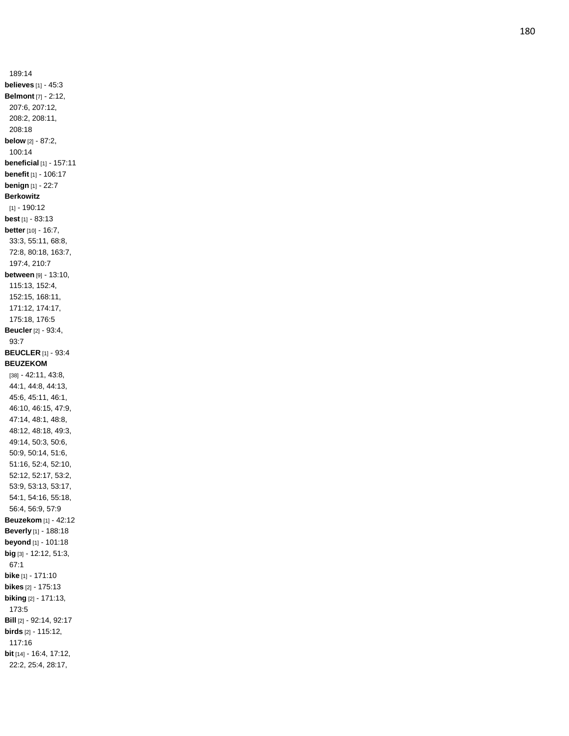189:14

**believes** [1] - 45:3

**Belmont** [7] - 2:12, 207:6, 207:12, 208:2, 208:11, 208:18

**below** [2] - 87:2, 100:14

**beneficial** [1] - 157:11

**benefit** [1] - 106:17

**benign** [1] - 22:7

**Berkowitz** [1] - 190:12

**best** [1] - 83:13

**better** [10] - 16:7, 33:3, 55:11, 68:8, 72:8, 80:18, 163:7, 197:4, 210:7

**between** [9] - 13:10, 115:13, 152:4, 152:15, 168:11, 171:12, 174:17, 175:18, 176:5

**Beucler** [2] - 93:4, 93:7

**BEUCLER** [1] - 93:4

**BEUZEKOM** [38] - 42:11, 43:8, 44:1, 44:8, 44:13, 45:6, 45:11, 46:1, 46:10, 46:15, 47:9, 47:14, 48:1, 48:8, 48:12, 48:18, 49:3, 49:14, 50:3, 50:6, 50:9, 50:14, 51:6, 51:16, 52:4, 52:10, 52:12, 52:17, 53:2, 53:9, 53:13, 53:17, 54:1, 54:16, 55:18, 56:4, 56:9, 57:9

**Beuzekom** [1] - 42:12

**Beverly** [1] - 188:18

**beyond** [1] - 101:18

**big** [3] - 12:12, 51:3, 67:1

**bike** [1] - 171:10

**bikes** [2] - 175:13

**biking** [2] - 171:13, 173:5

**Bill** [2] - 92:14, 92:17

**birds** [2] - 115:12, 117:16

**bit** [14] - 16:4, 17:12, 22:2, 25:4, 28:17,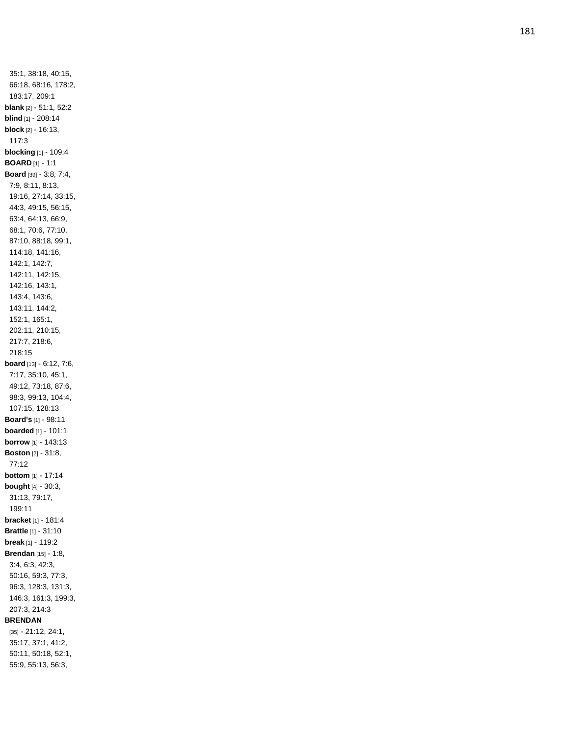35:1, 38:18, 40:15, 66:18, 68:16, 178:2, 183:17, 209:1

**blank** [2] - 51:1, 52:2

**blind** [1] - 208:14

**block** [2] - 16:13, 117:3

**blocking** [1] - 109:4

**BOARD** [1] - 1:1

**Board** [39] - 3:8, 7:4, 7:9, 8:11, 8:13, 19:16, 27:14, 33:15, 44:3, 49:15, 56:15, 63:4, 64:13, 66:9, 68:1, 70:6, 77:10, 87:10, 88:18, 99:1, 114:18, 141:16, 142:1, 142:7, 142:11, 142:15, 142:16, 143:1, 143:4, 143:6, 143:11, 144:2, 152:1, 165:1, 202:11, 210:15, 217:7, 218:6, 218:15

**board** [13] - 6:12, 7:6, 7:17, 35:10, 45:1, 49:12, 73:18, 87:6, 98:3, 99:13, 104:4, 107:15, 128:13

**Board's** [1] - 98:11

**boarded** [1] - 101:1

**borrow** [1] - 143:13

**Boston** [2] - 31:8, 77:12

**bottom** [1] - 17:14

**bought** [4] - 30:3, 31:13, 79:17, 199:11

**bracket** [1] - 181:4

**Brattle** [1] - 31:10

**break** [1] - 119:2

**Brendan** [15] - 1:8, 3:4, 6:3, 42:3, 50:16, 59:3, 77:3, 96:3, 128:3, 131:3, 146:3, 161:3, 199:3, 207:3, 214:3

**BRENDAN** [35] - 21:12, 24:1, 35:17, 37:1, 41:2, 50:11, 50:18, 52:1, 55:9, 55:13, 56:3,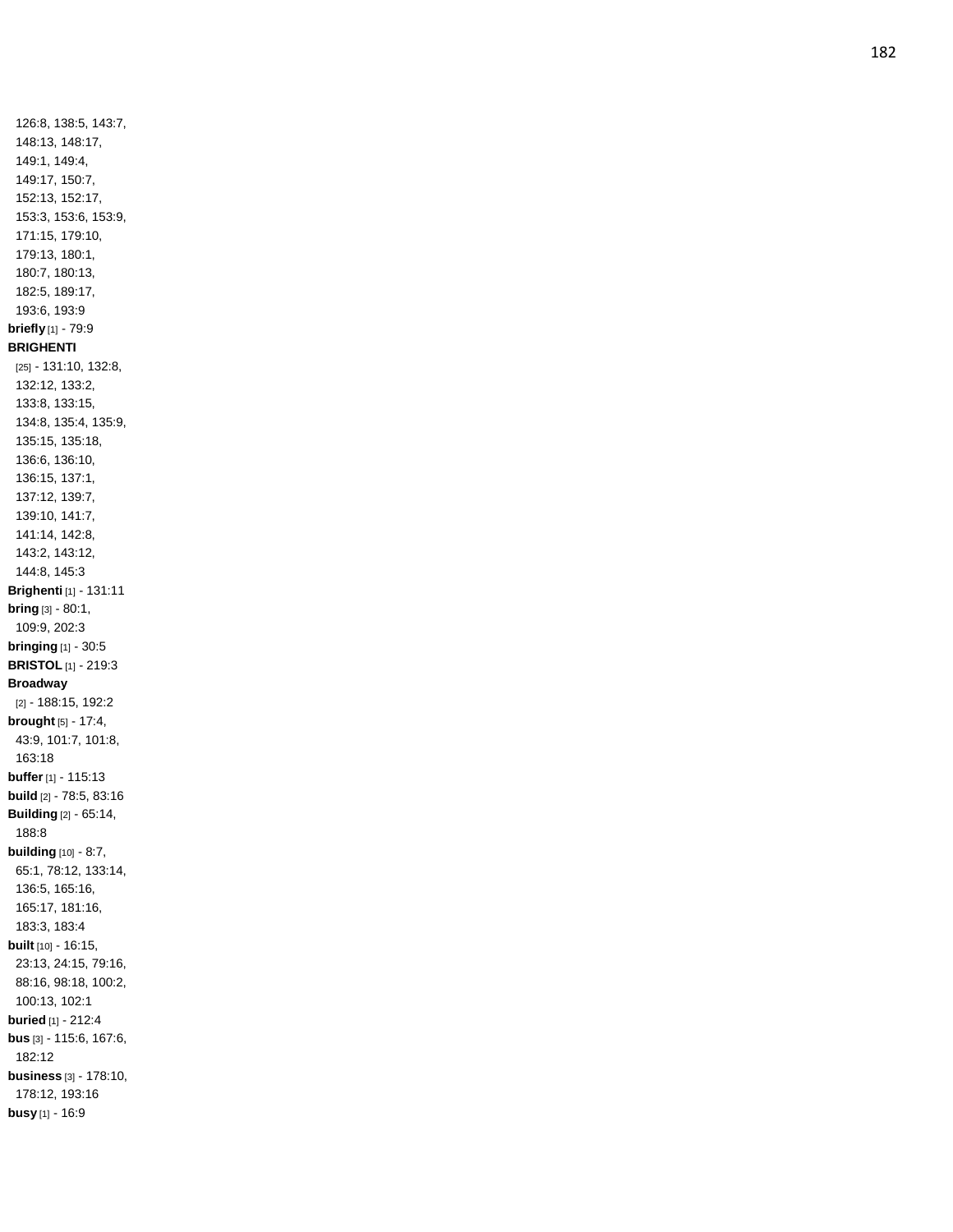126:8, 138:5, 143:7, 148:13, 148:17, 149:1, 149:4, 149:17, 150:7, 152:13, 152:17, 153:3, 153:6, 153:9, 171:15, 179:10, 179:13, 180:1, 180:7, 180:13, 182:5, 189:17, 193:6, 193:9

**briefly** [1] - 79:9

**BRIGHENTI** [25] - 131:10, 132:8, 132:12, 133:2, 133:8, 133:15, 134:8, 135:4, 135:9, 135:15, 135:18, 136:6, 136:10, 136:15, 137:1, 137:12, 139:7, 139:10, 141:7, 141:14, 142:8, 143:2, 143:12, 144:8, 145:3

**Brighenti** [1] - 131:11

**bring** [3] - 80:1, 109:9, 202:3

**bringing** [1] - 30:5

**BRISTOL** [1] - 219:3

**Broadway** [2] - 188:15, 192:2

**brought** [5] - 17:4, 43:9, 101:7, 101:8, 163:18

**buffer** [1] - 115:13

**build** [2] - 78:5, 83:16

**Building** [2] - 65:14, 188:8

**building** [10] - 8:7, 65:1, 78:12, 133:14, 136:5, 165:16, 165:17, 181:16, 183:3, 183:4

**built** [10] - 16:15, 23:13, 24:15, 79:16, 88:16, 98:18, 100:2, 100:13, 102:1

**buried** [1] - 212:4

**bus** [3] - 115:6, 167:6, 182:12

**business** [3] - 178:10, 178:12, 193:16

**busy** [1] - 16:9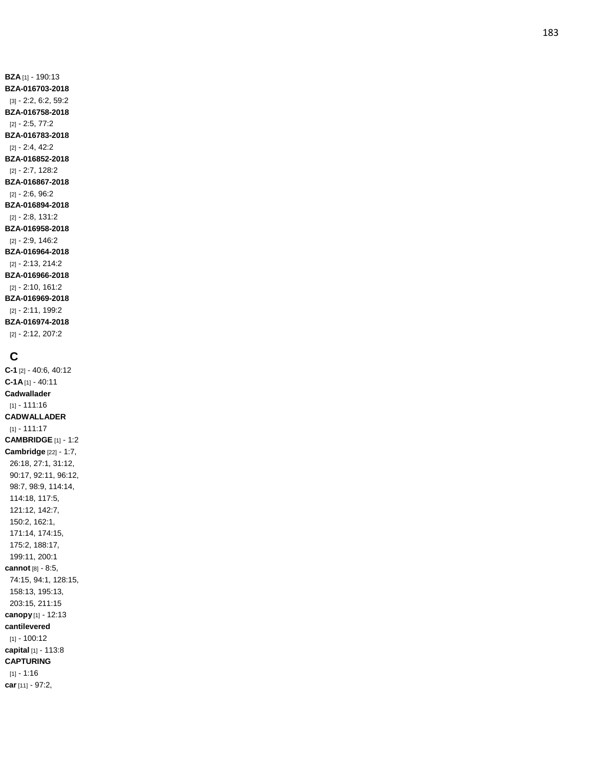**BZA** [1] - 190:13
**BZA-016703-2018** [3] - 2:2, 6:2, 59:2
**BZA-016758-2018** [2] - 2:5, 77:2
**BZA-016783-2018** [2] - 2:4, 42:2
**BZA-016852-2018** [2] - 2:7, 128:2
**BZA-016867-2018** [2] - 2:6, 96:2
**BZA-016894-2018** [2] - 2:8, 131:2
**BZA-016958-2018** [2] - 2:9, 146:2
**BZA-016964-2018** [2] - 2:13, 214:2
**BZA-016966-2018** [2] - 2:10, 161:2
**BZA-016969-2018** [2] - 2:11, 199:2
**BZA-016974-2018** [2] - 2:12, 207:2

## C

**C-1** [2] - 40:6, 40:12
**C-1A** [1] - 40:11
**Cadwallader** [1] - 111:16
**CADWALLADER** [1] - 111:17
**CAMBRIDGE** [1] - 1:2
**Cambridge** [22] - 1:7, 26:18, 27:1, 31:12, 90:17, 92:11, 96:12, 98:7, 98:9, 114:14, 114:18, 117:5, 121:12, 142:7, 150:2, 162:1, 171:14, 174:15, 175:2, 188:17, 199:11, 200:1
**cannot** [8] - 8:5, 74:15, 94:1, 128:15, 158:13, 195:13, 203:15, 211:15
**canopy** [1] - 12:13
**cantilevered** [1] - 100:12
**capital** [1] - 113:8
**CAPTURING** [1] - 1:16
**car** [11] - 97:2,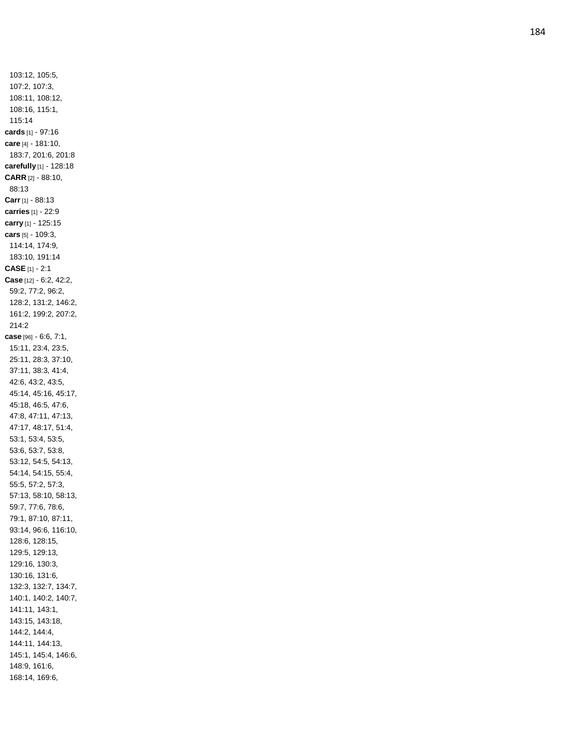103:12, 105:5, 107:2, 107:3, 108:11, 108:12, 108:16, 115:1, 115:14

**cards** [1] - 97:16

**care** [4] - 181:10, 183:7, 201:6, 201:8

**carefully** [1] - 128:18

**CARR** [2] - 88:10, 88:13

**Carr** [1] - 88:13

**carries** [1] - 22:9

**carry** [1] - 125:15

**cars** [5] - 109:3, 114:14, 174:9, 183:10, 191:14

**CASE** [1] - 2:1

**Case** [12] - 6:2, 42:2, 59:2, 77:2, 96:2, 128:2, 131:2, 146:2, 161:2, 199:2, 207:2, 214:2

**case** [96] - 6:6, 7:1, 15:11, 23:4, 23:5, 25:11, 28:3, 37:10, 37:11, 38:3, 41:4, 42:6, 43:2, 43:5, 45:14, 45:16, 45:17, 45:18, 46:5, 47:6, 47:8, 47:11, 47:13, 47:17, 48:17, 51:4, 53:1, 53:4, 53:5, 53:6, 53:7, 53:8, 53:12, 54:5, 54:13, 54:14, 54:15, 55:4, 55:5, 57:2, 57:3, 57:13, 58:10, 58:13, 59:7, 77:6, 78:6, 79:1, 87:10, 87:11, 93:14, 96:6, 116:10, 128:6, 128:15, 129:5, 129:13, 129:16, 130:3, 130:16, 131:6, 132:3, 132:7, 134:7, 140:1, 140:2, 140:7, 141:11, 143:1, 143:15, 143:18, 144:2, 144:4, 144:11, 144:13, 145:1, 145:4, 146:6, 148:9, 161:6, 168:14, 169:6,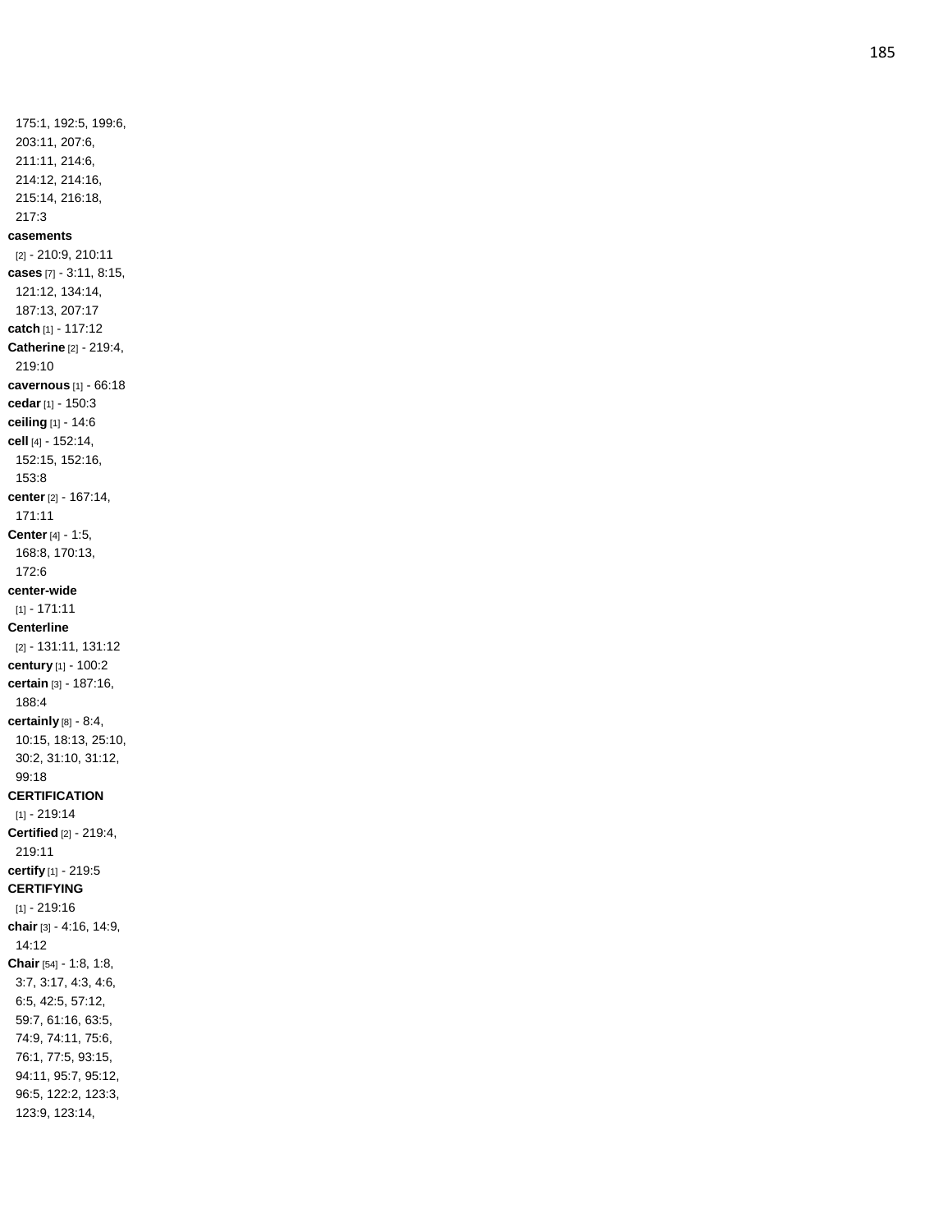175:1, 192:5, 199:6, 203:11, 207:6, 211:11, 214:6, 214:12, 214:16, 215:14, 216:18, 217:3

**casements** [2] - 210:9, 210:11

**cases** [7] - 3:11, 8:15, 121:12, 134:14, 187:13, 207:17

**catch** [1] - 117:12

**Catherine** [2] - 219:4, 219:10

**cavernous** [1] - 66:18

**cedar** [1] - 150:3

**ceiling** [1] - 14:6

**cell** [4] - 152:14, 152:15, 152:16, 153:8

**center** [2] - 167:14, 171:11

**Center** [4] - 1:5, 168:8, 170:13, 172:6

**center-wide** [1] - 171:11

**Centerline** [2] - 131:11, 131:12

**century** [1] - 100:2

**certain** [3] - 187:16, 188:4

**certainly** [8] - 8:4, 10:15, 18:13, 25:10, 30:2, 31:10, 31:12, 99:18

**CERTIFICATION** [1] - 219:14

**Certified** [2] - 219:4, 219:11

**certify** [1] - 219:5

**CERTIFYING** [1] - 219:16

**chair** [3] - 4:16, 14:9, 14:12

**Chair** [54] - 1:8, 1:8, 3:7, 3:17, 4:3, 4:6, 6:5, 42:5, 57:12, 59:7, 61:16, 63:5, 74:9, 74:11, 75:6, 76:1, 77:5, 93:15, 94:11, 95:7, 95:12, 96:5, 122:2, 123:3, 123:9, 123:14,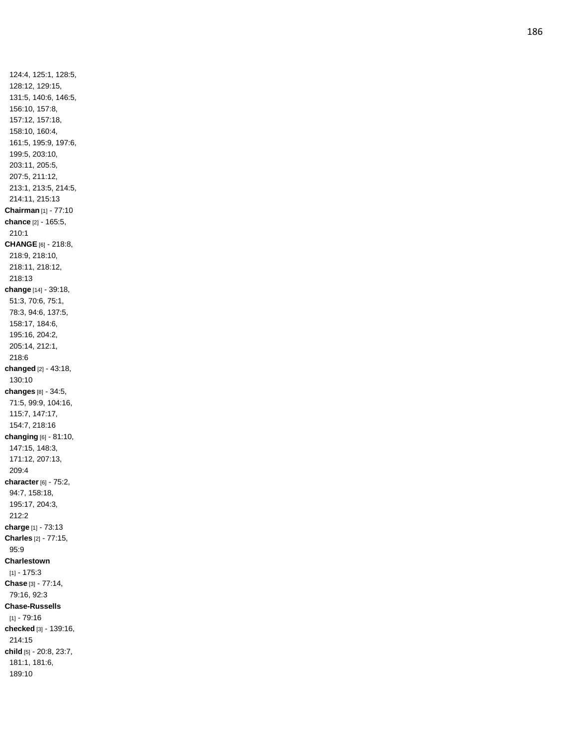124:4, 125:1, 128:5, 128:12, 129:15, 131:5, 140:6, 146:5, 156:10, 157:8, 157:12, 157:18, 158:10, 160:4, 161:5, 195:9, 197:6, 199:5, 203:10, 203:11, 205:5, 207:5, 211:12, 213:1, 213:5, 214:5, 214:11, 215:13

**Chairman** [1] - 77:10

**chance** [2] - 165:5, 210:1

**CHANGE** [6] - 218:8, 218:9, 218:10, 218:11, 218:12, 218:13

**change** [14] - 39:18, 51:3, 70:6, 75:1, 78:3, 94:6, 137:5, 158:17, 184:6, 195:16, 204:2, 205:14, 212:1, 218:6

**changed** [2] - 43:18, 130:10

**changes** [8] - 34:5, 71:5, 99:9, 104:16, 115:7, 147:17, 154:7, 218:16

**changing** [6] - 81:10, 147:15, 148:3, 171:12, 207:13, 209:4

**character** [6] - 75:2, 94:7, 158:18, 195:17, 204:3, 212:2

**charge** [1] - 73:13

**Charles** [2] - 77:15, 95:9

**Charlestown** [1] - 175:3

**Chase** [3] - 77:14, 79:16, 92:3

**Chase-Russells** [1] - 79:16

**checked** [3] - 139:16, 214:15

**child** [5] - 20:8, 23:7, 181:1, 181:6, 189:10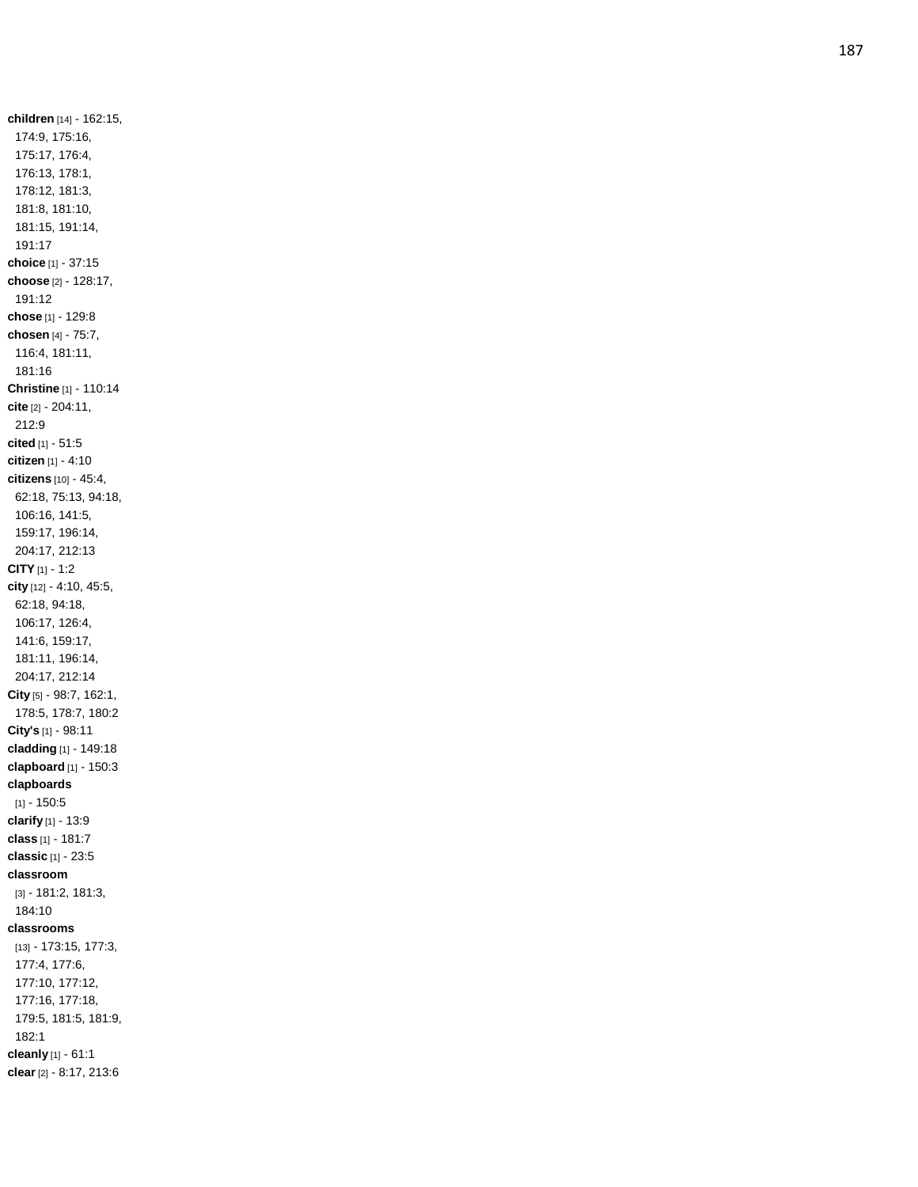**children** [14] - 162:15, 174:9, 175:16, 175:17, 176:4, 176:13, 178:1, 178:12, 181:3, 181:8, 181:10, 181:15, 191:14, 191:17

**choice** [1] - 37:15

**choose** [2] - 128:17, 191:12

**chose** [1] - 129:8

**chosen** [4] - 75:7, 116:4, 181:11, 181:16

**Christine** [1] - 110:14

**cite** [2] - 204:11, 212:9

**cited** [1] - 51:5

**citizen** [1] - 4:10

**citizens** [10] - 45:4, 62:18, 75:13, 94:18, 106:16, 141:5, 159:17, 196:14, 204:17, 212:13

**CITY** [1] - 1:2

**city** [12] - 4:10, 45:5, 62:18, 94:18, 106:17, 126:4, 141:6, 159:17, 181:11, 196:14, 204:17, 212:14

**City** [5] - 98:7, 162:1, 178:5, 178:7, 180:2

**City's** [1] - 98:11

**cladding** [1] - 149:18

**clapboard** [1] - 150:3

**clapboards** [1] - 150:5

**clarify** [1] - 13:9

**class** [1] - 181:7

**classic** [1] - 23:5

**classroom** [3] - 181:2, 181:3, 184:10

**classrooms** [13] - 173:15, 177:3, 177:4, 177:6, 177:10, 177:12, 177:16, 177:18, 179:5, 181:5, 181:9, 182:1

**cleanly** [1] - 61:1

**clear** [2] - 8:17, 213:6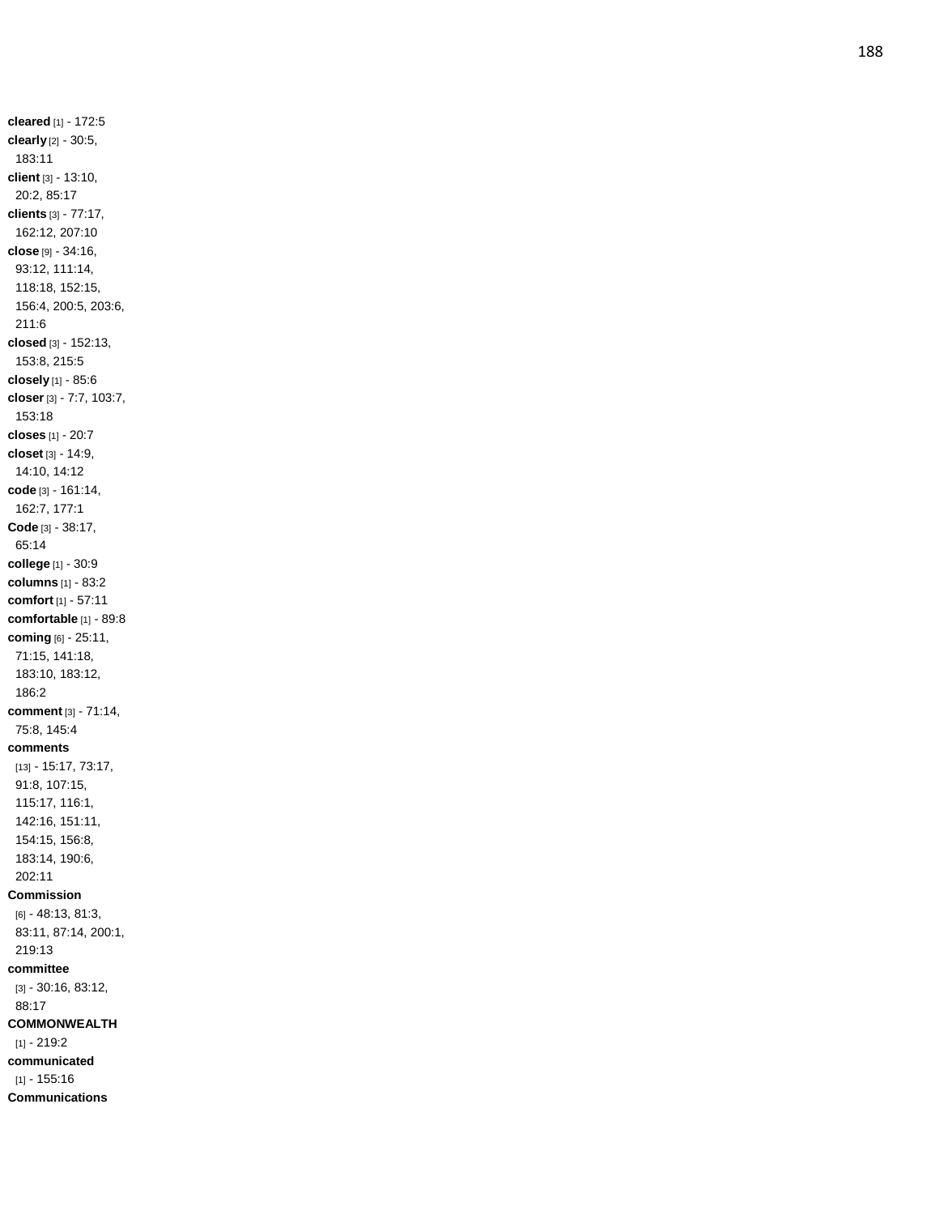**cleared** [1] - 172:5
**clearly** [2] - 30:5, 183:11
**client** [3] - 13:10, 20:2, 85:17
**clients** [3] - 77:17, 162:12, 207:10
**close** [9] - 34:16, 93:12, 111:14, 118:18, 152:15, 156:4, 200:5, 203:6, 211:6
**closed** [3] - 152:13, 153:8, 215:5
**closely** [1] - 85:6
**closer** [3] - 7:7, 103:7, 153:18
**closes** [1] - 20:7
**closet** [3] - 14:9, 14:10, 14:12
**code** [3] - 161:14, 162:7, 177:1
**Code** [3] - 38:17, 65:14
**college** [1] - 30:9
**columns** [1] - 83:2
**comfort** [1] - 57:11
**comfortable** [1] - 89:8
**coming** [6] - 25:11, 71:15, 141:18, 183:10, 183:12, 186:2
**comment** [3] - 71:14, 75:8, 145:4
**comments** [13] - 15:17, 73:17, 91:8, 107:15, 115:17, 116:1, 142:16, 151:11, 154:15, 156:8, 183:14, 190:6, 202:11
**Commission** [6] - 48:13, 81:3, 83:11, 87:14, 200:1, 219:13
**committee** [3] - 30:16, 83:12, 88:17
**COMMONWEALTH** [1] - 219:2
**communicated** [1] - 155:16
**Communications**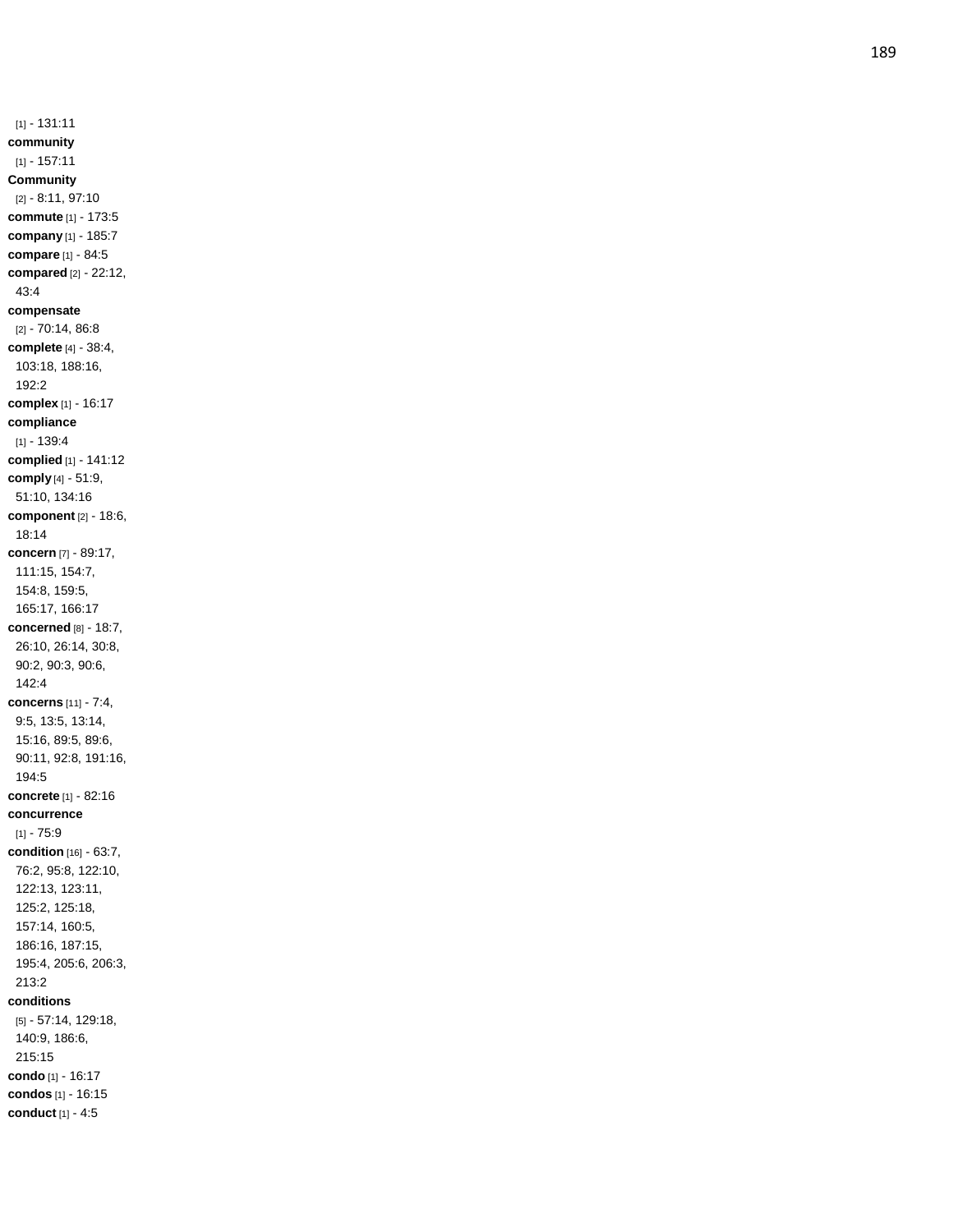[1] - 131:11
**community**
[1] - 157:11
**Community**
[2] - 8:11, 97:10
**commute** [1] - 173:5
**company** [1] - 185:7
**compare** [1] - 84:5
**compared** [2] - 22:12, 43:4
**compensate**
[2] - 70:14, 86:8
**complete** [4] - 38:4, 103:18, 188:16, 192:2
**complex** [1] - 16:17
**compliance**
[1] - 139:4
**complied** [1] - 141:12
**comply** [4] - 51:9, 51:10, 134:16
**component** [2] - 18:6, 18:14
**concern** [7] - 89:17, 111:15, 154:7, 154:8, 159:5, 165:17, 166:17
**concerned** [8] - 18:7, 26:10, 26:14, 30:8, 90:2, 90:3, 90:6, 142:4
**concerns** [11] - 7:4, 9:5, 13:5, 13:14, 15:16, 89:5, 89:6, 90:11, 92:8, 191:16, 194:5
**concrete** [1] - 82:16
**concurrence**
[1] - 75:9
**condition** [16] - 63:7, 76:2, 95:8, 122:10, 122:13, 123:11, 125:2, 125:18, 157:14, 160:5, 186:16, 187:15, 195:4, 205:6, 206:3, 213:2
**conditions**
[5] - 57:14, 129:18, 140:9, 186:6, 215:15
**condo** [1] - 16:17
**condos** [1] - 16:15
**conduct** [1] - 4:5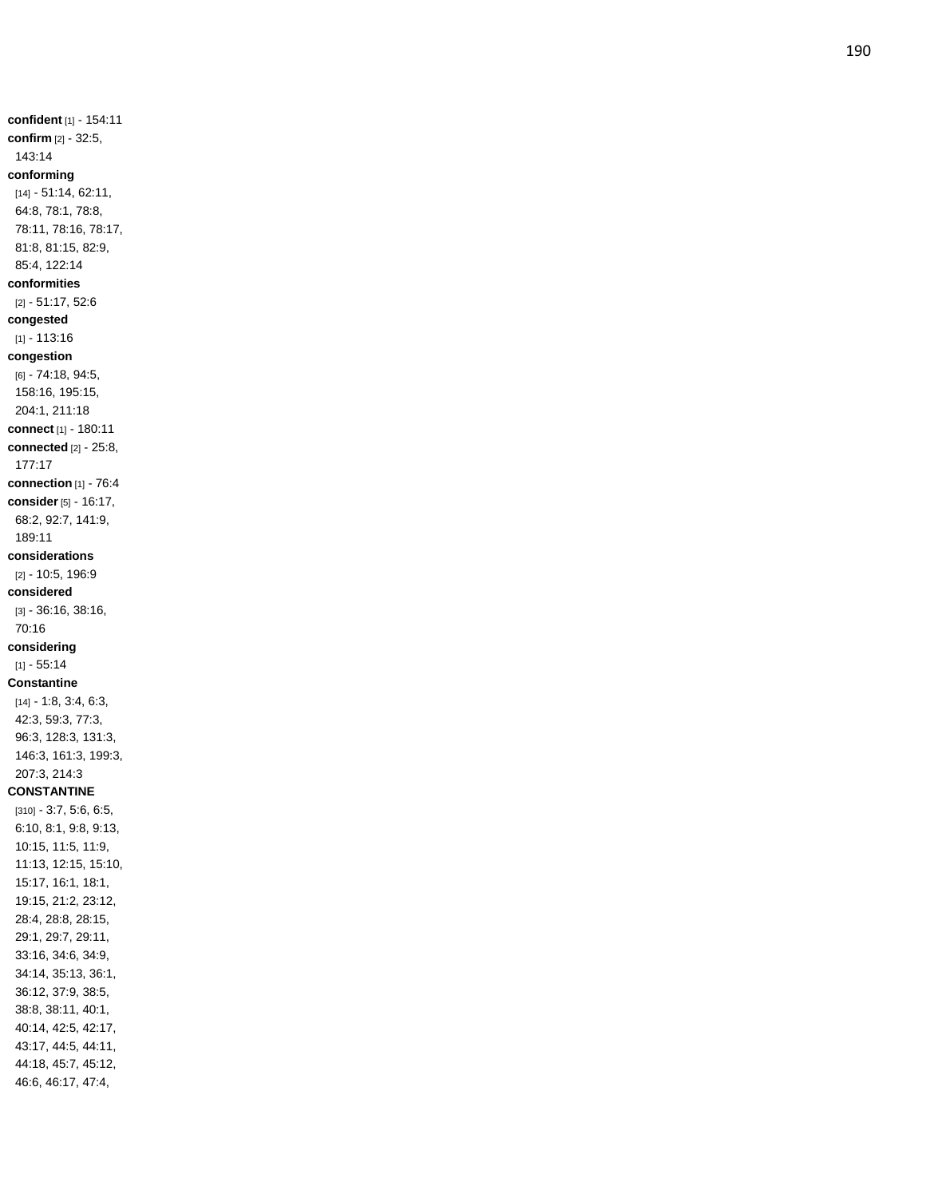**confident** [1] - 154:11
**confirm** [2] - 32:5, 143:14
**conforming** [14] - 51:14, 62:11, 64:8, 78:1, 78:8, 78:11, 78:16, 78:17, 81:8, 81:15, 82:9, 85:4, 122:14
**conformities** [2] - 51:17, 52:6
**congested** [1] - 113:16
**congestion** [6] - 74:18, 94:5, 158:16, 195:15, 204:1, 211:18
**connect** [1] - 180:11
**connected** [2] - 25:8, 177:17
**connection** [1] - 76:4
**consider** [5] - 16:17, 68:2, 92:7, 141:9, 189:11
**considerations** [2] - 10:5, 196:9
**considered** [3] - 36:16, 38:16, 70:16
**considering** [1] - 55:14
**Constantine** [14] - 1:8, 3:4, 6:3, 42:3, 59:3, 77:3, 96:3, 128:3, 131:3, 146:3, 161:3, 199:3, 207:3, 214:3
**CONSTANTINE** [310] - 3:7, 5:6, 6:5, 6:10, 8:1, 9:8, 9:13, 10:15, 11:5, 11:9, 11:13, 12:15, 15:10, 15:17, 16:1, 18:1, 19:15, 21:2, 23:12, 28:4, 28:8, 28:15, 29:1, 29:7, 29:11, 33:16, 34:6, 34:9, 34:14, 35:13, 36:1, 36:12, 37:9, 38:5, 38:8, 38:11, 40:1, 40:14, 42:5, 42:17, 43:17, 44:5, 44:11, 44:18, 45:7, 45:12, 46:6, 46:17, 47:4,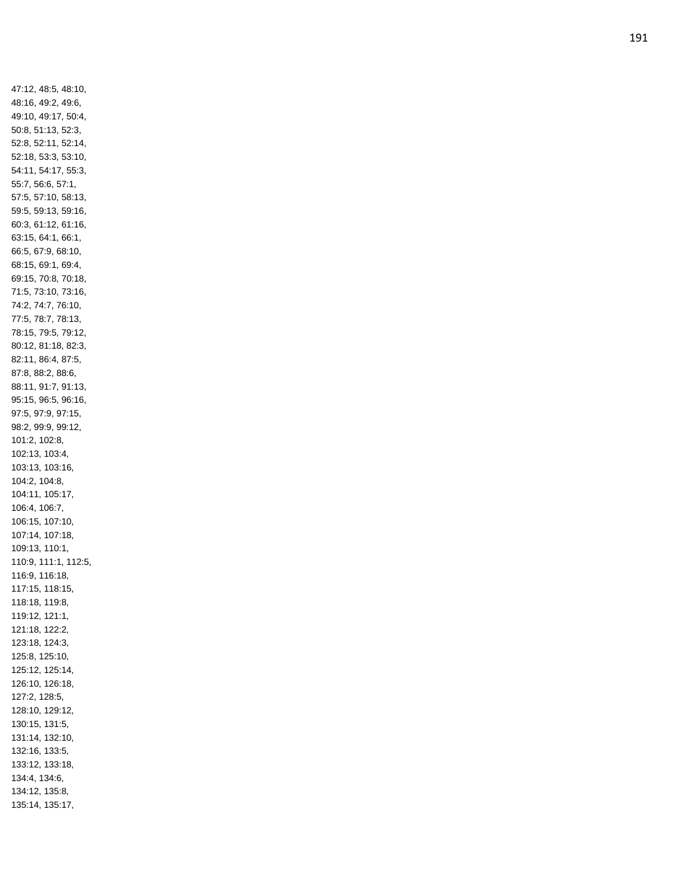47:12, 48:5, 48:10,
48:16, 49:2, 49:6,
49:10, 49:17, 50:4,
50:8, 51:13, 52:3,
52:8, 52:11, 52:14,
52:18, 53:3, 53:10,
54:11, 54:17, 55:3,
55:7, 56:6, 57:1,
57:5, 57:10, 58:13,
59:5, 59:13, 59:16,
60:3, 61:12, 61:16,
63:15, 64:1, 66:1,
66:5, 67:9, 68:10,
68:15, 69:1, 69:4,
69:15, 70:8, 70:18,
71:5, 73:10, 73:16,
74:2, 74:7, 76:10,
77:5, 78:7, 78:13,
78:15, 79:5, 79:12,
80:12, 81:18, 82:3,
82:11, 86:4, 87:5,
87:8, 88:2, 88:6,
88:11, 91:7, 91:13,
95:15, 96:5, 96:16,
97:5, 97:9, 97:15,
98:2, 99:9, 99:12,
101:2, 102:8,
102:13, 103:4,
103:13, 103:16,
104:2, 104:8,
104:11, 105:17,
106:4, 106:7,
106:15, 107:10,
107:14, 107:18,
109:13, 110:1,
110:9, 111:1, 112:5,
116:9, 116:18,
117:15, 118:15,
118:18, 119:8,
119:12, 121:1,
121:18, 122:2,
123:18, 124:3,
125:8, 125:10,
125:12, 125:14,
126:10, 126:18,
127:2, 128:5,
128:10, 129:12,
130:15, 131:5,
131:14, 132:10,
132:16, 133:5,
133:12, 133:18,
134:4, 134:6,
134:12, 135:8,
135:14, 135:17,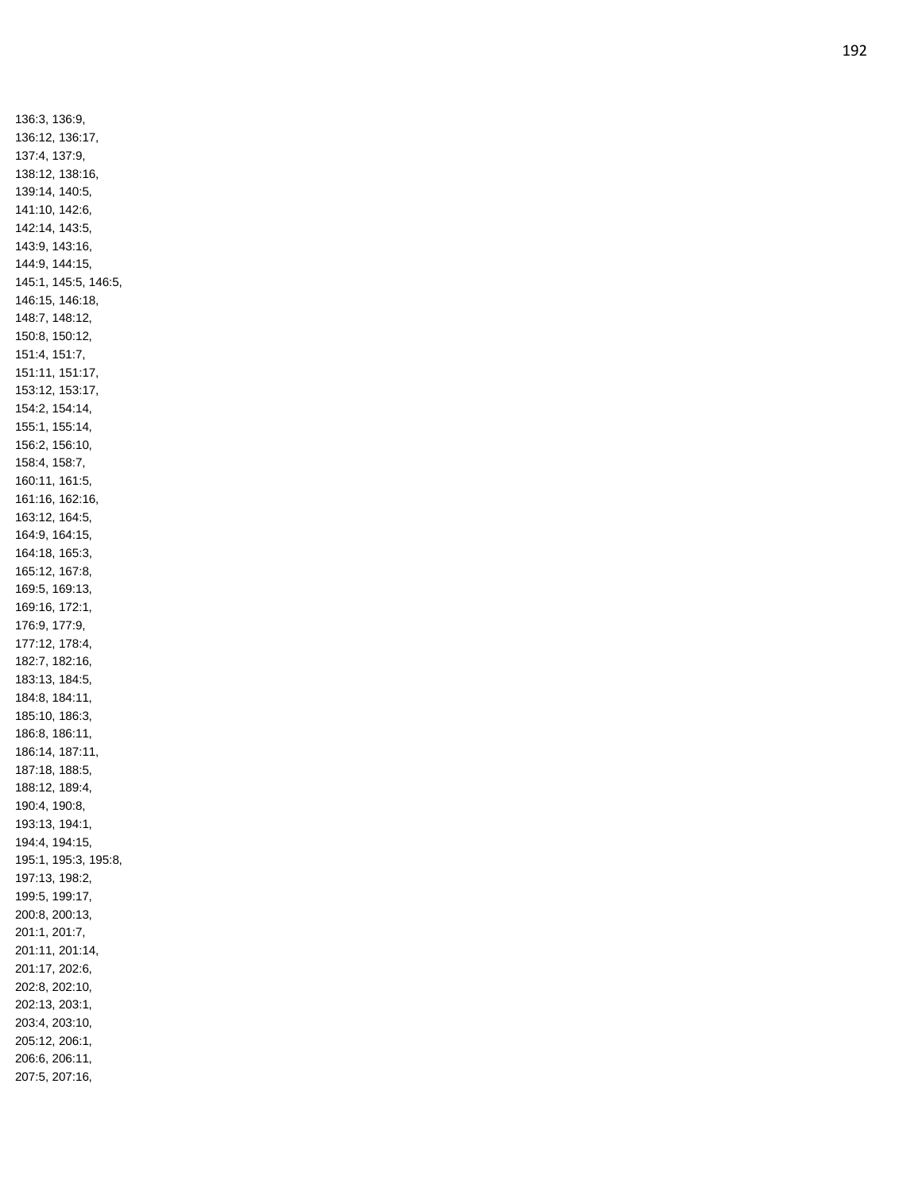136:3, 136:9,
136:12, 136:17,
137:4, 137:9,
138:12, 138:16,
139:14, 140:5,
141:10, 142:6,
142:14, 143:5,
143:9, 143:16,
144:9, 144:15,
145:1, 145:5, 146:5,
146:15, 146:18,
148:7, 148:12,
150:8, 150:12,
151:4, 151:7,
151:11, 151:17,
153:12, 153:17,
154:2, 154:14,
155:1, 155:14,
156:2, 156:10,
158:4, 158:7,
160:11, 161:5,
161:16, 162:16,
163:12, 164:5,
164:9, 164:15,
164:18, 165:3,
165:12, 167:8,
169:5, 169:13,
169:16, 172:1,
176:9, 177:9,
177:12, 178:4,
182:7, 182:16,
183:13, 184:5,
184:8, 184:11,
185:10, 186:3,
186:8, 186:11,
186:14, 187:11,
187:18, 188:5,
188:12, 189:4,
190:4, 190:8,
193:13, 194:1,
194:4, 194:15,
195:1, 195:3, 195:8,
197:13, 198:2,
199:5, 199:17,
200:8, 200:13,
201:1, 201:7,
201:11, 201:14,
201:17, 202:6,
202:8, 202:10,
202:13, 203:1,
203:4, 203:10,
205:12, 206:1,
206:6, 206:11,
207:5, 207:16,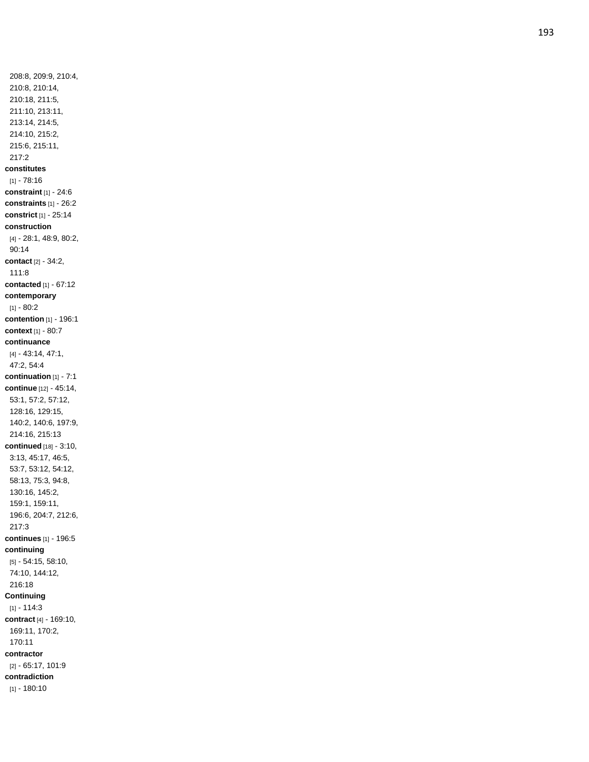208:8, 209:9, 210:4, 210:8, 210:14, 210:18, 211:5, 211:10, 213:11, 213:14, 214:5, 214:10, 215:2, 215:6, 215:11, 217:2

**constitutes** [1] - 78:16

**constraint** [1] - 24:6

**constraints** [1] - 26:2

**constrict** [1] - 25:14

**construction** [4] - 28:1, 48:9, 80:2, 90:14

**contact** [2] - 34:2, 111:8

**contacted** [1] - 67:12

**contemporary** [1] - 80:2

**contention** [1] - 196:1

**context** [1] - 80:7

**continuance** [4] - 43:14, 47:1, 47:2, 54:4

**continuation** [1] - 7:1

**continue** [12] - 45:14, 53:1, 57:2, 57:12, 128:16, 129:15, 140:2, 140:6, 197:9, 214:16, 215:13

**continued** [18] - 3:10, 3:13, 45:17, 46:5, 53:7, 53:12, 54:12, 58:13, 75:3, 94:8, 130:16, 145:2, 159:1, 159:11, 196:6, 204:7, 212:6, 217:3

**continues** [1] - 196:5

**continuing** [5] - 54:15, 58:10, 74:10, 144:12, 216:18

**Continuing** [1] - 114:3

**contract** [4] - 169:10, 169:11, 170:2, 170:11

**contractor** [2] - 65:17, 101:9

**contradiction** [1] - 180:10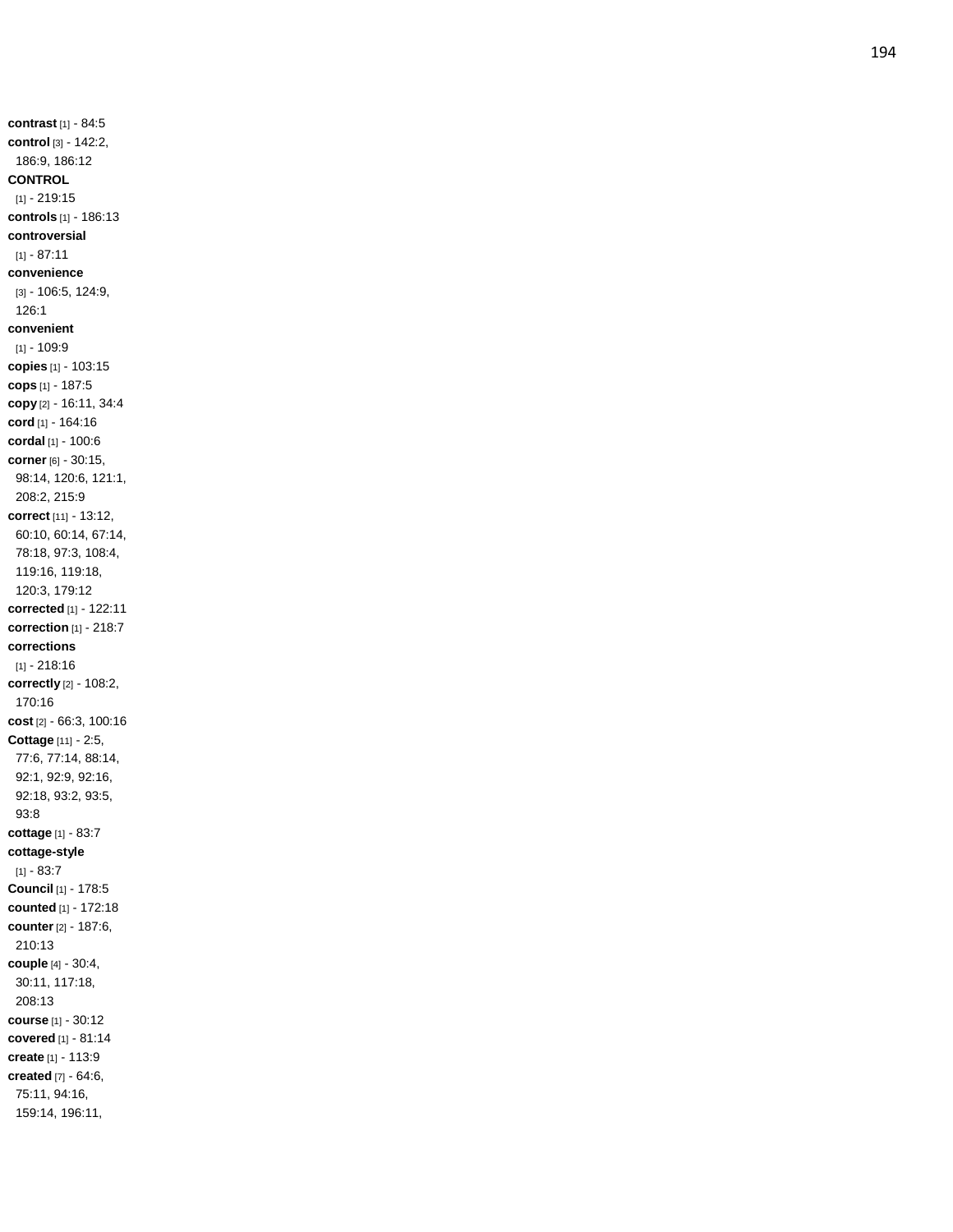**contrast** [1] - 84:5
**control** [3] - 142:2, 186:9, 186:12
**CONTROL** [1] - 219:15
**controls** [1] - 186:13
**controversial** [1] - 87:11
**convenience** [3] - 106:5, 124:9, 126:1
**convenient** [1] - 109:9
**copies** [1] - 103:15
**cops** [1] - 187:5
**copy** [2] - 16:11, 34:4
**cord** [1] - 164:16
**cordal** [1] - 100:6
**corner** [6] - 30:15, 98:14, 120:6, 121:1, 208:2, 215:9
**correct** [11] - 13:12, 60:10, 60:14, 67:14, 78:18, 97:3, 108:4, 119:16, 119:18, 120:3, 179:12
**corrected** [1] - 122:11
**correction** [1] - 218:7
**corrections** [1] - 218:16
**correctly** [2] - 108:2, 170:16
**cost** [2] - 66:3, 100:16
**Cottage** [11] - 2:5, 77:6, 77:14, 88:14, 92:1, 92:9, 92:16, 92:18, 93:2, 93:5, 93:8
**cottage** [1] - 83:7
**cottage-style** [1] - 83:7
**Council** [1] - 178:5
**counted** [1] - 172:18
**counter** [2] - 187:6, 210:13
**couple** [4] - 30:4, 30:11, 117:18, 208:13
**course** [1] - 30:12
**covered** [1] - 81:14
**create** [1] - 113:9
**created** [7] - 64:6, 75:11, 94:16, 159:14, 196:11,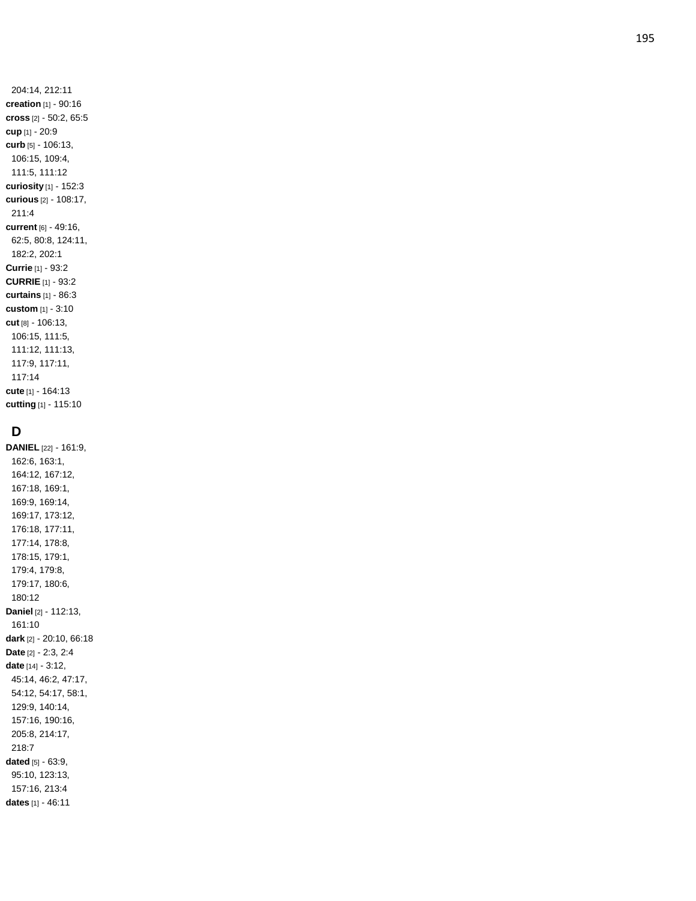204:14, 212:11

**creation** [1] - 90:16

**cross** [2] - 50:2, 65:5

**cup** [1] - 20:9

**curb** [5] - 106:13, 106:15, 109:4, 111:5, 111:12

**curiosity** [1] - 152:3

**curious** [2] - 108:17, 211:4

**current** [6] - 49:16, 62:5, 80:8, 124:11, 182:2, 202:1

**Currie** [1] - 93:2

**CURRIE** [1] - 93:2

**curtains** [1] - 86:3

**custom** [1] - 3:10

**cut** [8] - 106:13, 106:15, 111:5, 111:12, 111:13, 117:9, 117:11, 117:14

**cute** [1] - 164:13

**cutting** [1] - 115:10

## D

**DANIEL** [22] - 161:9, 162:6, 163:1, 164:12, 167:12, 167:18, 169:1, 169:9, 169:14, 169:17, 173:12, 176:18, 177:11, 177:14, 178:8, 178:15, 179:1, 179:4, 179:8, 179:17, 180:6, 180:12

**Daniel** [2] - 112:13, 161:10

**dark** [2] - 20:10, 66:18

**Date** [2] - 2:3, 2:4

**date** [14] - 3:12, 45:14, 46:2, 47:17, 54:12, 54:17, 58:1, 129:9, 140:14, 157:16, 190:16, 205:8, 214:17, 218:7

**dated** [5] - 63:9, 95:10, 123:13, 157:16, 213:4

**dates** [1] - 46:11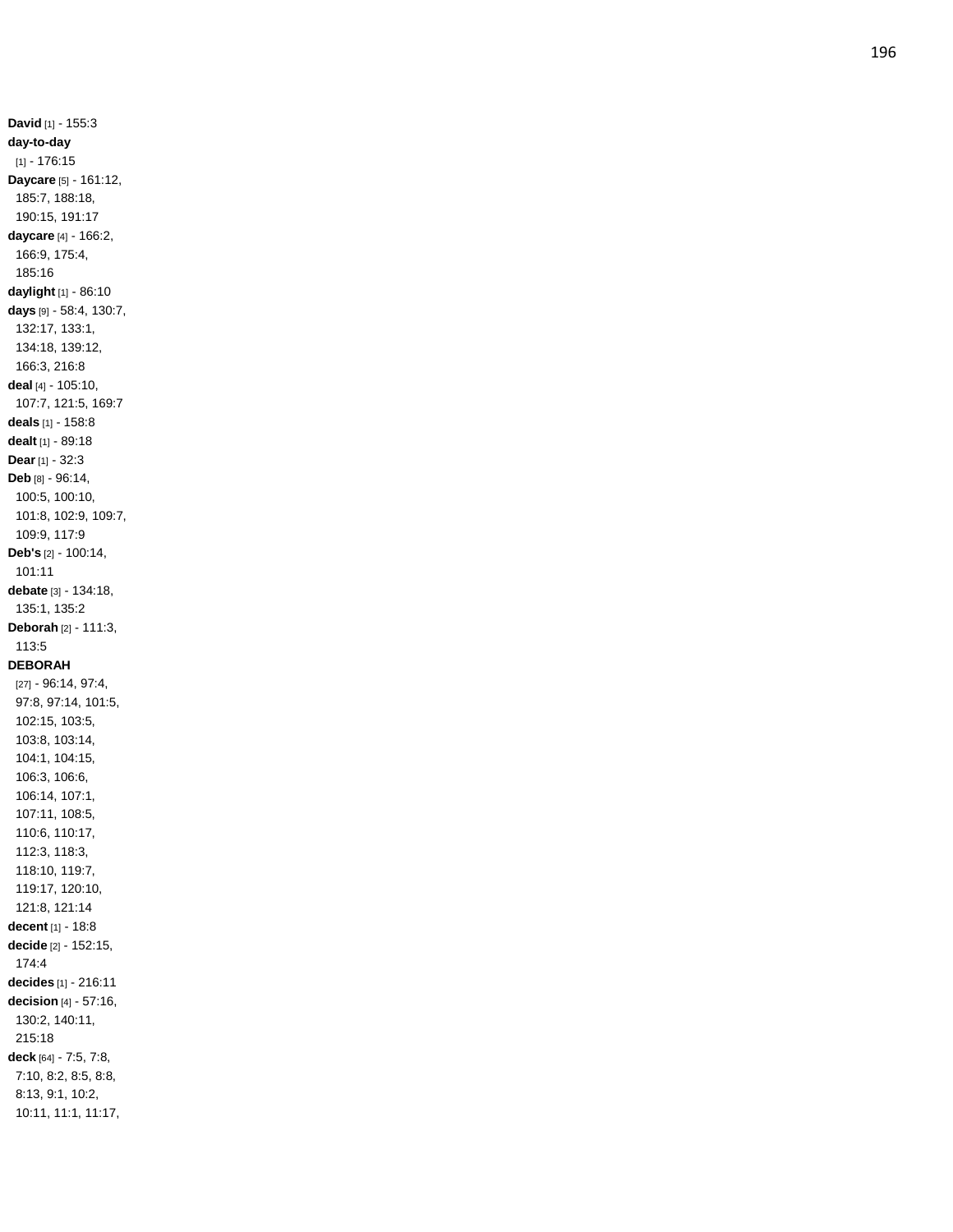**David** [1] - 155:3
**day-to-day** [1] - 176:15
**Daycare** [5] - 161:12, 185:7, 188:18, 190:15, 191:17
**daycare** [4] - 166:2, 166:9, 175:4, 185:16
**daylight** [1] - 86:10
**days** [9] - 58:4, 130:7, 132:17, 133:1, 134:18, 139:12, 166:3, 216:8
**deal** [4] - 105:10, 107:7, 121:5, 169:7
**deals** [1] - 158:8
**dealt** [1] - 89:18
**Dear** [1] - 32:3
**Deb** [8] - 96:14, 100:5, 100:10, 101:8, 102:9, 109:7, 109:9, 117:9
**Deb's** [2] - 100:14, 101:11
**debate** [3] - 134:18, 135:1, 135:2
**Deborah** [2] - 111:3, 113:5
**DEBORAH** [27] - 96:14, 97:4, 97:8, 97:14, 101:5, 102:15, 103:5, 103:8, 103:14, 104:1, 104:15, 106:3, 106:6, 106:14, 107:1, 107:11, 108:5, 110:6, 110:17, 112:3, 118:3, 118:10, 119:7, 119:17, 120:10, 121:8, 121:14
**decent** [1] - 18:8
**decide** [2] - 152:15, 174:4
**decides** [1] - 216:11
**decision** [4] - 57:16, 130:2, 140:11, 215:18
**deck** [64] - 7:5, 7:8, 7:10, 8:2, 8:5, 8:8, 8:13, 9:1, 10:2, 10:11, 11:1, 11:17,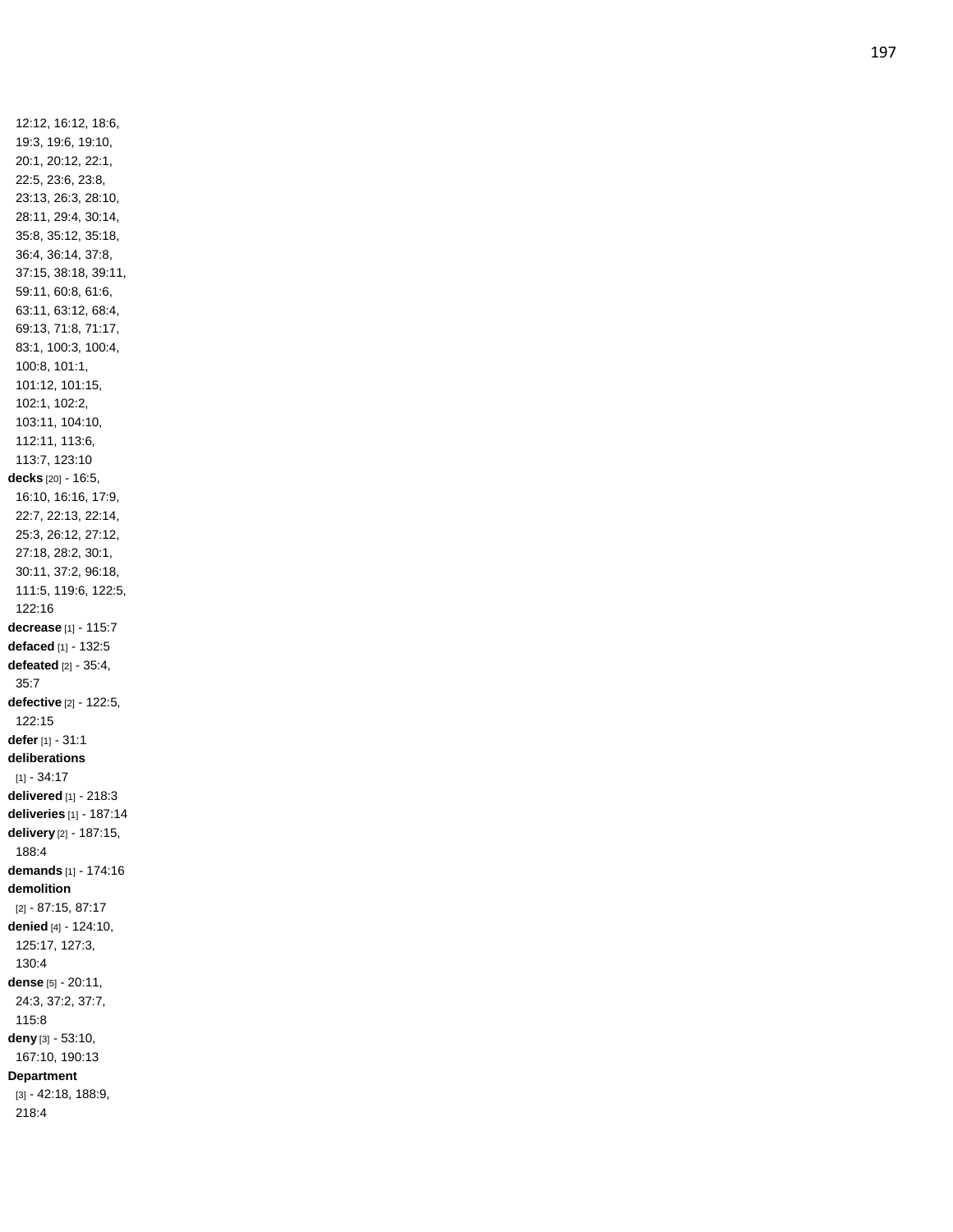12:12, 16:12, 18:6, 19:3, 19:6, 19:10, 20:1, 20:12, 22:1, 22:5, 23:6, 23:8, 23:13, 26:3, 28:10, 28:11, 29:4, 30:14, 35:8, 35:12, 35:18, 36:4, 36:14, 37:8, 37:15, 38:18, 39:11, 59:11, 60:8, 61:6, 63:11, 63:12, 68:4, 69:13, 71:8, 71:17, 83:1, 100:3, 100:4, 100:8, 101:1, 101:12, 101:15, 102:1, 102:2, 103:11, 104:10, 112:11, 113:6, 113:7, 123:10

**decks** [20] - 16:5, 16:10, 16:16, 17:9, 22:7, 22:13, 22:14, 25:3, 26:12, 27:12, 27:18, 28:2, 30:1, 30:11, 37:2, 96:18, 111:5, 119:6, 122:5, 122:16

**decrease** [1] - 115:7

**defaced** [1] - 132:5

**defeated** [2] - 35:4, 35:7

**defective** [2] - 122:5, 122:15

**defer** [1] - 31:1

**deliberations** [1] - 34:17

**delivered** [1] - 218:3

**deliveries** [1] - 187:14

**delivery** [2] - 187:15, 188:4

**demands** [1] - 174:16

**demolition** [2] - 87:15, 87:17

**denied** [4] - 124:10, 125:17, 127:3, 130:4

**dense** [5] - 20:11, 24:3, 37:2, 37:7, 115:8

**deny** [3] - 53:10, 167:10, 190:13

**Department** [3] - 42:18, 188:9, 218:4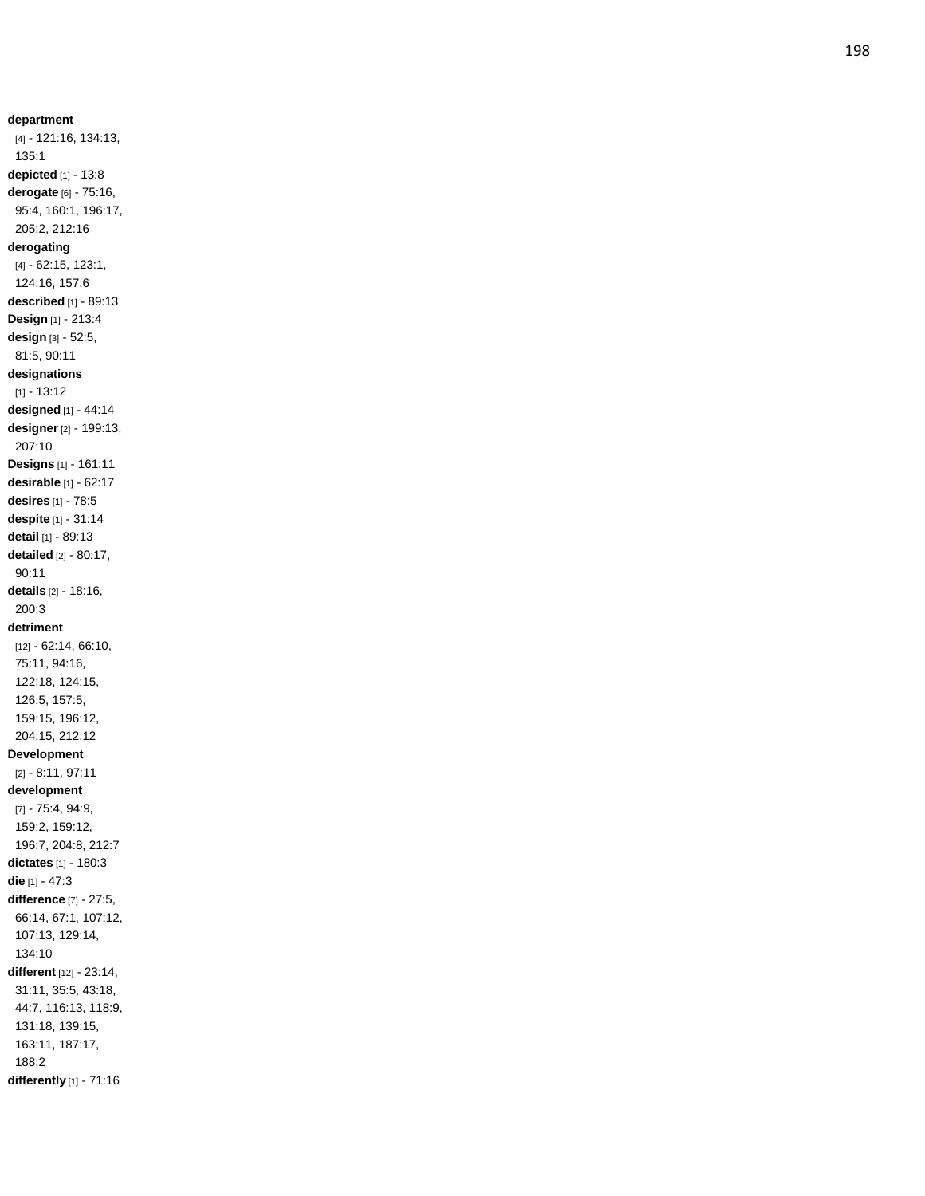**department** [4] - 121:16, 134:13, 135:1
**depicted** [1] - 13:8
**derogate** [6] - 75:16, 95:4, 160:1, 196:17, 205:2, 212:16
**derogating** [4] - 62:15, 123:1, 124:16, 157:6
**described** [1] - 89:13
**Design** [1] - 213:4
**design** [3] - 52:5, 81:5, 90:11
**designations** [1] - 13:12
**designed** [1] - 44:14
**designer** [2] - 199:13, 207:10
**Designs** [1] - 161:11
**desirable** [1] - 62:17
**desires** [1] - 78:5
**despite** [1] - 31:14
**detail** [1] - 89:13
**detailed** [2] - 80:17, 90:11
**details** [2] - 18:16, 200:3
**detriment** [12] - 62:14, 66:10, 75:11, 94:16, 122:18, 124:15, 126:5, 157:5, 159:15, 196:12, 204:15, 212:12
**Development** [2] - 8:11, 97:11
**development** [7] - 75:4, 94:9, 159:2, 159:12, 196:7, 204:8, 212:7
**dictates** [1] - 180:3
**die** [1] - 47:3
**difference** [7] - 27:5, 66:14, 67:1, 107:12, 107:13, 129:14, 134:10
**different** [12] - 23:14, 31:11, 35:5, 43:18, 44:7, 116:13, 118:9, 131:18, 139:15, 163:11, 187:17, 188:2
**differently** [1] - 71:16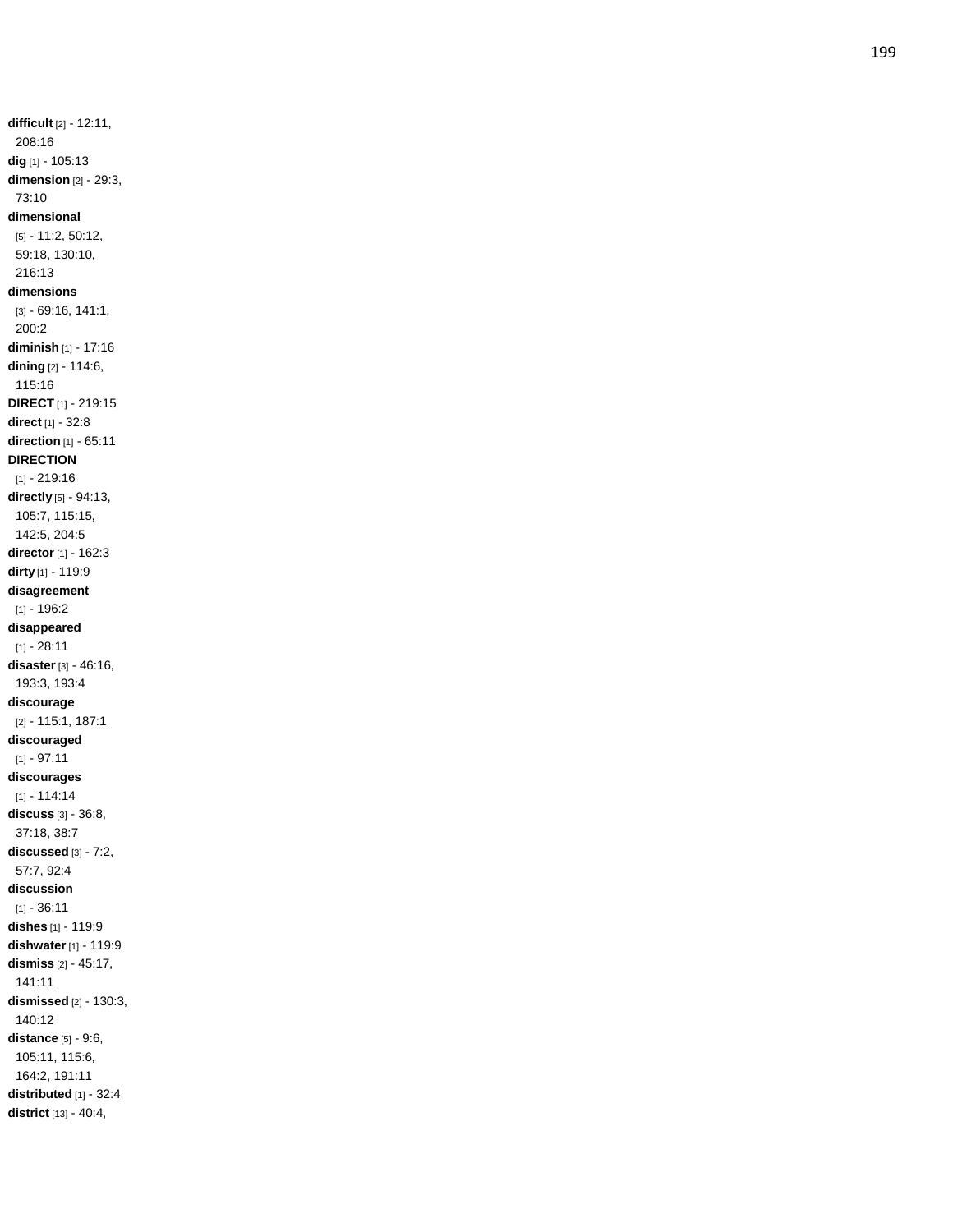**difficult** [2] - 12:11, 208:16
**dig** [1] - 105:13
**dimension** [2] - 29:3, 73:10
**dimensional** [5] - 11:2, 50:12, 59:18, 130:10, 216:13
**dimensions** [3] - 69:16, 141:1, 200:2
**diminish** [1] - 17:16
**dining** [2] - 114:6, 115:16
**DIRECT** [1] - 219:15
**direct** [1] - 32:8
**direction** [1] - 65:11
**DIRECTION** [1] - 219:16
**directly** [5] - 94:13, 105:7, 115:15, 142:5, 204:5
**director** [1] - 162:3
**dirty** [1] - 119:9
**disagreement** [1] - 196:2
**disappeared** [1] - 28:11
**disaster** [3] - 46:16, 193:3, 193:4
**discourage** [2] - 115:1, 187:1
**discouraged** [1] - 97:11
**discourages** [1] - 114:14
**discuss** [3] - 36:8, 37:18, 38:7
**discussed** [3] - 7:2, 57:7, 92:4
**discussion** [1] - 36:11
**dishes** [1] - 119:9
**dishwater** [1] - 119:9
**dismiss** [2] - 45:17, 141:11
**dismissed** [2] - 130:3, 140:12
**distance** [5] - 9:6, 105:11, 115:6, 164:2, 191:11
**distributed** [1] - 32:4
**district** [13] - 40:4,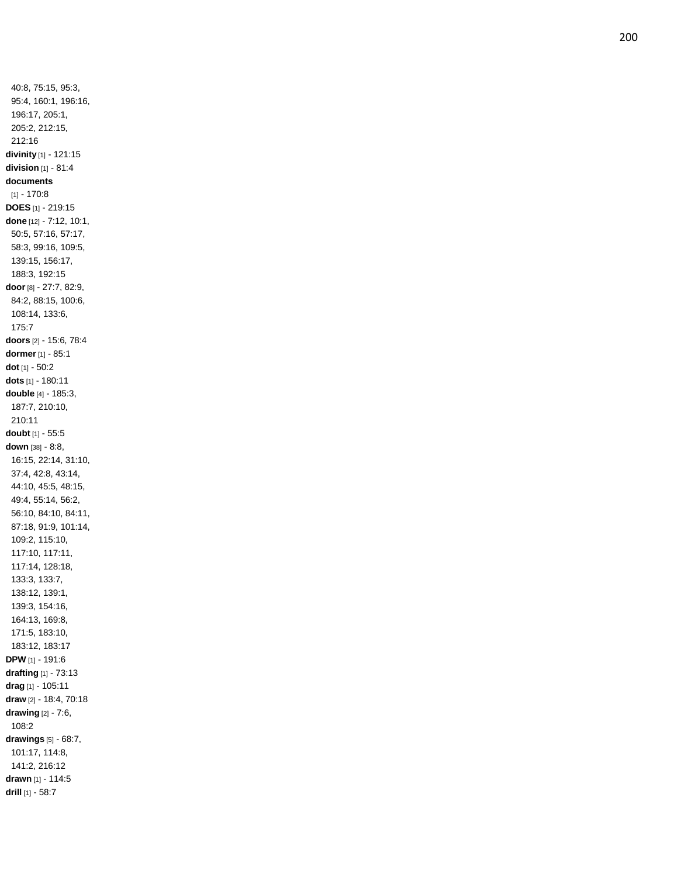40:8, 75:15, 95:3, 95:4, 160:1, 196:16, 196:17, 205:1, 205:2, 212:15, 212:16

**divinity** [1] - 121:15

**division** [1] - 81:4

**documents** [1] - 170:8

**DOES** [1] - 219:15

**done** [12] - 7:12, 10:1, 50:5, 57:16, 57:17, 58:3, 99:16, 109:5, 139:15, 156:17, 188:3, 192:15

**door** [8] - 27:7, 82:9, 84:2, 88:15, 100:6, 108:14, 133:6, 175:7

**doors** [2] - 15:6, 78:4

**dormer** [1] - 85:1

**dot** [1] - 50:2

**dots** [1] - 180:11

**double** [4] - 185:3, 187:7, 210:10, 210:11

**doubt** [1] - 55:5

**down** [38] - 8:8, 16:15, 22:14, 31:10, 37:4, 42:8, 43:14, 44:10, 45:5, 48:15, 49:4, 55:14, 56:2, 56:10, 84:10, 84:11, 87:18, 91:9, 101:14, 109:2, 115:10, 117:10, 117:11, 117:14, 128:18, 133:3, 133:7, 138:12, 139:1, 139:3, 154:16, 164:13, 169:8, 171:5, 183:10, 183:12, 183:17

**DPW** [1] - 191:6

**drafting** [1] - 73:13

**drag** [1] - 105:11

**draw** [2] - 18:4, 70:18

**drawing** [2] - 7:6, 108:2

**drawings** [5] - 68:7, 101:17, 114:8, 141:2, 216:12

**drawn** [1] - 114:5

**drill** [1] - 58:7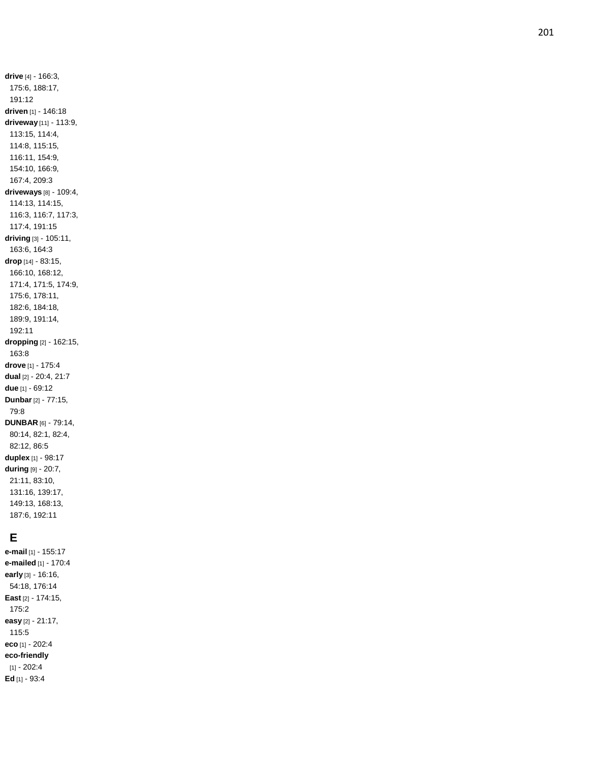**drive** [4] - 166:3, 175:6, 188:17, 191:12
**driven** [1] - 146:18
**driveway** [11] - 113:9, 113:15, 114:4, 114:8, 115:15, 116:11, 154:9, 154:10, 166:9, 167:4, 209:3
**driveways** [8] - 109:4, 114:13, 114:15, 116:3, 116:7, 117:3, 117:4, 191:15
**driving** [3] - 105:11, 163:6, 164:3
**drop** [14] - 83:15, 166:10, 168:12, 171:4, 171:5, 174:9, 175:6, 178:11, 182:6, 184:18, 189:9, 191:14, 192:11
**dropping** [2] - 162:15, 163:8
**drove** [1] - 175:4
**dual** [2] - 20:4, 21:7
**due** [1] - 69:12
**Dunbar** [2] - 77:15, 79:8
**DUNBAR** [6] - 79:14, 80:14, 82:1, 82:4, 82:12, 86:5
**duplex** [1] - 98:17
**during** [9] - 20:7, 21:11, 83:10, 131:16, 139:17, 149:13, 168:13, 187:6, 192:11

## E

**e-mail** [1] - 155:17
**e-mailed** [1] - 170:4
**early** [3] - 16:16, 54:18, 176:14
**East** [2] - 174:15, 175:2
**easy** [2] - 21:17, 115:5
**eco** [1] - 202:4
**eco-friendly** [1] - 202:4
**Ed** [1] - 93:4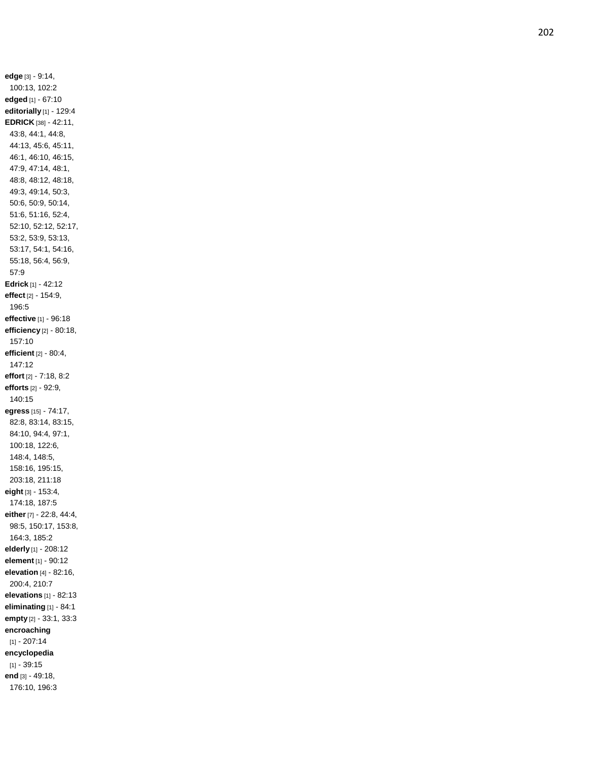**edge** [3] - 9:14, 100:13, 102:2
**edged** [1] - 67:10
**editorially** [1] - 129:4
**EDRICK** [38] - 42:11, 43:8, 44:1, 44:8, 44:13, 45:6, 45:11, 46:1, 46:10, 46:15, 47:9, 47:14, 48:1, 48:8, 48:12, 48:18, 49:3, 49:14, 50:3, 50:6, 50:9, 50:14, 51:6, 51:16, 52:4, 52:10, 52:12, 52:17, 53:2, 53:9, 53:13, 53:17, 54:1, 54:16, 55:18, 56:4, 56:9, 57:9
**Edrick** [1] - 42:12
**effect** [2] - 154:9, 196:5
**effective** [1] - 96:18
**efficiency** [2] - 80:18, 157:10
**efficient** [2] - 80:4, 147:12
**effort** [2] - 7:18, 8:2
**efforts** [2] - 92:9, 140:15
**egress** [15] - 74:17, 82:8, 83:14, 83:15, 84:10, 94:4, 97:1, 100:18, 122:6, 148:4, 148:5, 158:16, 195:15, 203:18, 211:18
**eight** [3] - 153:4, 174:18, 187:5
**either** [7] - 22:8, 44:4, 98:5, 150:17, 153:8, 164:3, 185:2
**elderly** [1] - 208:12
**element** [1] - 90:12
**elevation** [4] - 82:16, 200:4, 210:7
**elevations** [1] - 82:13
**eliminating** [1] - 84:1
**empty** [2] - 33:1, 33:3
**encroaching** [1] - 207:14
**encyclopedia** [1] - 39:15
**end** [3] - 49:18, 176:10, 196:3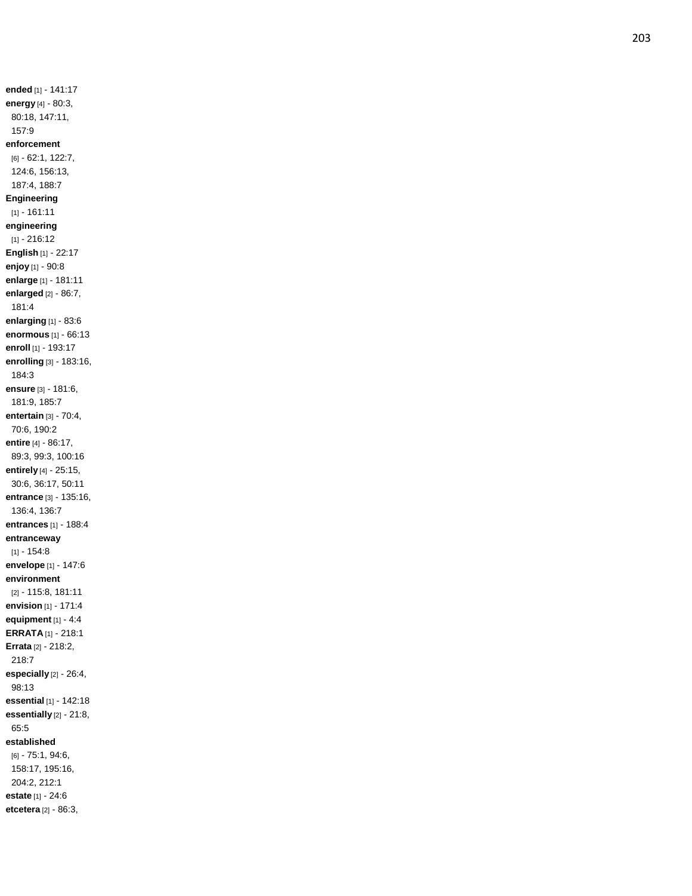**ended** [1] - 141:17
**energy** [4] - 80:3, 80:18, 147:11, 157:9
**enforcement** [6] - 62:1, 122:7, 124:6, 156:13, 187:4, 188:7
**Engineering** [1] - 161:11
**engineering** [1] - 216:12
**English** [1] - 22:17
**enjoy** [1] - 90:8
**enlarge** [1] - 181:11
**enlarged** [2] - 86:7, 181:4
**enlarging** [1] - 83:6
**enormous** [1] - 66:13
**enroll** [1] - 193:17
**enrolling** [3] - 183:16, 184:3
**ensure** [3] - 181:6, 181:9, 185:7
**entertain** [3] - 70:4, 70:6, 190:2
**entire** [4] - 86:17, 89:3, 99:3, 100:16
**entirely** [4] - 25:15, 30:6, 36:17, 50:11
**entrance** [3] - 135:16, 136:4, 136:7
**entrances** [1] - 188:4
**entranceway** [1] - 154:8
**envelope** [1] - 147:6
**environment** [2] - 115:8, 181:11
**envision** [1] - 171:4
**equipment** [1] - 4:4
**ERRATA** [1] - 218:1
**Errata** [2] - 218:2, 218:7
**especially** [2] - 26:4, 98:13
**essential** [1] - 142:18
**essentially** [2] - 21:8, 65:5
**established** [6] - 75:1, 94:6, 158:17, 195:16, 204:2, 212:1
**estate** [1] - 24:6
**etcetera** [2] - 86:3,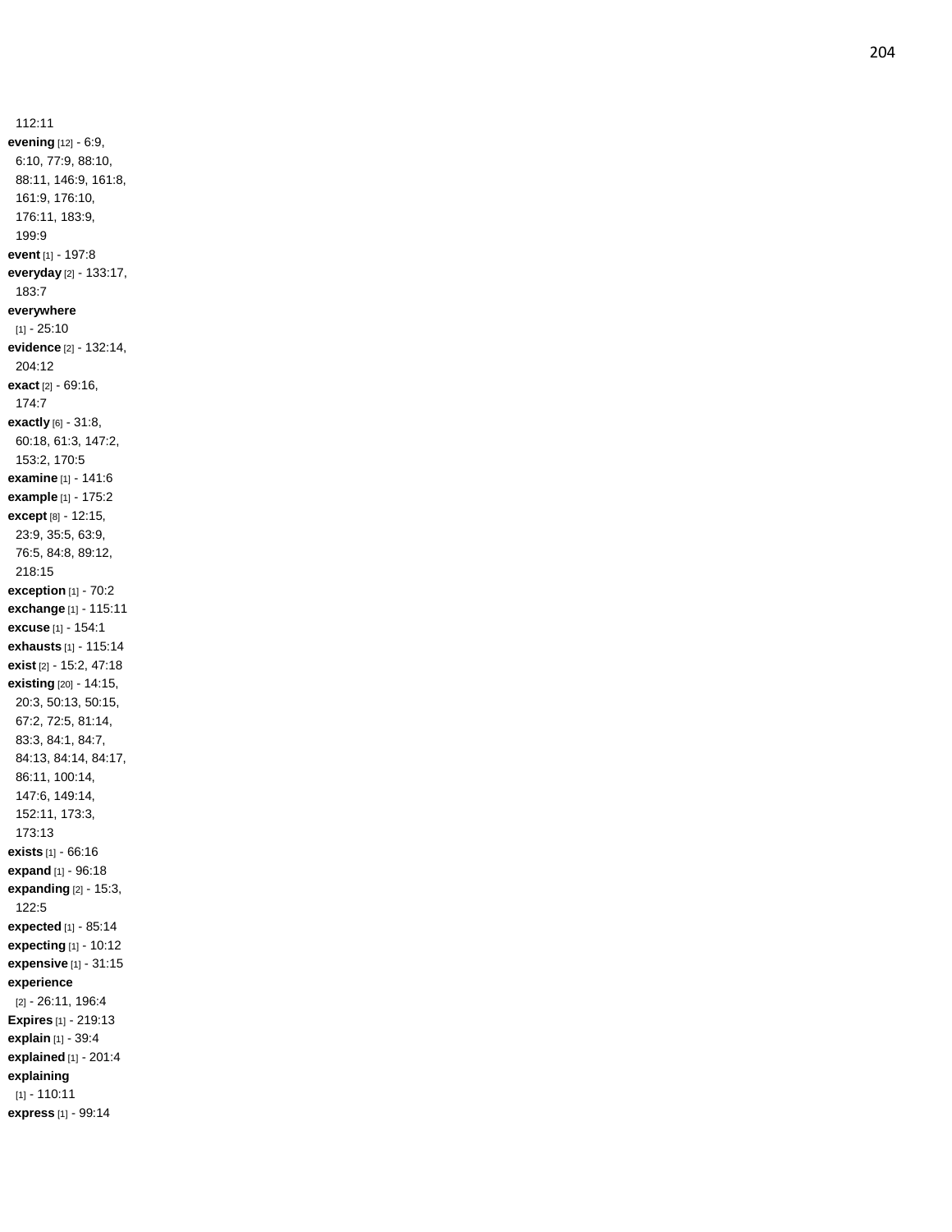112:11

**evening** [12] - 6:9, 6:10, 77:9, 88:10, 88:11, 146:9, 161:8, 161:9, 176:10, 176:11, 183:9, 199:9

**event** [1] - 197:8

**everyday** [2] - 133:17, 183:7

**everywhere** [1] - 25:10

**evidence** [2] - 132:14, 204:12

**exact** [2] - 69:16, 174:7

**exactly** [6] - 31:8, 60:18, 61:3, 147:2, 153:2, 170:5

**examine** [1] - 141:6

**example** [1] - 175:2

**except** [8] - 12:15, 23:9, 35:5, 63:9, 76:5, 84:8, 89:12, 218:15

**exception** [1] - 70:2

**exchange** [1] - 115:11

**excuse** [1] - 154:1

**exhausts** [1] - 115:14

**exist** [2] - 15:2, 47:18

**existing** [20] - 14:15, 20:3, 50:13, 50:15, 67:2, 72:5, 81:14, 83:3, 84:1, 84:7, 84:13, 84:14, 84:17, 86:11, 100:14, 147:6, 149:14, 152:11, 173:3, 173:13

**exists** [1] - 66:16

**expand** [1] - 96:18

**expanding** [2] - 15:3, 122:5

**expected** [1] - 85:14

**expecting** [1] - 10:12

**expensive** [1] - 31:15

**experience** [2] - 26:11, 196:4

**Expires** [1] - 219:13

**explain** [1] - 39:4

**explained** [1] - 201:4

**explaining** [1] - 110:11

**express** [1] - 99:14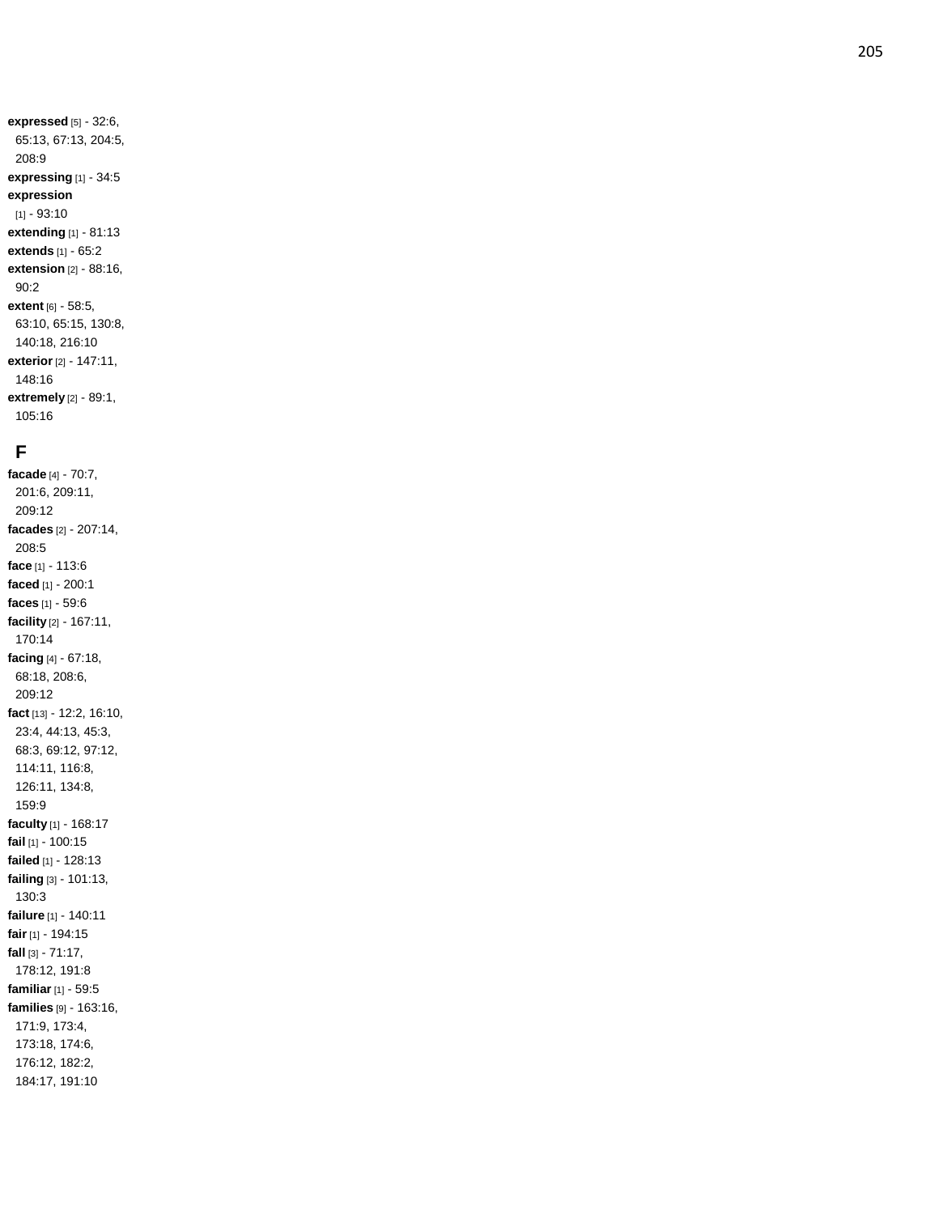**expressed** [5] - 32:6, 65:13, 67:13, 204:5, 208:9
**expressing** [1] - 34:5
**expression** [1] - 93:10
**extending** [1] - 81:13
**extends** [1] - 65:2
**extension** [2] - 88:16, 90:2
**extent** [6] - 58:5, 63:10, 65:15, 130:8, 140:18, 216:10
**exterior** [2] - 147:11, 148:16
**extremely** [2] - 89:1, 105:16

## F

**facade** [4] - 70:7, 201:6, 209:11, 209:12
**facades** [2] - 207:14, 208:5
**face** [1] - 113:6
**faced** [1] - 200:1
**faces** [1] - 59:6
**facility** [2] - 167:11, 170:14
**facing** [4] - 67:18, 68:18, 208:6, 209:12
**fact** [13] - 12:2, 16:10, 23:4, 44:13, 45:3, 68:3, 69:12, 97:12, 114:11, 116:8, 126:11, 134:8, 159:9
**faculty** [1] - 168:17
**fail** [1] - 100:15
**failed** [1] - 128:13
**failing** [3] - 101:13, 130:3
**failure** [1] - 140:11
**fair** [1] - 194:15
**fall** [3] - 71:17, 178:12, 191:8
**familiar** [1] - 59:5
**families** [9] - 163:16, 171:9, 173:4, 173:18, 174:6, 176:12, 182:2, 184:17, 191:10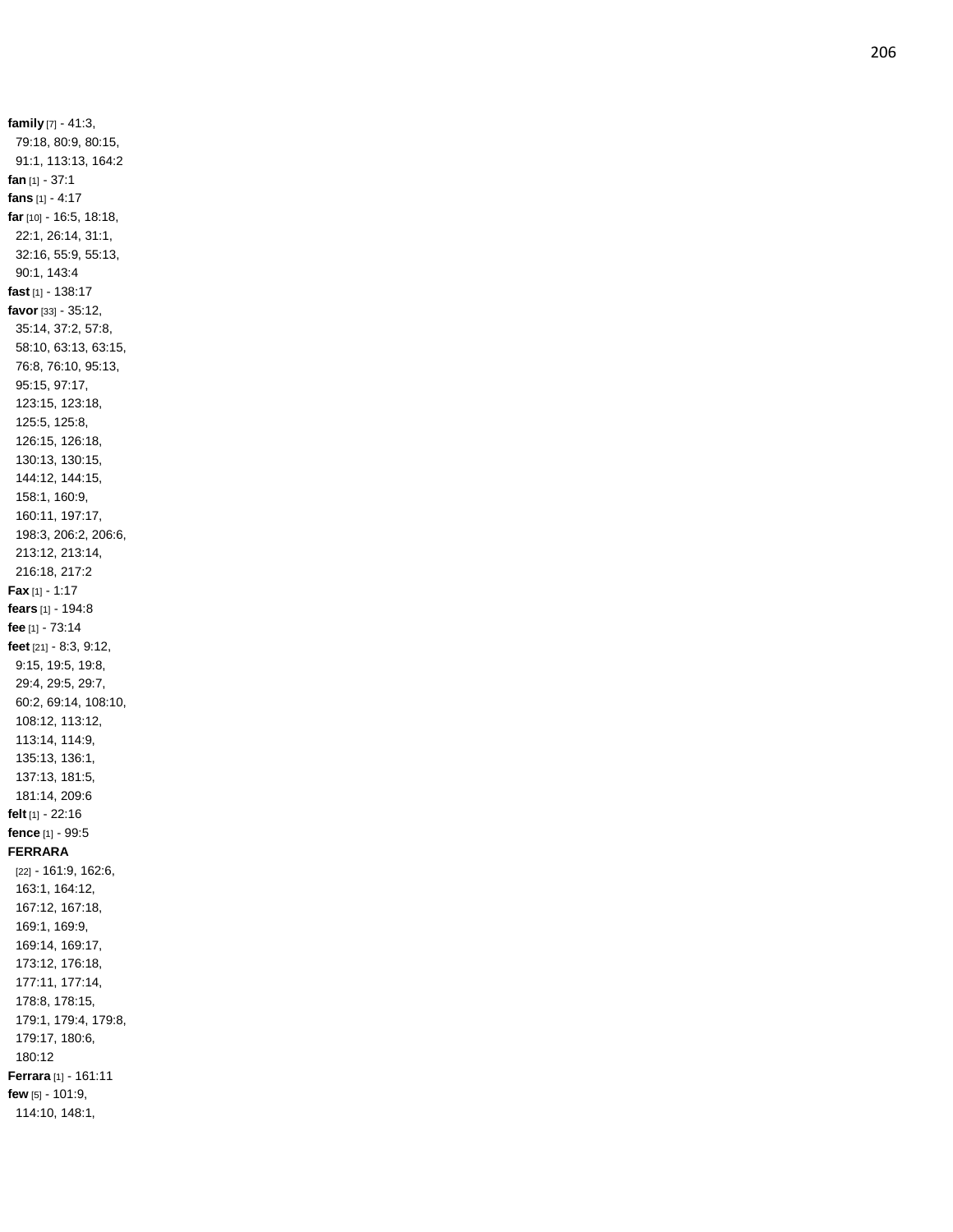**family** [7] - 41:3, 79:18, 80:9, 80:15, 91:1, 113:13, 164:2

**fan** [1] - 37:1

**fans** [1] - 4:17

**far** [10] - 16:5, 18:18, 22:1, 26:14, 31:1, 32:16, 55:9, 55:13, 90:1, 143:4

**fast** [1] - 138:17

**favor** [33] - 35:12, 35:14, 37:2, 57:8, 58:10, 63:13, 63:15, 76:8, 76:10, 95:13, 95:15, 97:17, 123:15, 123:18, 125:5, 125:8, 126:15, 126:18, 130:13, 130:15, 144:12, 144:15, 158:1, 160:9, 160:11, 197:17, 198:3, 206:2, 206:6, 213:12, 213:14, 216:18, 217:2

**Fax** [1] - 1:17

**fears** [1] - 194:8

**fee** [1] - 73:14

**feet** [21] - 8:3, 9:12, 9:15, 19:5, 19:8, 29:4, 29:5, 29:7, 60:2, 69:14, 108:10, 108:12, 113:12, 113:14, 114:9, 135:13, 136:1, 137:13, 181:5, 181:14, 209:6

**felt** [1] - 22:16

**fence** [1] - 99:5

**FERRARA** [22] - 161:9, 162:6, 163:1, 164:12, 167:12, 167:18, 169:1, 169:9, 169:14, 169:17, 173:12, 176:18, 177:11, 177:14, 178:8, 178:15, 179:1, 179:4, 179:8, 179:17, 180:6, 180:12

**Ferrara** [1] - 161:11

**few** [5] - 101:9, 114:10, 148:1,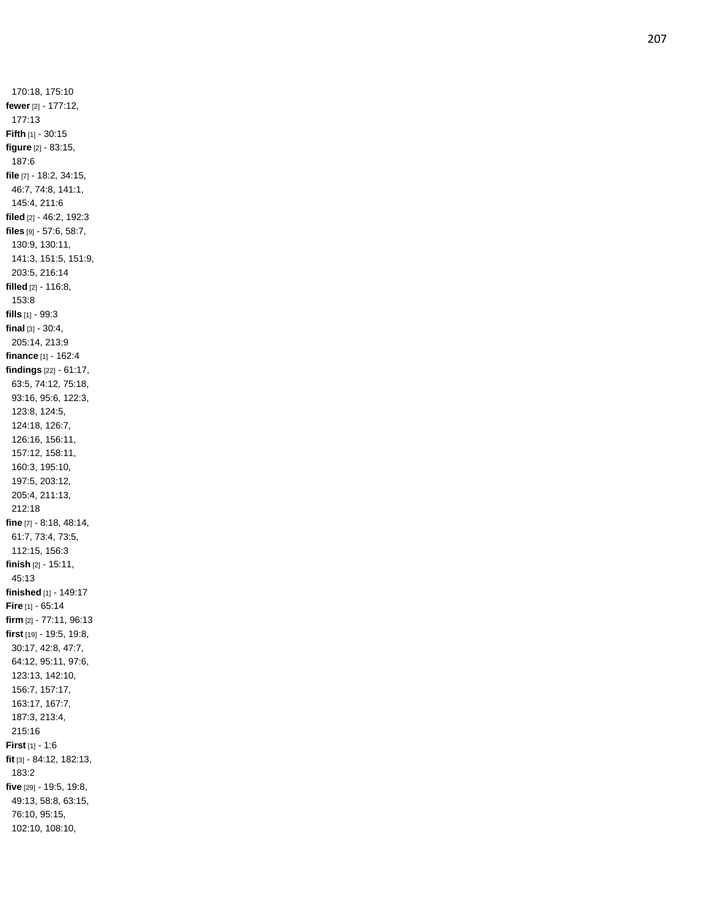170:18, 175:10
**fewer** [2] - 177:12, 177:13
**Fifth** [1] - 30:15
**figure** [2] - 83:15, 187:6
**file** [7] - 18:2, 34:15, 46:7, 74:8, 141:1, 145:4, 211:6
**filed** [2] - 46:2, 192:3
**files** [9] - 57:6, 58:7, 130:9, 130:11, 141:3, 151:5, 151:9, 203:5, 216:14
**filled** [2] - 116:8, 153:8
**fills** [1] - 99:3
**final** [3] - 30:4, 205:14, 213:9
**finance** [1] - 162:4
**findings** [22] - 61:17, 63:5, 74:12, 75:18, 93:16, 95:6, 122:3, 123:8, 124:5, 124:18, 126:7, 126:16, 156:11, 157:12, 158:11, 160:3, 195:10, 197:5, 203:12, 205:4, 211:13, 212:18
**fine** [7] - 8:18, 48:14, 61:7, 73:4, 73:5, 112:15, 156:3
**finish** [2] - 15:11, 45:13
**finished** [1] - 149:17
**Fire** [1] - 65:14
**firm** [2] - 77:11, 96:13
**first** [19] - 19:5, 19:8, 30:17, 42:8, 47:7, 64:12, 95:11, 97:6, 123:13, 142:10, 156:7, 157:17, 163:17, 167:7, 187:3, 213:4, 215:16
**First** [1] - 1:6
**fit** [3] - 84:12, 182:13, 183:2
**five** [29] - 19:5, 19:8, 49:13, 58:8, 63:15, 76:10, 95:15, 102:10, 108:10,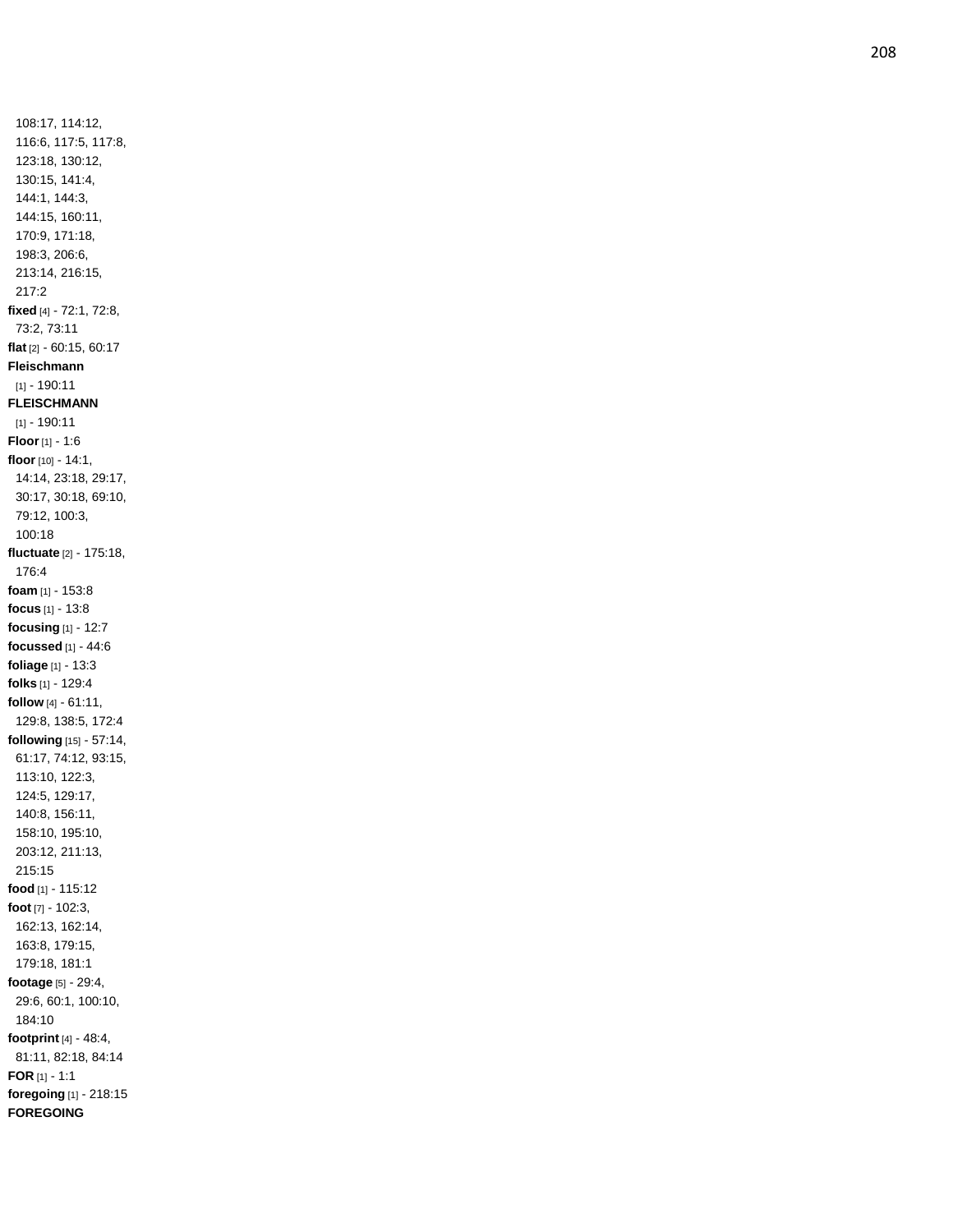108:17, 114:12, 116:6, 117:5, 117:8, 123:18, 130:12, 130:15, 141:4, 144:1, 144:3, 144:15, 160:11, 170:9, 171:18, 198:3, 206:6, 213:14, 216:15, 217:2

**fixed** [4] - 72:1, 72:8, 73:2, 73:11

**flat** [2] - 60:15, 60:17

**Fleischmann** [1] - 190:11

**FLEISCHMANN** [1] - 190:11

**Floor** [1] - 1:6

**floor** [10] - 14:1, 14:14, 23:18, 29:17, 30:17, 30:18, 69:10, 79:12, 100:3, 100:18

**fluctuate** [2] - 175:18, 176:4

**foam** [1] - 153:8

**focus** [1] - 13:8

**focusing** [1] - 12:7

**focussed** [1] - 44:6

**foliage** [1] - 13:3

**folks** [1] - 129:4

**follow** [4] - 61:11, 129:8, 138:5, 172:4

**following** [15] - 57:14, 61:17, 74:12, 93:15, 113:10, 122:3, 124:5, 129:17, 140:8, 156:11, 158:10, 195:10, 203:12, 211:13, 215:15

**food** [1] - 115:12

**foot** [7] - 102:3, 162:13, 162:14, 163:8, 179:15, 179:18, 181:1

**footage** [5] - 29:4, 29:6, 60:1, 100:10, 184:10

**footprint** [4] - 48:4, 81:11, 82:18, 84:14

**FOR** [1] - 1:1

**foregoing** [1] - 218:15

**FOREGOING**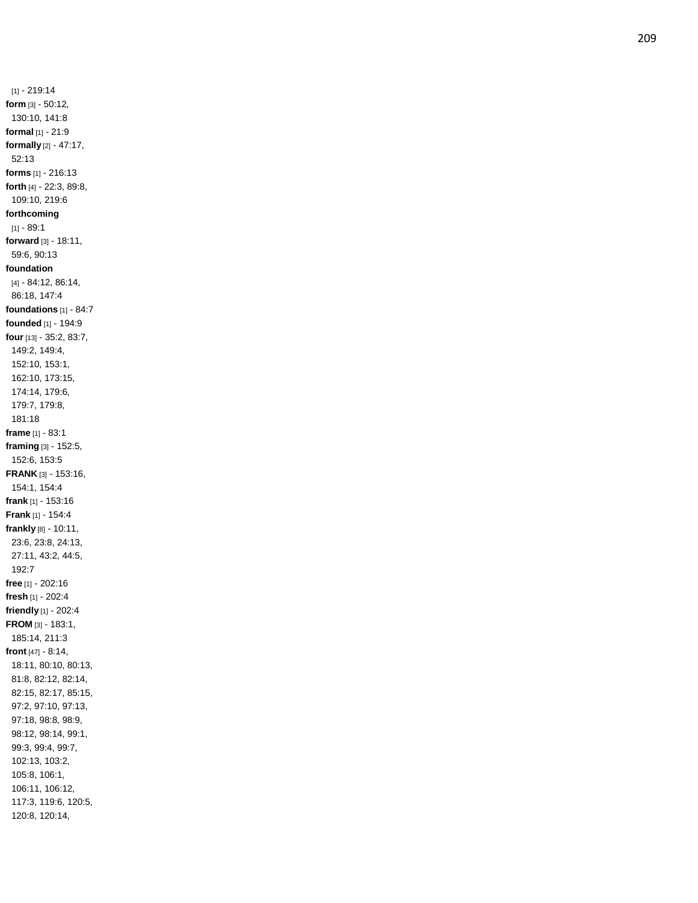[1] - 219:14

**form** [3] - 50:12, 130:10, 141:8

**formal** [1] - 21:9

**formally** [2] - 47:17, 52:13

**forms** [1] - 216:13

**forth** [4] - 22:3, 89:8, 109:10, 219:6

**forthcoming** [1] - 89:1

**forward** [3] - 18:11, 59:6, 90:13

**foundation** [4] - 84:12, 86:14, 86:18, 147:4

**foundations** [1] - 84:7

**founded** [1] - 194:9

**four** [13] - 35:2, 83:7, 149:2, 149:4, 152:10, 153:1, 162:10, 173:15, 174:14, 179:6, 179:7, 179:8, 181:18

**frame** [1] - 83:1

**framing** [3] - 152:5, 152:6, 153:5

**FRANK** [3] - 153:16, 154:1, 154:4

**frank** [1] - 153:16

**Frank** [1] - 154:4

**frankly** [8] - 10:11, 23:6, 23:8, 24:13, 27:11, 43:2, 44:5, 192:7

**free** [1] - 202:16

**fresh** [1] - 202:4

**friendly** [1] - 202:4

**FROM** [3] - 183:1, 185:14, 211:3

**front** [47] - 8:14, 18:11, 80:10, 80:13, 81:8, 82:12, 82:14, 82:15, 82:17, 85:15, 97:2, 97:10, 97:13, 97:18, 98:8, 98:9, 98:12, 98:14, 99:1, 99:3, 99:4, 99:7, 102:13, 103:2, 105:8, 106:1, 106:11, 106:12, 117:3, 119:6, 120:5, 120:8, 120:14,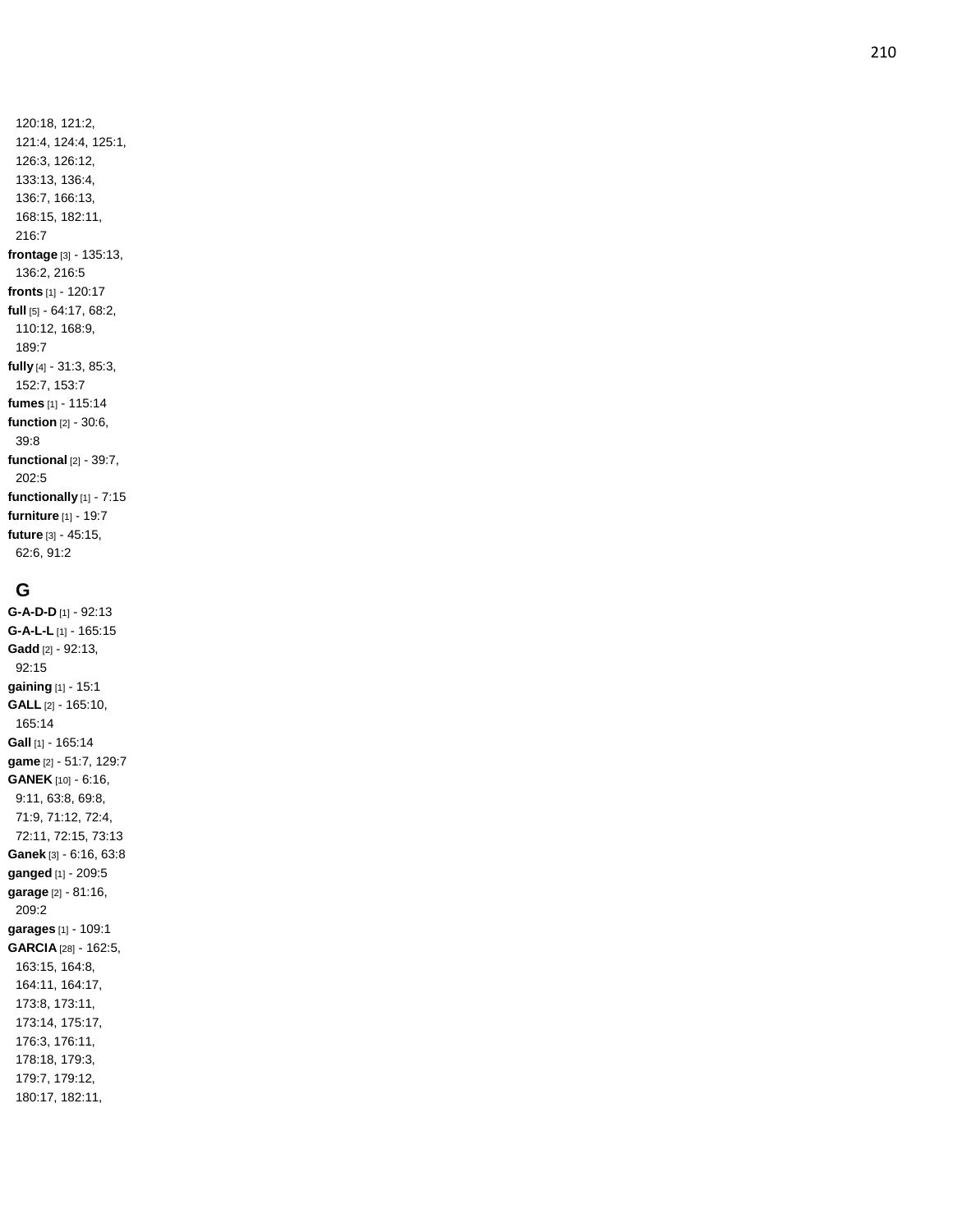120:18, 121:2, 121:4, 124:4, 125:1, 126:3, 126:12, 133:13, 136:4, 136:7, 166:13, 168:15, 182:11, 216:7

**frontage** [3] - 135:13, 136:2, 216:5

**fronts** [1] - 120:17

**full** [5] - 64:17, 68:2, 110:12, 168:9, 189:7

**fully** [4] - 31:3, 85:3, 152:7, 153:7

**fumes** [1] - 115:14

**function** [2] - 30:6, 39:8

**functional** [2] - 39:7, 202:5

**functionally** [1] - 7:15

**furniture** [1] - 19:7

**future** [3] - 45:15, 62:6, 91:2

## G

**G-A-D-D** [1] - 92:13

**G-A-L-L** [1] - 165:15

**Gadd** [2] - 92:13, 92:15

**gaining** [1] - 15:1

**GALL** [2] - 165:10, 165:14

**Gall** [1] - 165:14

**game** [2] - 51:7, 129:7

**GANEK** [10] - 6:16, 9:11, 63:8, 69:8, 71:9, 71:12, 72:4, 72:11, 72:15, 73:13

**Ganek** [3] - 6:16, 63:8

**ganged** [1] - 209:5

**garage** [2] - 81:16, 209:2

**garages** [1] - 109:1

**GARCIA** [28] - 162:5, 163:15, 164:8, 164:11, 164:17, 173:8, 173:11, 173:14, 175:17, 176:3, 176:11, 178:18, 179:3, 179:7, 179:12, 180:17, 182:11,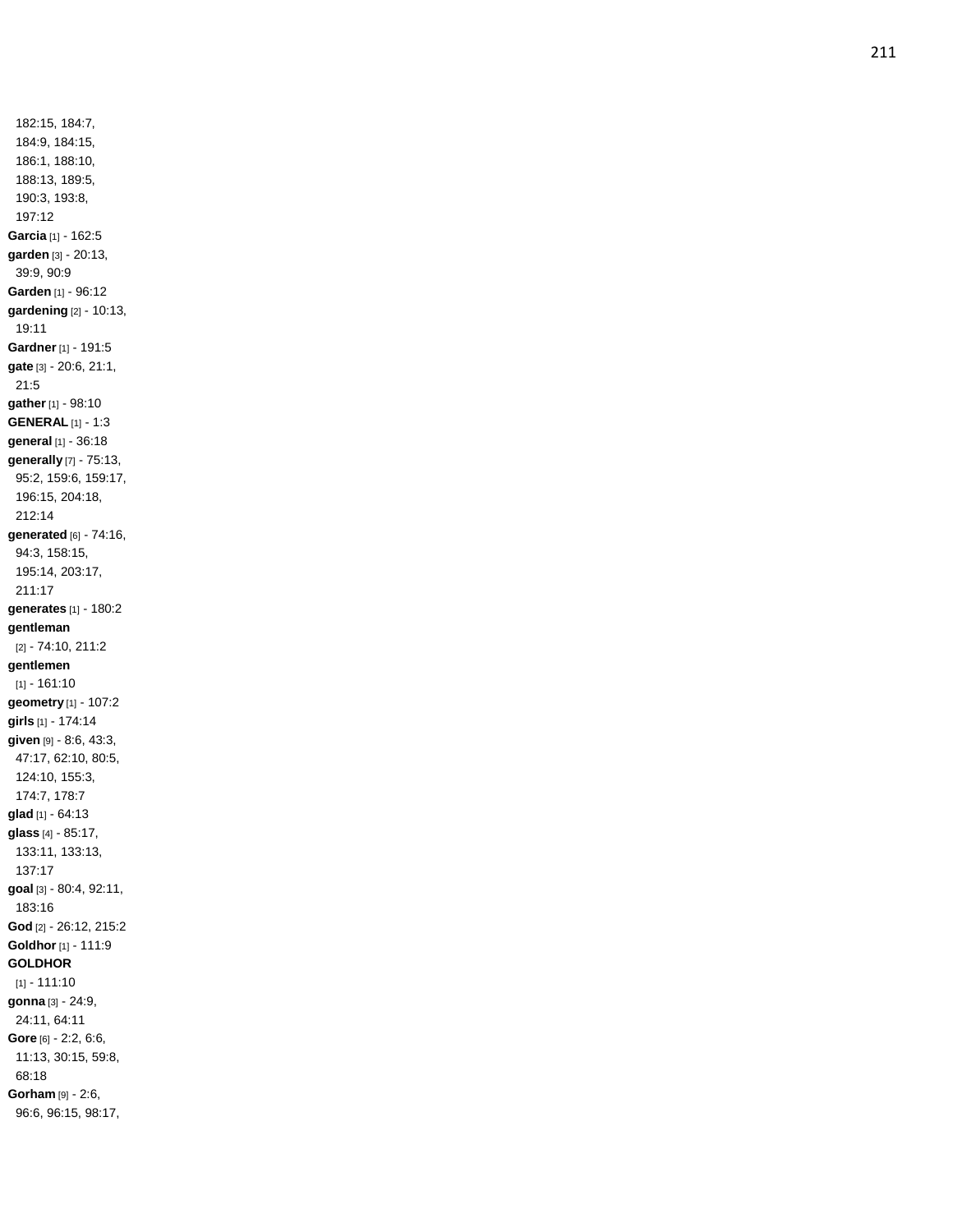182:15, 184:7, 184:9, 184:15, 186:1, 188:10, 188:13, 189:5, 190:3, 193:8, 197:12

**Garcia** [1] - 162:5

**garden** [3] - 20:13, 39:9, 90:9

**Garden** [1] - 96:12

**gardening** [2] - 10:13, 19:11

**Gardner** [1] - 191:5

**gate** [3] - 20:6, 21:1, 21:5

**gather** [1] - 98:10

**GENERAL** [1] - 1:3

**general** [1] - 36:18

**generally** [7] - 75:13, 95:2, 159:6, 159:17, 196:15, 204:18, 212:14

**generated** [6] - 74:16, 94:3, 158:15, 195:14, 203:17, 211:17

**generates** [1] - 180:2

**gentleman** [2] - 74:10, 211:2

**gentlemen** [1] - 161:10

**geometry** [1] - 107:2

**girls** [1] - 174:14

**given** [9] - 8:6, 43:3, 47:17, 62:10, 80:5, 124:10, 155:3, 174:7, 178:7

**glad** [1] - 64:13

**glass** [4] - 85:17, 133:11, 133:13, 137:17

**goal** [3] - 80:4, 92:11, 183:16

**God** [2] - 26:12, 215:2

**Goldhor** [1] - 111:9

**GOLDHOR** [1] - 111:10

**gonna** [3] - 24:9, 24:11, 64:11

**Gore** [6] - 2:2, 6:6, 11:13, 30:15, 59:8, 68:18

**Gorham** [9] - 2:6, 96:6, 96:15, 98:17,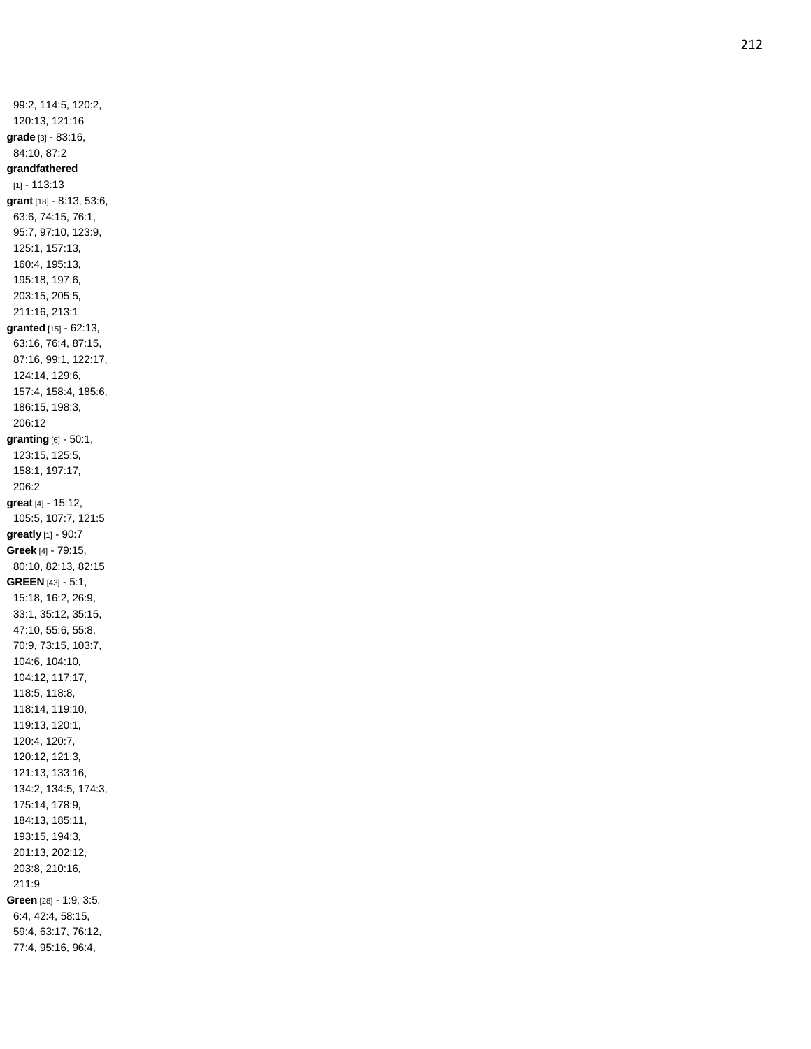99:2, 114:5, 120:2, 120:13, 121:16

**grade** [3] - 83:16, 84:10, 87:2

**grandfathered** [1] - 113:13

**grant** [18] - 8:13, 53:6, 63:6, 74:15, 76:1, 95:7, 97:10, 123:9, 125:1, 157:13, 160:4, 195:13, 195:18, 197:6, 203:15, 205:5, 211:16, 213:1

**granted** [15] - 62:13, 63:16, 76:4, 87:15, 87:16, 99:1, 122:17, 124:14, 129:6, 157:4, 158:4, 185:6, 186:15, 198:3, 206:12

**granting** [6] - 50:1, 123:15, 125:5, 158:1, 197:17, 206:2

**great** [4] - 15:12, 105:5, 107:7, 121:5

**greatly** [1] - 90:7

**Greek** [4] - 79:15, 80:10, 82:13, 82:15

**GREEN** [43] - 5:1, 15:18, 16:2, 26:9, 33:1, 35:12, 35:15, 47:10, 55:6, 55:8, 70:9, 73:15, 103:7, 104:6, 104:10, 104:12, 117:17, 118:5, 118:8, 118:14, 119:10, 119:13, 120:1, 120:4, 120:7, 120:12, 121:3, 121:13, 133:16, 134:2, 134:5, 174:3, 175:14, 178:9, 184:13, 185:11, 193:15, 194:3, 201:13, 202:12, 203:8, 210:16, 211:9

**Green** [28] - 1:9, 3:5, 6:4, 42:4, 58:15, 59:4, 63:17, 76:12, 77:4, 95:16, 96:4,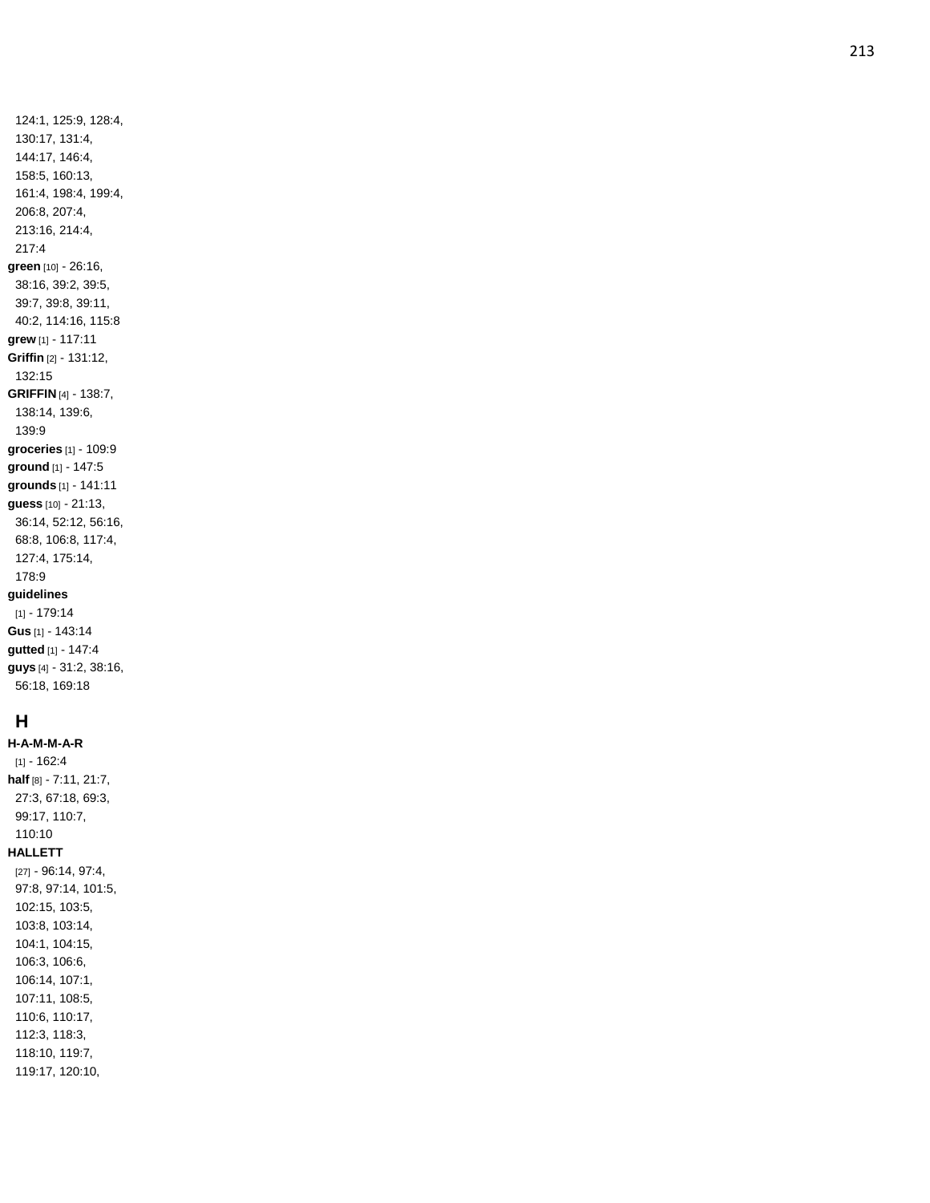124:1, 125:9, 128:4, 130:17, 131:4, 144:17, 146:4, 158:5, 160:13, 161:4, 198:4, 199:4, 206:8, 207:4, 213:16, 214:4, 217:4

**green** [10] - 26:16, 38:16, 39:2, 39:5, 39:7, 39:8, 39:11, 40:2, 114:16, 115:8

**grew** [1] - 117:11

**Griffin** [2] - 131:12, 132:15

**GRIFFIN** [4] - 138:7, 138:14, 139:6, 139:9

**groceries** [1] - 109:9

**ground** [1] - 147:5

**grounds** [1] - 141:11

**guess** [10] - 21:13, 36:14, 52:12, 56:16, 68:8, 106:8, 117:4, 127:4, 175:14, 178:9

**guidelines** [1] - 179:14

**Gus** [1] - 143:14

**gutted** [1] - 147:4

**guys** [4] - 31:2, 38:16, 56:18, 169:18

## H

**H-A-M-M-A-R** [1] - 162:4

**half** [8] - 7:11, 21:7, 27:3, 67:18, 69:3, 99:17, 110:7, 110:10

**HALLETT** [27] - 96:14, 97:4, 97:8, 97:14, 101:5, 102:15, 103:5, 103:8, 103:14, 104:1, 104:15, 106:3, 106:6, 106:14, 107:1, 107:11, 108:5, 110:6, 110:17, 112:3, 118:3, 118:10, 119:7, 119:17, 120:10,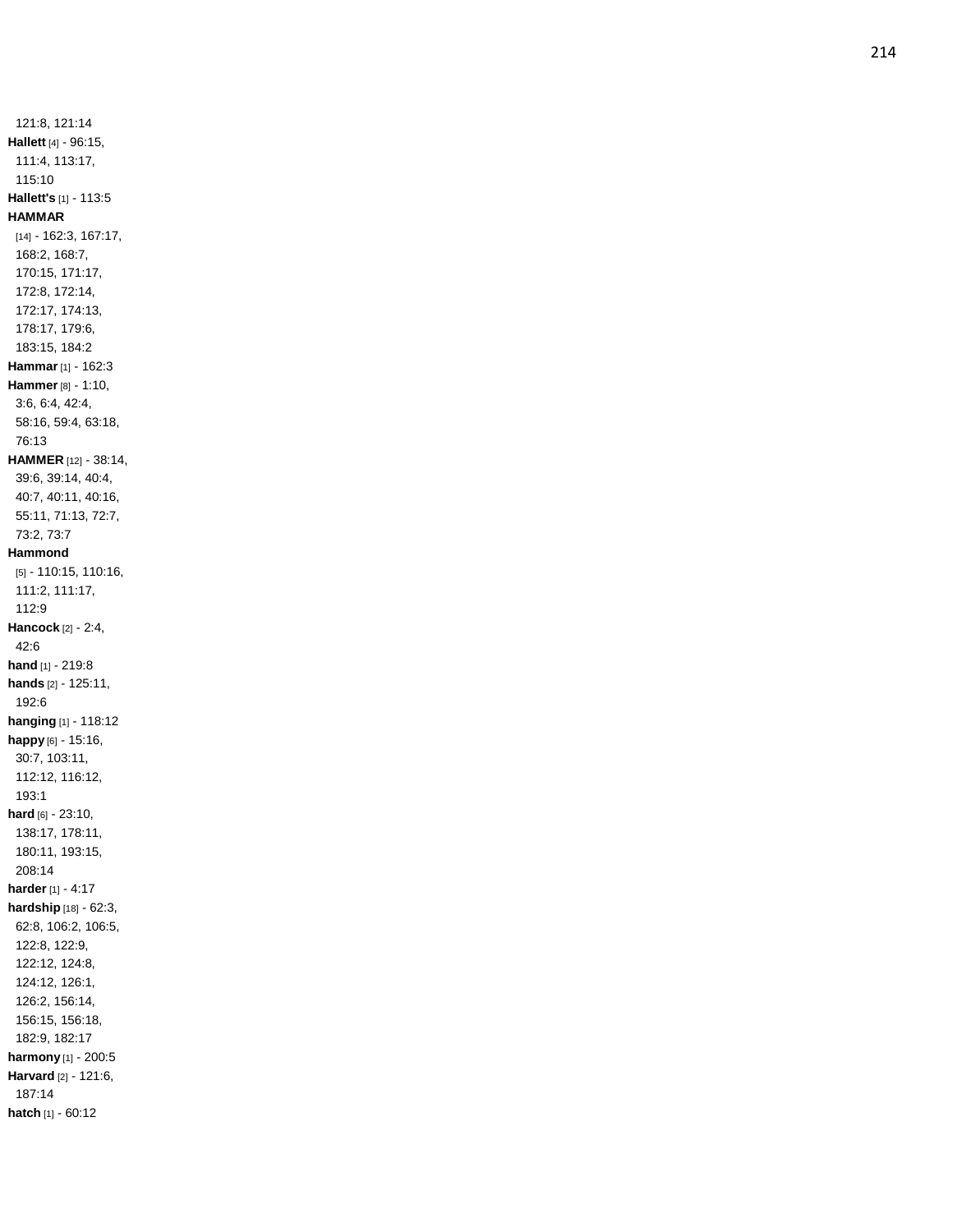121:8, 121:14
**Hallett** [4] - 96:15, 111:4, 113:17, 115:10
**Hallett's** [1] - 113:5
**HAMMAR** [14] - 162:3, 167:17, 168:2, 168:7, 170:15, 171:17, 172:8, 172:14, 172:17, 174:13, 178:17, 179:6, 183:15, 184:2
**Hammar** [1] - 162:3
**Hammer** [8] - 1:10, 3:6, 6:4, 42:4, 58:16, 59:4, 63:18, 76:13
**HAMMER** [12] - 38:14, 39:6, 39:14, 40:4, 40:7, 40:11, 40:16, 55:11, 71:13, 72:7, 73:2, 73:7
**Hammond** [5] - 110:15, 110:16, 111:2, 111:17, 112:9
**Hancock** [2] - 2:4, 42:6
**hand** [1] - 219:8
**hands** [2] - 125:11, 192:6
**hanging** [1] - 118:12
**happy** [6] - 15:16, 30:7, 103:11, 112:12, 116:12, 193:1
**hard** [6] - 23:10, 138:17, 178:11, 180:11, 193:15, 208:14
**harder** [1] - 4:17
**hardship** [18] - 62:3, 62:8, 106:2, 106:5, 122:8, 122:9, 122:12, 124:8, 124:12, 126:1, 126:2, 156:14, 156:15, 156:18, 182:9, 182:17
**harmony** [1] - 200:5
**Harvard** [2] - 121:6, 187:14
**hatch** [1] - 60:12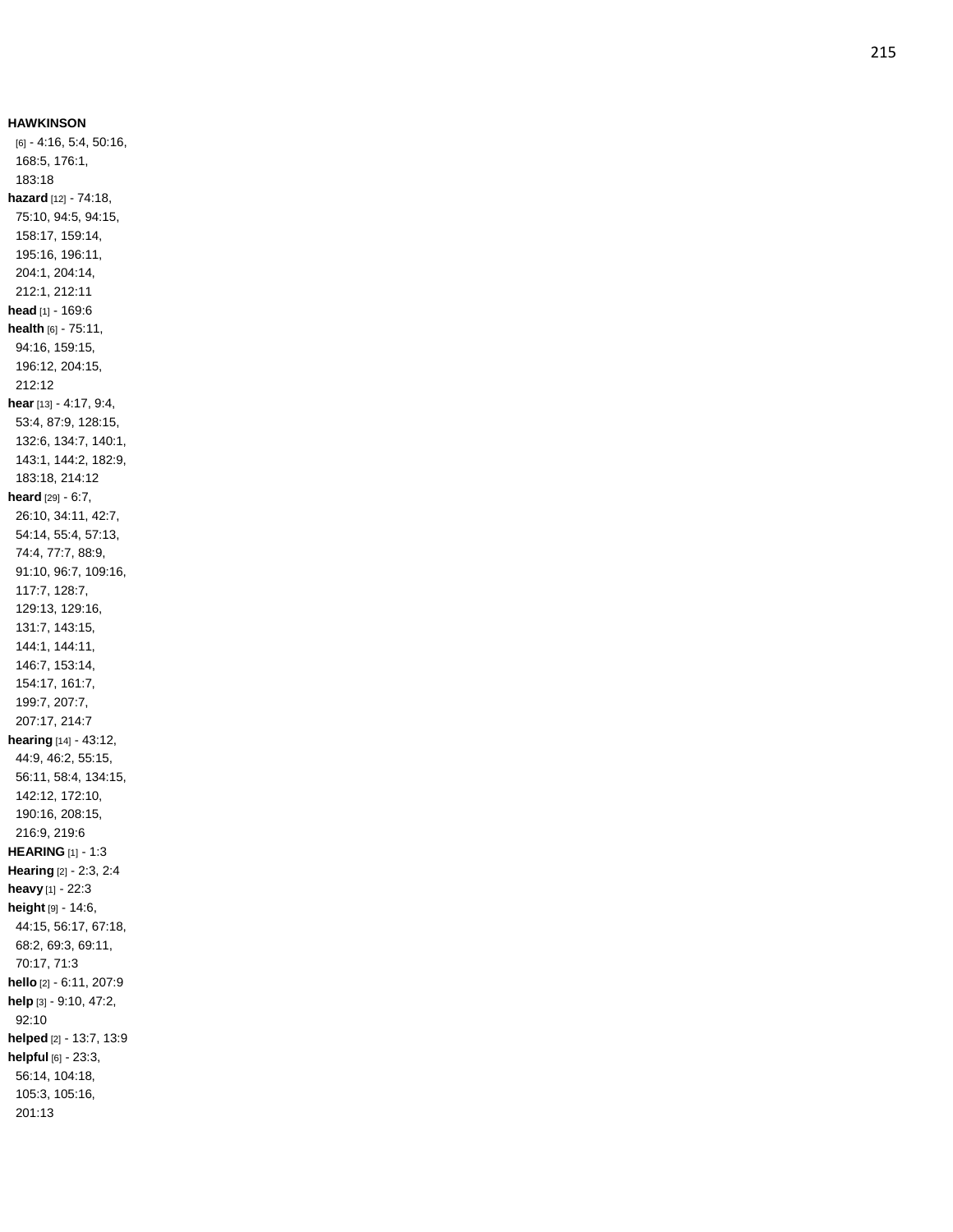**HAWKINSON** [6] - 4:16, 5:4, 50:16, 168:5, 176:1, 183:18

**hazard** [12] - 74:18, 75:10, 94:5, 94:15, 158:17, 159:14, 195:16, 196:11, 204:1, 204:14, 212:1, 212:11

**head** [1] - 169:6

**health** [6] - 75:11, 94:16, 159:15, 196:12, 204:15, 212:12

**hear** [13] - 4:17, 9:4, 53:4, 87:9, 128:15, 132:6, 134:7, 140:1, 143:1, 144:2, 182:9, 183:18, 214:12

**heard** [29] - 6:7, 26:10, 34:11, 42:7, 54:14, 55:4, 57:13, 74:4, 77:7, 88:9, 91:10, 96:7, 109:16, 117:7, 128:7, 129:13, 129:16, 131:7, 143:15, 144:1, 144:11, 146:7, 153:14, 154:17, 161:7, 199:7, 207:7, 207:17, 214:7

**hearing** [14] - 43:12, 44:9, 46:2, 55:15, 56:11, 58:4, 134:15, 142:12, 172:10, 190:16, 208:15, 216:9, 219:6

**HEARING** [1] - 1:3

**Hearing** [2] - 2:3, 2:4

**heavy** [1] - 22:3

**height** [9] - 14:6, 44:15, 56:17, 67:18, 68:2, 69:3, 69:11, 70:17, 71:3

**hello** [2] - 6:11, 207:9

**help** [3] - 9:10, 47:2, 92:10

**helped** [2] - 13:7, 13:9

**helpful** [6] - 23:3, 56:14, 104:18, 105:3, 105:16, 201:13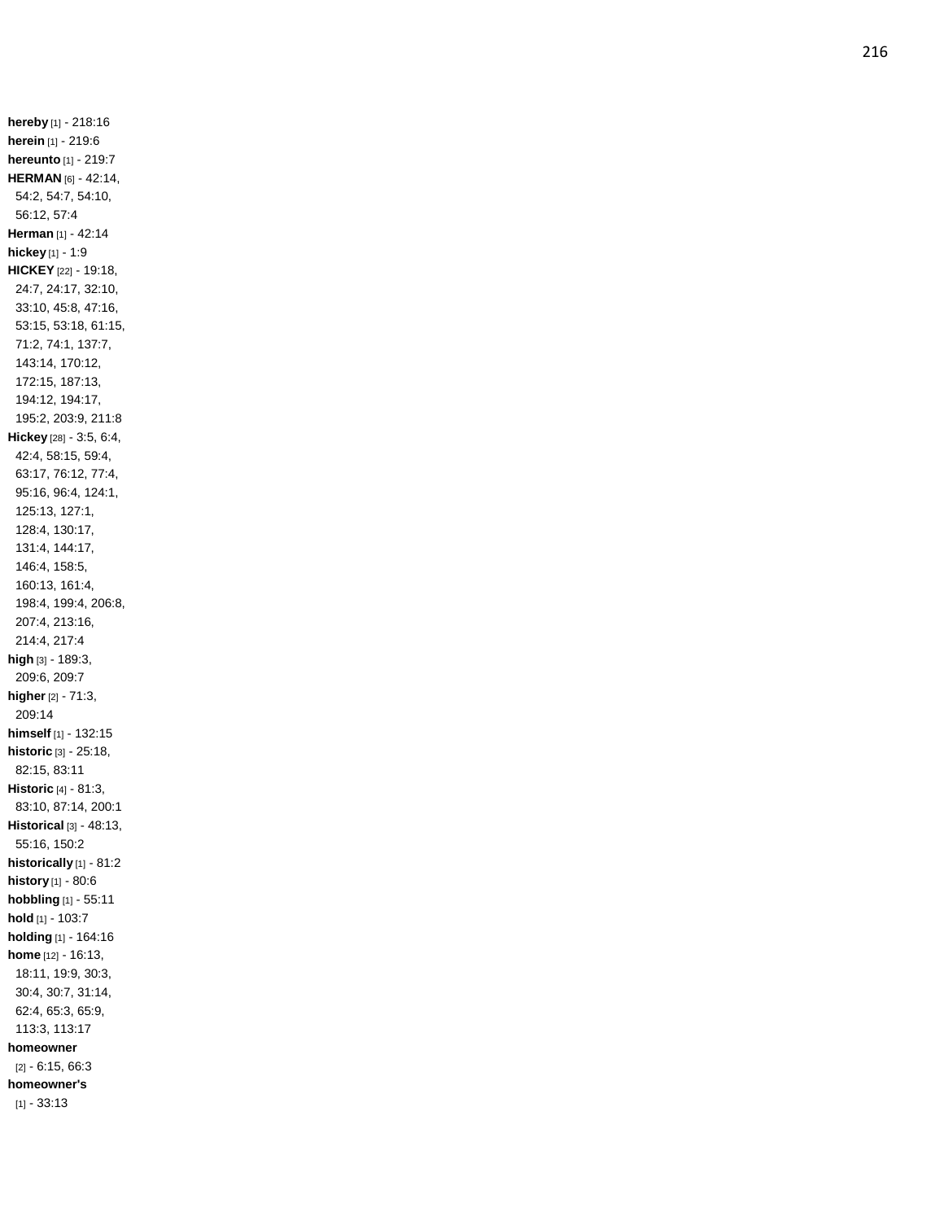**hereby** [1] - 218:16
**herein** [1] - 219:6
**hereunto** [1] - 219:7
**HERMAN** [6] - 42:14, 54:2, 54:7, 54:10, 56:12, 57:4
**Herman** [1] - 42:14
**hickey** [1] - 1:9
**HICKEY** [22] - 19:18, 24:7, 24:17, 32:10, 33:10, 45:8, 47:16, 53:15, 53:18, 61:15, 71:2, 74:1, 137:7, 143:14, 170:12, 172:15, 187:13, 194:12, 194:17, 195:2, 203:9, 211:8
**Hickey** [28] - 3:5, 6:4, 42:4, 58:15, 59:4, 63:17, 76:12, 77:4, 95:16, 96:4, 124:1, 125:13, 127:1, 128:4, 130:17, 131:4, 144:17, 146:4, 158:5, 160:13, 161:4, 198:4, 199:4, 206:8, 207:4, 213:16, 214:4, 217:4
**high** [3] - 189:3, 209:6, 209:7
**higher** [2] - 71:3, 209:14
**himself** [1] - 132:15
**historic** [3] - 25:18, 82:15, 83:11
**Historic** [4] - 81:3, 83:10, 87:14, 200:1
**Historical** [3] - 48:13, 55:16, 150:2
**historically** [1] - 81:2
**history** [1] - 80:6
**hobbling** [1] - 55:11
**hold** [1] - 103:7
**holding** [1] - 164:16
**home** [12] - 16:13, 18:11, 19:9, 30:3, 30:4, 30:7, 31:14, 62:4, 65:3, 65:9, 113:3, 113:17
**homeowner** [2] - 6:15, 66:3
**homeowner's** [1] - 33:13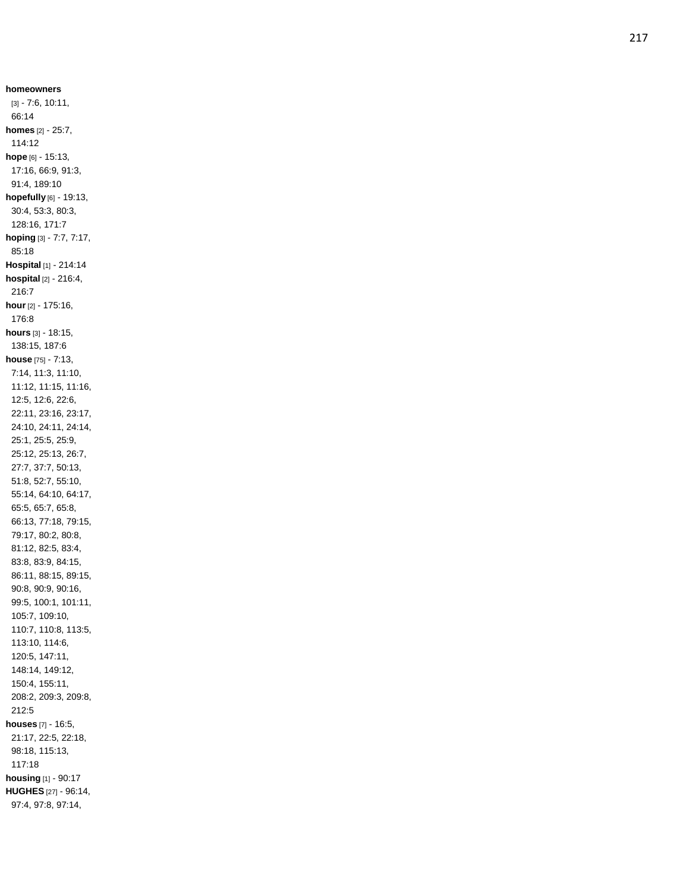**homeowners** [3] - 7:6, 10:11, 66:14
**homes** [2] - 25:7, 114:12
**hope** [6] - 15:13, 17:16, 66:9, 91:3, 91:4, 189:10
**hopefully** [6] - 19:13, 30:4, 53:3, 80:3, 128:16, 171:7
**hoping** [3] - 7:7, 7:17, 85:18
**Hospital** [1] - 214:14
**hospital** [2] - 216:4, 216:7
**hour** [2] - 175:16, 176:8
**hours** [3] - 18:15, 138:15, 187:6
**house** [75] - 7:13, 7:14, 11:3, 11:10, 11:12, 11:15, 11:16, 12:5, 12:6, 22:6, 22:11, 23:16, 23:17, 24:10, 24:11, 24:14, 25:1, 25:5, 25:9, 25:12, 25:13, 26:7, 27:7, 37:7, 50:13, 51:8, 52:7, 55:10, 55:14, 64:10, 64:17, 65:5, 65:7, 65:8, 66:13, 77:18, 79:15, 79:17, 80:2, 80:8, 81:12, 82:5, 83:4, 83:8, 83:9, 84:15, 86:11, 88:15, 89:15, 90:8, 90:9, 90:16, 99:5, 100:1, 101:11, 105:7, 109:10, 110:7, 110:8, 113:5, 113:10, 114:6, 120:5, 147:11, 148:14, 149:12, 150:4, 155:11, 208:2, 209:3, 209:8, 212:5
**houses** [7] - 16:5, 21:17, 22:5, 22:18, 98:18, 115:13, 117:18
**housing** [1] - 90:17
**HUGHES** [27] - 96:14, 97:4, 97:8, 97:14,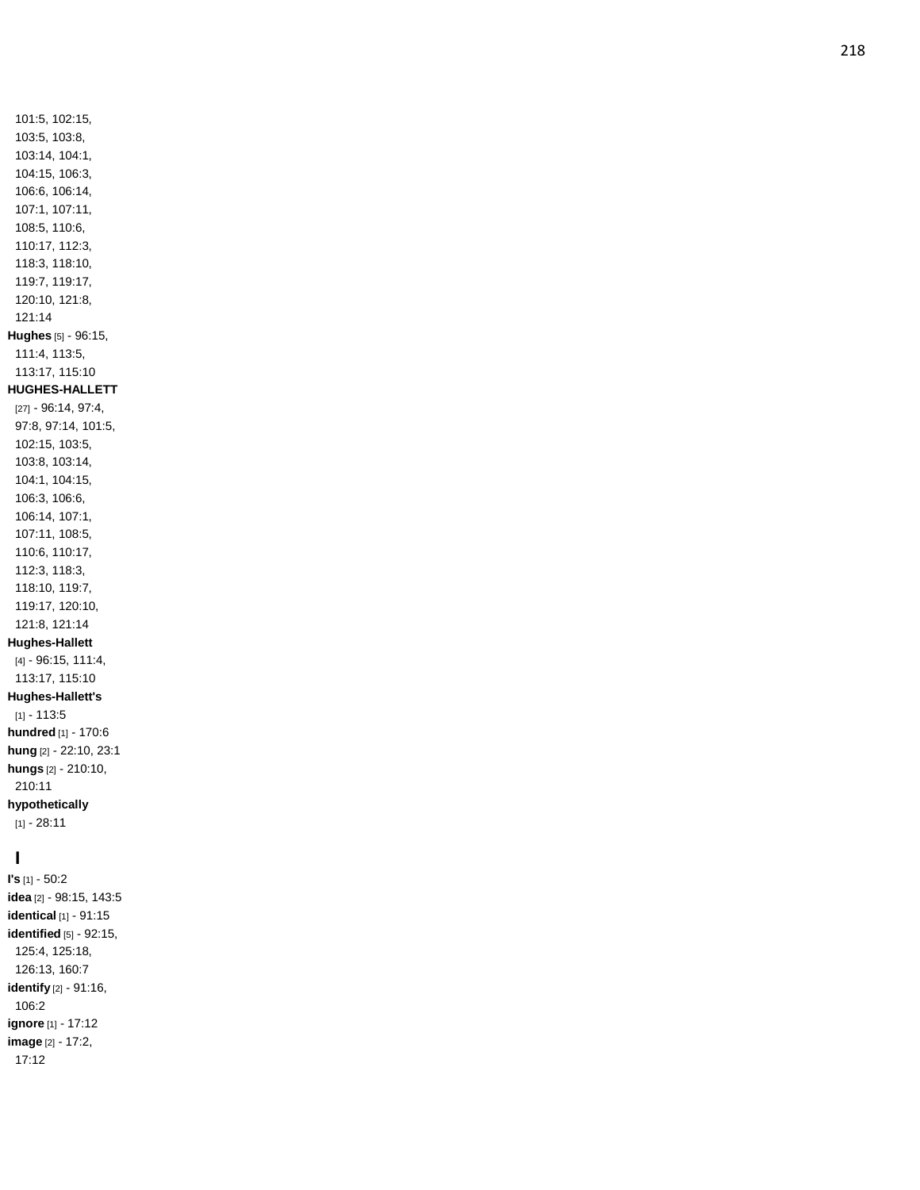101:5, 102:15, 103:5, 103:8, 103:14, 104:1, 104:15, 106:3, 106:6, 106:14, 107:1, 107:11, 108:5, 110:6, 110:17, 112:3, 118:3, 118:10, 119:7, 119:17, 120:10, 121:8, 121:14

**Hughes** [5] - 96:15, 111:4, 113:5, 113:17, 115:10

**HUGHES-HALLETT** [27] - 96:14, 97:4, 97:8, 97:14, 101:5, 102:15, 103:5, 103:8, 103:14, 104:1, 104:15, 106:3, 106:6, 106:14, 107:1, 107:11, 108:5, 110:6, 110:17, 112:3, 118:3, 118:10, 119:7, 119:17, 120:10, 121:8, 121:14

**Hughes-Hallett** [4] - 96:15, 111:4, 113:17, 115:10

**Hughes-Hallett's** [1] - 113:5

**hundred** [1] - 170:6

**hung** [2] - 22:10, 23:1

**hungs** [2] - 210:10, 210:11

**hypothetically** [1] - 28:11

## I

**I's** [1] - 50:2

**idea** [2] - 98:15, 143:5

**identical** [1] - 91:15

**identified** [5] - 92:15, 125:4, 125:18, 126:13, 160:7

**identify** [2] - 91:16, 106:2

**ignore** [1] - 17:12

**image** [2] - 17:2, 17:12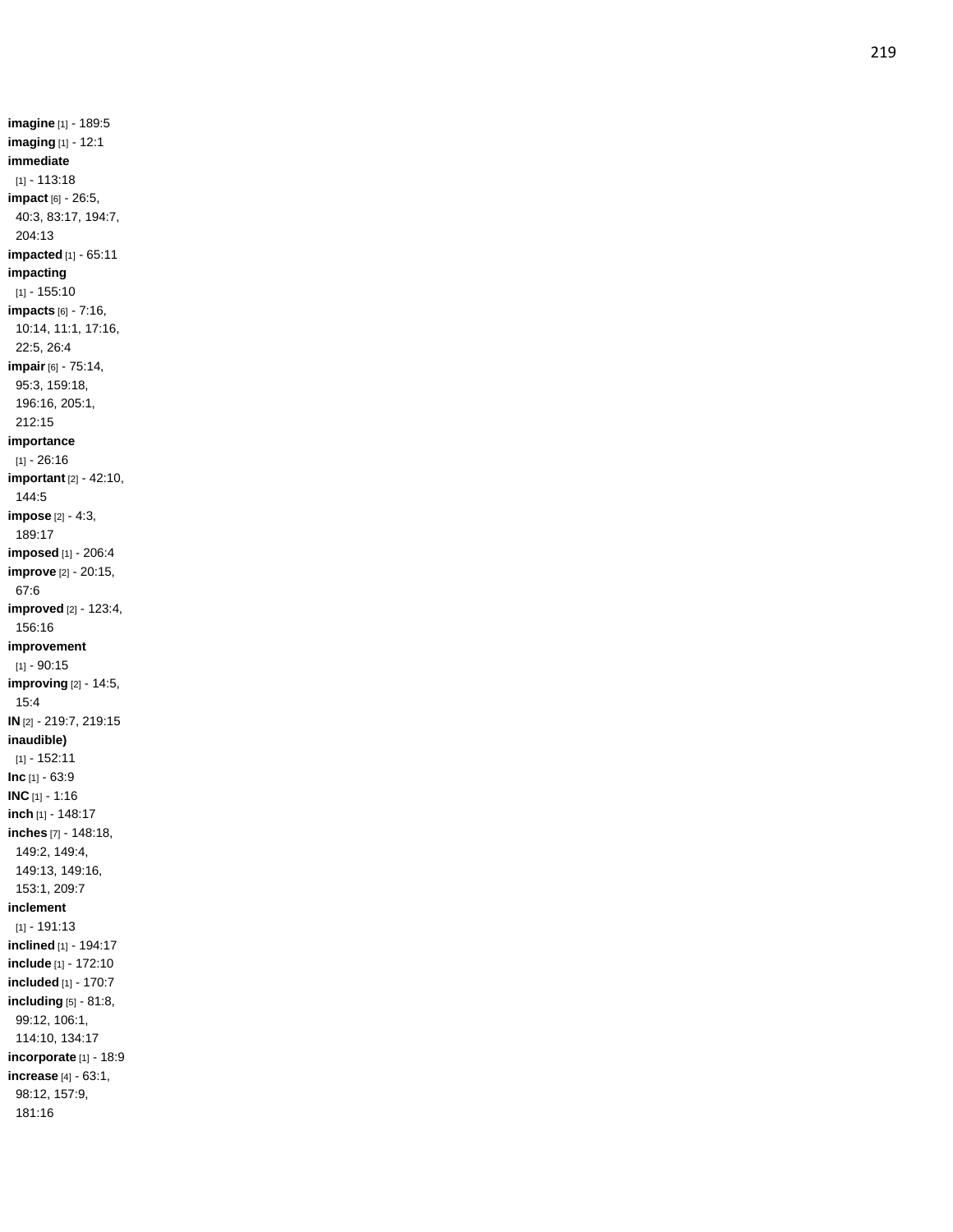**imagine** [1] - 189:5
**imaging** [1] - 12:1
**immediate** [1] - 113:18
**impact** [6] - 26:5, 40:3, 83:17, 194:7, 204:13
**impacted** [1] - 65:11
**impacting** [1] - 155:10
**impacts** [6] - 7:16, 10:14, 11:1, 17:16, 22:5, 26:4
**impair** [6] - 75:14, 95:3, 159:18, 196:16, 205:1, 212:15
**importance** [1] - 26:16
**important** [2] - 42:10, 144:5
**impose** [2] - 4:3, 189:17
**imposed** [1] - 206:4
**improve** [2] - 20:15, 67:6
**improved** [2] - 123:4, 156:16
**improvement** [1] - 90:15
**improving** [2] - 14:5, 15:4
**IN** [2] - 219:7, 219:15
**inaudible)** [1] - 152:11
**Inc** [1] - 63:9
**INC** [1] - 1:16
**inch** [1] - 148:17
**inches** [7] - 148:18, 149:2, 149:4, 149:13, 149:16, 153:1, 209:7
**inclement** [1] - 191:13
**inclined** [1] - 194:17
**include** [1] - 172:10
**included** [1] - 170:7
**including** [5] - 81:8, 99:12, 106:1, 114:10, 134:17
**incorporate** [1] - 18:9
**increase** [4] - 63:1, 98:12, 157:9, 181:16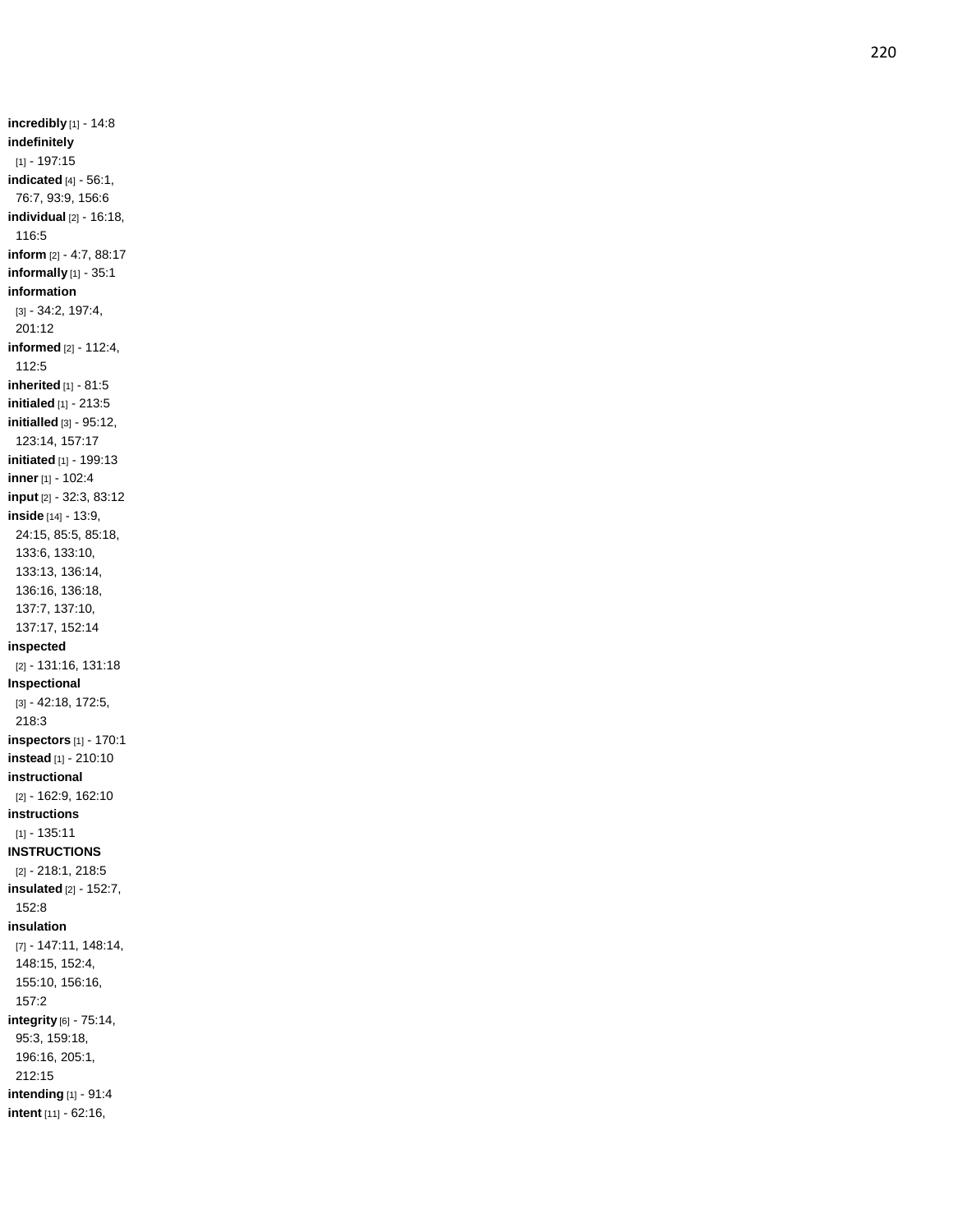**incredibly** [1] - 14:8
**indefinitely** [1] - 197:15
**indicated** [4] - 56:1, 76:7, 93:9, 156:6
**individual** [2] - 16:18, 116:5
**inform** [2] - 4:7, 88:17
**informally** [1] - 35:1
**information** [3] - 34:2, 197:4, 201:12
**informed** [2] - 112:4, 112:5
**inherited** [1] - 81:5
**initialed** [1] - 213:5
**initialled** [3] - 95:12, 123:14, 157:17
**initiated** [1] - 199:13
**inner** [1] - 102:4
**input** [2] - 32:3, 83:12
**inside** [14] - 13:9, 24:15, 85:5, 85:18, 133:6, 133:10, 133:13, 136:14, 136:16, 136:18, 137:7, 137:10, 137:17, 152:14
**inspected** [2] - 131:16, 131:18
**Inspectional** [3] - 42:18, 172:5, 218:3
**inspectors** [1] - 170:1
**instead** [1] - 210:10
**instructional** [2] - 162:9, 162:10
**instructions** [1] - 135:11
**INSTRUCTIONS** [2] - 218:1, 218:5
**insulated** [2] - 152:7, 152:8
**insulation** [7] - 147:11, 148:14, 148:15, 152:4, 155:10, 156:16, 157:2
**integrity** [6] - 75:14, 95:3, 159:18, 196:16, 205:1, 212:15
**intending** [1] - 91:4
**intent** [11] - 62:16,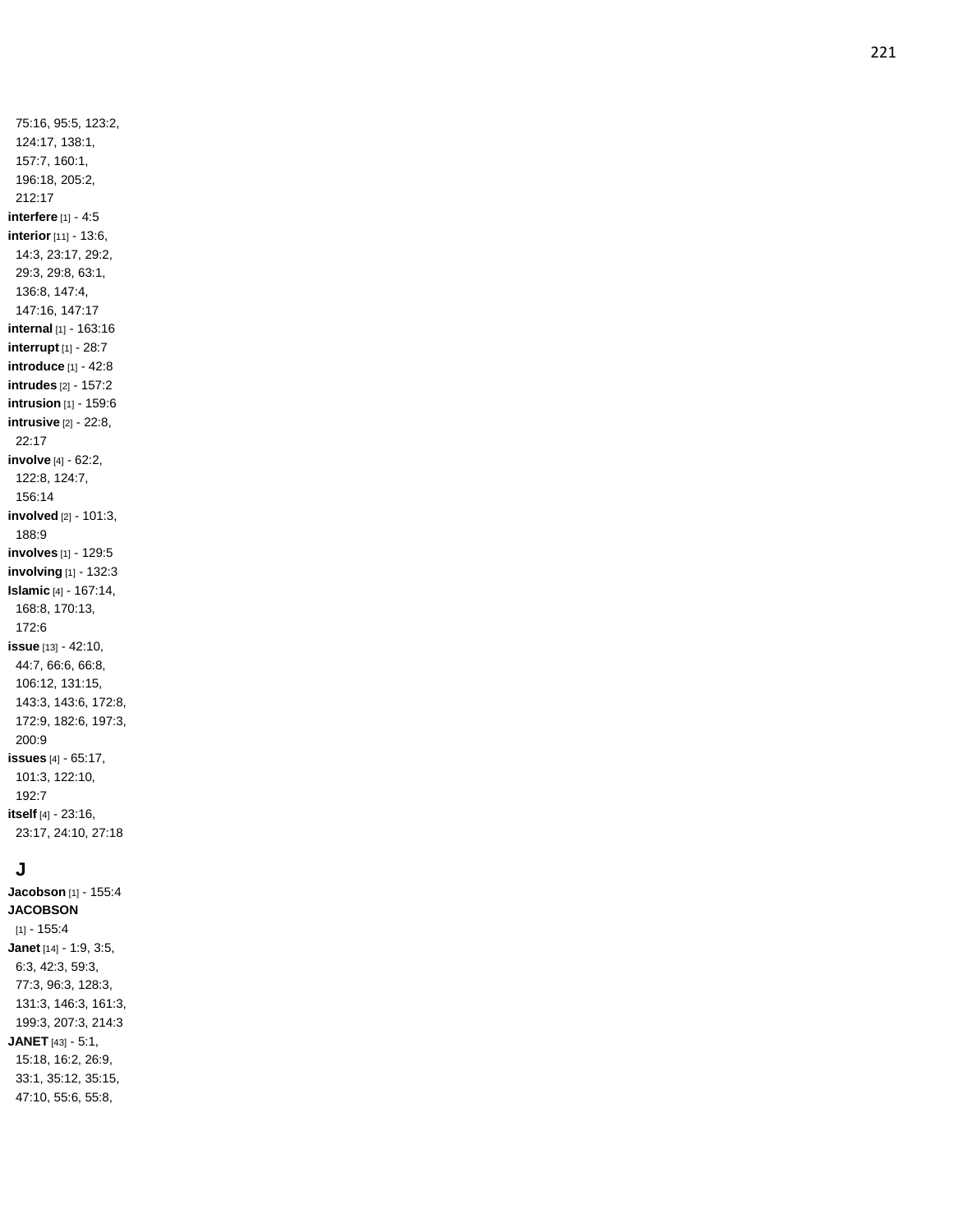75:16, 95:5, 123:2, 124:17, 138:1, 157:7, 160:1, 196:18, 205:2, 212:17

**interfere** [1] - 4:5

**interior** [11] - 13:6, 14:3, 23:17, 29:2, 29:3, 29:8, 63:1, 136:8, 147:4, 147:16, 147:17

**internal** [1] - 163:16

**interrupt** [1] - 28:7

**introduce** [1] - 42:8

**intrudes** [2] - 157:2

**intrusion** [1] - 159:6

**intrusive** [2] - 22:8, 22:17

**involve** [4] - 62:2, 122:8, 124:7, 156:14

**involved** [2] - 101:3, 188:9

**involves** [1] - 129:5

**involving** [1] - 132:3

**Islamic** [4] - 167:14, 168:8, 170:13, 172:6

**issue** [13] - 42:10, 44:7, 66:6, 66:8, 106:12, 131:15, 143:3, 143:6, 172:8, 172:9, 182:6, 197:3, 200:9

**issues** [4] - 65:17, 101:3, 122:10, 192:7

**itself** [4] - 23:16, 23:17, 24:10, 27:18

## J

**Jacobson** [1] - 155:4

**JACOBSON** [1] - 155:4

**Janet** [14] - 1:9, 3:5, 6:3, 42:3, 59:3, 77:3, 96:3, 128:3, 131:3, 146:3, 161:3, 199:3, 207:3, 214:3

**JANET** [43] - 5:1, 15:18, 16:2, 26:9, 33:1, 35:12, 35:15, 47:10, 55:6, 55:8,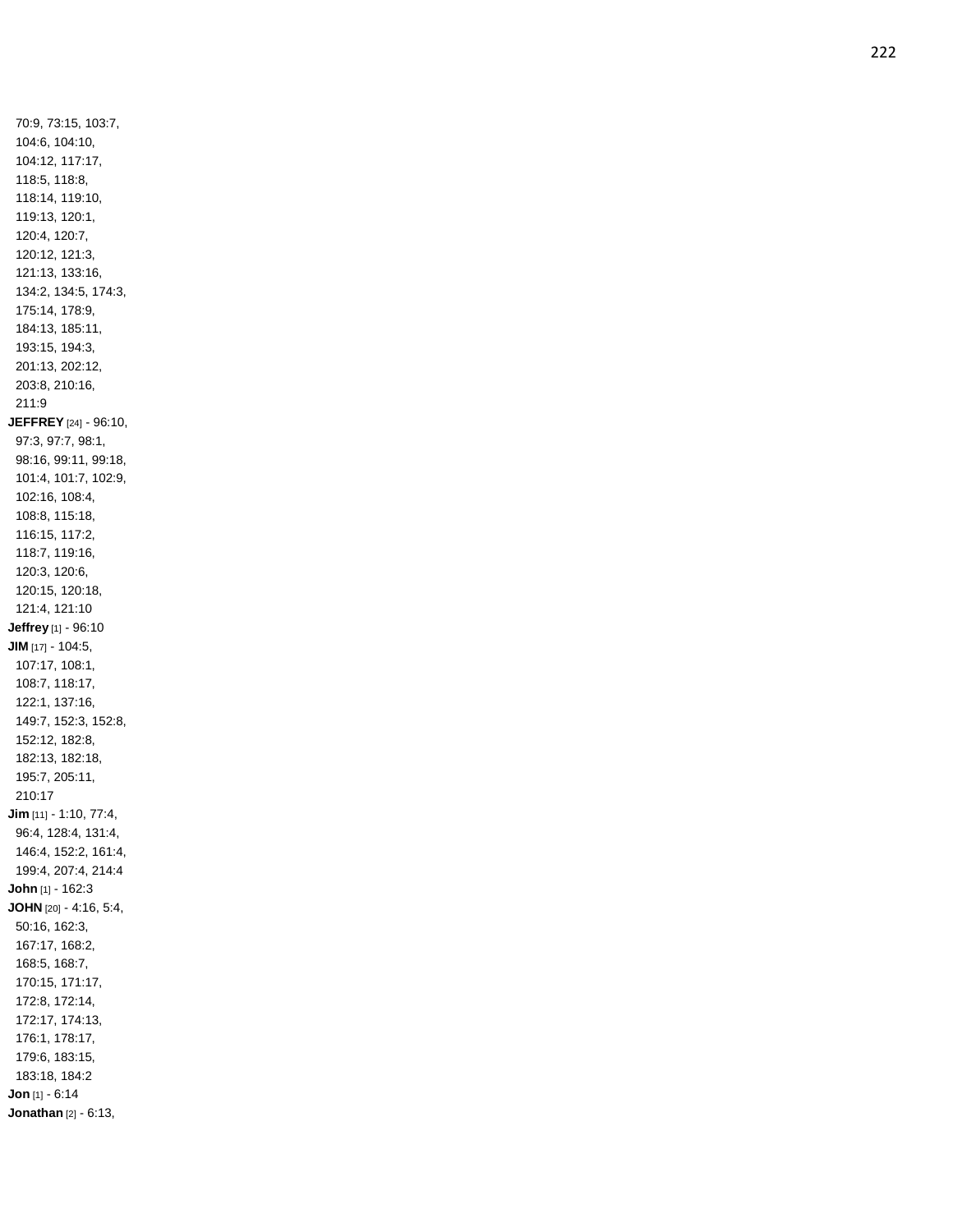70:9, 73:15, 103:7, 104:6, 104:10, 104:12, 117:17, 118:5, 118:8, 118:14, 119:10, 119:13, 120:1, 120:4, 120:7, 120:12, 121:3, 121:13, 133:16, 134:2, 134:5, 174:3, 175:14, 178:9, 184:13, 185:11, 193:15, 194:3, 201:13, 202:12, 203:8, 210:16, 211:9

**JEFFREY** [24] - 96:10, 97:3, 97:7, 98:1, 98:16, 99:11, 99:18, 101:4, 101:7, 102:9, 102:16, 108:4, 108:8, 115:18, 116:15, 117:2, 118:7, 119:16, 120:3, 120:6, 120:15, 120:18, 121:4, 121:10

**Jeffrey** [1] - 96:10

**JIM** [17] - 104:5, 107:17, 108:1, 108:7, 118:17, 122:1, 137:16, 149:7, 152:3, 152:8, 152:12, 182:8, 182:13, 182:18, 195:7, 205:11, 210:17

**Jim** [11] - 1:10, 77:4, 96:4, 128:4, 131:4, 146:4, 152:2, 161:4, 199:4, 207:4, 214:4

**John** [1] - 162:3

**JOHN** [20] - 4:16, 5:4, 50:16, 162:3, 167:17, 168:2, 168:5, 168:7, 170:15, 171:17, 172:8, 172:14, 172:17, 174:13, 176:1, 178:17, 179:6, 183:15, 183:18, 184:2

**Jon** [1] - 6:14

**Jonathan** [2] - 6:13,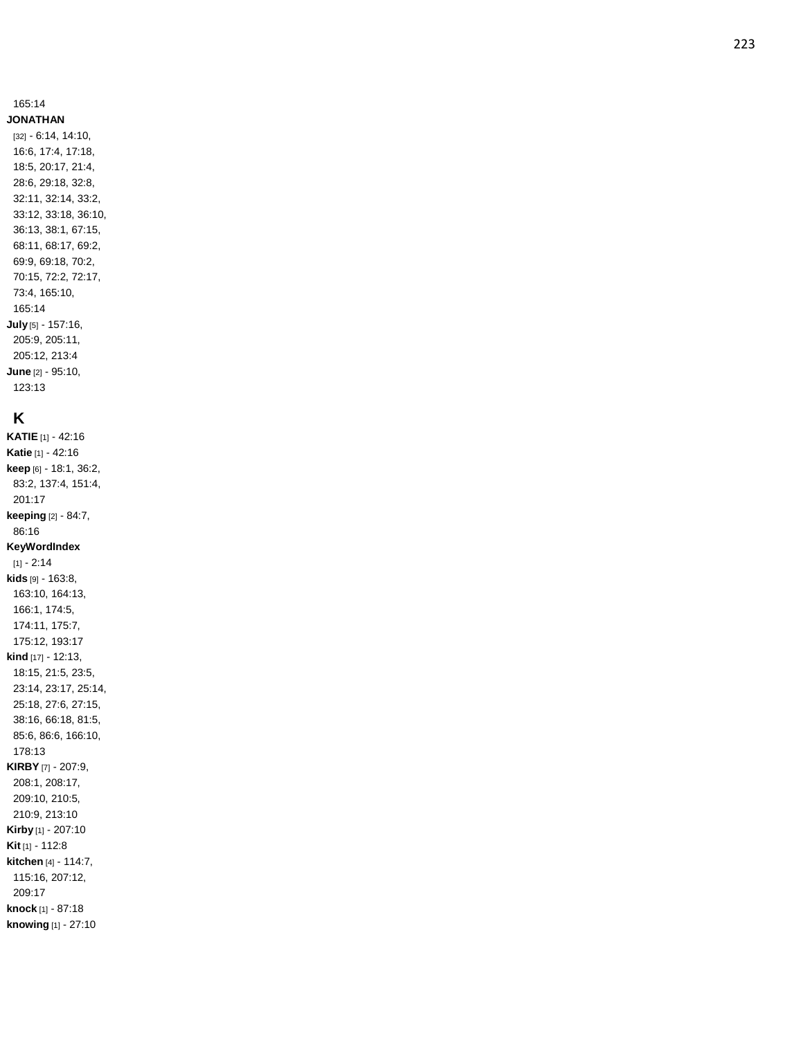165:14

**JONATHAN** [32] - 6:14, 14:10, 16:6, 17:4, 17:18, 18:5, 20:17, 21:4, 28:6, 29:18, 32:8, 32:11, 32:14, 33:2, 33:12, 33:18, 36:10, 36:13, 38:1, 67:15, 68:11, 68:17, 69:2, 69:9, 69:18, 70:2, 70:15, 72:2, 72:17, 73:4, 165:10, 165:14

**July** [5] - 157:16, 205:9, 205:11, 205:12, 213:4

**June** [2] - 95:10, 123:13

## K

**KATIE** [1] - 42:16

**Katie** [1] - 42:16

**keep** [6] - 18:1, 36:2, 83:2, 137:4, 151:4, 201:17

**keeping** [2] - 84:7, 86:16

**KeyWordIndex** [1] - 2:14

**kids** [9] - 163:8, 163:10, 164:13, 166:1, 174:5, 174:11, 175:7, 175:12, 193:17

**kind** [17] - 12:13, 18:15, 21:5, 23:5, 23:14, 23:17, 25:14, 25:18, 27:6, 27:15, 38:16, 66:18, 81:5, 85:6, 86:6, 166:10, 178:13

**KIRBY** [7] - 207:9, 208:1, 208:17, 209:10, 210:5, 210:9, 213:10

**Kirby** [1] - 207:10

**Kit** [1] - 112:8

**kitchen** [4] - 114:7, 115:16, 207:12, 209:17

**knock** [1] - 87:18

**knowing** [1] - 27:10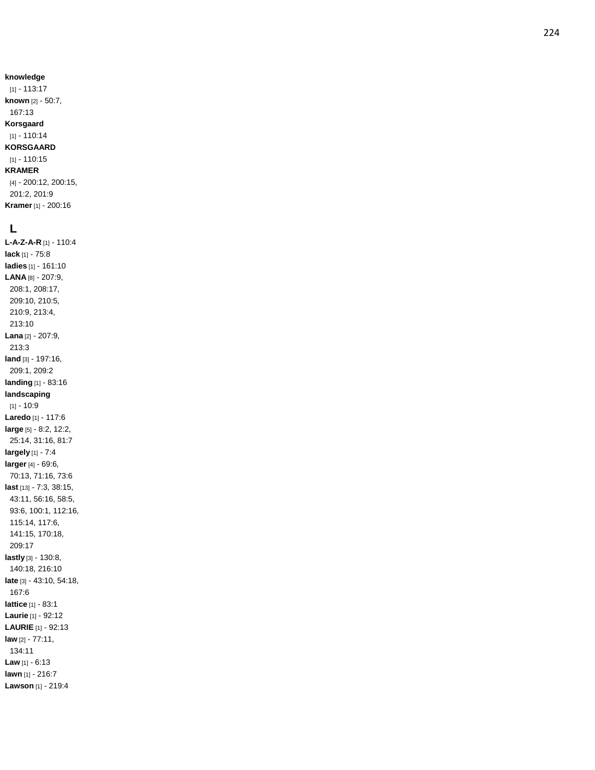**knowledge** [1] - 113:17
**known** [2] - 50:7, 167:13
**Korsgaard** [1] - 110:14
**KORSGAARD** [1] - 110:15
**KRAMER** [4] - 200:12, 200:15, 201:2, 201:9
**Kramer** [1] - 200:16

## L

**L-A-Z-A-R** [1] - 110:4
**lack** [1] - 75:8
**ladies** [1] - 161:10
**LANA** [8] - 207:9, 208:1, 208:17, 209:10, 210:5, 210:9, 213:4, 213:10
**Lana** [2] - 207:9, 213:3
**land** [3] - 197:16, 209:1, 209:2
**landing** [1] - 83:16
**landscaping** [1] - 10:9
**Laredo** [1] - 117:6
**large** [5] - 8:2, 12:2, 25:14, 31:16, 81:7
**largely** [1] - 7:4
**larger** [4] - 69:6, 70:13, 71:16, 73:6
**last** [13] - 7:3, 38:15, 43:11, 56:16, 58:5, 93:6, 100:1, 112:16, 115:14, 117:6, 141:15, 170:18, 209:17
**lastly** [3] - 130:8, 140:18, 216:10
**late** [3] - 43:10, 54:18, 167:6
**lattice** [1] - 83:1
**Laurie** [1] - 92:12
**LAURIE** [1] - 92:13
**law** [2] - 77:11, 134:11
**Law** [1] - 6:13
**lawn** [1] - 216:7
**Lawson** [1] - 219:4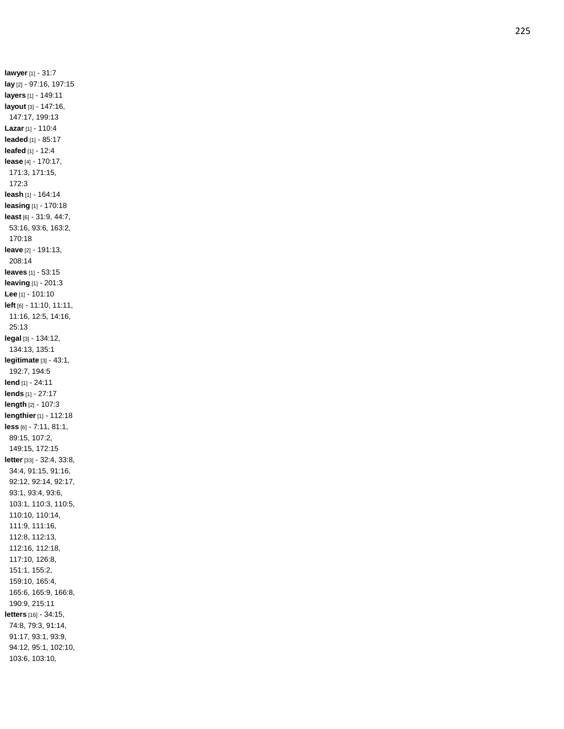**lawyer** [1] - 31:7
**lay** [2] - 97:16, 197:15
**layers** [1] - 149:11
**layout** [3] - 147:16, 147:17, 199:13
**Lazar** [1] - 110:4
**leaded** [1] - 85:17
**leafed** [1] - 12:4
**lease** [4] - 170:17, 171:3, 171:15, 172:3
**leash** [1] - 164:14
**leasing** [1] - 170:18
**least** [6] - 31:9, 44:7, 53:16, 93:6, 163:2, 170:18
**leave** [2] - 191:13, 208:14
**leaves** [1] - 53:15
**leaving** [1] - 201:3
**Lee** [1] - 101:10
**left** [6] - 11:10, 11:11, 11:16, 12:5, 14:16, 25:13
**legal** [3] - 134:12, 134:13, 135:1
**legitimate** [3] - 43:1, 192:7, 194:5
**lend** [1] - 24:11
**lends** [1] - 27:17
**length** [2] - 107:3
**lengthier** [1] - 112:18
**less** [6] - 7:11, 81:1, 89:15, 107:2, 149:15, 172:15
**letter** [33] - 32:4, 33:8, 34:4, 91:15, 91:16, 92:12, 92:14, 92:17, 93:1, 93:4, 93:6, 103:1, 110:3, 110:5, 110:10, 110:14, 111:9, 111:16, 112:8, 112:13, 112:16, 112:18, 117:10, 126:8, 151:1, 155:2, 159:10, 165:4, 165:6, 165:9, 166:8, 190:9, 215:11
**letters** [16] - 34:15, 74:8, 79:3, 91:14, 91:17, 93:1, 93:9, 94:12, 95:1, 102:10, 103:6, 103:10,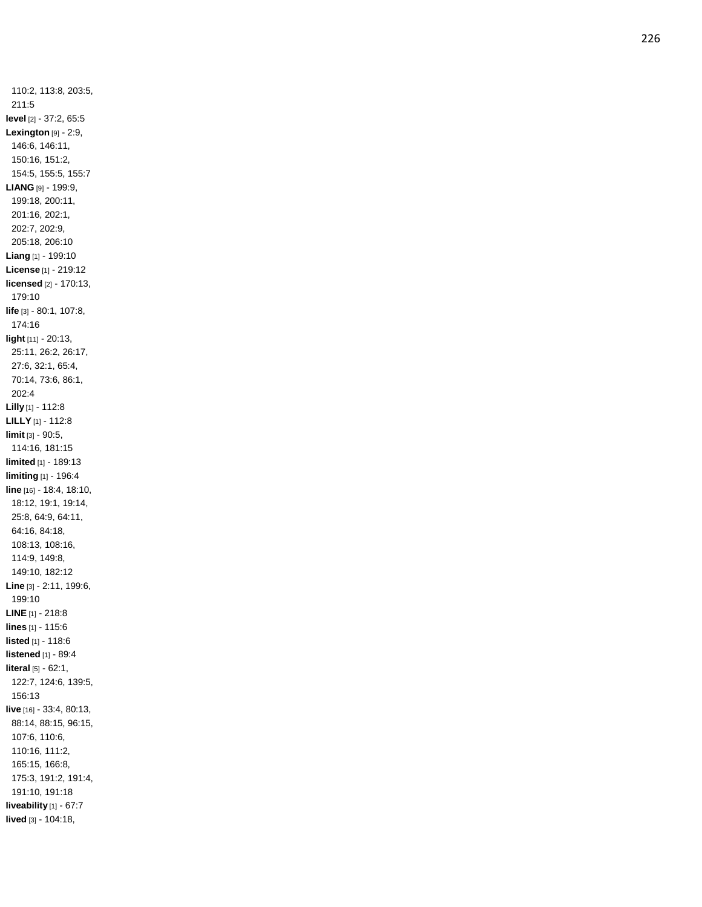110:2, 113:8, 203:5, 211:5

**level** [2] - 37:2, 65:5

**Lexington** [9] - 2:9, 146:6, 146:11, 150:16, 151:2, 154:5, 155:5, 155:7

**LIANG** [9] - 199:9, 199:18, 200:11, 201:16, 202:1, 202:7, 202:9, 205:18, 206:10

**Liang** [1] - 199:10

**License** [1] - 219:12

**licensed** [2] - 170:13, 179:10

**life** [3] - 80:1, 107:8, 174:16

**light** [11] - 20:13, 25:11, 26:2, 26:17, 27:6, 32:1, 65:4, 70:14, 73:6, 86:1, 202:4

**Lilly** [1] - 112:8

**LILLY** [1] - 112:8

**limit** [3] - 90:5, 114:16, 181:15

**limited** [1] - 189:13

**limiting** [1] - 196:4

**line** [16] - 18:4, 18:10, 18:12, 19:1, 19:14, 25:8, 64:9, 64:11, 64:16, 84:18, 108:13, 108:16, 114:9, 149:8, 149:10, 182:12

**Line** [3] - 2:11, 199:6, 199:10

**LINE** [1] - 218:8

**lines** [1] - 115:6

**listed** [1] - 118:6

**listened** [1] - 89:4

**literal** [5] - 62:1, 122:7, 124:6, 139:5, 156:13

**live** [16] - 33:4, 80:13, 88:14, 88:15, 96:15, 107:6, 110:6, 110:16, 111:2, 165:15, 166:8, 175:3, 191:2, 191:4, 191:10, 191:18

**liveability** [1] - 67:7

**lived** [3] - 104:18,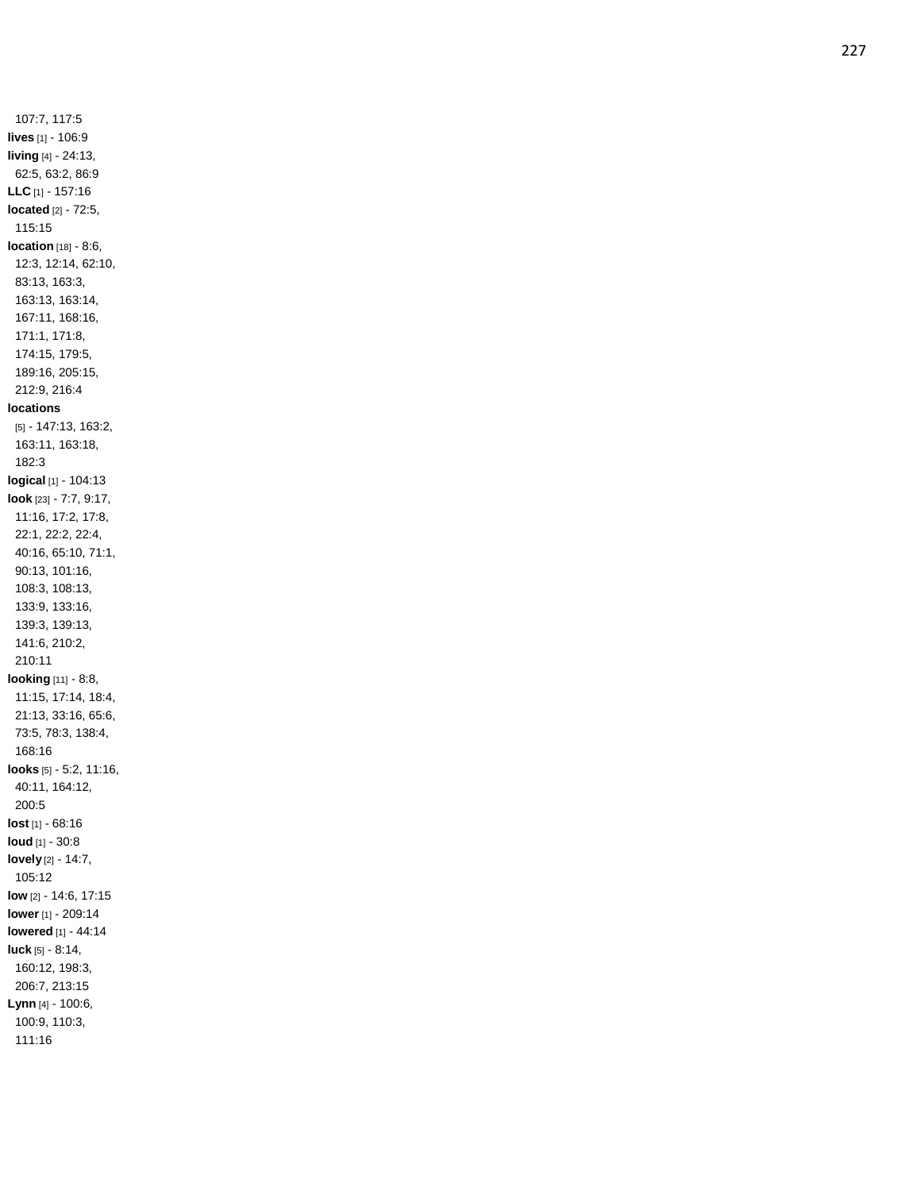107:7, 117:5
**lives** [1] - 106:9
**living** [4] - 24:13, 62:5, 63:2, 86:9
**LLC** [1] - 157:16
**located** [2] - 72:5, 115:15
**location** [18] - 8:6, 12:3, 12:14, 62:10, 83:13, 163:3, 163:13, 163:14, 167:11, 168:16, 171:1, 171:8, 174:15, 179:5, 189:16, 205:15, 212:9, 216:4
**locations** [5] - 147:13, 163:2, 163:11, 163:18, 182:3
**logical** [1] - 104:13
**look** [23] - 7:7, 9:17, 11:16, 17:2, 17:8, 22:1, 22:2, 22:4, 40:16, 65:10, 71:1, 90:13, 101:16, 108:3, 108:13, 133:9, 133:16, 139:3, 139:13, 141:6, 210:2, 210:11
**looking** [11] - 8:8, 11:15, 17:14, 18:4, 21:13, 33:16, 65:6, 73:5, 78:3, 138:4, 168:16
**looks** [5] - 5:2, 11:16, 40:11, 164:12, 200:5
**lost** [1] - 68:16
**loud** [1] - 30:8
**lovely** [2] - 14:7, 105:12
**low** [2] - 14:6, 17:15
**lower** [1] - 209:14
**lowered** [1] - 44:14
**luck** [5] - 8:14, 160:12, 198:3, 206:7, 213:15
**Lynn** [4] - 100:6, 100:9, 110:3, 111:16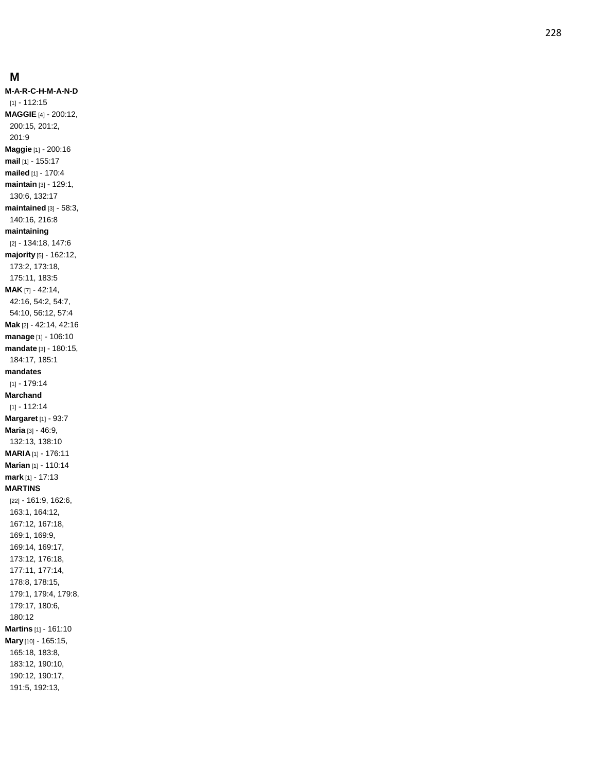## M

**M-A-R-C-H-M-A-N-D** [1] - 112:15
**MAGGIE** [4] - 200:12, 200:15, 201:2, 201:9
**Maggie** [1] - 200:16
**mail** [1] - 155:17
**mailed** [1] - 170:4
**maintain** [3] - 129:1, 130:6, 132:17
**maintained** [3] - 58:3, 140:16, 216:8
**maintaining** [2] - 134:18, 147:6
**majority** [5] - 162:12, 173:2, 173:18, 175:11, 183:5
**MAK** [7] - 42:14, 42:16, 54:2, 54:7, 54:10, 56:12, 57:4
**Mak** [2] - 42:14, 42:16
**manage** [1] - 106:10
**mandate** [3] - 180:15, 184:17, 185:1
**mandates** [1] - 179:14
**Marchand** [1] - 112:14
**Margaret** [1] - 93:7
**Maria** [3] - 46:9, 132:13, 138:10
**MARIA** [1] - 176:11
**Marian** [1] - 110:14
**mark** [1] - 17:13
**MARTINS** [22] - 161:9, 162:6, 163:1, 164:12, 167:12, 167:18, 169:1, 169:9, 169:14, 169:17, 173:12, 176:18, 177:11, 177:14, 178:8, 178:15, 179:1, 179:4, 179:8, 179:17, 180:6, 180:12
**Martins** [1] - 161:10
**Mary** [10] - 165:15, 165:18, 183:8, 183:12, 190:10, 190:12, 190:17, 191:5, 192:13,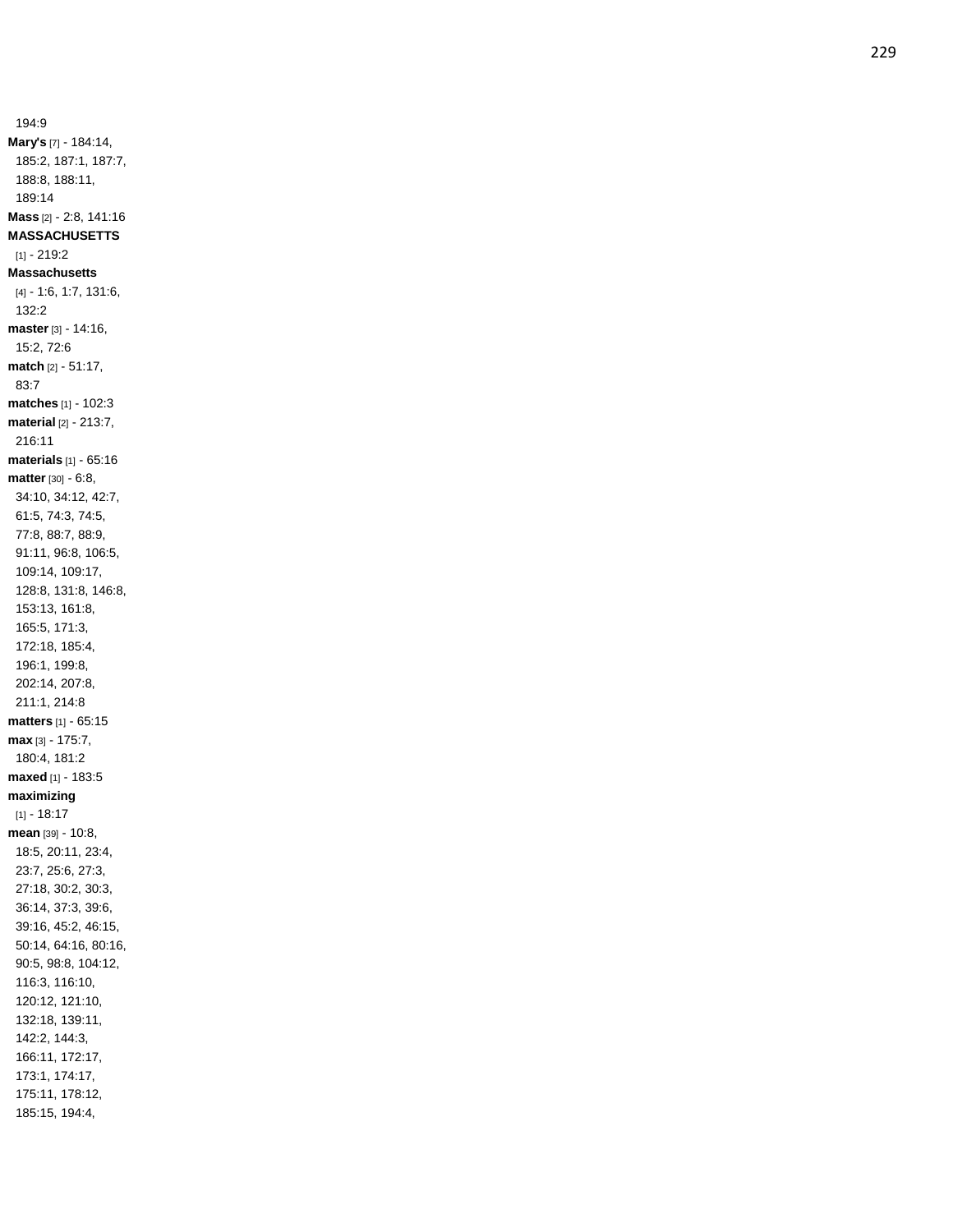194:9

**Mary's** [7] - 184:14, 185:2, 187:1, 187:7, 188:8, 188:11, 189:14

**Mass** [2] - 2:8, 141:16

**MASSACHUSETTS** [1] - 219:2

**Massachusetts** [4] - 1:6, 1:7, 131:6, 132:2

**master** [3] - 14:16, 15:2, 72:6

**match** [2] - 51:17, 83:7

**matches** [1] - 102:3

**material** [2] - 213:7, 216:11

**materials** [1] - 65:16

**matter** [30] - 6:8, 34:10, 34:12, 42:7, 61:5, 74:3, 74:5, 77:8, 88:7, 88:9, 91:11, 96:8, 106:5, 109:14, 109:17, 128:8, 131:8, 146:8, 153:13, 161:8, 165:5, 171:3, 172:18, 185:4, 196:1, 199:8, 202:14, 207:8, 211:1, 214:8

**matters** [1] - 65:15

**max** [3] - 175:7, 180:4, 181:2

**maxed** [1] - 183:5

**maximizing** [1] - 18:17

**mean** [39] - 10:8, 18:5, 20:11, 23:4, 23:7, 25:6, 27:3, 27:18, 30:2, 30:3, 36:14, 37:3, 39:6, 39:16, 45:2, 46:15, 50:14, 64:16, 80:16, 90:5, 98:8, 104:12, 116:3, 116:10, 120:12, 121:10, 132:18, 139:11, 142:2, 144:3, 166:11, 172:17, 173:1, 174:17, 175:11, 178:12, 185:15, 194:4,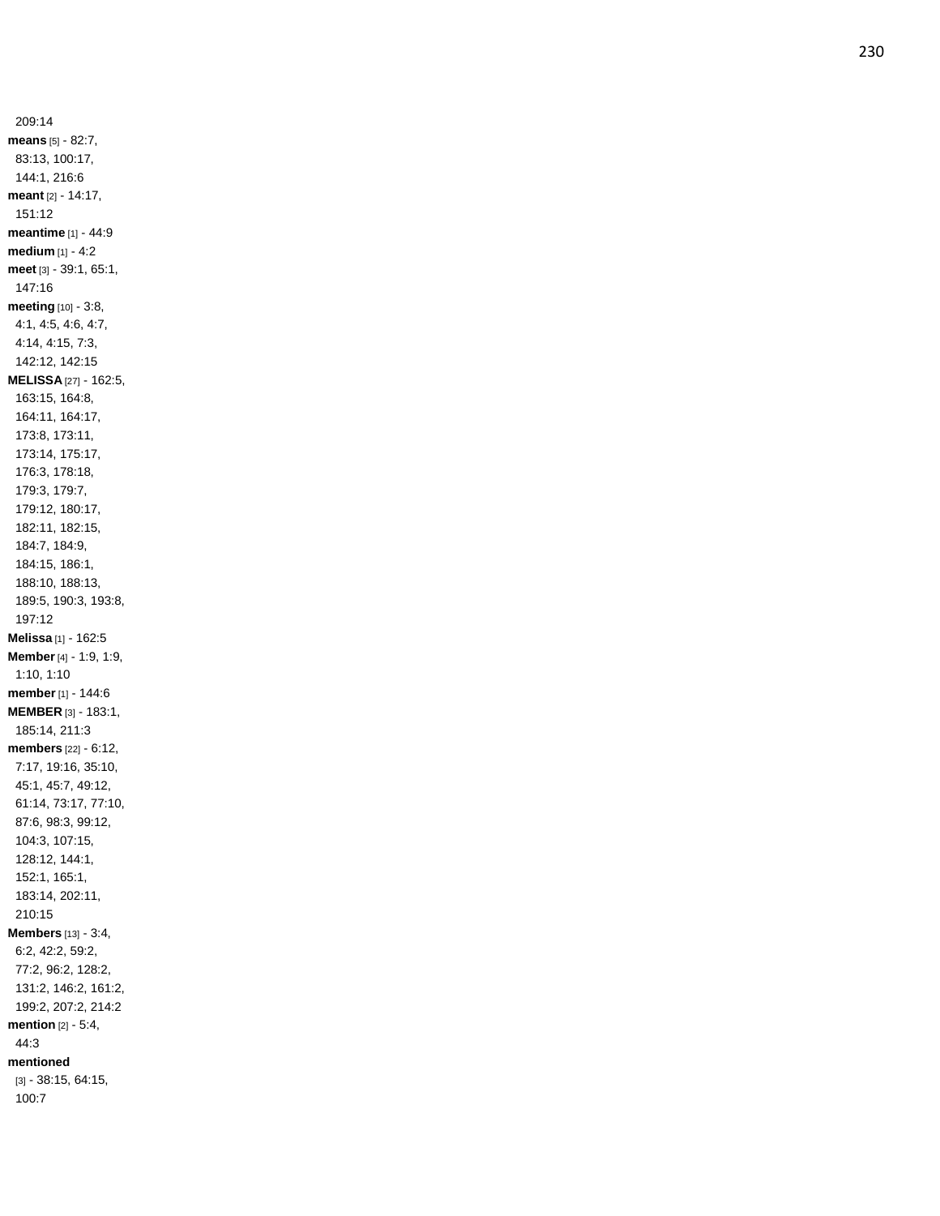209:14

**means** [5] - 82:7, 83:13, 100:17, 144:1, 216:6

**meant** [2] - 14:17, 151:12

**meantime** [1] - 44:9

**medium** [1] - 4:2

**meet** [3] - 39:1, 65:1, 147:16

**meeting** [10] - 3:8, 4:1, 4:5, 4:6, 4:7, 4:14, 4:15, 7:3, 142:12, 142:15

**MELISSA** [27] - 162:5, 163:15, 164:8, 164:11, 164:17, 173:8, 173:11, 173:14, 175:17, 176:3, 178:18, 179:3, 179:7, 179:12, 180:17, 182:11, 182:15, 184:7, 184:9, 184:15, 186:1, 188:10, 188:13, 189:5, 190:3, 193:8, 197:12

**Melissa** [1] - 162:5

**Member** [4] - 1:9, 1:9, 1:10, 1:10

**member** [1] - 144:6

**MEMBER** [3] - 183:1, 185:14, 211:3

**members** [22] - 6:12, 7:17, 19:16, 35:10, 45:1, 45:7, 49:12, 61:14, 73:17, 77:10, 87:6, 98:3, 99:12, 104:3, 107:15, 128:12, 144:1, 152:1, 165:1, 183:14, 202:11, 210:15

**Members** [13] - 3:4, 6:2, 42:2, 59:2, 77:2, 96:2, 128:2, 131:2, 146:2, 161:2, 199:2, 207:2, 214:2

**mention** [2] - 5:4, 44:3

**mentioned** [3] - 38:15, 64:15, 100:7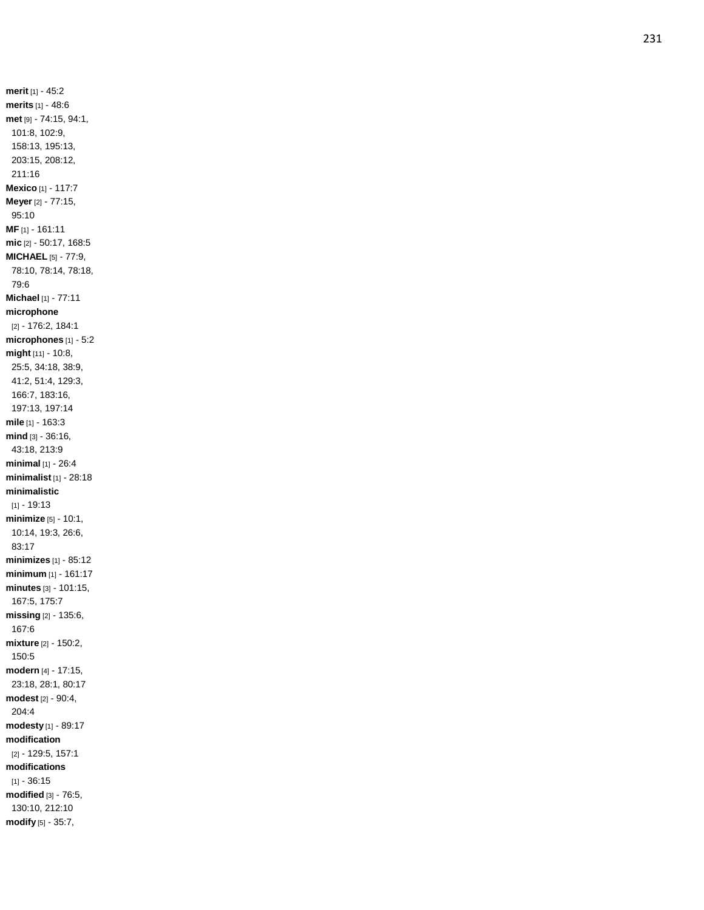**merit** [1] - 45:2
**merits** [1] - 48:6
**met** [9] - 74:15, 94:1, 101:8, 102:9, 158:13, 195:13, 203:15, 208:12, 211:16
**Mexico** [1] - 117:7
**Meyer** [2] - 77:15, 95:10
**MF** [1] - 161:11
**mic** [2] - 50:17, 168:5
**MICHAEL** [5] - 77:9, 78:10, 78:14, 78:18, 79:6
**Michael** [1] - 77:11
**microphone** [2] - 176:2, 184:1
**microphones** [1] - 5:2
**might** [11] - 10:8, 25:5, 34:18, 38:9, 41:2, 51:4, 129:3, 166:7, 183:16, 197:13, 197:14
**mile** [1] - 163:3
**mind** [3] - 36:16, 43:18, 213:9
**minimal** [1] - 26:4
**minimalist** [1] - 28:18
**minimalistic** [1] - 19:13
**minimize** [5] - 10:1, 10:14, 19:3, 26:6, 83:17
**minimizes** [1] - 85:12
**minimum** [1] - 161:17
**minutes** [3] - 101:15, 167:5, 175:7
**missing** [2] - 135:6, 167:6
**mixture** [2] - 150:2, 150:5
**modern** [4] - 17:15, 23:18, 28:1, 80:17
**modest** [2] - 90:4, 204:4
**modesty** [1] - 89:17
**modification** [2] - 129:5, 157:1
**modifications** [1] - 36:15
**modified** [3] - 76:5, 130:10, 212:10
**modify** [5] - 35:7,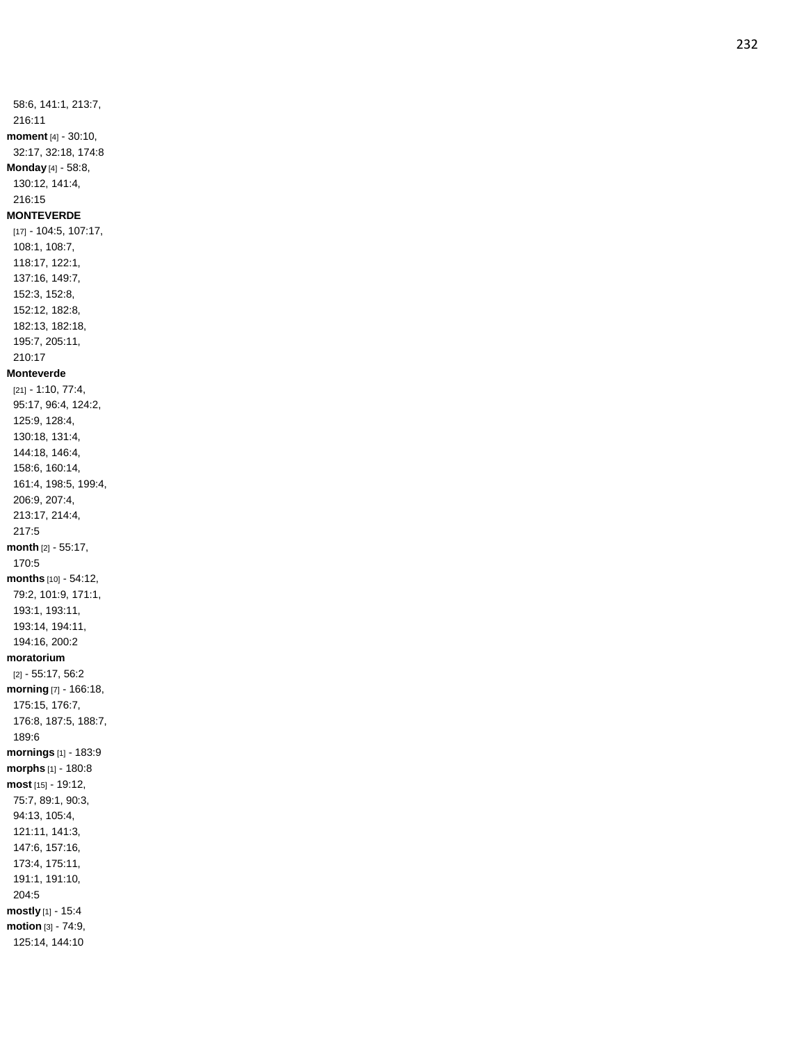58:6, 141:1, 213:7, 216:11

**moment** [4] - 30:10, 32:17, 32:18, 174:8

**Monday** [4] - 58:8, 130:12, 141:4, 216:15

**MONTEVERDE** [17] - 104:5, 107:17, 108:1, 108:7, 118:17, 122:1, 137:16, 149:7, 152:3, 152:8, 152:12, 182:8, 182:13, 182:18, 195:7, 205:11, 210:17

**Monteverde** [21] - 1:10, 77:4, 95:17, 96:4, 124:2, 125:9, 128:4, 130:18, 131:4, 144:18, 146:4, 158:6, 160:14, 161:4, 198:5, 199:4, 206:9, 207:4, 213:17, 214:4, 217:5

**month** [2] - 55:17, 170:5

**months** [10] - 54:12, 79:2, 101:9, 171:1, 193:1, 193:11, 193:14, 194:11, 194:16, 200:2

**moratorium** [2] - 55:17, 56:2

**morning** [7] - 166:18, 175:15, 176:7, 176:8, 187:5, 188:7, 189:6

**mornings** [1] - 183:9

**morphs** [1] - 180:8

**most** [15] - 19:12, 75:7, 89:1, 90:3, 94:13, 105:4, 121:11, 141:3, 147:6, 157:16, 173:4, 175:11, 191:1, 191:10, 204:5

**mostly** [1] - 15:4

**motion** [3] - 74:9, 125:14, 144:10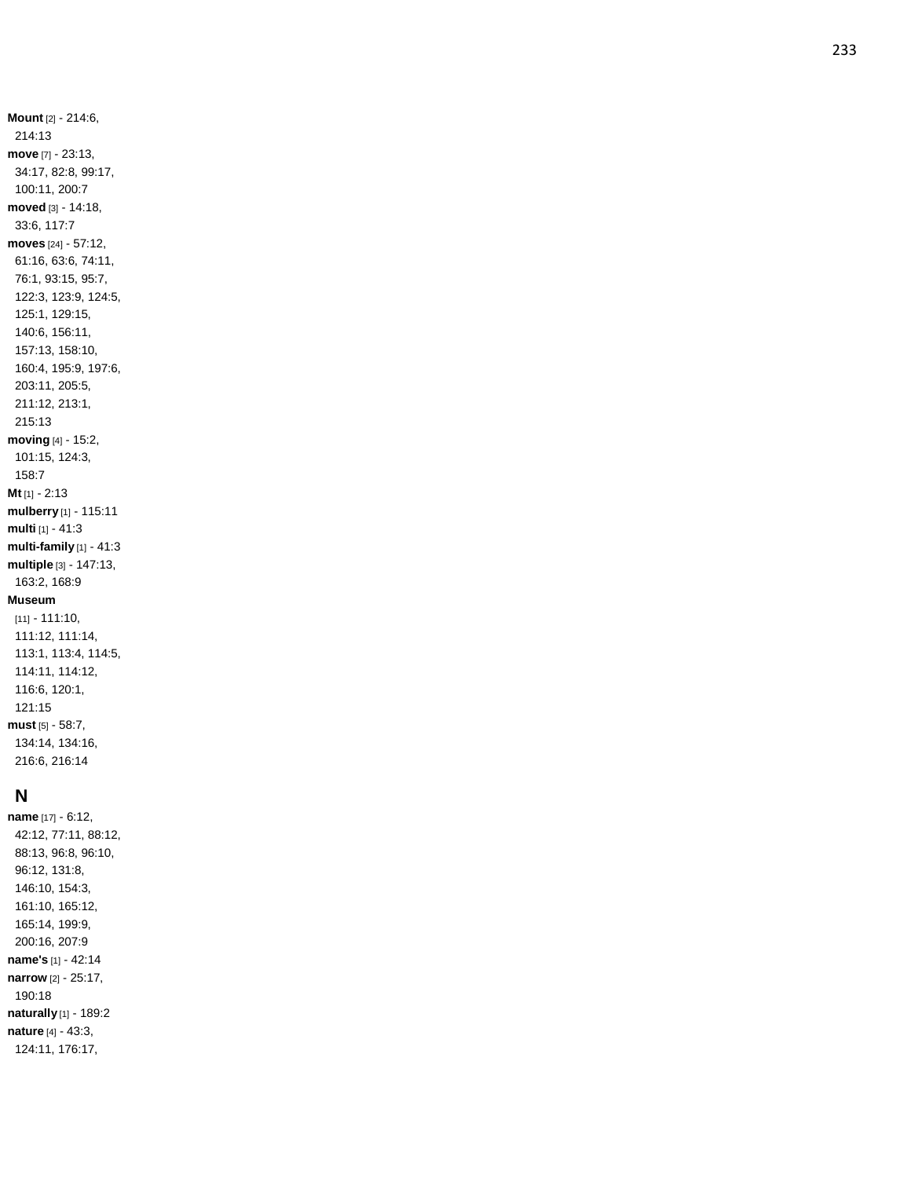**Mount** [2] - 214:6, 214:13
**move** [7] - 23:13, 34:17, 82:8, 99:17, 100:11, 200:7
**moved** [3] - 14:18, 33:6, 117:7
**moves** [24] - 57:12, 61:16, 63:6, 74:11, 76:1, 93:15, 95:7, 122:3, 123:9, 124:5, 125:1, 129:15, 140:6, 156:11, 157:13, 158:10, 160:4, 195:9, 197:6, 203:11, 205:5, 211:12, 213:1, 215:13
**moving** [4] - 15:2, 101:15, 124:3, 158:7
**Mt** [1] - 2:13
**mulberry** [1] - 115:11
**multi** [1] - 41:3
**multi-family** [1] - 41:3
**multiple** [3] - 147:13, 163:2, 168:9
**Museum** [11] - 111:10, 111:12, 111:14, 113:1, 113:4, 114:5, 114:11, 114:12, 116:6, 120:1, 121:15
**must** [5] - 58:7, 134:14, 134:16, 216:6, 216:14

## N

**name** [17] - 6:12, 42:12, 77:11, 88:12, 88:13, 96:8, 96:10, 96:12, 131:8, 146:10, 154:3, 161:10, 165:12, 165:14, 199:9, 200:16, 207:9
**name's** [1] - 42:14
**narrow** [2] - 25:17, 190:18
**naturally** [1] - 189:2
**nature** [4] - 43:3, 124:11, 176:17,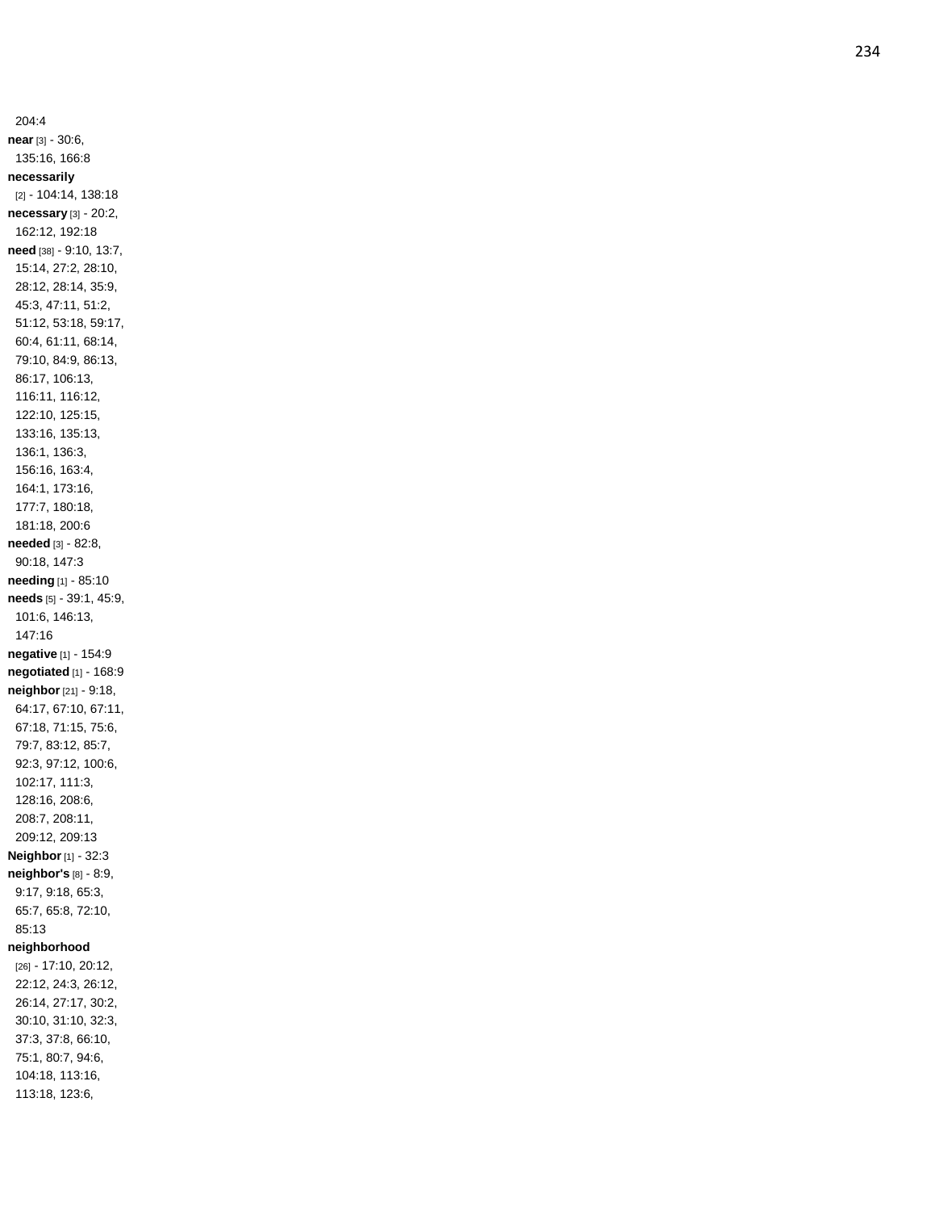204:4

**near** [3] - 30:6, 135:16, 166:8

**necessarily** [2] - 104:14, 138:18

**necessary** [3] - 20:2, 162:12, 192:18

**need** [38] - 9:10, 13:7, 15:14, 27:2, 28:10, 28:12, 28:14, 35:9, 45:3, 47:11, 51:2, 51:12, 53:18, 59:17, 60:4, 61:11, 68:14, 79:10, 84:9, 86:13, 86:17, 106:13, 116:11, 116:12, 122:10, 125:15, 133:16, 135:13, 136:1, 136:3, 156:16, 163:4, 164:1, 173:16, 177:7, 180:18, 181:18, 200:6

**needed** [3] - 82:8, 90:18, 147:3

**needing** [1] - 85:10

**needs** [5] - 39:1, 45:9, 101:6, 146:13, 147:16

**negative** [1] - 154:9

**negotiated** [1] - 168:9

**neighbor** [21] - 9:18, 64:17, 67:10, 67:11, 67:18, 71:15, 75:6, 79:7, 83:12, 85:7, 92:3, 97:12, 100:6, 102:17, 111:3, 128:16, 208:6, 208:7, 208:11, 209:12, 209:13

**Neighbor** [1] - 32:3

**neighbor's** [8] - 8:9, 9:17, 9:18, 65:3, 65:7, 65:8, 72:10, 85:13

**neighborhood** [26] - 17:10, 20:12, 22:12, 24:3, 26:12, 26:14, 27:17, 30:2, 30:10, 31:10, 32:3, 37:3, 37:8, 66:10, 75:1, 80:7, 94:6, 104:18, 113:16, 113:18, 123:6,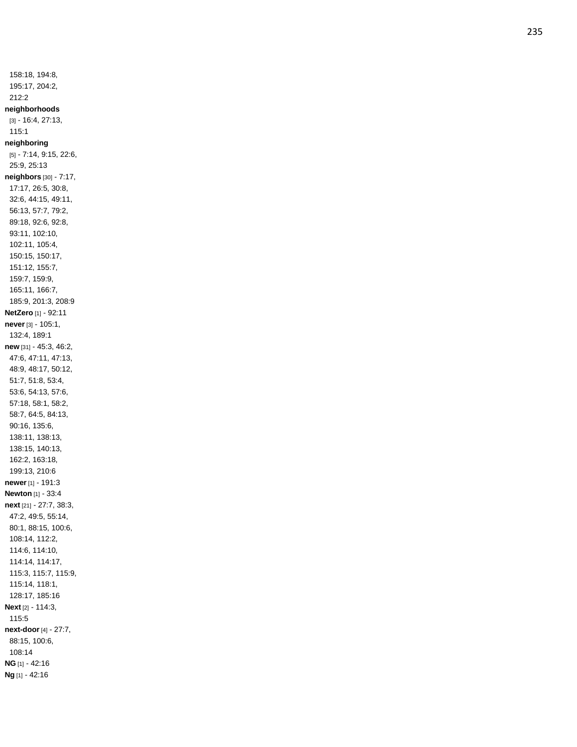158:18, 194:8, 195:17, 204:2, 212:2

**neighborhoods** [3] - 16:4, 27:13, 115:1

**neighboring** [5] - 7:14, 9:15, 22:6, 25:9, 25:13

**neighbors** [30] - 7:17, 17:17, 26:5, 30:8, 32:6, 44:15, 49:11, 56:13, 57:7, 79:2, 89:18, 92:6, 92:8, 93:11, 102:10, 102:11, 105:4, 150:15, 150:17, 151:12, 155:7, 159:7, 159:9, 165:11, 166:7, 185:9, 201:3, 208:9

**NetZero** [1] - 92:11

**never** [3] - 105:1, 132:4, 189:1

**new** [31] - 45:3, 46:2, 47:6, 47:11, 47:13, 48:9, 48:17, 50:12, 51:7, 51:8, 53:4, 53:6, 54:13, 57:6, 57:18, 58:1, 58:2, 58:7, 64:5, 84:13, 90:16, 135:6, 138:11, 138:13, 138:15, 140:13, 162:2, 163:18, 199:13, 210:6

**newer** [1] - 191:3

**Newton** [1] - 33:4

**next** [21] - 27:7, 38:3, 47:2, 49:5, 55:14, 80:1, 88:15, 100:6, 108:14, 112:2, 114:6, 114:10, 114:14, 114:17, 115:3, 115:7, 115:9, 115:14, 118:1, 128:17, 185:16

**Next** [2] - 114:3, 115:5

**next-door** [4] - 27:7, 88:15, 100:6, 108:14

**NG** [1] - 42:16

**Ng** [1] - 42:16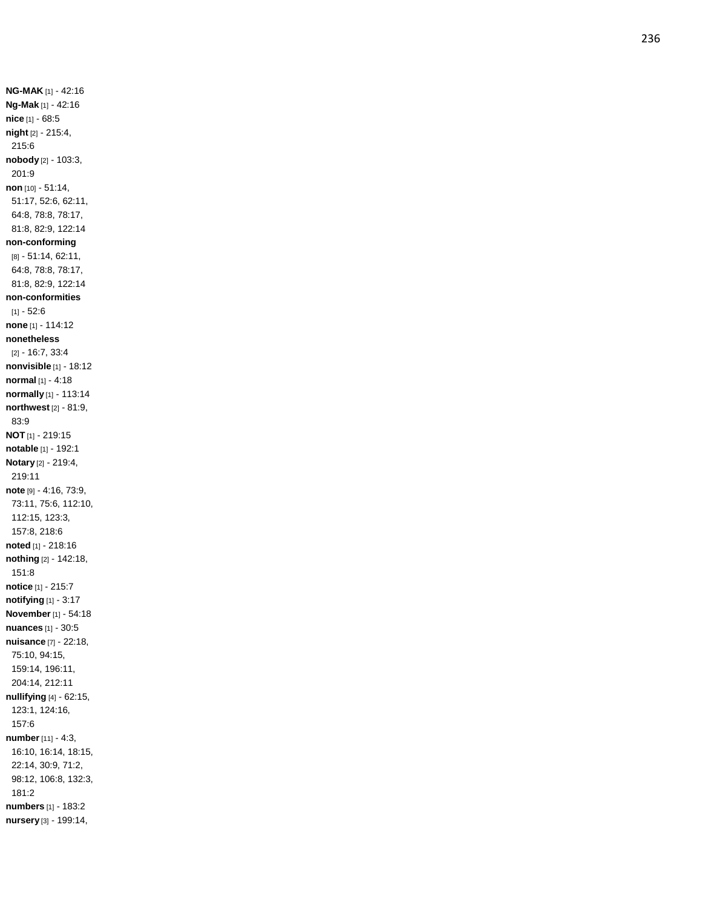**NG-MAK** [1] - 42:16
**Ng-Mak** [1] - 42:16
**nice** [1] - 68:5
**night** [2] - 215:4, 215:6
**nobody** [2] - 103:3, 201:9
**non** [10] - 51:14, 51:17, 52:6, 62:11, 64:8, 78:8, 78:17, 81:8, 82:9, 122:14
**non-conforming** [8] - 51:14, 62:11, 64:8, 78:8, 78:17, 81:8, 82:9, 122:14
**non-conformities** [1] - 52:6
**none** [1] - 114:12
**nonetheless** [2] - 16:7, 33:4
**nonvisible** [1] - 18:12
**normal** [1] - 4:18
**normally** [1] - 113:14
**northwest** [2] - 81:9, 83:9
**NOT** [1] - 219:15
**notable** [1] - 192:1
**Notary** [2] - 219:4, 219:11
**note** [9] - 4:16, 73:9, 73:11, 75:6, 112:10, 112:15, 123:3, 157:8, 218:6
**noted** [1] - 218:16
**nothing** [2] - 142:18, 151:8
**notice** [1] - 215:7
**notifying** [1] - 3:17
**November** [1] - 54:18
**nuances** [1] - 30:5
**nuisance** [7] - 22:18, 75:10, 94:15, 159:14, 196:11, 204:14, 212:11
**nullifying** [4] - 62:15, 123:1, 124:16, 157:6
**number** [11] - 4:3, 16:10, 16:14, 18:15, 22:14, 30:9, 71:2, 98:12, 106:8, 132:3, 181:2
**numbers** [1] - 183:2
**nursery** [3] - 199:14,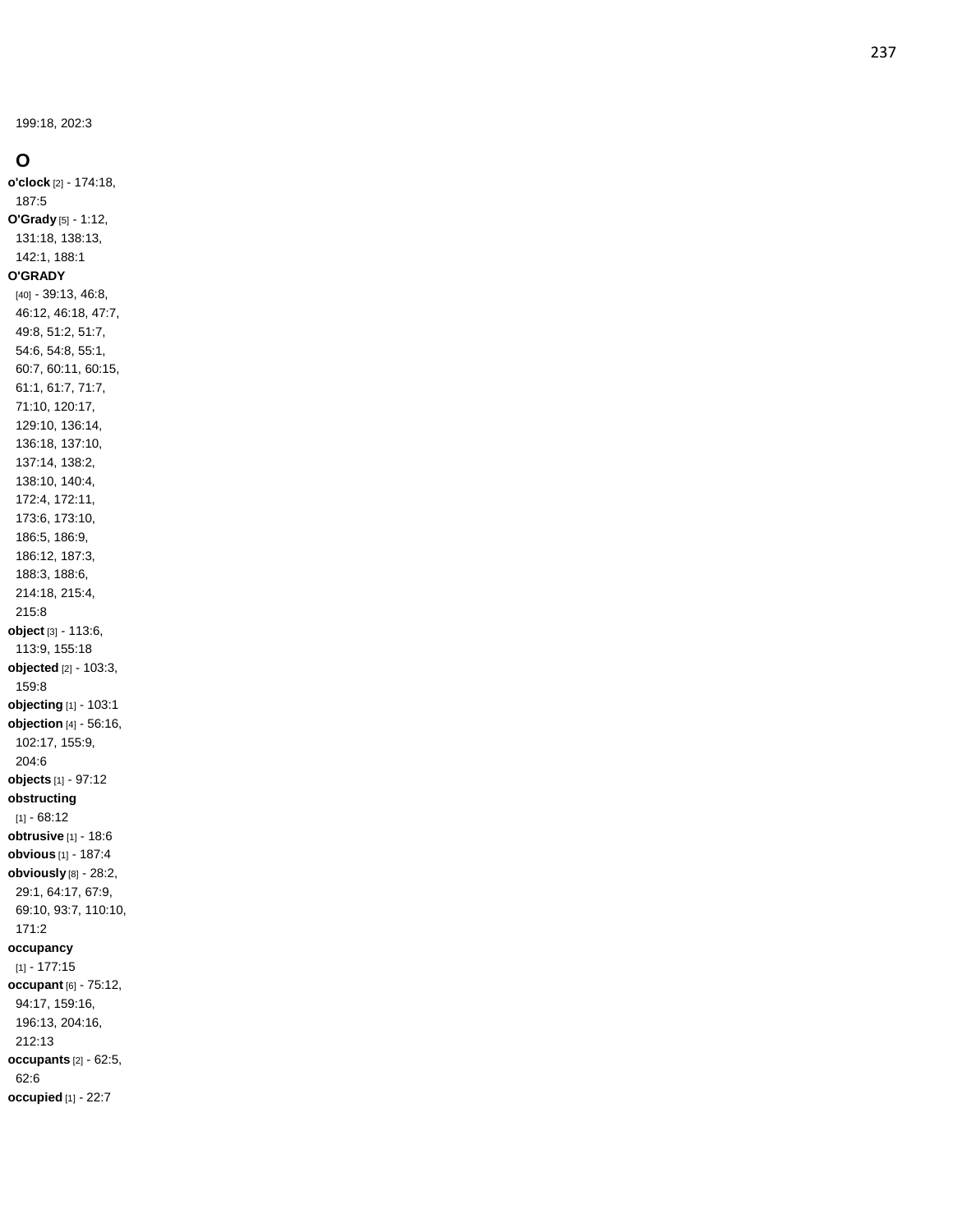199:18, 202:3

## O

**o'clock** [2] - 174:18, 187:5
**O'Grady** [5] - 1:12, 131:18, 138:13, 142:1, 188:1
**O'GRADY** [40] - 39:13, 46:8, 46:12, 46:18, 47:7, 49:8, 51:2, 51:7, 54:6, 54:8, 55:1, 60:7, 60:11, 60:15, 61:1, 61:7, 71:7, 71:10, 120:17, 129:10, 136:14, 136:18, 137:10, 137:14, 138:2, 138:10, 140:4, 172:4, 172:11, 173:6, 173:10, 186:5, 186:9, 186:12, 187:3, 188:3, 188:6, 214:18, 215:4, 215:8
**object** [3] - 113:6, 113:9, 155:18
**objected** [2] - 103:3, 159:8
**objecting** [1] - 103:1
**objection** [4] - 56:16, 102:17, 155:9, 204:6
**objects** [1] - 97:12
**obstructing** [1] - 68:12
**obtrusive** [1] - 18:6
**obvious** [1] - 187:4
**obviously** [8] - 28:2, 29:1, 64:17, 67:9, 69:10, 93:7, 110:10, 171:2
**occupancy** [1] - 177:15
**occupant** [6] - 75:12, 94:17, 159:16, 196:13, 204:16, 212:13
**occupants** [2] - 62:5, 62:6
**occupied** [1] - 22:7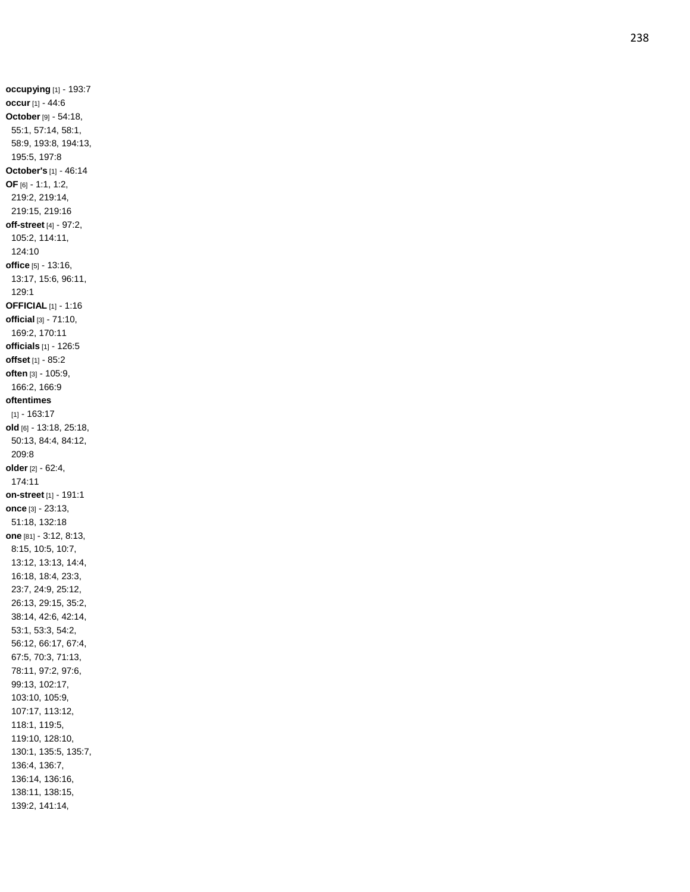**occupying** [1] - 193:7
**occur** [1] - 44:6
**October** [9] - 54:18, 55:1, 57:14, 58:1, 58:9, 193:8, 194:13, 195:5, 197:8
**October's** [1] - 46:14
**OF** [6] - 1:1, 1:2, 219:2, 219:14, 219:15, 219:16
**off-street** [4] - 97:2, 105:2, 114:11, 124:10
**office** [5] - 13:16, 13:17, 15:6, 96:11, 129:1
**OFFICIAL** [1] - 1:16
**official** [3] - 71:10, 169:2, 170:11
**officials** [1] - 126:5
**offset** [1] - 85:2
**often** [3] - 105:9, 166:2, 166:9
**oftentimes** [1] - 163:17
**old** [6] - 13:18, 25:18, 50:13, 84:4, 84:12, 209:8
**older** [2] - 62:4, 174:11
**on-street** [1] - 191:1
**once** [3] - 23:13, 51:18, 132:18
**one** [81] - 3:12, 8:13, 8:15, 10:5, 10:7, 13:12, 13:13, 14:4, 16:18, 18:4, 23:3, 23:7, 24:9, 25:12, 26:13, 29:15, 35:2, 38:14, 42:6, 42:14, 53:1, 53:3, 54:2, 56:12, 66:17, 67:4, 67:5, 70:3, 71:13, 78:11, 97:2, 97:6, 99:13, 102:17, 103:10, 105:9, 107:17, 113:12, 118:1, 119:5, 119:10, 128:10, 130:1, 135:5, 135:7, 136:4, 136:7, 136:14, 136:16, 138:11, 138:15, 139:2, 141:14,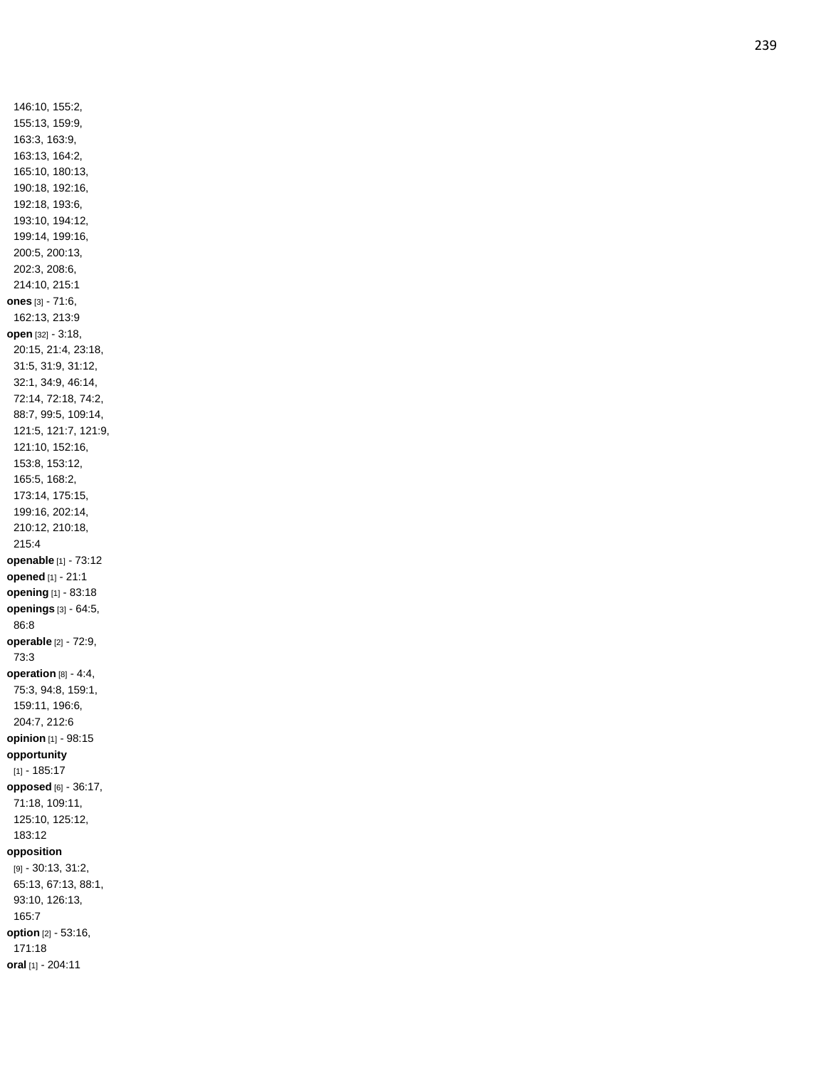146:10, 155:2, 155:13, 159:9, 163:3, 163:9, 163:13, 164:2, 165:10, 180:13, 190:18, 192:16, 192:18, 193:6, 193:10, 194:12, 199:14, 199:16, 200:5, 200:13, 202:3, 208:6, 214:10, 215:1

**ones** [3] - 71:6, 162:13, 213:9

**open** [32] - 3:18, 20:15, 21:4, 23:18, 31:5, 31:9, 31:12, 32:1, 34:9, 46:14, 72:14, 72:18, 74:2, 88:7, 99:5, 109:14, 121:5, 121:7, 121:9, 121:10, 152:16, 153:8, 153:12, 165:5, 168:2, 173:14, 175:15, 199:16, 202:14, 210:12, 210:18, 215:4

**openable** [1] - 73:12

**opened** [1] - 21:1

**opening** [1] - 83:18

**openings** [3] - 64:5, 86:8

**operable** [2] - 72:9, 73:3

**operation** [8] - 4:4, 75:3, 94:8, 159:1, 159:11, 196:6, 204:7, 212:6

**opinion** [1] - 98:15

**opportunity** [1] - 185:17

**opposed** [6] - 36:17, 71:18, 109:11, 125:10, 125:12, 183:12

**opposition** [9] - 30:13, 31:2, 65:13, 67:13, 88:1, 93:10, 126:13, 165:7

**option** [2] - 53:16, 171:18

**oral** [1] - 204:11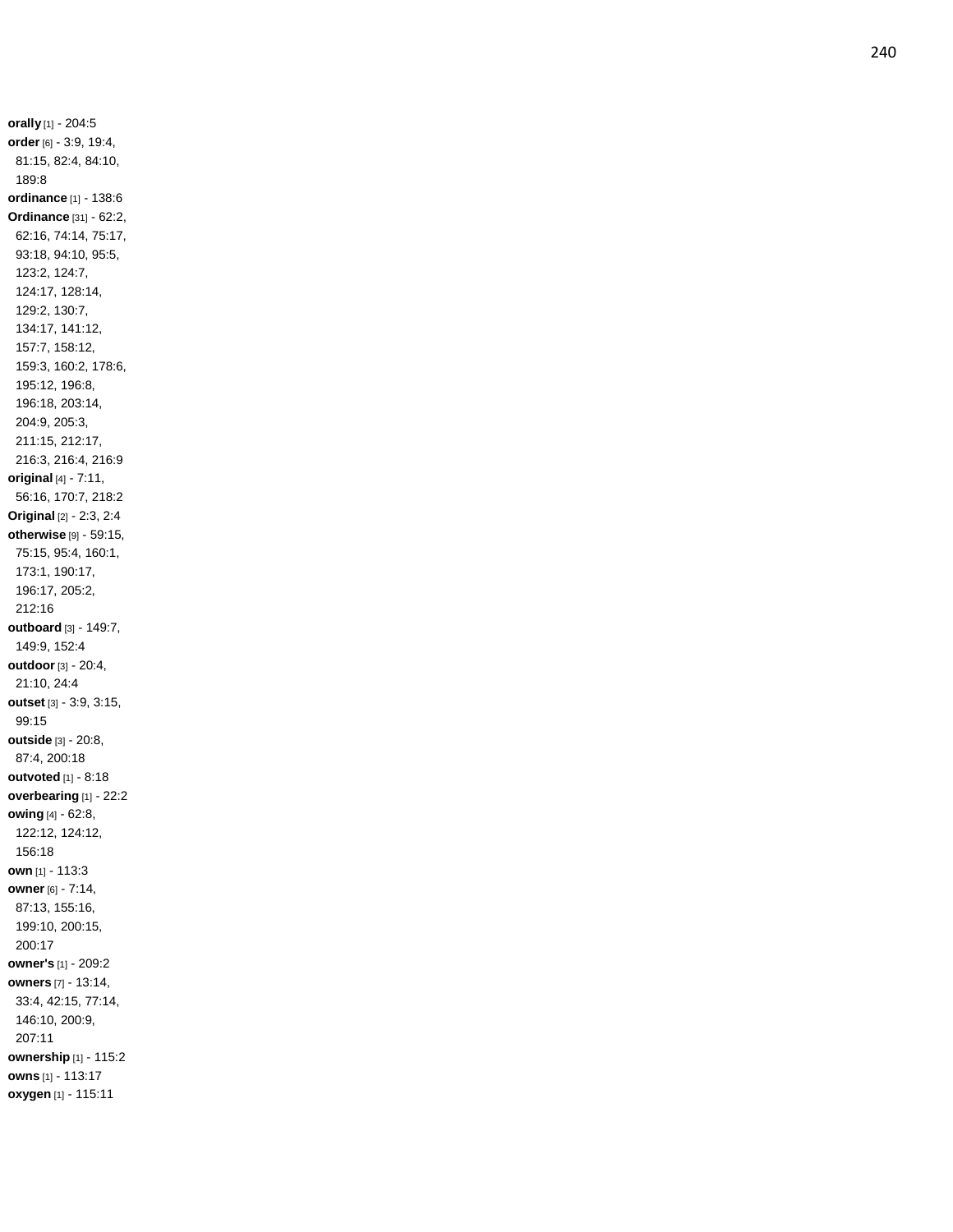**orally** [1] - 204:5
**order** [6] - 3:9, 19:4, 81:15, 82:4, 84:10, 189:8
**ordinance** [1] - 138:6
**Ordinance** [31] - 62:2, 62:16, 74:14, 75:17, 93:18, 94:10, 95:5, 123:2, 124:7, 124:17, 128:14, 129:2, 130:7, 134:17, 141:12, 157:7, 158:12, 159:3, 160:2, 178:6, 195:12, 196:8, 196:18, 203:14, 204:9, 205:3, 211:15, 212:17, 216:3, 216:4, 216:9
**original** [4] - 7:11, 56:16, 170:7, 218:2
**Original** [2] - 2:3, 2:4
**otherwise** [9] - 59:15, 75:15, 95:4, 160:1, 173:1, 190:17, 196:17, 205:2, 212:16
**outboard** [3] - 149:7, 149:9, 152:4
**outdoor** [3] - 20:4, 21:10, 24:4
**outset** [3] - 3:9, 3:15, 99:15
**outside** [3] - 20:8, 87:4, 200:18
**outvoted** [1] - 8:18
**overbearing** [1] - 22:2
**owing** [4] - 62:8, 122:12, 124:12, 156:18
**own** [1] - 113:3
**owner** [6] - 7:14, 87:13, 155:16, 199:10, 200:15, 200:17
**owner's** [1] - 209:2
**owners** [7] - 13:14, 33:4, 42:15, 77:14, 146:10, 200:9, 207:11
**ownership** [1] - 115:2
**owns** [1] - 113:17
**oxygen** [1] - 115:11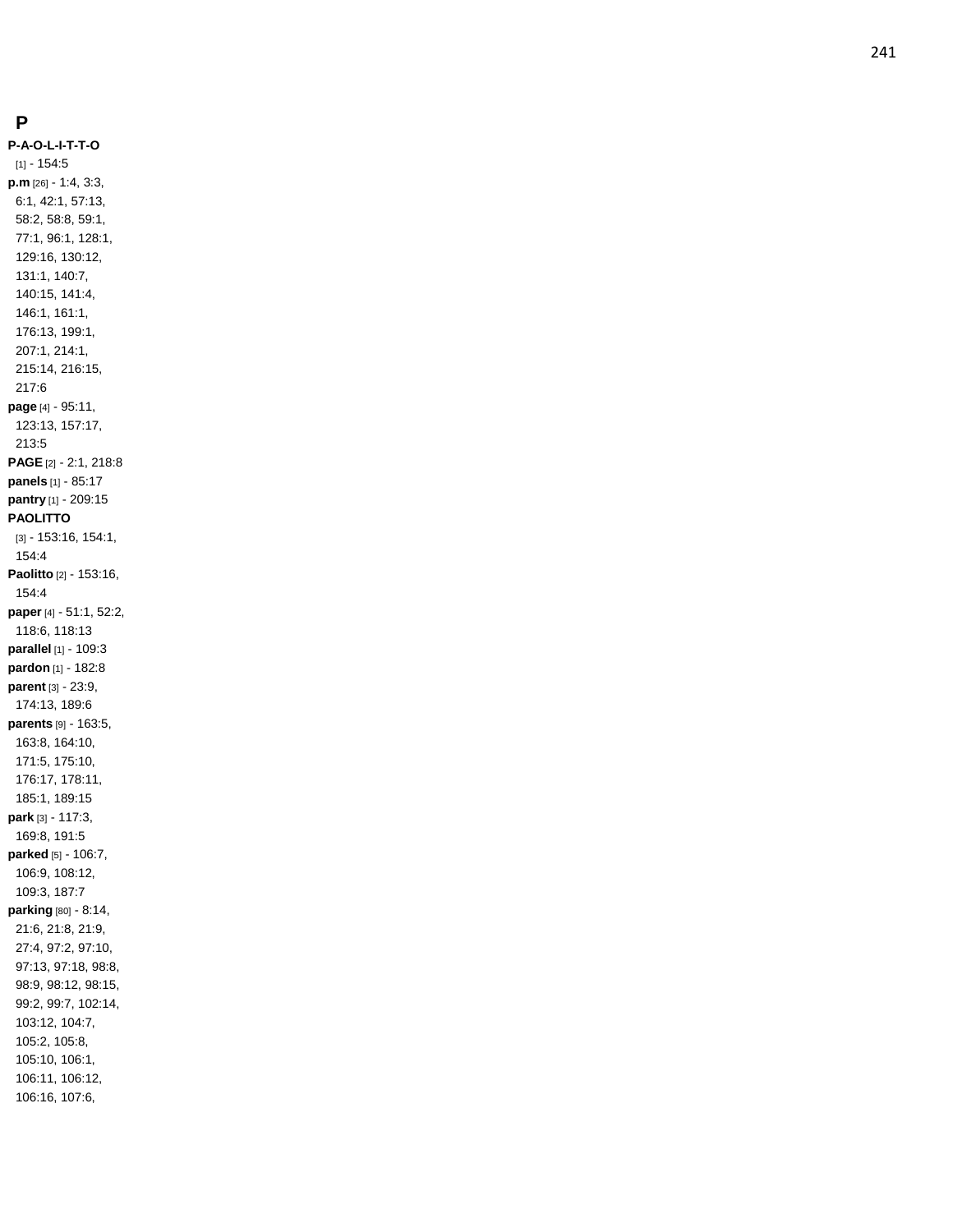## P

**P-A-O-L-I-T-T-O** [1] - 154:5

**p.m** [26] - 1:4, 3:3, 6:1, 42:1, 57:13, 58:2, 58:8, 59:1, 77:1, 96:1, 128:1, 129:16, 130:12, 131:1, 140:7, 140:15, 141:4, 146:1, 161:1, 176:13, 199:1, 207:1, 214:1, 215:14, 216:15, 217:6

**page** [4] - 95:11, 123:13, 157:17, 213:5

**PAGE** [2] - 2:1, 218:8

**panels** [1] - 85:17

**pantry** [1] - 209:15

**PAOLITTO** [3] - 153:16, 154:1, 154:4

**Paolitto** [2] - 153:16, 154:4

**paper** [4] - 51:1, 52:2, 118:6, 118:13

**parallel** [1] - 109:3

**pardon** [1] - 182:8

**parent** [3] - 23:9, 174:13, 189:6

**parents** [9] - 163:5, 163:8, 164:10, 171:5, 175:10, 176:17, 178:11, 185:1, 189:15

**park** [3] - 117:3, 169:8, 191:5

**parked** [5] - 106:7, 106:9, 108:12, 109:3, 187:7

**parking** [80] - 8:14, 21:6, 21:8, 21:9, 27:4, 97:2, 97:10, 97:13, 97:18, 98:8, 98:9, 98:12, 98:15, 99:2, 99:7, 102:14, 103:12, 104:7, 105:2, 105:8, 105:10, 106:1, 106:11, 106:12, 106:16, 107:6,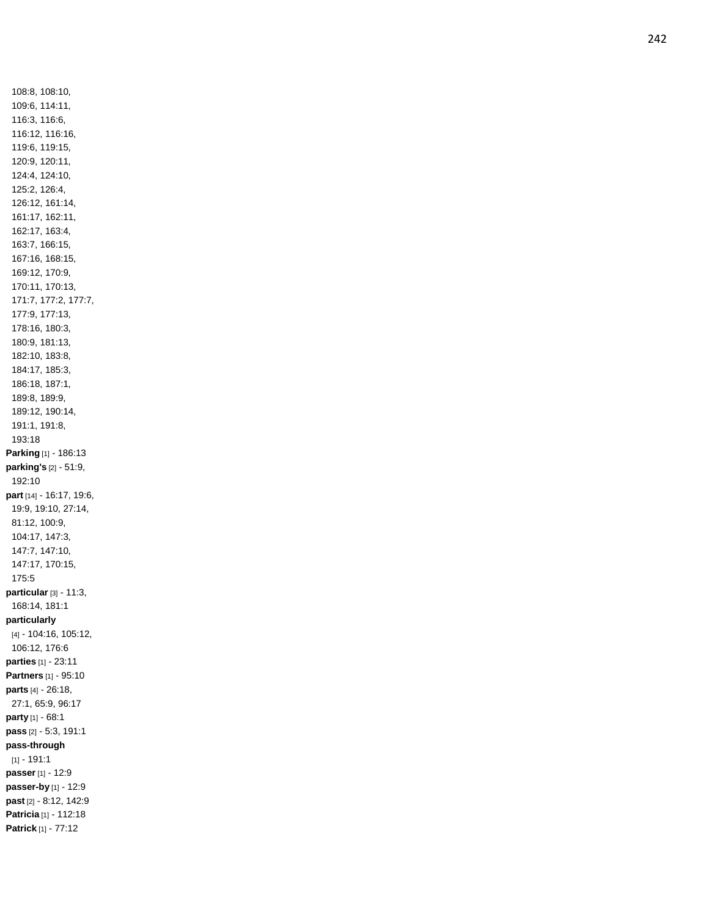108:8, 108:10, 109:6, 114:11, 116:3, 116:6, 116:12, 116:16, 119:6, 119:15, 120:9, 120:11, 124:4, 124:10, 125:2, 126:4, 126:12, 161:14, 161:17, 162:11, 162:17, 163:4, 163:7, 166:15, 167:16, 168:15, 169:12, 170:9, 170:11, 170:13, 171:7, 177:2, 177:7, 177:9, 177:13, 178:16, 180:3, 180:9, 181:13, 182:10, 183:8, 184:17, 185:3, 186:18, 187:1, 189:8, 189:9, 189:12, 190:14, 191:1, 191:8, 193:18

**Parking** [1] - 186:13

**parking's** [2] - 51:9, 192:10

**part** [14] - 16:17, 19:6, 19:9, 19:10, 27:14, 81:12, 100:9, 104:17, 147:3, 147:7, 147:10, 147:17, 170:15, 175:5

**particular** [3] - 11:3, 168:14, 181:1

**particularly** [4] - 104:16, 105:12, 106:12, 176:6

**parties** [1] - 23:11

**Partners** [1] - 95:10

**parts** [4] - 26:18, 27:1, 65:9, 96:17

**party** [1] - 68:1

**pass** [2] - 5:3, 191:1

**pass-through** [1] - 191:1

**passer** [1] - 12:9

**passer-by** [1] - 12:9

**past** [2] - 8:12, 142:9

**Patricia** [1] - 112:18

**Patrick** [1] - 77:12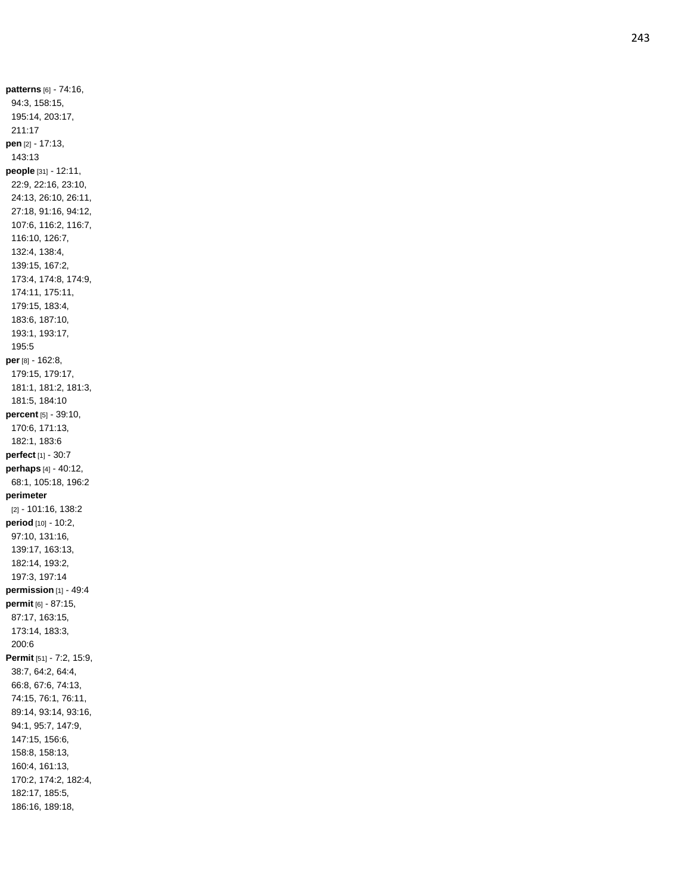**patterns** [6] - 74:16, 94:3, 158:15, 195:14, 203:17, 211:17

**pen** [2] - 17:13, 143:13

**people** [31] - 12:11, 22:9, 22:16, 23:10, 24:13, 26:10, 26:11, 27:18, 91:16, 94:12, 107:6, 116:2, 116:7, 116:10, 126:7, 132:4, 138:4, 139:15, 167:2, 173:4, 174:8, 174:9, 174:11, 175:11, 179:15, 183:4, 183:6, 187:10, 193:1, 193:17, 195:5

**per** [8] - 162:8, 179:15, 179:17, 181:1, 181:2, 181:3, 181:5, 184:10

**percent** [5] - 39:10, 170:6, 171:13, 182:1, 183:6

**perfect** [1] - 30:7

**perhaps** [4] - 40:12, 68:1, 105:18, 196:2

**perimeter** [2] - 101:16, 138:2

**period** [10] - 10:2, 97:10, 131:16, 139:17, 163:13, 182:14, 193:2, 197:3, 197:14

**permission** [1] - 49:4

**permit** [6] - 87:15, 87:17, 163:15, 173:14, 183:3, 200:6

**Permit** [51] - 7:2, 15:9, 38:7, 64:2, 64:4, 66:8, 67:6, 74:13, 74:15, 76:1, 76:11, 89:14, 93:14, 93:16, 94:1, 95:7, 147:9, 147:15, 156:6, 158:8, 158:13, 160:4, 161:13, 170:2, 174:2, 182:4, 182:17, 185:5, 186:16, 189:18,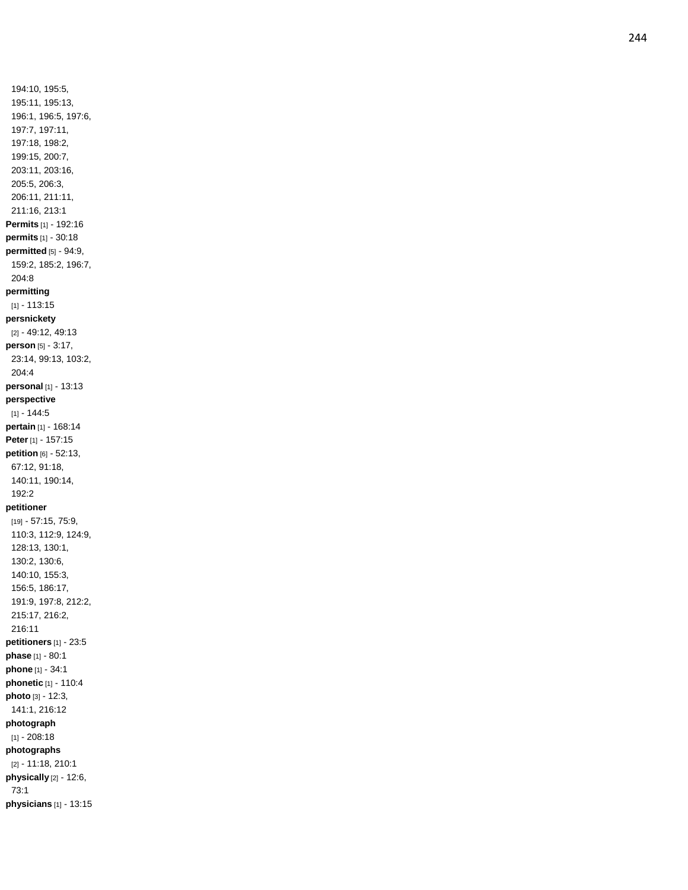194:10, 195:5, 195:11, 195:13, 196:1, 196:5, 197:6, 197:7, 197:11, 197:18, 198:2, 199:15, 200:7, 203:11, 203:16, 205:5, 206:3, 206:11, 211:11, 211:16, 213:1

**Permits** [1] - 192:16

**permits** [1] - 30:18

**permitted** [5] - 94:9, 159:2, 185:2, 196:7, 204:8

**permitting** [1] - 113:15

**persnickety** [2] - 49:12, 49:13

**person** [5] - 3:17, 23:14, 99:13, 103:2, 204:4

**personal** [1] - 13:13

**perspective** [1] - 144:5

**pertain** [1] - 168:14

**Peter** [1] - 157:15

**petition** [6] - 52:13, 67:12, 91:18, 140:11, 190:14, 192:2

**petitioner** [19] - 57:15, 75:9, 110:3, 112:9, 124:9, 128:13, 130:1, 130:2, 130:6, 140:10, 155:3, 156:5, 186:17, 191:9, 197:8, 212:2, 215:17, 216:2, 216:11

**petitioners** [1] - 23:5

**phase** [1] - 80:1

**phone** [1] - 34:1

**phonetic** [1] - 110:4

**photo** [3] - 12:3, 141:1, 216:12

**photograph** [1] - 208:18

**photographs** [2] - 11:18, 210:1

**physically** [2] - 12:6, 73:1

**physicians** [1] - 13:15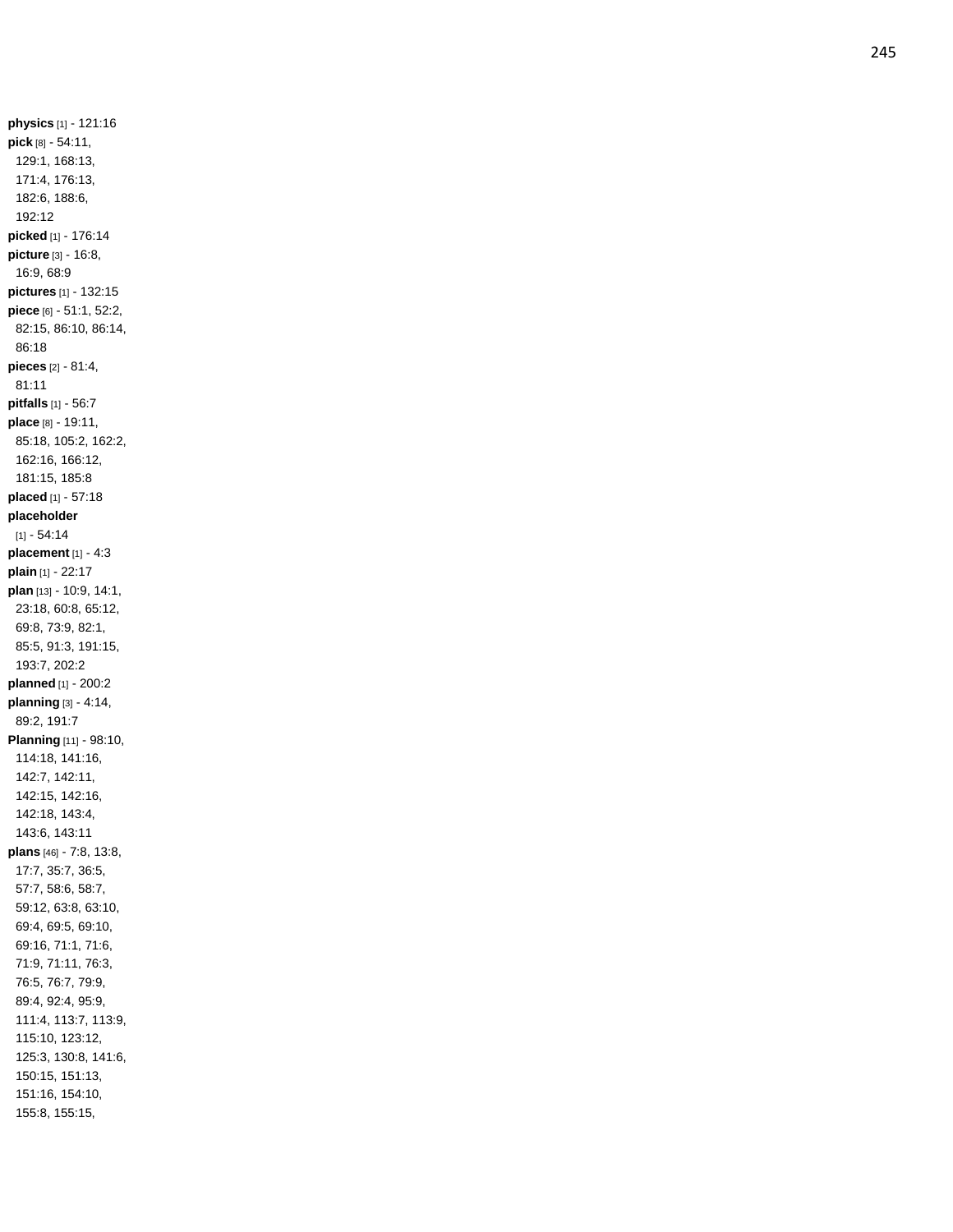**physics** [1] - 121:16
**pick** [8] - 54:11, 129:1, 168:13, 171:4, 176:13, 182:6, 188:6, 192:12
**picked** [1] - 176:14
**picture** [3] - 16:8, 16:9, 68:9
**pictures** [1] - 132:15
**piece** [6] - 51:1, 52:2, 82:15, 86:10, 86:14, 86:18
**pieces** [2] - 81:4, 81:11
**pitfalls** [1] - 56:7
**place** [8] - 19:11, 85:18, 105:2, 162:2, 162:16, 166:12, 181:15, 185:8
**placed** [1] - 57:18
**placeholder** [1] - 54:14
**placement** [1] - 4:3
**plain** [1] - 22:17
**plan** [13] - 10:9, 14:1, 23:18, 60:8, 65:12, 69:8, 73:9, 82:1, 85:5, 91:3, 191:15, 193:7, 202:2
**planned** [1] - 200:2
**planning** [3] - 4:14, 89:2, 191:7
**Planning** [11] - 98:10, 114:18, 141:16, 142:7, 142:11, 142:15, 142:16, 142:18, 143:4, 143:6, 143:11
**plans** [46] - 7:8, 13:8, 17:7, 35:7, 36:5, 57:7, 58:6, 58:7, 59:12, 63:8, 63:10, 69:4, 69:5, 69:10, 69:16, 71:1, 71:6, 71:9, 71:11, 76:3, 76:5, 76:7, 79:9, 89:4, 92:4, 95:9, 111:4, 113:7, 113:9, 115:10, 123:12, 125:3, 130:8, 141:6, 150:15, 151:13, 151:16, 154:10, 155:8, 155:15,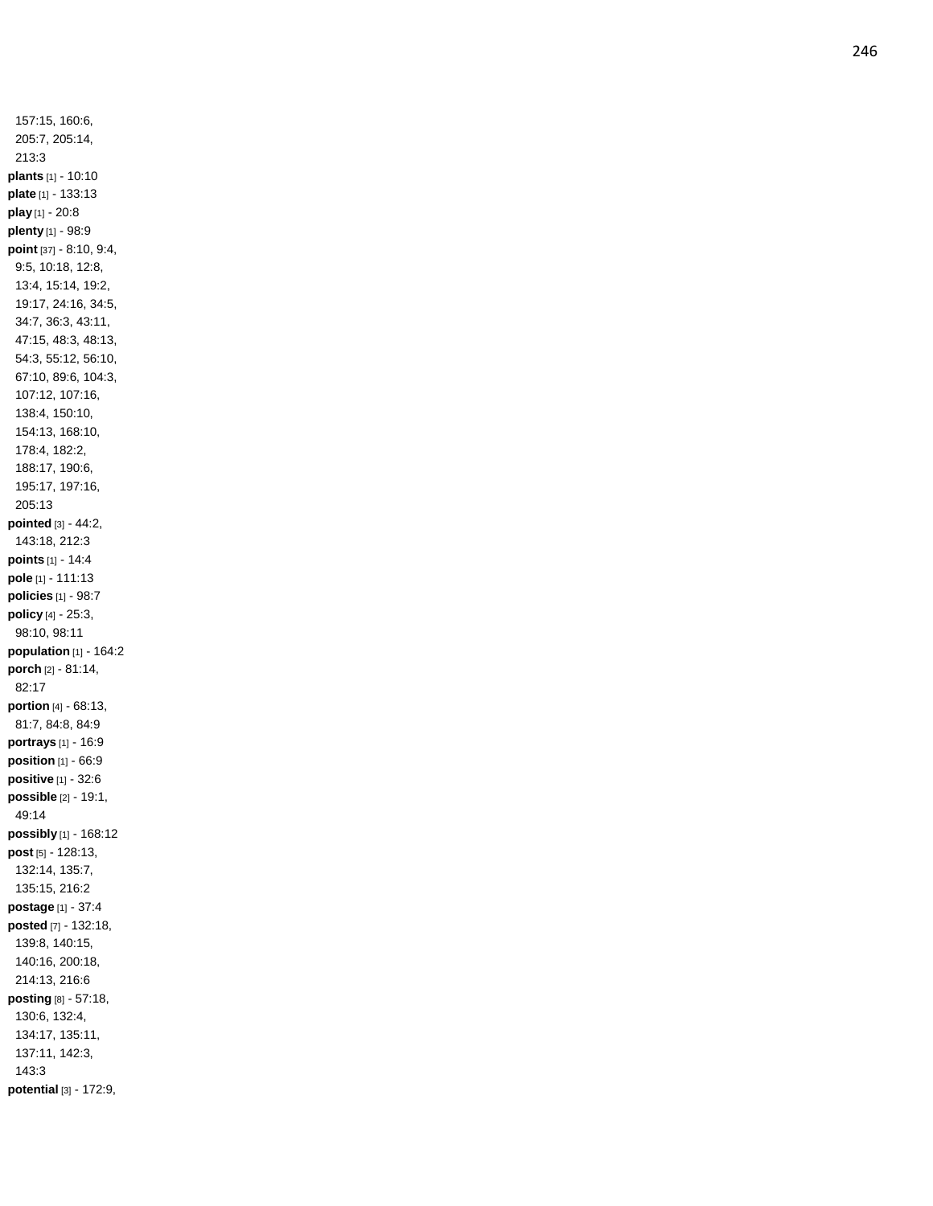157:15, 160:6, 205:7, 205:14, 213:3

**plants** [1] - 10:10

**plate** [1] - 133:13

**play** [1] - 20:8

**plenty** [1] - 98:9

**point** [37] - 8:10, 9:4, 9:5, 10:18, 12:8, 13:4, 15:14, 19:2, 19:17, 24:16, 34:5, 34:7, 36:3, 43:11, 47:15, 48:3, 48:13, 54:3, 55:12, 56:10, 67:10, 89:6, 104:3, 107:12, 107:16, 138:4, 150:10, 154:13, 168:10, 178:4, 182:2, 188:17, 190:6, 195:17, 197:16, 205:13

**pointed** [3] - 44:2, 143:18, 212:3

**points** [1] - 14:4

**pole** [1] - 111:13

**policies** [1] - 98:7

**policy** [4] - 25:3, 98:10, 98:11

**population** [1] - 164:2

**porch** [2] - 81:14, 82:17

**portion** [4] - 68:13, 81:7, 84:8, 84:9

**portrays** [1] - 16:9

**position** [1] - 66:9

**positive** [1] - 32:6

**possible** [2] - 19:1, 49:14

**possibly** [1] - 168:12

**post** [5] - 128:13, 132:14, 135:7, 135:15, 216:2

**postage** [1] - 37:4

**posted** [7] - 132:18, 139:8, 140:15, 140:16, 200:18, 214:13, 216:6

**posting** [8] - 57:18, 130:6, 132:4, 134:17, 135:11, 137:11, 142:3, 143:3

**potential** [3] - 172:9,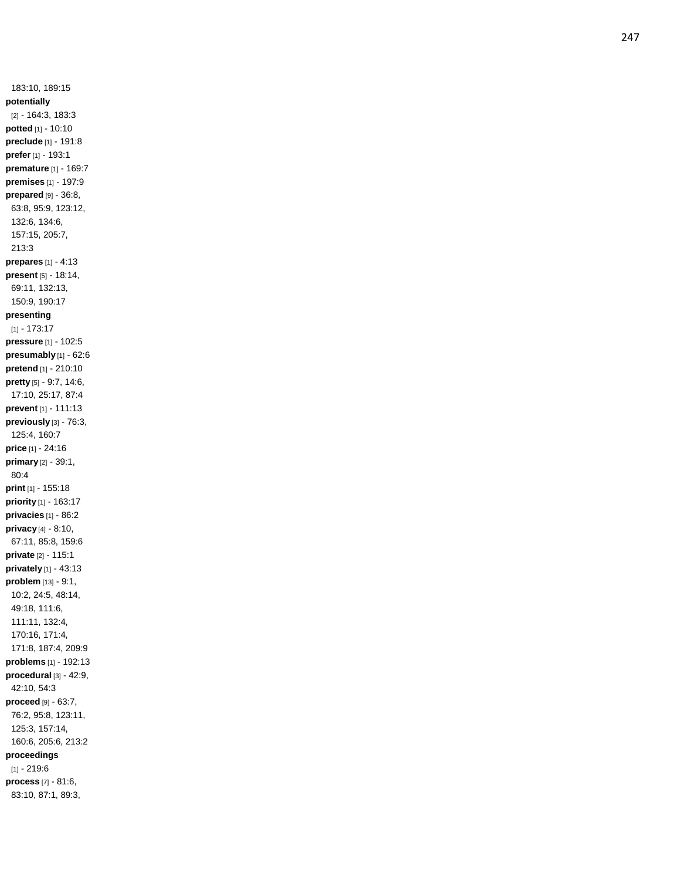183:10, 189:15
**potentially** [2] - 164:3, 183:3
**potted** [1] - 10:10
**preclude** [1] - 191:8
**prefer** [1] - 193:1
**premature** [1] - 169:7
**premises** [1] - 197:9
**prepared** [9] - 36:8, 63:8, 95:9, 123:12, 132:6, 134:6, 157:15, 205:7, 213:3
**prepares** [1] - 4:13
**present** [5] - 18:14, 69:11, 132:13, 150:9, 190:17
**presenting** [1] - 173:17
**pressure** [1] - 102:5
**presumably** [1] - 62:6
**pretend** [1] - 210:10
**pretty** [5] - 9:7, 14:6, 17:10, 25:17, 87:4
**prevent** [1] - 111:13
**previously** [3] - 76:3, 125:4, 160:7
**price** [1] - 24:16
**primary** [2] - 39:1, 80:4
**print** [1] - 155:18
**priority** [1] - 163:17
**privacies** [1] - 86:2
**privacy** [4] - 8:10, 67:11, 85:8, 159:6
**private** [2] - 115:1
**privately** [1] - 43:13
**problem** [13] - 9:1, 10:2, 24:5, 48:14, 49:18, 111:6, 111:11, 132:4, 170:16, 171:4, 171:8, 187:4, 209:9
**problems** [1] - 192:13
**procedural** [3] - 42:9, 42:10, 54:3
**proceed** [9] - 63:7, 76:2, 95:8, 123:11, 125:3, 157:14, 160:6, 205:6, 213:2
**proceedings** [1] - 219:6
**process** [7] - 81:6, 83:10, 87:1, 89:3,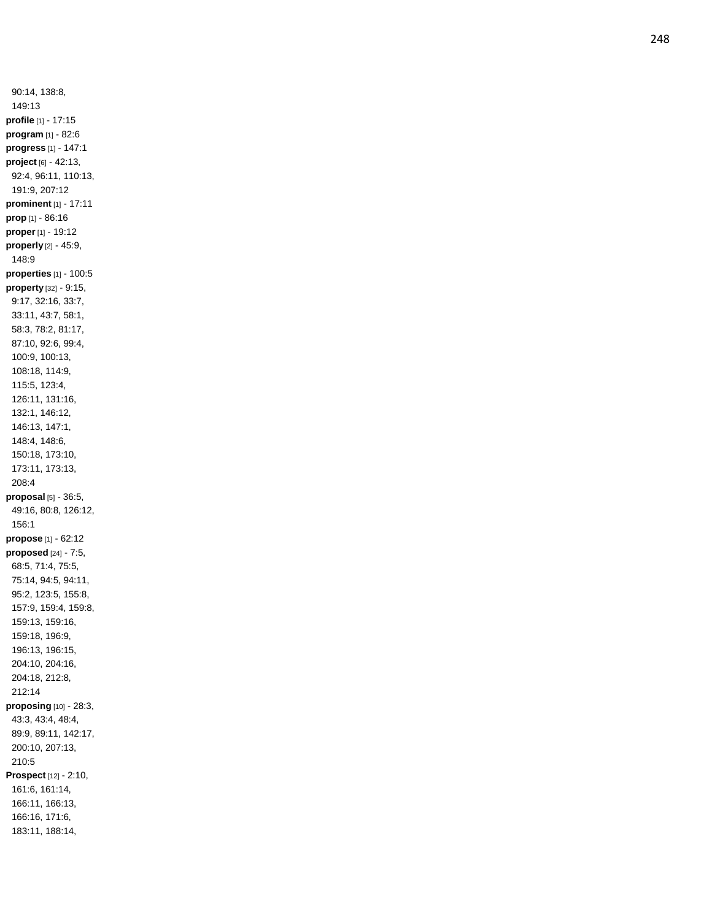90:14, 138:8, 149:13

**profile** [1] - 17:15

**program** [1] - 82:6

**progress** [1] - 147:1

**project** [6] - 42:13, 92:4, 96:11, 110:13, 191:9, 207:12

**prominent** [1] - 17:11

**prop** [1] - 86:16

**proper** [1] - 19:12

**properly** [2] - 45:9, 148:9

**properties** [1] - 100:5

**property** [32] - 9:15, 9:17, 32:16, 33:7, 33:11, 43:7, 58:1, 58:3, 78:2, 81:17, 87:10, 92:6, 99:4, 100:9, 100:13, 108:18, 114:9, 115:5, 123:4, 126:11, 131:16, 132:1, 146:12, 146:13, 147:1, 148:4, 148:6, 150:18, 173:10, 173:11, 173:13, 208:4

**proposal** [5] - 36:5, 49:16, 80:8, 126:12, 156:1

**propose** [1] - 62:12

**proposed** [24] - 7:5, 68:5, 71:4, 75:5, 75:14, 94:5, 94:11, 95:2, 123:5, 155:8, 157:9, 159:4, 159:8, 159:13, 159:16, 159:18, 196:9, 196:13, 196:15, 204:10, 204:16, 204:18, 212:8, 212:14

**proposing** [10] - 28:3, 43:3, 43:4, 48:4, 89:9, 89:11, 142:17, 200:10, 207:13, 210:5

**Prospect** [12] - 2:10, 161:6, 161:14, 166:11, 166:13, 166:16, 171:6, 183:11, 188:14,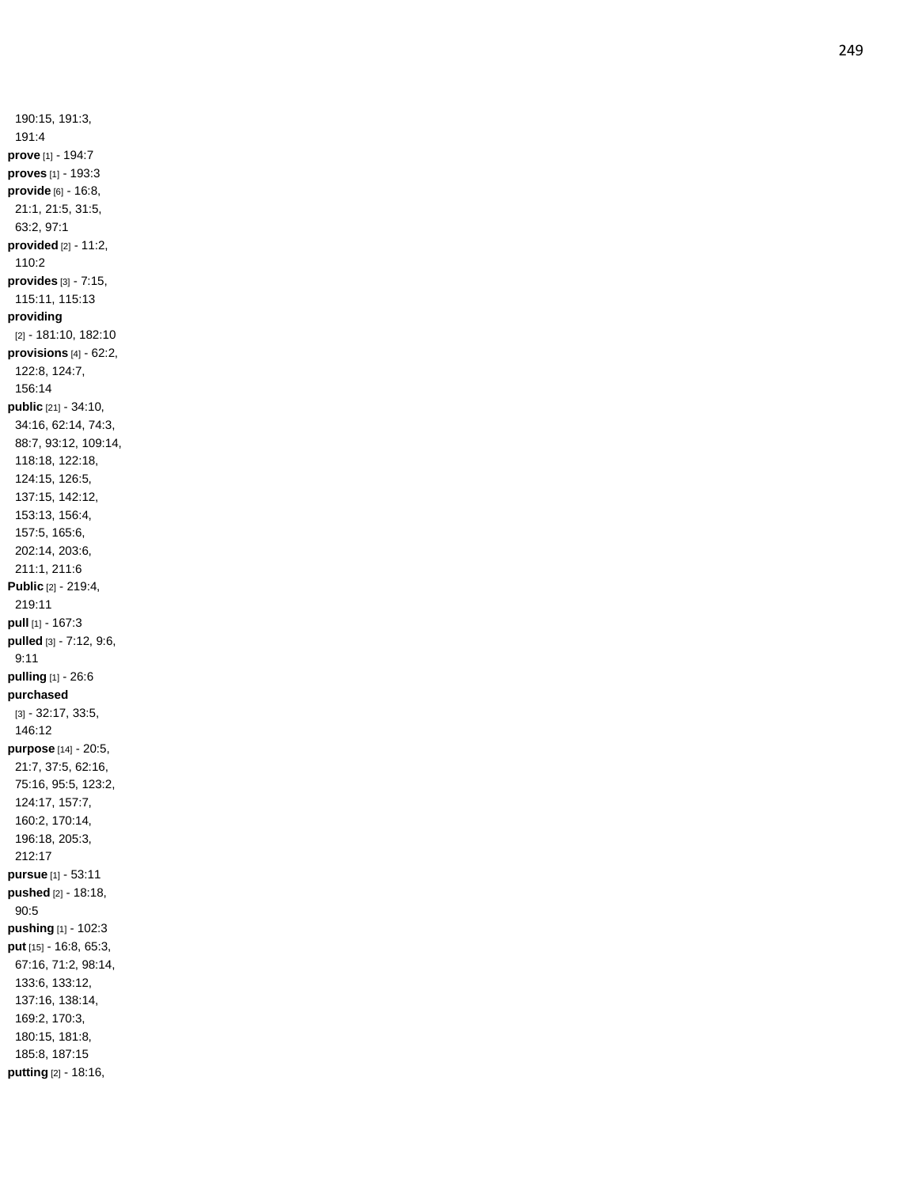190:15, 191:3, 191:4

**prove** [1] - 194:7

**proves** [1] - 193:3

**provide** [6] - 16:8, 21:1, 21:5, 31:5, 63:2, 97:1

**provided** [2] - 11:2, 110:2

**provides** [3] - 7:15, 115:11, 115:13

**providing** [2] - 181:10, 182:10

**provisions** [4] - 62:2, 122:8, 124:7, 156:14

**public** [21] - 34:10, 34:16, 62:14, 74:3, 88:7, 93:12, 109:14, 118:18, 122:18, 124:15, 126:5, 137:15, 142:12, 153:13, 156:4, 157:5, 165:6, 202:14, 203:6, 211:1, 211:6

**Public** [2] - 219:4, 219:11

**pull** [1] - 167:3

**pulled** [3] - 7:12, 9:6, 9:11

**pulling** [1] - 26:6

**purchased** [3] - 32:17, 33:5, 146:12

**purpose** [14] - 20:5, 21:7, 37:5, 62:16, 75:16, 95:5, 123:2, 124:17, 157:7, 160:2, 170:14, 196:18, 205:3, 212:17

**pursue** [1] - 53:11

**pushed** [2] - 18:18, 90:5

**pushing** [1] - 102:3

**put** [15] - 16:8, 65:3, 67:16, 71:2, 98:14, 133:6, 133:12, 137:16, 138:14, 169:2, 170:3, 180:15, 181:8, 185:8, 187:15

**putting** [2] - 18:16,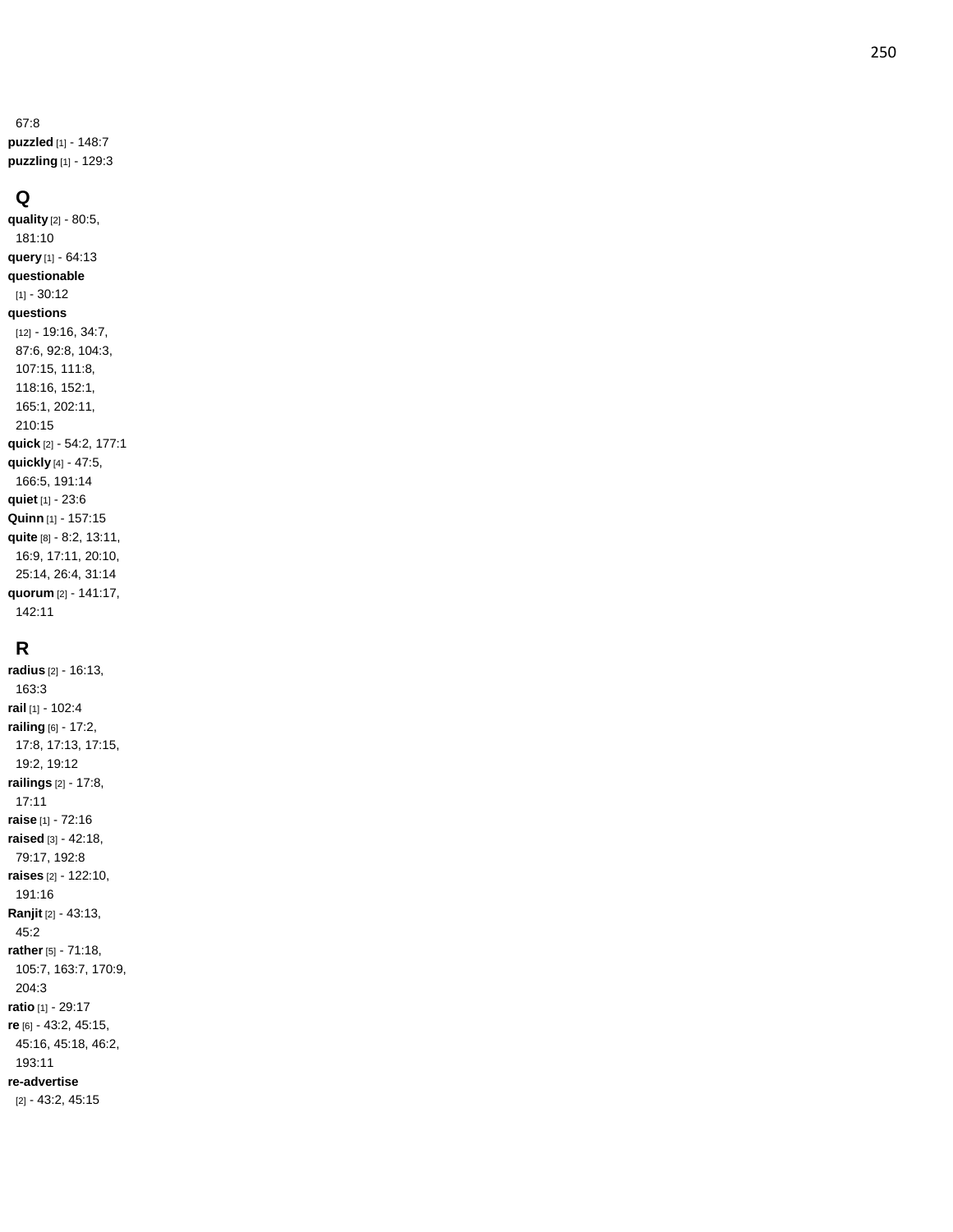67:8

**puzzled** [1] - 148:7

**puzzling** [1] - 129:3

## Q

**quality** [2] - 80:5, 181:10

**query** [1] - 64:13

**questionable** [1] - 30:12

**questions** [12] - 19:16, 34:7, 87:6, 92:8, 104:3, 107:15, 111:8, 118:16, 152:1, 165:1, 202:11, 210:15

**quick** [2] - 54:2, 177:1

**quickly** [4] - 47:5, 166:5, 191:14

**quiet** [1] - 23:6

**Quinn** [1] - 157:15

**quite** [8] - 8:2, 13:11, 16:9, 17:11, 20:10, 25:14, 26:4, 31:14

**quorum** [2] - 141:17, 142:11

## R

**radius** [2] - 16:13, 163:3

**rail** [1] - 102:4

**railing** [6] - 17:2, 17:8, 17:13, 17:15, 19:2, 19:12

**railings** [2] - 17:8, 17:11

**raise** [1] - 72:16

**raised** [3] - 42:18, 79:17, 192:8

**raises** [2] - 122:10, 191:16

**Ranjit** [2] - 43:13, 45:2

**rather** [5] - 71:18, 105:7, 163:7, 170:9, 204:3

**ratio** [1] - 29:17

**re** [6] - 43:2, 45:15, 45:16, 45:18, 46:2, 193:11

**re-advertise** [2] - 43:2, 45:15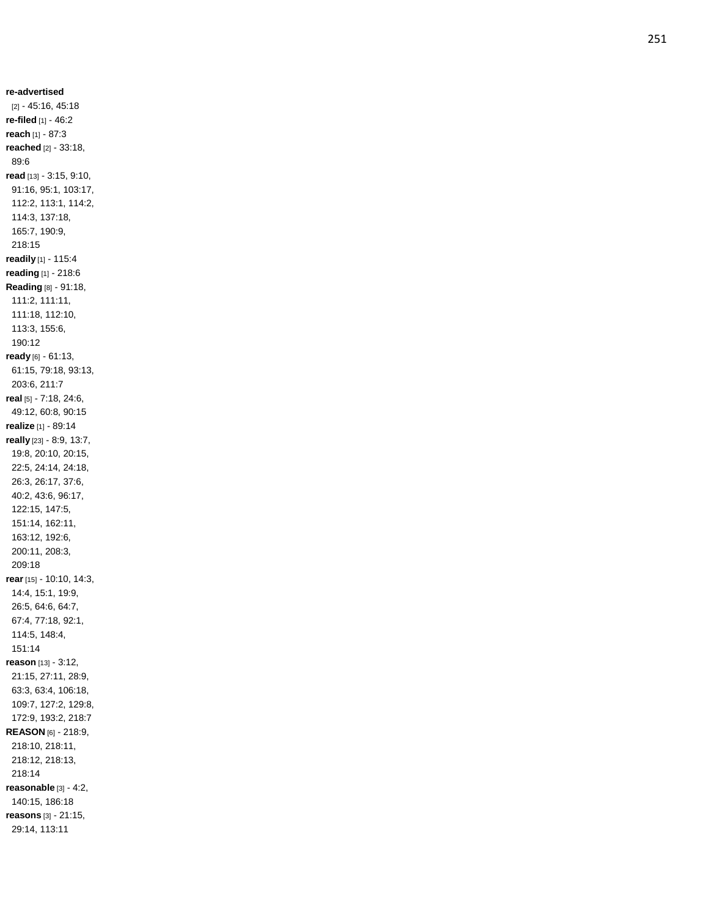**re-advertised** [2] - 45:16, 45:18
**re-filed** [1] - 46:2
**reach** [1] - 87:3
**reached** [2] - 33:18, 89:6
**read** [13] - 3:15, 9:10, 91:16, 95:1, 103:17, 112:2, 113:1, 114:2, 114:3, 137:18, 165:7, 190:9, 218:15
**readily** [1] - 115:4
**reading** [1] - 218:6
**Reading** [8] - 91:18, 111:2, 111:11, 111:18, 112:10, 113:3, 155:6, 190:12
**ready** [6] - 61:13, 61:15, 79:18, 93:13, 203:6, 211:7
**real** [5] - 7:18, 24:6, 49:12, 60:8, 90:15
**realize** [1] - 89:14
**really** [23] - 8:9, 13:7, 19:8, 20:10, 20:15, 22:5, 24:14, 24:18, 26:3, 26:17, 37:6, 40:2, 43:6, 96:17, 122:15, 147:5, 151:14, 162:11, 163:12, 192:6, 200:11, 208:3, 209:18
**rear** [15] - 10:10, 14:3, 14:4, 15:1, 19:9, 26:5, 64:6, 64:7, 67:4, 77:18, 92:1, 114:5, 148:4, 151:14
**reason** [13] - 3:12, 21:15, 27:11, 28:9, 63:3, 63:4, 106:18, 109:7, 127:2, 129:8, 172:9, 193:2, 218:7
**REASON** [6] - 218:9, 218:10, 218:11, 218:12, 218:13, 218:14
**reasonable** [3] - 4:2, 140:15, 186:18
**reasons** [3] - 21:15, 29:14, 113:11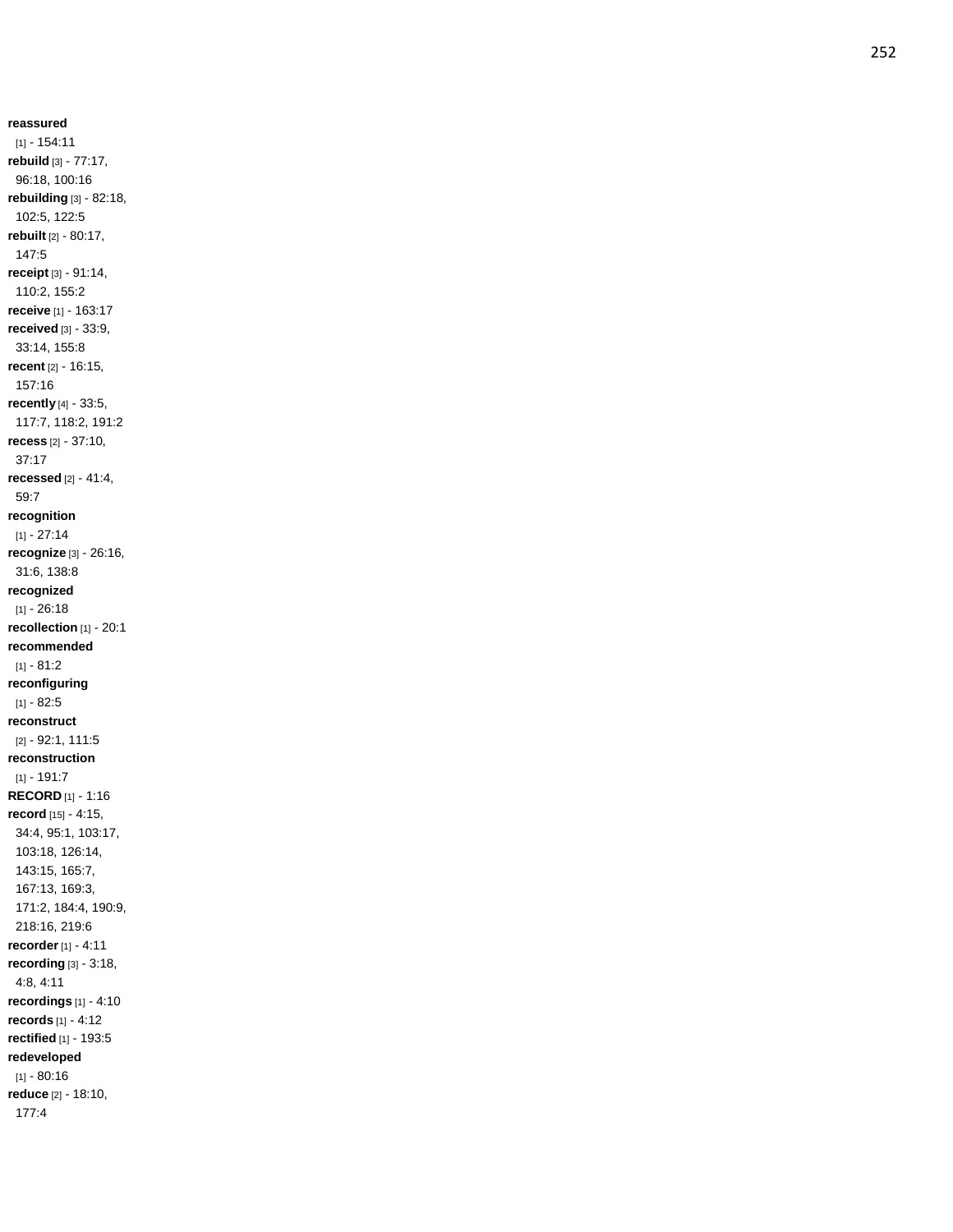**reassured** [1] - 154:11
**rebuild** [3] - 77:17, 96:18, 100:16
**rebuilding** [3] - 82:18, 102:5, 122:5
**rebuilt** [2] - 80:17, 147:5
**receipt** [3] - 91:14, 110:2, 155:2
**receive** [1] - 163:17
**received** [3] - 33:9, 33:14, 155:8
**recent** [2] - 16:15, 157:16
**recently** [4] - 33:5, 117:7, 118:2, 191:2
**recess** [2] - 37:10, 37:17
**recessed** [2] - 41:4, 59:7
**recognition** [1] - 27:14
**recognize** [3] - 26:16, 31:6, 138:8
**recognized** [1] - 26:18
**recollection** [1] - 20:1
**recommended** [1] - 81:2
**reconfiguring** [1] - 82:5
**reconstruct** [2] - 92:1, 111:5
**reconstruction** [1] - 191:7
**RECORD** [1] - 1:16
**record** [15] - 4:15, 34:4, 95:1, 103:17, 103:18, 126:14, 143:15, 165:7, 167:13, 169:3, 171:2, 184:4, 190:9, 218:16, 219:6
**recorder** [1] - 4:11
**recording** [3] - 3:18, 4:8, 4:11
**recordings** [1] - 4:10
**records** [1] - 4:12
**rectified** [1] - 193:5
**redeveloped** [1] - 80:16
**reduce** [2] - 18:10, 177:4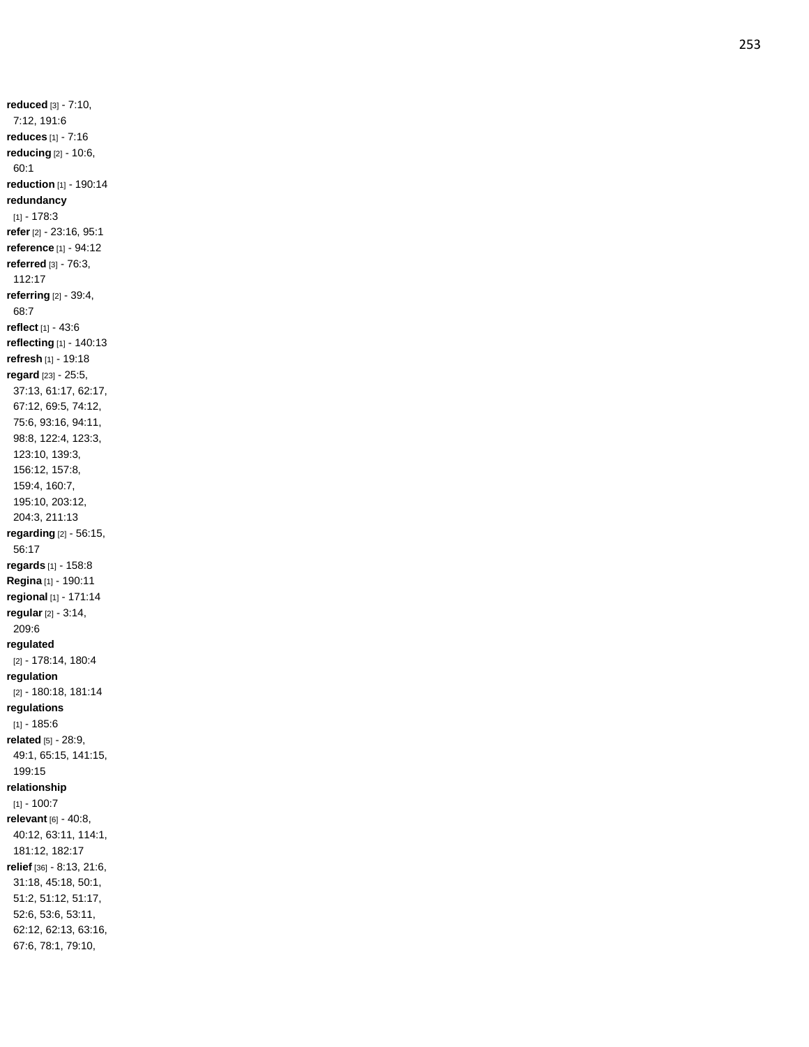**reduced** [3] - 7:10, 7:12, 191:6
**reduces** [1] - 7:16
**reducing** [2] - 10:6, 60:1
**reduction** [1] - 190:14
**redundancy** [1] - 178:3
**refer** [2] - 23:16, 95:1
**reference** [1] - 94:12
**referred** [3] - 76:3, 112:17
**referring** [2] - 39:4, 68:7
**reflect** [1] - 43:6
**reflecting** [1] - 140:13
**refresh** [1] - 19:18
**regard** [23] - 25:5, 37:13, 61:17, 62:17, 67:12, 69:5, 74:12, 75:6, 93:16, 94:11, 98:8, 122:4, 123:3, 123:10, 139:3, 156:12, 157:8, 159:4, 160:7, 195:10, 203:12, 204:3, 211:13
**regarding** [2] - 56:15, 56:17
**regards** [1] - 158:8
**Regina** [1] - 190:11
**regional** [1] - 171:14
**regular** [2] - 3:14, 209:6
**regulated** [2] - 178:14, 180:4
**regulation** [2] - 180:18, 181:14
**regulations** [1] - 185:6
**related** [5] - 28:9, 49:1, 65:15, 141:15, 199:15
**relationship** [1] - 100:7
**relevant** [6] - 40:8, 40:12, 63:11, 114:1, 181:12, 182:17
**relief** [36] - 8:13, 21:6, 31:18, 45:18, 50:1, 51:2, 51:12, 51:17, 52:6, 53:6, 53:11, 62:12, 62:13, 63:16, 67:6, 78:1, 79:10,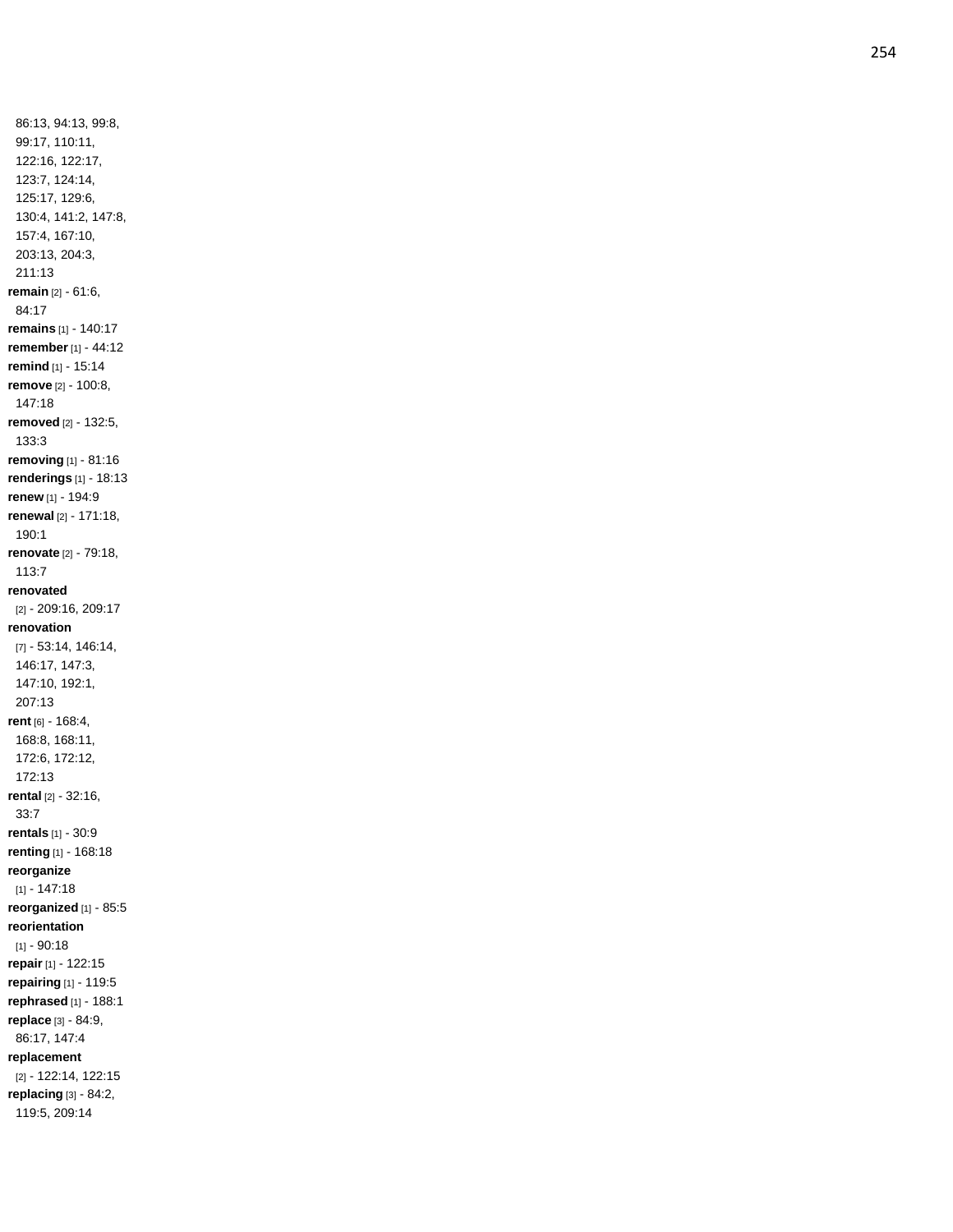86:13, 94:13, 99:8, 99:17, 110:11, 122:16, 122:17, 123:7, 124:14, 125:17, 129:6, 130:4, 141:2, 147:8, 157:4, 167:10, 203:13, 204:3, 211:13

**remain** [2] - 61:6, 84:17

**remains** [1] - 140:17

**remember** [1] - 44:12

**remind** [1] - 15:14

**remove** [2] - 100:8, 147:18

**removed** [2] - 132:5, 133:3

**removing** [1] - 81:16

**renderings** [1] - 18:13

**renew** [1] - 194:9

**renewal** [2] - 171:18, 190:1

**renovate** [2] - 79:18, 113:7

**renovated** [2] - 209:16, 209:17

**renovation** [7] - 53:14, 146:14, 146:17, 147:3, 147:10, 192:1, 207:13

**rent** [6] - 168:4, 168:8, 168:11, 172:6, 172:12, 172:13

**rental** [2] - 32:16, 33:7

**rentals** [1] - 30:9

**renting** [1] - 168:18

**reorganize** [1] - 147:18

**reorganized** [1] - 85:5

**reorientation** [1] - 90:18

**repair** [1] - 122:15

**repairing** [1] - 119:5

**rephrased** [1] - 188:1

**replace** [3] - 84:9, 86:17, 147:4

**replacement** [2] - 122:14, 122:15

**replacing** [3] - 84:2, 119:5, 209:14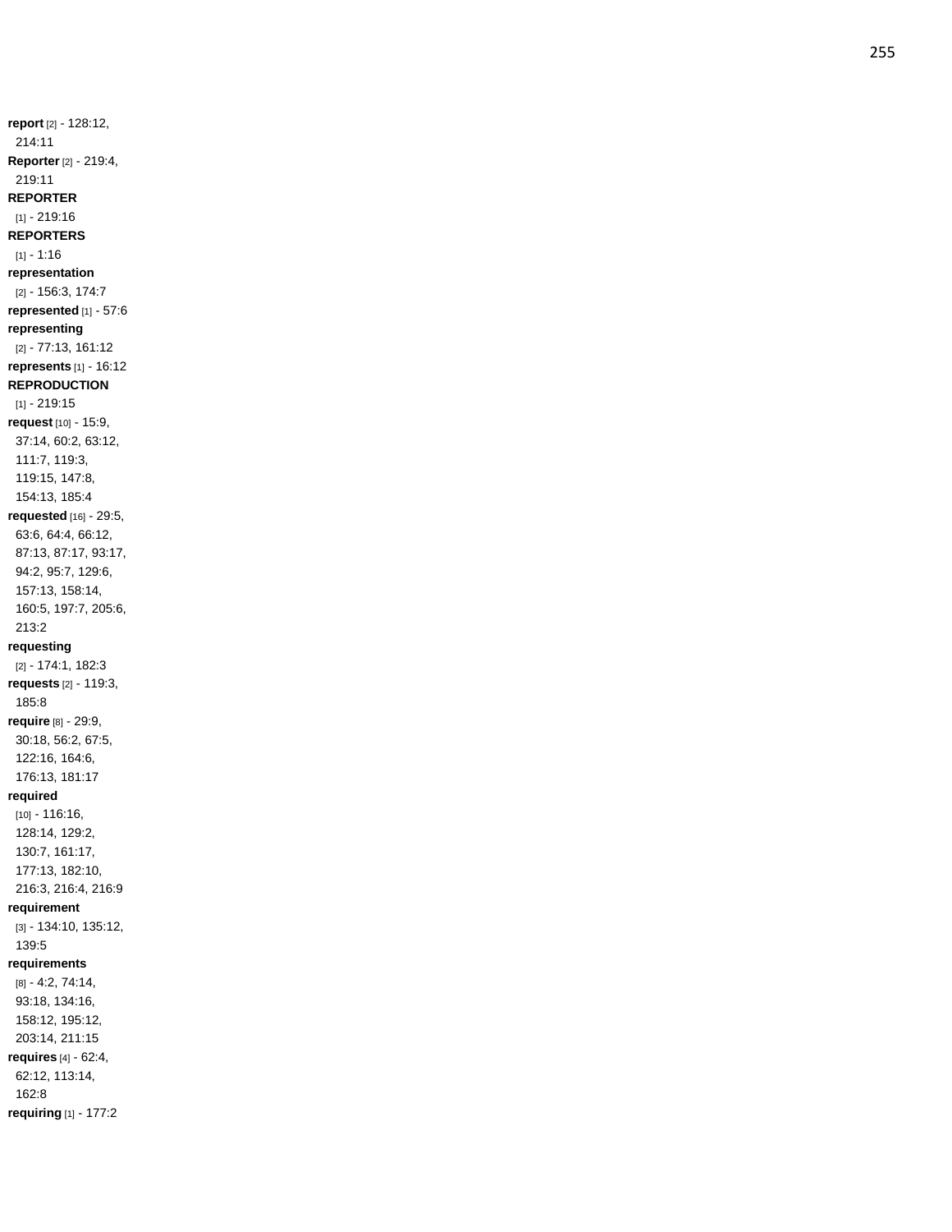**report** [2] - 128:12, 214:11
**Reporter** [2] - 219:4, 219:11
**REPORTER** [1] - 219:16
**REPORTERS** [1] - 1:16
**representation** [2] - 156:3, 174:7
**represented** [1] - 57:6
**representing** [2] - 77:13, 161:12
**represents** [1] - 16:12
**REPRODUCTION** [1] - 219:15
**request** [10] - 15:9, 37:14, 60:2, 63:12, 111:7, 119:3, 119:15, 147:8, 154:13, 185:4
**requested** [16] - 29:5, 63:6, 64:4, 66:12, 87:13, 87:17, 93:17, 94:2, 95:7, 129:6, 157:13, 158:14, 160:5, 197:7, 205:6, 213:2
**requesting** [2] - 174:1, 182:3
**requests** [2] - 119:3, 185:8
**require** [8] - 29:9, 30:18, 56:2, 67:5, 122:16, 164:6, 176:13, 181:17
**required** [10] - 116:16, 128:14, 129:2, 130:7, 161:17, 177:13, 182:10, 216:3, 216:4, 216:9
**requirement** [3] - 134:10, 135:12, 139:5
**requirements** [8] - 4:2, 74:14, 93:18, 134:16, 158:12, 195:12, 203:14, 211:15
**requires** [4] - 62:4, 62:12, 113:14, 162:8
**requiring** [1] - 177:2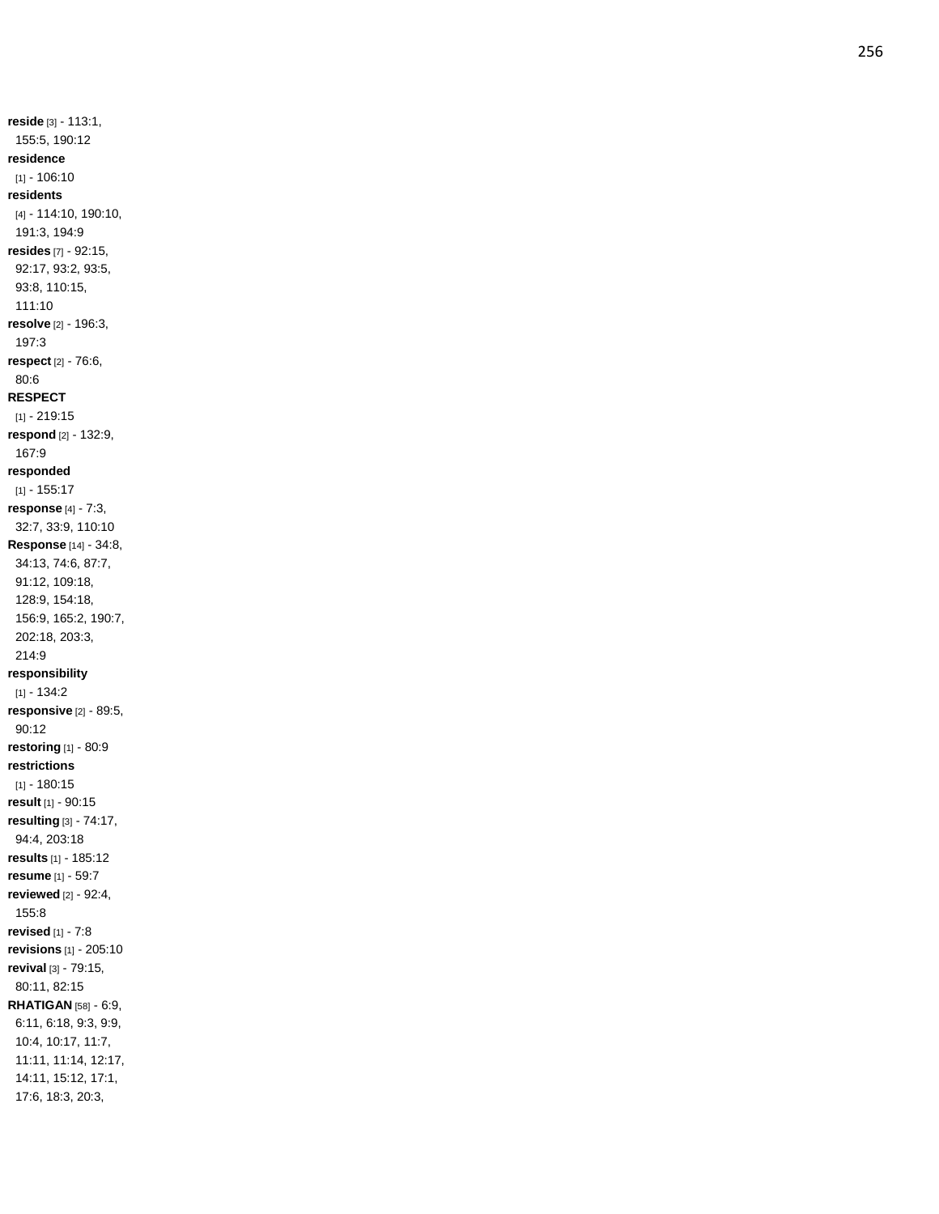**reside** [3] - 113:1, 155:5, 190:12

**residence** [1] - 106:10

**residents** [4] - 114:10, 190:10, 191:3, 194:9

**resides** [7] - 92:15, 92:17, 93:2, 93:5, 93:8, 110:15, 111:10

**resolve** [2] - 196:3, 197:3

**respect** [2] - 76:6, 80:6

**RESPECT** [1] - 219:15

**respond** [2] - 132:9, 167:9

**responded** [1] - 155:17

**response** [4] - 7:3, 32:7, 33:9, 110:10

**Response** [14] - 34:8, 34:13, 74:6, 87:7, 91:12, 109:18, 128:9, 154:18, 156:9, 165:2, 190:7, 202:18, 203:3, 214:9

**responsibility** [1] - 134:2

**responsive** [2] - 89:5, 90:12

**restoring** [1] - 80:9

**restrictions** [1] - 180:15

**result** [1] - 90:15

**resulting** [3] - 74:17, 94:4, 203:18

**results** [1] - 185:12

**resume** [1] - 59:7

**reviewed** [2] - 92:4, 155:8

**revised** [1] - 7:8

**revisions** [1] - 205:10

**revival** [3] - 79:15, 80:11, 82:15

**RHATIGAN** [58] - 6:9, 6:11, 6:18, 9:3, 9:9, 10:4, 10:17, 11:7, 11:11, 11:14, 12:17, 14:11, 15:12, 17:1, 17:6, 18:3, 20:3,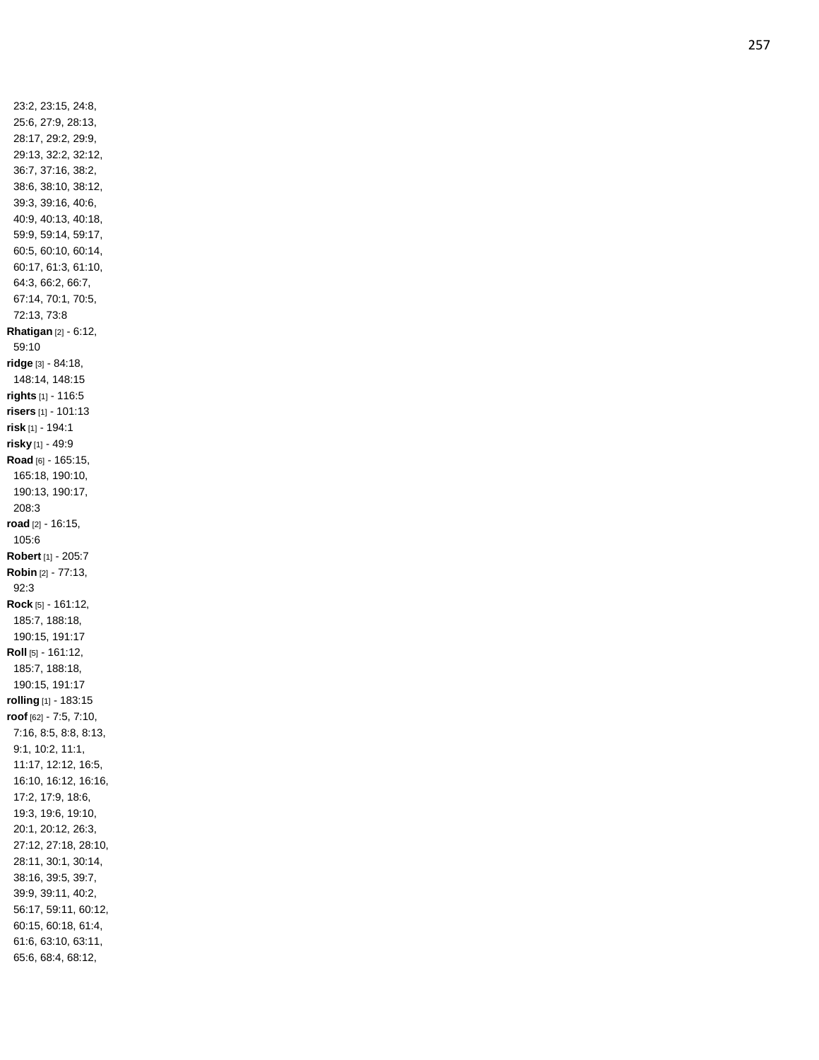23:2, 23:15, 24:8, 25:6, 27:9, 28:13, 28:17, 29:2, 29:9, 29:13, 32:2, 32:12, 36:7, 37:16, 38:2, 38:6, 38:10, 38:12, 39:3, 39:16, 40:6, 40:9, 40:13, 40:18, 59:9, 59:14, 59:17, 60:5, 60:10, 60:14, 60:17, 61:3, 61:10, 64:3, 66:2, 66:7, 67:14, 70:1, 70:5, 72:13, 73:8

**Rhatigan** [2] - 6:12, 59:10

**ridge** [3] - 84:18, 148:14, 148:15

**rights** [1] - 116:5

**risers** [1] - 101:13

**risk** [1] - 194:1

**risky** [1] - 49:9

**Road** [6] - 165:15, 165:18, 190:10, 190:13, 190:17, 208:3

**road** [2] - 16:15, 105:6

**Robert** [1] - 205:7

**Robin** [2] - 77:13, 92:3

**Rock** [5] - 161:12, 185:7, 188:18, 190:15, 191:17

**Roll** [5] - 161:12, 185:7, 188:18, 190:15, 191:17

**rolling** [1] - 183:15

**roof** [62] - 7:5, 7:10, 7:16, 8:5, 8:8, 8:13, 9:1, 10:2, 11:1, 11:17, 12:12, 16:5, 16:10, 16:12, 16:16, 17:2, 17:9, 18:6, 19:3, 19:6, 19:10, 20:1, 20:12, 26:3, 27:12, 27:18, 28:10, 28:11, 30:1, 30:14, 38:16, 39:5, 39:7, 39:9, 39:11, 40:2, 56:17, 59:11, 60:12, 60:15, 60:18, 61:4, 61:6, 63:10, 63:11, 65:6, 68:4, 68:12,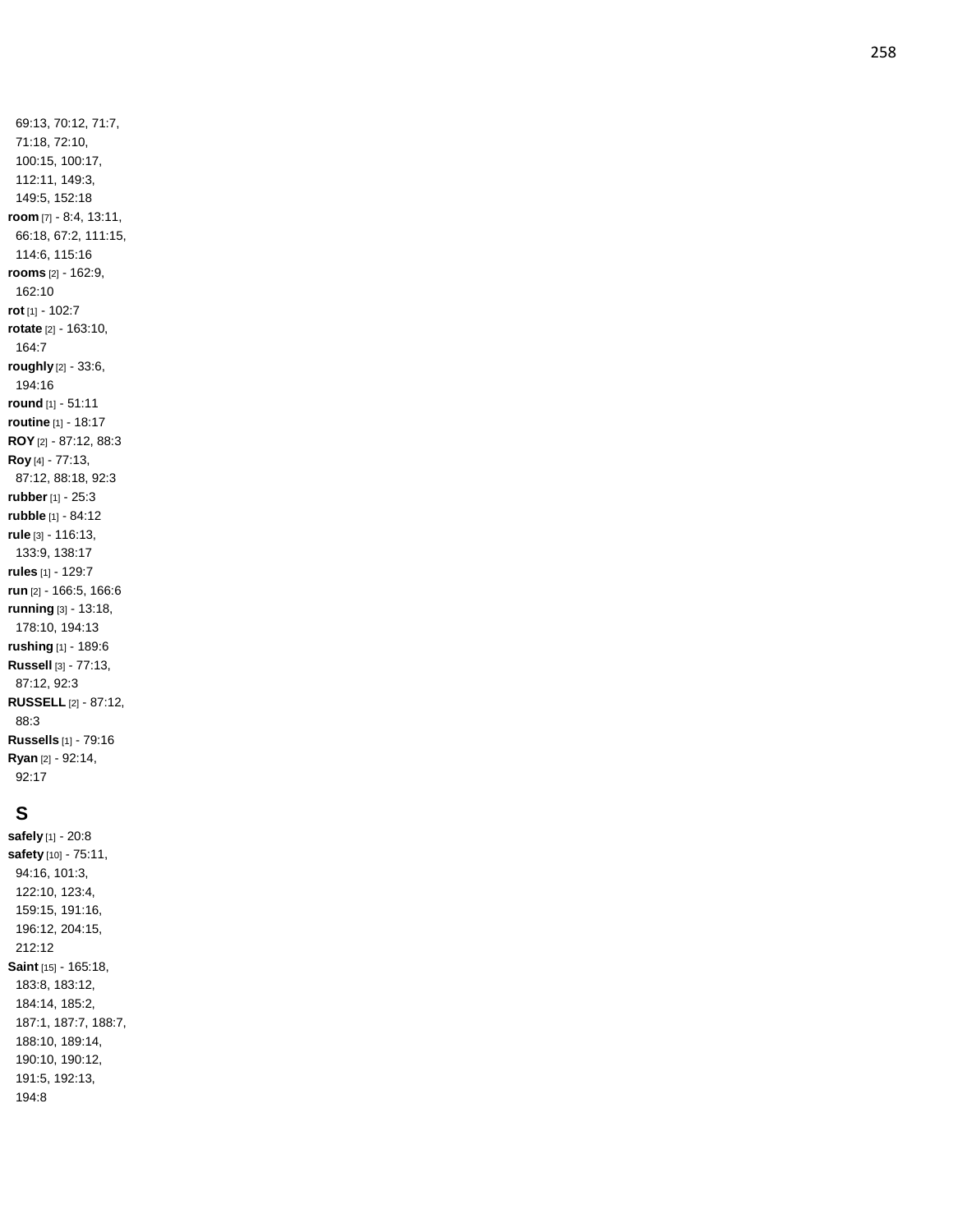69:13, 70:12, 71:7, 71:18, 72:10, 100:15, 100:17, 112:11, 149:3, 149:5, 152:18

**room** [7] - 8:4, 13:11, 66:18, 67:2, 111:15, 114:6, 115:16

**rooms** [2] - 162:9, 162:10

**rot** [1] - 102:7

**rotate** [2] - 163:10, 164:7

**roughly** [2] - 33:6, 194:16

**round** [1] - 51:11

**routine** [1] - 18:17

**ROY** [2] - 87:12, 88:3

**Roy** [4] - 77:13, 87:12, 88:18, 92:3

**rubber** [1] - 25:3

**rubble** [1] - 84:12

**rule** [3] - 116:13, 133:9, 138:17

**rules** [1] - 129:7

**run** [2] - 166:5, 166:6

**running** [3] - 13:18, 178:10, 194:13

**rushing** [1] - 189:6

**Russell** [3] - 77:13, 87:12, 92:3

**RUSSELL** [2] - 87:12, 88:3

**Russells** [1] - 79:16

**Ryan** [2] - 92:14, 92:17

## S

**safely** [1] - 20:8

**safety** [10] - 75:11, 94:16, 101:3, 122:10, 123:4, 159:15, 191:16, 196:12, 204:15, 212:12

**Saint** [15] - 165:18, 183:8, 183:12, 184:14, 185:2, 187:1, 187:7, 188:7, 188:10, 189:14, 190:10, 190:12, 191:5, 192:13, 194:8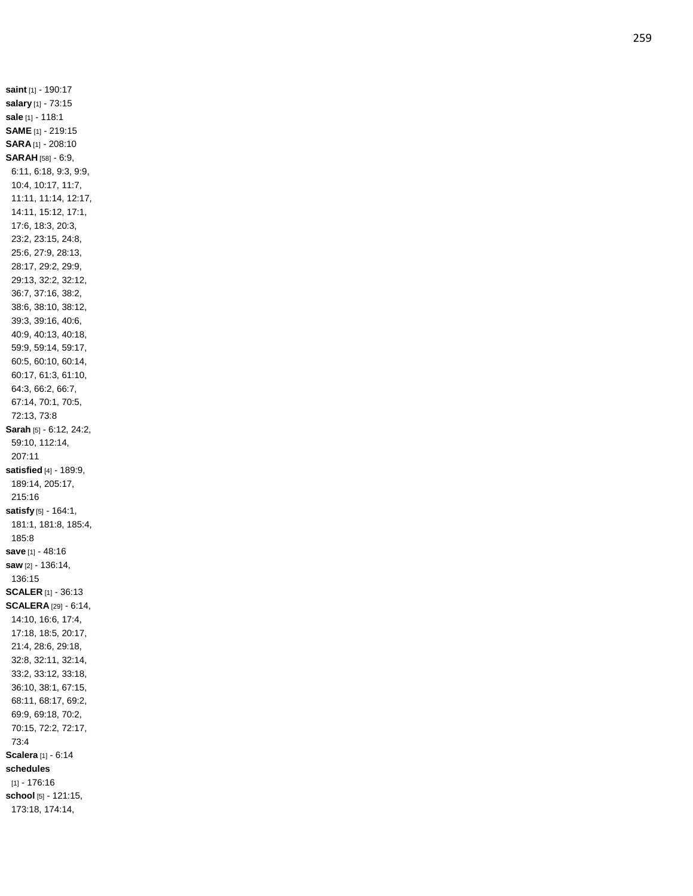**saint** [1] - 190:17
**salary** [1] - 73:15
**sale** [1] - 118:1
**SAME** [1] - 219:15
**SARA** [1] - 208:10
**SARAH** [58] - 6:9, 6:11, 6:18, 9:3, 9:9, 10:4, 10:17, 11:7, 11:11, 11:14, 12:17, 14:11, 15:12, 17:1, 17:6, 18:3, 20:3, 23:2, 23:15, 24:8, 25:6, 27:9, 28:13, 28:17, 29:2, 29:9, 29:13, 32:2, 32:12, 36:7, 37:16, 38:2, 38:6, 38:10, 38:12, 39:3, 39:16, 40:6, 40:9, 40:13, 40:18, 59:9, 59:14, 59:17, 60:5, 60:10, 60:14, 60:17, 61:3, 61:10, 64:3, 66:2, 66:7, 67:14, 70:1, 70:5, 72:13, 73:8
**Sarah** [5] - 6:12, 24:2, 59:10, 112:14, 207:11
**satisfied** [4] - 189:9, 189:14, 205:17, 215:16
**satisfy** [5] - 164:1, 181:1, 181:8, 185:4, 185:8
**save** [1] - 48:16
**saw** [2] - 136:14, 136:15
**SCALER** [1] - 36:13
**SCALERA** [29] - 6:14, 14:10, 16:6, 17:4, 17:18, 18:5, 20:17, 21:4, 28:6, 29:18, 32:8, 32:11, 32:14, 33:2, 33:12, 33:18, 36:10, 38:1, 67:15, 68:11, 68:17, 69:2, 69:9, 69:18, 70:2, 70:15, 72:2, 72:17, 73:4
**Scalera** [1] - 6:14
**schedules** [1] - 176:16
**school** [5] - 121:15, 173:18, 174:14,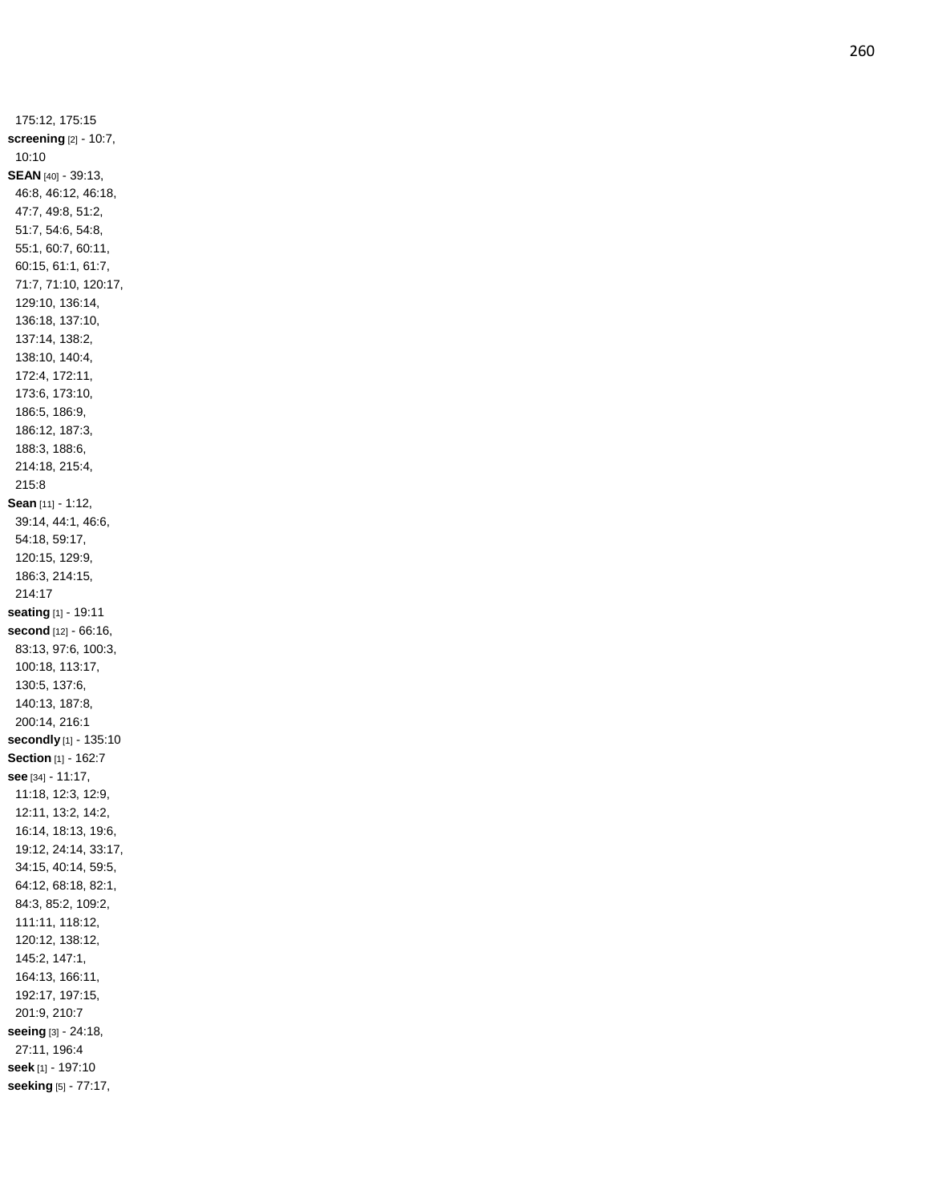175:12, 175:15

**screening** [2] - 10:7, 10:10

**SEAN** [40] - 39:13, 46:8, 46:12, 46:18, 47:7, 49:8, 51:2, 51:7, 54:6, 54:8, 55:1, 60:7, 60:11, 60:15, 61:1, 61:7, 71:7, 71:10, 120:17, 129:10, 136:14, 136:18, 137:10, 137:14, 138:2, 138:10, 140:4, 172:4, 172:11, 173:6, 173:10, 186:5, 186:9, 186:12, 187:3, 188:3, 188:6, 214:18, 215:4, 215:8

**Sean** [11] - 1:12, 39:14, 44:1, 46:6, 54:18, 59:17, 120:15, 129:9, 186:3, 214:15, 214:17

**seating** [1] - 19:11

**second** [12] - 66:16, 83:13, 97:6, 100:3, 100:18, 113:17, 130:5, 137:6, 140:13, 187:8, 200:14, 216:1

**secondly** [1] - 135:10

**Section** [1] - 162:7

**see** [34] - 11:17, 11:18, 12:3, 12:9, 12:11, 13:2, 14:2, 16:14, 18:13, 19:6, 19:12, 24:14, 33:17, 34:15, 40:14, 59:5, 64:12, 68:18, 82:1, 84:3, 85:2, 109:2, 111:11, 118:12, 120:12, 138:12, 145:2, 147:1, 164:13, 166:11, 192:17, 197:15, 201:9, 210:7

**seeing** [3] - 24:18, 27:11, 196:4

**seek** [1] - 197:10

**seeking** [5] - 77:17,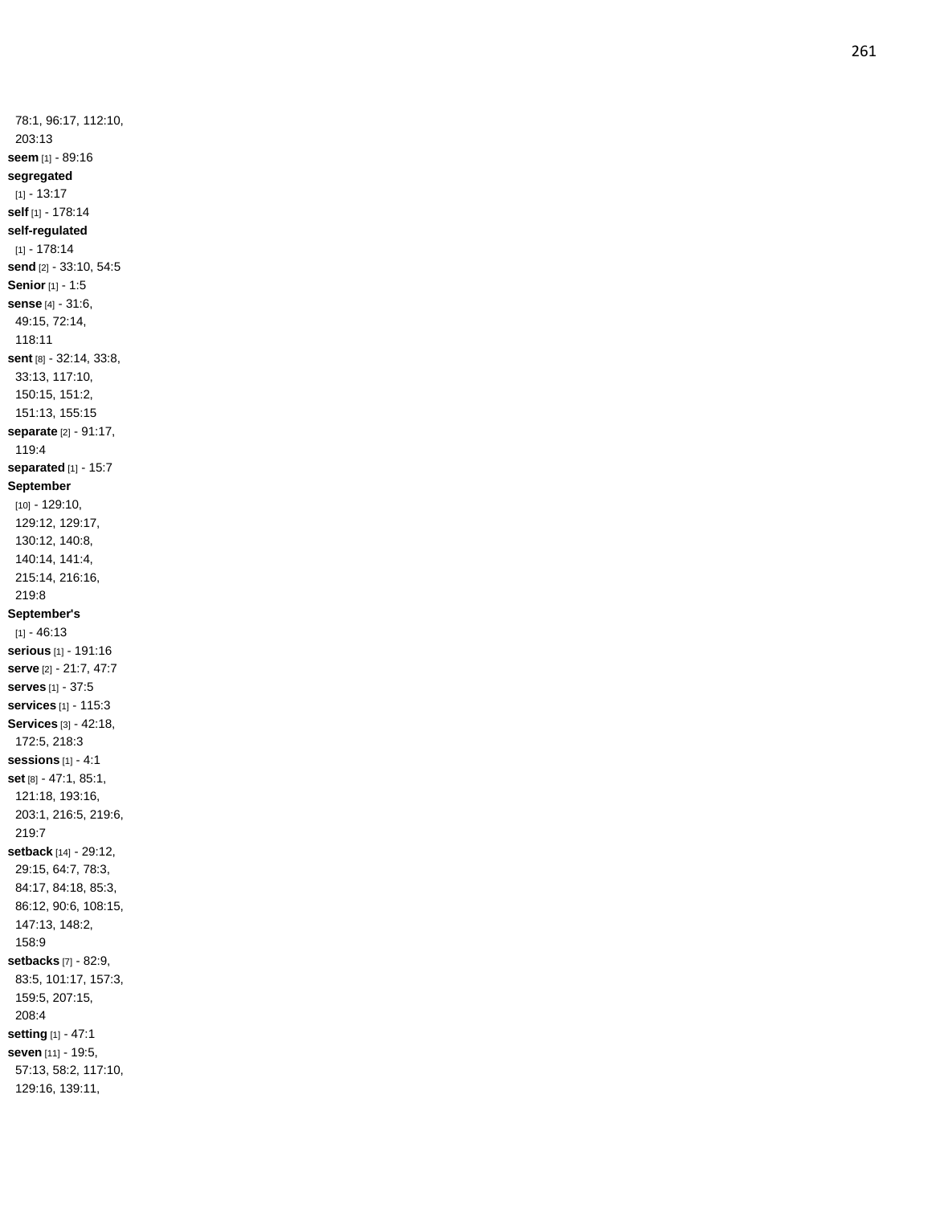78:1, 96:17, 112:10, 203:13

**seem** [1] - 89:16

**segregated** [1] - 13:17

**self** [1] - 178:14

**self-regulated** [1] - 178:14

**send** [2] - 33:10, 54:5

**Senior** [1] - 1:5

**sense** [4] - 31:6, 49:15, 72:14, 118:11

**sent** [8] - 32:14, 33:8, 33:13, 117:10, 150:15, 151:2, 151:13, 155:15

**separate** [2] - 91:17, 119:4

**separated** [1] - 15:7

**September** [10] - 129:10, 129:12, 129:17, 130:12, 140:8, 140:14, 141:4, 215:14, 216:16, 219:8

**September's** [1] - 46:13

**serious** [1] - 191:16

**serve** [2] - 21:7, 47:7

**serves** [1] - 37:5

**services** [1] - 115:3

**Services** [3] - 42:18, 172:5, 218:3

**sessions** [1] - 4:1

**set** [8] - 47:1, 85:1, 121:18, 193:16, 203:1, 216:5, 219:6, 219:7

**setback** [14] - 29:12, 29:15, 64:7, 78:3, 84:17, 84:18, 85:3, 86:12, 90:6, 108:15, 147:13, 148:2, 158:9

**setbacks** [7] - 82:9, 83:5, 101:17, 157:3, 159:5, 207:15, 208:4

**setting** [1] - 47:1

**seven** [11] - 19:5, 57:13, 58:2, 117:10, 129:16, 139:11,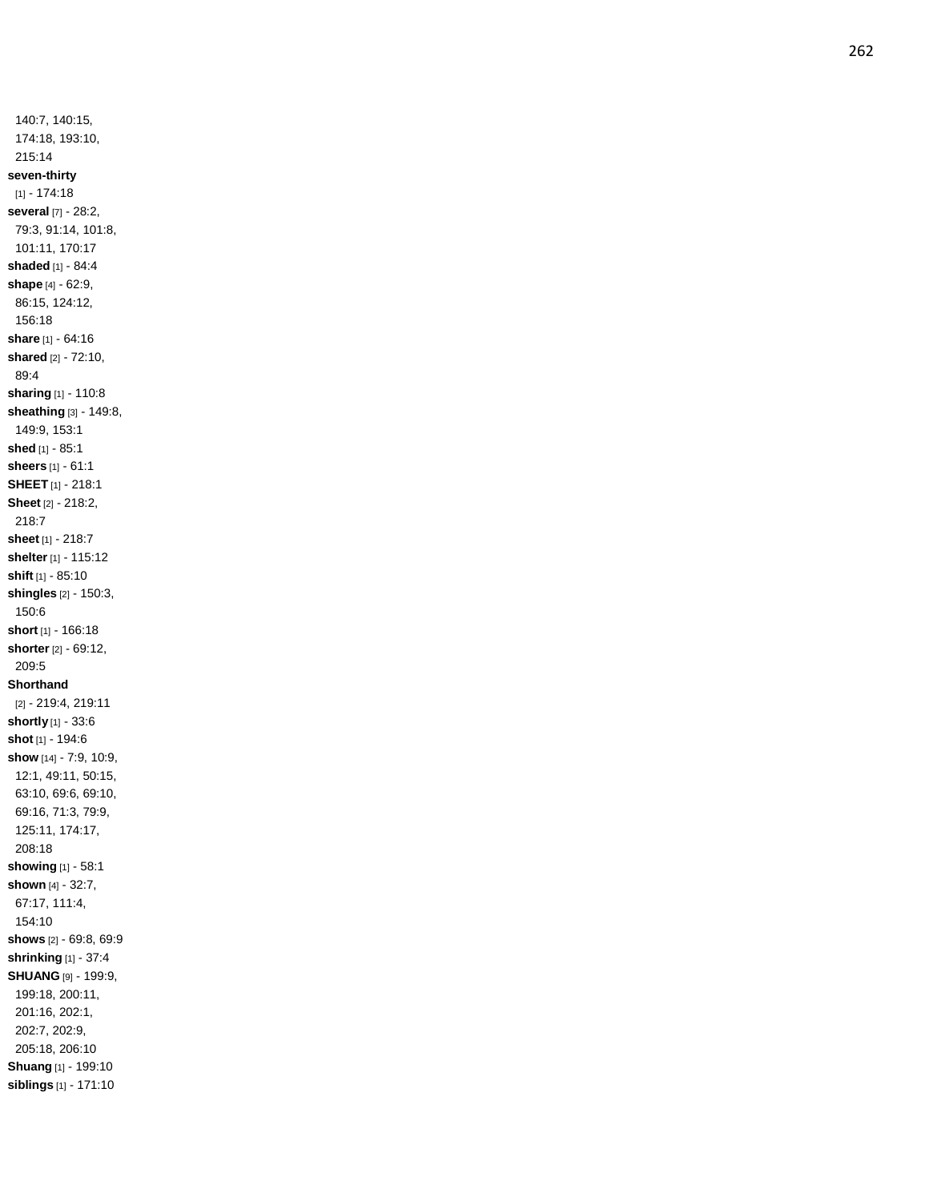140:7, 140:15, 174:18, 193:10, 215:14

**seven-thirty** [1] - 174:18

**several** [7] - 28:2, 79:3, 91:14, 101:8, 101:11, 170:17

**shaded** [1] - 84:4

**shape** [4] - 62:9, 86:15, 124:12, 156:18

**share** [1] - 64:16

**shared** [2] - 72:10, 89:4

**sharing** [1] - 110:8

**sheathing** [3] - 149:8, 149:9, 153:1

**shed** [1] - 85:1

**sheers** [1] - 61:1

**SHEET** [1] - 218:1

**Sheet** [2] - 218:2, 218:7

**sheet** [1] - 218:7

**shelter** [1] - 115:12

**shift** [1] - 85:10

**shingles** [2] - 150:3, 150:6

**short** [1] - 166:18

**shorter** [2] - 69:12, 209:5

**Shorthand** [2] - 219:4, 219:11

**shortly** [1] - 33:6

**shot** [1] - 194:6

**show** [14] - 7:9, 10:9, 12:1, 49:11, 50:15, 63:10, 69:6, 69:10, 69:16, 71:3, 79:9, 125:11, 174:17, 208:18

**showing** [1] - 58:1

**shown** [4] - 32:7, 67:17, 111:4, 154:10

**shows** [2] - 69:8, 69:9

**shrinking** [1] - 37:4

**SHUANG** [9] - 199:9, 199:18, 200:11, 201:16, 202:1, 202:7, 202:9, 205:18, 206:10

**Shuang** [1] - 199:10

**siblings** [1] - 171:10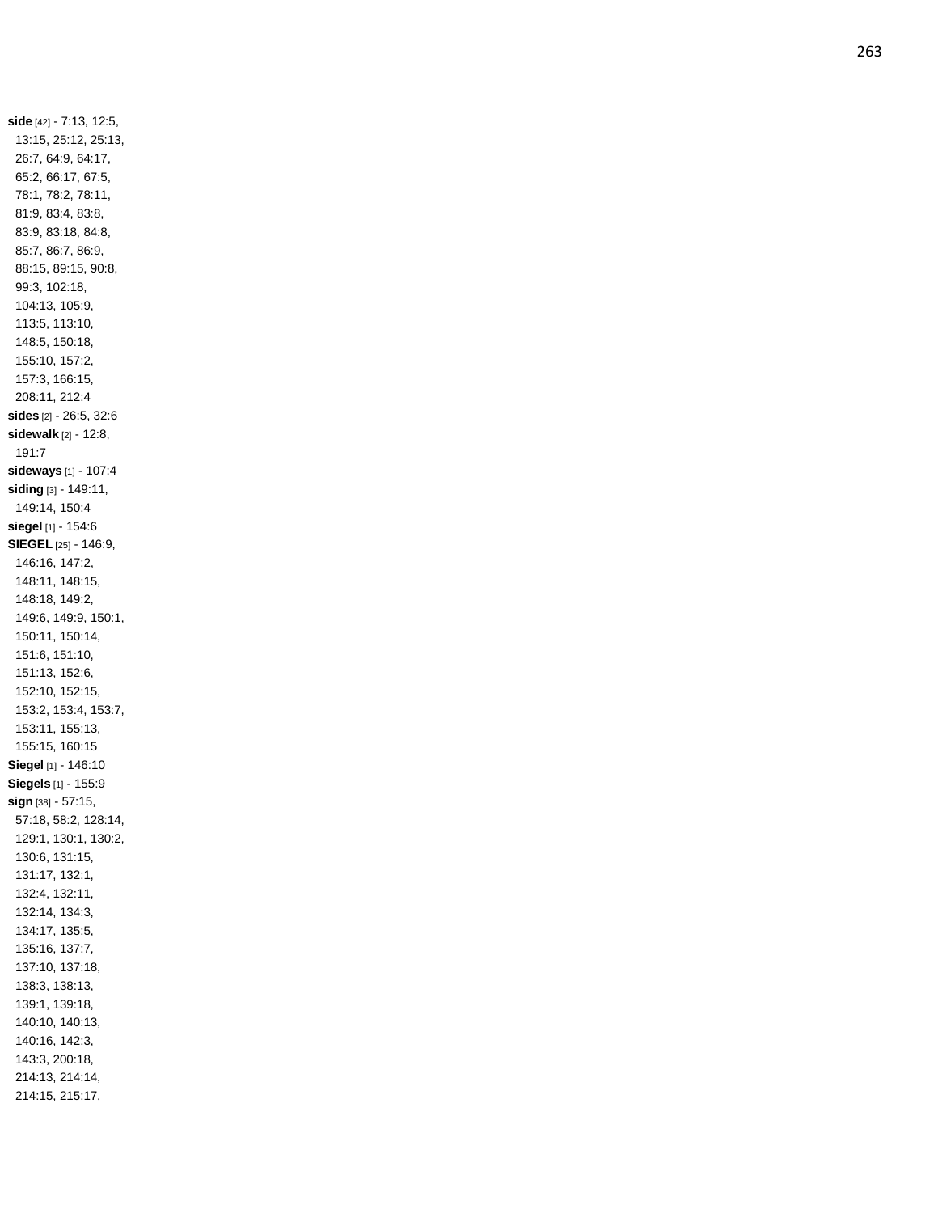**side** [42] - 7:13, 12:5, 13:15, 25:12, 25:13, 26:7, 64:9, 64:17, 65:2, 66:17, 67:5, 78:1, 78:2, 78:11, 81:9, 83:4, 83:8, 83:9, 83:18, 84:8, 85:7, 86:7, 86:9, 88:15, 89:15, 90:8, 99:3, 102:18, 104:13, 105:9, 113:5, 113:10, 148:5, 150:18, 155:10, 157:2, 157:3, 166:15, 208:11, 212:4

**sides** [2] - 26:5, 32:6

**sidewalk** [2] - 12:8, 191:7

**sideways** [1] - 107:4

**siding** [3] - 149:11, 149:14, 150:4

**siegel** [1] - 154:6

**SIEGEL** [25] - 146:9, 146:16, 147:2, 148:11, 148:15, 148:18, 149:2, 149:6, 149:9, 150:1, 150:11, 150:14, 151:6, 151:10, 151:13, 152:6, 152:10, 152:15, 153:2, 153:4, 153:7, 153:11, 155:13, 155:15, 160:15

**Siegel** [1] - 146:10

**Siegels** [1] - 155:9

**sign** [38] - 57:15, 57:18, 58:2, 128:14, 129:1, 130:1, 130:2, 130:6, 131:15, 131:17, 132:1, 132:4, 132:11, 132:14, 134:3, 134:17, 135:5, 135:16, 137:7, 137:10, 137:18, 138:3, 138:13, 139:1, 139:18, 140:10, 140:13, 140:16, 142:3, 143:3, 200:18, 214:13, 214:14, 214:15, 215:17,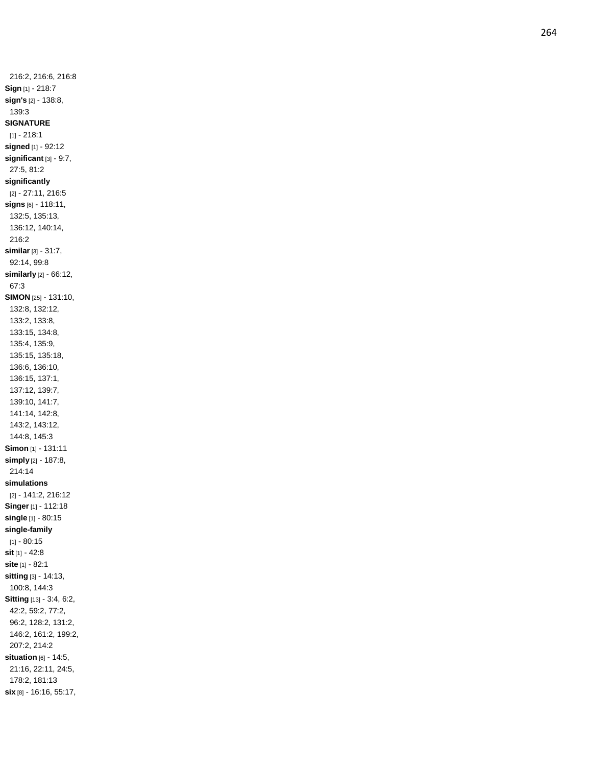216:2, 216:6, 216:8

**Sign** [1] - 218:7

**sign's** [2] - 138:8, 139:3

**SIGNATURE** [1] - 218:1

**signed** [1] - 92:12

**significant** [3] - 9:7, 27:5, 81:2

**significantly** [2] - 27:11, 216:5

**signs** [6] - 118:11, 132:5, 135:13, 136:12, 140:14, 216:2

**similar** [3] - 31:7, 92:14, 99:8

**similarly** [2] - 66:12, 67:3

**SIMON** [25] - 131:10, 132:8, 132:12, 133:2, 133:8, 133:15, 134:8, 135:4, 135:9, 135:15, 135:18, 136:6, 136:10, 136:15, 137:1, 137:12, 139:7, 139:10, 141:7, 141:14, 142:8, 143:2, 143:12, 144:8, 145:3

**Simon** [1] - 131:11

**simply** [2] - 187:8, 214:14

**simulations** [2] - 141:2, 216:12

**Singer** [1] - 112:18

**single** [1] - 80:15

**single-family** [1] - 80:15

**sit** [1] - 42:8

**site** [1] - 82:1

**sitting** [3] - 14:13, 100:8, 144:3

**Sitting** [13] - 3:4, 6:2, 42:2, 59:2, 77:2, 96:2, 128:2, 131:2, 146:2, 161:2, 199:2, 207:2, 214:2

**situation** [6] - 14:5, 21:16, 22:11, 24:5, 178:2, 181:13

**six** [8] - 16:16, 55:17,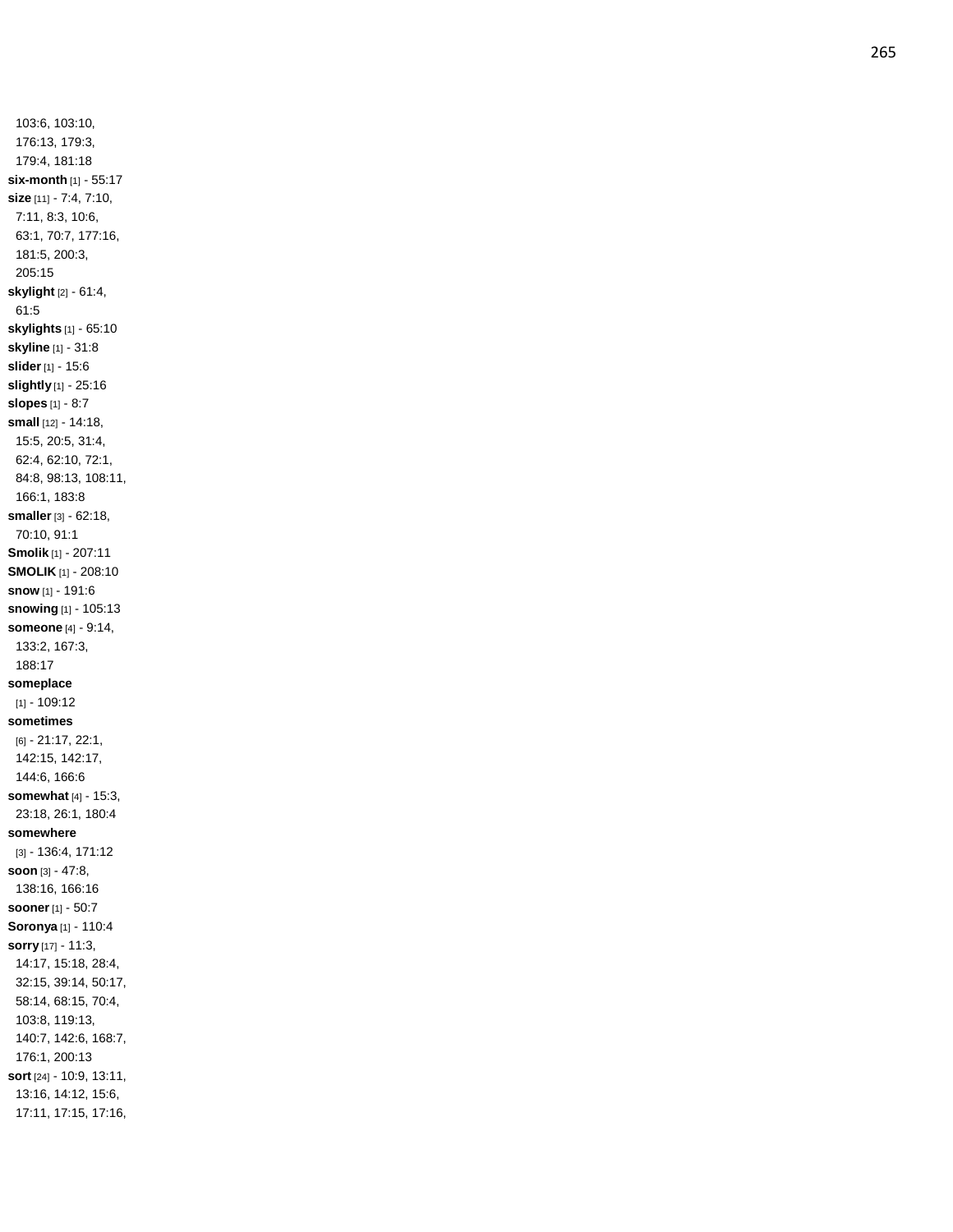103:6, 103:10, 176:13, 179:3, 179:4, 181:18

**six-month** [1] - 55:17

**size** [11] - 7:4, 7:10, 7:11, 8:3, 10:6, 63:1, 70:7, 177:16, 181:5, 200:3, 205:15

**skylight** [2] - 61:4, 61:5

**skylights** [1] - 65:10

**skyline** [1] - 31:8

**slider** [1] - 15:6

**slightly** [1] - 25:16

**slopes** [1] - 8:7

**small** [12] - 14:18, 15:5, 20:5, 31:4, 62:4, 62:10, 72:1, 84:8, 98:13, 108:11, 166:1, 183:8

**smaller** [3] - 62:18, 70:10, 91:1

**Smolik** [1] - 207:11

**SMOLIK** [1] - 208:10

**snow** [1] - 191:6

**snowing** [1] - 105:13

**someone** [4] - 9:14, 133:2, 167:3, 188:17

**someplace** [1] - 109:12

**sometimes** [6] - 21:17, 22:1, 142:15, 142:17, 144:6, 166:6

**somewhat** [4] - 15:3, 23:18, 26:1, 180:4

**somewhere** [3] - 136:4, 171:12

**soon** [3] - 47:8, 138:16, 166:16

**sooner** [1] - 50:7

**Soronya** [1] - 110:4

**sorry** [17] - 11:3, 14:17, 15:18, 28:4, 32:15, 39:14, 50:17, 58:14, 68:15, 70:4, 103:8, 119:13, 140:7, 142:6, 168:7, 176:1, 200:13

**sort** [24] - 10:9, 13:11, 13:16, 14:12, 15:6, 17:11, 17:15, 17:16,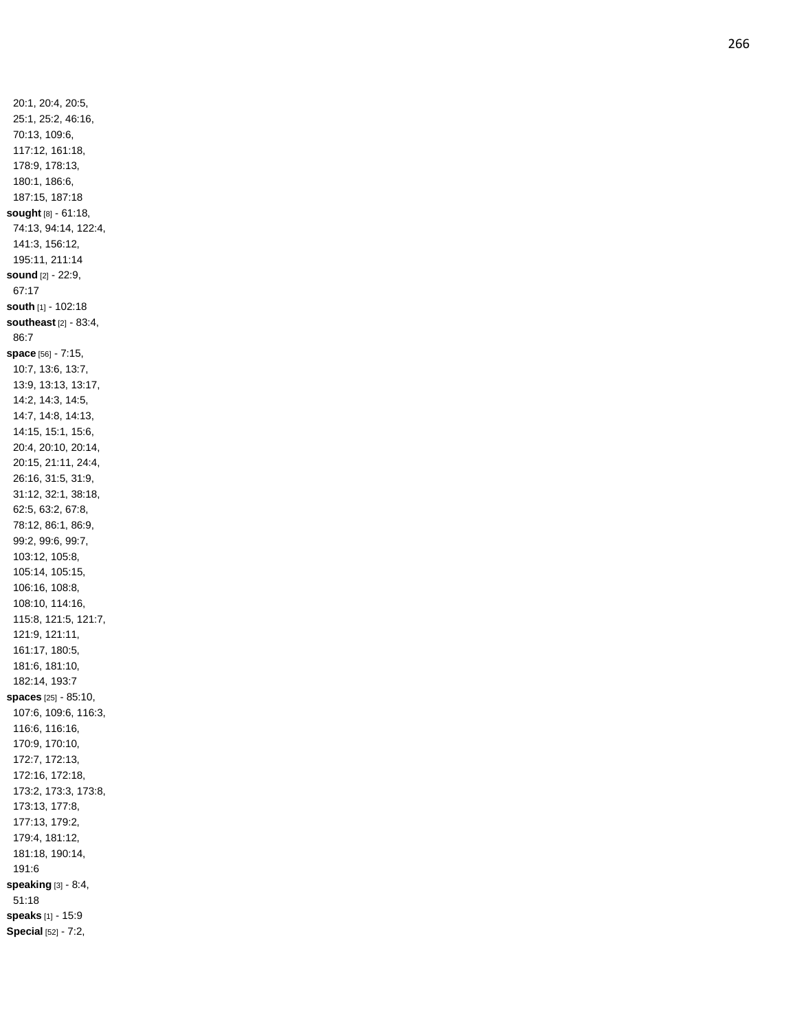20:1, 20:4, 20:5, 25:1, 25:2, 46:16, 70:13, 109:6, 117:12, 161:18, 178:9, 178:13, 180:1, 186:6, 187:15, 187:18

**sought** [8] - 61:18, 74:13, 94:14, 122:4, 141:3, 156:12, 195:11, 211:14

**sound** [2] - 22:9, 67:17

**south** [1] - 102:18

**southeast** [2] - 83:4, 86:7

**space** [56] - 7:15, 10:7, 13:6, 13:7, 13:9, 13:13, 13:17, 14:2, 14:3, 14:5, 14:7, 14:8, 14:13, 14:15, 15:1, 15:6, 20:4, 20:10, 20:14, 20:15, 21:11, 24:4, 26:16, 31:5, 31:9, 31:12, 32:1, 38:18, 62:5, 63:2, 67:8, 78:12, 86:1, 86:9, 99:2, 99:6, 99:7, 103:12, 105:8, 105:14, 105:15, 106:16, 108:8, 108:10, 114:16, 115:8, 121:5, 121:7, 121:9, 121:11, 161:17, 180:5, 181:6, 181:10, 182:14, 193:7

**spaces** [25] - 85:10, 107:6, 109:6, 116:3, 116:6, 116:16, 170:9, 170:10, 172:7, 172:13, 172:16, 172:18, 173:2, 173:3, 173:8, 173:13, 177:8, 177:13, 179:2, 179:4, 181:12, 181:18, 190:14, 191:6

**speaking** [3] - 8:4, 51:18

**speaks** [1] - 15:9

**Special** [52] - 7:2,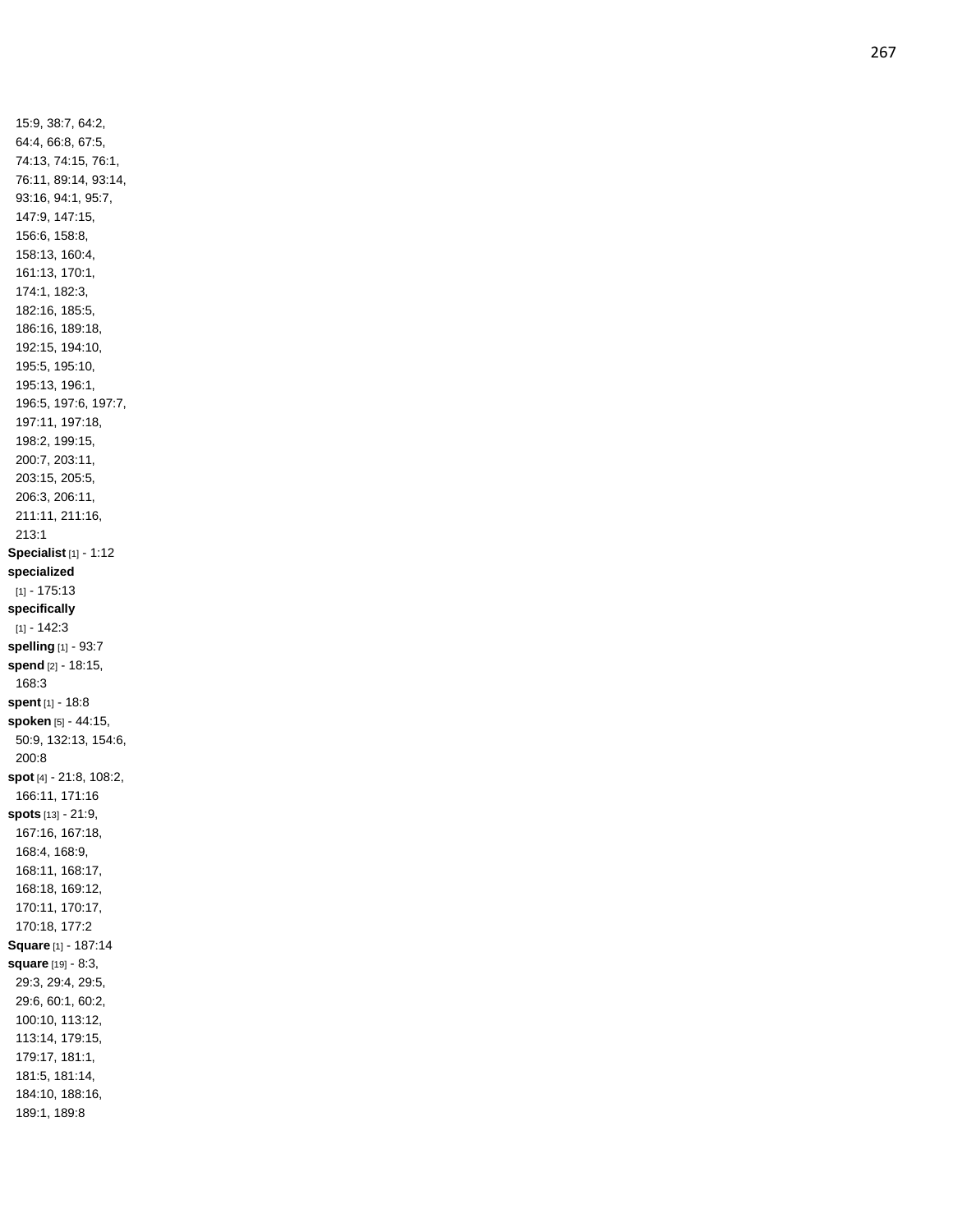15:9, 38:7, 64:2, 64:4, 66:8, 67:5, 74:13, 74:15, 76:1, 76:11, 89:14, 93:14, 93:16, 94:1, 95:7, 147:9, 147:15, 156:6, 158:8, 158:13, 160:4, 161:13, 170:1, 174:1, 182:3, 182:16, 185:5, 186:16, 189:18, 192:15, 194:10, 195:5, 195:10, 195:13, 196:1, 196:5, 197:6, 197:7, 197:11, 197:18, 198:2, 199:15, 200:7, 203:11, 203:15, 205:5, 206:3, 206:11, 211:11, 211:16, 213:1

**Specialist** [1] - 1:12

**specialized** [1] - 175:13

**specifically** [1] - 142:3

**spelling** [1] - 93:7

**spend** [2] - 18:15, 168:3

**spent** [1] - 18:8

**spoken** [5] - 44:15, 50:9, 132:13, 154:6, 200:8

**spot** [4] - 21:8, 108:2, 166:11, 171:16

**spots** [13] - 21:9, 167:16, 167:18, 168:4, 168:9, 168:11, 168:17, 168:18, 169:12, 170:11, 170:17, 170:18, 177:2

**Square** [1] - 187:14

**square** [19] - 8:3, 29:3, 29:4, 29:5, 29:6, 60:1, 60:2, 100:10, 113:12, 113:14, 179:15, 179:17, 181:1, 181:5, 181:14, 184:10, 188:16, 189:1, 189:8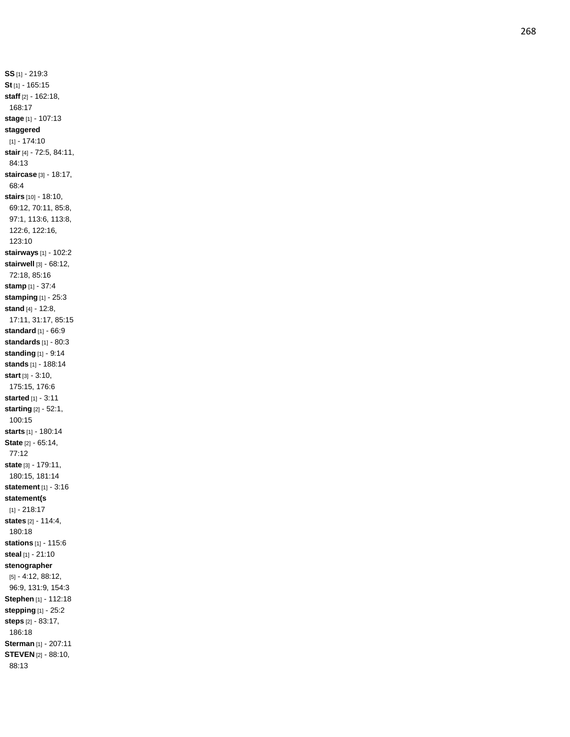**SS** [1] - 219:3
**St** [1] - 165:15
**staff** [2] - 162:18, 168:17
**stage** [1] - 107:13
**staggered** [1] - 174:10
**stair** [4] - 72:5, 84:11, 84:13
**staircase** [3] - 18:17, 68:4
**stairs** [10] - 18:10, 69:12, 70:11, 85:8, 97:1, 113:6, 113:8, 122:6, 122:16, 123:10
**stairways** [1] - 102:2
**stairwell** [3] - 68:12, 72:18, 85:16
**stamp** [1] - 37:4
**stamping** [1] - 25:3
**stand** [4] - 12:8, 17:11, 31:17, 85:15
**standard** [1] - 66:9
**standards** [1] - 80:3
**standing** [1] - 9:14
**stands** [1] - 188:14
**start** [3] - 3:10, 175:15, 176:6
**started** [1] - 3:11
**starting** [2] - 52:1, 100:15
**starts** [1] - 180:14
**State** [2] - 65:14, 77:12
**state** [3] - 179:11, 180:15, 181:14
**statement** [1] - 3:16
**statement(s** [1] - 218:17
**states** [2] - 114:4, 180:18
**stations** [1] - 115:6
**steal** [1] - 21:10
**stenographer** [5] - 4:12, 88:12, 96:9, 131:9, 154:3
**Stephen** [1] - 112:18
**stepping** [1] - 25:2
**steps** [2] - 83:17, 186:18
**Sterman** [1] - 207:11
**STEVEN** [2] - 88:10, 88:13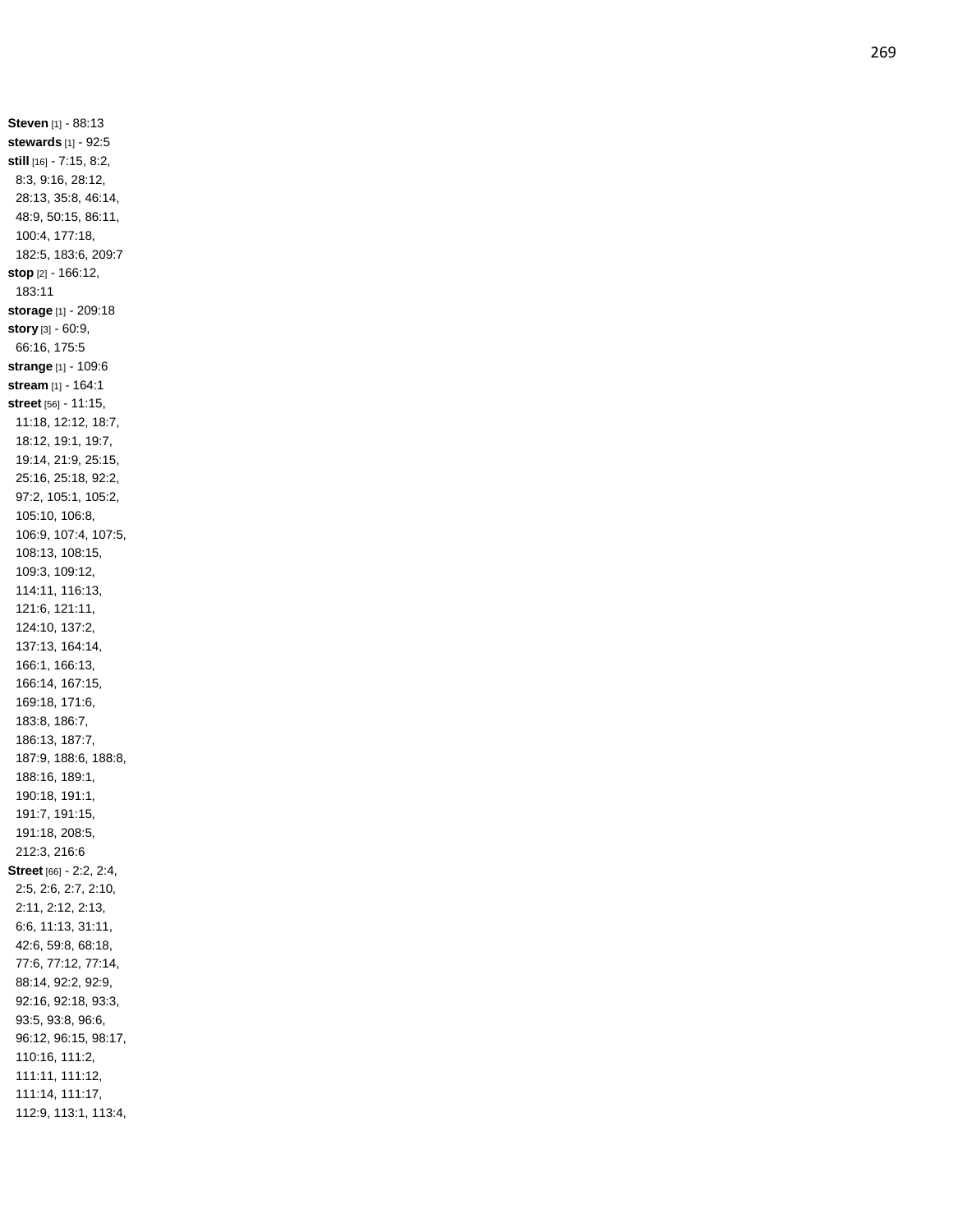**Steven** [1] - 88:13
**stewards** [1] - 92:5
**still** [16] - 7:15, 8:2, 8:3, 9:16, 28:12, 28:13, 35:8, 46:14, 48:9, 50:15, 86:11, 100:4, 177:18, 182:5, 183:6, 209:7
**stop** [2] - 166:12, 183:11
**storage** [1] - 209:18
**story** [3] - 60:9, 66:16, 175:5
**strange** [1] - 109:6
**stream** [1] - 164:1
**street** [56] - 11:15, 11:18, 12:12, 18:7, 18:12, 19:1, 19:7, 19:14, 21:9, 25:15, 25:16, 25:18, 92:2, 97:2, 105:1, 105:2, 105:10, 106:8, 106:9, 107:4, 107:5, 108:13, 108:15, 109:3, 109:12, 114:11, 116:13, 121:6, 121:11, 124:10, 137:2, 137:13, 164:14, 166:1, 166:13, 166:14, 167:15, 169:18, 171:6, 183:8, 186:7, 186:13, 187:7, 187:9, 188:6, 188:8, 188:16, 189:1, 190:18, 191:1, 191:7, 191:15, 191:18, 208:5, 212:3, 216:6
**Street** [66] - 2:2, 2:4, 2:5, 2:6, 2:7, 2:10, 2:11, 2:12, 2:13, 6:6, 11:13, 31:11, 42:6, 59:8, 68:18, 77:6, 77:12, 77:14, 88:14, 92:2, 92:9, 92:16, 92:18, 93:3, 93:5, 93:8, 96:6, 96:12, 96:15, 98:17, 110:16, 111:2, 111:11, 111:12, 111:14, 111:17, 112:9, 113:1, 113:4,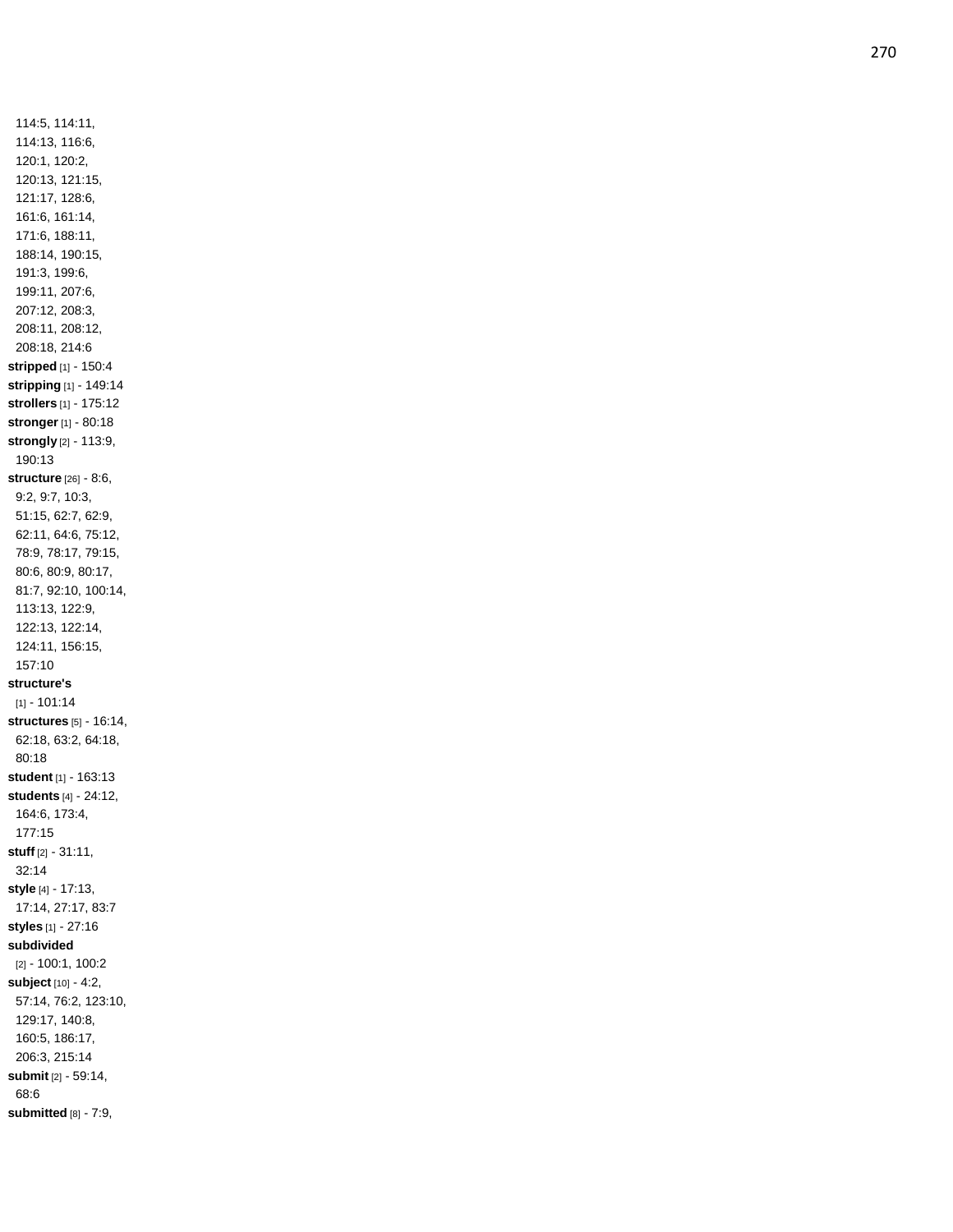114:5, 114:11, 114:13, 116:6, 120:1, 120:2, 120:13, 121:15, 121:17, 128:6, 161:6, 161:14, 171:6, 188:11, 188:14, 190:15, 191:3, 199:6, 199:11, 207:6, 207:12, 208:3, 208:11, 208:12, 208:18, 214:6

**stripped** [1] - 150:4

**stripping** [1] - 149:14

**strollers** [1] - 175:12

**stronger** [1] - 80:18

**strongly** [2] - 113:9, 190:13

**structure** [26] - 8:6, 9:2, 9:7, 10:3, 51:15, 62:7, 62:9, 62:11, 64:6, 75:12, 78:9, 78:17, 79:15, 80:6, 80:9, 80:17, 81:7, 92:10, 100:14, 113:13, 122:9, 122:13, 122:14, 124:11, 156:15, 157:10

**structure's** [1] - 101:14

**structures** [5] - 16:14, 62:18, 63:2, 64:18, 80:18

**student** [1] - 163:13

**students** [4] - 24:12, 164:6, 173:4, 177:15

**stuff** [2] - 31:11, 32:14

**style** [4] - 17:13, 17:14, 27:17, 83:7

**styles** [1] - 27:16

**subdivided** [2] - 100:1, 100:2

**subject** [10] - 4:2, 57:14, 76:2, 123:10, 129:17, 140:8, 160:5, 186:17, 206:3, 215:14

**submit** [2] - 59:14, 68:6

**submitted** [8] - 7:9,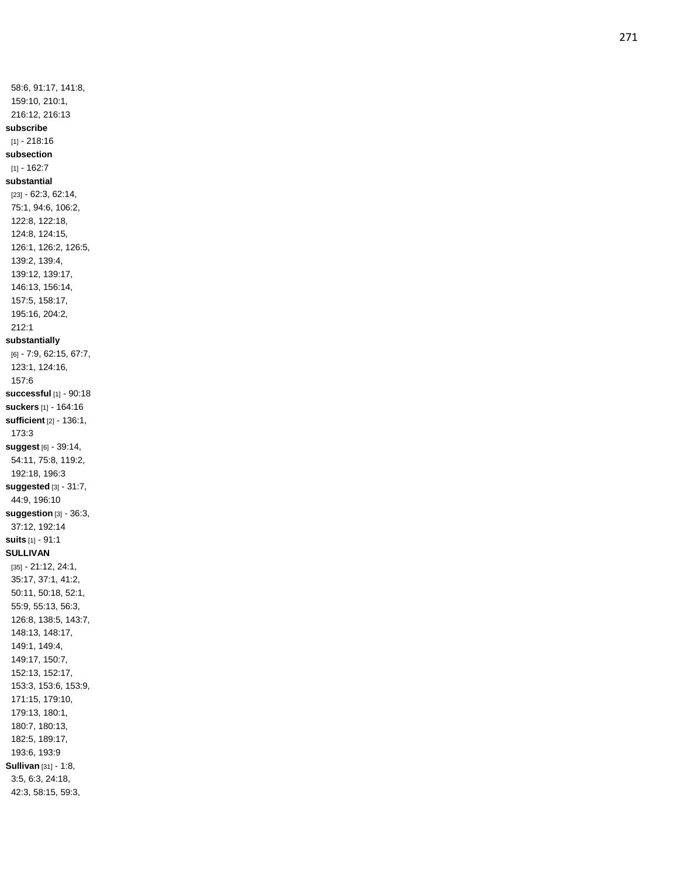58:6, 91:17, 141:8, 159:10, 210:1, 216:12, 216:13

**subscribe** [1] - 218:16

**subsection** [1] - 162:7

**substantial** [23] - 62:3, 62:14, 75:1, 94:6, 106:2, 122:8, 122:18, 124:8, 124:15, 126:1, 126:2, 126:5, 139:2, 139:4, 139:12, 139:17, 146:13, 156:14, 157:5, 158:17, 195:16, 204:2, 212:1

**substantially** [6] - 7:9, 62:15, 67:7, 123:1, 124:16, 157:6

**successful** [1] - 90:18

**suckers** [1] - 164:16

**sufficient** [2] - 136:1, 173:3

**suggest** [6] - 39:14, 54:11, 75:8, 119:2, 192:18, 196:3

**suggested** [3] - 31:7, 44:9, 196:10

**suggestion** [3] - 36:3, 37:12, 192:14

**suits** [1] - 91:1

**SULLIVAN** [35] - 21:12, 24:1, 35:17, 37:1, 41:2, 50:11, 50:18, 52:1, 55:9, 55:13, 56:3, 126:8, 138:5, 143:7, 148:13, 148:17, 149:1, 149:4, 149:17, 150:7, 152:13, 152:17, 153:3, 153:6, 153:9, 171:15, 179:10, 179:13, 180:1, 180:7, 180:13, 182:5, 189:17, 193:6, 193:9

**Sullivan** [31] - 1:8, 3:5, 6:3, 24:18, 42:3, 58:15, 59:3,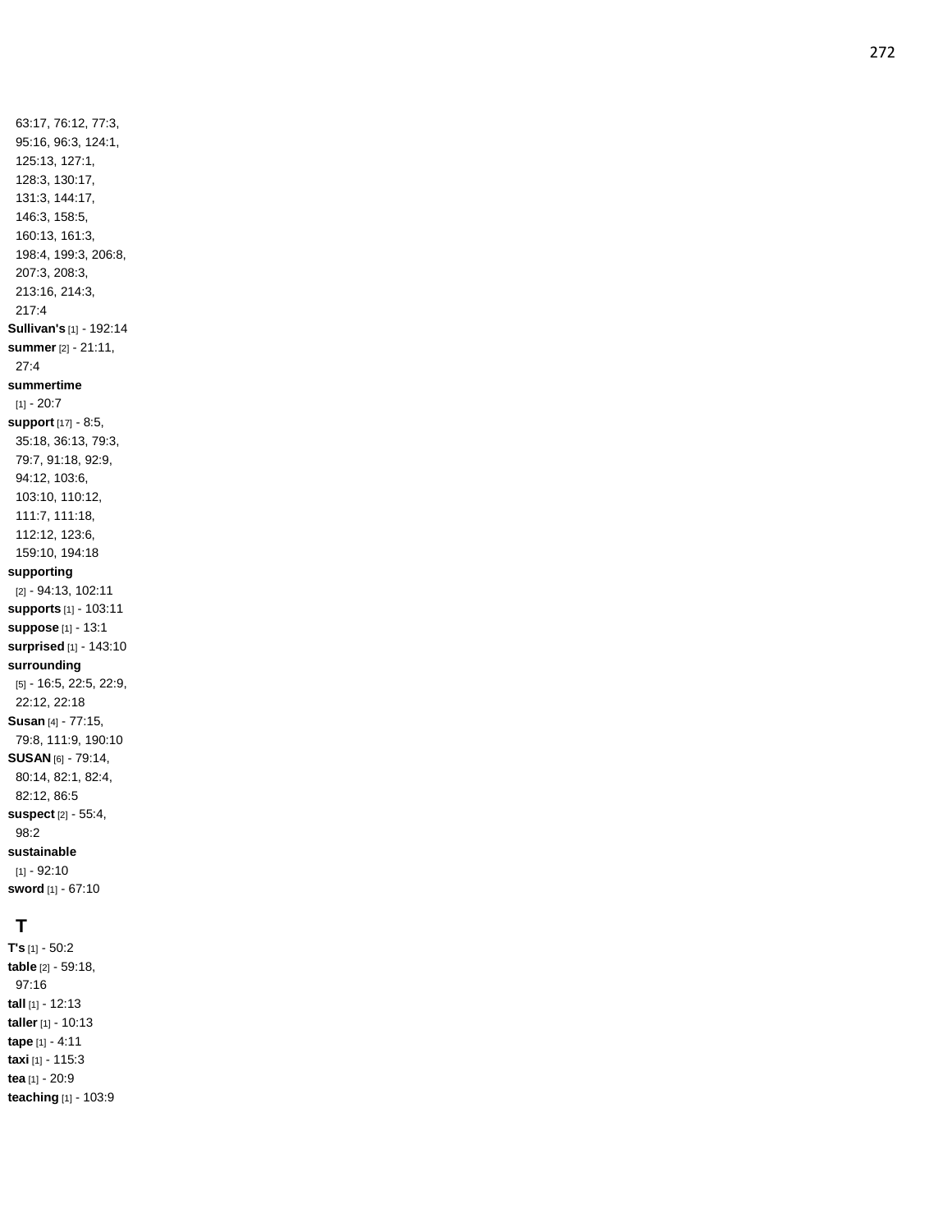63:17, 76:12, 77:3, 95:16, 96:3, 124:1, 125:13, 127:1, 128:3, 130:17, 131:3, 144:17, 146:3, 158:5, 160:13, 161:3, 198:4, 199:3, 206:8, 207:3, 208:3, 213:16, 214:3, 217:4

**Sullivan's** [1] - 192:14
**summer** [2] - 21:11, 27:4
**summertime** [1] - 20:7
**support** [17] - 8:5, 35:18, 36:13, 79:3, 79:7, 91:18, 92:9, 94:12, 103:6, 103:10, 110:12, 111:7, 111:18, 112:12, 123:6, 159:10, 194:18
**supporting** [2] - 94:13, 102:11
**supports** [1] - 103:11
**suppose** [1] - 13:1
**surprised** [1] - 143:10
**surrounding** [5] - 16:5, 22:5, 22:9, 22:12, 22:18
**Susan** [4] - 77:15, 79:8, 111:9, 190:10
**SUSAN** [6] - 79:14, 80:14, 82:1, 82:4, 82:12, 86:5
**suspect** [2] - 55:4, 98:2
**sustainable** [1] - 92:10
**sword** [1] - 67:10

## T

**T's** [1] - 50:2
**table** [2] - 59:18, 97:16
**tall** [1] - 12:13
**taller** [1] - 10:13
**tape** [1] - 4:11
**taxi** [1] - 115:3
**tea** [1] - 20:9
**teaching** [1] - 103:9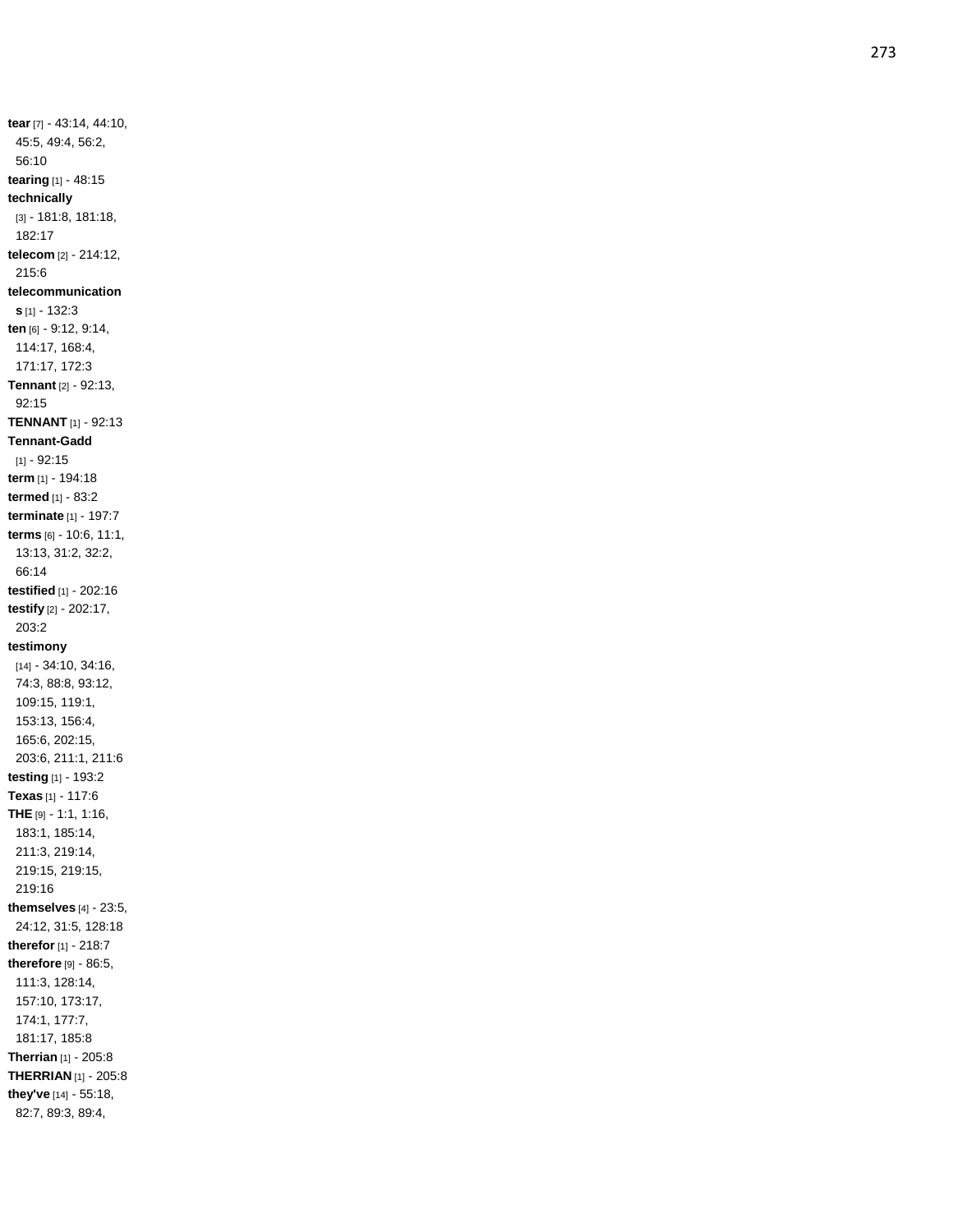**tear** [7] - 43:14, 44:10, 45:5, 49:4, 56:2, 56:10
**tearing** [1] - 48:15
**technically** [3] - 181:8, 181:18, 182:17
**telecom** [2] - 214:12, 215:6
**telecommunications** [1] - 132:3
**ten** [6] - 9:12, 9:14, 114:17, 168:4, 171:17, 172:3
**Tennant** [2] - 92:13, 92:15
**TENNANT** [1] - 92:13
**Tennant-Gadd** [1] - 92:15
**term** [1] - 194:18
**termed** [1] - 83:2
**terminate** [1] - 197:7
**terms** [6] - 10:6, 11:1, 13:13, 31:2, 32:2, 66:14
**testified** [1] - 202:16
**testify** [2] - 202:17, 203:2
**testimony** [14] - 34:10, 34:16, 74:3, 88:8, 93:12, 109:15, 119:1, 153:13, 156:4, 165:6, 202:15, 203:6, 211:1, 211:6
**testing** [1] - 193:2
**Texas** [1] - 117:6
**THE** [9] - 1:1, 1:16, 183:1, 185:14, 211:3, 219:14, 219:15, 219:15, 219:16
**themselves** [4] - 23:5, 24:12, 31:5, 128:18
**therefor** [1] - 218:7
**therefore** [9] - 86:5, 111:3, 128:14, 157:10, 173:17, 174:1, 177:7, 181:17, 185:8
**Therrian** [1] - 205:8
**THERRIAN** [1] - 205:8
**they've** [14] - 55:18, 82:7, 89:3, 89:4,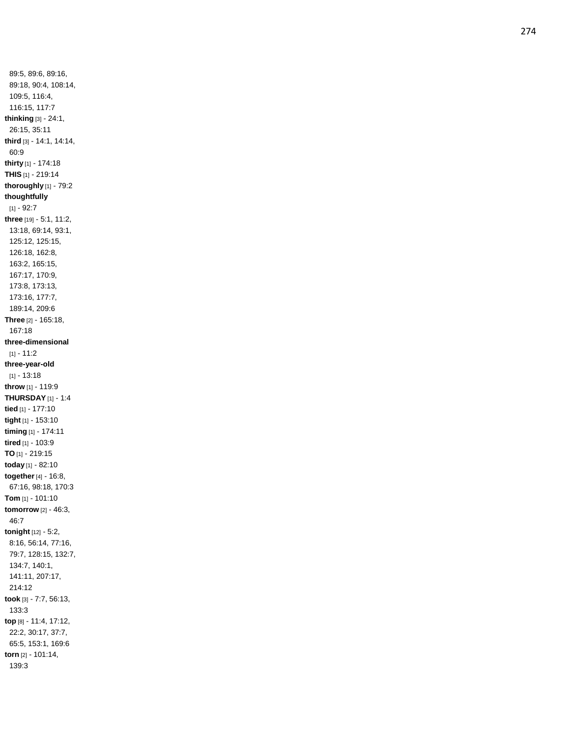89:5, 89:6, 89:16, 89:18, 90:4, 108:14, 109:5, 116:4, 116:15, 117:7

**thinking** [3] - 24:1, 26:15, 35:11

**third** [3] - 14:1, 14:14, 60:9

**thirty** [1] - 174:18

**THIS** [1] - 219:14

**thoroughly** [1] - 79:2

**thoughtfully** [1] - 92:7

**three** [19] - 5:1, 11:2, 13:18, 69:14, 93:1, 125:12, 125:15, 126:18, 162:8, 163:2, 165:15, 167:17, 170:9, 173:8, 173:13, 173:16, 177:7, 189:14, 209:6

**Three** [2] - 165:18, 167:18

**three-dimensional** [1] - 11:2

**three-year-old** [1] - 13:18

**throw** [1] - 119:9

**THURSDAY** [1] - 1:4

**tied** [1] - 177:10

**tight** [1] - 153:10

**timing** [1] - 174:11

**tired** [1] - 103:9

**TO** [1] - 219:15

**today** [1] - 82:10

**together** [4] - 16:8, 67:16, 98:18, 170:3

**Tom** [1] - 101:10

**tomorrow** [2] - 46:3, 46:7

**tonight** [12] - 5:2, 8:16, 56:14, 77:16, 79:7, 128:15, 132:7, 134:7, 140:1, 141:11, 207:17, 214:12

**took** [3] - 7:7, 56:13, 133:3

**top** [8] - 11:4, 17:12, 22:2, 30:17, 37:7, 65:5, 153:1, 169:6

**torn** [2] - 101:14, 139:3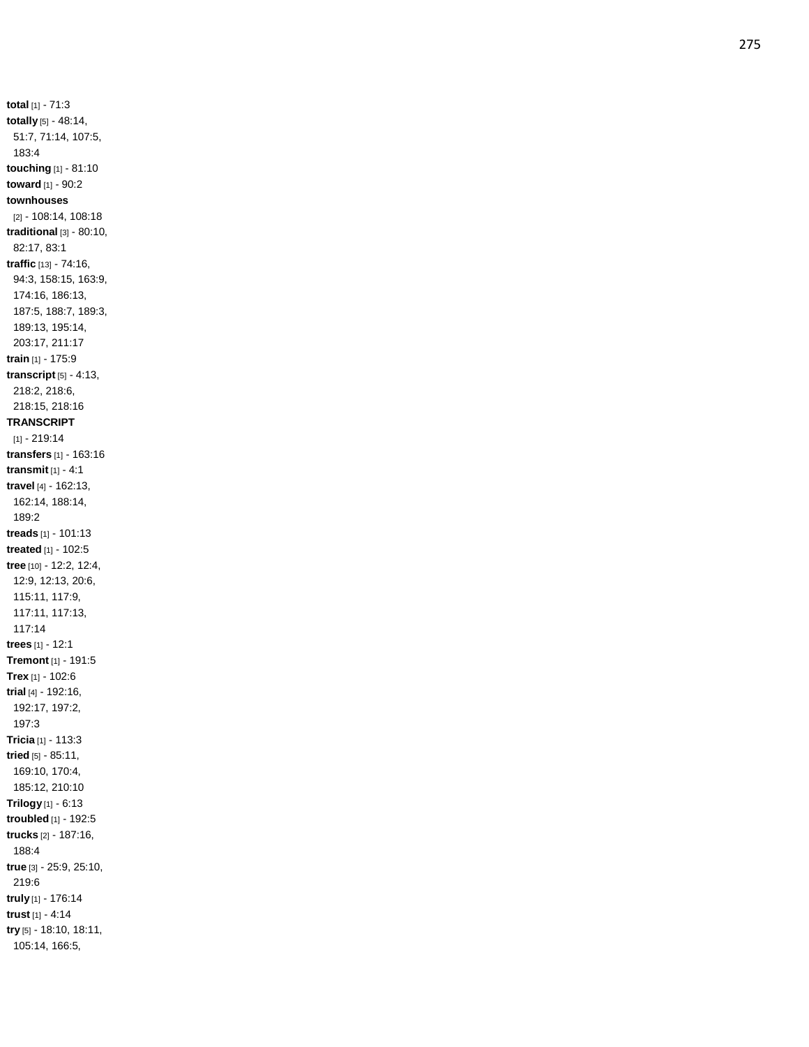**total** [1] - 71:3
**totally** [5] - 48:14, 51:7, 71:14, 107:5, 183:4
**touching** [1] - 81:10
**toward** [1] - 90:2
**townhouses** [2] - 108:14, 108:18
**traditional** [3] - 80:10, 82:17, 83:1
**traffic** [13] - 74:16, 94:3, 158:15, 163:9, 174:16, 186:13, 187:5, 188:7, 189:3, 189:13, 195:14, 203:17, 211:17
**train** [1] - 175:9
**transcript** [5] - 4:13, 218:2, 218:6, 218:15, 218:16
**TRANSCRIPT** [1] - 219:14
**transfers** [1] - 163:16
**transmit** [1] - 4:1
**travel** [4] - 162:13, 162:14, 188:14, 189:2
**treads** [1] - 101:13
**treated** [1] - 102:5
**tree** [10] - 12:2, 12:4, 12:9, 12:13, 20:6, 115:11, 117:9, 117:11, 117:13, 117:14
**trees** [1] - 12:1
**Tremont** [1] - 191:5
**Trex** [1] - 102:6
**trial** [4] - 192:16, 192:17, 197:2, 197:3
**Tricia** [1] - 113:3
**tried** [5] - 85:11, 169:10, 170:4, 185:12, 210:10
**Trilogy** [1] - 6:13
**troubled** [1] - 192:5
**trucks** [2] - 187:16, 188:4
**true** [3] - 25:9, 25:10, 219:6
**truly** [1] - 176:14
**trust** [1] - 4:14
**try** [5] - 18:10, 18:11, 105:14, 166:5,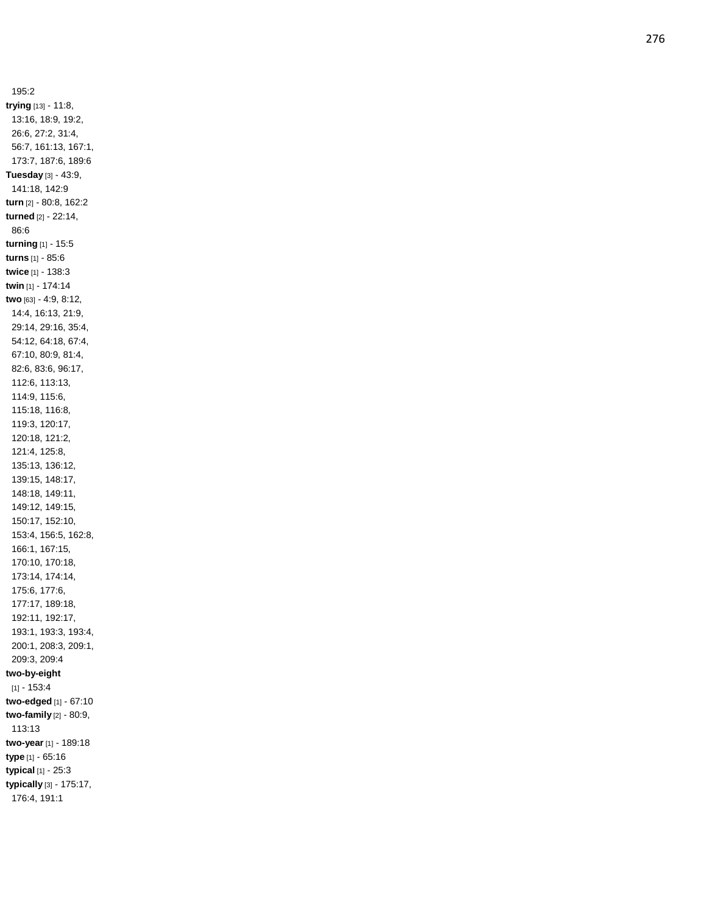195:2

**trying** [13] - 11:8, 13:16, 18:9, 19:2, 26:6, 27:2, 31:4, 56:7, 161:13, 167:1, 173:7, 187:6, 189:6

**Tuesday** [3] - 43:9, 141:18, 142:9

**turn** [2] - 80:8, 162:2

**turned** [2] - 22:14, 86:6

**turning** [1] - 15:5

**turns** [1] - 85:6

**twice** [1] - 138:3

**twin** [1] - 174:14

**two** [63] - 4:9, 8:12, 14:4, 16:13, 21:9, 29:14, 29:16, 35:4, 54:12, 64:18, 67:4, 67:10, 80:9, 81:4, 82:6, 83:6, 96:17, 112:6, 113:13, 114:9, 115:6, 115:18, 116:8, 119:3, 120:17, 120:18, 121:2, 121:4, 125:8, 135:13, 136:12, 139:15, 148:17, 148:18, 149:11, 149:12, 149:15, 150:17, 152:10, 153:4, 156:5, 162:8, 166:1, 167:15, 170:10, 170:18, 173:14, 174:14, 175:6, 177:6, 177:17, 189:18, 192:11, 192:17, 193:1, 193:3, 193:4, 200:1, 208:3, 209:1, 209:3, 209:4

**two-by-eight** [1] - 153:4

**two-edged** [1] - 67:10

**two-family** [2] - 80:9, 113:13

**two-year** [1] - 189:18

**type** [1] - 65:16

**typical** [1] - 25:3

**typically** [3] - 175:17, 176:4, 191:1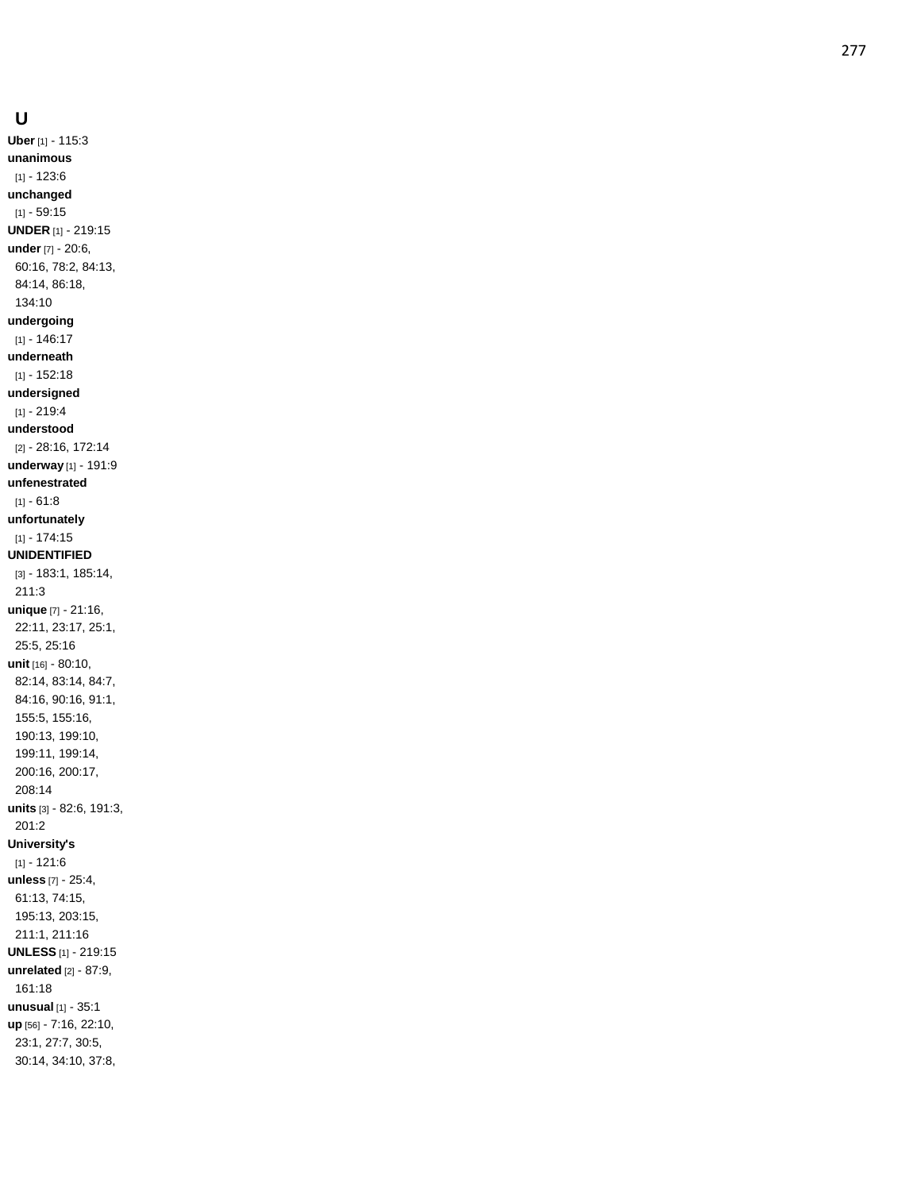## U

**Uber** [1] - 115:3
**unanimous** [1] - 123:6
**unchanged** [1] - 59:15
**UNDER** [1] - 219:15
**under** [7] - 20:6, 60:16, 78:2, 84:13, 84:14, 86:18, 134:10
**undergoing** [1] - 146:17
**underneath** [1] - 152:18
**undersigned** [1] - 219:4
**understood** [2] - 28:16, 172:14
**underway** [1] - 191:9
**unfenestrated** [1] - 61:8
**unfortunately** [1] - 174:15
**UNIDENTIFIED** [3] - 183:1, 185:14, 211:3
**unique** [7] - 21:16, 22:11, 23:17, 25:1, 25:5, 25:16
**unit** [16] - 80:10, 82:14, 83:14, 84:7, 84:16, 90:16, 91:1, 155:5, 155:16, 190:13, 199:10, 199:11, 199:14, 200:16, 200:17, 208:14
**units** [3] - 82:6, 191:3, 201:2
**University's** [1] - 121:6
**unless** [7] - 25:4, 61:13, 74:15, 195:13, 203:15, 211:1, 211:16
**UNLESS** [1] - 219:15
**unrelated** [2] - 87:9, 161:18
**unusual** [1] - 35:1
**up** [56] - 7:16, 22:10, 23:1, 27:7, 30:5, 30:14, 34:10, 37:8,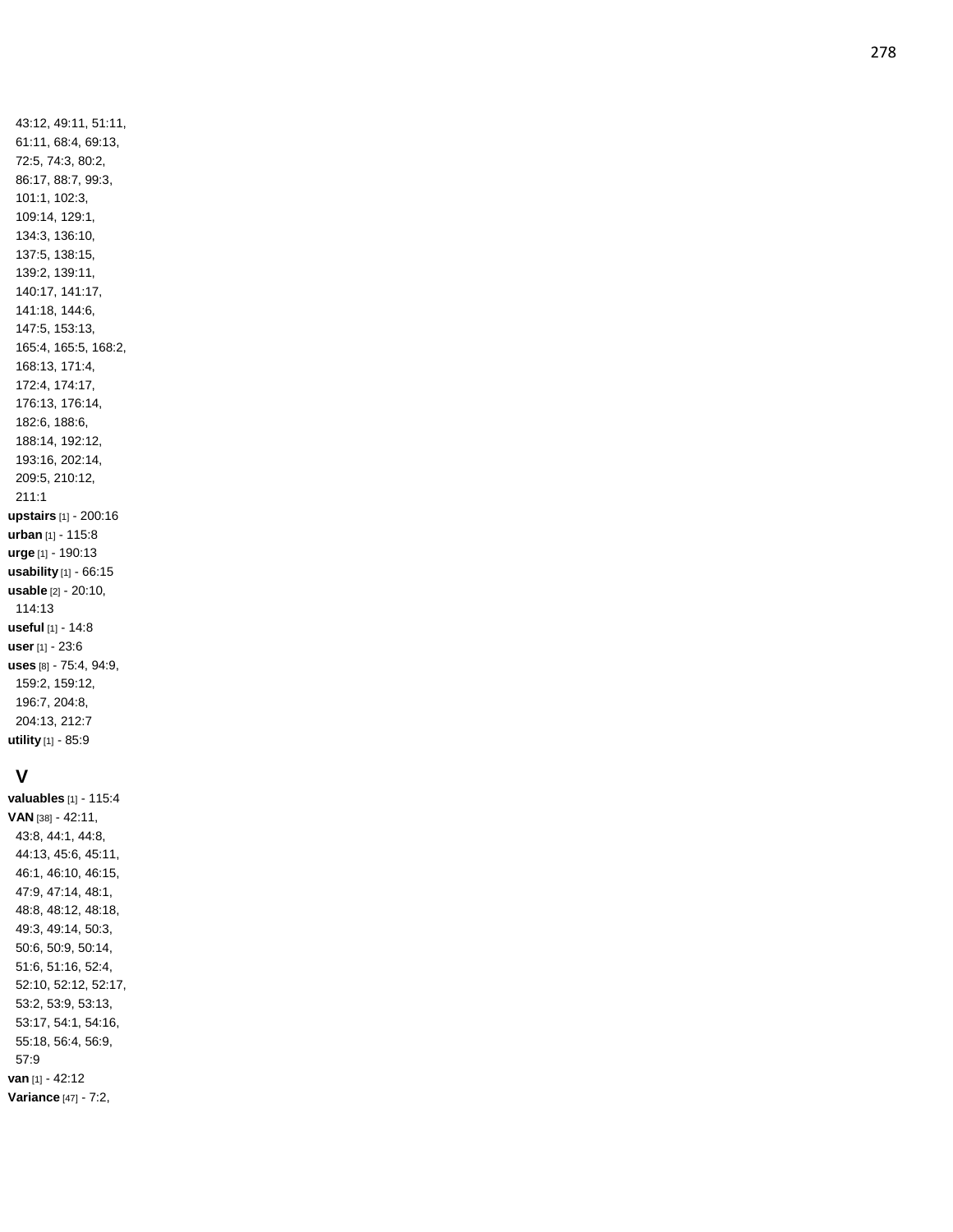43:12, 49:11, 51:11, 61:11, 68:4, 69:13, 72:5, 74:3, 80:2, 86:17, 88:7, 99:3, 101:1, 102:3, 109:14, 129:1, 134:3, 136:10, 137:5, 138:15, 139:2, 139:11, 140:17, 141:17, 141:18, 144:6, 147:5, 153:13, 165:4, 165:5, 168:2, 168:13, 171:4, 172:4, 174:17, 176:13, 176:14, 182:6, 188:6, 188:14, 192:12, 193:16, 202:14, 209:5, 210:12, 211:1

**upstairs** [1] - 200:16

**urban** [1] - 115:8

**urge** [1] - 190:13

**usability** [1] - 66:15

**usable** [2] - 20:10, 114:13

**useful** [1] - 14:8

**user** [1] - 23:6

**uses** [8] - 75:4, 94:9, 159:2, 159:12, 196:7, 204:8, 204:13, 212:7

**utility** [1] - 85:9

## V

**valuables** [1] - 115:4

**VAN** [38] - 42:11, 43:8, 44:1, 44:8, 44:13, 45:6, 45:11, 46:1, 46:10, 46:15, 47:9, 47:14, 48:1, 48:8, 48:12, 48:18, 49:3, 49:14, 50:3, 50:6, 50:9, 50:14, 51:6, 51:16, 52:4, 52:10, 52:12, 52:17, 53:2, 53:9, 53:13, 53:17, 54:1, 54:16, 55:18, 56:4, 56:9, 57:9

**van** [1] - 42:12

**Variance** [47] - 7:2,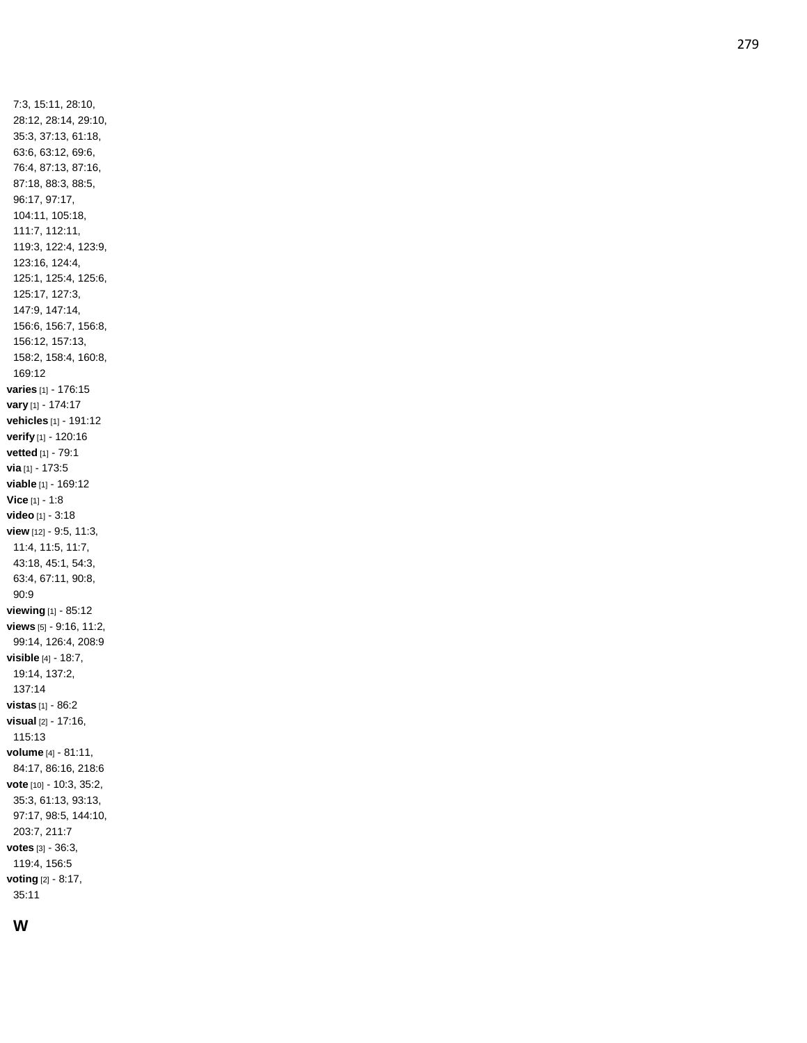7:3, 15:11, 28:10, 28:12, 28:14, 29:10, 35:3, 37:13, 61:18, 63:6, 63:12, 69:6, 76:4, 87:13, 87:16, 87:18, 88:3, 88:5, 96:17, 97:17, 104:11, 105:18, 111:7, 112:11, 119:3, 122:4, 123:9, 123:16, 124:4, 125:1, 125:4, 125:6, 125:17, 127:3, 147:9, 147:14, 156:6, 156:7, 156:8, 156:12, 157:13, 158:2, 158:4, 160:8, 169:12

**varies** [1] - 176:15
**vary** [1] - 174:17
**vehicles** [1] - 191:12
**verify** [1] - 120:16
**vetted** [1] - 79:1
**via** [1] - 173:5
**viable** [1] - 169:12
**Vice** [1] - 1:8
**video** [1] - 3:18
**view** [12] - 9:5, 11:3, 11:4, 11:5, 11:7, 43:18, 45:1, 54:3, 63:4, 67:11, 90:8, 90:9
**viewing** [1] - 85:12
**views** [5] - 9:16, 11:2, 99:14, 126:4, 208:9
**visible** [4] - 18:7, 19:14, 137:2, 137:14
**vistas** [1] - 86:2
**visual** [2] - 17:16, 115:13
**volume** [4] - 81:11, 84:17, 86:16, 218:6
**vote** [10] - 10:3, 35:2, 35:3, 61:13, 93:13, 97:17, 98:5, 144:10, 203:7, 211:7
**votes** [3] - 36:3, 119:4, 156:5
**voting** [2] - 8:17, 35:11

## W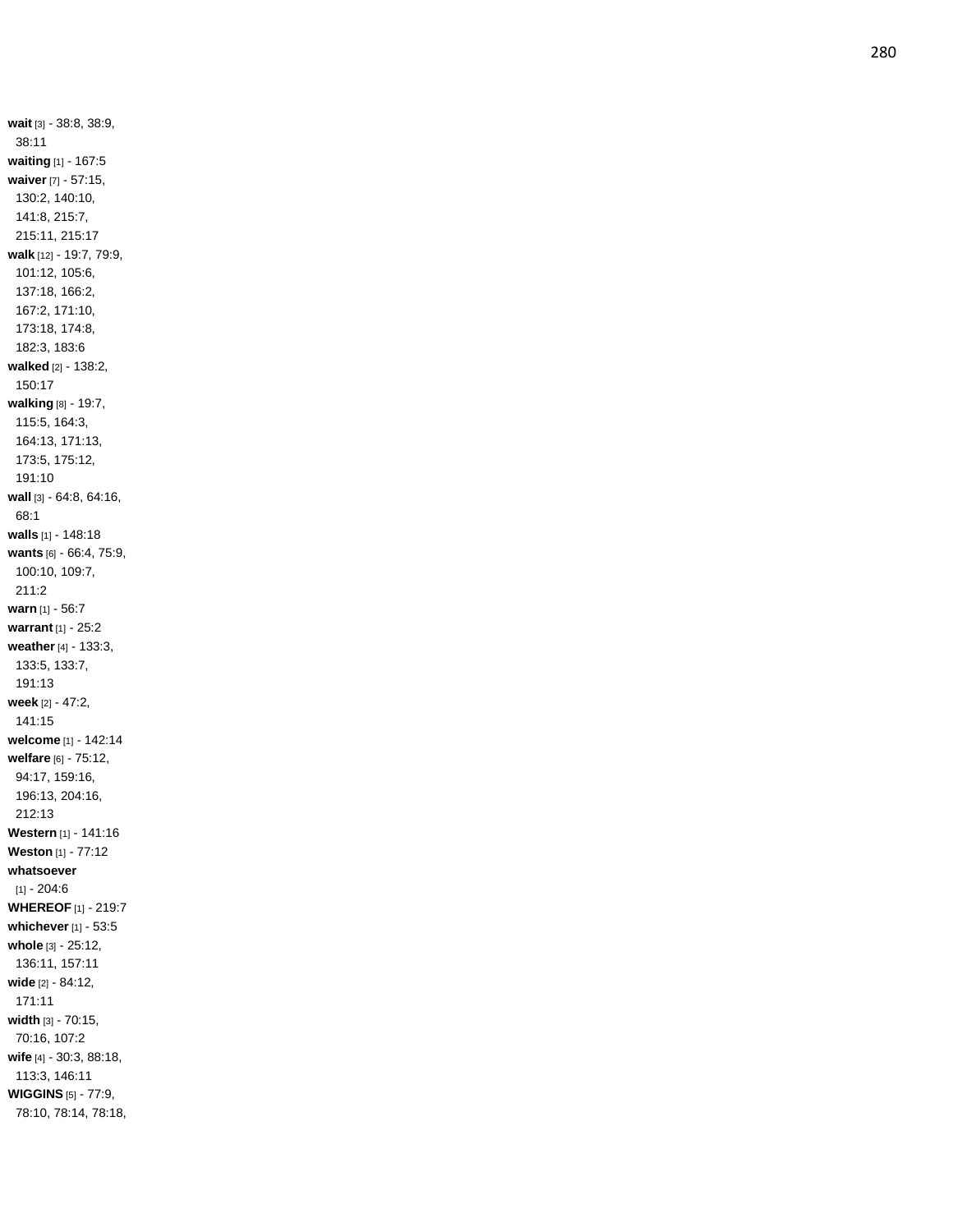**wait** [3] - 38:8, 38:9, 38:11
**waiting** [1] - 167:5
**waiver** [7] - 57:15, 130:2, 140:10, 141:8, 215:7, 215:11, 215:17
**walk** [12] - 19:7, 79:9, 101:12, 105:6, 137:18, 166:2, 167:2, 171:10, 173:18, 174:8, 182:3, 183:6
**walked** [2] - 138:2, 150:17
**walking** [8] - 19:7, 115:5, 164:3, 164:13, 171:13, 173:5, 175:12, 191:10
**wall** [3] - 64:8, 64:16, 68:1
**walls** [1] - 148:18
**wants** [6] - 66:4, 75:9, 100:10, 109:7, 211:2
**warn** [1] - 56:7
**warrant** [1] - 25:2
**weather** [4] - 133:3, 133:5, 133:7, 191:13
**week** [2] - 47:2, 141:15
**welcome** [1] - 142:14
**welfare** [6] - 75:12, 94:17, 159:16, 196:13, 204:16, 212:13
**Western** [1] - 141:16
**Weston** [1] - 77:12
**whatsoever** [1] - 204:6
**WHEREOF** [1] - 219:7
**whichever** [1] - 53:5
**whole** [3] - 25:12, 136:11, 157:11
**wide** [2] - 84:12, 171:11
**width** [3] - 70:15, 70:16, 107:2
**wife** [4] - 30:3, 88:18, 113:3, 146:11
**WIGGINS** [5] - 77:9, 78:10, 78:14, 78:18,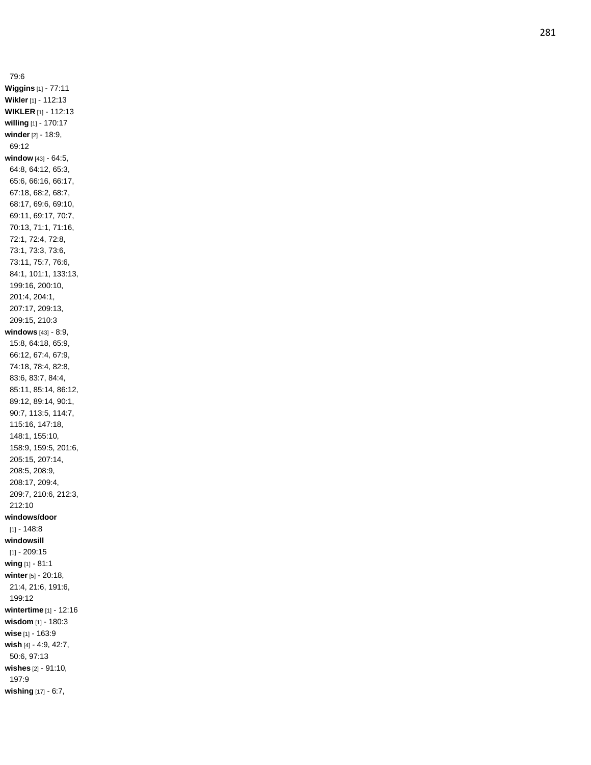79:6

**Wiggins** [1] - 77:11

**Wikler** [1] - 112:13

**WIKLER** [1] - 112:13

**willing** [1] - 170:17

**winder** [2] - 18:9, 69:12

**window** [43] - 64:5, 64:8, 64:12, 65:3, 65:6, 66:16, 66:17, 67:18, 68:2, 68:7, 68:17, 69:6, 69:10, 69:11, 69:17, 70:7, 70:13, 71:1, 71:16, 72:1, 72:4, 72:8, 73:1, 73:3, 73:6, 73:11, 75:7, 76:6, 84:1, 101:1, 133:13, 199:16, 200:10, 201:4, 204:1, 207:17, 209:13, 209:15, 210:3

**windows** [43] - 8:9, 15:8, 64:18, 65:9, 66:12, 67:4, 67:9, 74:18, 78:4, 82:8, 83:6, 83:7, 84:4, 85:11, 85:14, 86:12, 89:12, 89:14, 90:1, 90:7, 113:5, 114:7, 115:16, 147:18, 148:1, 155:10, 158:9, 159:5, 201:6, 205:15, 207:14, 208:5, 208:9, 208:17, 209:4, 209:7, 210:6, 212:3, 212:10

**windows/door** [1] - 148:8

**windowsill** [1] - 209:15

**wing** [1] - 81:1

**winter** [5] - 20:18, 21:4, 21:6, 191:6, 199:12

**wintertime** [1] - 12:16

**wisdom** [1] - 180:3

**wise** [1] - 163:9

**wish** [4] - 4:9, 42:7, 50:6, 97:13

**wishes** [2] - 91:10, 197:9

**wishing** [17] - 6:7,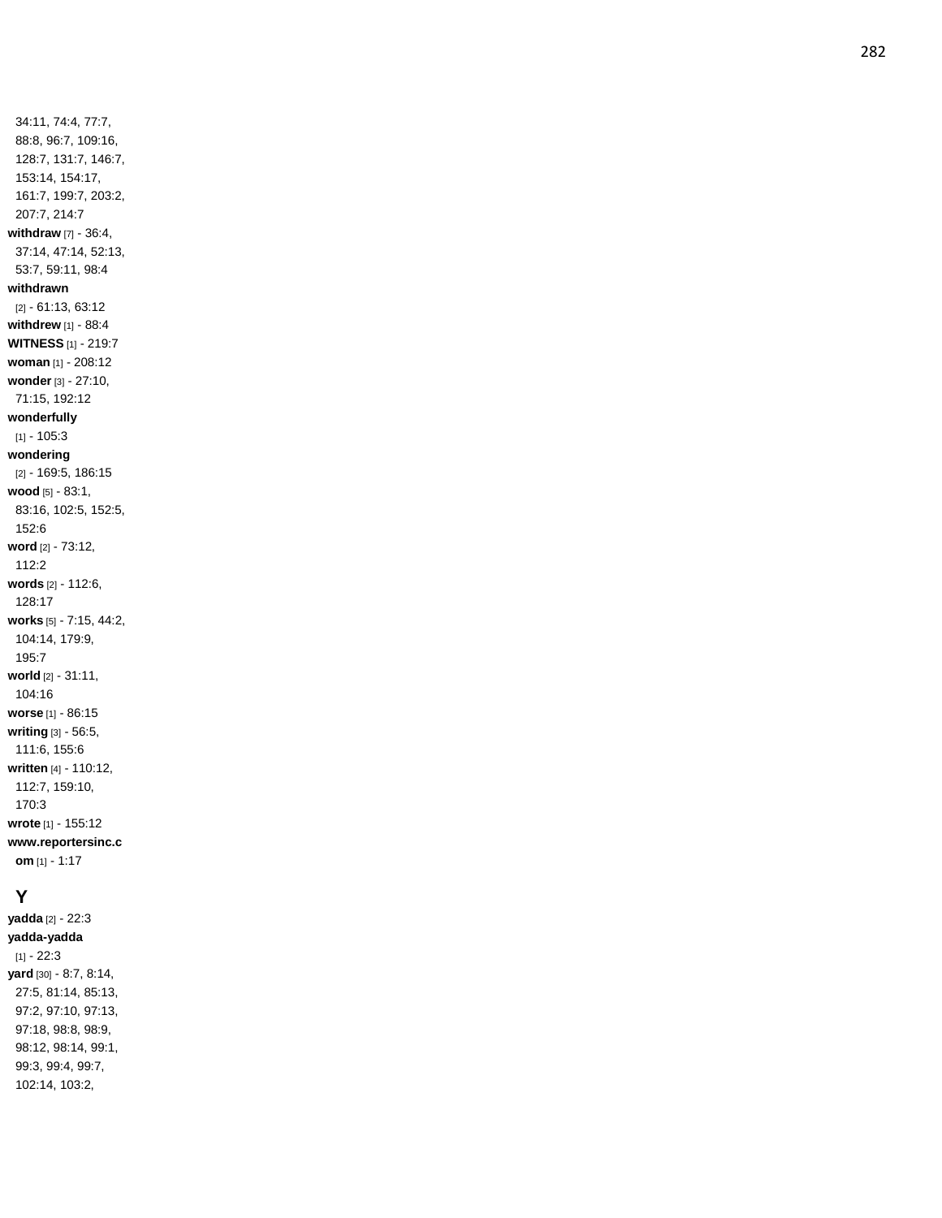34:11, 74:4, 77:7, 88:8, 96:7, 109:16, 128:7, 131:7, 146:7, 153:14, 154:17, 161:7, 199:7, 203:2, 207:7, 214:7

**withdraw** [7] - 36:4, 37:14, 47:14, 52:13, 53:7, 59:11, 98:4

**withdrawn** [2] - 61:13, 63:12

**withdrew** [1] - 88:4

**WITNESS** [1] - 219:7

**woman** [1] - 208:12

**wonder** [3] - 27:10, 71:15, 192:12

**wonderfully** [1] - 105:3

**wondering** [2] - 169:5, 186:15

**wood** [5] - 83:1, 83:16, 102:5, 152:5, 152:6

**word** [2] - 73:12, 112:2

**words** [2] - 112:6, 128:17

**works** [5] - 7:15, 44:2, 104:14, 179:9, 195:7

**world** [2] - 31:11, 104:16

**worse** [1] - 86:15

**writing** [3] - 56:5, 111:6, 155:6

**written** [4] - 110:12, 112:7, 159:10, 170:3

**wrote** [1] - 155:12

**www.reportersinc.com** [1] - 1:17

## Y

**yadda** [2] - 22:3

**yadda-yadda** [1] - 22:3

**yard** [30] - 8:7, 8:14, 27:5, 81:14, 85:13, 97:2, 97:10, 97:13, 97:18, 98:8, 98:9, 98:12, 98:14, 99:1, 99:3, 99:4, 99:7, 102:14, 103:2,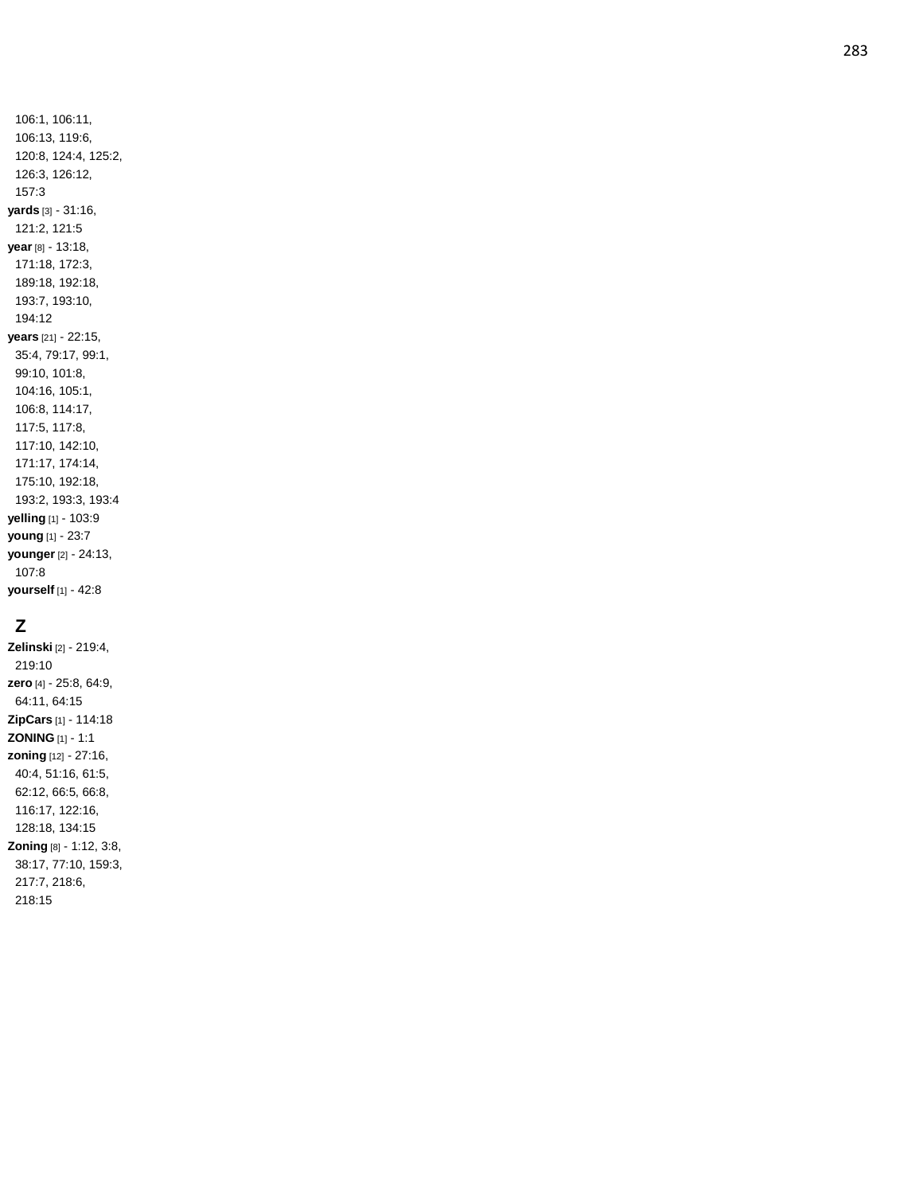106:1, 106:11, 106:13, 119:6, 120:8, 124:4, 125:2, 126:3, 126:12, 157:3

**yards** [3] - 31:16, 121:2, 121:5

**year** [8] - 13:18, 171:18, 172:3, 189:18, 192:18, 193:7, 193:10, 194:12

**years** [21] - 22:15, 35:4, 79:17, 99:1, 99:10, 101:8, 104:16, 105:1, 106:8, 114:17, 117:5, 117:8, 117:10, 142:10, 171:17, 174:14, 175:10, 192:18, 193:2, 193:3, 193:4

**yelling** [1] - 103:9

**young** [1] - 23:7

**younger** [2] - 24:13, 107:8

**yourself** [1] - 42:8

## Z

**Zelinski** [2] - 219:4, 219:10

**zero** [4] - 25:8, 64:9, 64:11, 64:15

**ZipCars** [1] - 114:18

**ZONING** [1] - 1:1

**zoning** [12] - 27:16, 40:4, 51:16, 61:5, 62:12, 66:5, 66:8, 116:17, 122:16, 128:18, 134:15

**Zoning** [8] - 1:12, 3:8, 38:17, 77:10, 159:3, 217:7, 218:6, 218:15